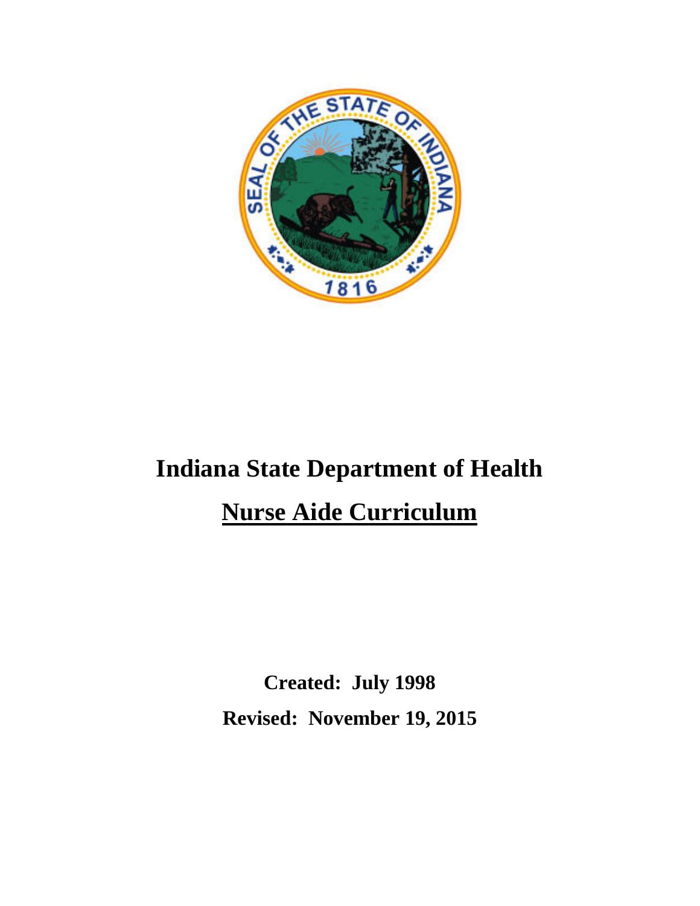# Indiana State Department of Health

## Nurse Aide Curriculum

**Created: July 1998**

**Revised: November 19, 2015**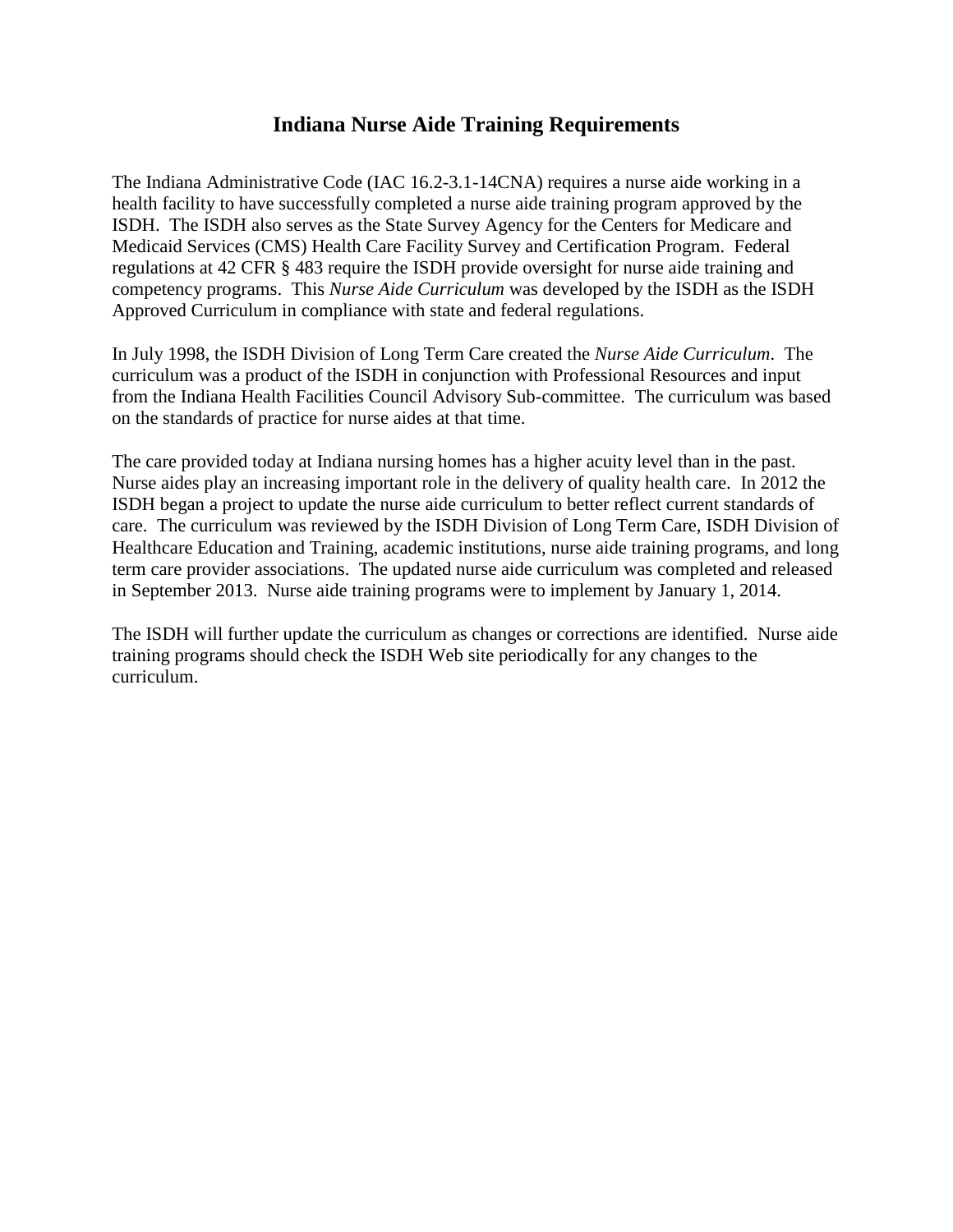# Indiana Nurse Aide Training Requirements

The Indiana Administrative Code (IAC 16.2-3.1-14CNA) requires a nurse aide working in a health facility to have successfully completed a nurse aide training program approved by the ISDH. The ISDH also serves as the State Survey Agency for the Centers for Medicare and Medicaid Services (CMS) Health Care Facility Survey and Certification Program. Federal regulations at 42 CFR § 483 require the ISDH provide oversight for nurse aide training and competency programs. This *Nurse Aide Curriculum* was developed by the ISDH as the ISDH Approved Curriculum in compliance with state and federal regulations.

In July 1998, the ISDH Division of Long Term Care created the *Nurse Aide Curriculum*. The curriculum was a product of the ISDH in conjunction with Professional Resources and input from the Indiana Health Facilities Council Advisory Sub-committee. The curriculum was based on the standards of practice for nurse aides at that time.

The care provided today at Indiana nursing homes has a higher acuity level than in the past. Nurse aides play an increasing important role in the delivery of quality health care. In 2012 the ISDH began a project to update the nurse aide curriculum to better reflect current standards of care. The curriculum was reviewed by the ISDH Division of Long Term Care, ISDH Division of Healthcare Education and Training, academic institutions, nurse aide training programs, and long term care provider associations. The updated nurse aide curriculum was completed and released in September 2013. Nurse aide training programs were to implement by January 1, 2014.

The ISDH will further update the curriculum as changes or corrections are identified. Nurse aide training programs should check the ISDH Web site periodically for any changes to the curriculum.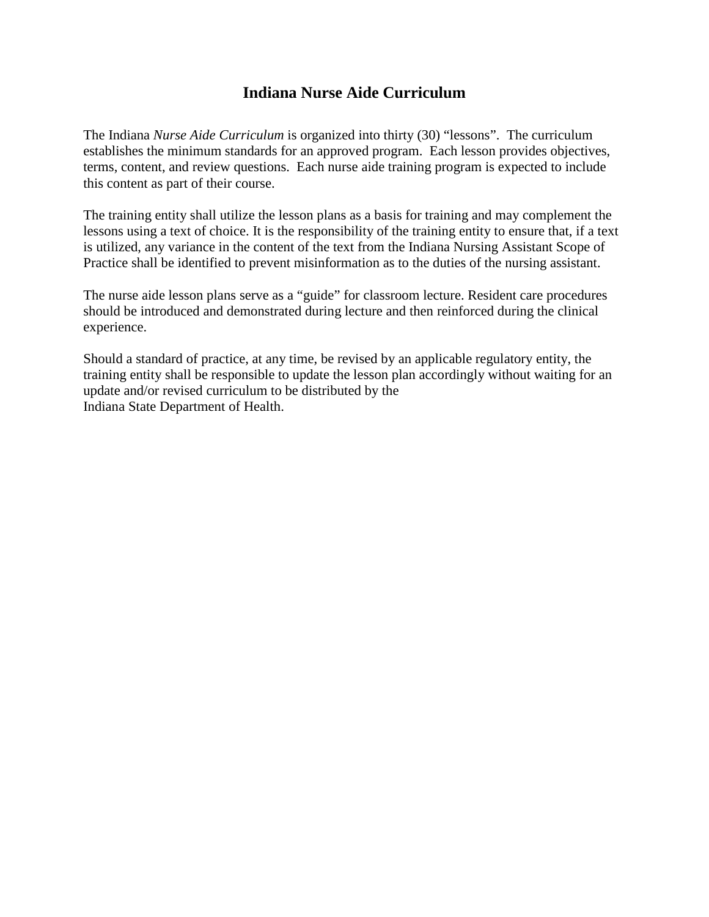# Indiana Nurse Aide Curriculum

The Indiana *Nurse Aide Curriculum* is organized into thirty (30) "lessons". The curriculum establishes the minimum standards for an approved program. Each lesson provides objectives, terms, content, and review questions. Each nurse aide training program is expected to include this content as part of their course.

The training entity shall utilize the lesson plans as a basis for training and may complement the lessons using a text of choice. It is the responsibility of the training entity to ensure that, if a text is utilized, any variance in the content of the text from the Indiana Nursing Assistant Scope of Practice shall be identified to prevent misinformation as to the duties of the nursing assistant.

The nurse aide lesson plans serve as a "guide" for classroom lecture. Resident care procedures should be introduced and demonstrated during lecture and then reinforced during the clinical experience.

Should a standard of practice, at any time, be revised by an applicable regulatory entity, the training entity shall be responsible to update the lesson plan accordingly without waiting for an update and/or revised curriculum to be distributed by the Indiana State Department of Health.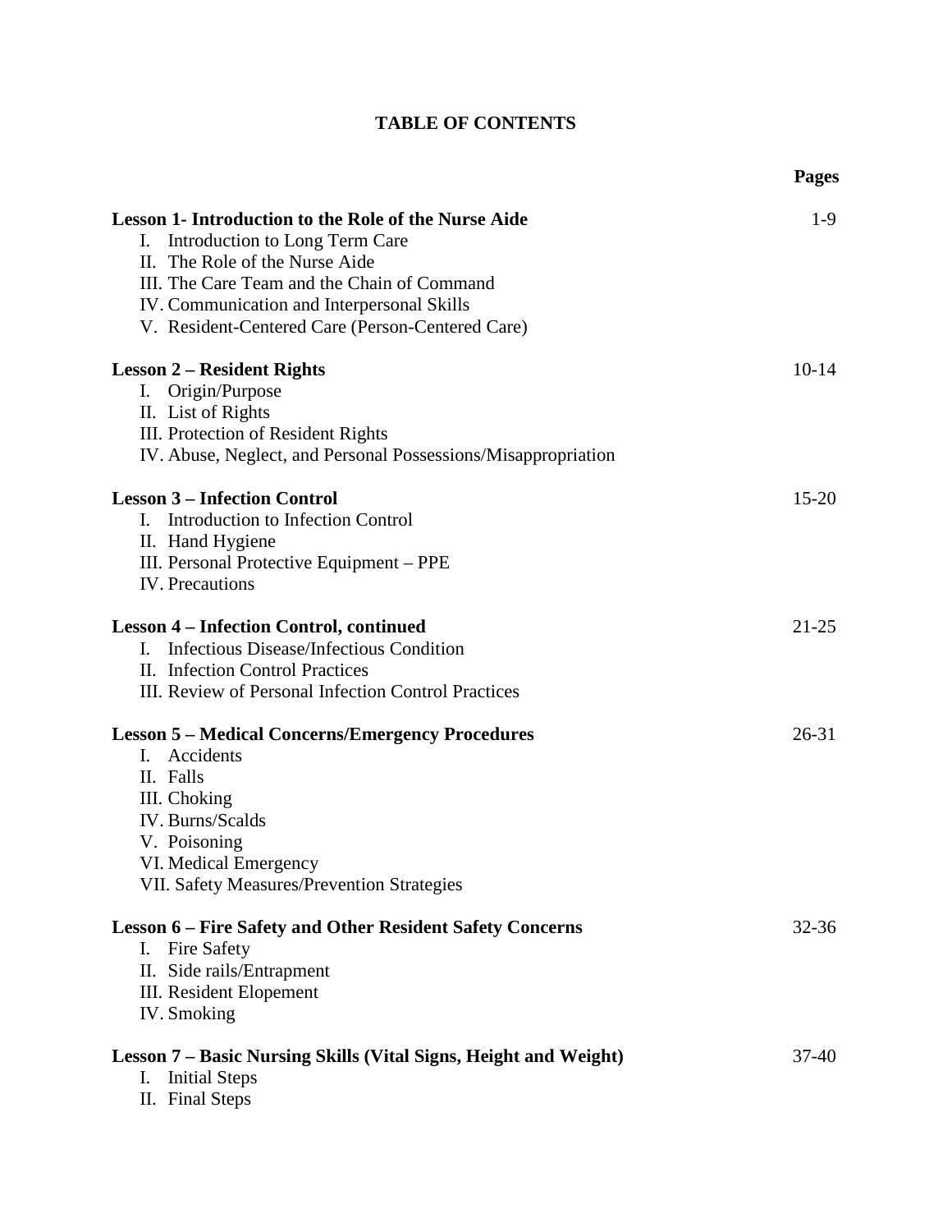# TABLE OF CONTENTS

| | Pages |
|---|---|
| **Lesson 1- Introduction to the Role of the Nurse Aide** | 1-9 |
| I. Introduction to Long Term Care | |
| II. The Role of the Nurse Aide | |
| III. The Care Team and the Chain of Command | |
| IV. Communication and Interpersonal Skills | |
| V. Resident-Centered Care (Person-Centered Care) | |
| **Lesson 2 – Resident Rights** | 10-14 |
| I. Origin/Purpose | |
| II. List of Rights | |
| III. Protection of Resident Rights | |
| IV. Abuse, Neglect, and Personal Possessions/Misappropriation | |
| **Lesson 3 – Infection Control** | 15-20 |
| I. Introduction to Infection Control | |
| II. Hand Hygiene | |
| III. Personal Protective Equipment – PPE | |
| IV. Precautions | |
| **Lesson 4 – Infection Control, continued** | 21-25 |
| I. Infectious Disease/Infectious Condition | |
| II. Infection Control Practices | |
| III. Review of Personal Infection Control Practices | |
| **Lesson 5 – Medical Concerns/Emergency Procedures** | 26-31 |
| I. Accidents | |
| II. Falls | |
| III. Choking | |
| IV. Burns/Scalds | |
| V. Poisoning | |
| VI. Medical Emergency | |
| VII. Safety Measures/Prevention Strategies | |
| **Lesson 6 – Fire Safety and Other Resident Safety Concerns** | 32-36 |
| I. Fire Safety | |
| II. Side rails/Entrapment | |
| III. Resident Elopement | |
| IV. Smoking | |
| **Lesson 7 – Basic Nursing Skills (Vital Signs, Height and Weight)** | 37-40 |
| I. Initial Steps | |
| II. Final Steps | |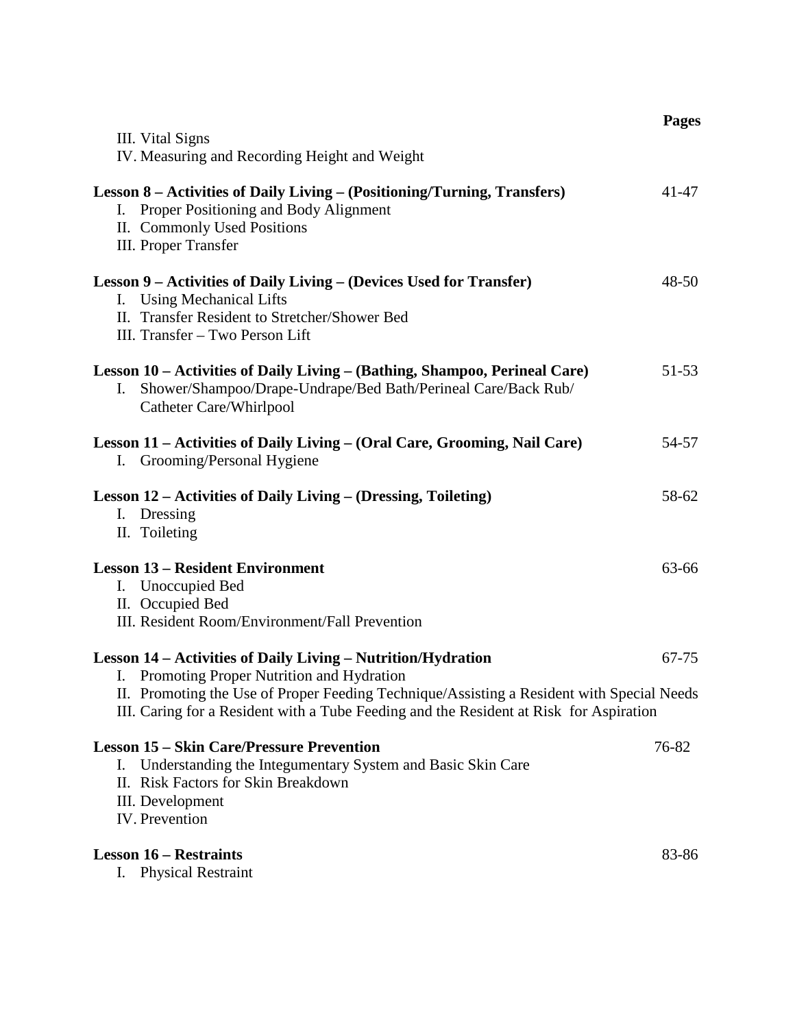| | Pages |
|---|---|
| III. Vital Signs | |
| IV. Measuring and Recording Height and Weight | |
| **Lesson 8 – Activities of Daily Living – (Positioning/Turning, Transfers)** | 41-47 |
| I. Proper Positioning and Body Alignment | |
| II. Commonly Used Positions | |
| III. Proper Transfer | |
| **Lesson 9 – Activities of Daily Living – (Devices Used for Transfer)** | 48-50 |
| I. Using Mechanical Lifts | |
| II. Transfer Resident to Stretcher/Shower Bed | |
| III. Transfer – Two Person Lift | |
| **Lesson 10 – Activities of Daily Living – (Bathing, Shampoo, Perineal Care)** | 51-53 |
| I. Shower/Shampoo/Drape-Undrape/Bed Bath/Perineal Care/Back Rub/ Catheter Care/Whirlpool | |
| **Lesson 11 – Activities of Daily Living – (Oral Care, Grooming, Nail Care)** | 54-57 |
| I. Grooming/Personal Hygiene | |
| **Lesson 12 – Activities of Daily Living – (Dressing, Toileting)** | 58-62 |
| I. Dressing | |
| II. Toileting | |
| **Lesson 13 – Resident Environment** | 63-66 |
| I. Unoccupied Bed | |
| II. Occupied Bed | |
| III. Resident Room/Environment/Fall Prevention | |
| **Lesson 14 – Activities of Daily Living – Nutrition/Hydration** | 67-75 |
| I. Promoting Proper Nutrition and Hydration | |
| II. Promoting the Use of Proper Feeding Technique/Assisting a Resident with Special Needs | |
| III. Caring for a Resident with a Tube Feeding and the Resident at Risk for Aspiration | |
| **Lesson 15 – Skin Care/Pressure Prevention** | 76-82 |
| I. Understanding the Integumentary System and Basic Skin Care | |
| II. Risk Factors for Skin Breakdown | |
| III. Development | |
| IV. Prevention | |
| **Lesson 16 – Restraints** | 83-86 |
| I. Physical Restraint | |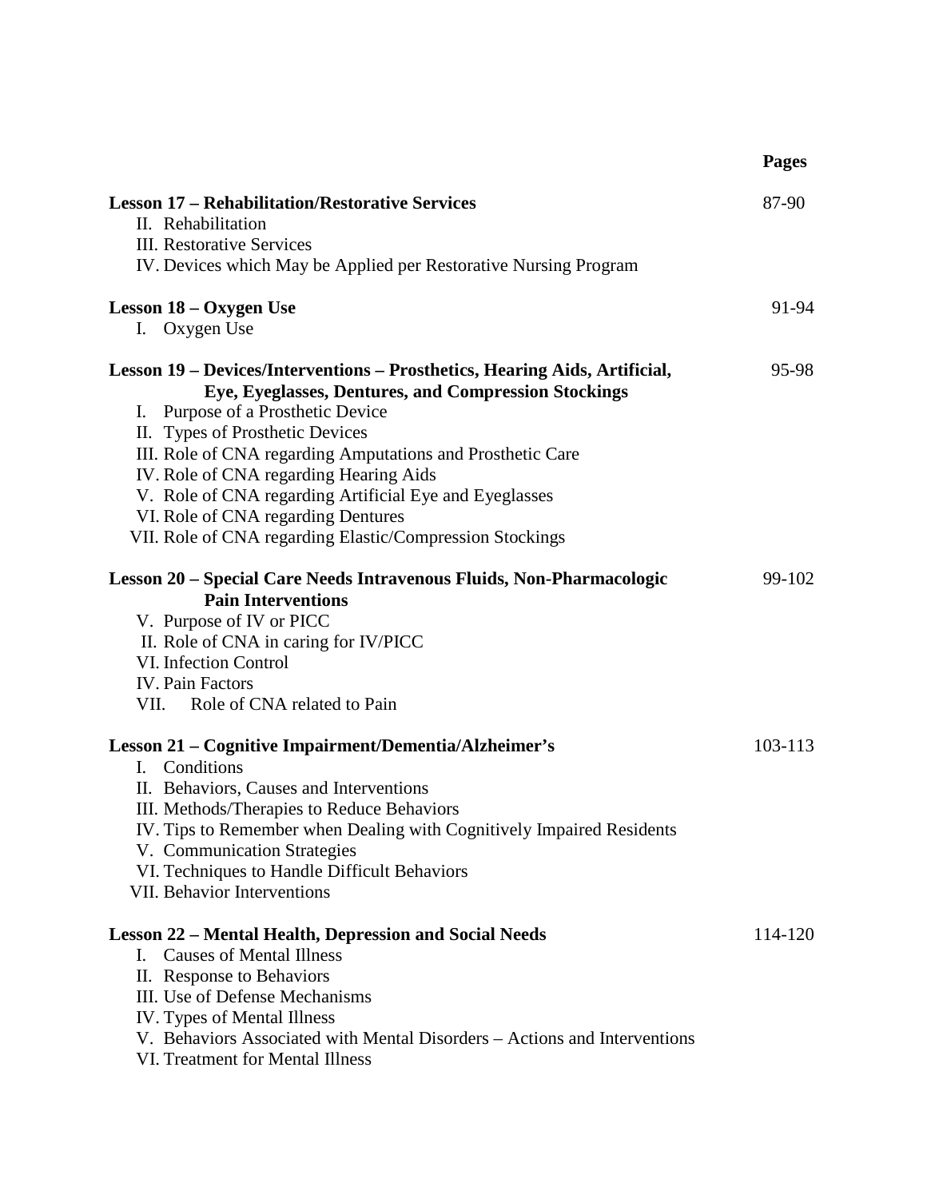| | Pages |
|---|---|
| **Lesson 17 – Rehabilitation/Restorative Services** | 87-90 |
| II. Rehabilitation | |
| III. Restorative Services | |
| IV. Devices which May be Applied per Restorative Nursing Program | |
| **Lesson 18 – Oxygen Use** | 91-94 |
| I. Oxygen Use | |
| **Lesson 19 – Devices/Interventions – Prosthetics, Hearing Aids, Artificial, Eye, Eyeglasses, Dentures, and Compression Stockings** | 95-98 |
| I. Purpose of a Prosthetic Device | |
| II. Types of Prosthetic Devices | |
| III. Role of CNA regarding Amputations and Prosthetic Care | |
| IV. Role of CNA regarding Hearing Aids | |
| V. Role of CNA regarding Artificial Eye and Eyeglasses | |
| VI. Role of CNA regarding Dentures | |
| VII. Role of CNA regarding Elastic/Compression Stockings | |
| **Lesson 20 – Special Care Needs Intravenous Fluids, Non-Pharmacologic Pain Interventions** | 99-102 |
| V. Purpose of IV or PICC | |
| II. Role of CNA in caring for IV/PICC | |
| VI. Infection Control | |
| IV. Pain Factors | |
| VII. Role of CNA related to Pain | |
| **Lesson 21 – Cognitive Impairment/Dementia/Alzheimer's** | 103-113 |
| I. Conditions | |
| II. Behaviors, Causes and Interventions | |
| III. Methods/Therapies to Reduce Behaviors | |
| IV. Tips to Remember when Dealing with Cognitively Impaired Residents | |
| V. Communication Strategies | |
| VI. Techniques to Handle Difficult Behaviors | |
| VII. Behavior Interventions | |
| **Lesson 22 – Mental Health, Depression and Social Needs** | 114-120 |
| I. Causes of Mental Illness | |
| II. Response to Behaviors | |
| III. Use of Defense Mechanisms | |
| IV. Types of Mental Illness | |
| V. Behaviors Associated with Mental Disorders – Actions and Interventions | |
| VI. Treatment for Mental Illness | |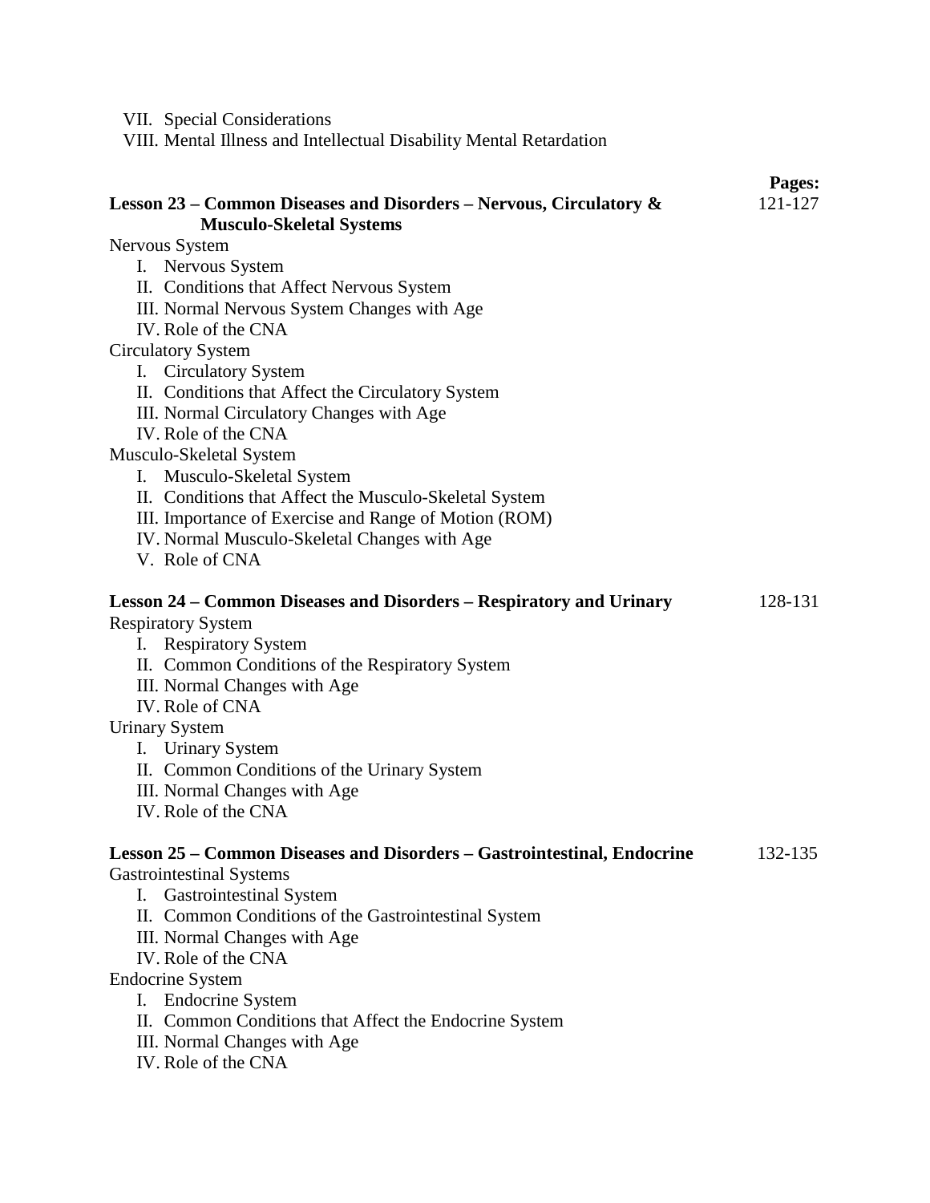VII. Special Considerations
VIII. Mental Illness and Intellectual Disability Mental Retardation

| | Pages: |
|---|---|
| **Lesson 23 – Common Diseases and Disorders – Nervous, Circulatory & Musculo-Skeletal Systems** | 121-127 |

Nervous System

I. Nervous System
II. Conditions that Affect Nervous System
III. Normal Nervous System Changes with Age
IV. Role of the CNA

Circulatory System

I. Circulatory System
II. Conditions that Affect the Circulatory System
III. Normal Circulatory Changes with Age
IV. Role of the CNA

Musculo-Skeletal System

I. Musculo-Skeletal System
II. Conditions that Affect the Musculo-Skeletal System
III. Importance of Exercise and Range of Motion (ROM)
IV. Normal Musculo-Skeletal Changes with Age
V. Role of CNA

| | |
|---|---|
| **Lesson 24 – Common Diseases and Disorders – Respiratory and Urinary** | 128-131 |

Respiratory System

I. Respiratory System
II. Common Conditions of the Respiratory System
III. Normal Changes with Age
IV. Role of CNA

Urinary System

I. Urinary System
II. Common Conditions of the Urinary System
III. Normal Changes with Age
IV. Role of the CNA

| | |
|---|---|
| **Lesson 25 – Common Diseases and Disorders – Gastrointestinal, Endocrine** | 132-135 |

Gastrointestinal Systems

I. Gastrointestinal System
II. Common Conditions of the Gastrointestinal System
III. Normal Changes with Age
IV. Role of the CNA

Endocrine System

I. Endocrine System
II. Common Conditions that Affect the Endocrine System
III. Normal Changes with Age
IV. Role of the CNA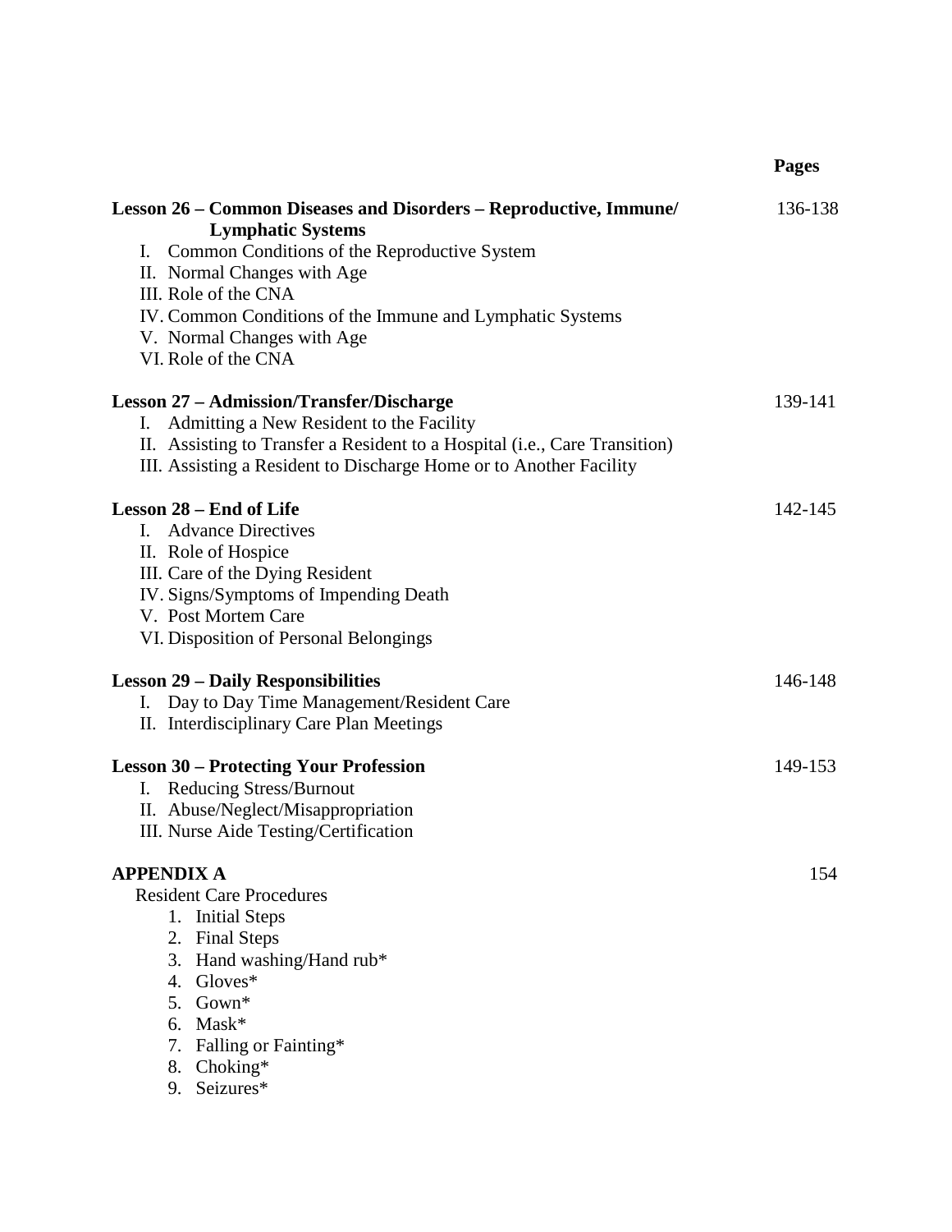| | Pages |
|---|---|
| **Lesson 26 – Common Diseases and Disorders – Reproductive, Immune/ Lymphatic Systems** | 136-138 |
| I. Common Conditions of the Reproductive System | |
| II. Normal Changes with Age | |
| III. Role of the CNA | |
| IV. Common Conditions of the Immune and Lymphatic Systems | |
| V. Normal Changes with Age | |
| VI. Role of the CNA | |
| **Lesson 27 – Admission/Transfer/Discharge** | 139-141 |
| I. Admitting a New Resident to the Facility | |
| II. Assisting to Transfer a Resident to a Hospital (i.e., Care Transition) | |
| III. Assisting a Resident to Discharge Home or to Another Facility | |
| **Lesson 28 – End of Life** | 142-145 |
| I. Advance Directives | |
| II. Role of Hospice | |
| III. Care of the Dying Resident | |
| IV. Signs/Symptoms of Impending Death | |
| V. Post Mortem Care | |
| VI. Disposition of Personal Belongings | |
| **Lesson 29 – Daily Responsibilities** | 146-148 |
| I. Day to Day Time Management/Resident Care | |
| II. Interdisciplinary Care Plan Meetings | |
| **Lesson 30 – Protecting Your Profession** | 149-153 |
| I. Reducing Stress/Burnout | |
| II. Abuse/Neglect/Misappropriation | |
| III. Nurse Aide Testing/Certification | |
| **APPENDIX A** | 154 |
| Resident Care Procedures | |
| 1. Initial Steps | |
| 2. Final Steps | |
| 3. Hand washing/Hand rub* | |
| 4. Gloves* | |
| 5. Gown* | |
| 6. Mask* | |
| 7. Falling or Fainting* | |
| 8. Choking* | |
| 9. Seizures* | |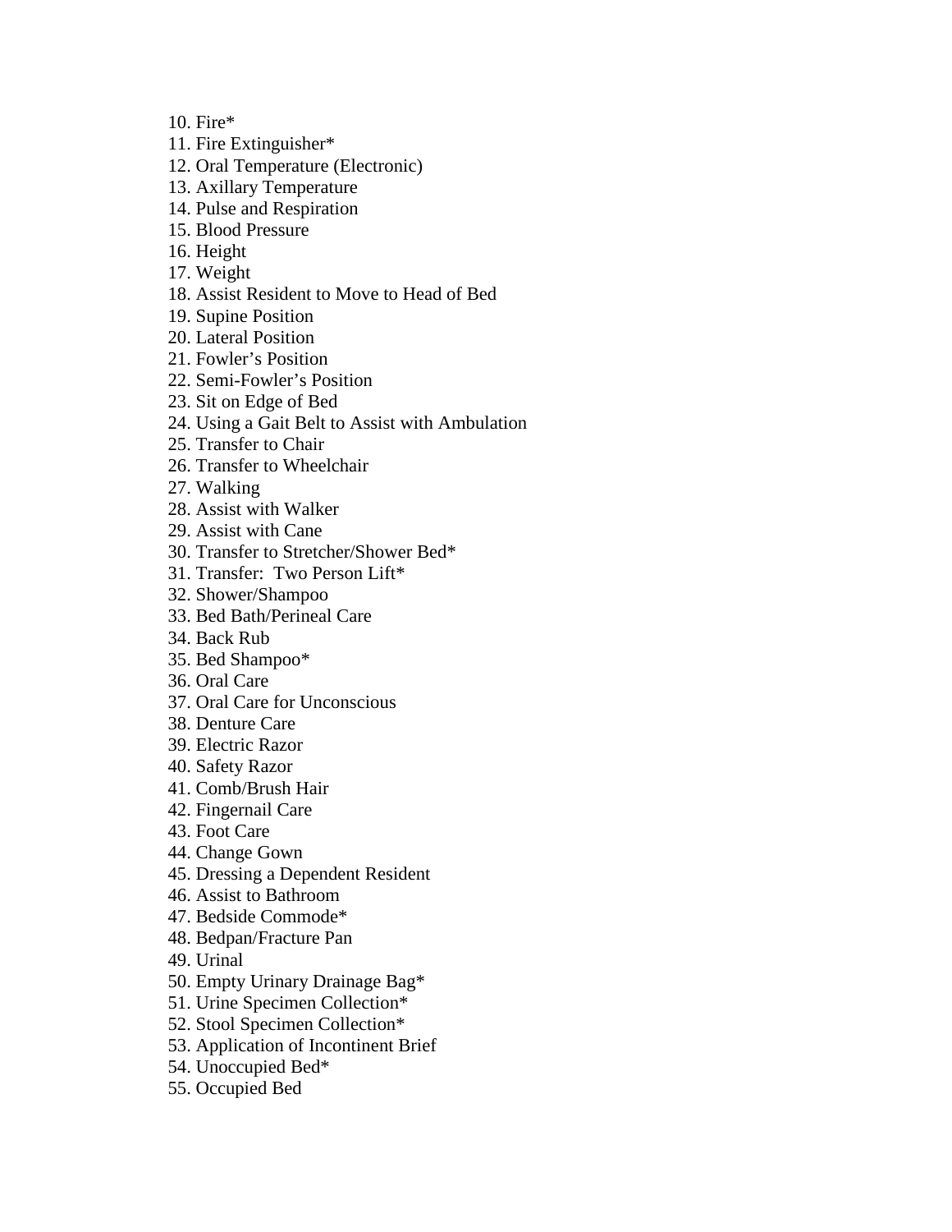10. Fire*
11. Fire Extinguisher*
12. Oral Temperature (Electronic)
13. Axillary Temperature
14. Pulse and Respiration
15. Blood Pressure
16. Height
17. Weight
18. Assist Resident to Move to Head of Bed
19. Supine Position
20. Lateral Position
21. Fowler's Position
22. Semi-Fowler's Position
23. Sit on Edge of Bed
24. Using a Gait Belt to Assist with Ambulation
25. Transfer to Chair
26. Transfer to Wheelchair
27. Walking
28. Assist with Walker
29. Assist with Cane
30. Transfer to Stretcher/Shower Bed*
31. Transfer: Two Person Lift*
32. Shower/Shampoo
33. Bed Bath/Perineal Care
34. Back Rub
35. Bed Shampoo*
36. Oral Care
37. Oral Care for Unconscious
38. Denture Care
39. Electric Razor
40. Safety Razor
41. Comb/Brush Hair
42. Fingernail Care
43. Foot Care
44. Change Gown
45. Dressing a Dependent Resident
46. Assist to Bathroom
47. Bedside Commode*
48. Bedpan/Fracture Pan
49. Urinal
50. Empty Urinary Drainage Bag*
51. Urine Specimen Collection*
52. Stool Specimen Collection*
53. Application of Incontinent Brief
54. Unoccupied Bed*
55. Occupied Bed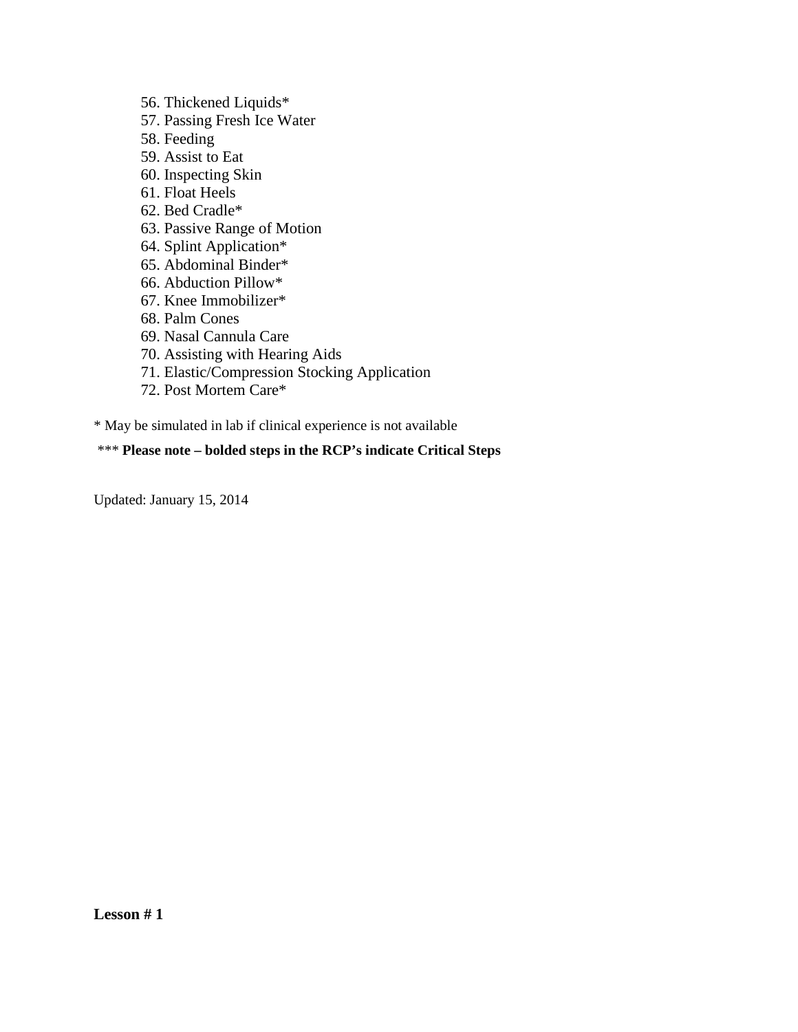56. Thickened Liquids*
57. Passing Fresh Ice Water
58. Feeding
59. Assist to Eat
60. Inspecting Skin
61. Float Heels
62. Bed Cradle*
63. Passive Range of Motion
64. Splint Application*
65. Abdominal Binder*
66. Abduction Pillow*
67. Knee Immobilizer*
68. Palm Cones
69. Nasal Cannula Care
70. Assisting with Hearing Aids
71. Elastic/Compression Stocking Application
72. Post Mortem Care*

* May be simulated in lab if clinical experience is not available

*** **Please note – bolded steps in the RCP's indicate Critical Steps**

Updated: January 15, 2014

**Lesson # 1**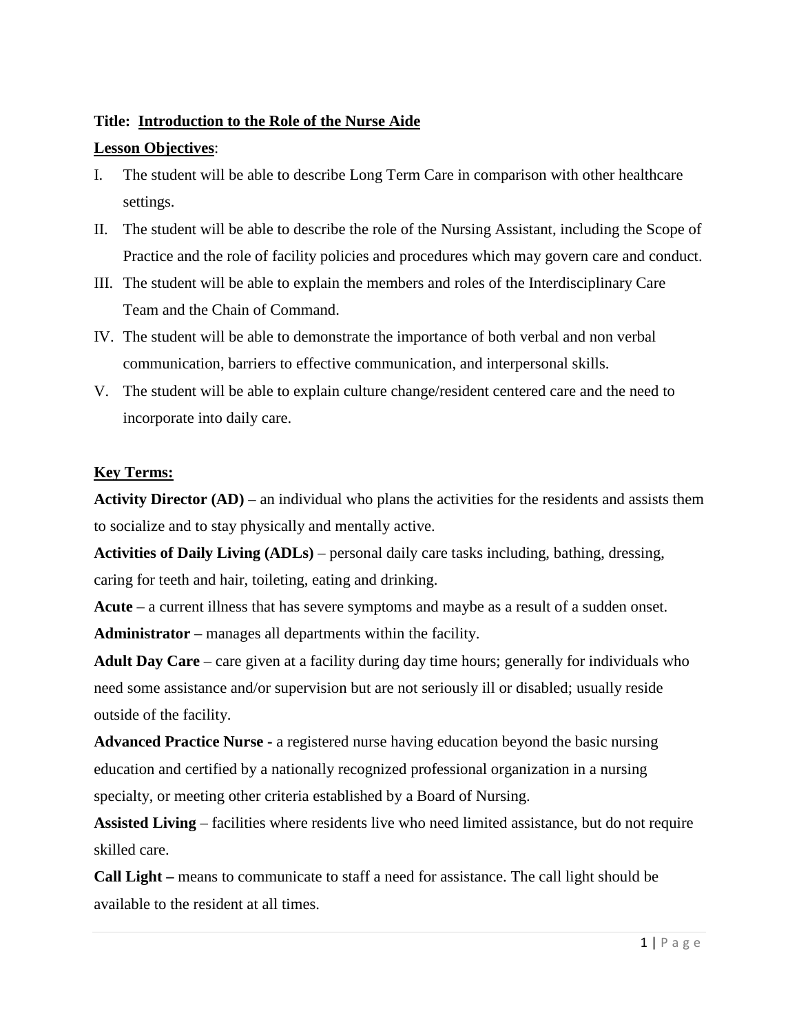**Title: <u>Introduction to the Role of the Nurse Aide</u>**

**<u>Lesson Objectives</u>**:

I. The student will be able to describe Long Term Care in comparison with other healthcare settings.
II. The student will be able to describe the role of the Nursing Assistant, including the Scope of Practice and the role of facility policies and procedures which may govern care and conduct.
III. The student will be able to explain the members and roles of the Interdisciplinary Care Team and the Chain of Command.
IV. The student will be able to demonstrate the importance of both verbal and non verbal communication, barriers to effective communication, and interpersonal skills.
V. The student will be able to explain culture change/resident centered care and the need to incorporate into daily care.

**<u>Key Terms:</u>**

**Activity Director (AD) –** an individual who plans the activities for the residents and assists them to socialize and to stay physically and mentally active.

**Activities of Daily Living (ADLs)** – personal daily care tasks including, bathing, dressing, caring for teeth and hair, toileting, eating and drinking.

**Acute** – a current illness that has severe symptoms and maybe as a result of a sudden onset.

**Administrator** – manages all departments within the facility.

**Adult Day Care** – care given at a facility during day time hours; generally for individuals who need some assistance and/or supervision but are not seriously ill or disabled; usually reside outside of the facility.

**Advanced Practice Nurse -** a registered nurse having education beyond the basic nursing education and certified by a nationally recognized professional organization in a nursing specialty, or meeting other criteria established by a Board of Nursing.

**Assisted Living** – facilities where residents live who need limited assistance, but do not require skilled care.

**Call Light –** means to communicate to staff a need for assistance. The call light should be available to the resident at all times.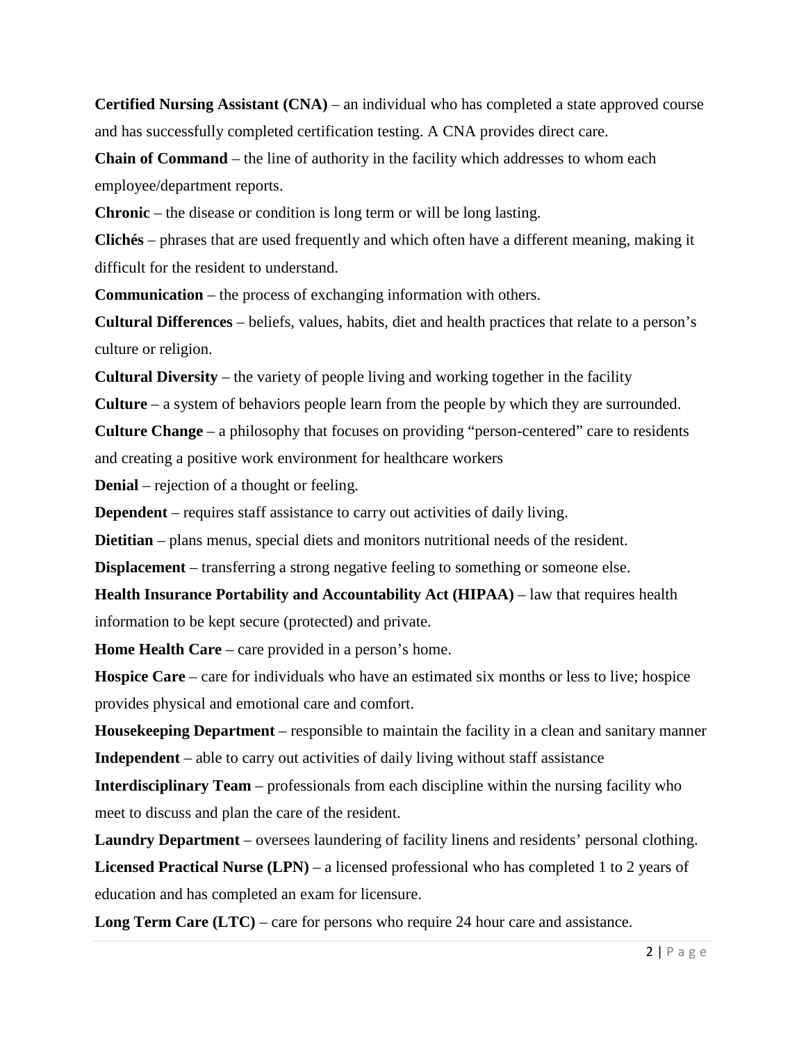**Certified Nursing Assistant (CNA)** – an individual who has completed a state approved course and has successfully completed certification testing. A CNA provides direct care.

**Chain of Command** – the line of authority in the facility which addresses to whom each employee/department reports.

**Chronic** – the disease or condition is long term or will be long lasting.

**Clichés** – phrases that are used frequently and which often have a different meaning, making it difficult for the resident to understand.

**Communication** – the process of exchanging information with others.

**Cultural Differences** – beliefs, values, habits, diet and health practices that relate to a person's culture or religion.

**Cultural Diversity** – the variety of people living and working together in the facility

**Culture** – a system of behaviors people learn from the people by which they are surrounded.

**Culture Change** – a philosophy that focuses on providing "person-centered" care to residents and creating a positive work environment for healthcare workers

**Denial** – rejection of a thought or feeling.

**Dependent** – requires staff assistance to carry out activities of daily living.

**Dietitian** – plans menus, special diets and monitors nutritional needs of the resident.

**Displacement** – transferring a strong negative feeling to something or someone else.

**Health Insurance Portability and Accountability Act (HIPAA)** – law that requires health information to be kept secure (protected) and private.

**Home Health Care** – care provided in a person's home.

**Hospice Care** – care for individuals who have an estimated six months or less to live; hospice provides physical and emotional care and comfort.

**Housekeeping Department** – responsible to maintain the facility in a clean and sanitary manner

**Independent** – able to carry out activities of daily living without staff assistance

**Interdisciplinary Team** – professionals from each discipline within the nursing facility who meet to discuss and plan the care of the resident.

**Laundry Department** – oversees laundering of facility linens and residents' personal clothing.

**Licensed Practical Nurse (LPN)** – a licensed professional who has completed 1 to 2 years of education and has completed an exam for licensure.

**Long Term Care (LTC)** – care for persons who require 24 hour care and assistance.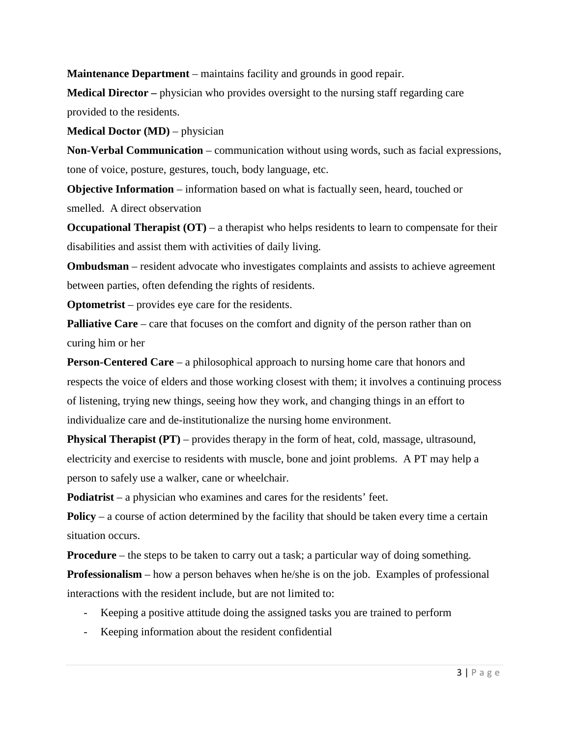**Maintenance Department** – maintains facility and grounds in good repair.

**Medical Director –** physician who provides oversight to the nursing staff regarding care provided to the residents.

**Medical Doctor (MD)** – physician

**Non-Verbal Communication** – communication without using words, such as facial expressions, tone of voice, posture, gestures, touch, body language, etc.

**Objective Information** – information based on what is factually seen, heard, touched or smelled. A direct observation

**Occupational Therapist (OT)** – a therapist who helps residents to learn to compensate for their disabilities and assist them with activities of daily living.

**Ombudsman** – resident advocate who investigates complaints and assists to achieve agreement between parties, often defending the rights of residents.

**Optometrist** – provides eye care for the residents.

**Palliative Care** – care that focuses on the comfort and dignity of the person rather than on curing him or her

**Person-Centered Care** – a philosophical approach to nursing home care that honors and respects the voice of elders and those working closest with them; it involves a continuing process of listening, trying new things, seeing how they work, and changing things in an effort to individualize care and de-institutionalize the nursing home environment.

**Physical Therapist (PT)** – provides therapy in the form of heat, cold, massage, ultrasound, electricity and exercise to residents with muscle, bone and joint problems. A PT may help a person to safely use a walker, cane or wheelchair.

**Podiatrist** – a physician who examines and cares for the residents' feet.

**Policy** – a course of action determined by the facility that should be taken every time a certain situation occurs.

**Procedure** – the steps to be taken to carry out a task; a particular way of doing something.

**Professionalism** – how a person behaves when he/she is on the job. Examples of professional interactions with the resident include, but are not limited to:

- Keeping a positive attitude doing the assigned tasks you are trained to perform
- Keeping information about the resident confidential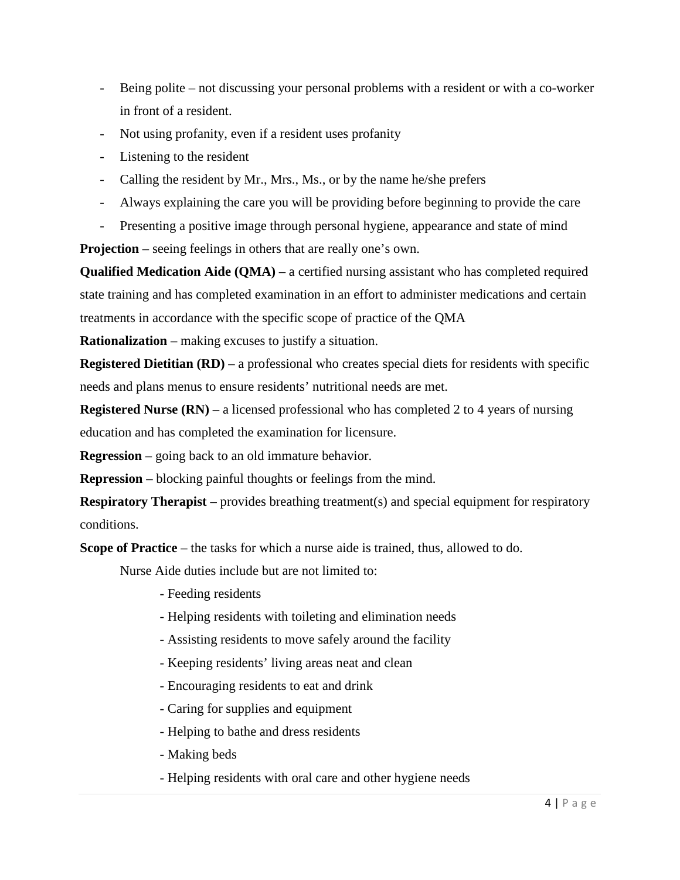- Being polite – not discussing your personal problems with a resident or with a co-worker in front of a resident.
- Not using profanity, even if a resident uses profanity
- Listening to the resident
- Calling the resident by Mr., Mrs., Ms., or by the name he/she prefers
- Always explaining the care you will be providing before beginning to provide the care
- Presenting a positive image through personal hygiene, appearance and state of mind

**Projection** – seeing feelings in others that are really one's own.

**Qualified Medication Aide (QMA)** – a certified nursing assistant who has completed required state training and has completed examination in an effort to administer medications and certain treatments in accordance with the specific scope of practice of the QMA

**Rationalization** – making excuses to justify a situation.

**Registered Dietitian (RD)** – a professional who creates special diets for residents with specific needs and plans menus to ensure residents' nutritional needs are met.

**Registered Nurse (RN)** – a licensed professional who has completed 2 to 4 years of nursing education and has completed the examination for licensure.

**Regression** – going back to an old immature behavior.

**Repression** – blocking painful thoughts or feelings from the mind.

**Respiratory Therapist** – provides breathing treatment(s) and special equipment for respiratory conditions.

**Scope of Practice** – the tasks for which a nurse aide is trained, thus, allowed to do.

Nurse Aide duties include but are not limited to:

- Feeding residents
- Helping residents with toileting and elimination needs
- Assisting residents to move safely around the facility
- Keeping residents' living areas neat and clean
- Encouraging residents to eat and drink
- Caring for supplies and equipment
- Helping to bathe and dress residents
- Making beds
- Helping residents with oral care and other hygiene needs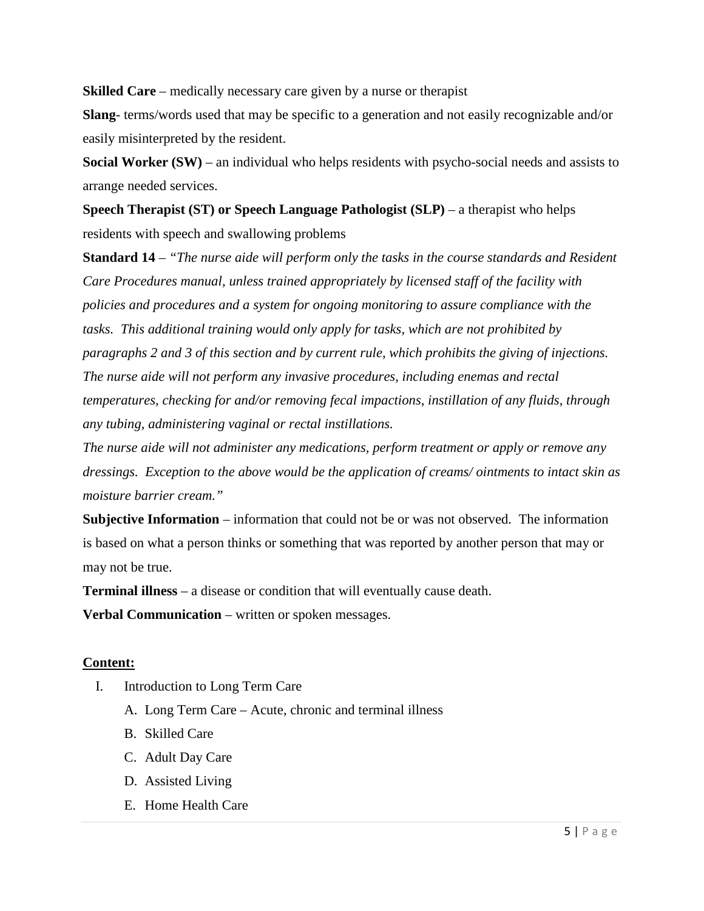**Skilled Care** – medically necessary care given by a nurse or therapist

**Slang**- terms/words used that may be specific to a generation and not easily recognizable and/or easily misinterpreted by the resident.

**Social Worker (SW)** – an individual who helps residents with psycho-social needs and assists to arrange needed services.

**Speech Therapist (ST) or Speech Language Pathologist (SLP)** – a therapist who helps residents with speech and swallowing problems

**Standard 14** – *"The nurse aide will perform only the tasks in the course standards and Resident Care Procedures manual, unless trained appropriately by licensed staff of the facility with policies and procedures and a system for ongoing monitoring to assure compliance with the tasks. This additional training would only apply for tasks, which are not prohibited by paragraphs 2 and 3 of this section and by current rule, which prohibits the giving of injections.*

*The nurse aide will not perform any invasive procedures, including enemas and rectal temperatures, checking for and/or removing fecal impactions, instillation of any fluids, through any tubing, administering vaginal or rectal instillations.*

*The nurse aide will not administer any medications, perform treatment or apply or remove any dressings. Exception to the above would be the application of creams/ ointments to intact skin as moisture barrier cream."*

**Subjective Information** – information that could not be or was not observed. The information is based on what a person thinks or something that was reported by another person that may or may not be true.

**Terminal illness** – a disease or condition that will eventually cause death.

**Verbal Communication** – written or spoken messages.

**Content:**

I. Introduction to Long Term Care
   A. Long Term Care – Acute, chronic and terminal illness
   B. Skilled Care
   C. Adult Day Care
   D. Assisted Living
   E. Home Health Care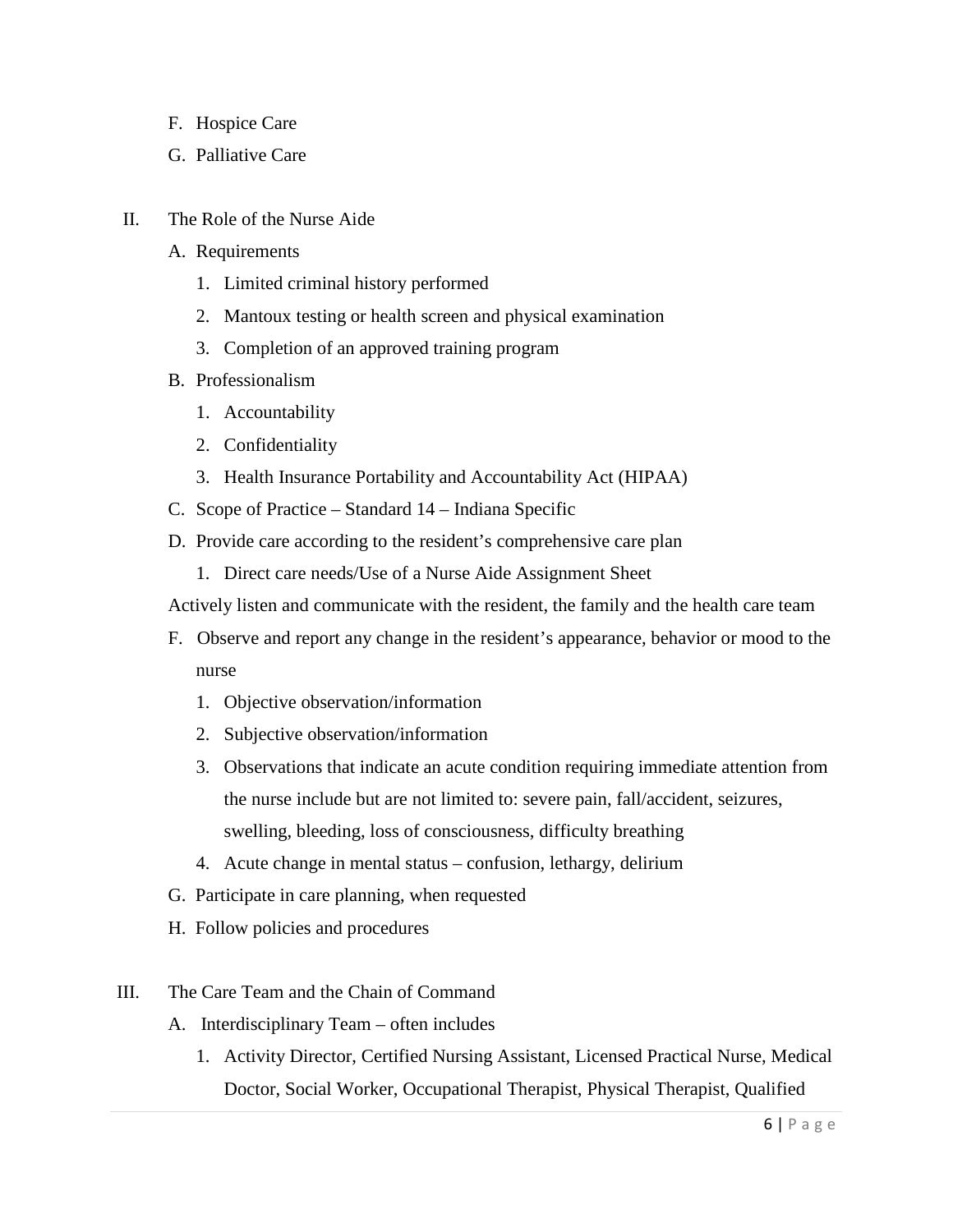F. Hospice Care

G. Palliative Care

II. The Role of the Nurse Aide

   A. Requirements

      1. Limited criminal history performed
      2. Mantoux testing or health screen and physical examination
      3. Completion of an approved training program

   B. Professionalism

      1. Accountability
      2. Confidentiality
      3. Health Insurance Portability and Accountability Act (HIPAA)

   C. Scope of Practice – Standard 14 – Indiana Specific

   D. Provide care according to the resident's comprehensive care plan

      1. Direct care needs/Use of a Nurse Aide Assignment Sheet

   Actively listen and communicate with the resident, the family and the health care team

   F. Observe and report any change in the resident's appearance, behavior or mood to the nurse

      1. Objective observation/information
      2. Subjective observation/information
      3. Observations that indicate an acute condition requiring immediate attention from the nurse include but are not limited to: severe pain, fall/accident, seizures, swelling, bleeding, loss of consciousness, difficulty breathing
      4. Acute change in mental status – confusion, lethargy, delirium

   G. Participate in care planning, when requested

   H. Follow policies and procedures

III. The Care Team and the Chain of Command

   A. Interdisciplinary Team – often includes

      1. Activity Director, Certified Nursing Assistant, Licensed Practical Nurse, Medical Doctor, Social Worker, Occupational Therapist, Physical Therapist, Qualified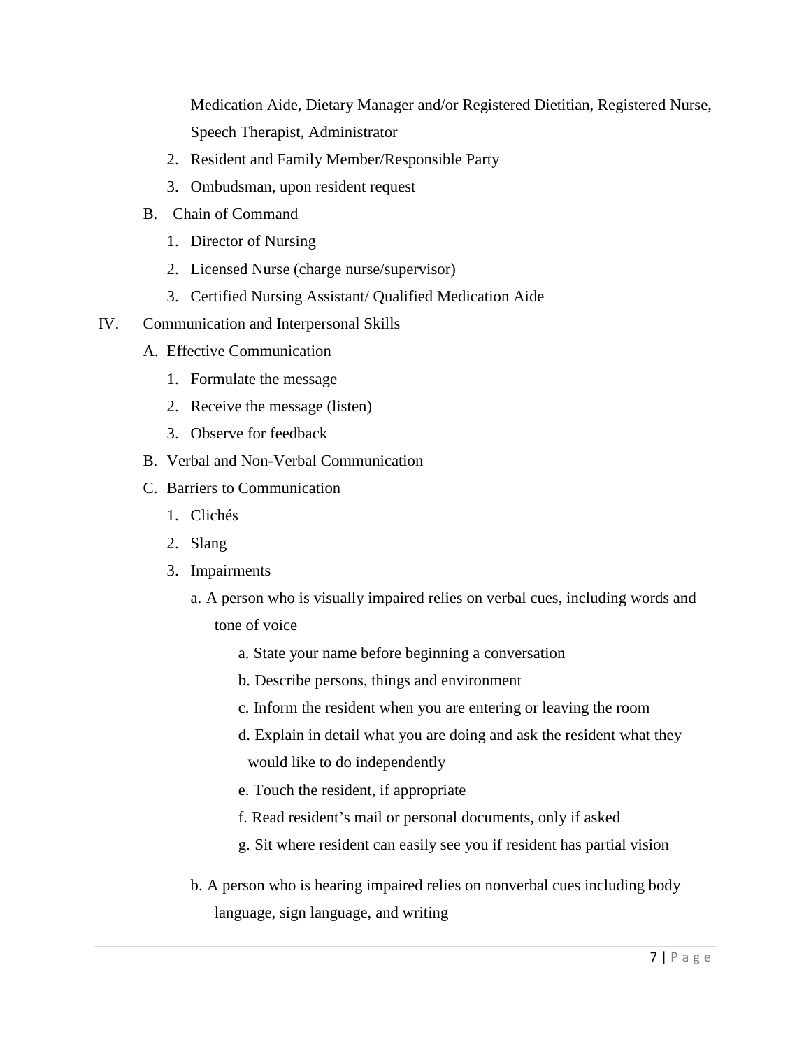Medication Aide, Dietary Manager and/or Registered Dietitian, Registered Nurse, Speech Therapist, Administrator

2. Resident and Family Member/Responsible Party
3. Ombudsman, upon resident request

B. Chain of Command

1. Director of Nursing
2. Licensed Nurse (charge nurse/supervisor)
3. Certified Nursing Assistant/ Qualified Medication Aide

IV. Communication and Interpersonal Skills

A. Effective Communication

1. Formulate the message
2. Receive the message (listen)
3. Observe for feedback

B. Verbal and Non-Verbal Communication

C. Barriers to Communication

1. Clichés
2. Slang
3. Impairments

a. A person who is visually impaired relies on verbal cues, including words and tone of voice

a. State your name before beginning a conversation

b. Describe persons, things and environment

c. Inform the resident when you are entering or leaving the room

d. Explain in detail what you are doing and ask the resident what they would like to do independently

e. Touch the resident, if appropriate

f. Read resident's mail or personal documents, only if asked

g. Sit where resident can easily see you if resident has partial vision

b. A person who is hearing impaired relies on nonverbal cues including body language, sign language, and writing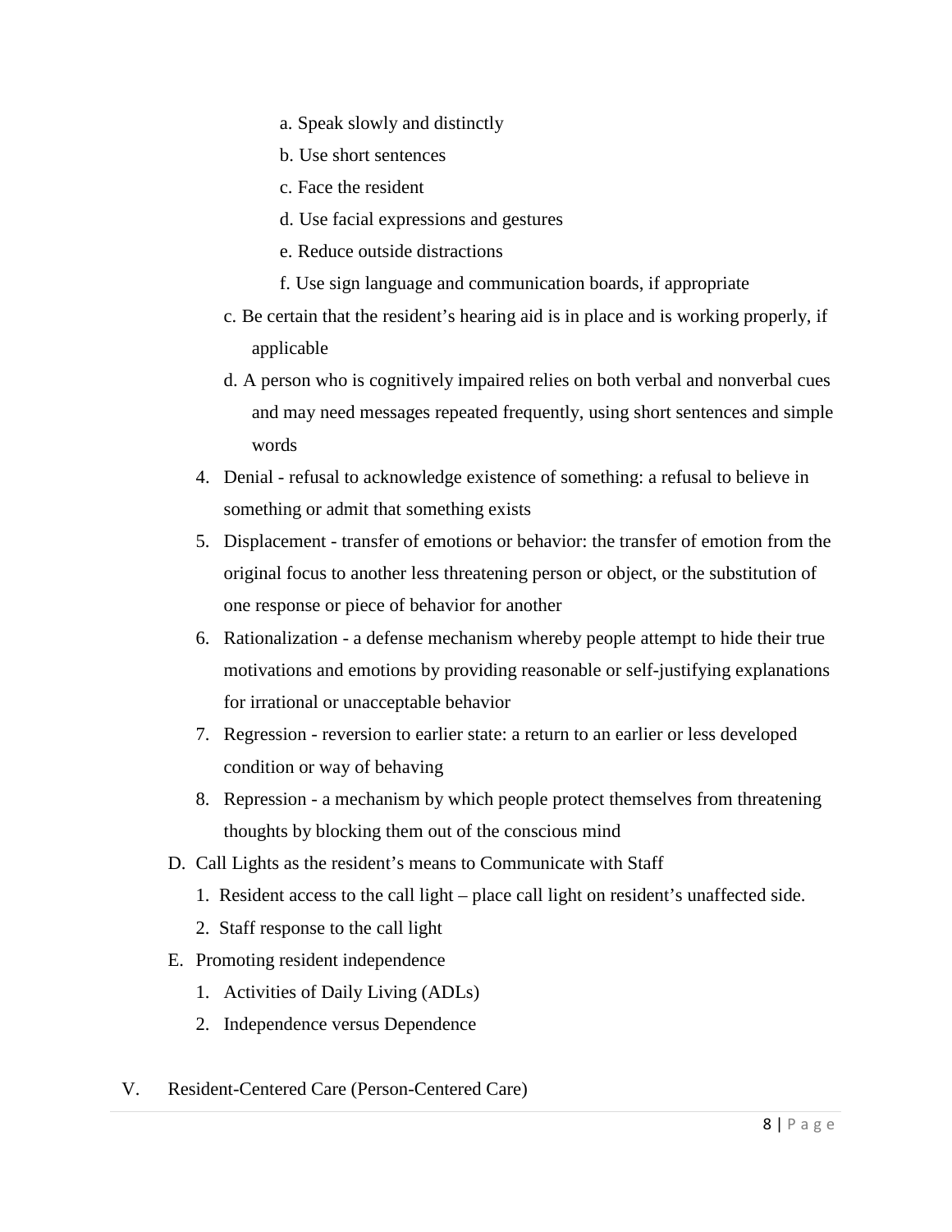- a. Speak slowly and distinctly
   - b. Use short sentences
   - c. Face the resident
   - d. Use facial expressions and gestures
   - e. Reduce outside distractions
   - f. Use sign language and communication boards, if appropriate

  c. Be certain that the resident's hearing aid is in place and is working properly, if applicable

  d. A person who is cognitively impaired relies on both verbal and nonverbal cues and may need messages repeated frequently, using short sentences and simple words

4. Denial - refusal to acknowledge existence of something: a refusal to believe in something or admit that something exists
5. Displacement - transfer of emotions or behavior: the transfer of emotion from the original focus to another less threatening person or object, or the substitution of one response or piece of behavior for another
6. Rationalization - a defense mechanism whereby people attempt to hide their true motivations and emotions by providing reasonable or self-justifying explanations for irrational or unacceptable behavior
7. Regression - reversion to earlier state: a return to an earlier or less developed condition or way of behaving
8. Repression - a mechanism by which people protect themselves from threatening thoughts by blocking them out of the conscious mind

D. Call Lights as the resident's means to Communicate with Staff

1. Resident access to the call light – place call light on resident's unaffected side.
2. Staff response to the call light

E. Promoting resident independence

1. Activities of Daily Living (ADLs)
2. Independence versus Dependence

V. Resident-Centered Care (Person-Centered Care)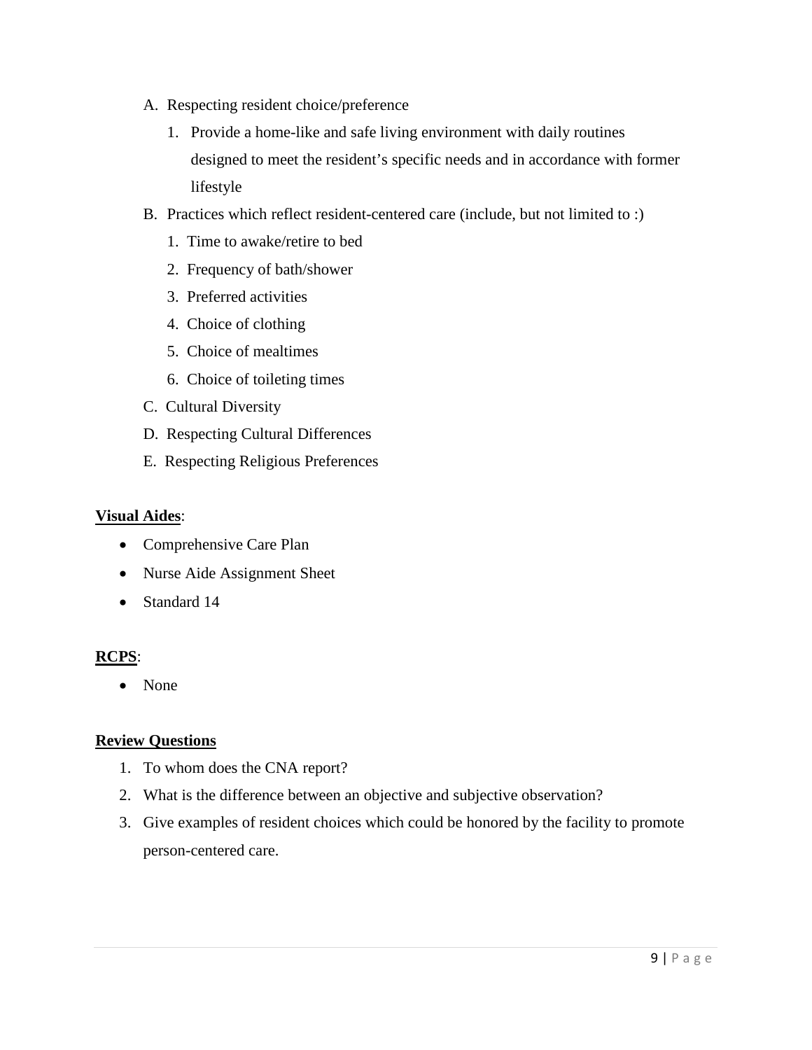A. Respecting resident choice/preference
   1. Provide a home-like and safe living environment with daily routines designed to meet the resident's specific needs and in accordance with former lifestyle
B. Practices which reflect resident-centered care (include, but not limited to :)
   1. Time to awake/retire to bed
   2. Frequency of bath/shower
   3. Preferred activities
   4. Choice of clothing
   5. Choice of mealtimes
   6. Choice of toileting times
C. Cultural Diversity
D. Respecting Cultural Differences
E. Respecting Religious Preferences

**Visual Aides**:

- Comprehensive Care Plan
- Nurse Aide Assignment Sheet
- Standard 14

**RCPS**:

- None

**Review Questions**

1. To whom does the CNA report?
2. What is the difference between an objective and subjective observation?
3. Give examples of resident choices which could be honored by the facility to promote person-centered care.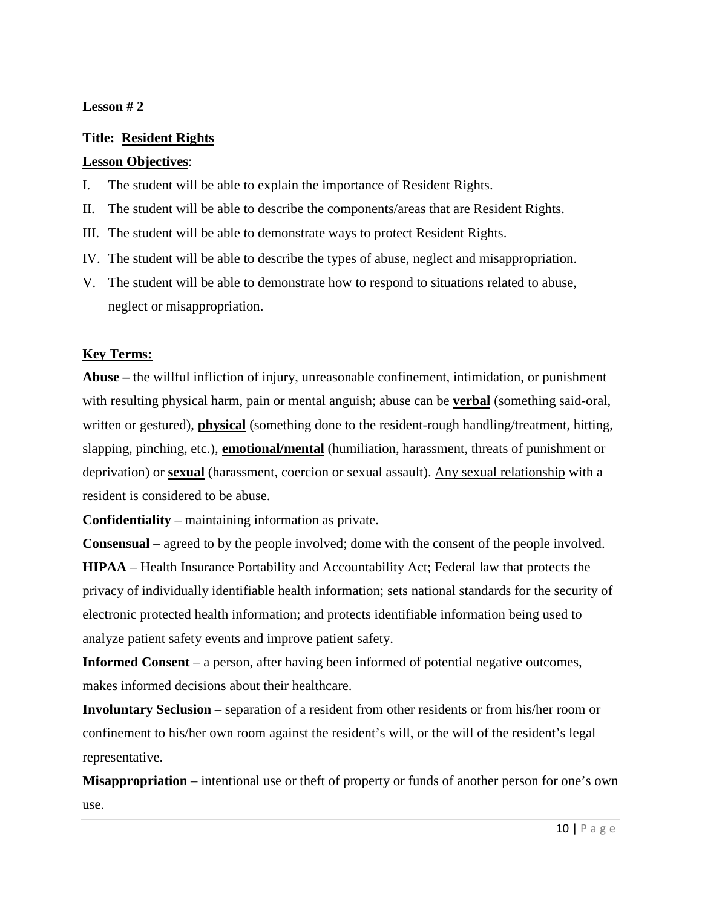**Lesson # 2**

**Title: <u>Resident Rights</u>**

**<u>Lesson Objectives</u>**:

I. The student will be able to explain the importance of Resident Rights.

II. The student will be able to describe the components/areas that are Resident Rights.

III. The student will be able to demonstrate ways to protect Resident Rights.

IV. The student will be able to describe the types of abuse, neglect and misappropriation.

V. The student will be able to demonstrate how to respond to situations related to abuse, neglect or misappropriation.

**<u>Key Terms:</u>**

**Abuse –** the willful infliction of injury, unreasonable confinement, intimidation, or punishment with resulting physical harm, pain or mental anguish; abuse can be **<u>verbal</u>** (something said-oral, written or gestured), **<u>physical</u>** (something done to the resident-rough handling/treatment, hitting, slapping, pinching, etc.), **<u>emotional/mental</u>** (humiliation, harassment, threats of punishment or deprivation) or **<u>sexual</u>** (harassment, coercion or sexual assault). <u>Any sexual relationship</u> with a resident is considered to be abuse.

**Confidentiality** – maintaining information as private.

**Consensual** – agreed to by the people involved; dome with the consent of the people involved.

**HIPAA** – Health Insurance Portability and Accountability Act; Federal law that protects the privacy of individually identifiable health information; sets national standards for the security of electronic protected health information; and protects identifiable information being used to analyze patient safety events and improve patient safety.

**Informed Consent** – a person, after having been informed of potential negative outcomes, makes informed decisions about their healthcare.

**Involuntary Seclusion** – separation of a resident from other residents or from his/her room or confinement to his/her own room against the resident's will, or the will of the resident's legal representative.

**Misappropriation** – intentional use or theft of property or funds of another person for one's own use.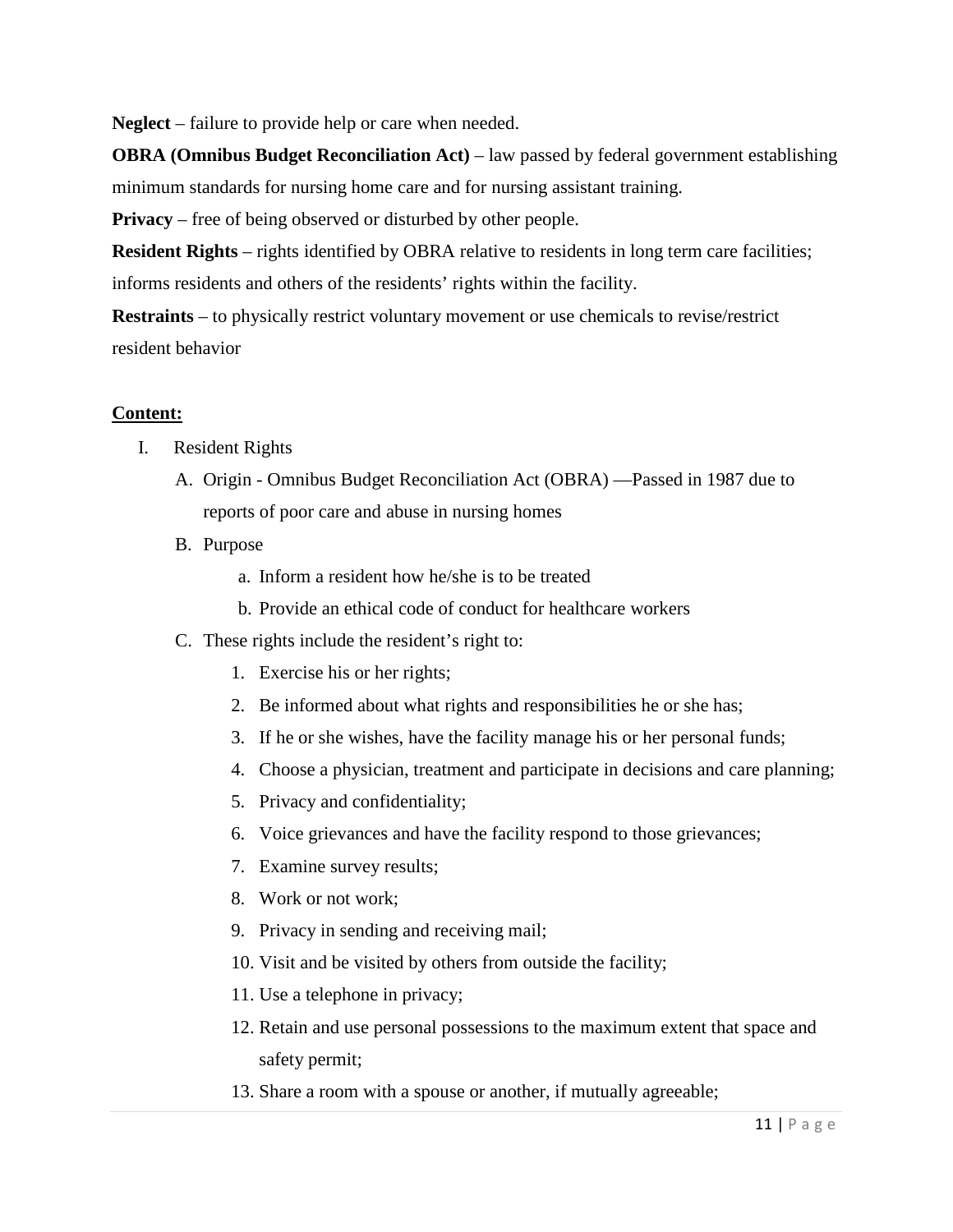**Neglect** – failure to provide help or care when needed.

**OBRA (Omnibus Budget Reconciliation Act)** – law passed by federal government establishing minimum standards for nursing home care and for nursing assistant training.

**Privacy** – free of being observed or disturbed by other people.

**Resident Rights** – rights identified by OBRA relative to residents in long term care facilities; informs residents and others of the residents' rights within the facility.

**Restraints** – to physically restrict voluntary movement or use chemicals to revise/restrict resident behavior

**<u>Content:</u>**

I. Resident Rights
   A. Origin - Omnibus Budget Reconciliation Act (OBRA) —Passed in 1987 due to reports of poor care and abuse in nursing homes
   B. Purpose
      a. Inform a resident how he/she is to be treated
      b. Provide an ethical code of conduct for healthcare workers
   C. These rights include the resident's right to:
      1. Exercise his or her rights;
      2. Be informed about what rights and responsibilities he or she has;
      3. If he or she wishes, have the facility manage his or her personal funds;
      4. Choose a physician, treatment and participate in decisions and care planning;
      5. Privacy and confidentiality;
      6. Voice grievances and have the facility respond to those grievances;
      7. Examine survey results;
      8. Work or not work;
      9. Privacy in sending and receiving mail;
      10. Visit and be visited by others from outside the facility;
      11. Use a telephone in privacy;
      12. Retain and use personal possessions to the maximum extent that space and safety permit;
      13. Share a room with a spouse or another, if mutually agreeable;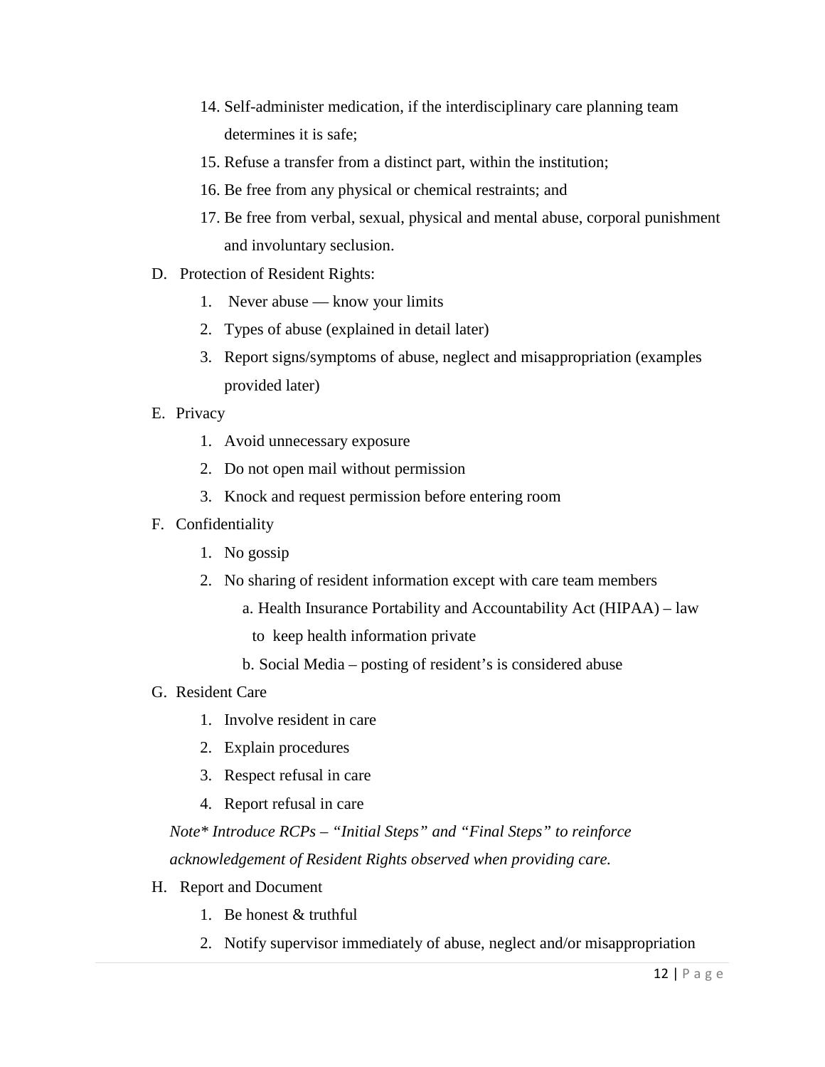14. Self-administer medication, if the interdisciplinary care planning team determines it is safe;
15. Refuse a transfer from a distinct part, within the institution;
16. Be free from any physical or chemical restraints; and
17. Be free from verbal, sexual, physical and mental abuse, corporal punishment and involuntary seclusion.

D. Protection of Resident Rights:

1. Never abuse — know your limits
2. Types of abuse (explained in detail later)
3. Report signs/symptoms of abuse, neglect and misappropriation (examples provided later)

E. Privacy

1. Avoid unnecessary exposure
2. Do not open mail without permission
3. Knock and request permission before entering room

F. Confidentiality

1. No gossip
2. No sharing of resident information except with care team members
   a. Health Insurance Portability and Accountability Act (HIPAA) – law to keep health information private
   b. Social Media – posting of resident's is considered abuse

G. Resident Care

1. Involve resident in care
2. Explain procedures
3. Respect refusal in care
4. Report refusal in care

*Note\* Introduce RCPs – "Initial Steps" and "Final Steps" to reinforce acknowledgement of Resident Rights observed when providing care.*

H. Report and Document

1. Be honest & truthful
2. Notify supervisor immediately of abuse, neglect and/or misappropriation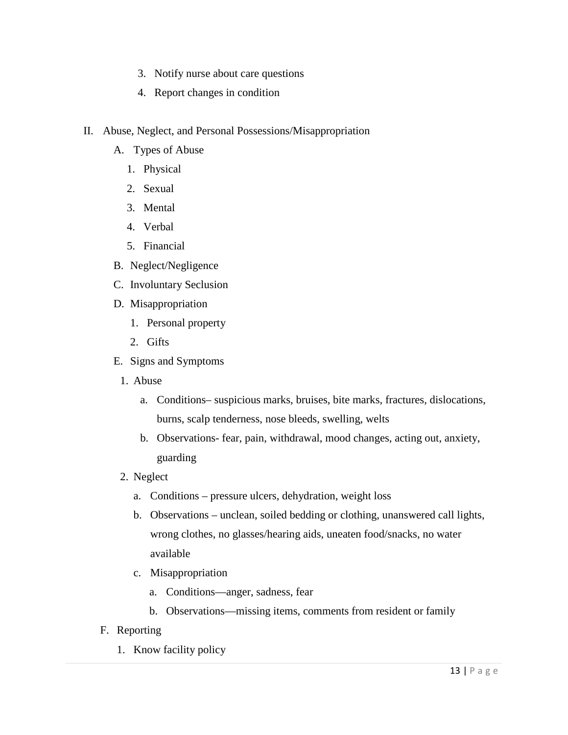3. Notify nurse about care questions
4. Report changes in condition

II. Abuse, Neglect, and Personal Possessions/Misappropriation

   A. Types of Abuse
      1. Physical
      2. Sexual
      3. Mental
      4. Verbal
      5. Financial

   B. Neglect/Negligence

   C. Involuntary Seclusion

   D. Misappropriation
      1. Personal property
      2. Gifts

   E. Signs and Symptoms
      1. Abuse
         a. Conditions– suspicious marks, bruises, bite marks, fractures, dislocations, burns, scalp tenderness, nose bleeds, swelling, welts
         b. Observations- fear, pain, withdrawal, mood changes, acting out, anxiety, guarding
      2. Neglect
         a. Conditions – pressure ulcers, dehydration, weight loss
         b. Observations – unclean, soiled bedding or clothing, unanswered call lights, wrong clothes, no glasses/hearing aids, uneaten food/snacks, no water available
         c. Misappropriation
            a. Conditions—anger, sadness, fear
            b. Observations—missing items, comments from resident or family

   F. Reporting
      1. Know facility policy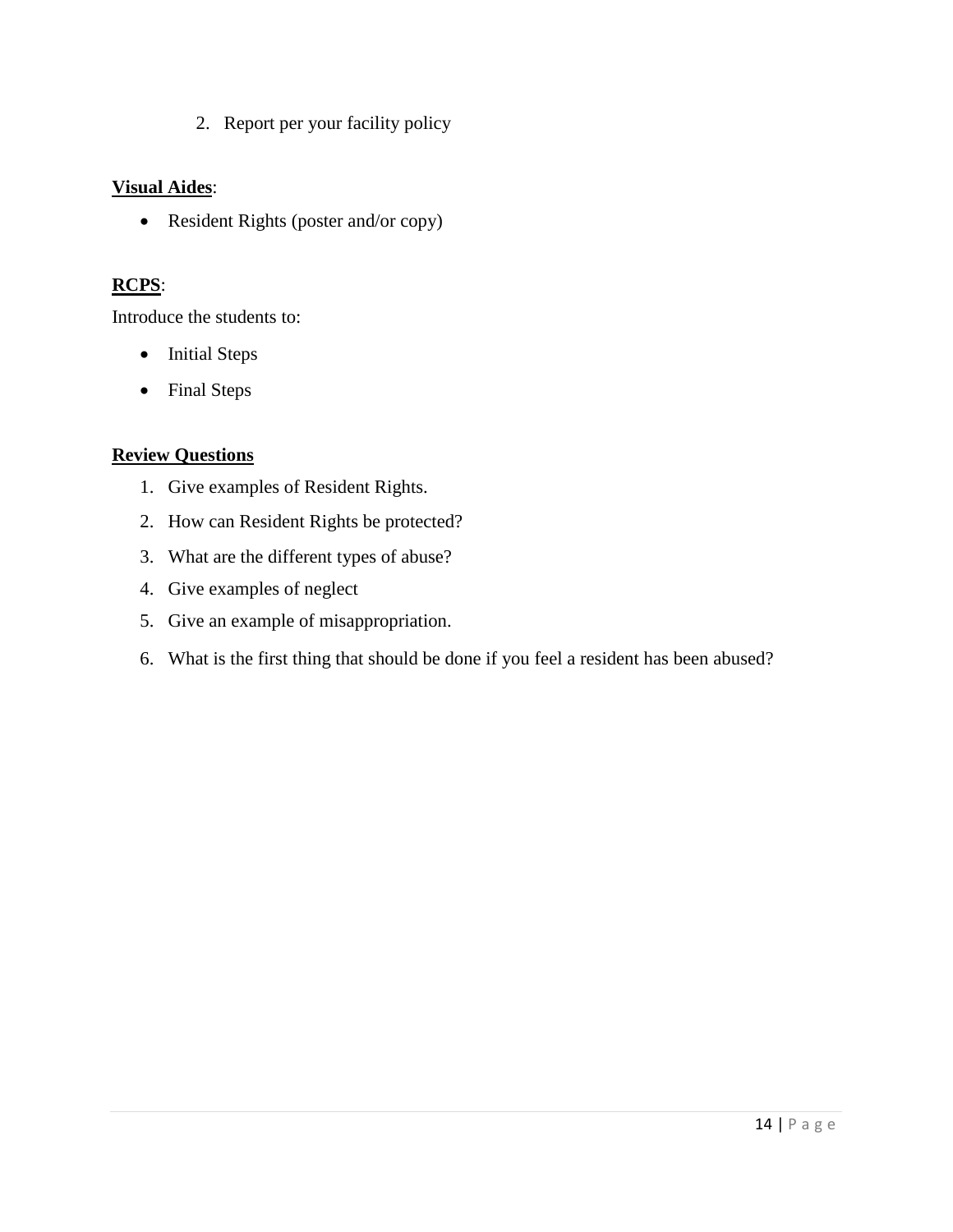2. Report per your facility policy

**Visual Aides**:

- Resident Rights (poster and/or copy)

**RCPS**:

Introduce the students to:

- Initial Steps
- Final Steps

**Review Questions**

1. Give examples of Resident Rights.
2. How can Resident Rights be protected?
3. What are the different types of abuse?
4. Give examples of neglect
5. Give an example of misappropriation.
6. What is the first thing that should be done if you feel a resident has been abused?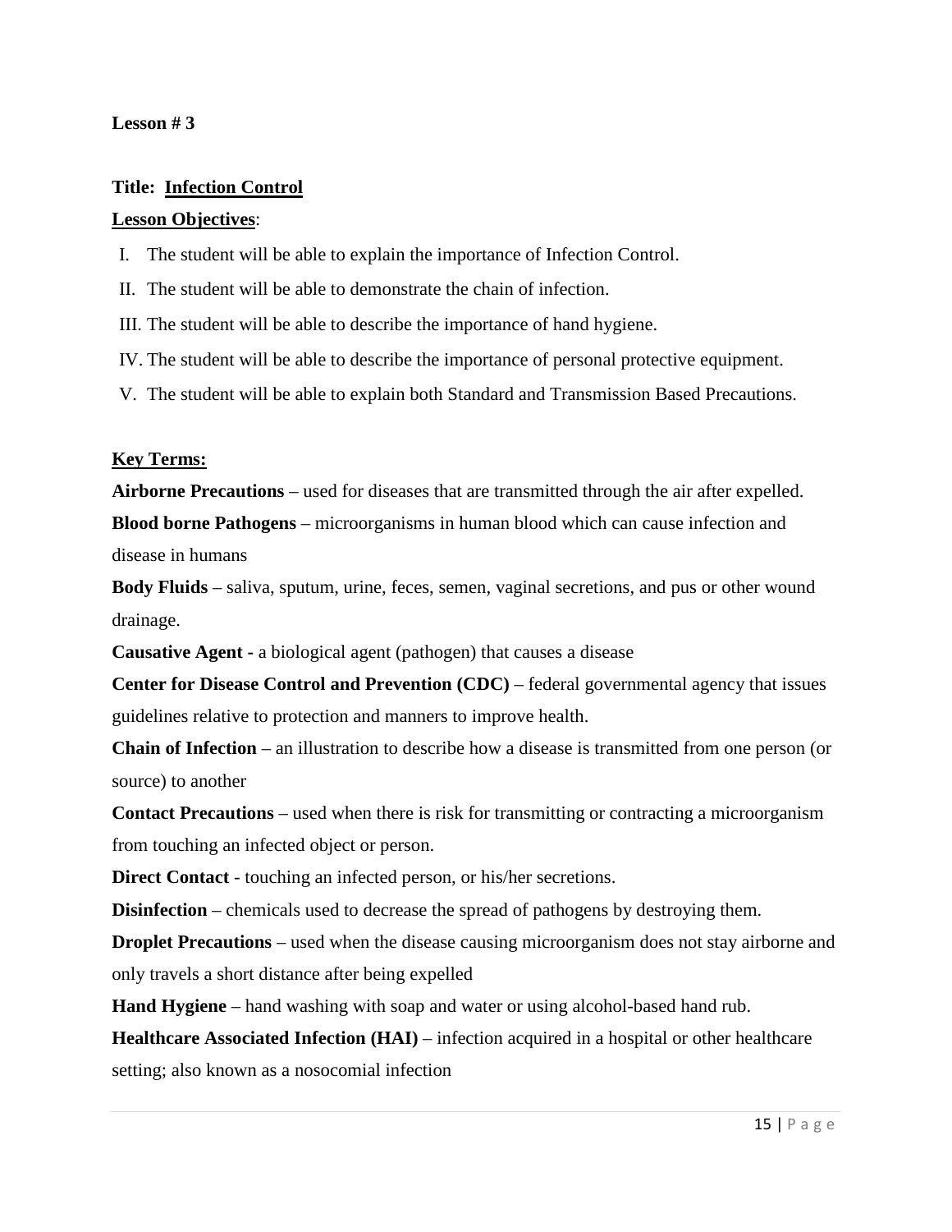**Lesson # 3**

**Title: Infection Control**

**Lesson Objectives**:

I. The student will be able to explain the importance of Infection Control.

II. The student will be able to demonstrate the chain of infection.

III. The student will be able to describe the importance of hand hygiene.

IV. The student will be able to describe the importance of personal protective equipment.

V. The student will be able to explain both Standard and Transmission Based Precautions.

**Key Terms:**

**Airborne Precautions** – used for diseases that are transmitted through the air after expelled.

**Blood borne Pathogens** – microorganisms in human blood which can cause infection and disease in humans

**Body Fluids** – saliva, sputum, urine, feces, semen, vaginal secretions, and pus or other wound drainage.

**Causative Agent -** a biological agent (pathogen) that causes a disease

**Center for Disease Control and Prevention (CDC)** – federal governmental agency that issues guidelines relative to protection and manners to improve health.

**Chain of Infection** – an illustration to describe how a disease is transmitted from one person (or source) to another

**Contact Precautions** – used when there is risk for transmitting or contracting a microorganism from touching an infected object or person.

**Direct Contact** - touching an infected person, or his/her secretions.

**Disinfection** – chemicals used to decrease the spread of pathogens by destroying them.

**Droplet Precautions** – used when the disease causing microorganism does not stay airborne and only travels a short distance after being expelled

**Hand Hygiene** – hand washing with soap and water or using alcohol-based hand rub.

**Healthcare Associated Infection (HAI)** – infection acquired in a hospital or other healthcare setting; also known as a nosocomial infection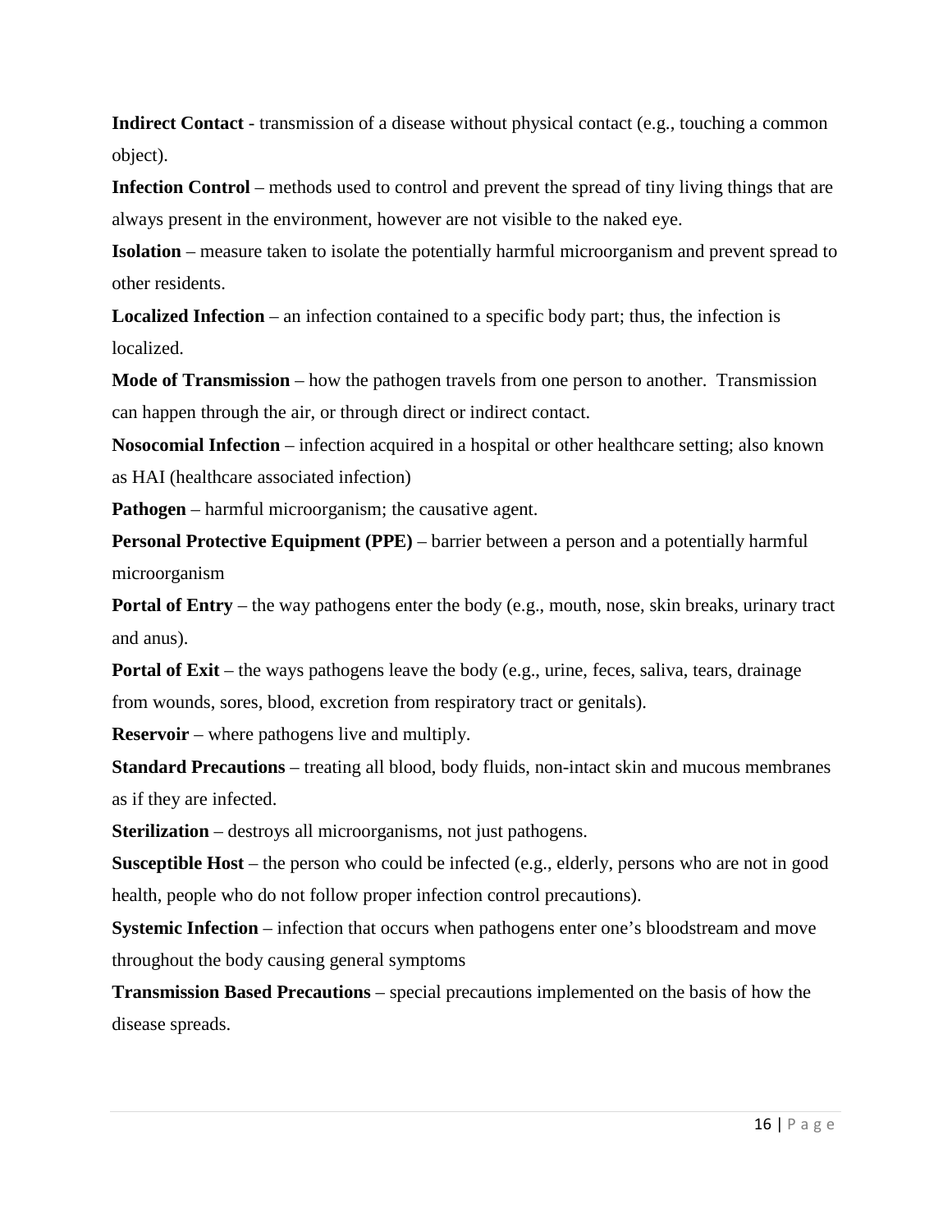**Indirect Contact** - transmission of a disease without physical contact (e.g., touching a common object).

**Infection Control** – methods used to control and prevent the spread of tiny living things that are always present in the environment, however are not visible to the naked eye.

**Isolation** – measure taken to isolate the potentially harmful microorganism and prevent spread to other residents.

**Localized Infection** – an infection contained to a specific body part; thus, the infection is localized.

**Mode of Transmission** – how the pathogen travels from one person to another. Transmission can happen through the air, or through direct or indirect contact.

**Nosocomial Infection** – infection acquired in a hospital or other healthcare setting; also known as HAI (healthcare associated infection)

**Pathogen** – harmful microorganism; the causative agent.

**Personal Protective Equipment (PPE)** – barrier between a person and a potentially harmful microorganism

**Portal of Entry** – the way pathogens enter the body (e.g., mouth, nose, skin breaks, urinary tract and anus).

**Portal of Exit** – the ways pathogens leave the body (e.g., urine, feces, saliva, tears, drainage from wounds, sores, blood, excretion from respiratory tract or genitals).

**Reservoir** – where pathogens live and multiply.

**Standard Precautions** – treating all blood, body fluids, non-intact skin and mucous membranes as if they are infected.

**Sterilization** – destroys all microorganisms, not just pathogens.

**Susceptible Host** – the person who could be infected (e.g., elderly, persons who are not in good health, people who do not follow proper infection control precautions).

**Systemic Infection** – infection that occurs when pathogens enter one's bloodstream and move throughout the body causing general symptoms

**Transmission Based Precautions** – special precautions implemented on the basis of how the disease spreads.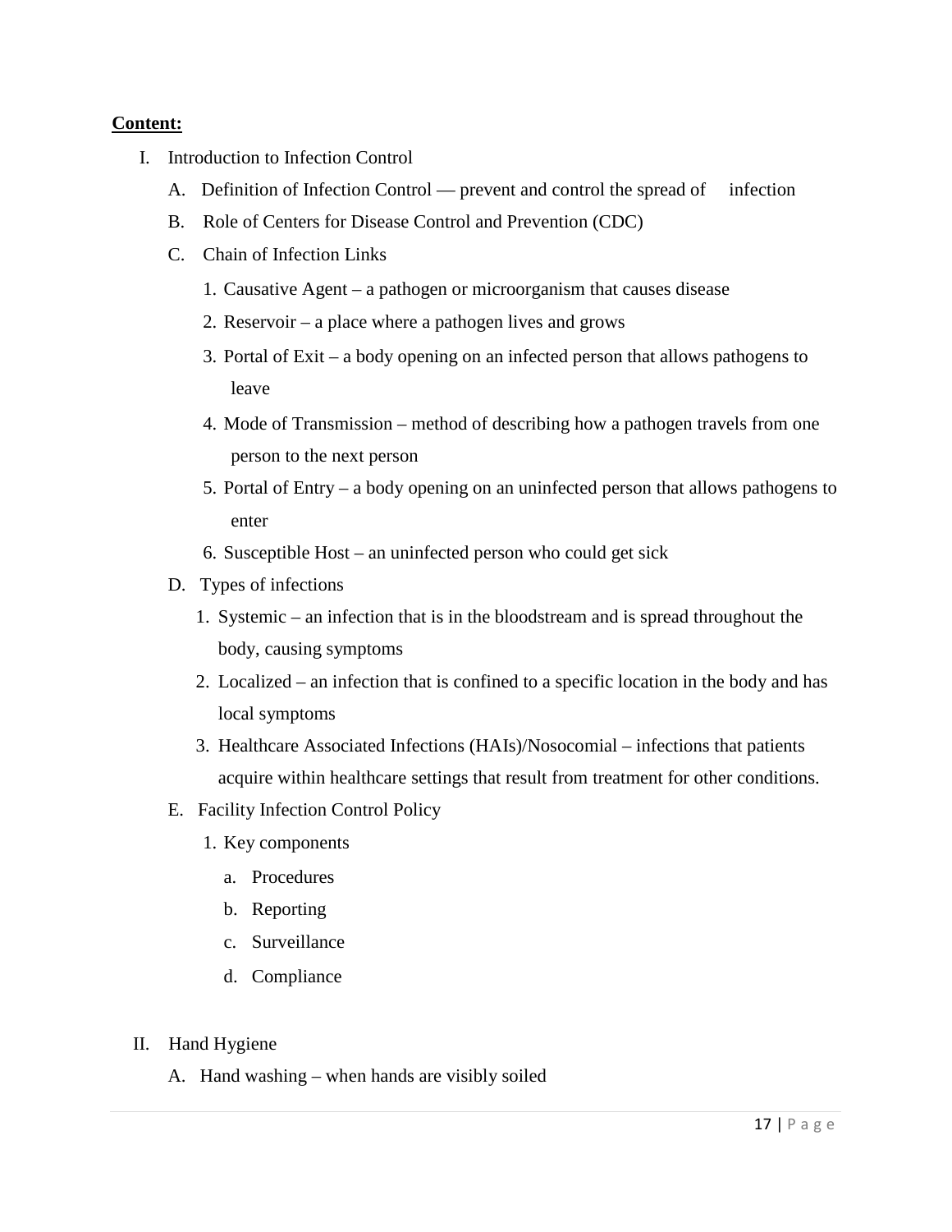**<u>Content:</u>**

I. Introduction to Infection Control

   A. Definition of Infection Control — prevent and control the spread of infection

   B. Role of Centers for Disease Control and Prevention (CDC)

   C. Chain of Infection Links

      1. Causative Agent – a pathogen or microorganism that causes disease
      2. Reservoir – a place where a pathogen lives and grows
      3. Portal of Exit – a body opening on an infected person that allows pathogens to leave
      4. Mode of Transmission – method of describing how a pathogen travels from one person to the next person
      5. Portal of Entry – a body opening on an uninfected person that allows pathogens to enter
      6. Susceptible Host – an uninfected person who could get sick

   D. Types of infections

      1. Systemic – an infection that is in the bloodstream and is spread throughout the body, causing symptoms
      2. Localized – an infection that is confined to a specific location in the body and has local symptoms
      3. Healthcare Associated Infections (HAIs)/Nosocomial – infections that patients acquire within healthcare settings that result from treatment for other conditions.

   E. Facility Infection Control Policy

      1. Key components

         a. Procedures
         b. Reporting
         c. Surveillance
         d. Compliance

II. Hand Hygiene

   A. Hand washing – when hands are visibly soiled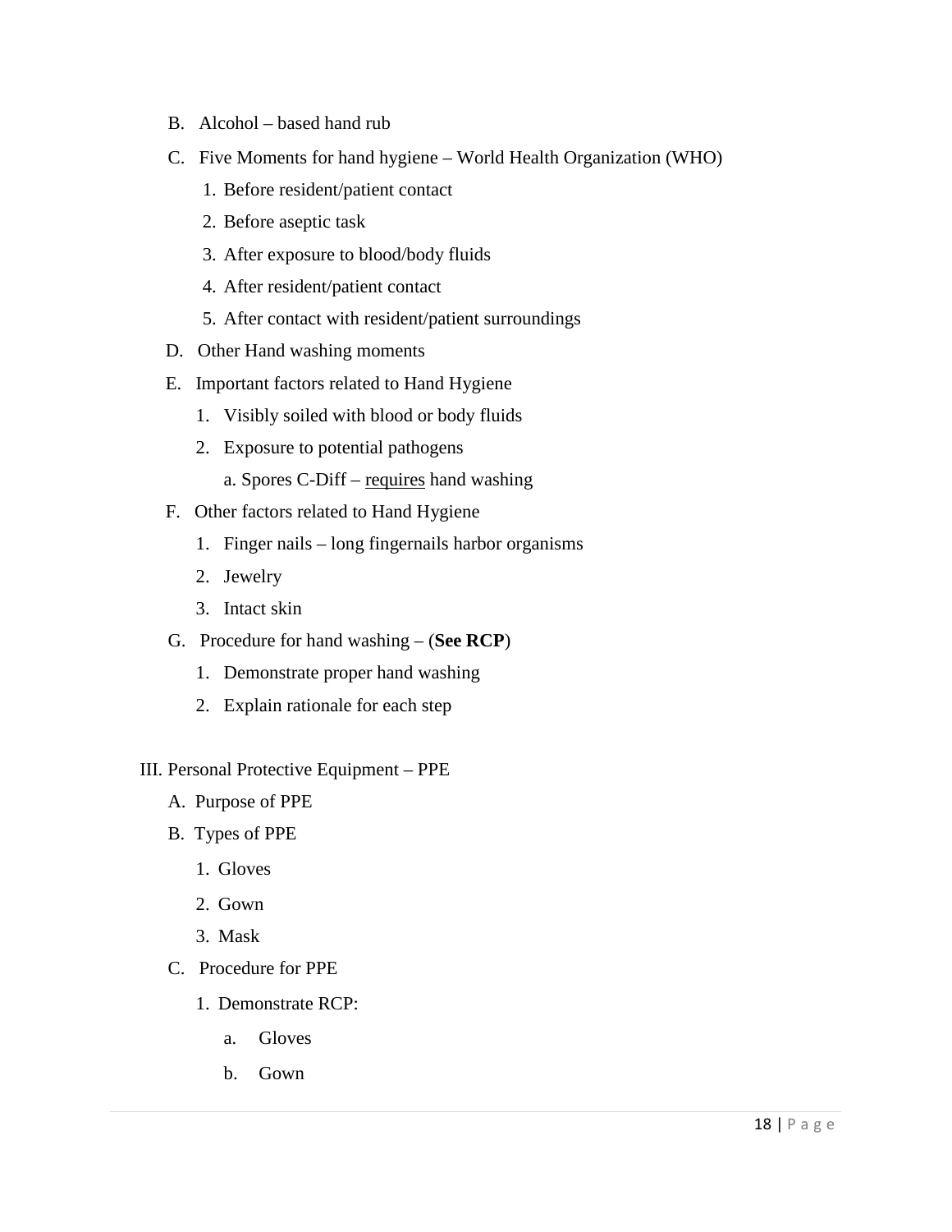B. Alcohol – based hand rub

C. Five Moments for hand hygiene – World Health Organization (WHO)

   1. Before resident/patient contact
   2. Before aseptic task
   3. After exposure to blood/body fluids
   4. After resident/patient contact
   5. After contact with resident/patient surroundings

D. Other Hand washing moments

E. Important factors related to Hand Hygiene

   1. Visibly soiled with blood or body fluids
   2. Exposure to potential pathogens

      a. Spores C-Diff – <u>requires</u> hand washing

F. Other factors related to Hand Hygiene

   1. Finger nails – long fingernails harbor organisms
   2. Jewelry
   3. Intact skin

G. Procedure for hand washing – (**See RCP**)

   1. Demonstrate proper hand washing
   2. Explain rationale for each step

III. Personal Protective Equipment – PPE

A. Purpose of PPE

B. Types of PPE

   1. Gloves
   2. Gown
   3. Mask

C. Procedure for PPE

   1. Demonstrate RCP:

      a. Gloves

      b. Gown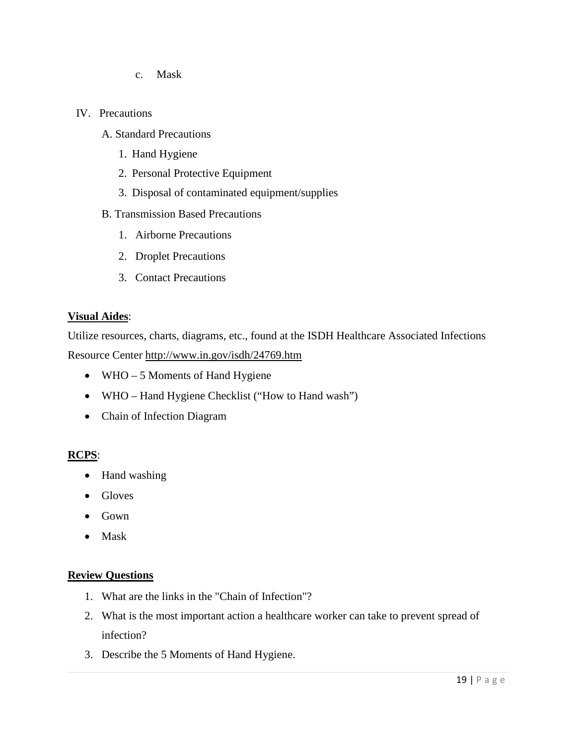c. Mask

IV. Precautions

   A. Standard Precautions

      1. Hand Hygiene
      2. Personal Protective Equipment
      3. Disposal of contaminated equipment/supplies

   B. Transmission Based Precautions

      1. Airborne Precautions
      2. Droplet Precautions
      3. Contact Precautions

**Visual Aides**:

Utilize resources, charts, diagrams, etc., found at the ISDH Healthcare Associated Infections Resource Center http://www.in.gov/isdh/24769.htm

- WHO – 5 Moments of Hand Hygiene
- WHO – Hand Hygiene Checklist ("How to Hand wash")
- Chain of Infection Diagram

**RCPS**:

- Hand washing
- Gloves
- Gown
- Mask

**Review Questions**

1. What are the links in the "Chain of Infection"?
2. What is the most important action a healthcare worker can take to prevent spread of infection?
3. Describe the 5 Moments of Hand Hygiene.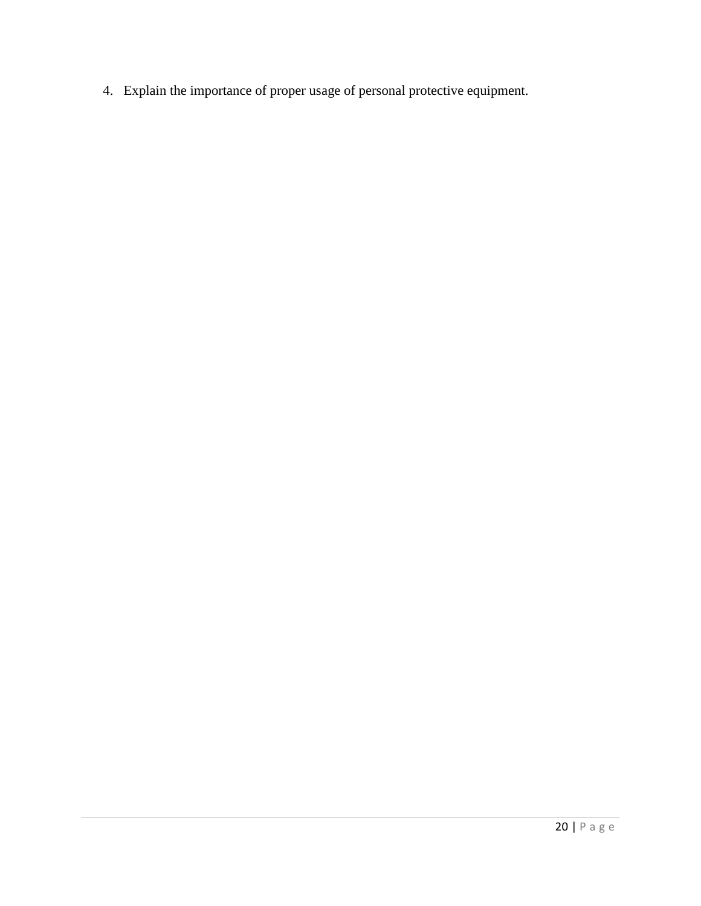4. Explain the importance of proper usage of personal protective equipment.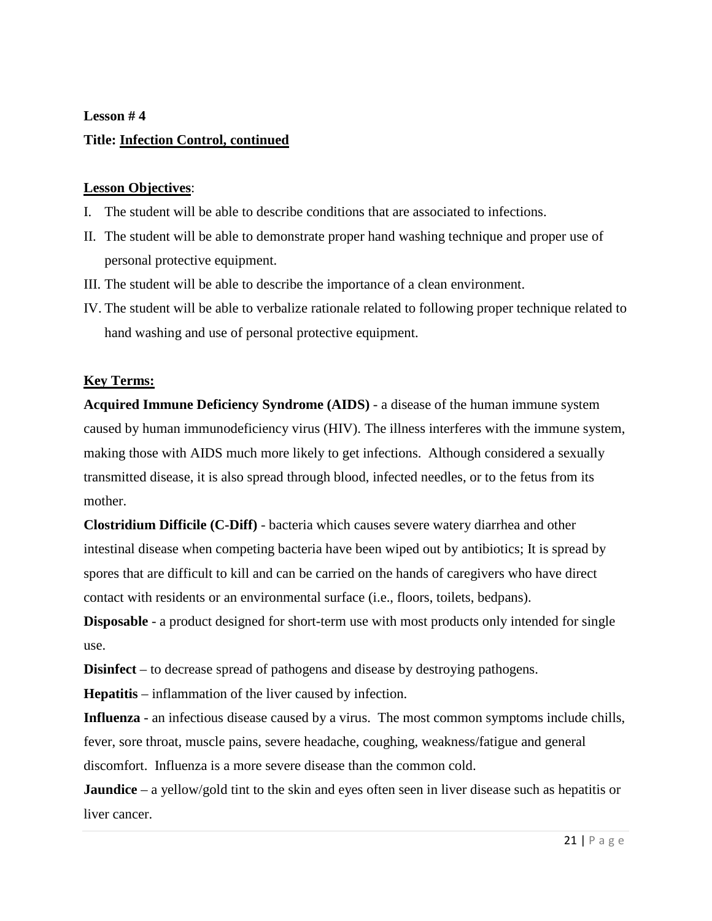**Lesson # 4**

**Title: Infection Control, continued**

**Lesson Objectives**:

I. The student will be able to describe conditions that are associated to infections.
II. The student will be able to demonstrate proper hand washing technique and proper use of personal protective equipment.
III. The student will be able to describe the importance of a clean environment.
IV. The student will be able to verbalize rationale related to following proper technique related to hand washing and use of personal protective equipment.

**Key Terms:**

**Acquired Immune Deficiency Syndrome (AIDS)** - a disease of the human immune system caused by human immunodeficiency virus (HIV). The illness interferes with the immune system, making those with AIDS much more likely to get infections. Although considered a sexually transmitted disease, it is also spread through blood, infected needles, or to the fetus from its mother.

**Clostridium Difficile (C-Diff)** - bacteria which causes severe watery diarrhea and other intestinal disease when competing bacteria have been wiped out by antibiotics; It is spread by spores that are difficult to kill and can be carried on the hands of caregivers who have direct contact with residents or an environmental surface (i.e., floors, toilets, bedpans).

**Disposable** - a product designed for short-term use with most products only intended for single use.

**Disinfect** – to decrease spread of pathogens and disease by destroying pathogens.

**Hepatitis** – inflammation of the liver caused by infection.

**Influenza** - an infectious disease caused by a virus. The most common symptoms include chills, fever, sore throat, muscle pains, severe headache, coughing, weakness/fatigue and general discomfort. Influenza is a more severe disease than the common cold.

**Jaundice** – a yellow/gold tint to the skin and eyes often seen in liver disease such as hepatitis or liver cancer.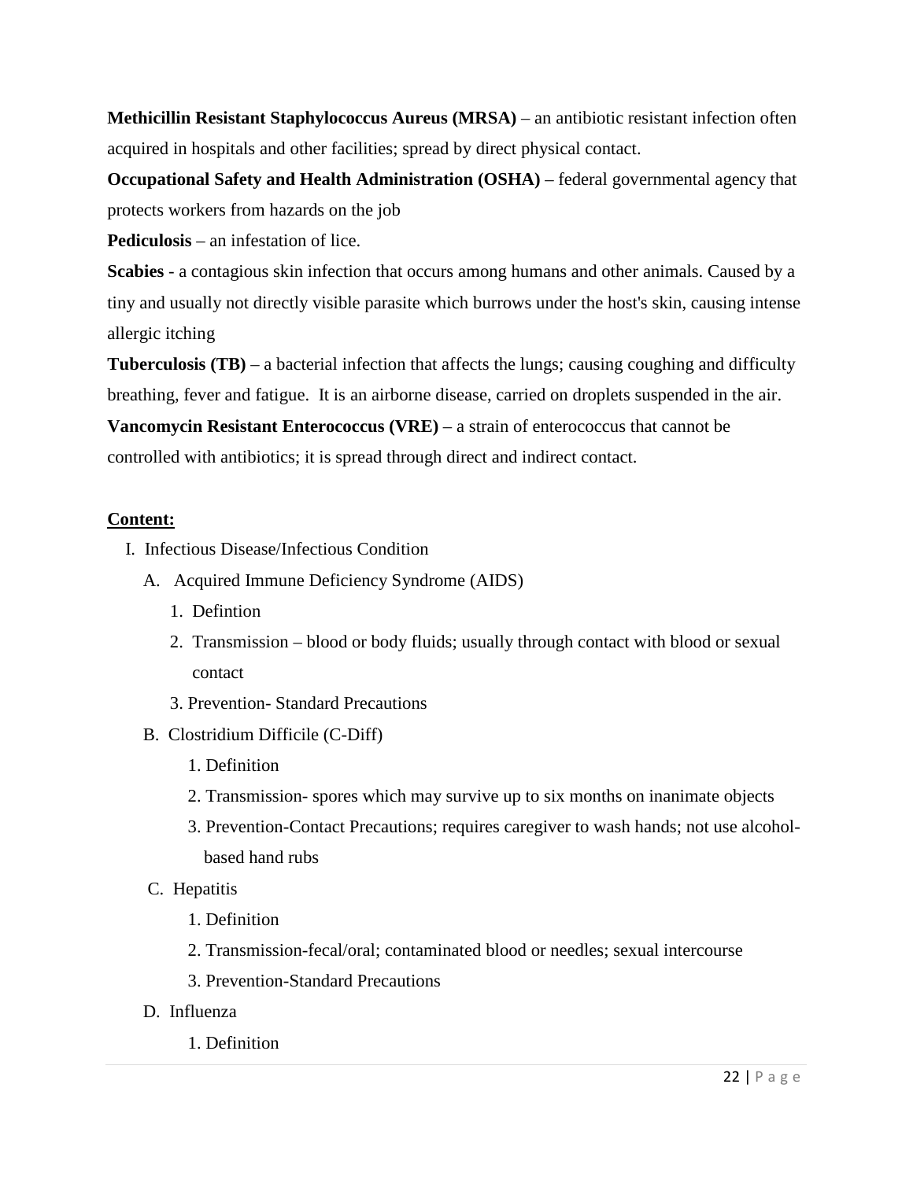**Methicillin Resistant Staphylococcus Aureus (MRSA)** – an antibiotic resistant infection often acquired in hospitals and other facilities; spread by direct physical contact.

**Occupational Safety and Health Administration (OSHA)** – federal governmental agency that protects workers from hazards on the job

**Pediculosis** – an infestation of lice.

**Scabies** - a contagious skin infection that occurs among humans and other animals. Caused by a tiny and usually not directly visible parasite which burrows under the host's skin, causing intense allergic itching

**Tuberculosis (TB)** – a bacterial infection that affects the lungs; causing coughing and difficulty breathing, fever and fatigue. It is an airborne disease, carried on droplets suspended in the air.

**Vancomycin Resistant Enterococcus (VRE)** – a strain of enterococcus that cannot be controlled with antibiotics; it is spread through direct and indirect contact.

**<u>Content:</u>**

I. Infectious Disease/Infectious Condition
   - A. Acquired Immune Deficiency Syndrome (AIDS)
     1. Defintion
     2. Transmission – blood or body fluids; usually through contact with blood or sexual contact
     3. Prevention- Standard Precautions
   - B. Clostridium Difficile (C-Diff)
     1. Definition
     2. Transmission- spores which may survive up to six months on inanimate objects
     3. Prevention-Contact Precautions; requires caregiver to wash hands; not use alcohol-based hand rubs
   - C. Hepatitis
     1. Definition
     2. Transmission-fecal/oral; contaminated blood or needles; sexual intercourse
     3. Prevention-Standard Precautions
   - D. Influenza
     1. Definition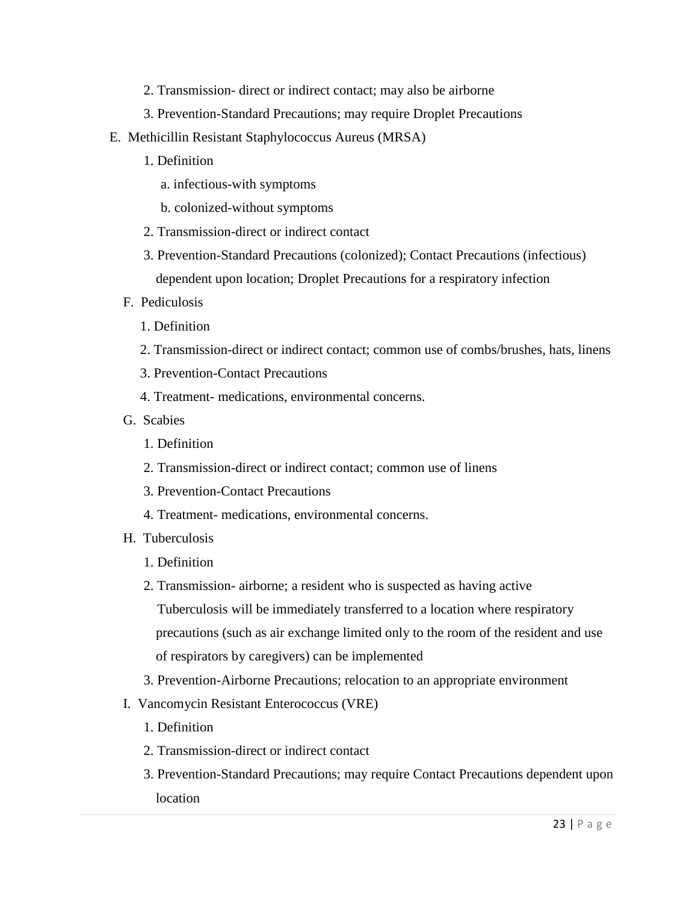2. Transmission- direct or indirect contact; may also be airborne
3. Prevention-Standard Precautions; may require Droplet Precautions

E. Methicillin Resistant Staphylococcus Aureus (MRSA)
   1. Definition
      a. infectious-with symptoms
      b. colonized-without symptoms
   2. Transmission-direct or indirect contact
   3. Prevention-Standard Precautions (colonized); Contact Precautions (infectious) dependent upon location; Droplet Precautions for a respiratory infection

F. Pediculosis
   1. Definition
   2. Transmission-direct or indirect contact; common use of combs/brushes, hats, linens
   3. Prevention-Contact Precautions
   4. Treatment- medications, environmental concerns.

G. Scabies
   1. Definition
   2. Transmission-direct or indirect contact; common use of linens
   3. Prevention-Contact Precautions
   4. Treatment- medications, environmental concerns.

H. Tuberculosis
   1. Definition
   2. Transmission- airborne; a resident who is suspected as having active Tuberculosis will be immediately transferred to a location where respiratory precautions (such as air exchange limited only to the room of the resident and use of respirators by caregivers) can be implemented
   3. Prevention-Airborne Precautions; relocation to an appropriate environment

I. Vancomycin Resistant Enterococcus (VRE)
   1. Definition
   2. Transmission-direct or indirect contact
   3. Prevention-Standard Precautions; may require Contact Precautions dependent upon location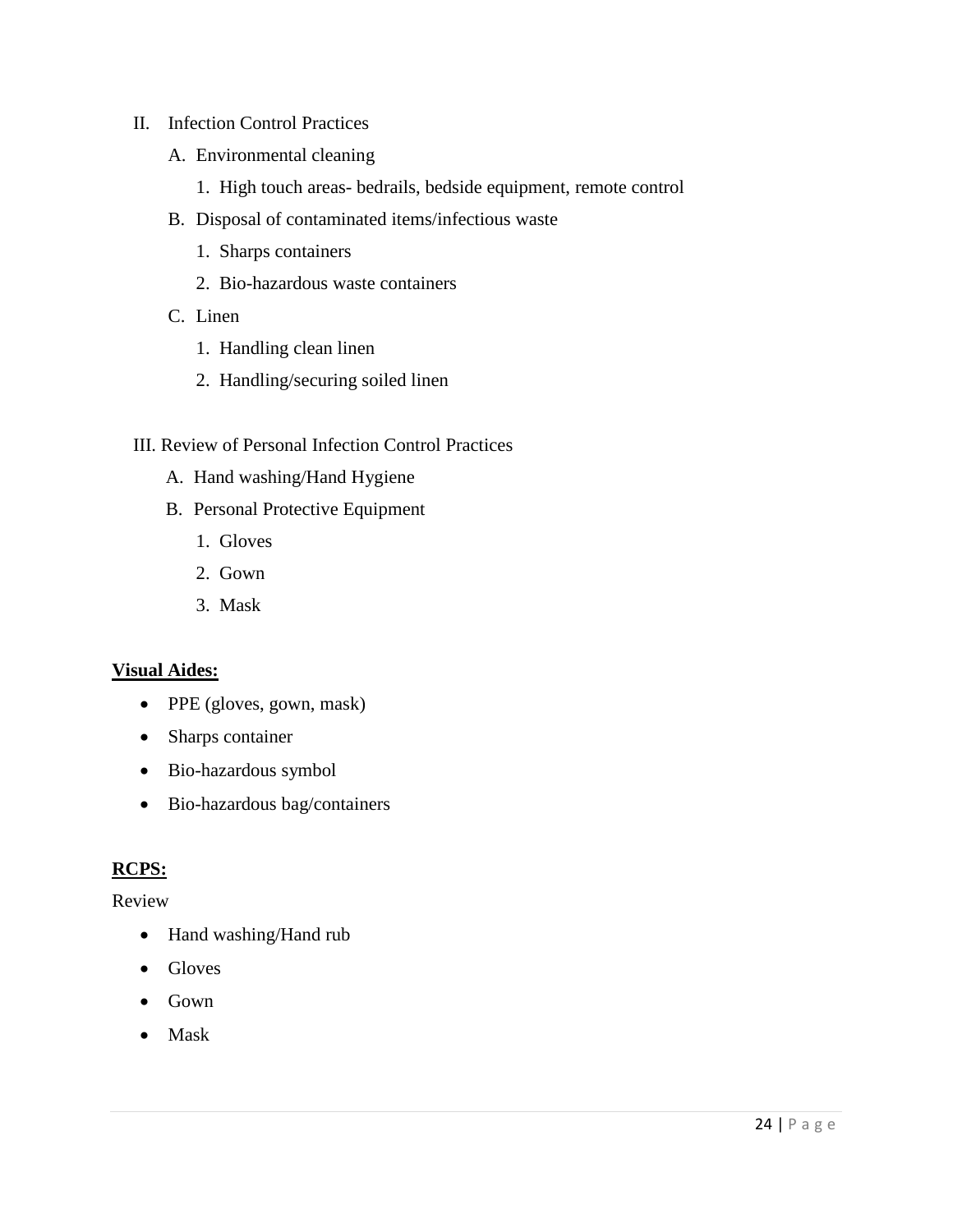II. Infection Control Practices

   A. Environmental cleaning

      1. High touch areas- bedrails, bedside equipment, remote control

   B. Disposal of contaminated items/infectious waste

      1. Sharps containers
      2. Bio-hazardous waste containers

   C. Linen

      1. Handling clean linen
      2. Handling/securing soiled linen

III. Review of Personal Infection Control Practices

   A. Hand washing/Hand Hygiene

   B. Personal Protective Equipment

      1. Gloves
      2. Gown
      3. Mask

**Visual Aides:**

- PPE (gloves, gown, mask)
- Sharps container
- Bio-hazardous symbol
- Bio-hazardous bag/containers

**RCPS:**

Review

- Hand washing/Hand rub
- Gloves
- Gown
- Mask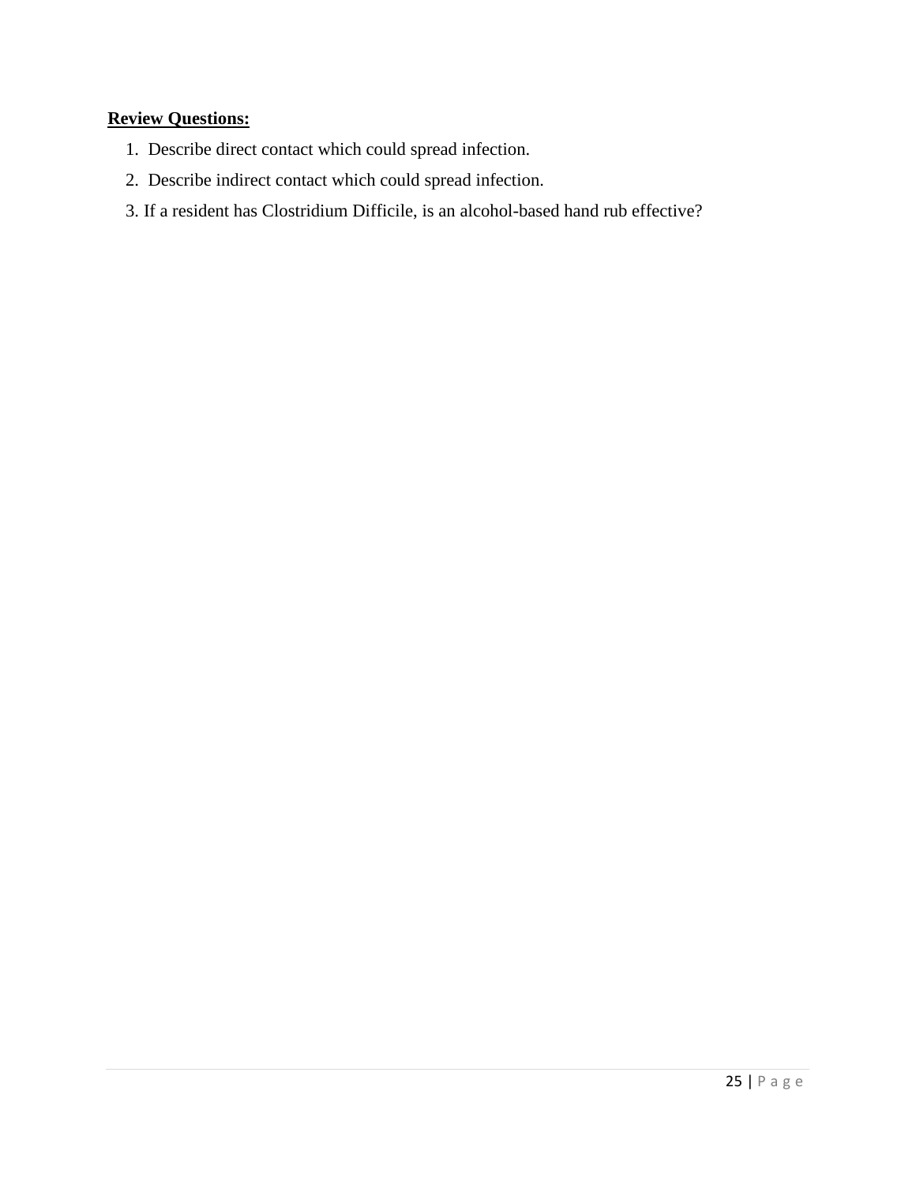**Review Questions:**

1. Describe direct contact which could spread infection.
2. Describe indirect contact which could spread infection.
3. If a resident has Clostridium Difficile, is an alcohol-based hand rub effective?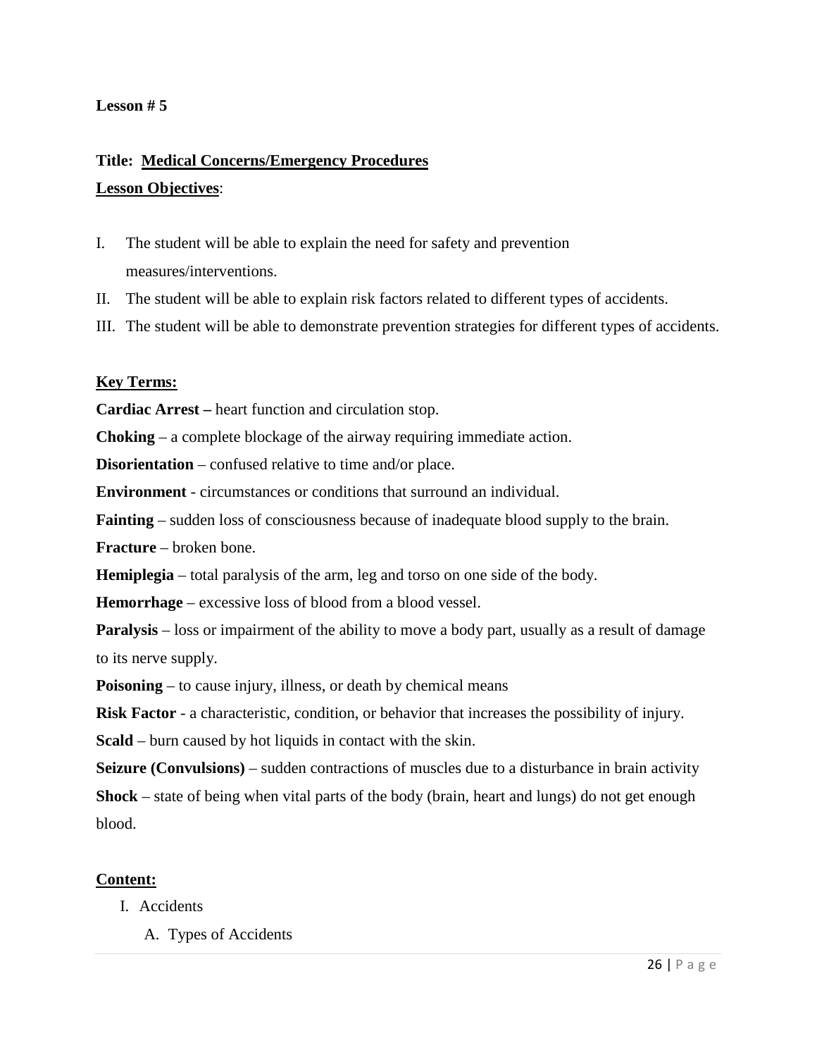**Lesson # 5**

**Title: Medical Concerns/Emergency Procedures**

**Lesson Objectives**:

I. The student will be able to explain the need for safety and prevention measures/interventions.
II. The student will be able to explain risk factors related to different types of accidents.
III. The student will be able to demonstrate prevention strategies for different types of accidents.

**Key Terms:**

**Cardiac Arrest –** heart function and circulation stop.

**Choking** – a complete blockage of the airway requiring immediate action.

**Disorientation** – confused relative to time and/or place.

**Environment** - circumstances or conditions that surround an individual.

**Fainting** – sudden loss of consciousness because of inadequate blood supply to the brain.

**Fracture** – broken bone.

**Hemiplegia** – total paralysis of the arm, leg and torso on one side of the body.

**Hemorrhage** – excessive loss of blood from a blood vessel.

**Paralysis** – loss or impairment of the ability to move a body part, usually as a result of damage to its nerve supply.

**Poisoning** – to cause injury, illness, or death by chemical means

**Risk Factor** - a characteristic, condition, or behavior that increases the possibility of injury.

**Scald** – burn caused by hot liquids in contact with the skin.

**Seizure (Convulsions)** – sudden contractions of muscles due to a disturbance in brain activity

**Shock** – state of being when vital parts of the body (brain, heart and lungs) do not get enough blood.

**Content:**

I. Accidents
   A. Types of Accidents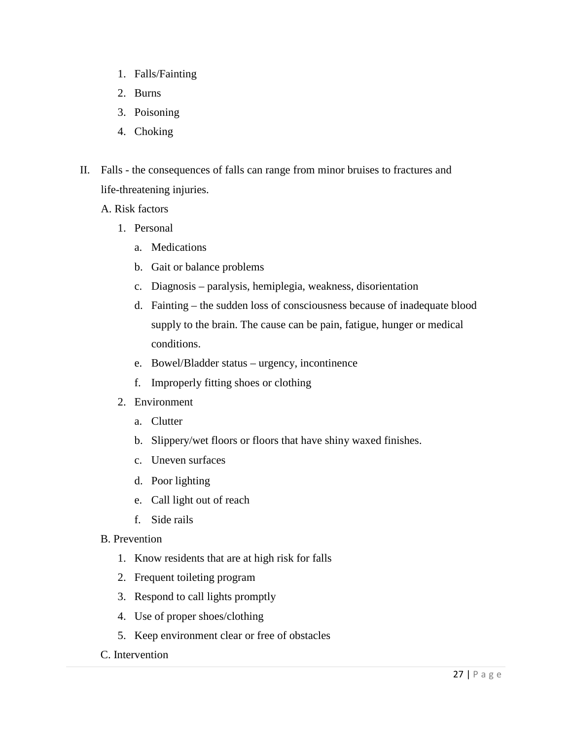1. Falls/Fainting
2. Burns
3. Poisoning
4. Choking

II. Falls - the consequences of falls can range from minor bruises to fractures and life-threatening injuries.

   A. Risk factors

      1. Personal
         a. Medications
         b. Gait or balance problems
         c. Diagnosis – paralysis, hemiplegia, weakness, disorientation
         d. Fainting – the sudden loss of consciousness because of inadequate blood supply to the brain. The cause can be pain, fatigue, hunger or medical conditions.
         e. Bowel/Bladder status – urgency, incontinence
         f. Improperly fitting shoes or clothing
      2. Environment
         a. Clutter
         b. Slippery/wet floors or floors that have shiny waxed finishes.
         c. Uneven surfaces
         d. Poor lighting
         e. Call light out of reach
         f. Side rails

   B. Prevention

      1. Know residents that are at high risk for falls
      2. Frequent toileting program
      3. Respond to call lights promptly
      4. Use of proper shoes/clothing
      5. Keep environment clear or free of obstacles

   C. Intervention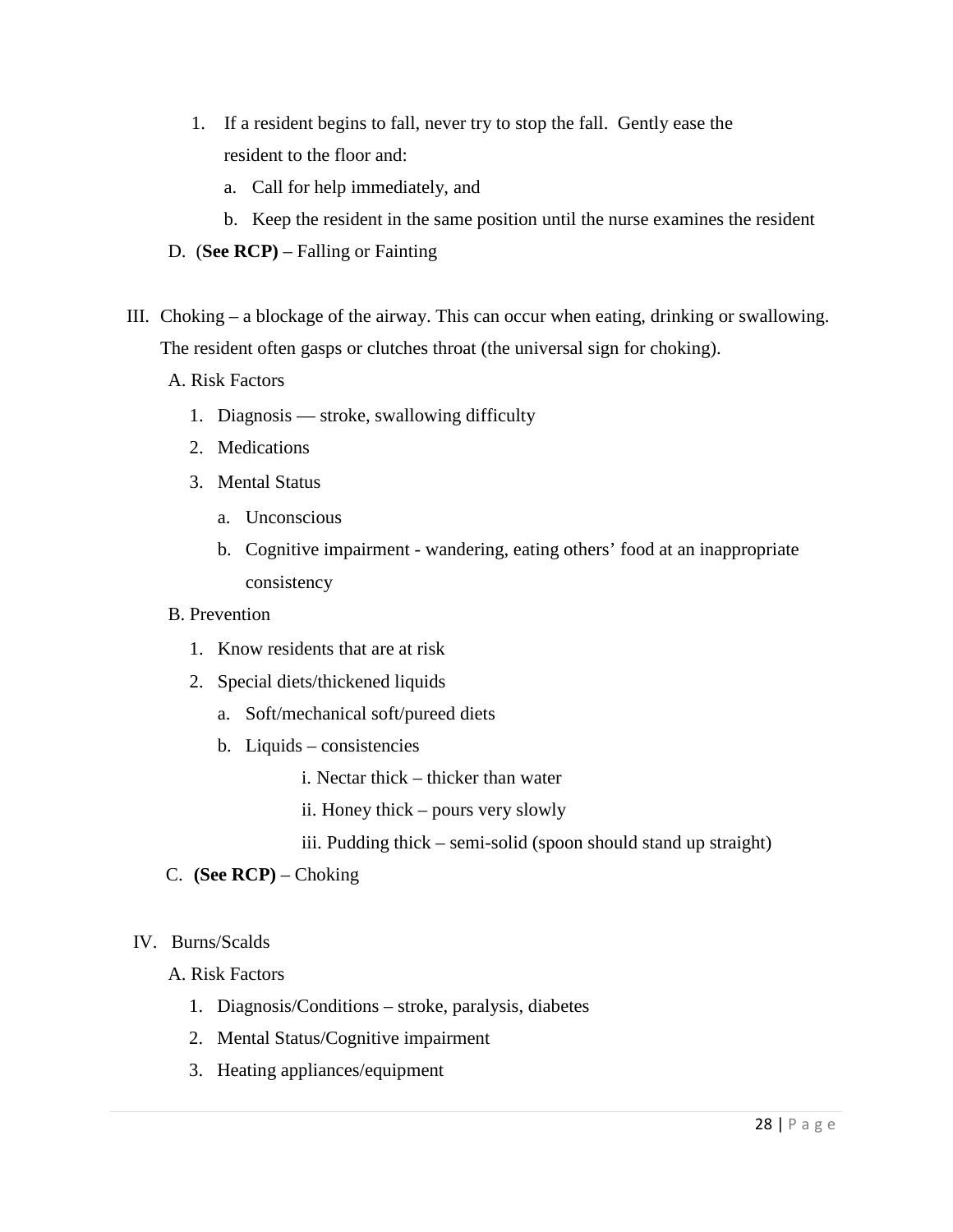1. If a resident begins to fall, never try to stop the fall. Gently ease the resident to the floor and:
   a. Call for help immediately, and
   b. Keep the resident in the same position until the nurse examines the resident

D. (**See RCP)** – Falling or Fainting

III. Choking – a blockage of the airway. This can occur when eating, drinking or swallowing. The resident often gasps or clutches throat (the universal sign for choking).

A. Risk Factors
   1. Diagnosis — stroke, swallowing difficulty
   2. Medications
   3. Mental Status
      a. Unconscious
      b. Cognitive impairment - wandering, eating others' food at an inappropriate consistency

B. Prevention
   1. Know residents that are at risk
   2. Special diets/thickened liquids
      a. Soft/mechanical soft/pureed diets
      b. Liquids – consistencies
         i. Nectar thick – thicker than water
         ii. Honey thick – pours very slowly
         iii. Pudding thick – semi-solid (spoon should stand up straight)

C. **(See RCP)** – Choking

IV. Burns/Scalds

A. Risk Factors
   1. Diagnosis/Conditions – stroke, paralysis, diabetes
   2. Mental Status/Cognitive impairment
   3. Heating appliances/equipment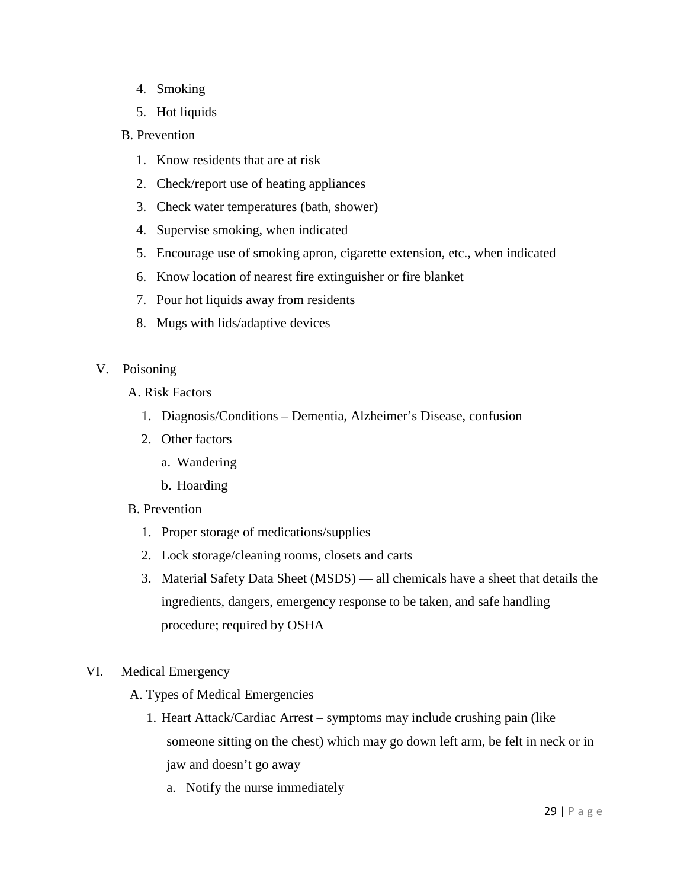4. Smoking
5. Hot liquids

B. Prevention

1. Know residents that are at risk
2. Check/report use of heating appliances
3. Check water temperatures (bath, shower)
4. Supervise smoking, when indicated
5. Encourage use of smoking apron, cigarette extension, etc., when indicated
6. Know location of nearest fire extinguisher or fire blanket
7. Pour hot liquids away from residents
8. Mugs with lids/adaptive devices

V. Poisoning

A. Risk Factors

1. Diagnosis/Conditions – Dementia, Alzheimer's Disease, confusion
2. Other factors
   a. Wandering
   b. Hoarding

B. Prevention

1. Proper storage of medications/supplies
2. Lock storage/cleaning rooms, closets and carts
3. Material Safety Data Sheet (MSDS) — all chemicals have a sheet that details the ingredients, dangers, emergency response to be taken, and safe handling procedure; required by OSHA

VI. Medical Emergency

A. Types of Medical Emergencies

1. Heart Attack/Cardiac Arrest – symptoms may include crushing pain (like someone sitting on the chest) which may go down left arm, be felt in neck or in jaw and doesn't go away
   a. Notify the nurse immediately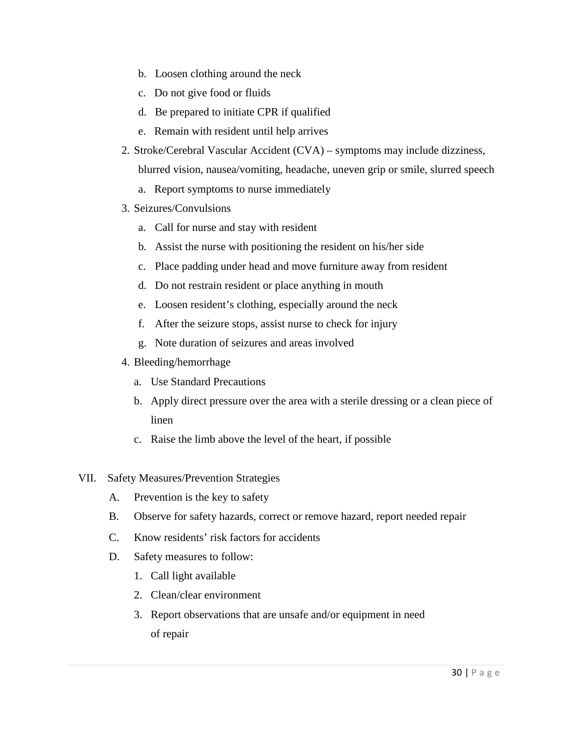b. Loosen clothing around the neck
   c. Do not give food or fluids
   d. Be prepared to initiate CPR if qualified
   e. Remain with resident until help arrives

2. Stroke/Cerebral Vascular Accident (CVA) – symptoms may include dizziness, blurred vision, nausea/vomiting, headache, uneven grip or smile, slurred speech
   a. Report symptoms to nurse immediately
3. Seizures/Convulsions
   a. Call for nurse and stay with resident
   b. Assist the nurse with positioning the resident on his/her side
   c. Place padding under head and move furniture away from resident
   d. Do not restrain resident or place anything in mouth
   e. Loosen resident's clothing, especially around the neck
   f. After the seizure stops, assist nurse to check for injury
   g. Note duration of seizures and areas involved
4. Bleeding/hemorrhage
   a. Use Standard Precautions
   b. Apply direct pressure over the area with a sterile dressing or a clean piece of linen
   c. Raise the limb above the level of the heart, if possible

VII. Safety Measures/Prevention Strategies

   A. Prevention is the key to safety
   B. Observe for safety hazards, correct or remove hazard, report needed repair
   C. Know residents' risk factors for accidents
   D. Safety measures to follow:
      1. Call light available
      2. Clean/clear environment
      3. Report observations that are unsafe and/or equipment in need of repair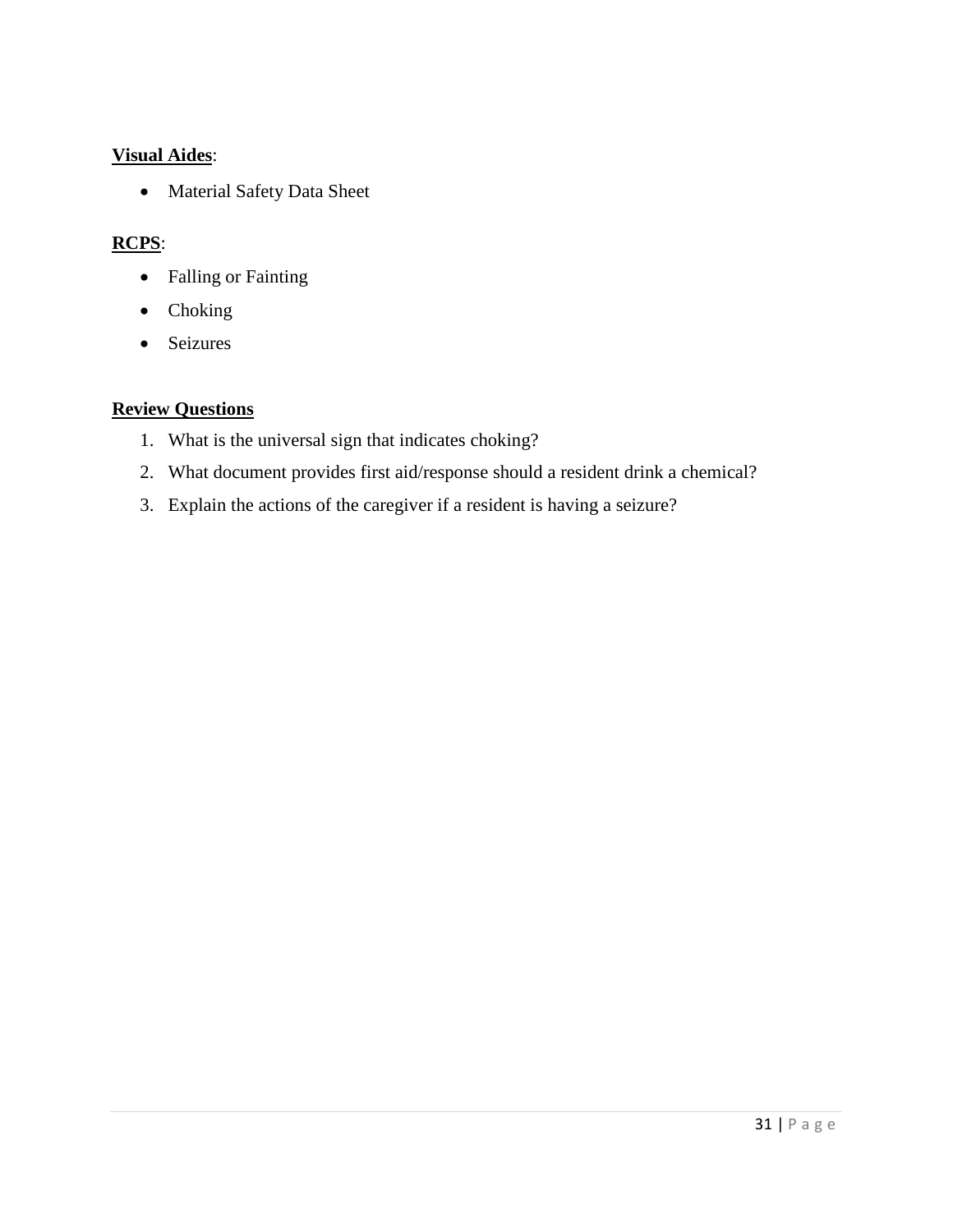**Visual Aides**:

- Material Safety Data Sheet

**RCPS**:

- Falling or Fainting
- Choking
- Seizures

**Review Questions**

1. What is the universal sign that indicates choking?
2. What document provides first aid/response should a resident drink a chemical?
3. Explain the actions of the caregiver if a resident is having a seizure?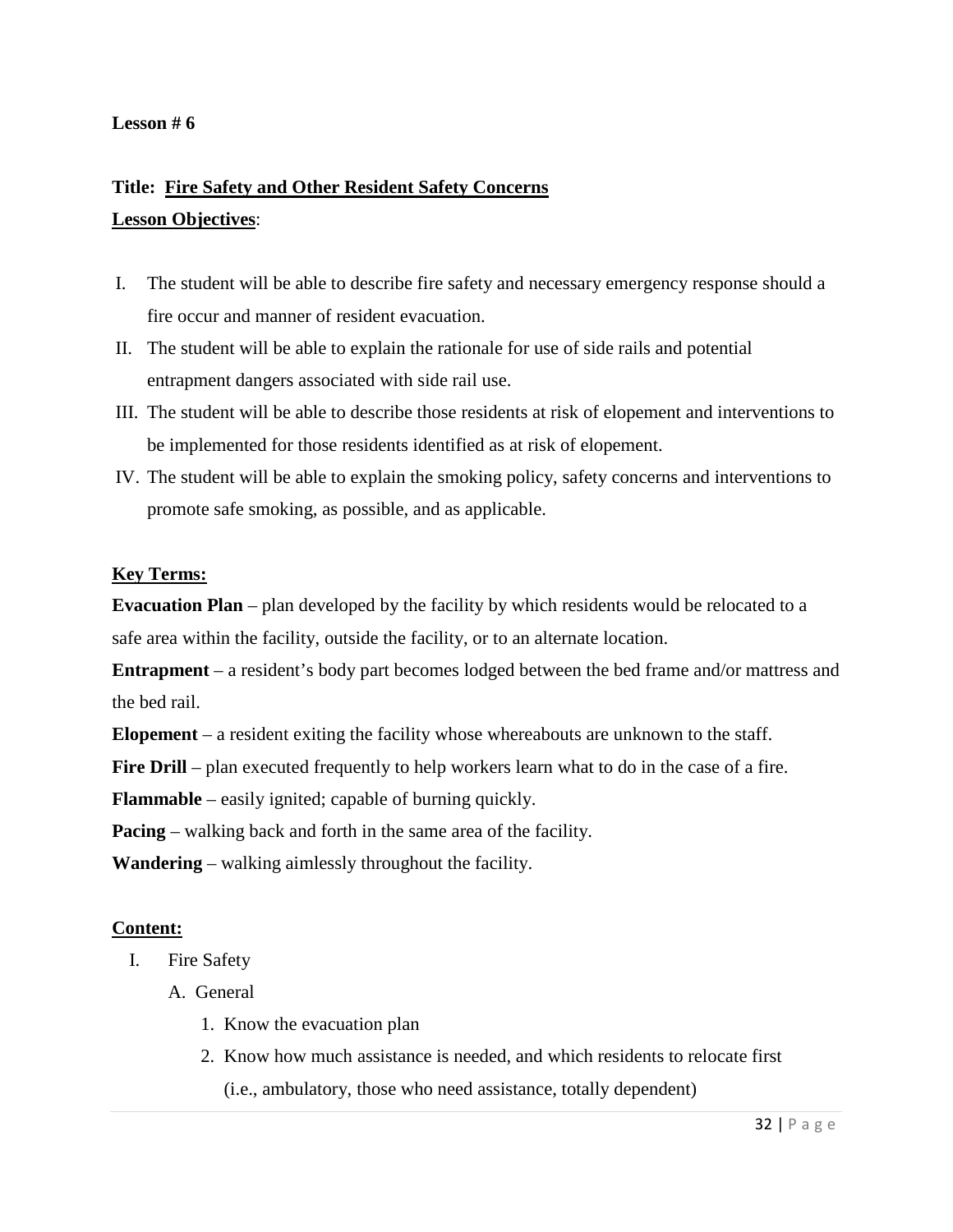**Lesson # 6**

**Title: <u>Fire Safety and Other Resident Safety Concerns</u>**

**<u>Lesson Objectives</u>**:

I. The student will be able to describe fire safety and necessary emergency response should a fire occur and manner of resident evacuation.
II. The student will be able to explain the rationale for use of side rails and potential entrapment dangers associated with side rail use.
III. The student will be able to describe those residents at risk of elopement and interventions to be implemented for those residents identified as at risk of elopement.
IV. The student will be able to explain the smoking policy, safety concerns and interventions to promote safe smoking, as possible, and as applicable.

**<u>Key Terms:</u>**

**Evacuation Plan** – plan developed by the facility by which residents would be relocated to a safe area within the facility, outside the facility, or to an alternate location.

**Entrapment** – a resident's body part becomes lodged between the bed frame and/or mattress and the bed rail.

**Elopement** – a resident exiting the facility whose whereabouts are unknown to the staff.

**Fire Drill** – plan executed frequently to help workers learn what to do in the case of a fire.

**Flammable** – easily ignited; capable of burning quickly.

**Pacing** – walking back and forth in the same area of the facility.

**Wandering** – walking aimlessly throughout the facility.

**<u>Content:</u>**

I. Fire Safety
   A. General
      1. Know the evacuation plan
      2. Know how much assistance is needed, and which residents to relocate first (i.e., ambulatory, those who need assistance, totally dependent)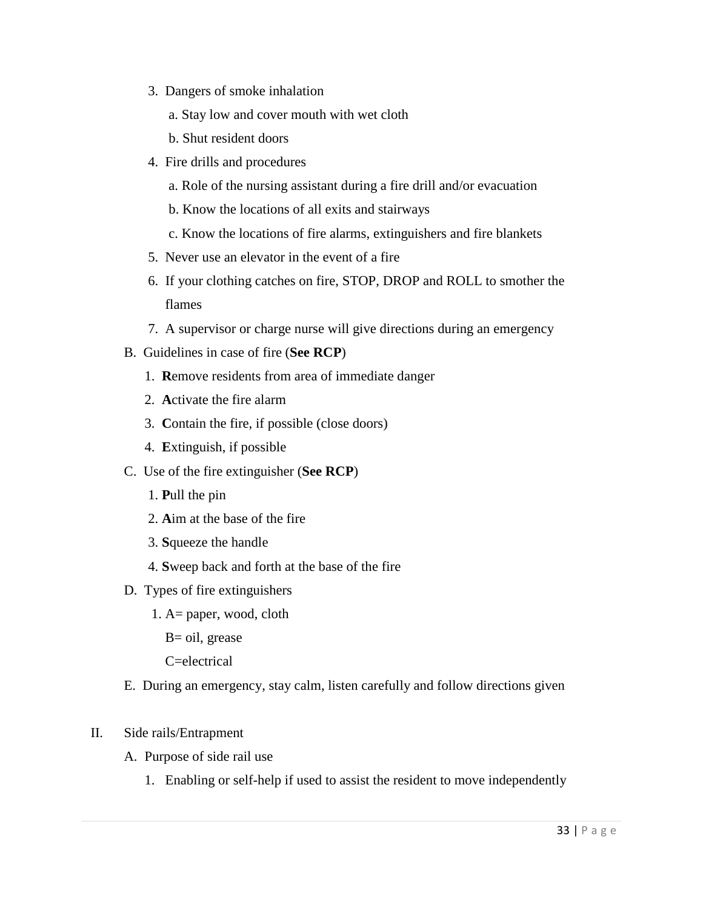3. Dangers of smoke inhalation
    a. Stay low and cover mouth with wet cloth
    b. Shut resident doors
4. Fire drills and procedures
    a. Role of the nursing assistant during a fire drill and/or evacuation
    b. Know the locations of all exits and stairways
    c. Know the locations of fire alarms, extinguishers and fire blankets
5. Never use an elevator in the event of a fire
6. If your clothing catches on fire, STOP, DROP and ROLL to smother the flames
7. A supervisor or charge nurse will give directions during an emergency

B. Guidelines in case of fire (**See RCP**)
    1. **R**emove residents from area of immediate danger
    2. **A**ctivate the fire alarm
    3. **C**ontain the fire, if possible (close doors)
    4. **E**xtinguish, if possible

C. Use of the fire extinguisher (**See RCP**)
    1. **P**ull the pin
    2. **A**im at the base of the fire
    3. **S**queeze the handle
    4. **S**weep back and forth at the base of the fire

D. Types of fire extinguishers
    1. A= paper, wood, cloth
       B= oil, grease
       C=electrical

E. During an emergency, stay calm, listen carefully and follow directions given

II. Side rails/Entrapment

A. Purpose of side rail use
    1. Enabling or self-help if used to assist the resident to move independently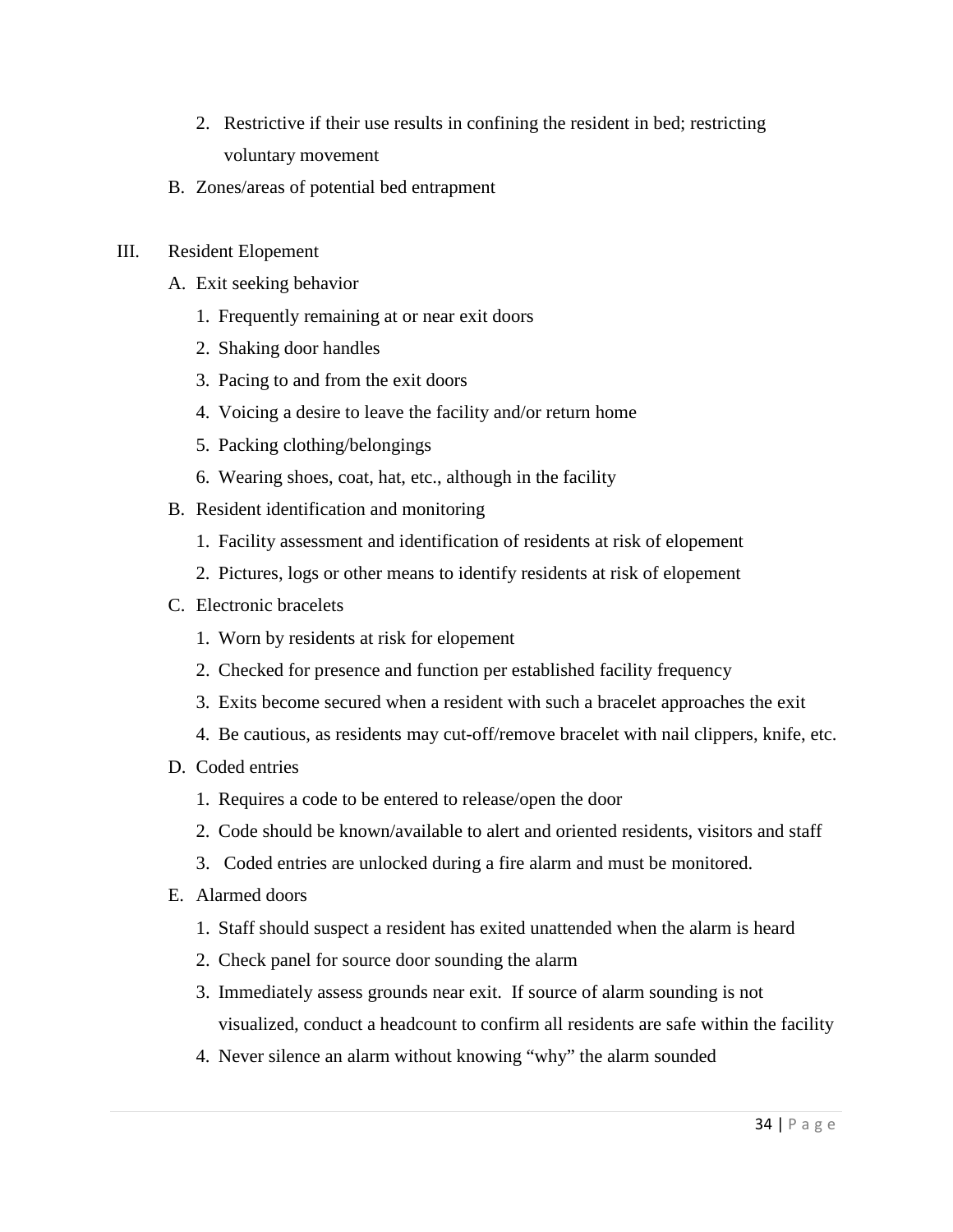2. Restrictive if their use results in confining the resident in bed; restricting voluntary movement

B. Zones/areas of potential bed entrapment

III. Resident Elopement

A. Exit seeking behavior

1. Frequently remaining at or near exit doors
2. Shaking door handles
3. Pacing to and from the exit doors
4. Voicing a desire to leave the facility and/or return home
5. Packing clothing/belongings
6. Wearing shoes, coat, hat, etc., although in the facility

B. Resident identification and monitoring

1. Facility assessment and identification of residents at risk of elopement
2. Pictures, logs or other means to identify residents at risk of elopement

C. Electronic bracelets

1. Worn by residents at risk for elopement
2. Checked for presence and function per established facility frequency
3. Exits become secured when a resident with such a bracelet approaches the exit
4. Be cautious, as residents may cut-off/remove bracelet with nail clippers, knife, etc.

D. Coded entries

1. Requires a code to be entered to release/open the door
2. Code should be known/available to alert and oriented residents, visitors and staff
3. Coded entries are unlocked during a fire alarm and must be monitored.

E. Alarmed doors

1. Staff should suspect a resident has exited unattended when the alarm is heard
2. Check panel for source door sounding the alarm
3. Immediately assess grounds near exit. If source of alarm sounding is not visualized, conduct a headcount to confirm all residents are safe within the facility
4. Never silence an alarm without knowing "why" the alarm sounded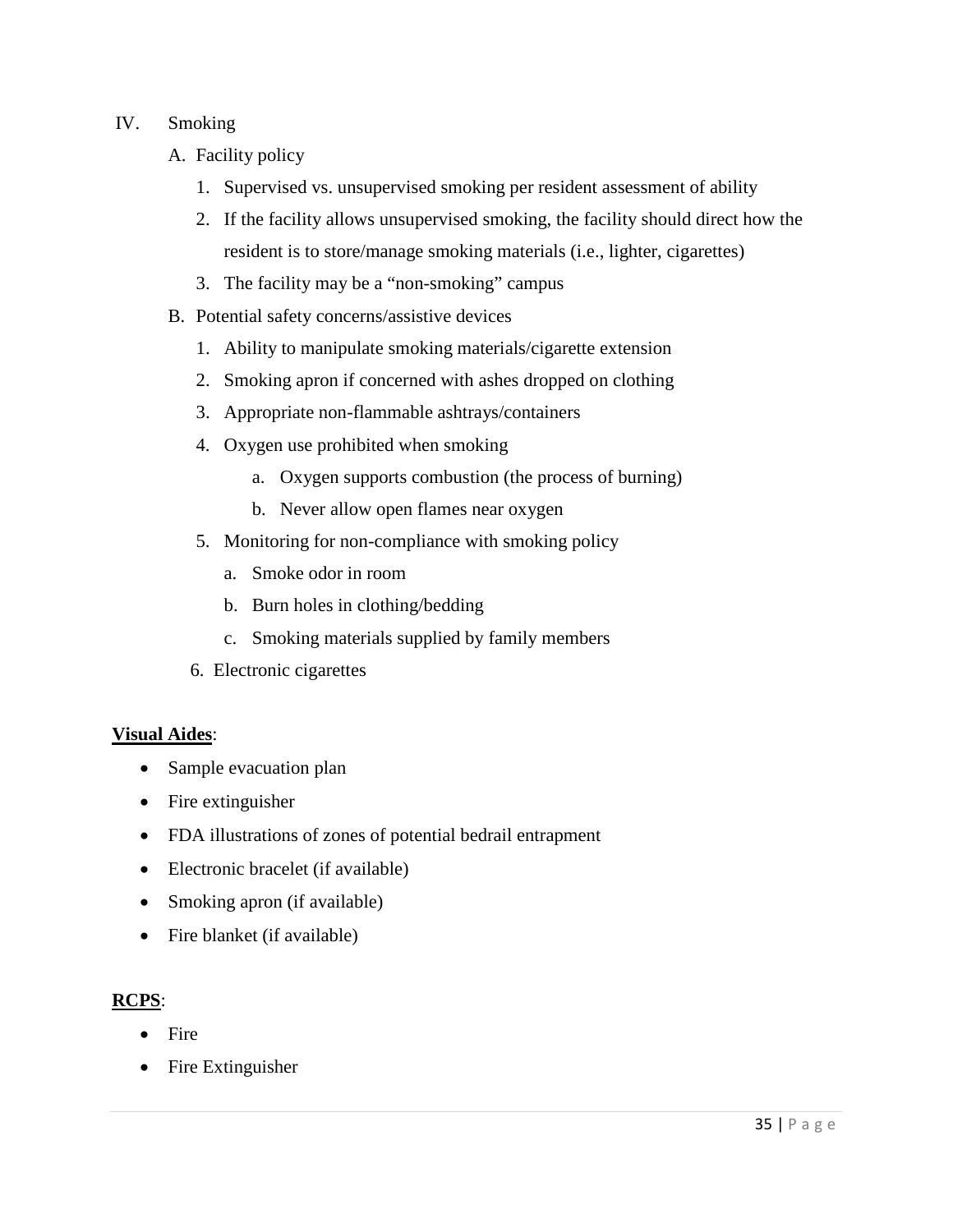IV. Smoking

A. Facility policy

1. Supervised vs. unsupervised smoking per resident assessment of ability
2. If the facility allows unsupervised smoking, the facility should direct how the resident is to store/manage smoking materials (i.e., lighter, cigarettes)
3. The facility may be a "non-smoking" campus

B. Potential safety concerns/assistive devices

1. Ability to manipulate smoking materials/cigarette extension
2. Smoking apron if concerned with ashes dropped on clothing
3. Appropriate non-flammable ashtrays/containers
4. Oxygen use prohibited when smoking
   a. Oxygen supports combustion (the process of burning)
   b. Never allow open flames near oxygen
5. Monitoring for non-compliance with smoking policy
   a. Smoke odor in room
   b. Burn holes in clothing/bedding
   c. Smoking materials supplied by family members
6. Electronic cigarettes

**Visual Aides**:

- Sample evacuation plan
- Fire extinguisher
- FDA illustrations of zones of potential bedrail entrapment
- Electronic bracelet (if available)
- Smoking apron (if available)
- Fire blanket (if available)

**RCPS**:

- Fire
- Fire Extinguisher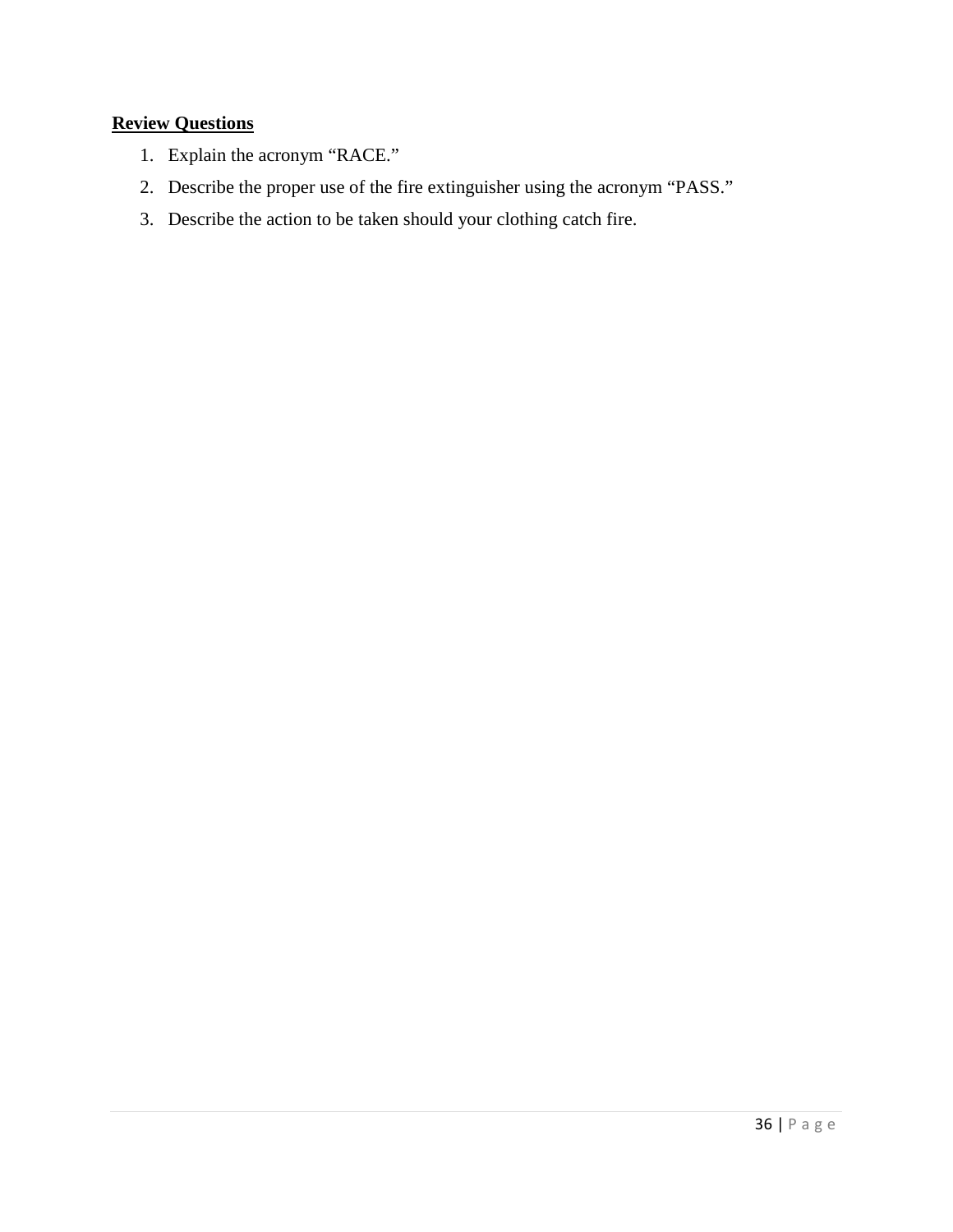**Review Questions**

1. Explain the acronym “RACE.”
2. Describe the proper use of the fire extinguisher using the acronym “PASS.”
3. Describe the action to be taken should your clothing catch fire.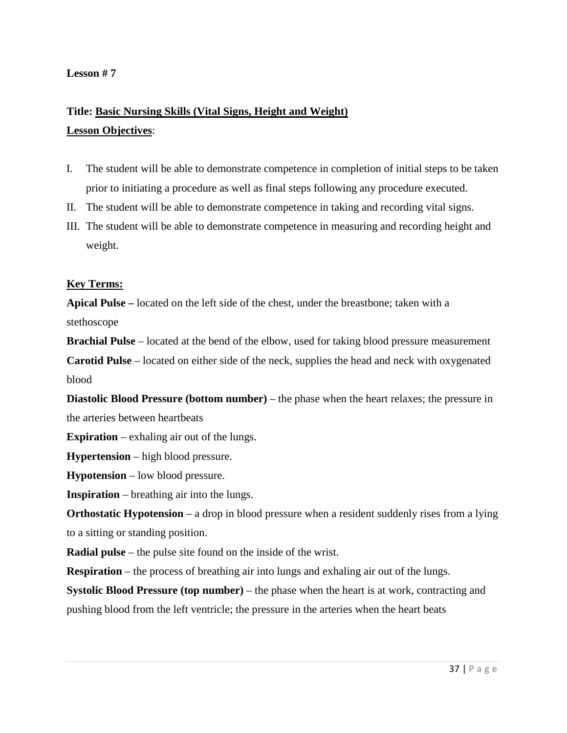**Lesson # 7**

**Title: Basic Nursing Skills (Vital Signs, Height and Weight)**

**Lesson Objectives**:

I. The student will be able to demonstrate competence in completion of initial steps to be taken prior to initiating a procedure as well as final steps following any procedure executed.
II. The student will be able to demonstrate competence in taking and recording vital signs.
III. The student will be able to demonstrate competence in measuring and recording height and weight.

**Key Terms:**

**Apical Pulse –** located on the left side of the chest, under the breastbone; taken with a stethoscope

**Brachial Pulse** – located at the bend of the elbow, used for taking blood pressure measurement

**Carotid Pulse** – located on either side of the neck, supplies the head and neck with oxygenated blood

**Diastolic Blood Pressure (bottom number)** – the phase when the heart relaxes; the pressure in the arteries between heartbeats

**Expiration** – exhaling air out of the lungs.

**Hypertension** – high blood pressure.

**Hypotension** – low blood pressure.

**Inspiration** – breathing air into the lungs.

**Orthostatic Hypotension** – a drop in blood pressure when a resident suddenly rises from a lying to a sitting or standing position.

**Radial pulse** – the pulse site found on the inside of the wrist.

**Respiration** – the process of breathing air into lungs and exhaling air out of the lungs.

**Systolic Blood Pressure (top number)** – the phase when the heart is at work, contracting and pushing blood from the left ventricle; the pressure in the arteries when the heart beats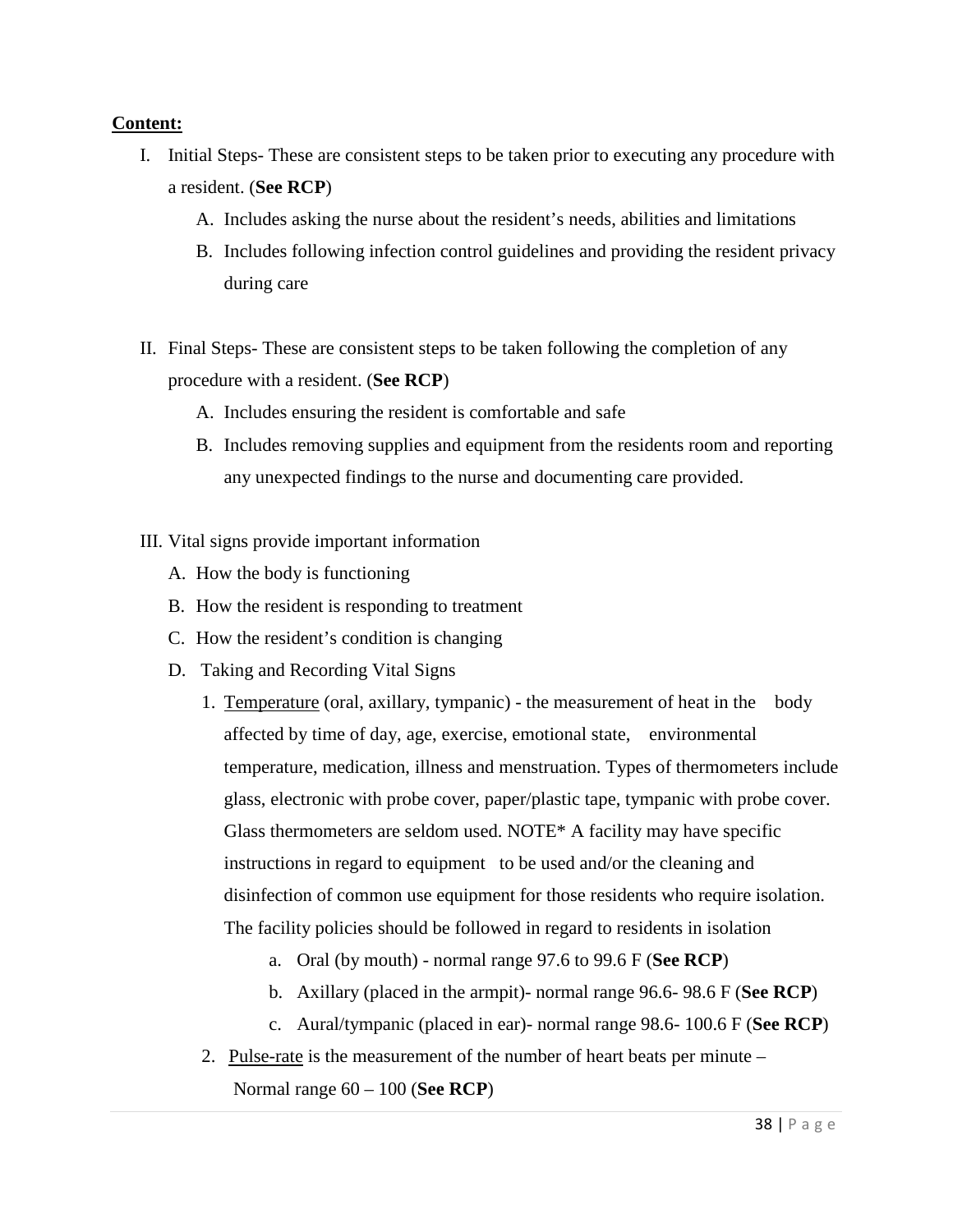**Content:**

I. Initial Steps- These are consistent steps to be taken prior to executing any procedure with a resident. (**See RCP**)
   A. Includes asking the nurse about the resident's needs, abilities and limitations
   B. Includes following infection control guidelines and providing the resident privacy during care

II. Final Steps- These are consistent steps to be taken following the completion of any procedure with a resident. (**See RCP**)
   A. Includes ensuring the resident is comfortable and safe
   B. Includes removing supplies and equipment from the residents room and reporting any unexpected findings to the nurse and documenting care provided.

III. Vital signs provide important information
   A. How the body is functioning
   B. How the resident is responding to treatment
   C. How the resident's condition is changing
   D. Taking and Recording Vital Signs
      1. <u>Temperature</u> (oral, axillary, tympanic) - the measurement of heat in the body affected by time of day, age, exercise, emotional state, environmental temperature, medication, illness and menstruation. Types of thermometers include glass, electronic with probe cover, paper/plastic tape, tympanic with probe cover. Glass thermometers are seldom used. NOTE* A facility may have specific instructions in regard to equipment to be used and/or the cleaning and disinfection of common use equipment for those residents who require isolation. The facility policies should be followed in regard to residents in isolation
         a. Oral (by mouth) - normal range 97.6 to 99.6 F (**See RCP**)
         b. Axillary (placed in the armpit)- normal range 96.6- 98.6 F (**See RCP**)
         c. Aural/tympanic (placed in ear)- normal range 98.6- 100.6 F (**See RCP**)
      2. <u>Pulse-rate</u> is the measurement of the number of heart beats per minute – Normal range 60 – 100 (**See RCP**)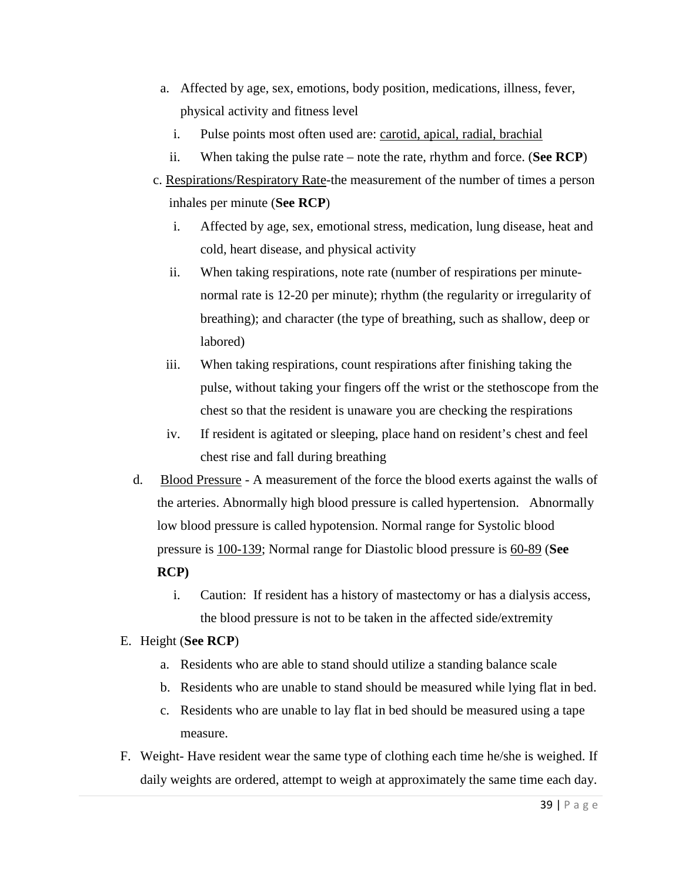a. Affected by age, sex, emotions, body position, medications, illness, fever, physical activity and fitness level
   i. Pulse points most often used are: <u>carotid, apical, radial, brachial</u>
   ii. When taking the pulse rate – note the rate, rhythm and force. (**See RCP**)

c. <u>Respirations/Respiratory Rate</u>-the measurement of the number of times a person inhales per minute (**See RCP**)
   i. Affected by age, sex, emotional stress, medication, lung disease, heat and cold, heart disease, and physical activity
   ii. When taking respirations, note rate (number of respirations per minute-normal rate is 12-20 per minute); rhythm (the regularity or irregularity of breathing); and character (the type of breathing, such as shallow, deep or labored)
   iii. When taking respirations, count respirations after finishing taking the pulse, without taking your fingers off the wrist or the stethoscope from the chest so that the resident is unaware you are checking the respirations
   iv. If resident is agitated or sleeping, place hand on resident's chest and feel chest rise and fall during breathing

d. <u>Blood Pressure</u> - A measurement of the force the blood exerts against the walls of the arteries. Abnormally high blood pressure is called hypertension. Abnormally low blood pressure is called hypotension. Normal range for Systolic blood pressure is <u>100-139</u>; Normal range for Diastolic blood pressure is <u>60-89</u> (**See RCP)**
   i. Caution: If resident has a history of mastectomy or has a dialysis access, the blood pressure is not to be taken in the affected side/extremity

E. Height (**See RCP**)
   a. Residents who are able to stand should utilize a standing balance scale
   b. Residents who are unable to stand should be measured while lying flat in bed.
   c. Residents who are unable to lay flat in bed should be measured using a tape measure.

F. Weight- Have resident wear the same type of clothing each time he/she is weighed. If daily weights are ordered, attempt to weigh at approximately the same time each day.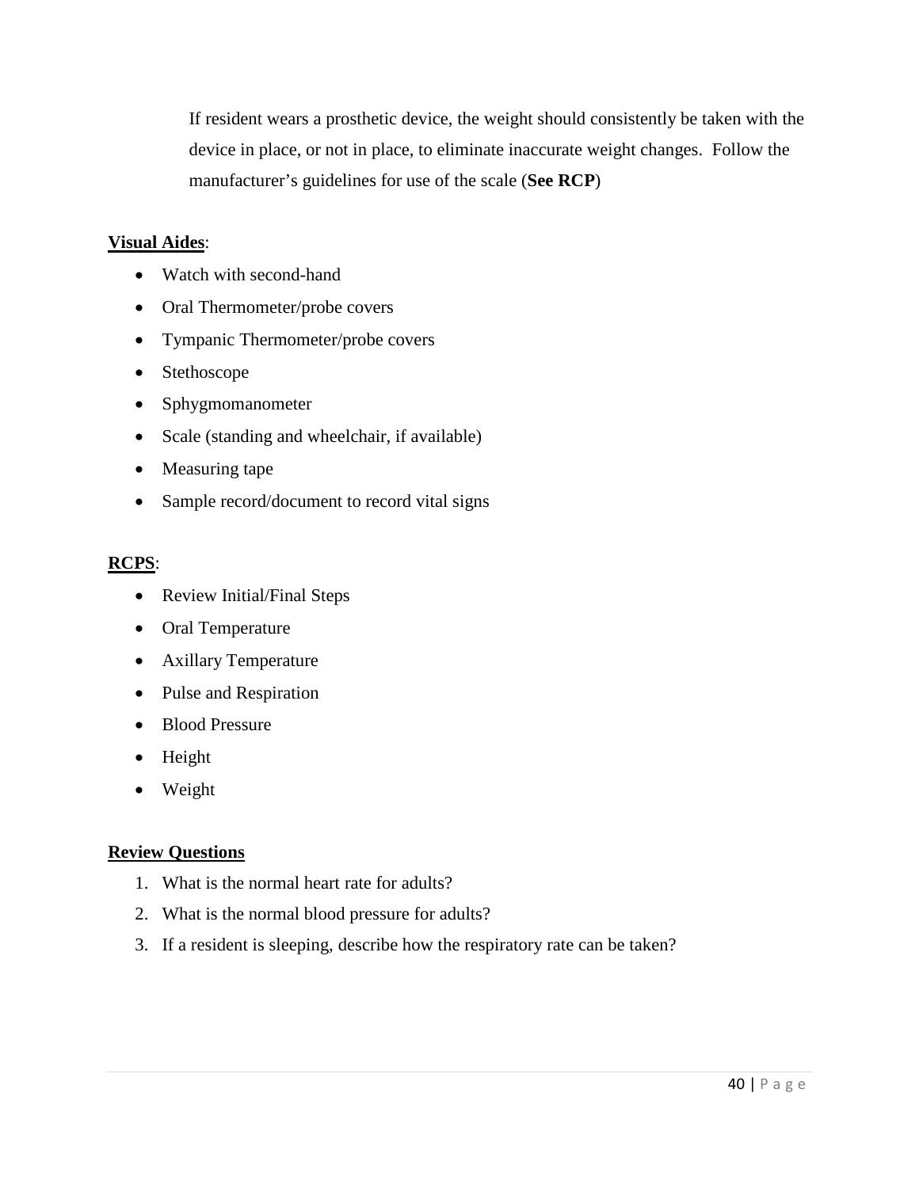If resident wears a prosthetic device, the weight should consistently be taken with the device in place, or not in place, to eliminate inaccurate weight changes. Follow the manufacturer's guidelines for use of the scale (**See RCP**)

**<u>Visual Aides</u>**:

- Watch with second-hand
- Oral Thermometer/probe covers
- Tympanic Thermometer/probe covers
- Stethoscope
- Sphygmomanometer
- Scale (standing and wheelchair, if available)
- Measuring tape
- Sample record/document to record vital signs

**<u>RCPS</u>**:

- Review Initial/Final Steps
- Oral Temperature
- Axillary Temperature
- Pulse and Respiration
- Blood Pressure
- Height
- Weight

**<u>Review Questions</u>**

1. What is the normal heart rate for adults?
2. What is the normal blood pressure for adults?
3. If a resident is sleeping, describe how the respiratory rate can be taken?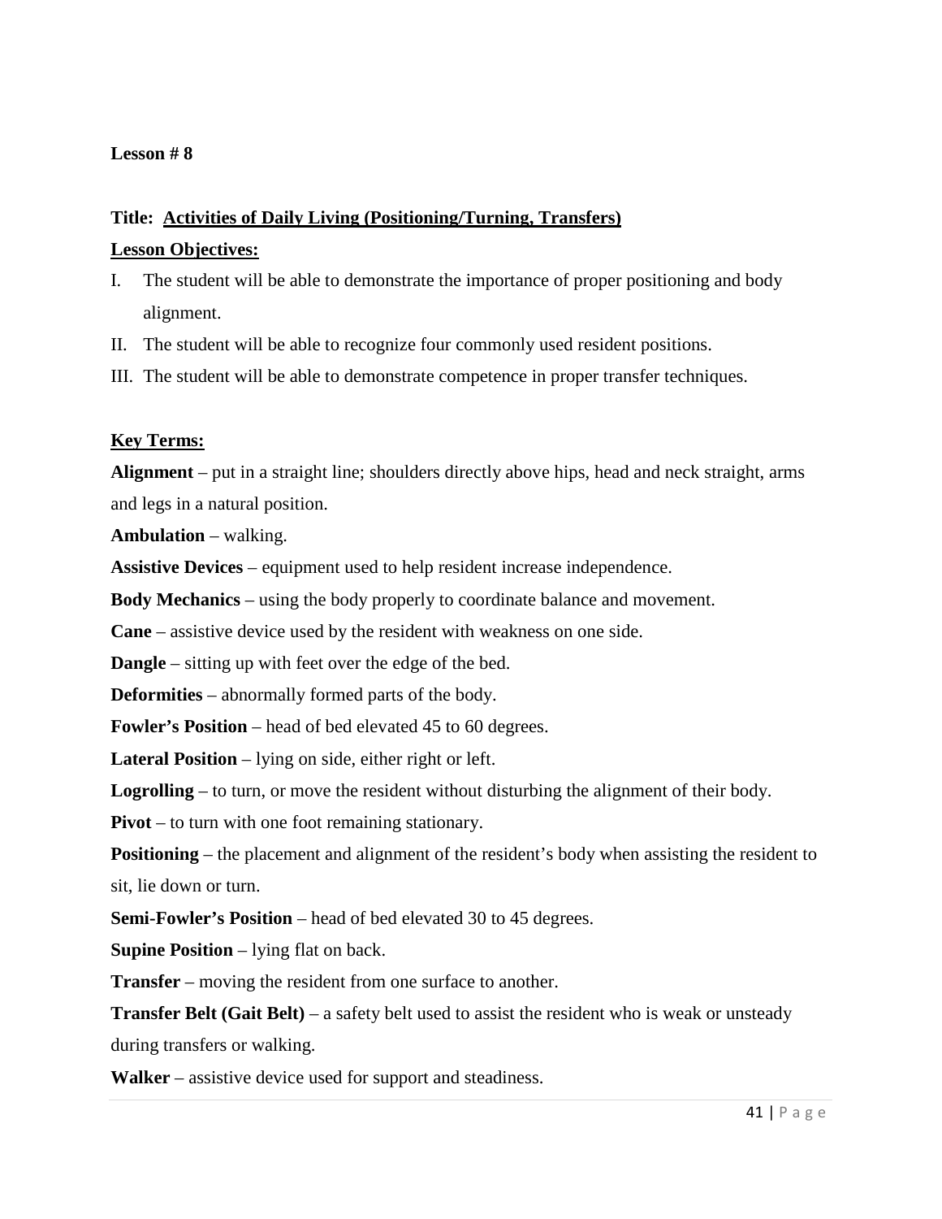**Lesson # 8**

**Title: Activities of Daily Living (Positioning/Turning, Transfers)**

**Lesson Objectives:**

I. The student will be able to demonstrate the importance of proper positioning and body alignment.

II. The student will be able to recognize four commonly used resident positions.

III. The student will be able to demonstrate competence in proper transfer techniques.

**Key Terms:**

**Alignment** – put in a straight line; shoulders directly above hips, head and neck straight, arms and legs in a natural position.

**Ambulation** – walking.

**Assistive Devices** – equipment used to help resident increase independence.

**Body Mechanics** – using the body properly to coordinate balance and movement.

**Cane** – assistive device used by the resident with weakness on one side.

**Dangle** – sitting up with feet over the edge of the bed.

**Deformities** – abnormally formed parts of the body.

**Fowler's Position** – head of bed elevated 45 to 60 degrees.

**Lateral Position** – lying on side, either right or left.

**Logrolling** – to turn, or move the resident without disturbing the alignment of their body.

**Pivot** – to turn with one foot remaining stationary.

**Positioning** – the placement and alignment of the resident's body when assisting the resident to sit, lie down or turn.

**Semi-Fowler's Position** – head of bed elevated 30 to 45 degrees.

**Supine Position** – lying flat on back.

**Transfer** – moving the resident from one surface to another.

**Transfer Belt (Gait Belt)** – a safety belt used to assist the resident who is weak or unsteady during transfers or walking.

**Walker** – assistive device used for support and steadiness.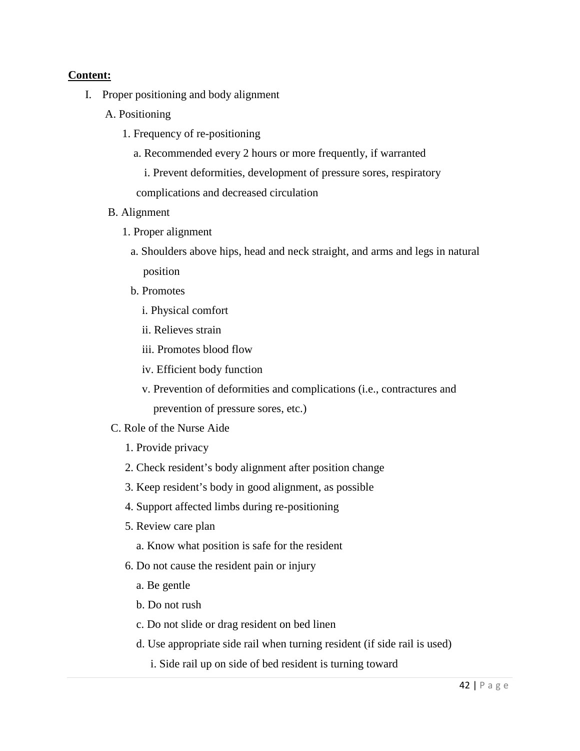**Content:**

I. Proper positioning and body alignment

- A. Positioning
  - 1. Frequency of re-positioning
    - a. Recommended every 2 hours or more frequently, if warranted
      - i. Prevent deformities, development of pressure sores, respiratory complications and decreased circulation
- B. Alignment
  - 1. Proper alignment
    - a. Shoulders above hips, head and neck straight, and arms and legs in natural position
    - b. Promotes
      - i. Physical comfort
      - ii. Relieves strain
      - iii. Promotes blood flow
      - iv. Efficient body function
      - v. Prevention of deformities and complications (i.e., contractures and prevention of pressure sores, etc.)
- C. Role of the Nurse Aide
  - 1. Provide privacy
  - 2. Check resident's body alignment after position change
  - 3. Keep resident's body in good alignment, as possible
  - 4. Support affected limbs during re-positioning
  - 5. Review care plan
    - a. Know what position is safe for the resident
  - 6. Do not cause the resident pain or injury
    - a. Be gentle
    - b. Do not rush
    - c. Do not slide or drag resident on bed linen
    - d. Use appropriate side rail when turning resident (if side rail is used)
      - i. Side rail up on side of bed resident is turning toward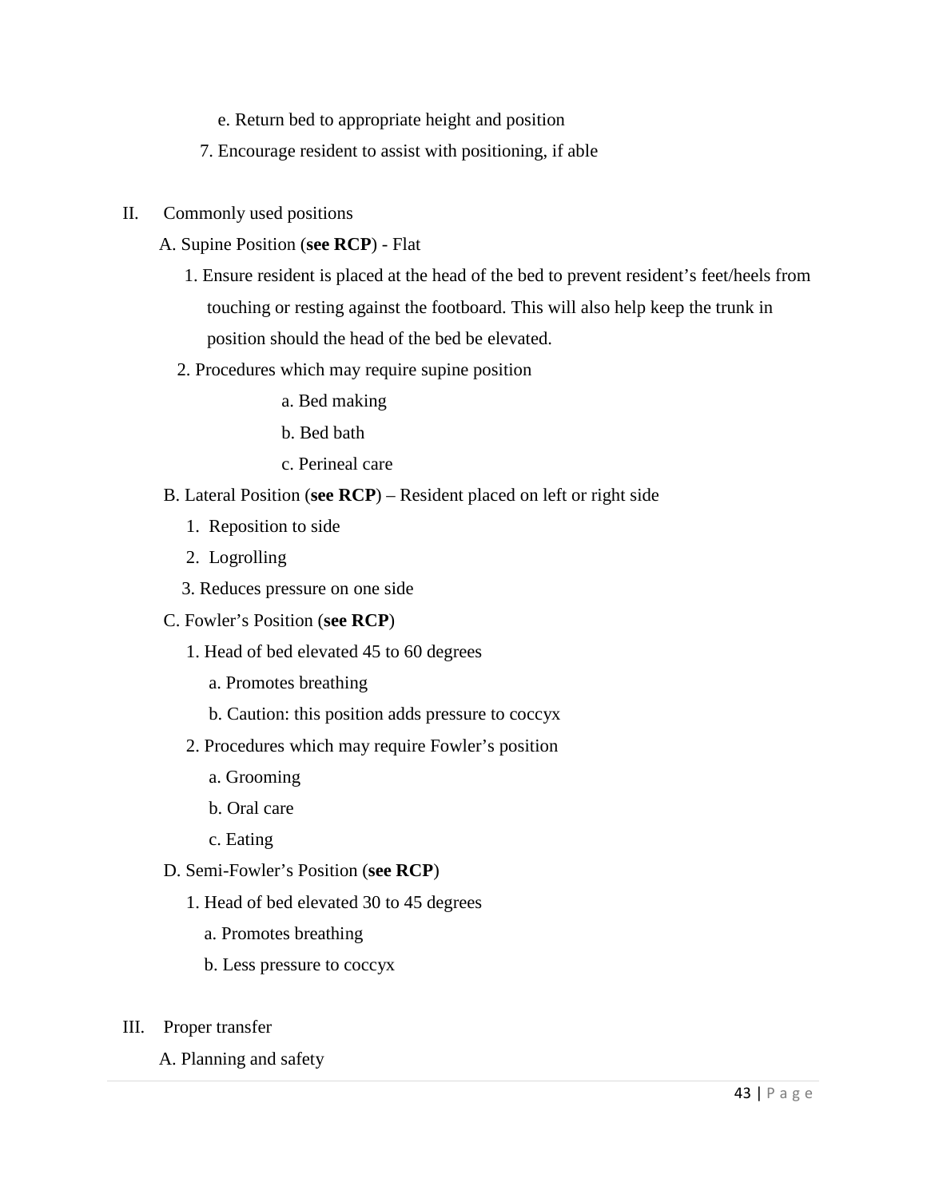e. Return bed to appropriate height and position

7. Encourage resident to assist with positioning, if able

II. Commonly used positions

A. Supine Position (**see RCP**) - Flat

1. Ensure resident is placed at the head of the bed to prevent resident's feet/heels from touching or resting against the footboard. This will also help keep the trunk in position should the head of the bed be elevated.

2. Procedures which may require supine position

a. Bed making

b. Bed bath

c. Perineal care

B. Lateral Position (**see RCP**) – Resident placed on left or right side

1. Reposition to side

2. Logrolling

3. Reduces pressure on one side

C. Fowler's Position (**see RCP**)

1. Head of bed elevated 45 to 60 degrees

a. Promotes breathing

b. Caution: this position adds pressure to coccyx

2. Procedures which may require Fowler's position

a. Grooming

b. Oral care

c. Eating

D. Semi-Fowler's Position (**see RCP**)

1. Head of bed elevated 30 to 45 degrees

a. Promotes breathing

b. Less pressure to coccyx

III. Proper transfer

A. Planning and safety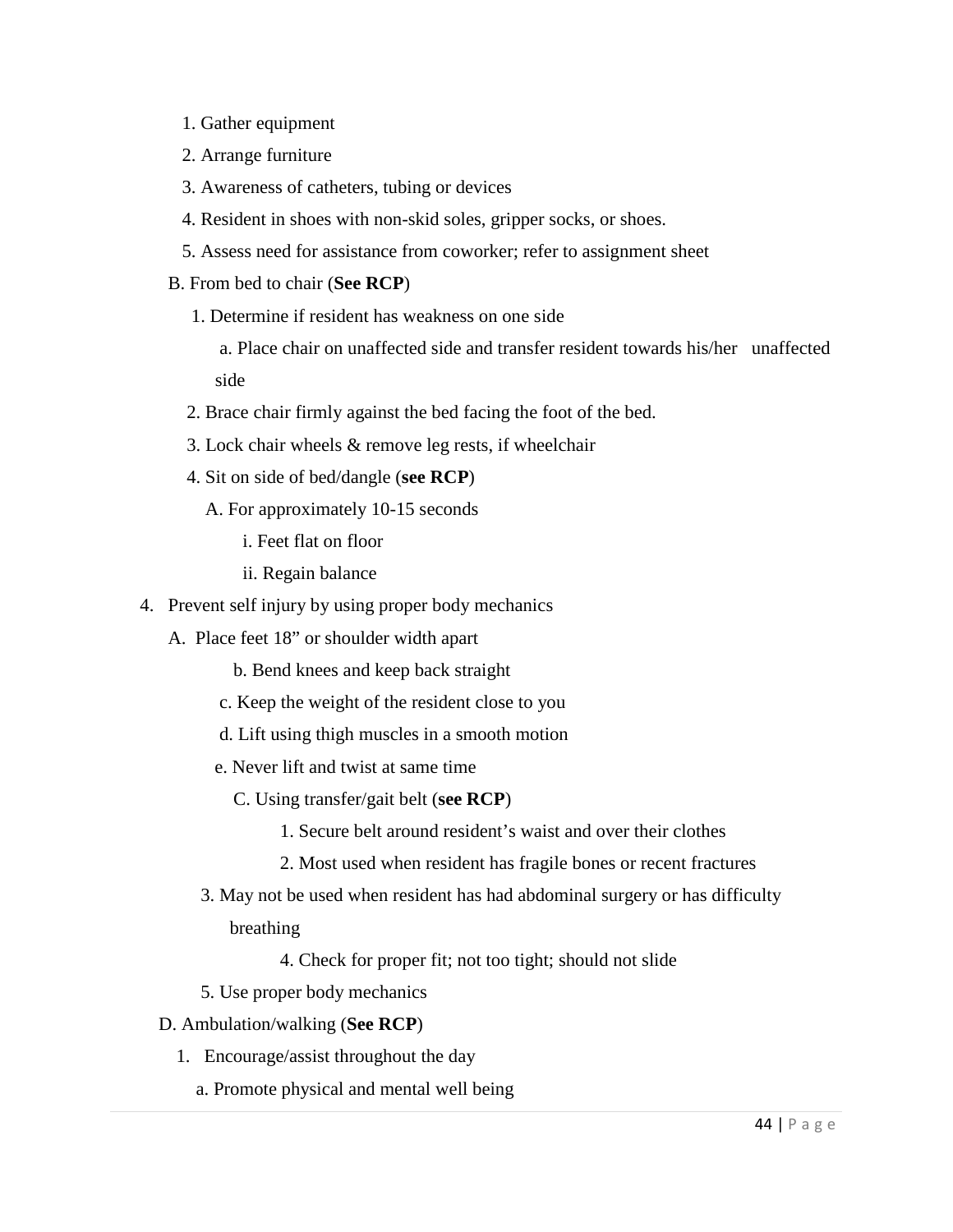1. Gather equipment
2. Arrange furniture
3. Awareness of catheters, tubing or devices
4. Resident in shoes with non-skid soles, gripper socks, or shoes.
5. Assess need for assistance from coworker; refer to assignment sheet

B. From bed to chair (**See RCP**)

1. Determine if resident has weakness on one side
   a. Place chair on unaffected side and transfer resident towards his/her unaffected side
2. Brace chair firmly against the bed facing the foot of the bed.
3. Lock chair wheels & remove leg rests, if wheelchair
4. Sit on side of bed/dangle (**see RCP**)
   A. For approximately 10-15 seconds
      i. Feet flat on floor
      ii. Regain balance

4. Prevent self injury by using proper body mechanics

A. Place feet 18" or shoulder width apart
   b. Bend knees and keep back straight
   c. Keep the weight of the resident close to you
   d. Lift using thigh muscles in a smooth motion
   e. Never lift and twist at same time

C. Using transfer/gait belt (**see RCP**)

1. Secure belt around resident's waist and over their clothes
2. Most used when resident has fragile bones or recent fractures
3. May not be used when resident has had abdominal surgery or has difficulty breathing
4. Check for proper fit; not too tight; should not slide
5. Use proper body mechanics

D. Ambulation/walking (**See RCP**)

1. Encourage/assist throughout the day
   a. Promote physical and mental well being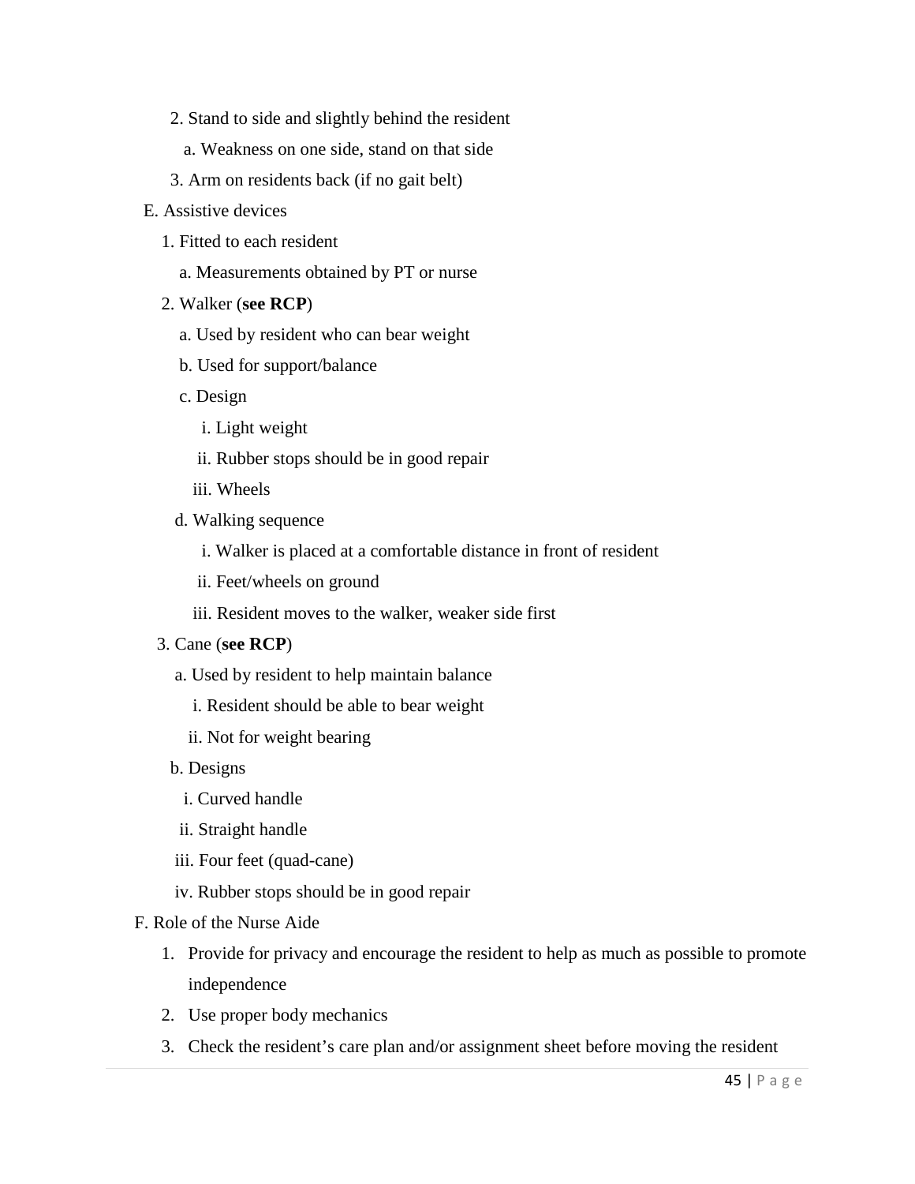2. Stand to side and slightly behind the resident
    a. Weakness on one side, stand on that side
3. Arm on residents back (if no gait belt)

E. Assistive devices
1. Fitted to each resident
    a. Measurements obtained by PT or nurse
2. Walker (**see RCP**)
    a. Used by resident who can bear weight
    b. Used for support/balance
    c. Design
        i. Light weight
        ii. Rubber stops should be in good repair
        iii. Wheels
    d. Walking sequence
        i. Walker is placed at a comfortable distance in front of resident
        ii. Feet/wheels on ground
        iii. Resident moves to the walker, weaker side first
3. Cane (**see RCP**)
    a. Used by resident to help maintain balance
        i. Resident should be able to bear weight
        ii. Not for weight bearing
    b. Designs
        i. Curved handle
        ii. Straight handle
        iii. Four feet (quad-cane)
        iv. Rubber stops should be in good repair

F. Role of the Nurse Aide
1. Provide for privacy and encourage the resident to help as much as possible to promote independence
2. Use proper body mechanics
3. Check the resident's care plan and/or assignment sheet before moving the resident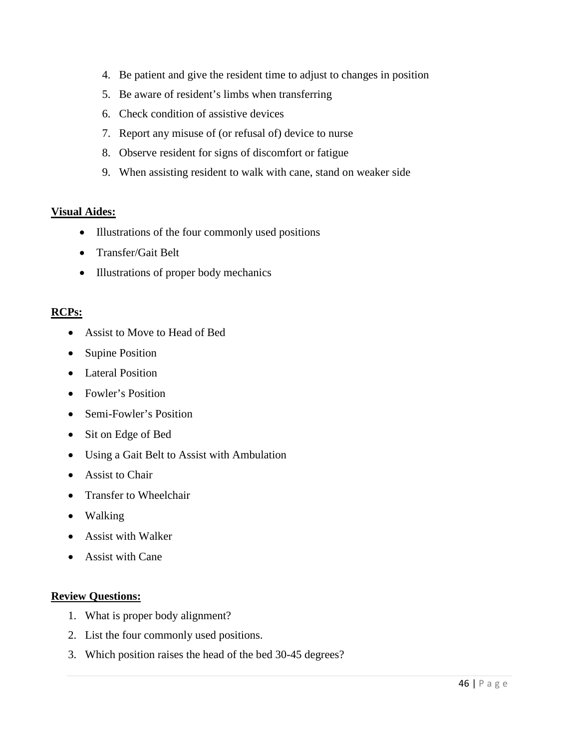4. Be patient and give the resident time to adjust to changes in position
5. Be aware of resident's limbs when transferring
6. Check condition of assistive devices
7. Report any misuse of (or refusal of) device to nurse
8. Observe resident for signs of discomfort or fatigue
9. When assisting resident to walk with cane, stand on weaker side

**Visual Aides:**

- Illustrations of the four commonly used positions
- Transfer/Gait Belt
- Illustrations of proper body mechanics

**RCPs:**

- Assist to Move to Head of Bed
- Supine Position
- Lateral Position
- Fowler's Position
- Semi-Fowler's Position
- Sit on Edge of Bed
- Using a Gait Belt to Assist with Ambulation
- Assist to Chair
- Transfer to Wheelchair
- Walking
- Assist with Walker
- Assist with Cane

**Review Questions:**

1. What is proper body alignment?
2. List the four commonly used positions.
3. Which position raises the head of the bed 30-45 degrees?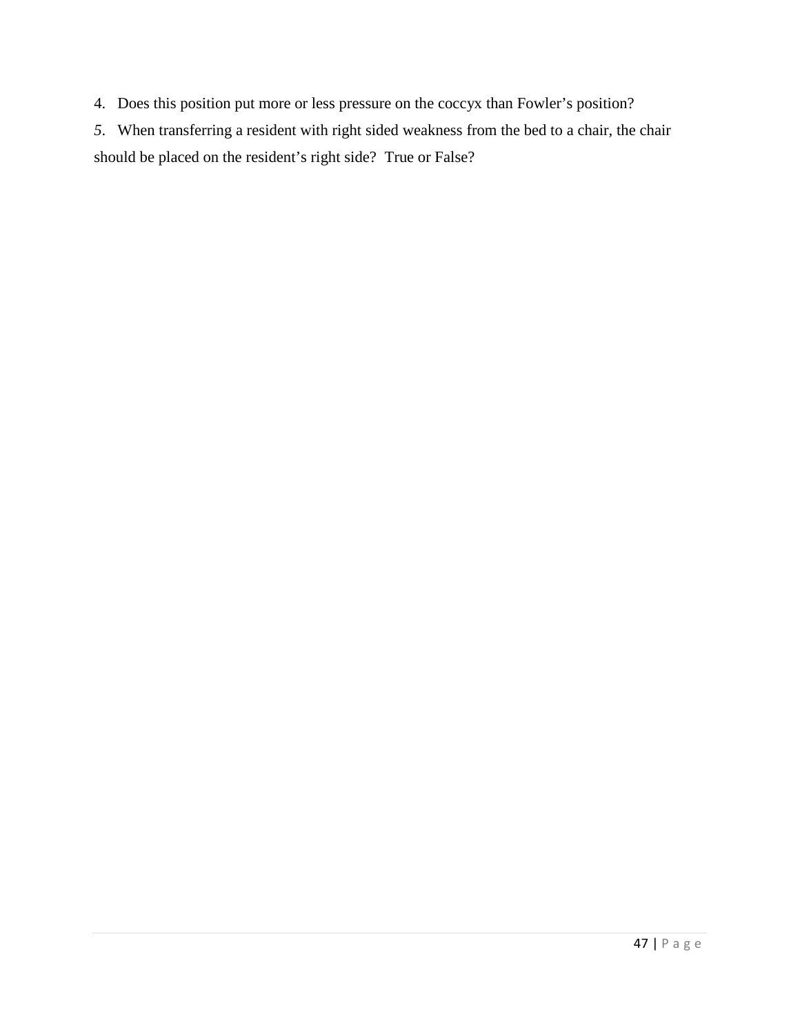4. Does this position put more or less pressure on the coccyx than Fowler's position?
5. When transferring a resident with right sided weakness from the bed to a chair, the chair should be placed on the resident's right side? True or False?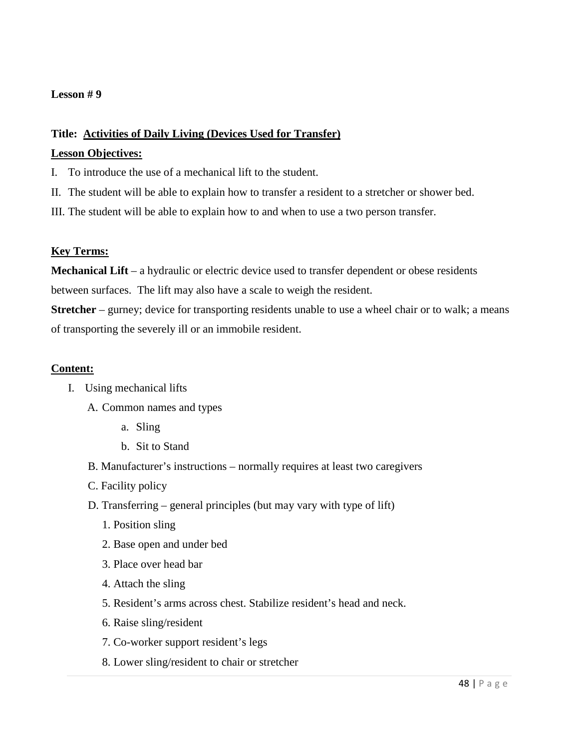**Lesson # 9**

**Title: Activities of Daily Living (Devices Used for Transfer)**

**Lesson Objectives:**

I. To introduce the use of a mechanical lift to the student.

II. The student will be able to explain how to transfer a resident to a stretcher or shower bed.

III. The student will be able to explain how to and when to use a two person transfer.

**Key Terms:**

**Mechanical Lift** – a hydraulic or electric device used to transfer dependent or obese residents between surfaces. The lift may also have a scale to weigh the resident.

**Stretcher** – gurney; device for transporting residents unable to use a wheel chair or to walk; a means of transporting the severely ill or an immobile resident.

**Content:**

I. Using mechanical lifts
   - A. Common names and types
     - a. Sling
     - b. Sit to Stand
   - B. Manufacturer's instructions – normally requires at least two caregivers
   - C. Facility policy
   - D. Transferring – general principles (but may vary with type of lift)
     1. Position sling
     2. Base open and under bed
     3. Place over head bar
     4. Attach the sling
     5. Resident's arms across chest. Stabilize resident's head and neck.
     6. Raise sling/resident
     7. Co-worker support resident's legs
     8. Lower sling/resident to chair or stretcher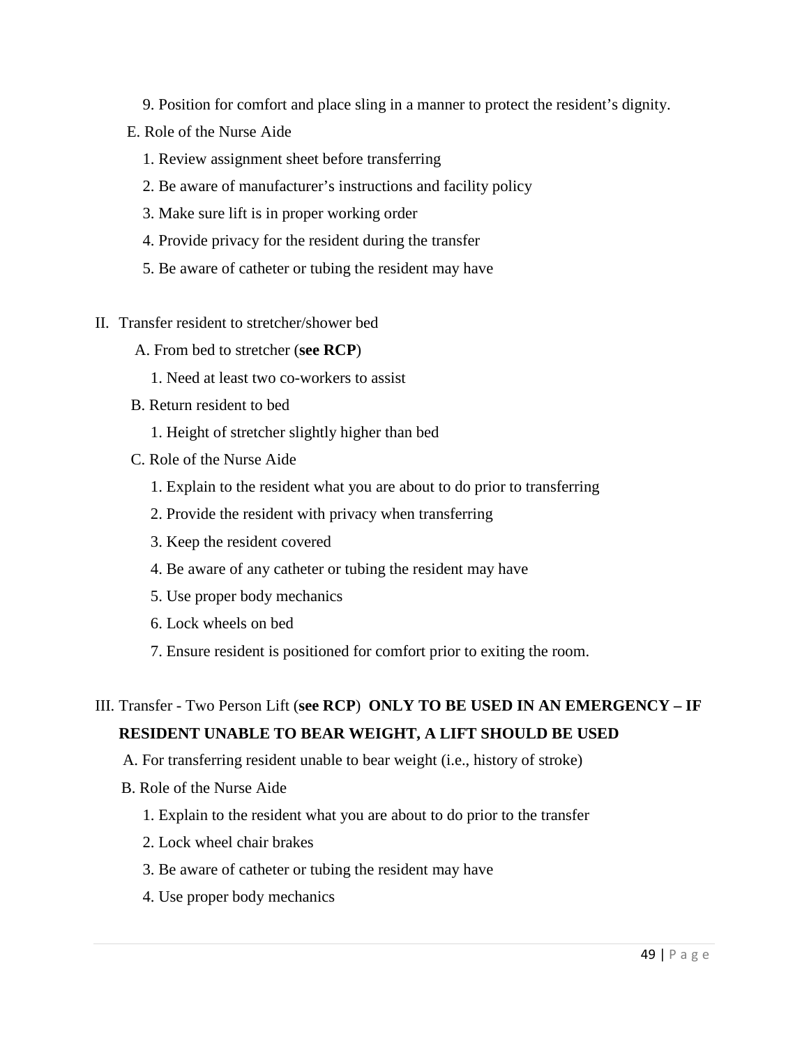9. Position for comfort and place sling in a manner to protect the resident's dignity.

E. Role of the Nurse Aide

1. Review assignment sheet before transferring
2. Be aware of manufacturer's instructions and facility policy
3. Make sure lift is in proper working order
4. Provide privacy for the resident during the transfer
5. Be aware of catheter or tubing the resident may have

II. Transfer resident to stretcher/shower bed

A. From bed to stretcher (**see RCP**)

1. Need at least two co-workers to assist

B. Return resident to bed

1. Height of stretcher slightly higher than bed

C. Role of the Nurse Aide

1. Explain to the resident what you are about to do prior to transferring
2. Provide the resident with privacy when transferring
3. Keep the resident covered
4. Be aware of any catheter or tubing the resident may have
5. Use proper body mechanics
6. Lock wheels on bed
7. Ensure resident is positioned for comfort prior to exiting the room.

III. Transfer - Two Person Lift (**see RCP**) **ONLY TO BE USED IN AN EMERGENCY – IF RESIDENT UNABLE TO BEAR WEIGHT, A LIFT SHOULD BE USED**

A. For transferring resident unable to bear weight (i.e., history of stroke)

B. Role of the Nurse Aide

1. Explain to the resident what you are about to do prior to the transfer
2. Lock wheel chair brakes
3. Be aware of catheter or tubing the resident may have
4. Use proper body mechanics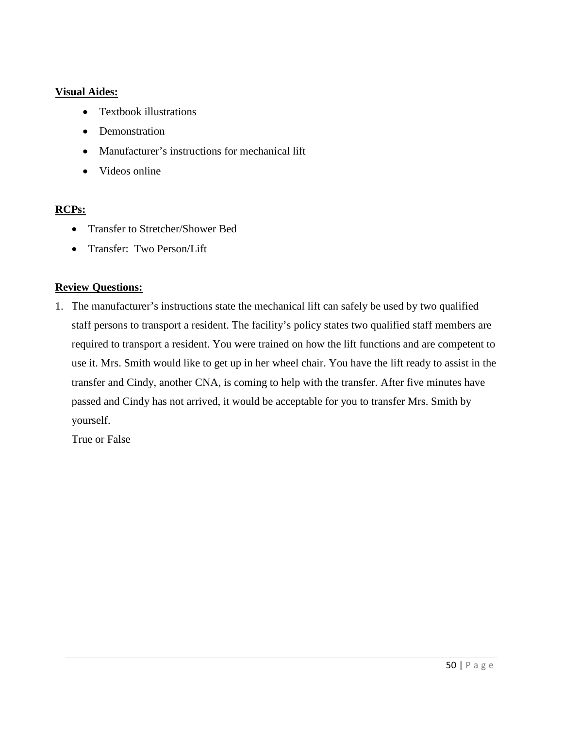**Visual Aides:**

- Textbook illustrations
- Demonstration
- Manufacturer's instructions for mechanical lift
- Videos online

**RCPs:**

- Transfer to Stretcher/Shower Bed
- Transfer: Two Person/Lift

**Review Questions:**

1. The manufacturer's instructions state the mechanical lift can safely be used by two qualified staff persons to transport a resident. The facility's policy states two qualified staff members are required to transport a resident. You were trained on how the lift functions and are competent to use it. Mrs. Smith would like to get up in her wheel chair. You have the lift ready to assist in the transfer and Cindy, another CNA, is coming to help with the transfer. After five minutes have passed and Cindy has not arrived, it would be acceptable for you to transfer Mrs. Smith by yourself.

   True or False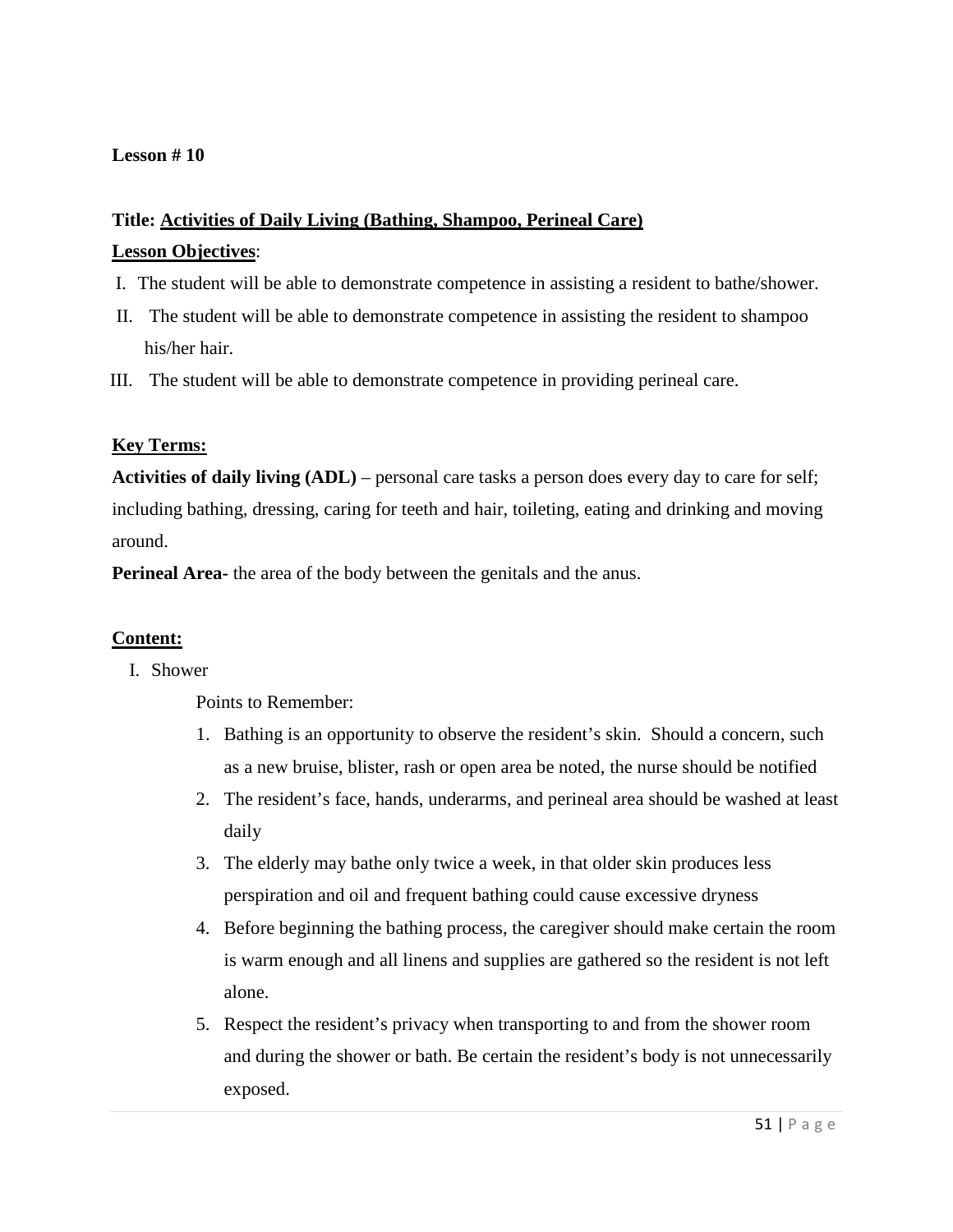**Lesson # 10**

**Title: <u>Activities of Daily Living (Bathing, Shampoo, Perineal Care)</u>**

**<u>Lesson Objectives</u>**:

I. The student will be able to demonstrate competence in assisting a resident to bathe/shower.

II. The student will be able to demonstrate competence in assisting the resident to shampoo his/her hair.

III. The student will be able to demonstrate competence in providing perineal care.

**<u>Key Terms:</u>**

**Activities of daily living (ADL)** – personal care tasks a person does every day to care for self; including bathing, dressing, caring for teeth and hair, toileting, eating and drinking and moving around.

**Perineal Area-** the area of the body between the genitals and the anus.

**<u>Content:</u>**

I. Shower

Points to Remember:

1. Bathing is an opportunity to observe the resident's skin. Should a concern, such as a new bruise, blister, rash or open area be noted, the nurse should be notified
2. The resident's face, hands, underarms, and perineal area should be washed at least daily
3. The elderly may bathe only twice a week, in that older skin produces less perspiration and oil and frequent bathing could cause excessive dryness
4. Before beginning the bathing process, the caregiver should make certain the room is warm enough and all linens and supplies are gathered so the resident is not left alone.
5. Respect the resident's privacy when transporting to and from the shower room and during the shower or bath. Be certain the resident's body is not unnecessarily exposed.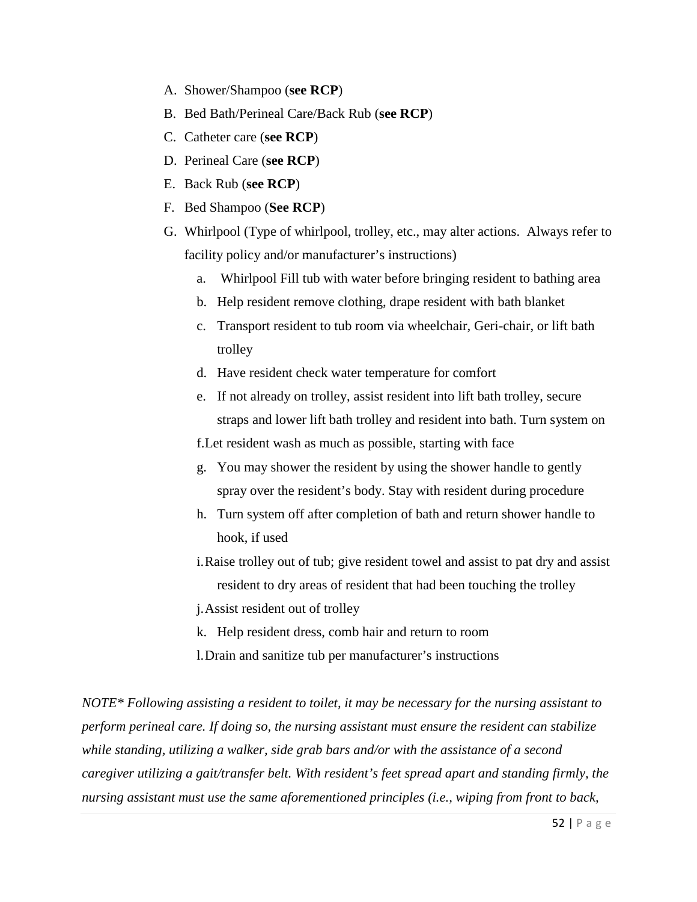A. Shower/Shampoo (**see RCP**)
B. Bed Bath/Perineal Care/Back Rub (**see RCP**)
C. Catheter care (**see RCP**)
D. Perineal Care (**see RCP**)
E. Back Rub (**see RCP**)
F. Bed Shampoo (**See RCP**)
G. Whirlpool (Type of whirlpool, trolley, etc., may alter actions. Always refer to facility policy and/or manufacturer's instructions)
    a. Whirlpool Fill tub with water before bringing resident to bathing area
    b. Help resident remove clothing, drape resident with bath blanket
    c. Transport resident to tub room via wheelchair, Geri-chair, or lift bath trolley
    d. Have resident check water temperature for comfort
    e. If not already on trolley, assist resident into lift bath trolley, secure straps and lower lift bath trolley and resident into bath. Turn system on
    f. Let resident wash as much as possible, starting with face
    g. You may shower the resident by using the shower handle to gently spray over the resident's body. Stay with resident during procedure
    h. Turn system off after completion of bath and return shower handle to hook, if used
    i. Raise trolley out of tub; give resident towel and assist to pat dry and assist resident to dry areas of resident that had been touching the trolley
    j. Assist resident out of trolley
    k. Help resident dress, comb hair and return to room
    l. Drain and sanitize tub per manufacturer's instructions

*NOTE* Following assisting a resident to toilet, it may be necessary for the nursing assistant to perform perineal care. If doing so, the nursing assistant must ensure the resident can stabilize while standing, utilizing a walker, side grab bars and/or with the assistance of a second caregiver utilizing a gait/transfer belt. With resident's feet spread apart and standing firmly, the nursing assistant must use the same aforementioned principles (i.e., wiping from front to back,*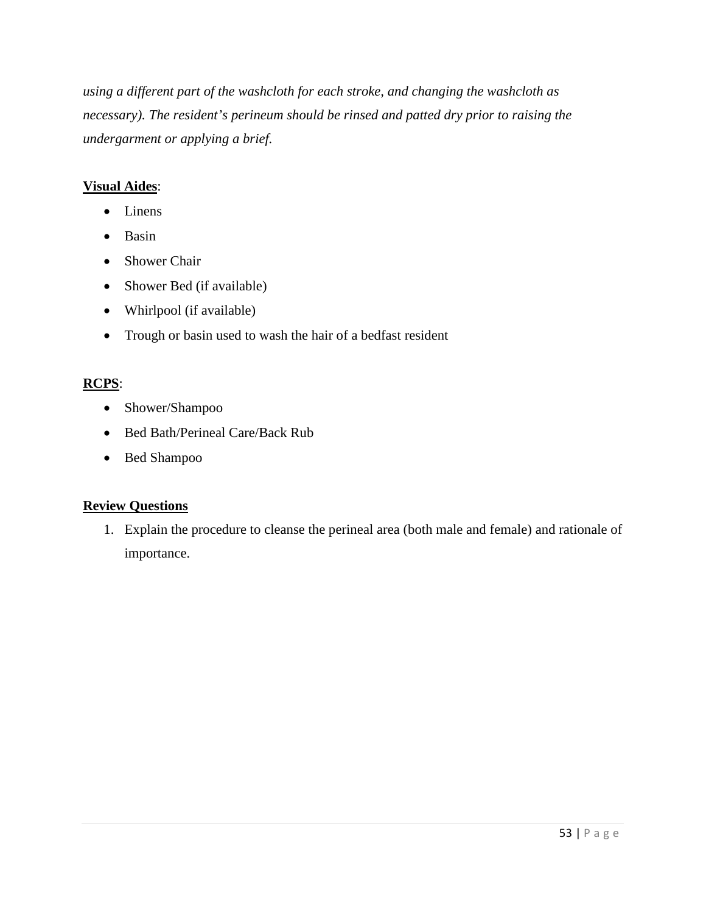*using a different part of the washcloth for each stroke, and changing the washcloth as necessary). The resident's perineum should be rinsed and patted dry prior to raising the undergarment or applying a brief.*

**<u>Visual Aides</u>**:

- Linens
- Basin
- Shower Chair
- Shower Bed (if available)
- Whirlpool (if available)
- Trough or basin used to wash the hair of a bedfast resident

**<u>RCPS</u>**:

- Shower/Shampoo
- Bed Bath/Perineal Care/Back Rub
- Bed Shampoo

**<u>Review Questions</u>**

1. Explain the procedure to cleanse the perineal area (both male and female) and rationale of importance.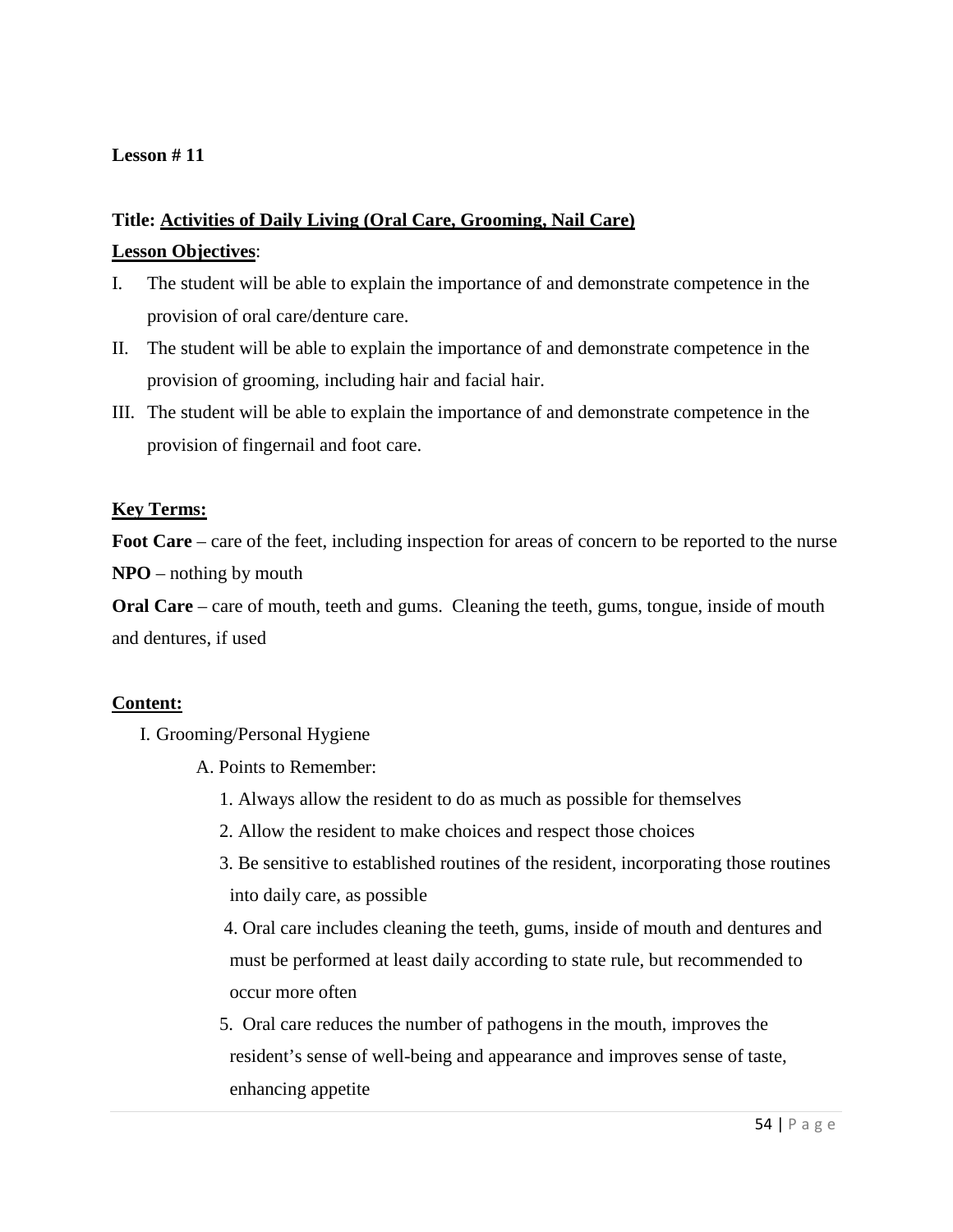**Lesson # 11**

**Title: Activities of Daily Living (Oral Care, Grooming, Nail Care)**

**Lesson Objectives**:

I. The student will be able to explain the importance of and demonstrate competence in the provision of oral care/denture care.

II. The student will be able to explain the importance of and demonstrate competence in the provision of grooming, including hair and facial hair.

III. The student will be able to explain the importance of and demonstrate competence in the provision of fingernail and foot care.

**Key Terms:**

**Foot Care** – care of the feet, including inspection for areas of concern to be reported to the nurse

**NPO** – nothing by mouth

**Oral Care** – care of mouth, teeth and gums. Cleaning the teeth, gums, tongue, inside of mouth and dentures, if used

**Content:**

I. Grooming/Personal Hygiene

A. Points to Remember:

1. Always allow the resident to do as much as possible for themselves
2. Allow the resident to make choices and respect those choices
3. Be sensitive to established routines of the resident, incorporating those routines into daily care, as possible
4. Oral care includes cleaning the teeth, gums, inside of mouth and dentures and must be performed at least daily according to state rule, but recommended to occur more often
5. Oral care reduces the number of pathogens in the mouth, improves the resident's sense of well-being and appearance and improves sense of taste, enhancing appetite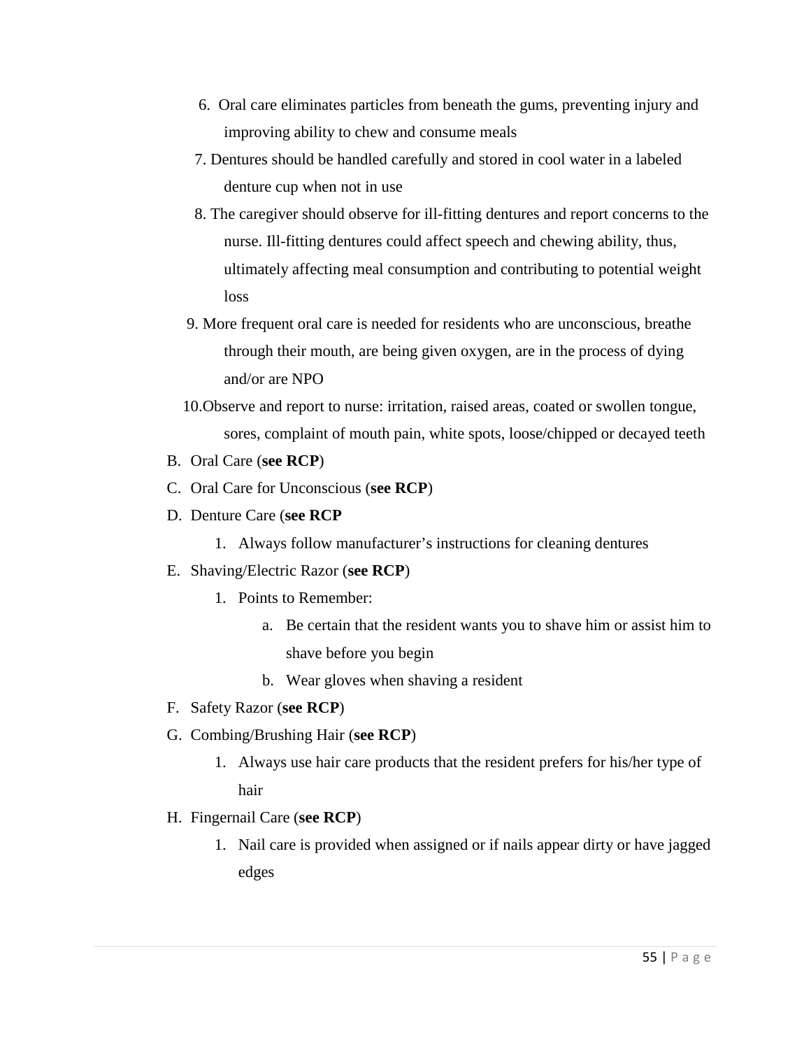6. Oral care eliminates particles from beneath the gums, preventing injury and improving ability to chew and consume meals
7. Dentures should be handled carefully and stored in cool water in a labeled denture cup when not in use
8. The caregiver should observe for ill-fitting dentures and report concerns to the nurse. Ill-fitting dentures could affect speech and chewing ability, thus, ultimately affecting meal consumption and contributing to potential weight loss
9. More frequent oral care is needed for residents who are unconscious, breathe through their mouth, are being given oxygen, are in the process of dying and/or are NPO
10. Observe and report to nurse: irritation, raised areas, coated or swollen tongue, sores, complaint of mouth pain, white spots, loose/chipped or decayed teeth

B. Oral Care (**see RCP**)

C. Oral Care for Unconscious (**see RCP**)

D. Denture Care (**see RCP**

1. Always follow manufacturer's instructions for cleaning dentures

E. Shaving/Electric Razor (**see RCP**)

1. Points to Remember:
   a. Be certain that the resident wants you to shave him or assist him to shave before you begin
   b. Wear gloves when shaving a resident

F. Safety Razor (**see RCP**)

G. Combing/Brushing Hair (**see RCP**)

1. Always use hair care products that the resident prefers for his/her type of hair

H. Fingernail Care (**see RCP**)

1. Nail care is provided when assigned or if nails appear dirty or have jagged edges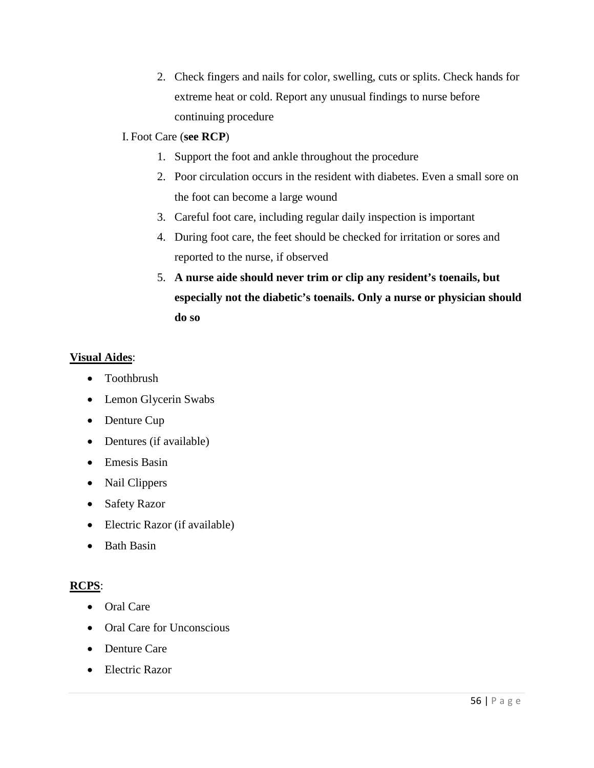2. Check fingers and nails for color, swelling, cuts or splits. Check hands for extreme heat or cold. Report any unusual findings to nurse before continuing procedure

I. Foot Care (**see RCP**)

1. Support the foot and ankle throughout the procedure
2. Poor circulation occurs in the resident with diabetes. Even a small sore on the foot can become a large wound
3. Careful foot care, including regular daily inspection is important
4. During foot care, the feet should be checked for irritation or sores and reported to the nurse, if observed
5. **A nurse aide should never trim or clip any resident's toenails, but especially not the diabetic's toenails. Only a nurse or physician should do so**

**Visual Aides**:

- Toothbrush
- Lemon Glycerin Swabs
- Denture Cup
- Dentures (if available)
- Emesis Basin
- Nail Clippers
- Safety Razor
- Electric Razor (if available)
- Bath Basin

**RCPS**:

- Oral Care
- Oral Care for Unconscious
- Denture Care
- Electric Razor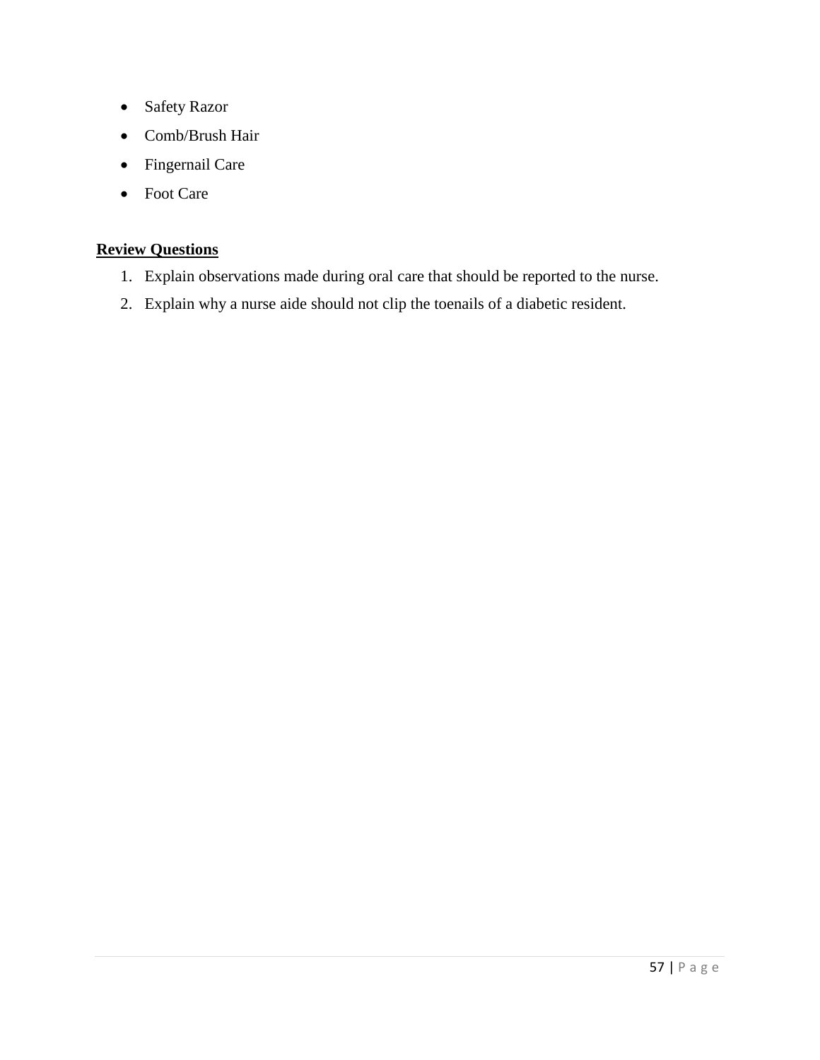- Safety Razor
- Comb/Brush Hair
- Fingernail Care
- Foot Care

**Review Questions**

1. Explain observations made during oral care that should be reported to the nurse.
2. Explain why a nurse aide should not clip the toenails of a diabetic resident.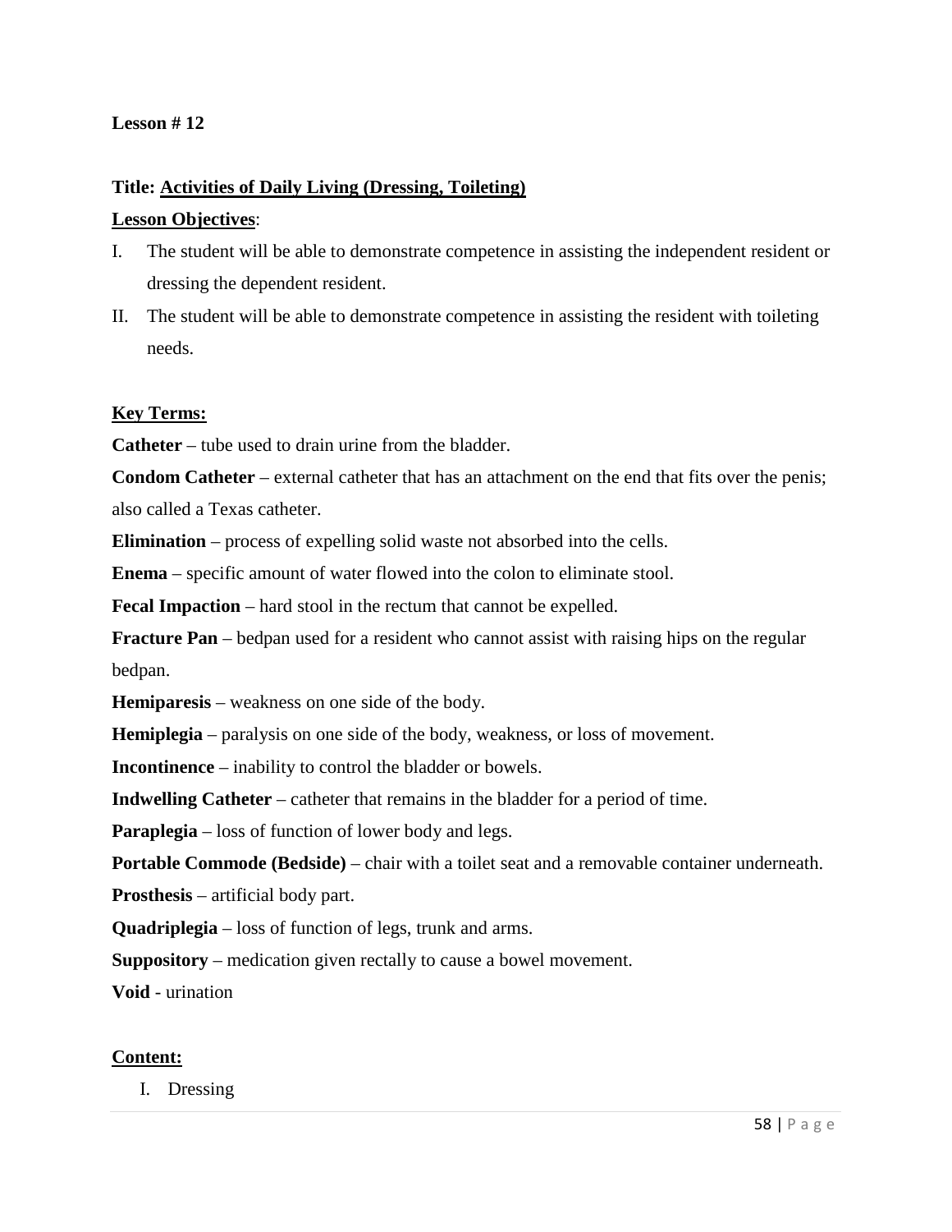**Lesson # 12**

**Title: Activities of Daily Living (Dressing, Toileting)**

**Lesson Objectives**:

I. The student will be able to demonstrate competence in assisting the independent resident or dressing the dependent resident.
II. The student will be able to demonstrate competence in assisting the resident with toileting needs.

**Key Terms:**

**Catheter** – tube used to drain urine from the bladder.

**Condom Catheter** – external catheter that has an attachment on the end that fits over the penis; also called a Texas catheter.

**Elimination** – process of expelling solid waste not absorbed into the cells.

**Enema** – specific amount of water flowed into the colon to eliminate stool.

**Fecal Impaction** – hard stool in the rectum that cannot be expelled.

**Fracture Pan** – bedpan used for a resident who cannot assist with raising hips on the regular bedpan.

**Hemiparesis** – weakness on one side of the body.

**Hemiplegia** – paralysis on one side of the body, weakness, or loss of movement.

**Incontinence** – inability to control the bladder or bowels.

**Indwelling Catheter** – catheter that remains in the bladder for a period of time.

**Paraplegia** – loss of function of lower body and legs.

**Portable Commode (Bedside)** – chair with a toilet seat and a removable container underneath.

**Prosthesis** – artificial body part.

**Quadriplegia** – loss of function of legs, trunk and arms.

**Suppository** – medication given rectally to cause a bowel movement.

**Void** - urination

**Content:**

I. Dressing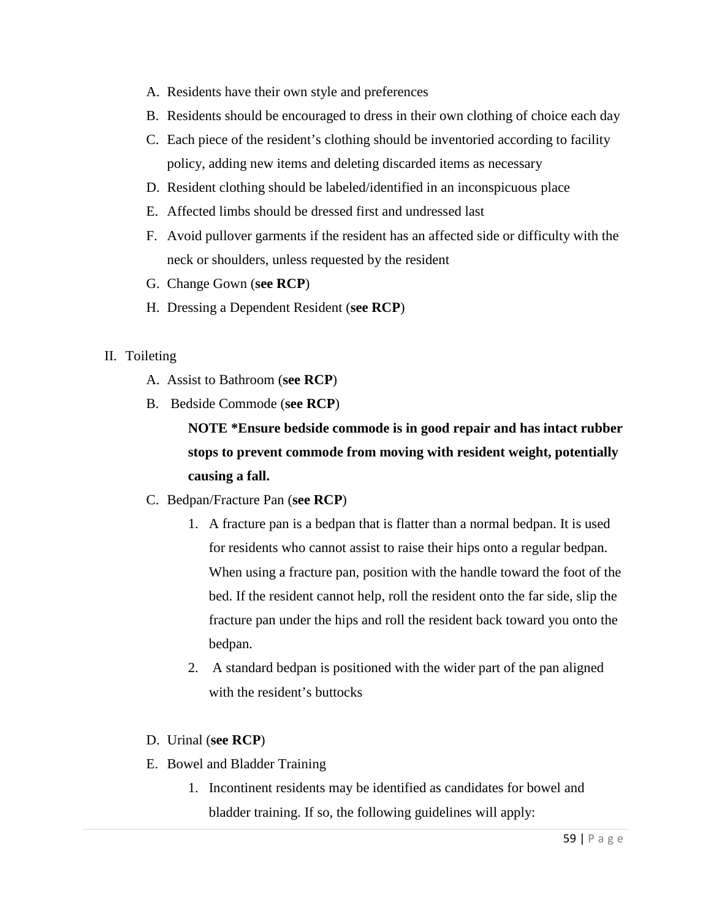A. Residents have their own style and preferences
B. Residents should be encouraged to dress in their own clothing of choice each day
C. Each piece of the resident's clothing should be inventoried according to facility policy, adding new items and deleting discarded items as necessary
D. Resident clothing should be labeled/identified in an inconspicuous place
E. Affected limbs should be dressed first and undressed last
F. Avoid pullover garments if the resident has an affected side or difficulty with the neck or shoulders, unless requested by the resident
G. Change Gown (**see RCP**)
H. Dressing a Dependent Resident (**see RCP**)

II. Toileting

A. Assist to Bathroom (**see RCP**)
B. Bedside Commode (**see RCP**)

**NOTE *Ensure bedside commode is in good repair and has intact rubber stops to prevent commode from moving with resident weight, potentially causing a fall.**

C. Bedpan/Fracture Pan (**see RCP**)
   1. A fracture pan is a bedpan that is flatter than a normal bedpan. It is used for residents who cannot assist to raise their hips onto a regular bedpan. When using a fracture pan, position with the handle toward the foot of the bed. If the resident cannot help, roll the resident onto the far side, slip the fracture pan under the hips and roll the resident back toward you onto the bedpan.
   2. A standard bedpan is positioned with the wider part of the pan aligned with the resident's buttocks

D. Urinal (**see RCP**)
E. Bowel and Bladder Training
   1. Incontinent residents may be identified as candidates for bowel and bladder training. If so, the following guidelines will apply: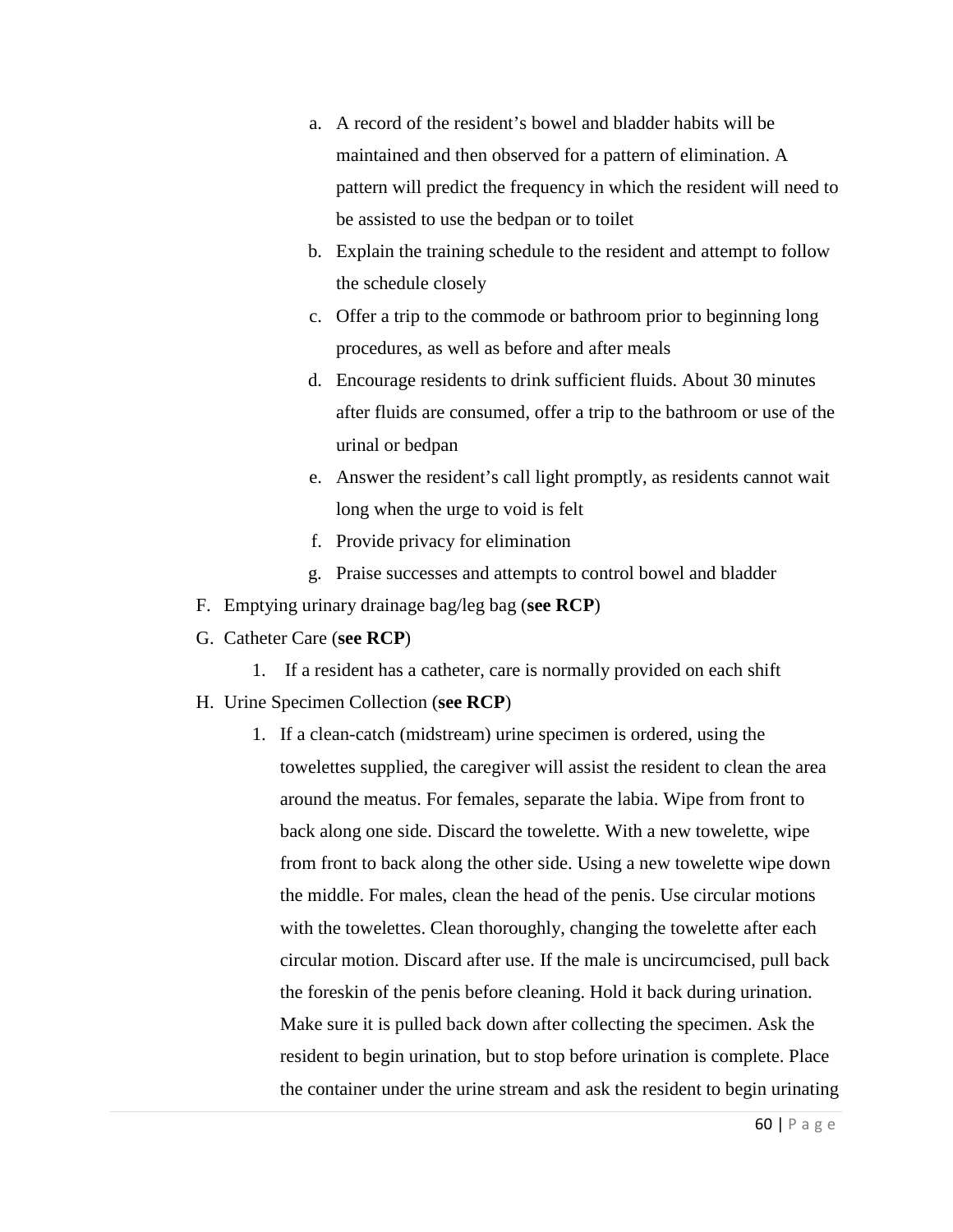a. A record of the resident's bowel and bladder habits will be maintained and then observed for a pattern of elimination. A pattern will predict the frequency in which the resident will need to be assisted to use the bedpan or to toilet
b. Explain the training schedule to the resident and attempt to follow the schedule closely
c. Offer a trip to the commode or bathroom prior to beginning long procedures, as well as before and after meals
d. Encourage residents to drink sufficient fluids. About 30 minutes after fluids are consumed, offer a trip to the bathroom or use of the urinal or bedpan
e. Answer the resident's call light promptly, as residents cannot wait long when the urge to void is felt
f. Provide privacy for elimination
g. Praise successes and attempts to control bowel and bladder

F. Emptying urinary drainage bag/leg bag (**see RCP**)

G. Catheter Care (**see RCP**)

1. If a resident has a catheter, care is normally provided on each shift

H. Urine Specimen Collection (**see RCP**)

1. If a clean-catch (midstream) urine specimen is ordered, using the towelettes supplied, the caregiver will assist the resident to clean the area around the meatus. For females, separate the labia. Wipe from front to back along one side. Discard the towelette. With a new towelette, wipe from front to back along the other side. Using a new towelette wipe down the middle. For males, clean the head of the penis. Use circular motions with the towelettes. Clean thoroughly, changing the towelette after each circular motion. Discard after use. If the male is uncircumcised, pull back the foreskin of the penis before cleaning. Hold it back during urination. Make sure it is pulled back down after collecting the specimen. Ask the resident to begin urination, but to stop before urination is complete. Place the container under the urine stream and ask the resident to begin urinating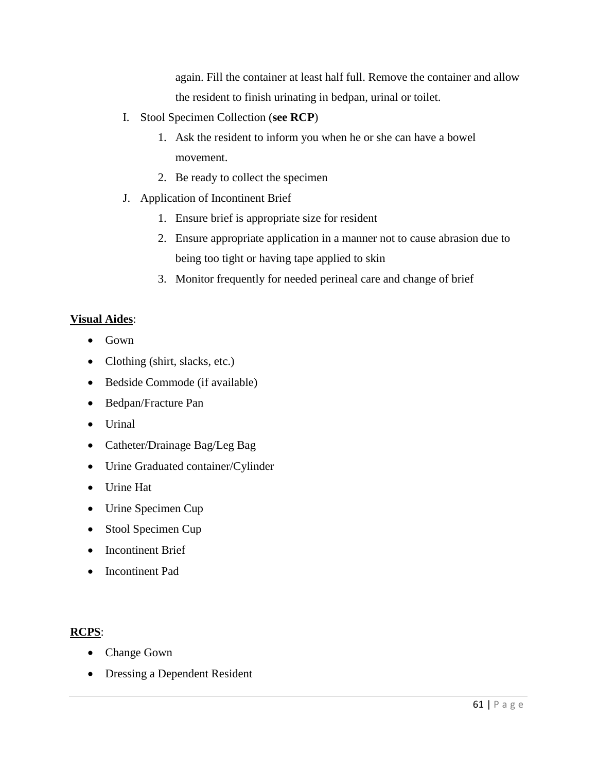again. Fill the container at least half full. Remove the container and allow the resident to finish urinating in bedpan, urinal or toilet.

I. Stool Specimen Collection (**see RCP**)
   1. Ask the resident to inform you when he or she can have a bowel movement.
   2. Be ready to collect the specimen

J. Application of Incontinent Brief
   1. Ensure brief is appropriate size for resident
   2. Ensure appropriate application in a manner not to cause abrasion due to being too tight or having tape applied to skin
   3. Monitor frequently for needed perineal care and change of brief

**Visual Aides**:

- Gown
- Clothing (shirt, slacks, etc.)
- Bedside Commode (if available)
- Bedpan/Fracture Pan
- Urinal
- Catheter/Drainage Bag/Leg Bag
- Urine Graduated container/Cylinder
- Urine Hat
- Urine Specimen Cup
- Stool Specimen Cup
- Incontinent Brief
- Incontinent Pad

**RCPS**:

- Change Gown
- Dressing a Dependent Resident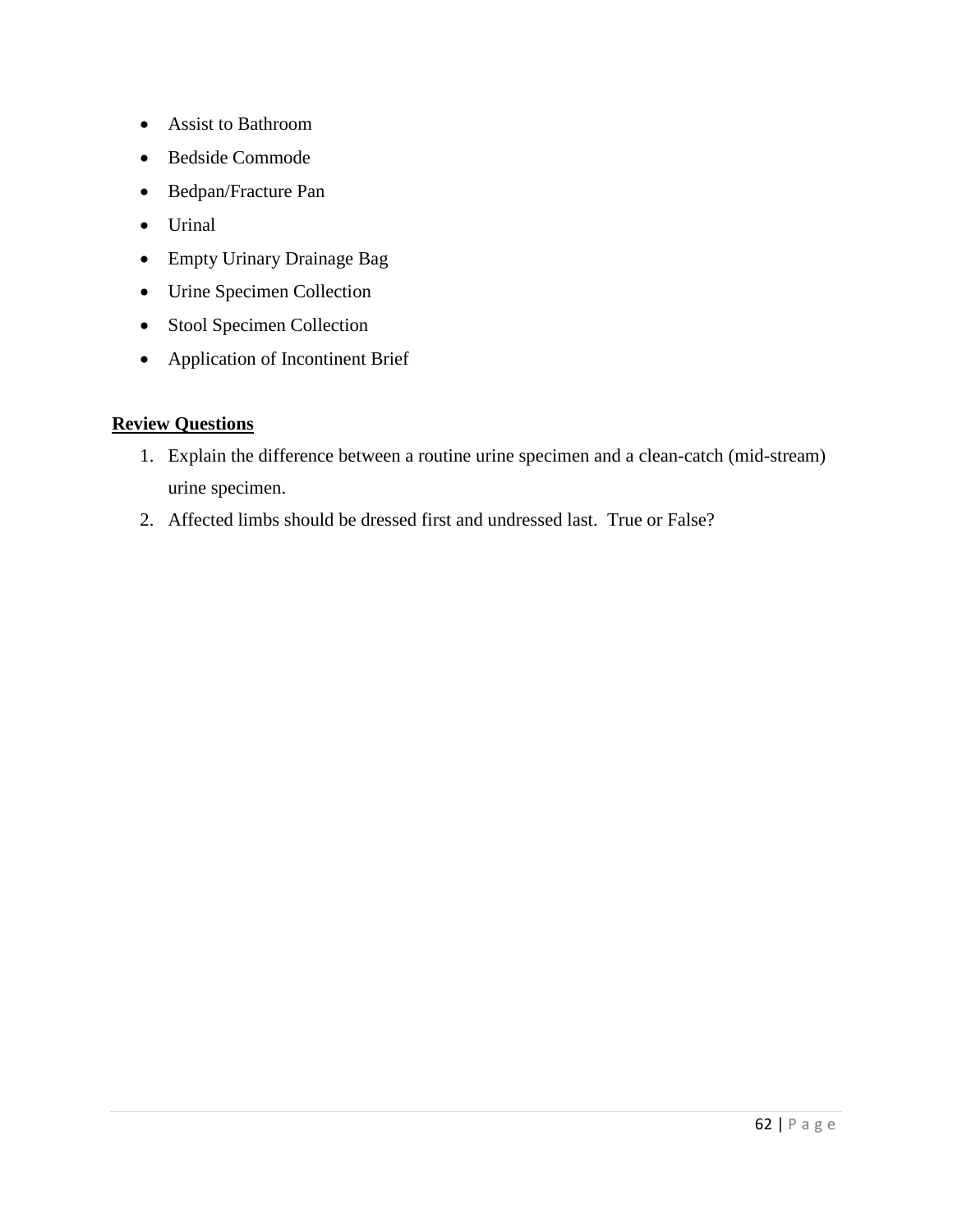- Assist to Bathroom
- Bedside Commode
- Bedpan/Fracture Pan
- Urinal
- Empty Urinary Drainage Bag
- Urine Specimen Collection
- Stool Specimen Collection
- Application of Incontinent Brief

**Review Questions**

1. Explain the difference between a routine urine specimen and a clean-catch (mid-stream) urine specimen.
2. Affected limbs should be dressed first and undressed last.  True or False?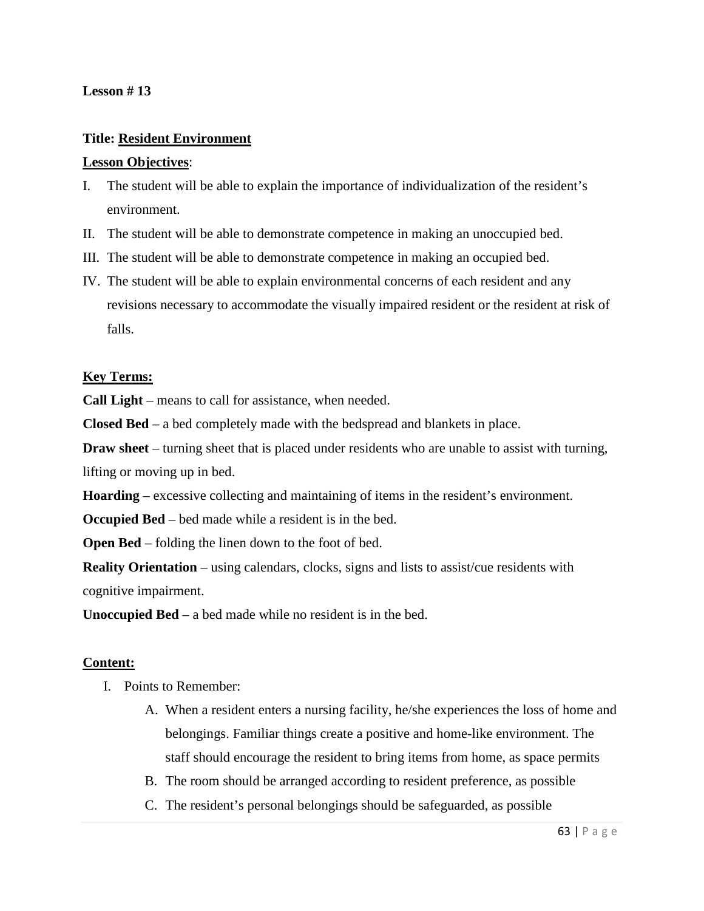**Lesson # 13**

**Title: <u>Resident Environment</u>**

**<u>Lesson Objectives</u>**:

I. The student will be able to explain the importance of individualization of the resident's environment.

II. The student will be able to demonstrate competence in making an unoccupied bed.

III. The student will be able to demonstrate competence in making an occupied bed.

IV. The student will be able to explain environmental concerns of each resident and any revisions necessary to accommodate the visually impaired resident or the resident at risk of falls.

**<u>Key Terms:</u>**

**Call Light** – means to call for assistance, when needed.

**Closed Bed** – a bed completely made with the bedspread and blankets in place.

**Draw sheet** – turning sheet that is placed under residents who are unable to assist with turning, lifting or moving up in bed.

**Hoarding** – excessive collecting and maintaining of items in the resident's environment.

**Occupied Bed** – bed made while a resident is in the bed.

**Open Bed** – folding the linen down to the foot of bed.

**Reality Orientation** – using calendars, clocks, signs and lists to assist/cue residents with cognitive impairment.

**Unoccupied Bed** – a bed made while no resident is in the bed.

**<u>Content:</u>**

I. Points to Remember:

   A. When a resident enters a nursing facility, he/she experiences the loss of home and belongings. Familiar things create a positive and home-like environment. The staff should encourage the resident to bring items from home, as space permits

   B. The room should be arranged according to resident preference, as possible

   C. The resident's personal belongings should be safeguarded, as possible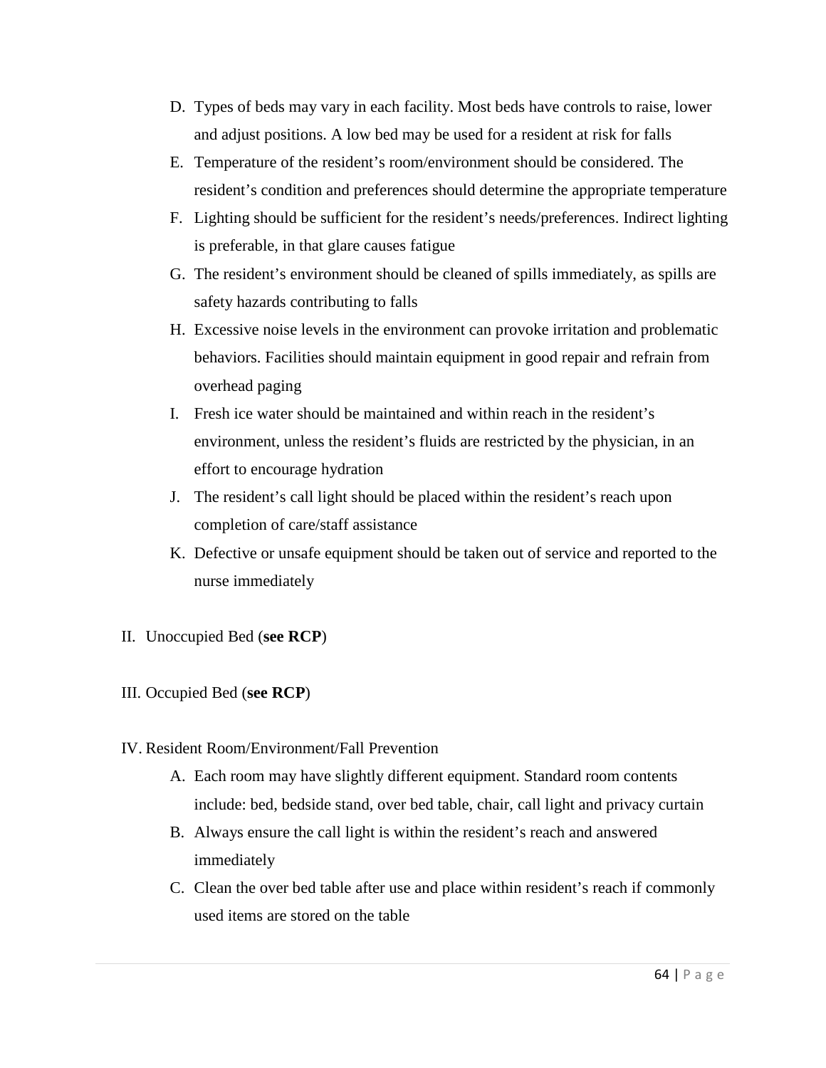D. Types of beds may vary in each facility. Most beds have controls to raise, lower and adjust positions. A low bed may be used for a resident at risk for falls

E. Temperature of the resident's room/environment should be considered. The resident's condition and preferences should determine the appropriate temperature

F. Lighting should be sufficient for the resident's needs/preferences. Indirect lighting is preferable, in that glare causes fatigue

G. The resident's environment should be cleaned of spills immediately, as spills are safety hazards contributing to falls

H. Excessive noise levels in the environment can provoke irritation and problematic behaviors. Facilities should maintain equipment in good repair and refrain from overhead paging

I. Fresh ice water should be maintained and within reach in the resident's environment, unless the resident's fluids are restricted by the physician, in an effort to encourage hydration

J. The resident's call light should be placed within the resident's reach upon completion of care/staff assistance

K. Defective or unsafe equipment should be taken out of service and reported to the nurse immediately

II. Unoccupied Bed (**see RCP**)

III. Occupied Bed (**see RCP**)

IV. Resident Room/Environment/Fall Prevention

A. Each room may have slightly different equipment. Standard room contents include: bed, bedside stand, over bed table, chair, call light and privacy curtain

B. Always ensure the call light is within the resident's reach and answered immediately

C. Clean the over bed table after use and place within resident's reach if commonly used items are stored on the table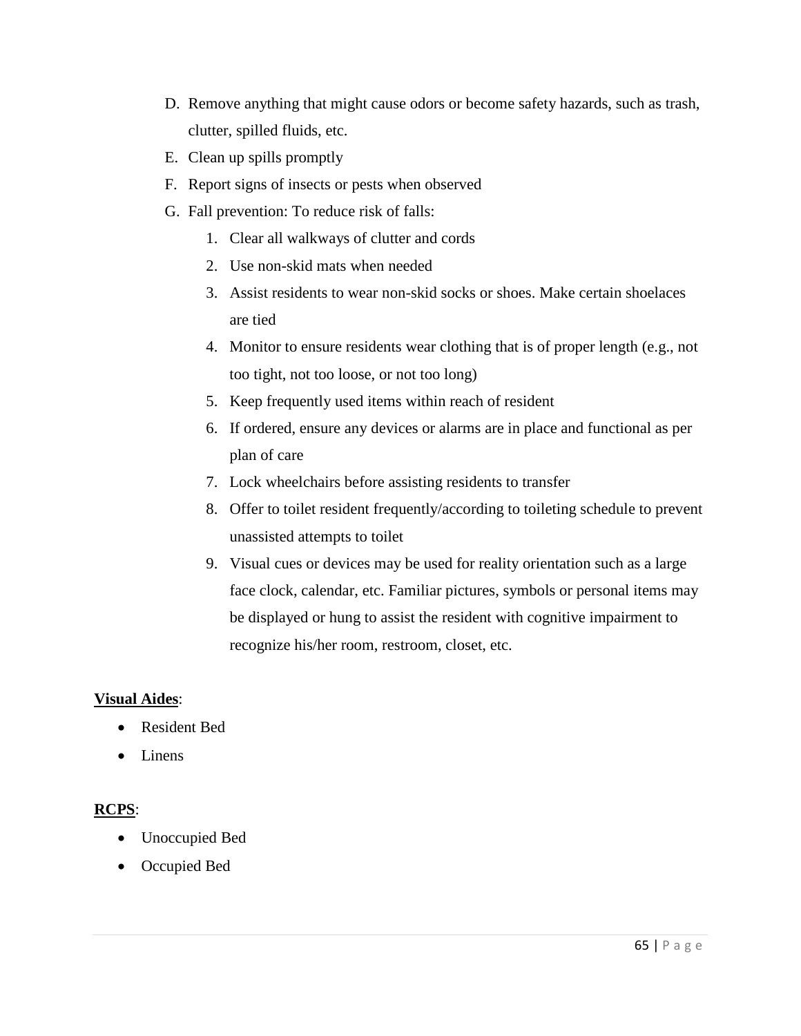D. Remove anything that might cause odors or become safety hazards, such as trash, clutter, spilled fluids, etc.

E. Clean up spills promptly

F. Report signs of insects or pests when observed

G. Fall prevention: To reduce risk of falls:

   1. Clear all walkways of clutter and cords
   2. Use non-skid mats when needed
   3. Assist residents to wear non-skid socks or shoes. Make certain shoelaces are tied
   4. Monitor to ensure residents wear clothing that is of proper length (e.g., not too tight, not too loose, or not too long)
   5. Keep frequently used items within reach of resident
   6. If ordered, ensure any devices or alarms are in place and functional as per plan of care
   7. Lock wheelchairs before assisting residents to transfer
   8. Offer to toilet resident frequently/according to toileting schedule to prevent unassisted attempts to toilet
   9. Visual cues or devices may be used for reality orientation such as a large face clock, calendar, etc. Familiar pictures, symbols or personal items may be displayed or hung to assist the resident with cognitive impairment to recognize his/her room, restroom, closet, etc.

**Visual Aides**:

- Resident Bed
- Linens

**RCPS**:

- Unoccupied Bed
- Occupied Bed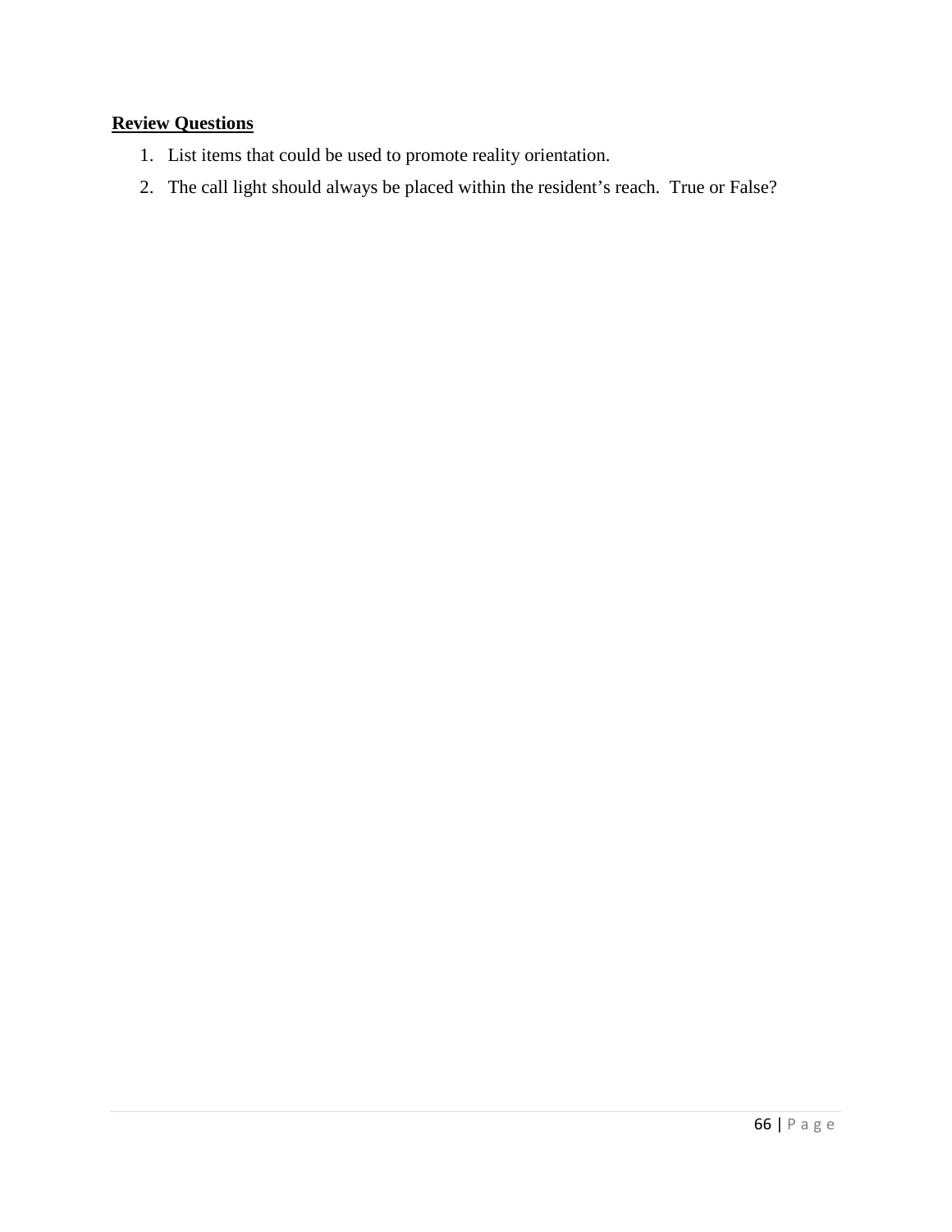**Review Questions**

1. List items that could be used to promote reality orientation.
2. The call light should always be placed within the resident's reach. True or False?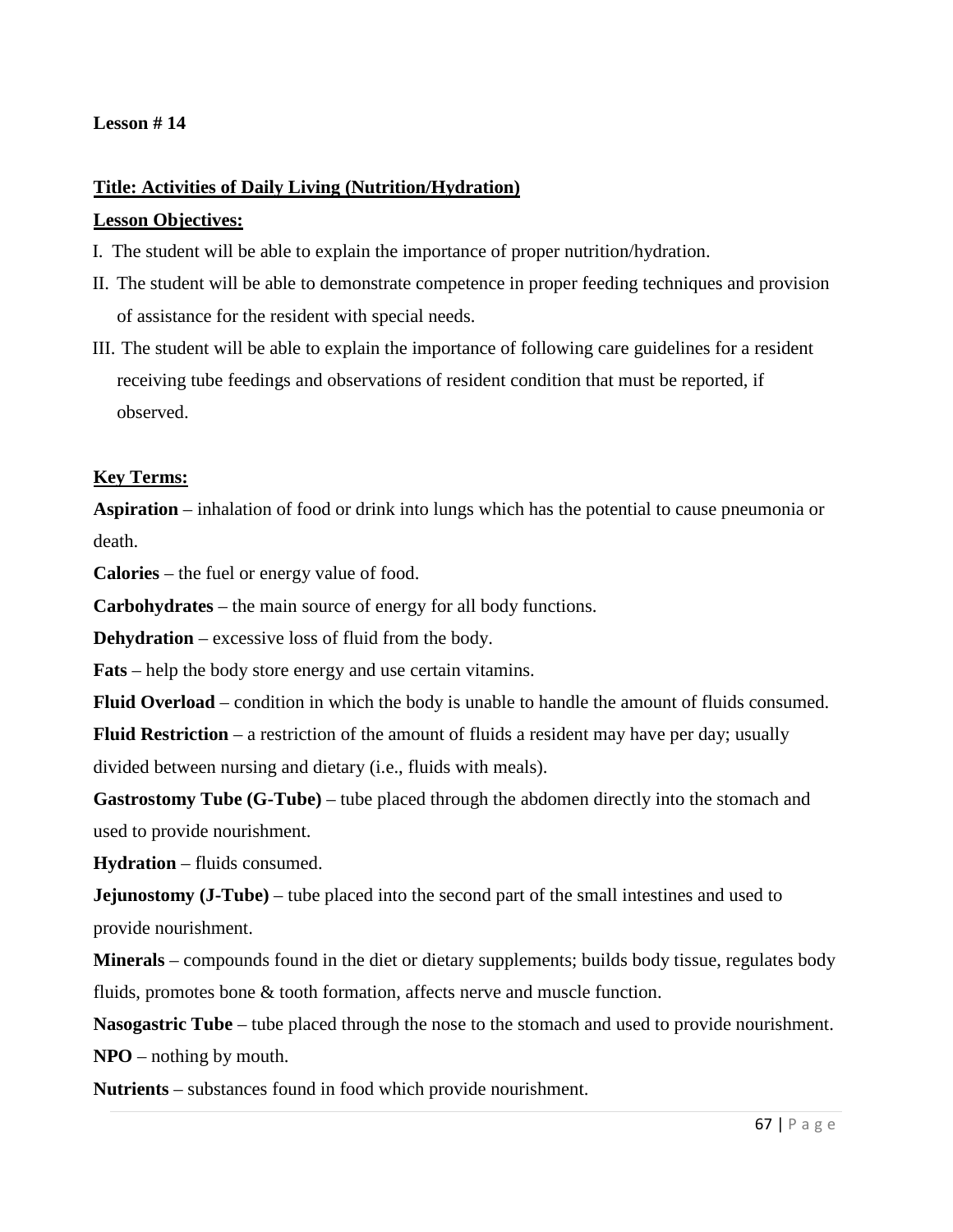**Lesson # 14**

## Title: Activities of Daily Living (Nutrition/Hydration)

**Lesson Objectives:**

I. The student will be able to explain the importance of proper nutrition/hydration.

II. The student will be able to demonstrate competence in proper feeding techniques and provision of assistance for the resident with special needs.

III. The student will be able to explain the importance of following care guidelines for a resident receiving tube feedings and observations of resident condition that must be reported, if observed.

**Key Terms:**

**Aspiration** – inhalation of food or drink into lungs which has the potential to cause pneumonia or death.

**Calories** – the fuel or energy value of food.

**Carbohydrates** – the main source of energy for all body functions.

**Dehydration** – excessive loss of fluid from the body.

**Fats** – help the body store energy and use certain vitamins.

**Fluid Overload** – condition in which the body is unable to handle the amount of fluids consumed.

**Fluid Restriction** – a restriction of the amount of fluids a resident may have per day; usually divided between nursing and dietary (i.e., fluids with meals).

**Gastrostomy Tube (G-Tube)** – tube placed through the abdomen directly into the stomach and used to provide nourishment.

**Hydration** – fluids consumed.

**Jejunostomy (J-Tube)** – tube placed into the second part of the small intestines and used to provide nourishment.

**Minerals** – compounds found in the diet or dietary supplements; builds body tissue, regulates body fluids, promotes bone & tooth formation, affects nerve and muscle function.

**Nasogastric Tube** – tube placed through the nose to the stomach and used to provide nourishment.

**NPO** – nothing by mouth.

**Nutrients** – substances found in food which provide nourishment.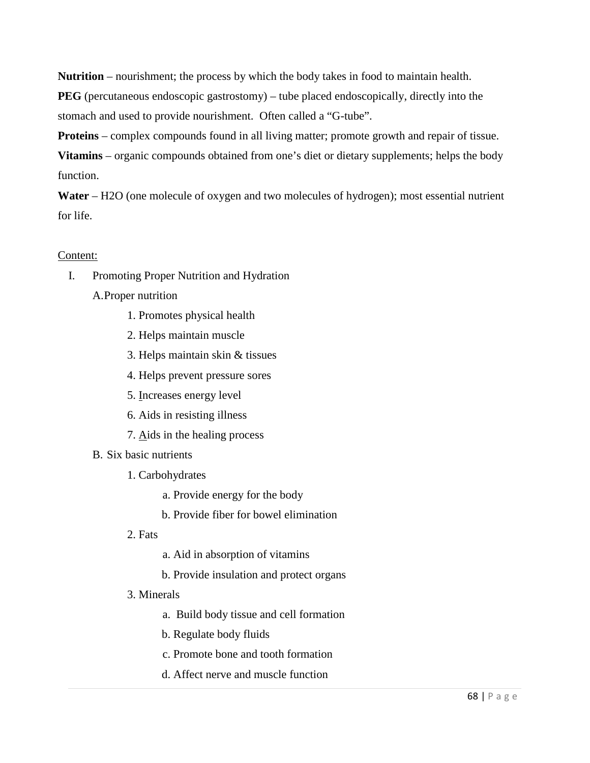**Nutrition** – nourishment; the process by which the body takes in food to maintain health.

**PEG** (percutaneous endoscopic gastrostomy) – tube placed endoscopically, directly into the stomach and used to provide nourishment. Often called a "G-tube".

**Proteins** – complex compounds found in all living matter; promote growth and repair of tissue.

**Vitamins** – organic compounds obtained from one's diet or dietary supplements; helps the body function.

**Water** – $H_2O$ (one molecule of oxygen and two molecules of hydrogen); most essential nutrient for life.

Content:

I. Promoting Proper Nutrition and Hydration

   A. Proper nutrition

      1. Promotes physical health
      2. Helps maintain muscle
      3. Helps maintain skin & tissues
      4. Helps prevent pressure sores
      5. Increases energy level
      6. Aids in resisting illness
      7. Aids in the healing process

   B. Six basic nutrients

      1. Carbohydrates
         a. Provide energy for the body
         b. Provide fiber for bowel elimination
      2. Fats
         a. Aid in absorption of vitamins
         b. Provide insulation and protect organs
      3. Minerals
         a. Build body tissue and cell formation
         b. Regulate body fluids
         c. Promote bone and tooth formation
         d. Affect nerve and muscle function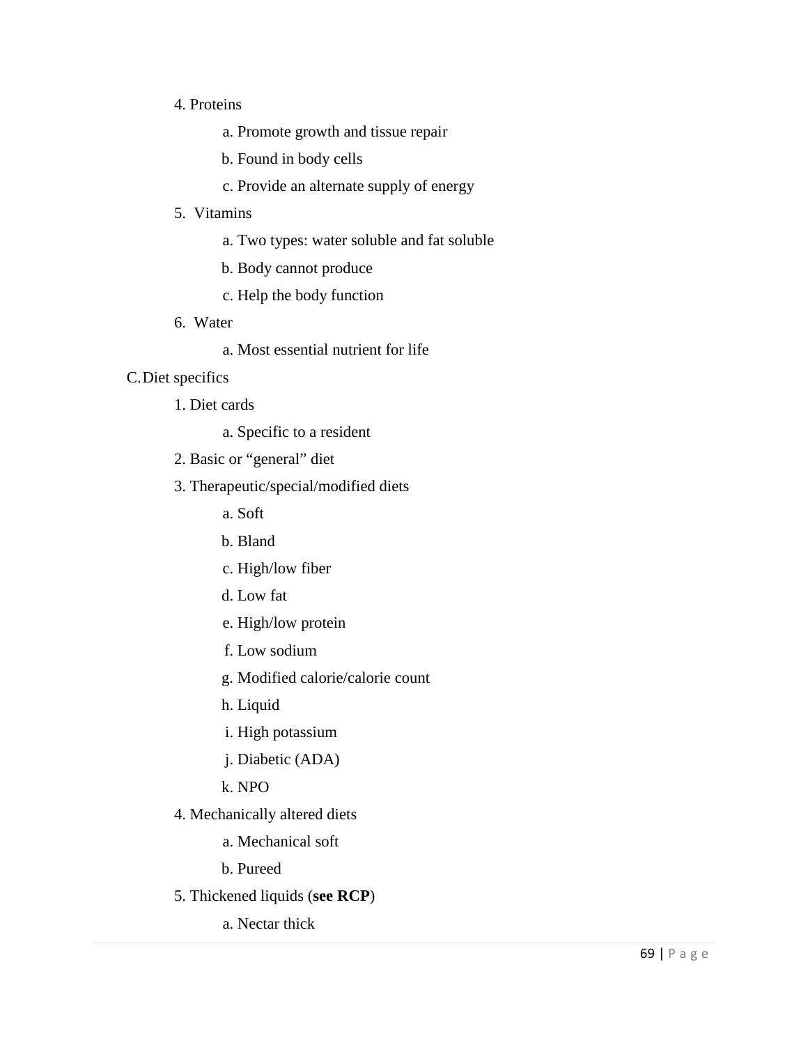4. Proteins
    a. Promote growth and tissue repair
    b. Found in body cells
    c. Provide an alternate supply of energy
5. Vitamins
    a. Two types: water soluble and fat soluble
    b. Body cannot produce
    c. Help the body function
6. Water
    a. Most essential nutrient for life

C. Diet specifics

1. Diet cards
    a. Specific to a resident
2. Basic or "general" diet
3. Therapeutic/special/modified diets
    a. Soft
    b. Bland
    c. High/low fiber
    d. Low fat
    e. High/low protein
    f. Low sodium
    g. Modified calorie/calorie count
    h. Liquid
    i. High potassium
    j. Diabetic (ADA)
    k. NPO
4. Mechanically altered diets
    a. Mechanical soft
    b. Pureed
5. Thickened liquids (**see RCP**)
    a. Nectar thick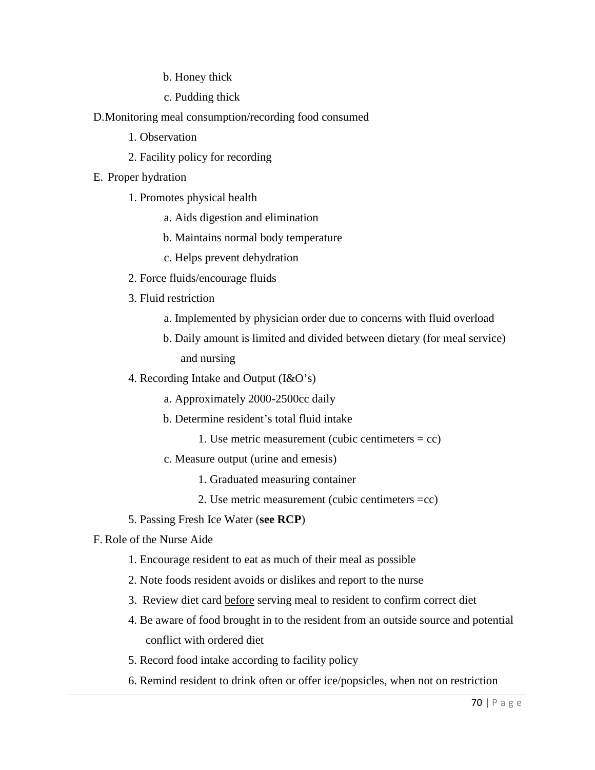b. Honey thick

c. Pudding thick

D. Monitoring meal consumption/recording food consumed

1. Observation
2. Facility policy for recording

E. Proper hydration

1. Promotes physical health
    - a. Aids digestion and elimination
    - b. Maintains normal body temperature
    - c. Helps prevent dehydration
2. Force fluids/encourage fluids
3. Fluid restriction
    - a. Implemented by physician order due to concerns with fluid overload
    - b. Daily amount is limited and divided between dietary (for meal service) and nursing
4. Recording Intake and Output (I&O's)
    - a. Approximately 2000-2500cc daily
    - b. Determine resident's total fluid intake
        1. Use metric measurement (cubic centimeters = cc)
    - c. Measure output (urine and emesis)
        1. Graduated measuring container
        2. Use metric measurement (cubic centimeters =cc)
5. Passing Fresh Ice Water (**see RCP**)

F. Role of the Nurse Aide

1. Encourage resident to eat as much of their meal as possible
2. Note foods resident avoids or dislikes and report to the nurse
3. Review diet card <u>before</u> serving meal to resident to confirm correct diet
4. Be aware of food brought in to the resident from an outside source and potential conflict with ordered diet
5. Record food intake according to facility policy
6. Remind resident to drink often or offer ice/popsicles, when not on restriction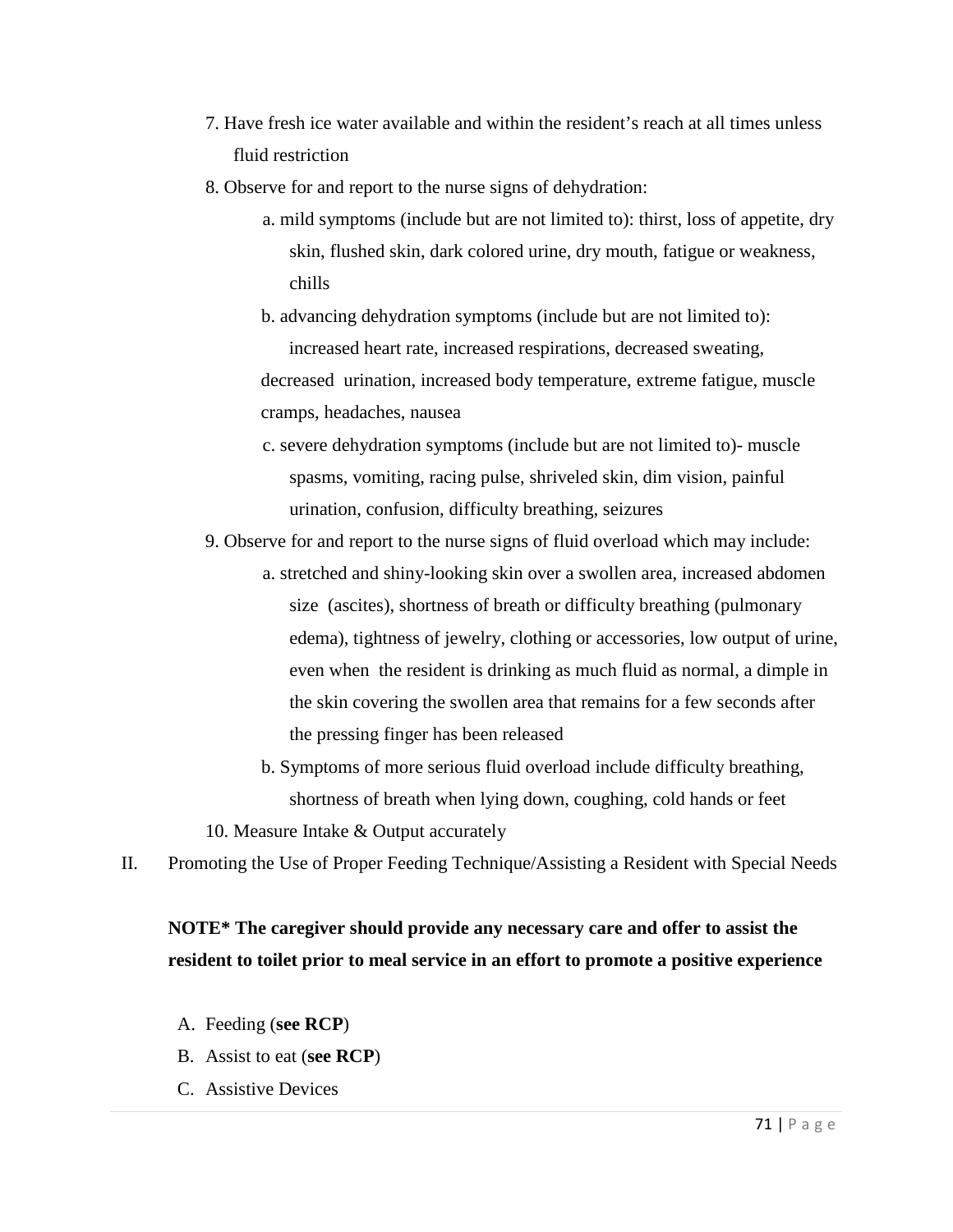7. Have fresh ice water available and within the resident's reach at all times unless fluid restriction
8. Observe for and report to the nurse signs of dehydration:
   a. mild symptoms (include but are not limited to): thirst, loss of appetite, dry skin, flushed skin, dark colored urine, dry mouth, fatigue or weakness, chills
   b. advancing dehydration symptoms (include but are not limited to): increased heart rate, increased respirations, decreased sweating, decreased urination, increased body temperature, extreme fatigue, muscle cramps, headaches, nausea
   c. severe dehydration symptoms (include but are not limited to)- muscle spasms, vomiting, racing pulse, shriveled skin, dim vision, painful urination, confusion, difficulty breathing, seizures
9. Observe for and report to the nurse signs of fluid overload which may include:
   a. stretched and shiny-looking skin over a swollen area, increased abdomen size (ascites), shortness of breath or difficulty breathing (pulmonary edema), tightness of jewelry, clothing or accessories, low output of urine, even when the resident is drinking as much fluid as normal, a dimple in the skin covering the swollen area that remains for a few seconds after the pressing finger has been released
   b. Symptoms of more serious fluid overload include difficulty breathing, shortness of breath when lying down, coughing, cold hands or feet
10. Measure Intake & Output accurately

II. Promoting the Use of Proper Feeding Technique/Assisting a Resident with Special Needs

**NOTE* The caregiver should provide any necessary care and offer to assist the resident to toilet prior to meal service in an effort to promote a positive experience**

A. Feeding (**see RCP**)
B. Assist to eat (**see RCP**)
C. Assistive Devices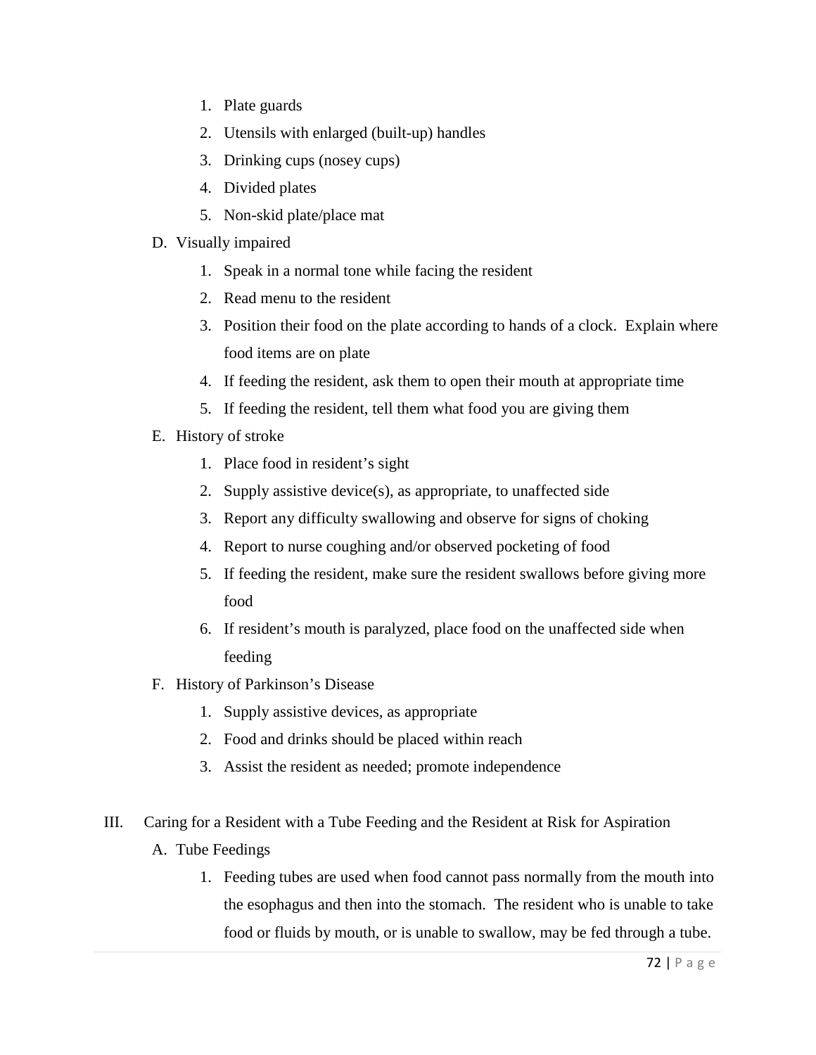1. Plate guards
2. Utensils with enlarged (built-up) handles
3. Drinking cups (nosey cups)
4. Divided plates
5. Non-skid plate/place mat

D. Visually impaired

1. Speak in a normal tone while facing the resident
2. Read menu to the resident
3. Position their food on the plate according to hands of a clock. Explain where food items are on plate
4. If feeding the resident, ask them to open their mouth at appropriate time
5. If feeding the resident, tell them what food you are giving them

E. History of stroke

1. Place food in resident's sight
2. Supply assistive device(s), as appropriate, to unaffected side
3. Report any difficulty swallowing and observe for signs of choking
4. Report to nurse coughing and/or observed pocketing of food
5. If feeding the resident, make sure the resident swallows before giving more food
6. If resident's mouth is paralyzed, place food on the unaffected side when feeding

F. History of Parkinson's Disease

1. Supply assistive devices, as appropriate
2. Food and drinks should be placed within reach
3. Assist the resident as needed; promote independence

III. Caring for a Resident with a Tube Feeding and the Resident at Risk for Aspiration

A. Tube Feedings

1. Feeding tubes are used when food cannot pass normally from the mouth into the esophagus and then into the stomach. The resident who is unable to take food or fluids by mouth, or is unable to swallow, may be fed through a tube.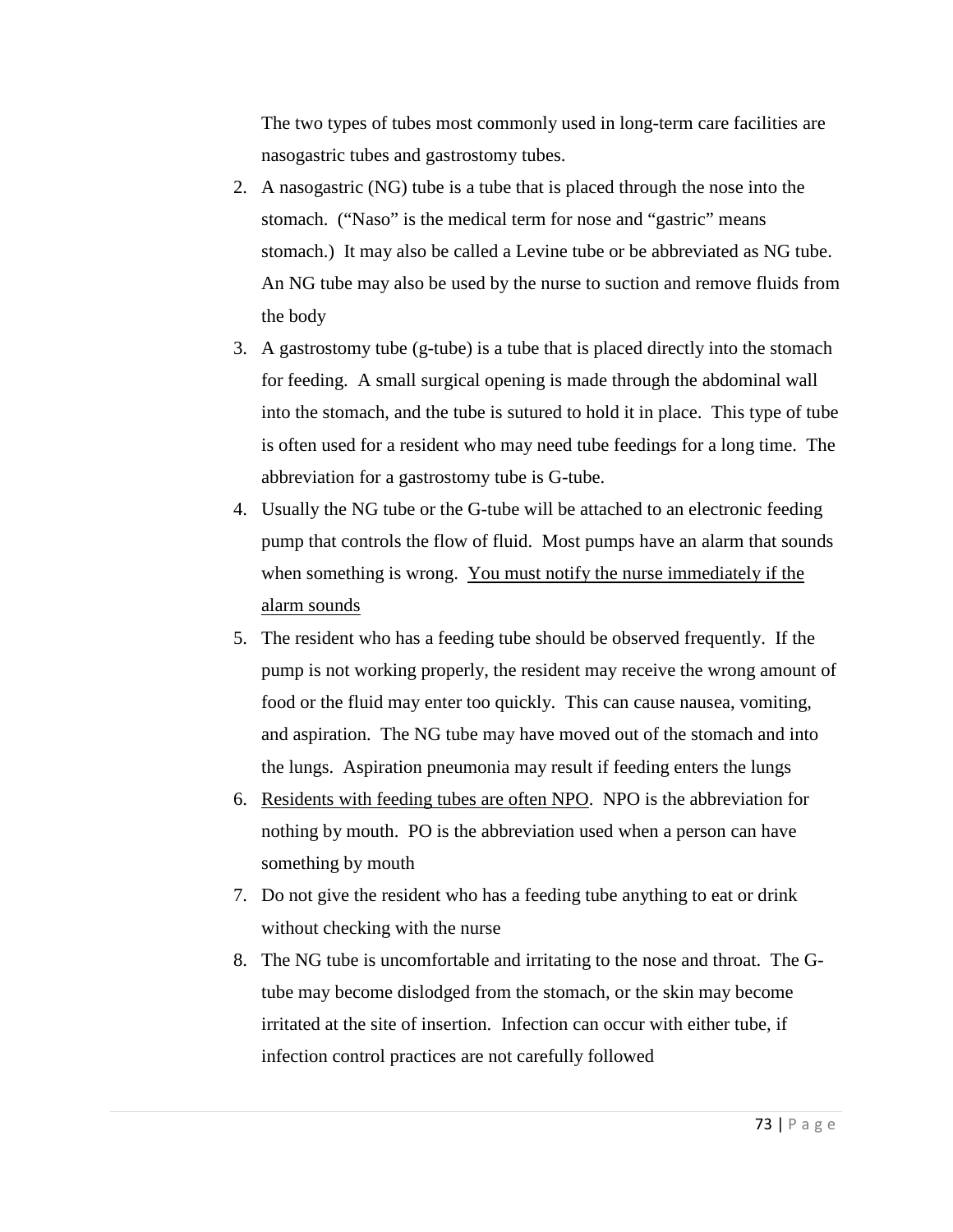The two types of tubes most commonly used in long-term care facilities are nasogastric tubes and gastrostomy tubes.

2. A nasogastric (NG) tube is a tube that is placed through the nose into the stomach. ("Naso" is the medical term for nose and "gastric" means stomach.) It may also be called a Levine tube or be abbreviated as NG tube. An NG tube may also be used by the nurse to suction and remove fluids from the body
3. A gastrostomy tube (g-tube) is a tube that is placed directly into the stomach for feeding. A small surgical opening is made through the abdominal wall into the stomach, and the tube is sutured to hold it in place. This type of tube is often used for a resident who may need tube feedings for a long time. The abbreviation for a gastrostomy tube is G-tube.
4. Usually the NG tube or the G-tube will be attached to an electronic feeding pump that controls the flow of fluid. Most pumps have an alarm that sounds when something is wrong. <u>You must notify the nurse immediately if the alarm sounds</u>
5. The resident who has a feeding tube should be observed frequently. If the pump is not working properly, the resident may receive the wrong amount of food or the fluid may enter too quickly. This can cause nausea, vomiting, and aspiration. The NG tube may have moved out of the stomach and into the lungs. Aspiration pneumonia may result if feeding enters the lungs
6. <u>Residents with feeding tubes are often NPO</u>. NPO is the abbreviation for nothing by mouth. PO is the abbreviation used when a person can have something by mouth
7. Do not give the resident who has a feeding tube anything to eat or drink without checking with the nurse
8. The NG tube is uncomfortable and irritating to the nose and throat. The G-tube may become dislodged from the stomach, or the skin may become irritated at the site of insertion. Infection can occur with either tube, if infection control practices are not carefully followed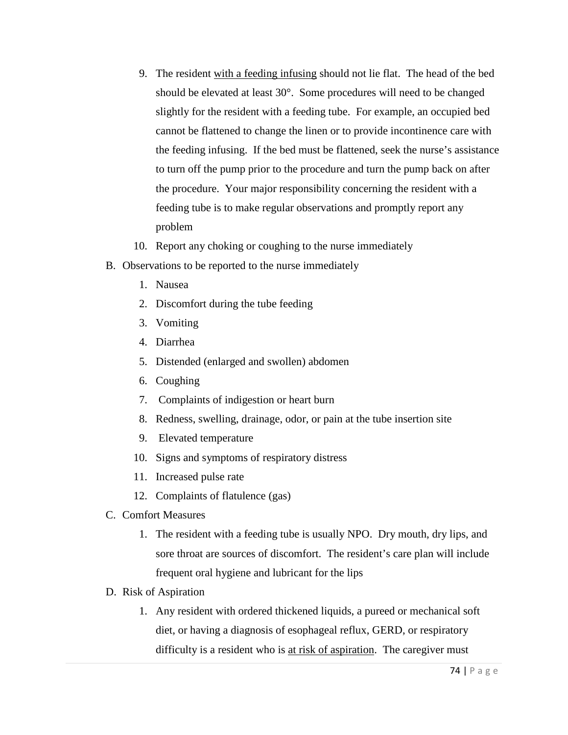9. The resident <u>with a feeding infusing</u> should not lie flat. The head of the bed should be elevated at least 30°. Some procedures will need to be changed slightly for the resident with a feeding tube. For example, an occupied bed cannot be flattened to change the linen or to provide incontinence care with the feeding infusing. If the bed must be flattened, seek the nurse's assistance to turn off the pump prior to the procedure and turn the pump back on after the procedure. Your major responsibility concerning the resident with a feeding tube is to make regular observations and promptly report any problem
10. Report any choking or coughing to the nurse immediately

B. Observations to be reported to the nurse immediately
   1. Nausea
   2. Discomfort during the tube feeding
   3. Vomiting
   4. Diarrhea
   5. Distended (enlarged and swollen) abdomen
   6. Coughing
   7. Complaints of indigestion or heart burn
   8. Redness, swelling, drainage, odor, or pain at the tube insertion site
   9. Elevated temperature
   10. Signs and symptoms of respiratory distress
   11. Increased pulse rate
   12. Complaints of flatulence (gas)

C. Comfort Measures
   1. The resident with a feeding tube is usually NPO. Dry mouth, dry lips, and sore throat are sources of discomfort. The resident's care plan will include frequent oral hygiene and lubricant for the lips

D. Risk of Aspiration
   1. Any resident with ordered thickened liquids, a pureed or mechanical soft diet, or having a diagnosis of esophageal reflux, GERD, or respiratory difficulty is a resident who is <u>at risk of aspiration</u>. The caregiver must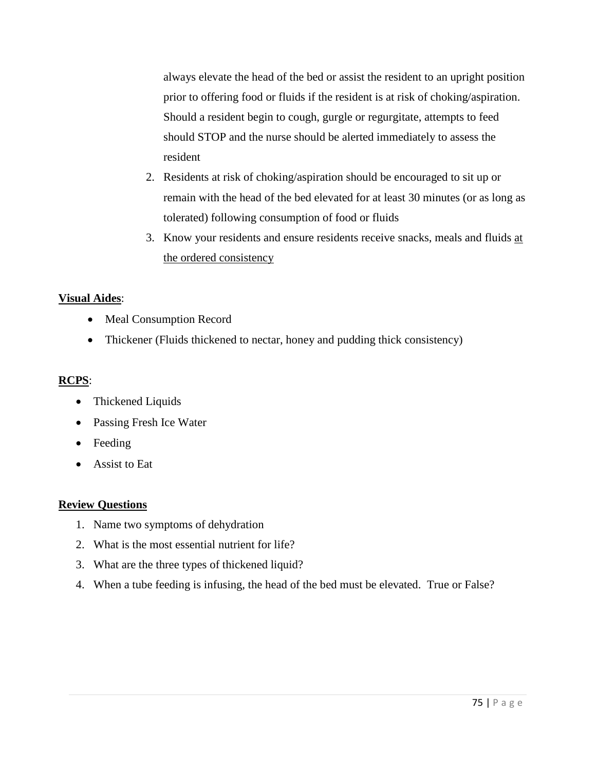always elevate the head of the bed or assist the resident to an upright position prior to offering food or fluids if the resident is at risk of choking/aspiration. Should a resident begin to cough, gurgle or regurgitate, attempts to feed should STOP and the nurse should be alerted immediately to assess the resident

2. Residents at risk of choking/aspiration should be encouraged to sit up or remain with the head of the bed elevated for at least 30 minutes (or as long as tolerated) following consumption of food or fluids
3. Know your residents and ensure residents receive snacks, meals and fluids <u>at the ordered consistency</u>

**<u>Visual Aides</u>**:

- Meal Consumption Record
- Thickener (Fluids thickened to nectar, honey and pudding thick consistency)

**<u>RCPS</u>**:

- Thickened Liquids
- Passing Fresh Ice Water
- Feeding
- Assist to Eat

**<u>Review Questions</u>**

1. Name two symptoms of dehydration
2. What is the most essential nutrient for life?
3. What are the three types of thickened liquid?
4. When a tube feeding is infusing, the head of the bed must be elevated. True or False?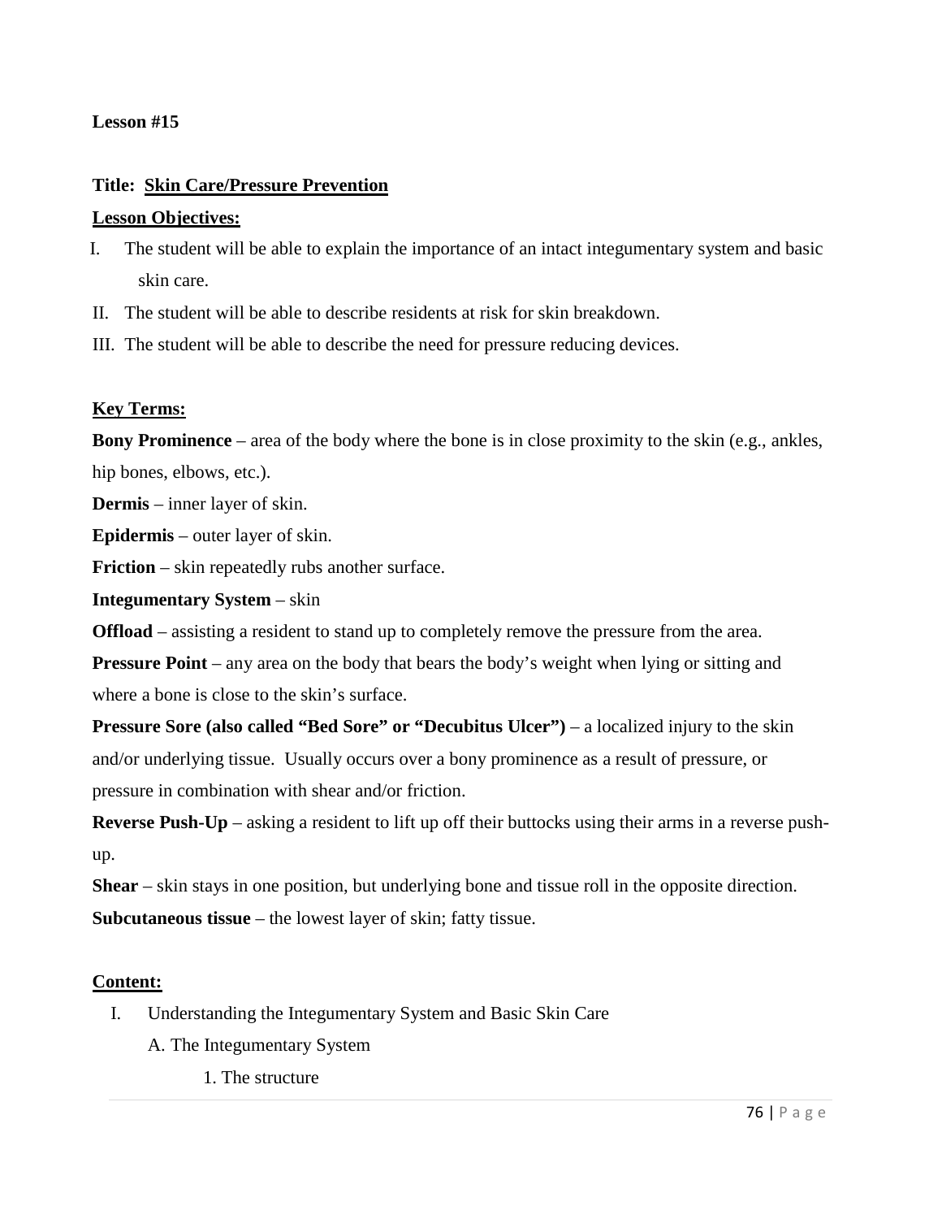**Lesson #15**

**Title: Skin Care/Pressure Prevention**

**Lesson Objectives:**

I. The student will be able to explain the importance of an intact integumentary system and basic skin care.

II. The student will be able to describe residents at risk for skin breakdown.

III. The student will be able to describe the need for pressure reducing devices.

**Key Terms:**

**Bony Prominence** – area of the body where the bone is in close proximity to the skin (e.g., ankles, hip bones, elbows, etc.).

**Dermis** – inner layer of skin.

**Epidermis** – outer layer of skin.

**Friction** – skin repeatedly rubs another surface.

**Integumentary System** – skin

**Offload** – assisting a resident to stand up to completely remove the pressure from the area.

**Pressure Point** – any area on the body that bears the body's weight when lying or sitting and where a bone is close to the skin's surface.

**Pressure Sore (also called "Bed Sore" or "Decubitus Ulcer")** – a localized injury to the skin and/or underlying tissue. Usually occurs over a bony prominence as a result of pressure, or pressure in combination with shear and/or friction.

**Reverse Push-Up** – asking a resident to lift up off their buttocks using their arms in a reverse push-up.

**Shear** – skin stays in one position, but underlying bone and tissue roll in the opposite direction.

**Subcutaneous tissue** – the lowest layer of skin; fatty tissue.

**Content:**

I. Understanding the Integumentary System and Basic Skin Care

A. The Integumentary System

1. The structure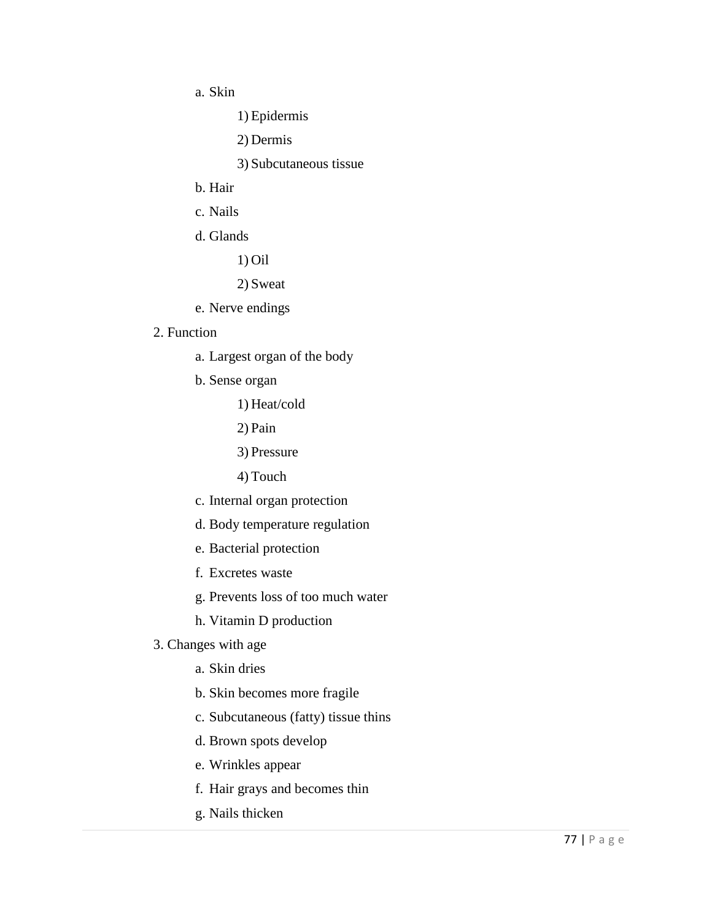a. Skin
      1) Epidermis
      2) Dermis
      3) Subcutaneous tissue
   b. Hair
   c. Nails
   d. Glands
      1) Oil
      2) Sweat
   e. Nerve endings

2. Function
   a. Largest organ of the body
   b. Sense organ
      1) Heat/cold
      2) Pain
      3) Pressure
      4) Touch
   c. Internal organ protection
   d. Body temperature regulation
   e. Bacterial protection
   f. Excretes waste
   g. Prevents loss of too much water
   h. Vitamin D production

3. Changes with age
   a. Skin dries
   b. Skin becomes more fragile
   c. Subcutaneous (fatty) tissue thins
   d. Brown spots develop
   e. Wrinkles appear
   f. Hair grays and becomes thin
   g. Nails thicken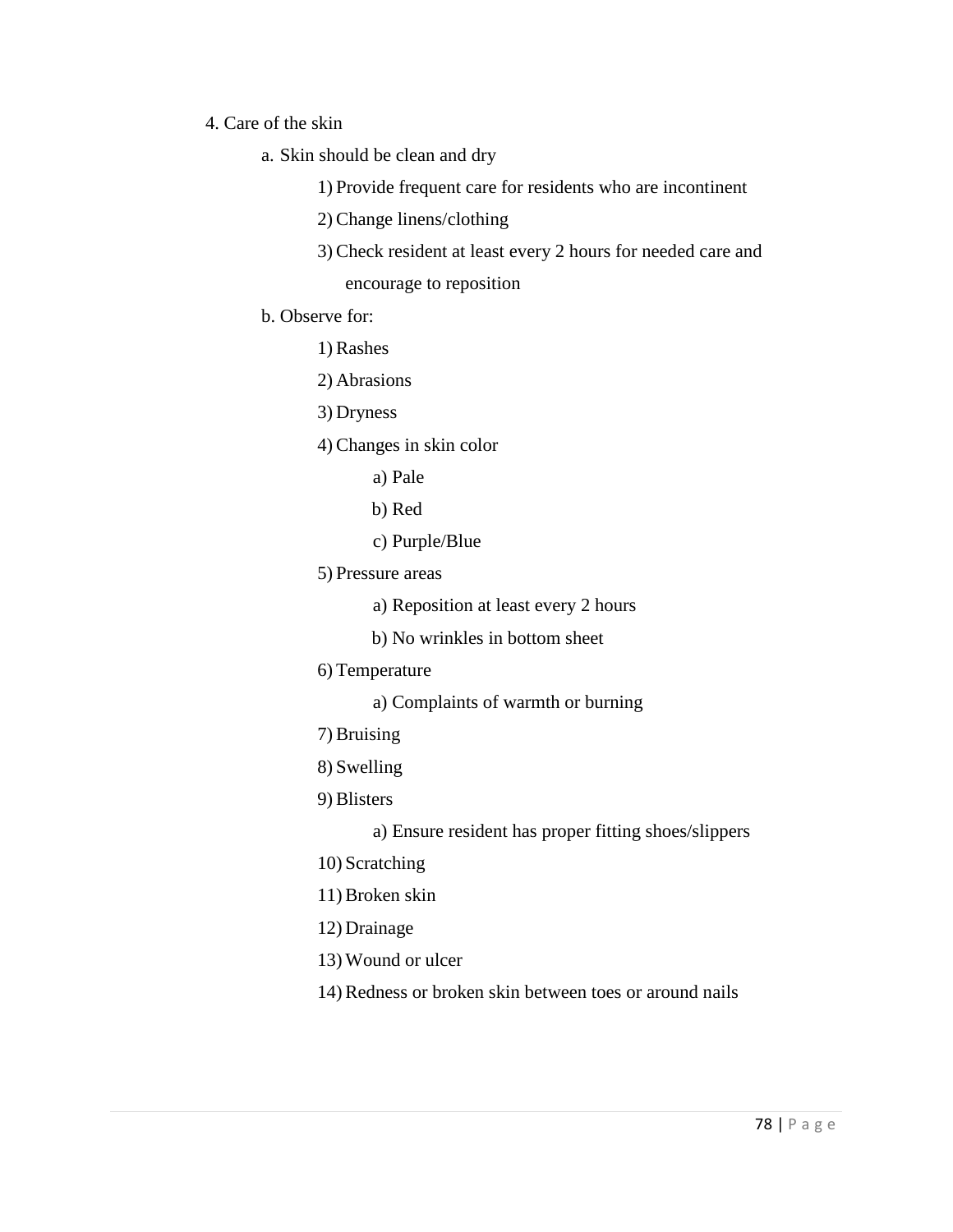4. Care of the skin

   a. Skin should be clean and dry

      1) Provide frequent care for residents who are incontinent
      2) Change linens/clothing
      3) Check resident at least every 2 hours for needed care and encourage to reposition

   b. Observe for:

      1) Rashes
      2) Abrasions
      3) Dryness
      4) Changes in skin color
         a) Pale
         b) Red
         c) Purple/Blue
      5) Pressure areas
         a) Reposition at least every 2 hours
         b) No wrinkles in bottom sheet
      6) Temperature
         a) Complaints of warmth or burning
      7) Bruising
      8) Swelling
      9) Blisters
         a) Ensure resident has proper fitting shoes/slippers
      10) Scratching
      11) Broken skin
      12) Drainage
      13) Wound or ulcer
      14) Redness or broken skin between toes or around nails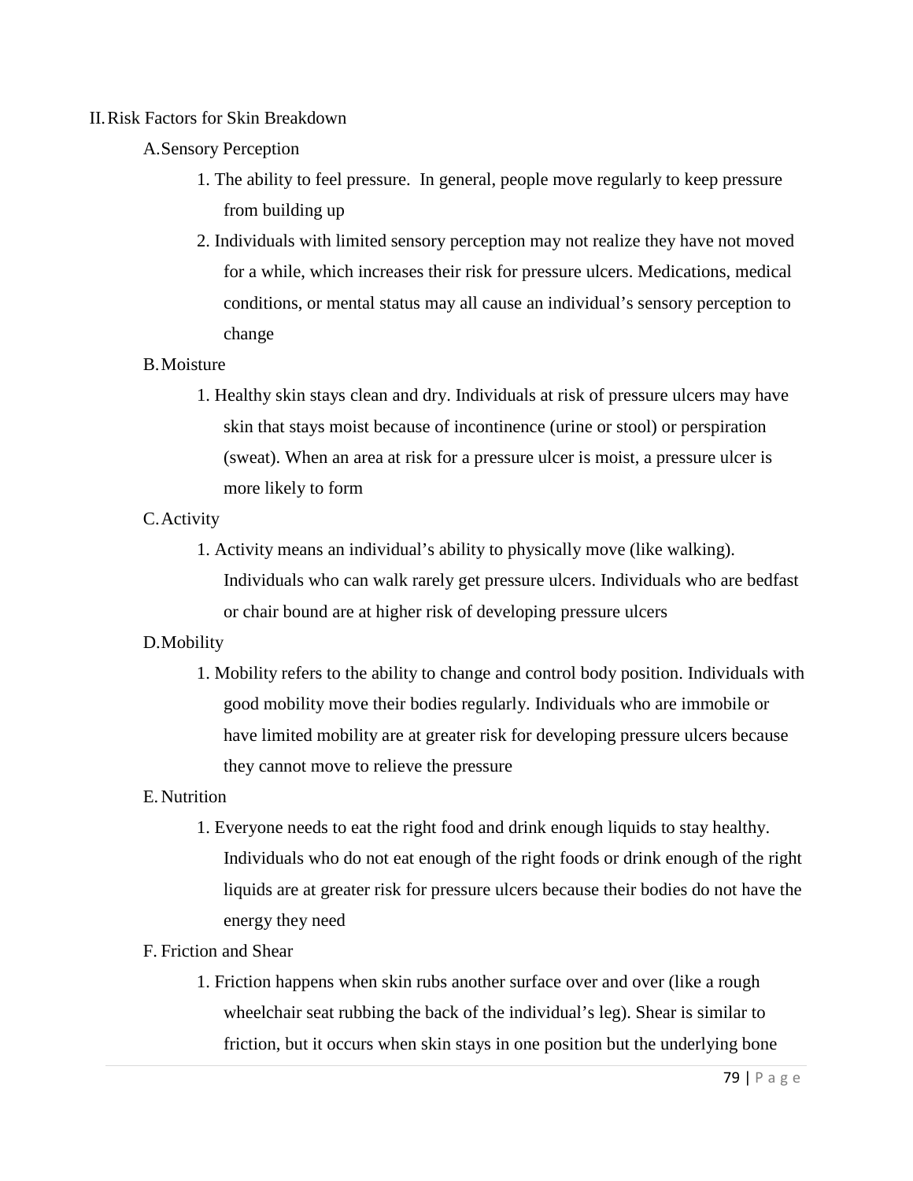II. Risk Factors for Skin Breakdown

A. Sensory Perception

1. The ability to feel pressure. In general, people move regularly to keep pressure from building up
2. Individuals with limited sensory perception may not realize they have not moved for a while, which increases their risk for pressure ulcers. Medications, medical conditions, or mental status may all cause an individual's sensory perception to change

B. Moisture

1. Healthy skin stays clean and dry. Individuals at risk of pressure ulcers may have skin that stays moist because of incontinence (urine or stool) or perspiration (sweat). When an area at risk for a pressure ulcer is moist, a pressure ulcer is more likely to form

C. Activity

1. Activity means an individual's ability to physically move (like walking). Individuals who can walk rarely get pressure ulcers. Individuals who are bedfast or chair bound are at higher risk of developing pressure ulcers

D. Mobility

1. Mobility refers to the ability to change and control body position. Individuals with good mobility move their bodies regularly. Individuals who are immobile or have limited mobility are at greater risk for developing pressure ulcers because they cannot move to relieve the pressure

E. Nutrition

1. Everyone needs to eat the right food and drink enough liquids to stay healthy. Individuals who do not eat enough of the right foods or drink enough of the right liquids are at greater risk for pressure ulcers because their bodies do not have the energy they need

F. Friction and Shear

1. Friction happens when skin rubs another surface over and over (like a rough wheelchair seat rubbing the back of the individual's leg). Shear is similar to friction, but it occurs when skin stays in one position but the underlying bone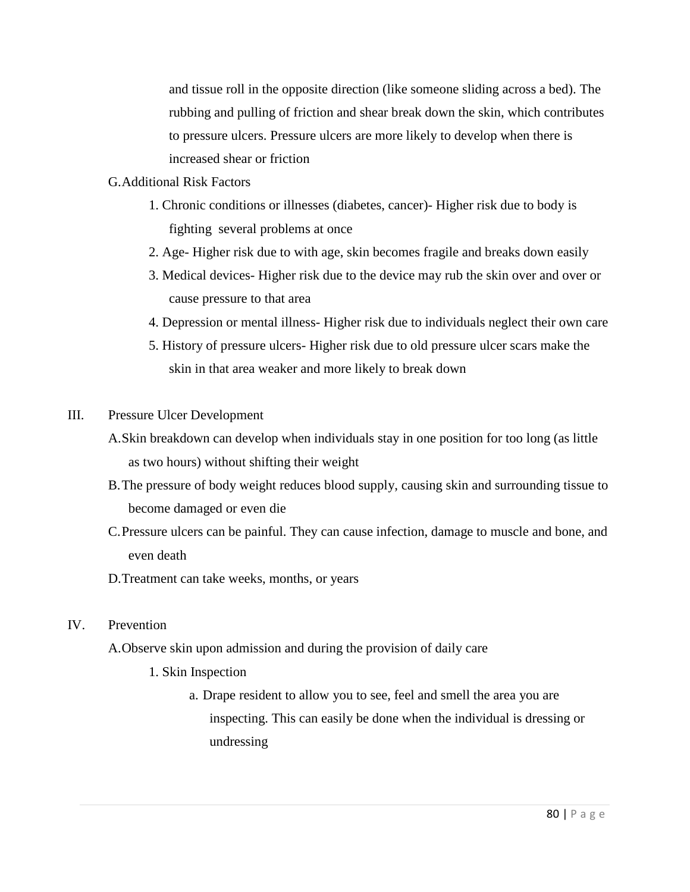and tissue roll in the opposite direction (like someone sliding across a bed). The rubbing and pulling of friction and shear break down the skin, which contributes to pressure ulcers. Pressure ulcers are more likely to develop when there is increased shear or friction

G. Additional Risk Factors

1. Chronic conditions or illnesses (diabetes, cancer)- Higher risk due to body is fighting several problems at once
2. Age- Higher risk due to with age, skin becomes fragile and breaks down easily
3. Medical devices- Higher risk due to the device may rub the skin over and over or cause pressure to that area
4. Depression or mental illness- Higher risk due to individuals neglect their own care
5. History of pressure ulcers- Higher risk due to old pressure ulcer scars make the skin in that area weaker and more likely to break down

III. Pressure Ulcer Development

A. Skin breakdown can develop when individuals stay in one position for too long (as little as two hours) without shifting their weight

B. The pressure of body weight reduces blood supply, causing skin and surrounding tissue to become damaged or even die

C. Pressure ulcers can be painful. They can cause infection, damage to muscle and bone, and even death

D. Treatment can take weeks, months, or years

IV. Prevention

A. Observe skin upon admission and during the provision of daily care

1. Skin Inspection
   a. Drape resident to allow you to see, feel and smell the area you are inspecting. This can easily be done when the individual is dressing or undressing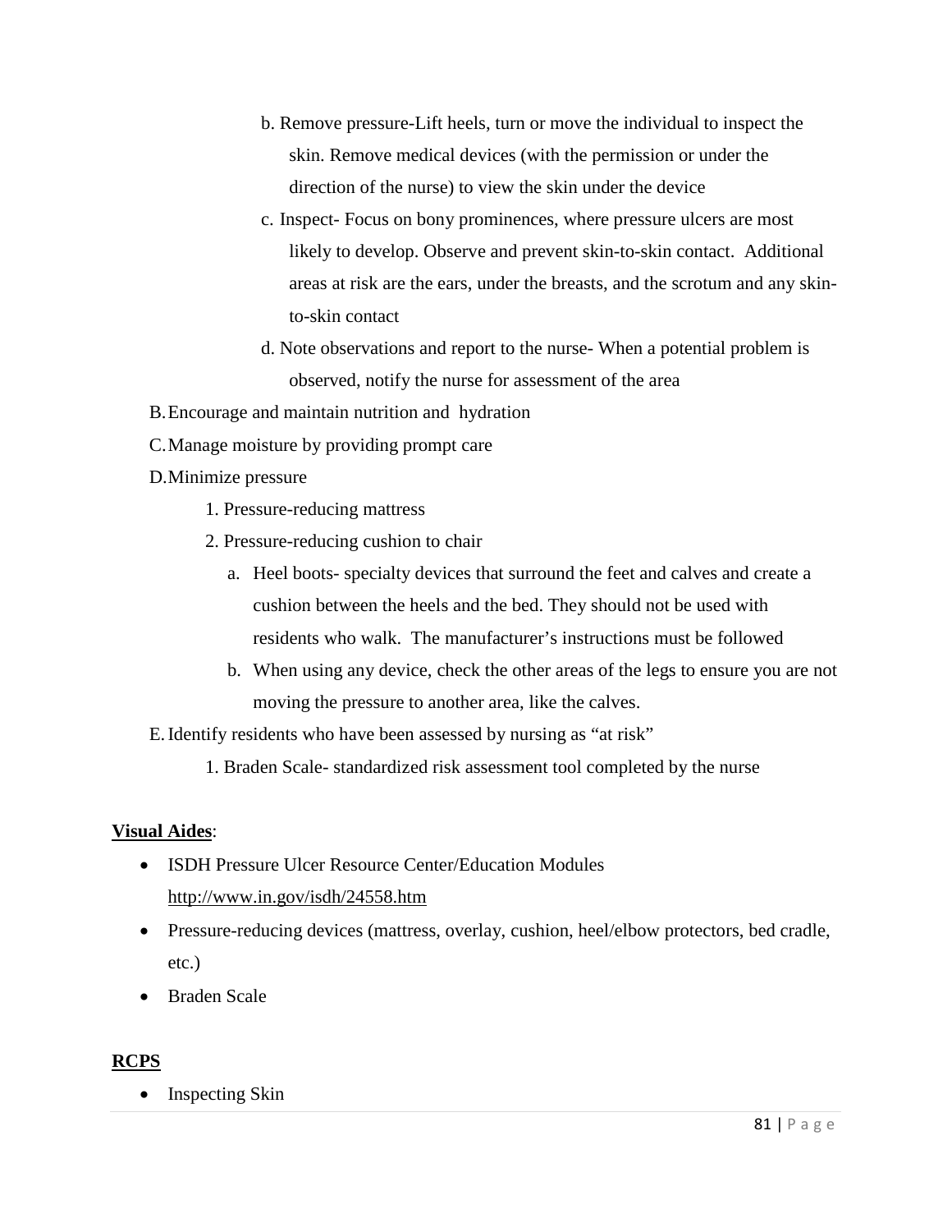b. Remove pressure-Lift heels, turn or move the individual to inspect the skin. Remove medical devices (with the permission or under the direction of the nurse) to view the skin under the device

c. Inspect- Focus on bony prominences, where pressure ulcers are most likely to develop. Observe and prevent skin-to-skin contact. Additional areas at risk are the ears, under the breasts, and the scrotum and any skin-to-skin contact

d. Note observations and report to the nurse- When a potential problem is observed, notify the nurse for assessment of the area

B. Encourage and maintain nutrition and hydration

C. Manage moisture by providing prompt care

D. Minimize pressure

1. Pressure-reducing mattress
2. Pressure-reducing cushion to chair
   a. Heel boots- specialty devices that surround the feet and calves and create a cushion between the heels and the bed. They should not be used with residents who walk. The manufacturer's instructions must be followed
   b. When using any device, check the other areas of the legs to ensure you are not moving the pressure to another area, like the calves.

E. Identify residents who have been assessed by nursing as "at risk"

1. Braden Scale- standardized risk assessment tool completed by the nurse

**Visual Aides**:

- ISDH Pressure Ulcer Resource Center/Education Modules http://www.in.gov/isdh/24558.htm
- Pressure-reducing devices (mattress, overlay, cushion, heel/elbow protectors, bed cradle, etc.)
- Braden Scale

**RCPS**

- Inspecting Skin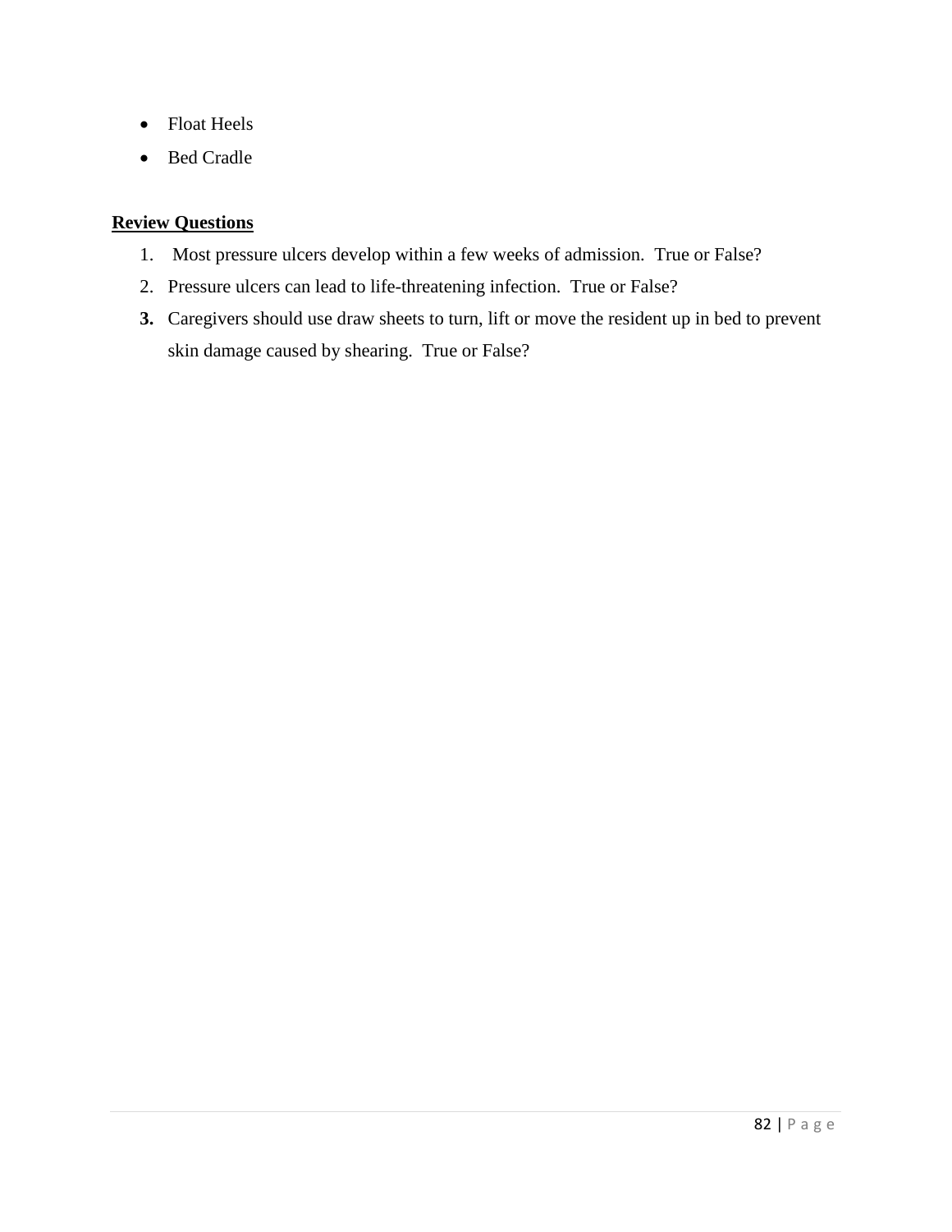- Float Heels
- Bed Cradle

**Review Questions**

1. Most pressure ulcers develop within a few weeks of admission. True or False?
2. Pressure ulcers can lead to life-threatening infection. True or False?
3. Caregivers should use draw sheets to turn, lift or move the resident up in bed to prevent skin damage caused by shearing. True or False?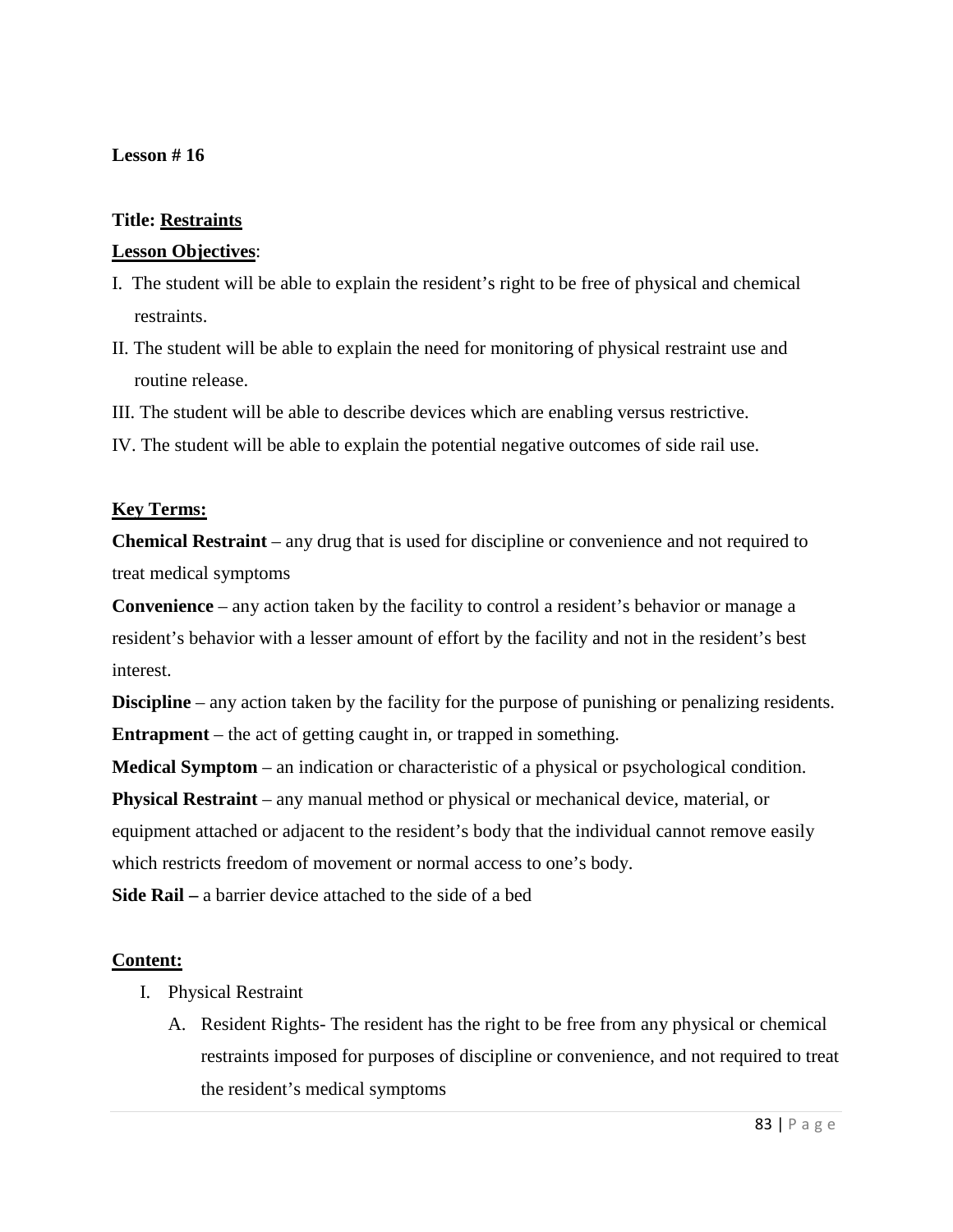**Lesson # 16**

**Title: <u>Restraints</u>**

**<u>Lesson Objectives</u>**:

I. The student will be able to explain the resident's right to be free of physical and chemical restraints.

II. The student will be able to explain the need for monitoring of physical restraint use and routine release.

III. The student will be able to describe devices which are enabling versus restrictive.

IV. The student will be able to explain the potential negative outcomes of side rail use.

**<u>Key Terms:</u>**

**Chemical Restraint** – any drug that is used for discipline or convenience and not required to treat medical symptoms

**Convenience** – any action taken by the facility to control a resident's behavior or manage a resident's behavior with a lesser amount of effort by the facility and not in the resident's best interest.

**Discipline** – any action taken by the facility for the purpose of punishing or penalizing residents.

**Entrapment** – the act of getting caught in, or trapped in something.

**Medical Symptom** – an indication or characteristic of a physical or psychological condition.

**Physical Restraint** – any manual method or physical or mechanical device, material, or equipment attached or adjacent to the resident's body that the individual cannot remove easily which restricts freedom of movement or normal access to one's body.

**Side Rail –** a barrier device attached to the side of a bed

**<u>Content:</u>**

I. Physical Restraint

   A. Resident Rights- The resident has the right to be free from any physical or chemical restraints imposed for purposes of discipline or convenience, and not required to treat the resident's medical symptoms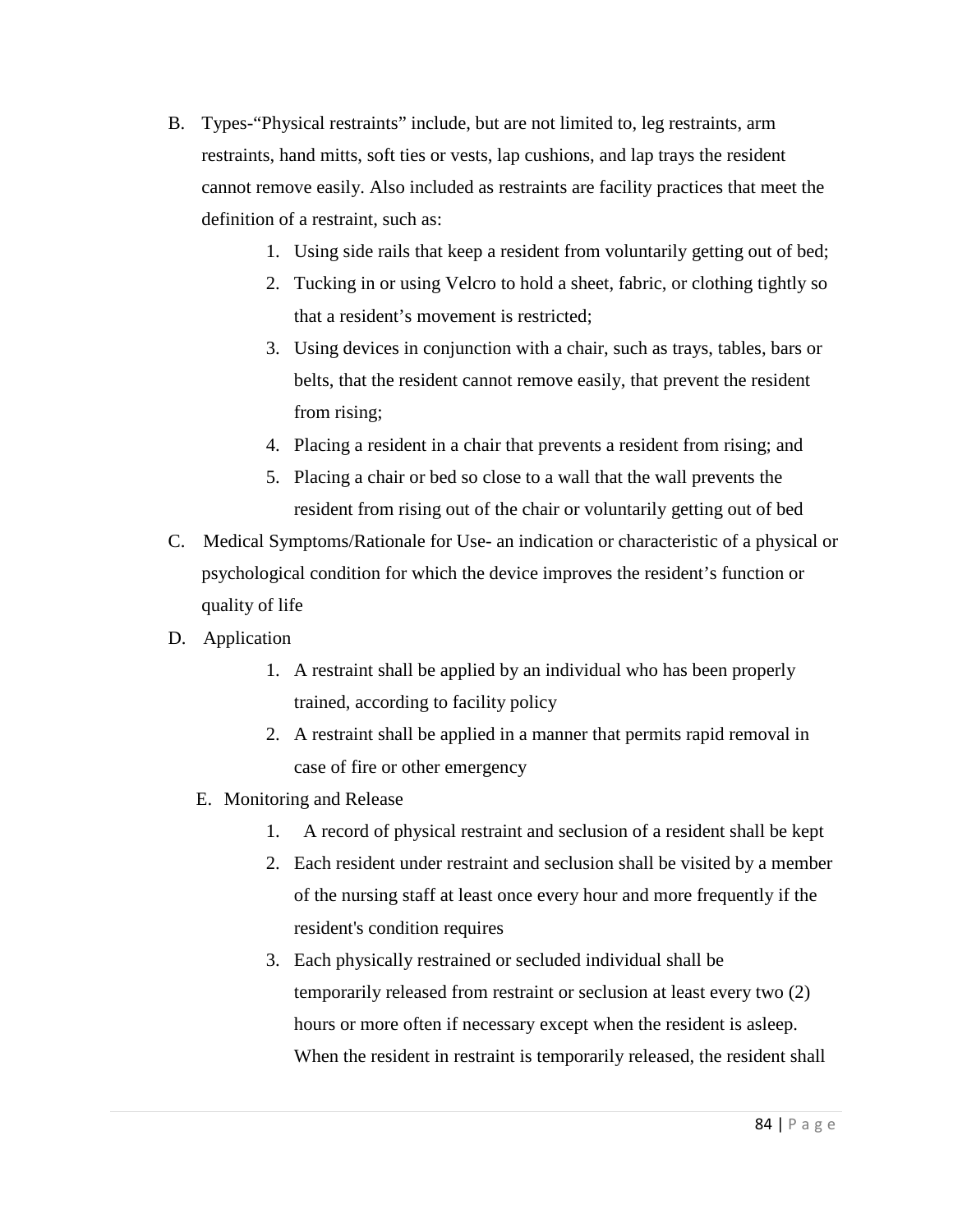B. Types-"Physical restraints" include, but are not limited to, leg restraints, arm restraints, hand mitts, soft ties or vests, lap cushions, and lap trays the resident cannot remove easily. Also included as restraints are facility practices that meet the definition of a restraint, such as:

   1. Using side rails that keep a resident from voluntarily getting out of bed;
   2. Tucking in or using Velcro to hold a sheet, fabric, or clothing tightly so that a resident's movement is restricted;
   3. Using devices in conjunction with a chair, such as trays, tables, bars or belts, that the resident cannot remove easily, that prevent the resident from rising;
   4. Placing a resident in a chair that prevents a resident from rising; and
   5. Placing a chair or bed so close to a wall that the wall prevents the resident from rising out of the chair or voluntarily getting out of bed

C. Medical Symptoms/Rationale for Use- an indication or characteristic of a physical or psychological condition for which the device improves the resident's function or quality of life

D. Application

   1. A restraint shall be applied by an individual who has been properly trained, according to facility policy
   2. A restraint shall be applied in a manner that permits rapid removal in case of fire or other emergency

E. Monitoring and Release

   1. A record of physical restraint and seclusion of a resident shall be kept
   2. Each resident under restraint and seclusion shall be visited by a member of the nursing staff at least once every hour and more frequently if the resident's condition requires
   3. Each physically restrained or secluded individual shall be temporarily released from restraint or seclusion at least every two (2) hours or more often if necessary except when the resident is asleep. When the resident in restraint is temporarily released, the resident shall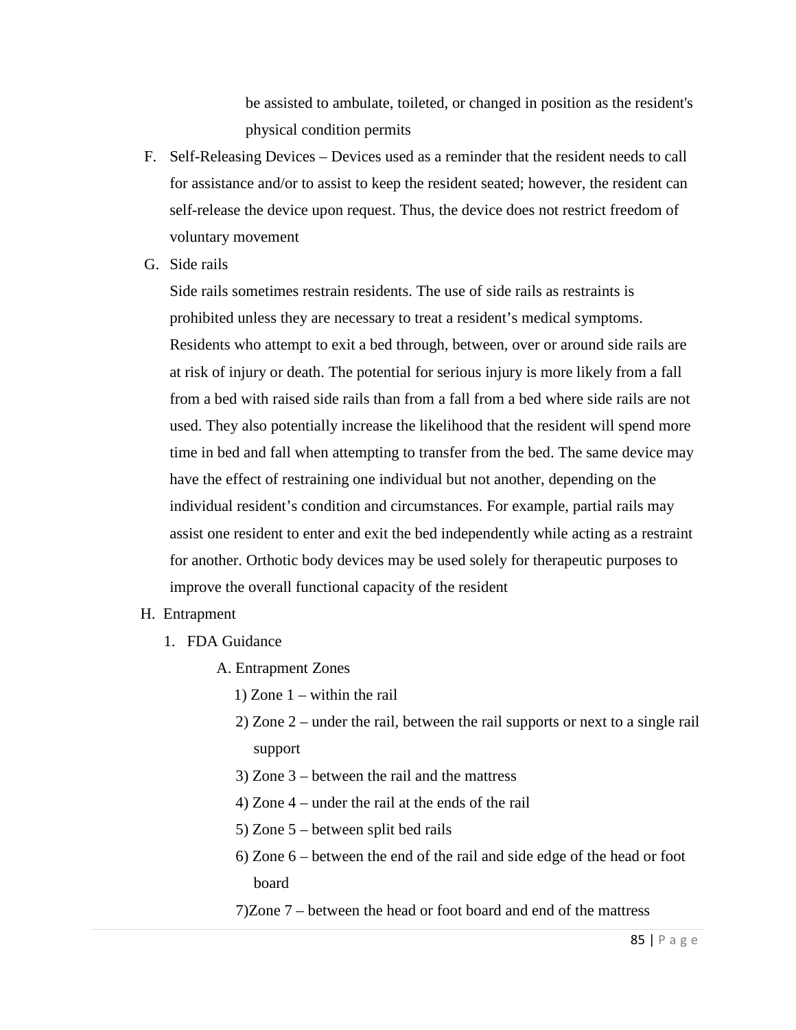be assisted to ambulate, toileted, or changed in position as the resident's physical condition permits

F. Self-Releasing Devices – Devices used as a reminder that the resident needs to call for assistance and/or to assist to keep the resident seated; however, the resident can self-release the device upon request. Thus, the device does not restrict freedom of voluntary movement

G. Side rails

   Side rails sometimes restrain residents. The use of side rails as restraints is prohibited unless they are necessary to treat a resident’s medical symptoms. Residents who attempt to exit a bed through, between, over or around side rails are at risk of injury or death. The potential for serious injury is more likely from a fall from a bed with raised side rails than from a fall from a bed where side rails are not used. They also potentially increase the likelihood that the resident will spend more time in bed and fall when attempting to transfer from the bed. The same device may have the effect of restraining one individual but not another, depending on the individual resident’s condition and circumstances. For example, partial rails may assist one resident to enter and exit the bed independently while acting as a restraint for another. Orthotic body devices may be used solely for therapeutic purposes to improve the overall functional capacity of the resident

H. Entrapment

   1. FDA Guidance

      A. Entrapment Zones

         1) Zone 1 – within the rail

         2) Zone 2 – under the rail, between the rail supports or next to a single rail support

         3) Zone 3 – between the rail and the mattress

         4) Zone 4 – under the rail at the ends of the rail

         5) Zone 5 – between split bed rails

         6) Zone 6 – between the end of the rail and side edge of the head or foot board

         7) Zone 7 – between the head or foot board and end of the mattress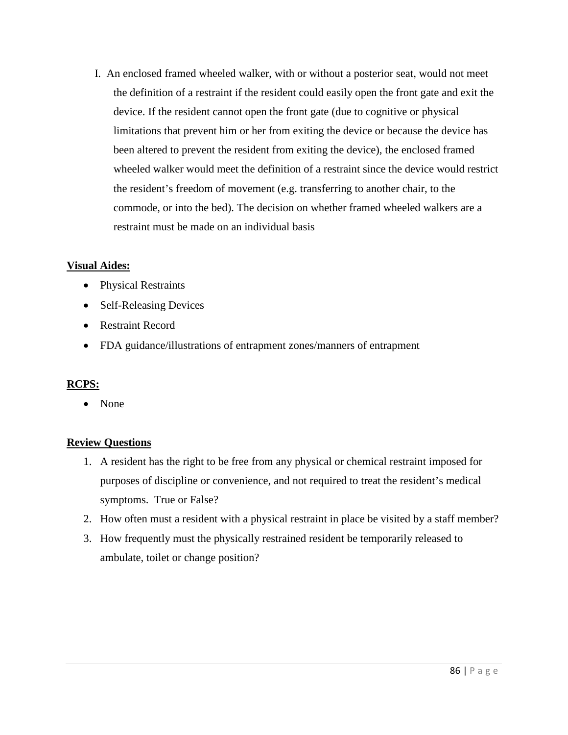I. An enclosed framed wheeled walker, with or without a posterior seat, would not meet the definition of a restraint if the resident could easily open the front gate and exit the device. If the resident cannot open the front gate (due to cognitive or physical limitations that prevent him or her from exiting the device or because the device has been altered to prevent the resident from exiting the device), the enclosed framed wheeled walker would meet the definition of a restraint since the device would restrict the resident's freedom of movement (e.g. transferring to another chair, to the commode, or into the bed). The decision on whether framed wheeled walkers are a restraint must be made on an individual basis

**Visual Aides:**

- Physical Restraints
- Self-Releasing Devices
- Restraint Record
- FDA guidance/illustrations of entrapment zones/manners of entrapment

**RCPS:**

- None

**Review Questions**

1. A resident has the right to be free from any physical or chemical restraint imposed for purposes of discipline or convenience, and not required to treat the resident's medical symptoms. True or False?
2. How often must a resident with a physical restraint in place be visited by a staff member?
3. How frequently must the physically restrained resident be temporarily released to ambulate, toilet or change position?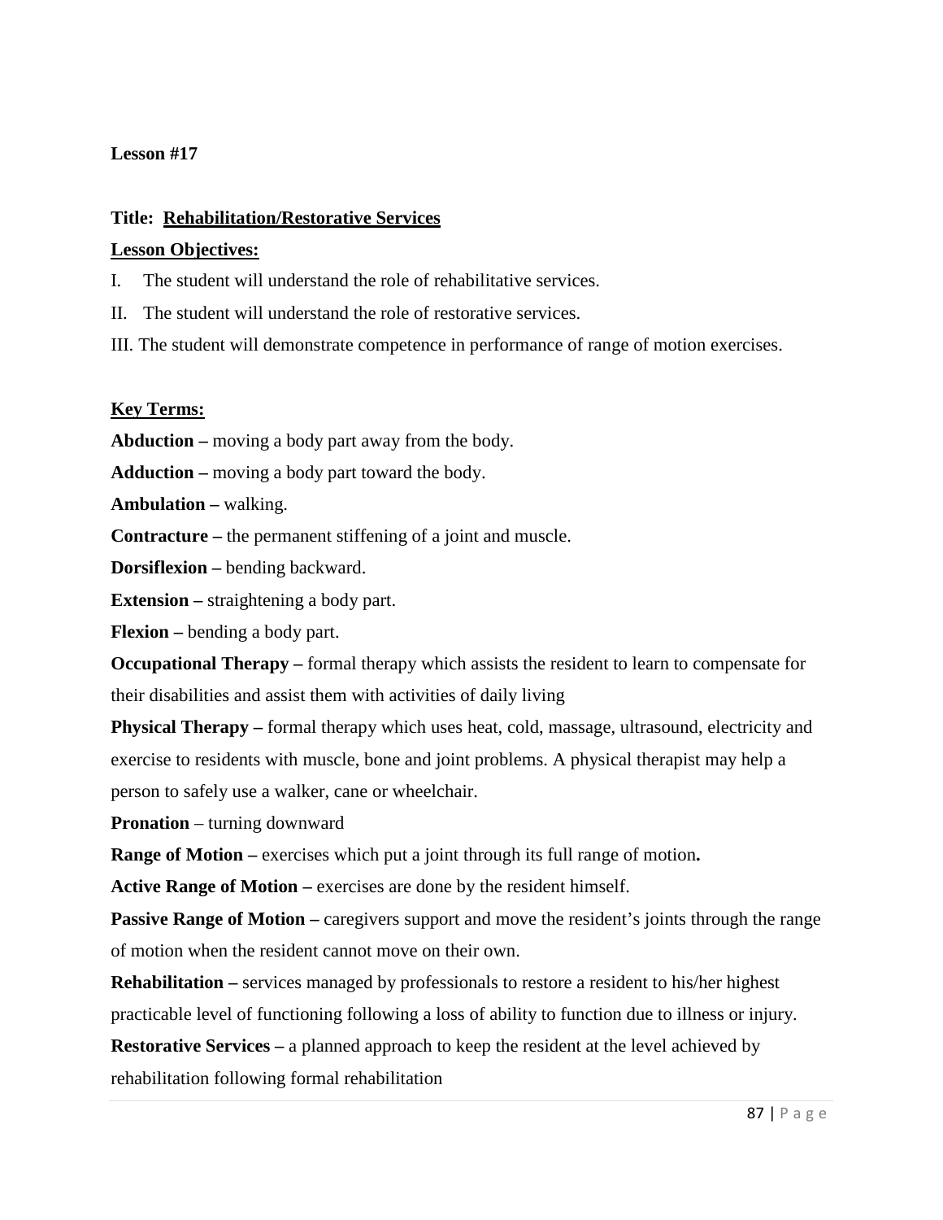**Lesson #17**

**Title: Rehabilitation/Restorative Services**

**Lesson Objectives:**

I. The student will understand the role of rehabilitative services.

II. The student will understand the role of restorative services.

III. The student will demonstrate competence in performance of range of motion exercises.

**Key Terms:**

**Abduction –** moving a body part away from the body.

**Adduction –** moving a body part toward the body.

**Ambulation –** walking.

**Contracture –** the permanent stiffening of a joint and muscle.

**Dorsiflexion –** bending backward.

**Extension –** straightening a body part.

**Flexion –** bending a body part.

**Occupational Therapy –** formal therapy which assists the resident to learn to compensate for their disabilities and assist them with activities of daily living

**Physical Therapy –** formal therapy which uses heat, cold, massage, ultrasound, electricity and exercise to residents with muscle, bone and joint problems. A physical therapist may help a person to safely use a walker, cane or wheelchair.

**Pronation** – turning downward

**Range of Motion –** exercises which put a joint through its full range of motion**.**

**Active Range of Motion –** exercises are done by the resident himself.

**Passive Range of Motion –** caregivers support and move the resident's joints through the range of motion when the resident cannot move on their own.

**Rehabilitation –** services managed by professionals to restore a resident to his/her highest practicable level of functioning following a loss of ability to function due to illness or injury.

**Restorative Services –** a planned approach to keep the resident at the level achieved by rehabilitation following formal rehabilitation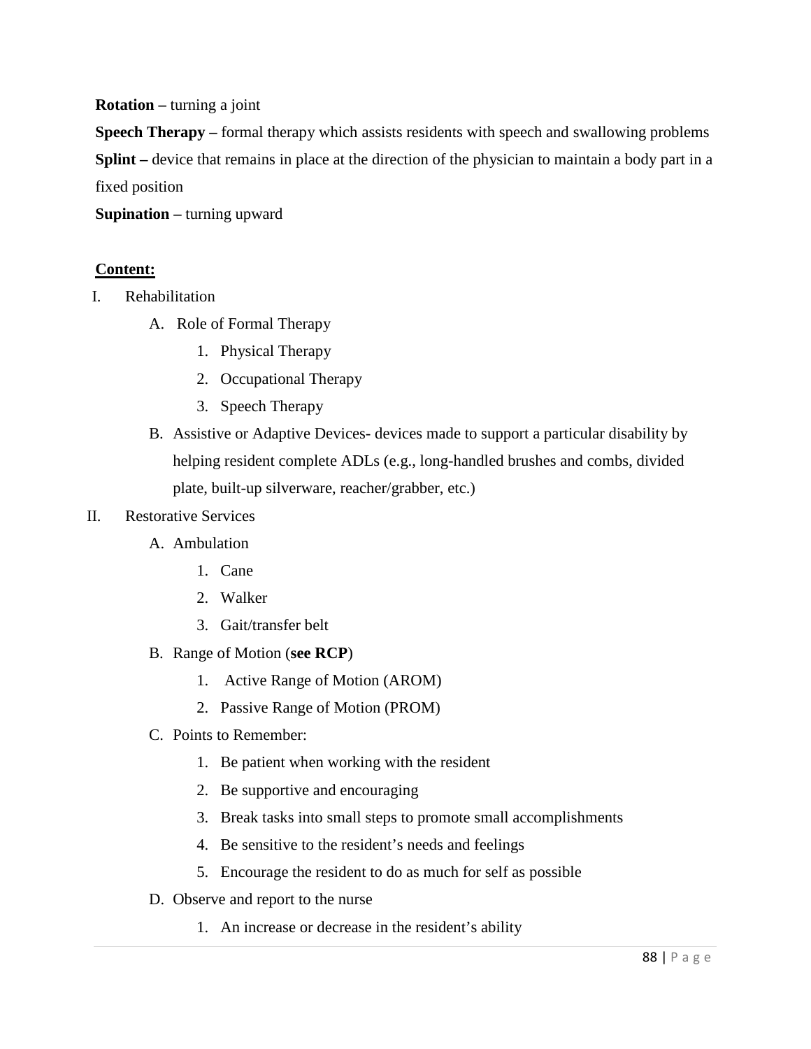**Rotation –** turning a joint

**Speech Therapy –** formal therapy which assists residents with speech and swallowing problems

**Splint –** device that remains in place at the direction of the physician to maintain a body part in a fixed position

**Supination –** turning upward

**Content:**

I. Rehabilitation
   A. Role of Formal Therapy
      1. Physical Therapy
      2. Occupational Therapy
      3. Speech Therapy
   B. Assistive or Adaptive Devices- devices made to support a particular disability by helping resident complete ADLs (e.g., long-handled brushes and combs, divided plate, built-up silverware, reacher/grabber, etc.)

II. Restorative Services
   A. Ambulation
      1. Cane
      2. Walker
      3. Gait/transfer belt
   B. Range of Motion (**see RCP**)
      1. Active Range of Motion (AROM)
      2. Passive Range of Motion (PROM)
   C. Points to Remember:
      1. Be patient when working with the resident
      2. Be supportive and encouraging
      3. Break tasks into small steps to promote small accomplishments
      4. Be sensitive to the resident's needs and feelings
      5. Encourage the resident to do as much for self as possible
   D. Observe and report to the nurse
      1. An increase or decrease in the resident's ability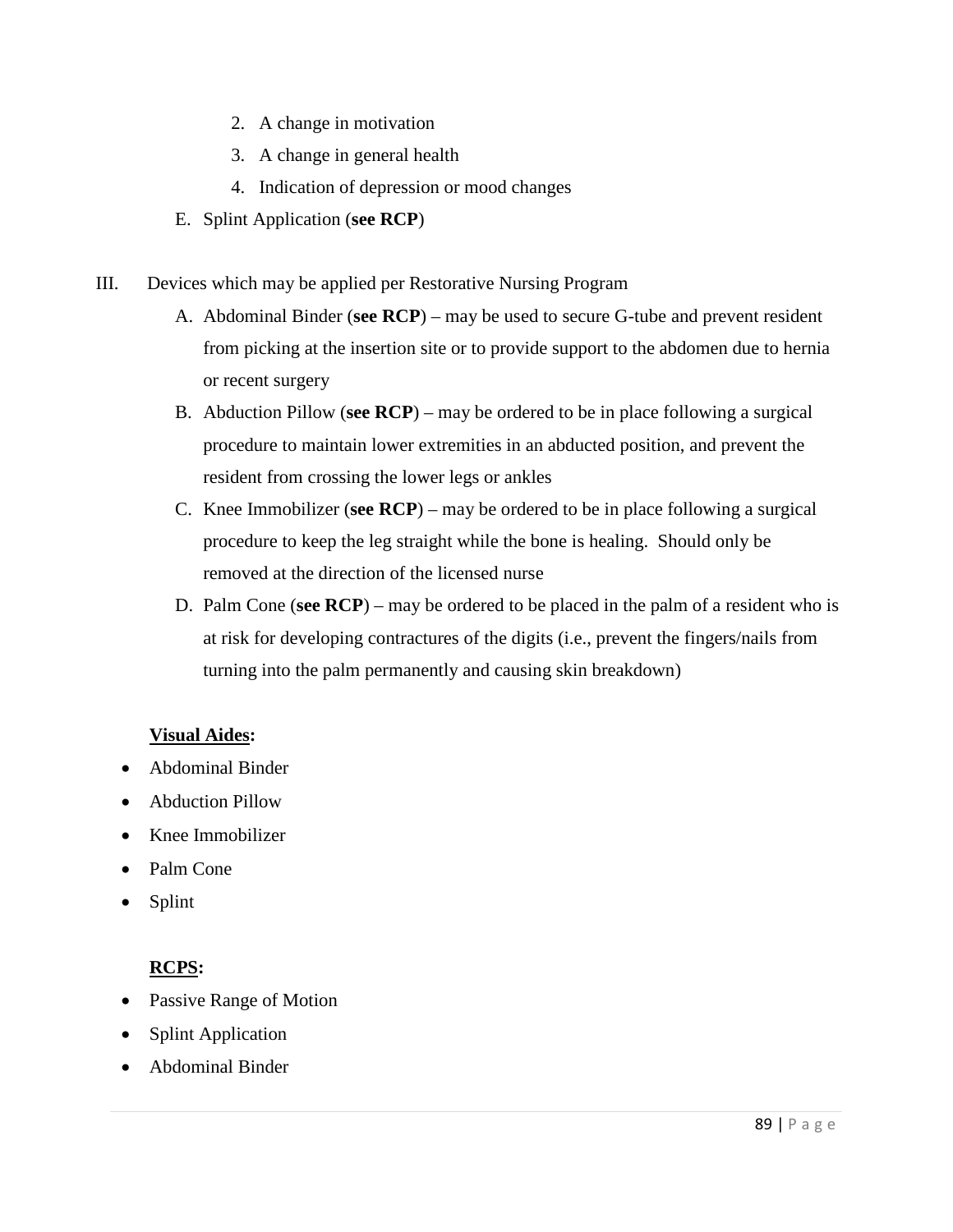2. A change in motivation
3. A change in general health
4. Indication of depression or mood changes

E. Splint Application (**see RCP**)

III. Devices which may be applied per Restorative Nursing Program

A. Abdominal Binder (**see RCP**) – may be used to secure G-tube and prevent resident from picking at the insertion site or to provide support to the abdomen due to hernia or recent surgery

B. Abduction Pillow (**see RCP**) – may be ordered to be in place following a surgical procedure to maintain lower extremities in an abducted position, and prevent the resident from crossing the lower legs or ankles

C. Knee Immobilizer (**see RCP**) – may be ordered to be in place following a surgical procedure to keep the leg straight while the bone is healing. Should only be removed at the direction of the licensed nurse

D. Palm Cone (**see RCP**) – may be ordered to be placed in the palm of a resident who is at risk for developing contractures of the digits (i.e., prevent the fingers/nails from turning into the palm permanently and causing skin breakdown)

**<u>Visual Aides</u>:**

- Abdominal Binder
- Abduction Pillow
- Knee Immobilizer
- Palm Cone
- Splint

**<u>RCPS</u>:**

- Passive Range of Motion
- Splint Application
- Abdominal Binder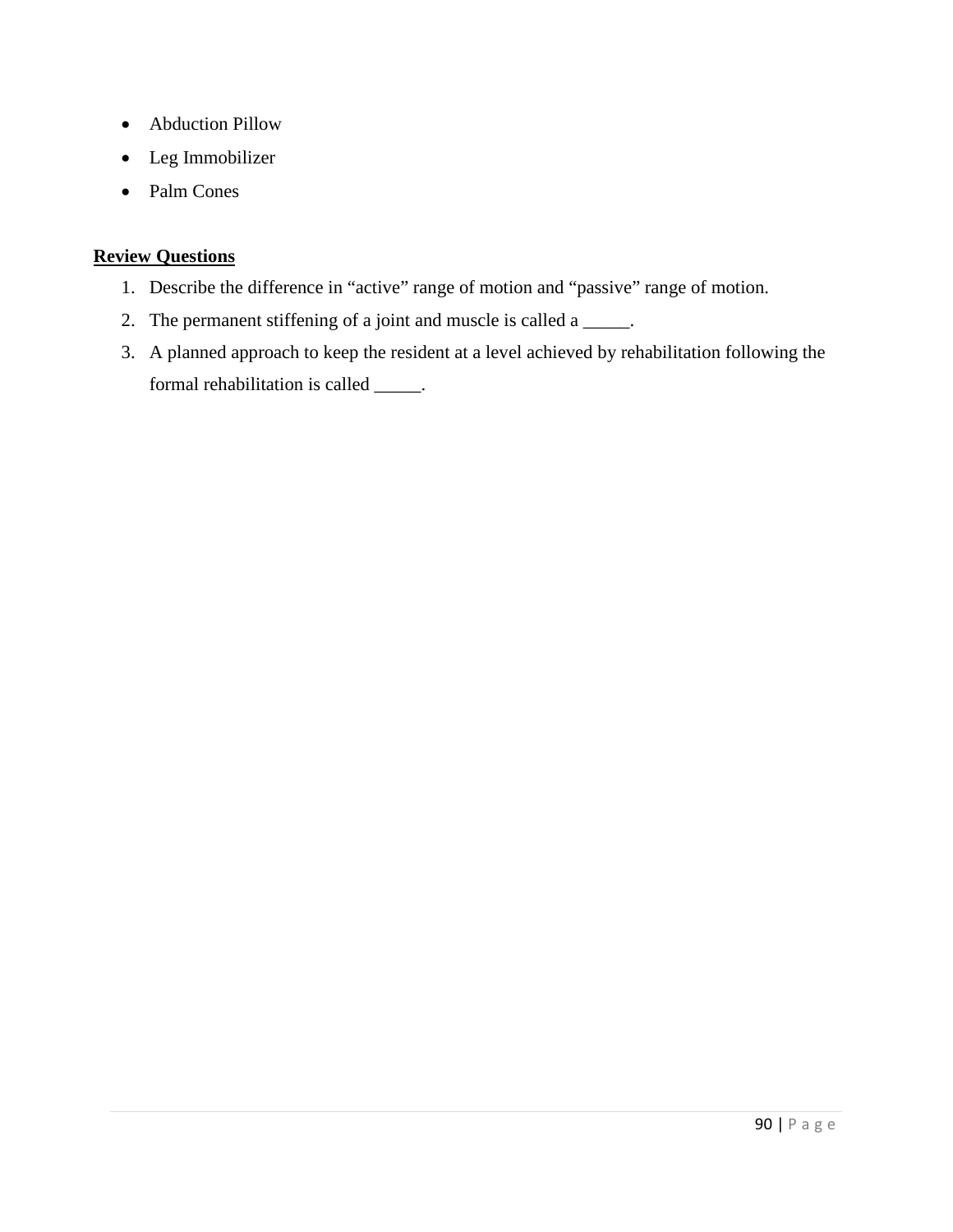- Abduction Pillow
- Leg Immobilizer
- Palm Cones

**Review Questions**

1. Describe the difference in “active” range of motion and “passive” range of motion.
2. The permanent stiffening of a joint and muscle is called a _____.
3. A planned approach to keep the resident at a level achieved by rehabilitation following the formal rehabilitation is called _____.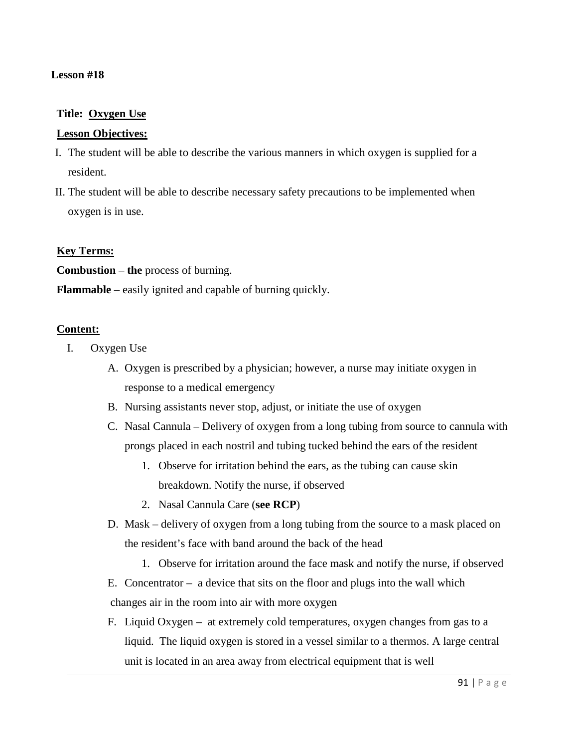**Lesson #18**

**Title: <u>Oxygen Use</u>**

**<u>Lesson Objectives:</u>**

I. The student will be able to describe the various manners in which oxygen is supplied for a resident.
II. The student will be able to describe necessary safety precautions to be implemented when oxygen is in use.

**<u>Key Terms:</u>**

**Combustion** – **the** process of burning.

**Flammable** – easily ignited and capable of burning quickly.

**<u>Content:</u>**

I. Oxygen Use
   A. Oxygen is prescribed by a physician; however, a nurse may initiate oxygen in response to a medical emergency
   B. Nursing assistants never stop, adjust, or initiate the use of oxygen
   C. Nasal Cannula – Delivery of oxygen from a long tubing from source to cannula with prongs placed in each nostril and tubing tucked behind the ears of the resident
      1. Observe for irritation behind the ears, as the tubing can cause skin breakdown. Notify the nurse, if observed
      2. Nasal Cannula Care (**see RCP**)
   D. Mask – delivery of oxygen from a long tubing from the source to a mask placed on the resident's face with band around the back of the head
      1. Observe for irritation around the face mask and notify the nurse, if observed
   E. Concentrator – a device that sits on the floor and plugs into the wall which changes air in the room into air with more oxygen
   F. Liquid Oxygen – at extremely cold temperatures, oxygen changes from gas to a liquid. The liquid oxygen is stored in a vessel similar to a thermos. A large central unit is located in an area away from electrical equipment that is well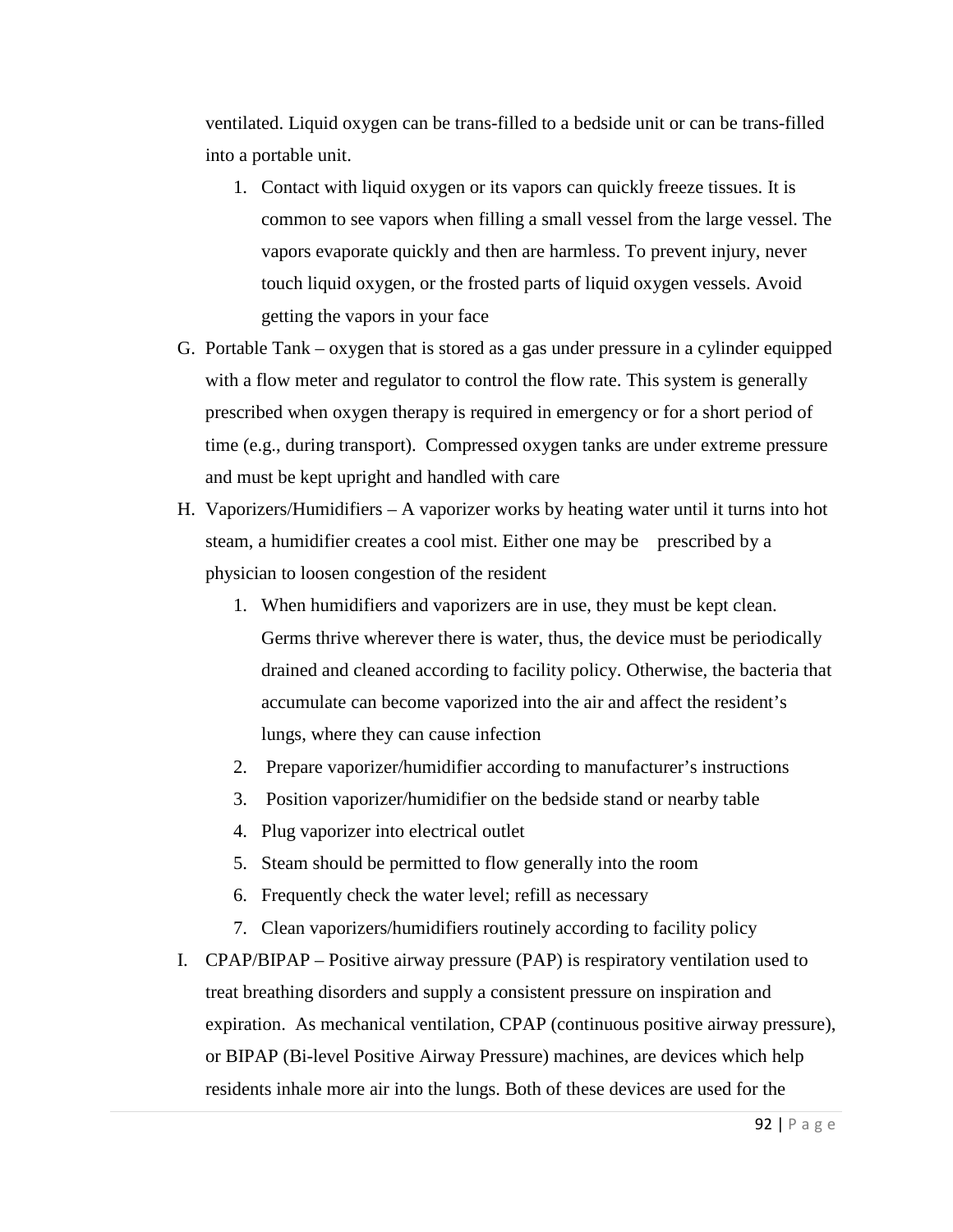ventilated. Liquid oxygen can be trans-filled to a bedside unit or can be trans-filled into a portable unit.

1. Contact with liquid oxygen or its vapors can quickly freeze tissues. It is common to see vapors when filling a small vessel from the large vessel. The vapors evaporate quickly and then are harmless. To prevent injury, never touch liquid oxygen, or the frosted parts of liquid oxygen vessels. Avoid getting the vapors in your face

G. Portable Tank – oxygen that is stored as a gas under pressure in a cylinder equipped with a flow meter and regulator to control the flow rate. This system is generally prescribed when oxygen therapy is required in emergency or for a short period of time (e.g., during transport). Compressed oxygen tanks are under extreme pressure and must be kept upright and handled with care

H. Vaporizers/Humidifiers – A vaporizer works by heating water until it turns into hot steam, a humidifier creates a cool mist. Either one may be prescribed by a physician to loosen congestion of the resident

1. When humidifiers and vaporizers are in use, they must be kept clean. Germs thrive wherever there is water, thus, the device must be periodically drained and cleaned according to facility policy. Otherwise, the bacteria that accumulate can become vaporized into the air and affect the resident's lungs, where they can cause infection
2. Prepare vaporizer/humidifier according to manufacturer's instructions
3. Position vaporizer/humidifier on the bedside stand or nearby table
4. Plug vaporizer into electrical outlet
5. Steam should be permitted to flow generally into the room
6. Frequently check the water level; refill as necessary
7. Clean vaporizers/humidifiers routinely according to facility policy

I. CPAP/BIPAP – Positive airway pressure (PAP) is respiratory ventilation used to treat breathing disorders and supply a consistent pressure on inspiration and expiration. As mechanical ventilation, CPAP (continuous positive airway pressure), or BIPAP (Bi-level Positive Airway Pressure) machines, are devices which help residents inhale more air into the lungs. Both of these devices are used for the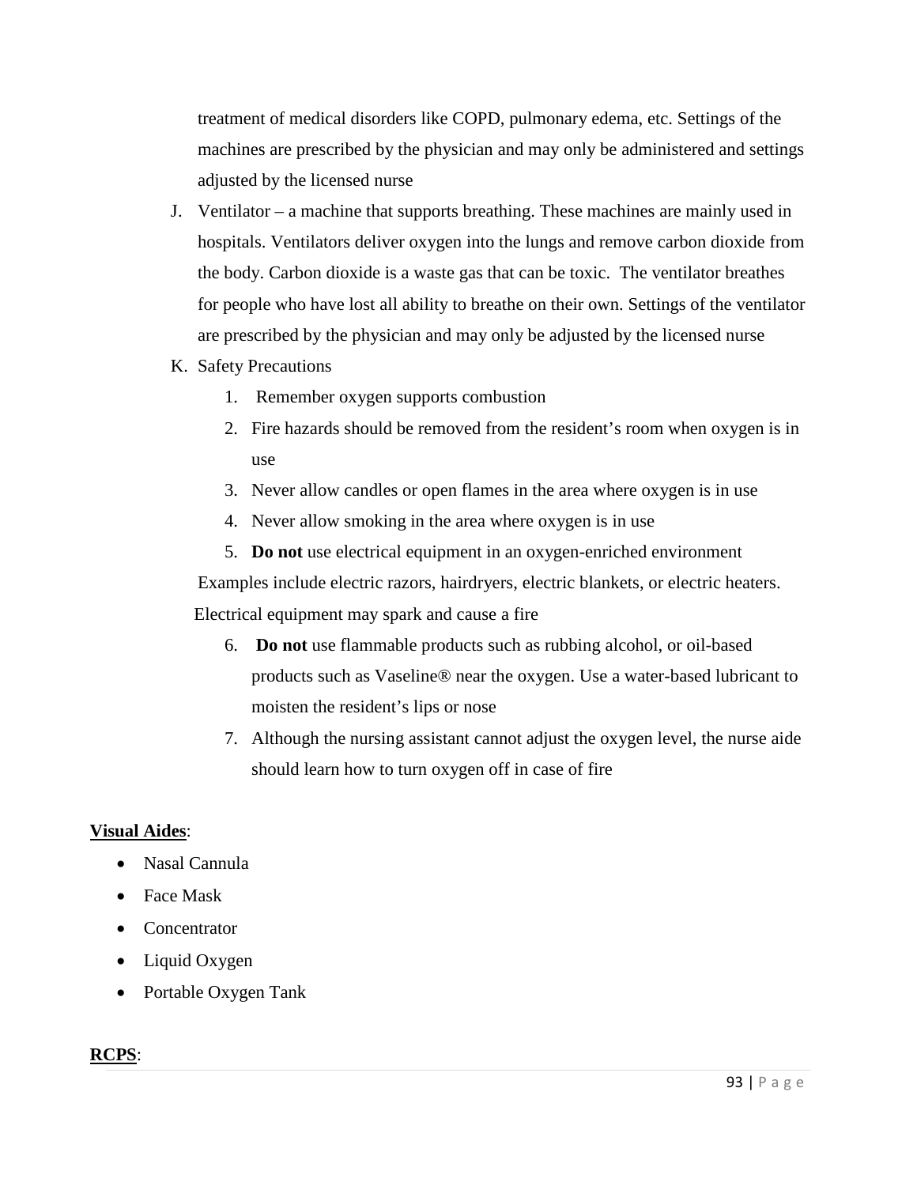treatment of medical disorders like COPD, pulmonary edema, etc. Settings of the machines are prescribed by the physician and may only be administered and settings adjusted by the licensed nurse

J. Ventilator – a machine that supports breathing. These machines are mainly used in hospitals. Ventilators deliver oxygen into the lungs and remove carbon dioxide from the body. Carbon dioxide is a waste gas that can be toxic. The ventilator breathes for people who have lost all ability to breathe on their own. Settings of the ventilator are prescribed by the physician and may only be adjusted by the licensed nurse

K. Safety Precautions

1. Remember oxygen supports combustion
2. Fire hazards should be removed from the resident's room when oxygen is in use
3. Never allow candles or open flames in the area where oxygen is in use
4. Never allow smoking in the area where oxygen is in use
5. **Do not** use electrical equipment in an oxygen-enriched environment

Examples include electric razors, hairdryers, electric blankets, or electric heaters. Electrical equipment may spark and cause a fire

6. **Do not** use flammable products such as rubbing alcohol, or oil-based products such as Vaseline® near the oxygen. Use a water-based lubricant to moisten the resident's lips or nose
7. Although the nursing assistant cannot adjust the oxygen level, the nurse aide should learn how to turn oxygen off in case of fire

**Visual Aides**:

- Nasal Cannula
- Face Mask
- Concentrator
- Liquid Oxygen
- Portable Oxygen Tank

**RCPS**: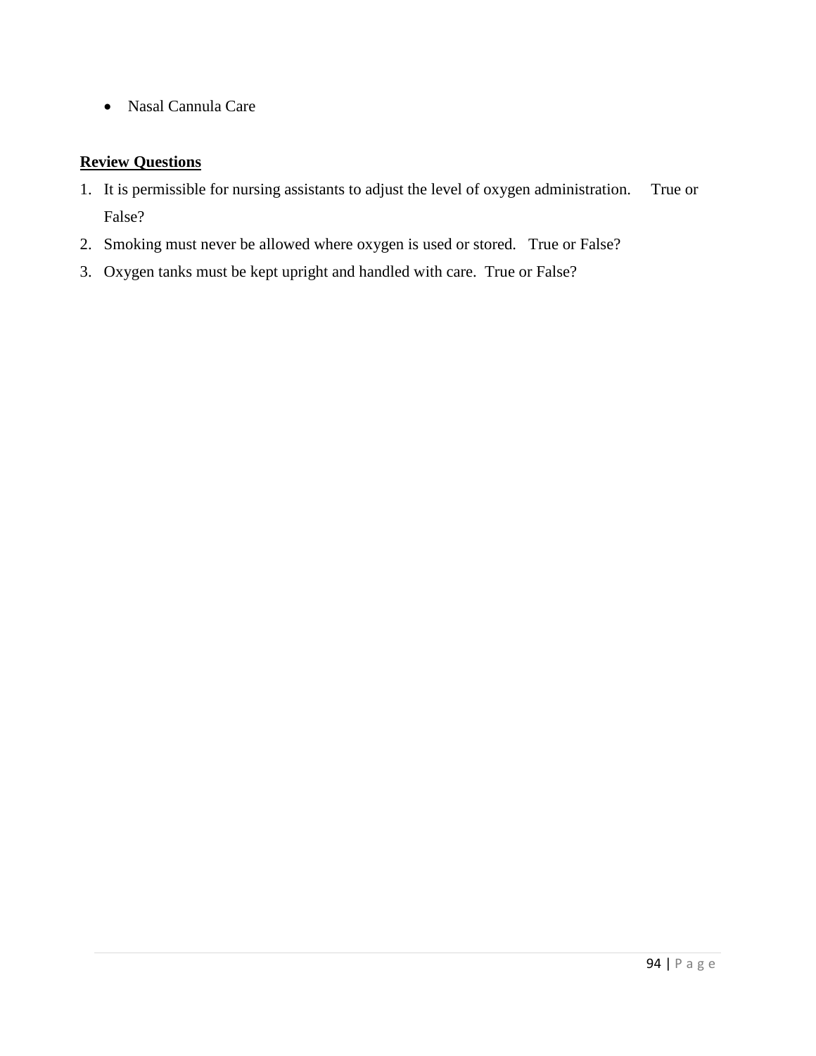- Nasal Cannula Care

**Review Questions**

1. It is permissible for nursing assistants to adjust the level of oxygen administration. True or False?
2. Smoking must never be allowed where oxygen is used or stored. True or False?
3. Oxygen tanks must be kept upright and handled with care. True or False?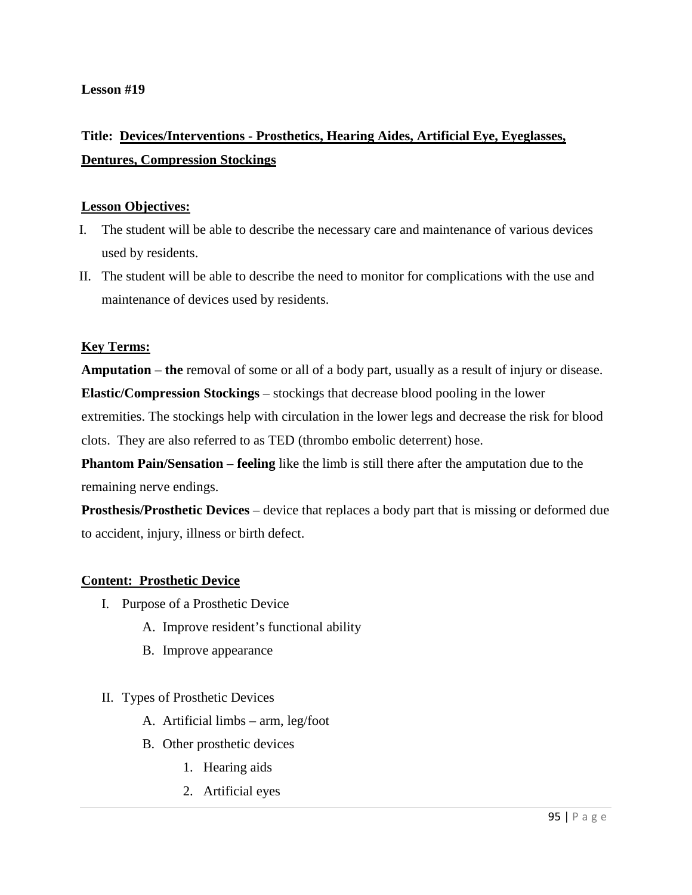**Lesson #19**

**Title: Devices/Interventions - Prosthetics, Hearing Aides, Artificial Eye, Eyeglasses, Dentures, Compression Stockings**

**Lesson Objectives:**

I. The student will be able to describe the necessary care and maintenance of various devices used by residents.
II. The student will be able to describe the need to monitor for complications with the use and maintenance of devices used by residents.

**Key Terms:**

**Amputation** – **the** removal of some or all of a body part, usually as a result of injury or disease.

**Elastic/Compression Stockings** – stockings that decrease blood pooling in the lower extremities. The stockings help with circulation in the lower legs and decrease the risk for blood clots. They are also referred to as TED (thrombo embolic deterrent) hose.

**Phantom Pain/Sensation** – **feeling** like the limb is still there after the amputation due to the remaining nerve endings.

**Prosthesis/Prosthetic Devices** – device that replaces a body part that is missing or deformed due to accident, injury, illness or birth defect.

**Content: Prosthetic Device**

I. Purpose of a Prosthetic Device
   A. Improve resident's functional ability
   B. Improve appearance

II. Types of Prosthetic Devices
   A. Artificial limbs – arm, leg/foot
   B. Other prosthetic devices
      1. Hearing aids
      2. Artificial eyes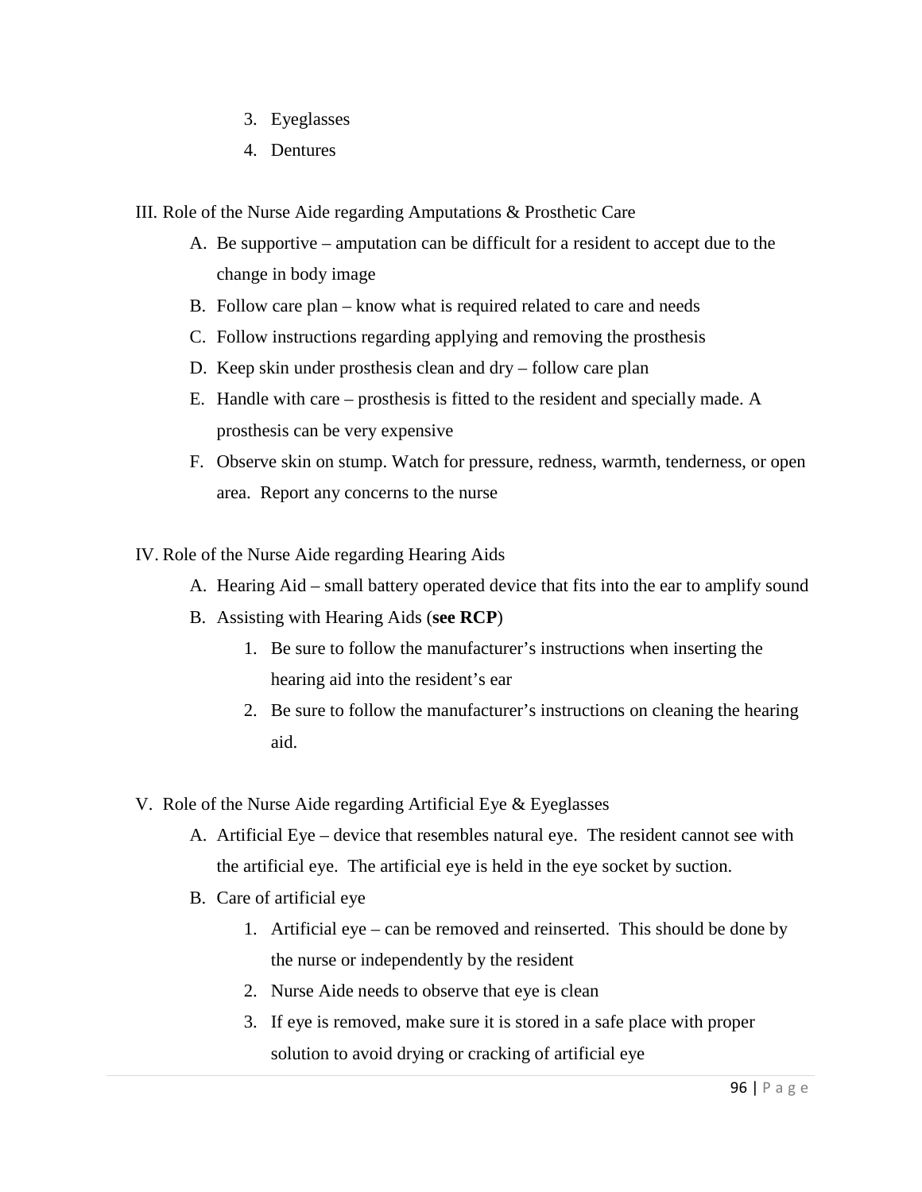3. Eyeglasses
4. Dentures

III. Role of the Nurse Aide regarding Amputations & Prosthetic Care

A. Be supportive – amputation can be difficult for a resident to accept due to the change in body image
B. Follow care plan – know what is required related to care and needs
C. Follow instructions regarding applying and removing the prosthesis
D. Keep skin under prosthesis clean and dry – follow care plan
E. Handle with care – prosthesis is fitted to the resident and specially made. A prosthesis can be very expensive
F. Observe skin on stump. Watch for pressure, redness, warmth, tenderness, or open area. Report any concerns to the nurse

IV. Role of the Nurse Aide regarding Hearing Aids

A. Hearing Aid – small battery operated device that fits into the ear to amplify sound
B. Assisting with Hearing Aids (**see RCP**)
   1. Be sure to follow the manufacturer's instructions when inserting the hearing aid into the resident's ear
   2. Be sure to follow the manufacturer's instructions on cleaning the hearing aid.

V. Role of the Nurse Aide regarding Artificial Eye & Eyeglasses

A. Artificial Eye – device that resembles natural eye. The resident cannot see with the artificial eye. The artificial eye is held in the eye socket by suction.
B. Care of artificial eye
   1. Artificial eye – can be removed and reinserted. This should be done by the nurse or independently by the resident
   2. Nurse Aide needs to observe that eye is clean
   3. If eye is removed, make sure it is stored in a safe place with proper solution to avoid drying or cracking of artificial eye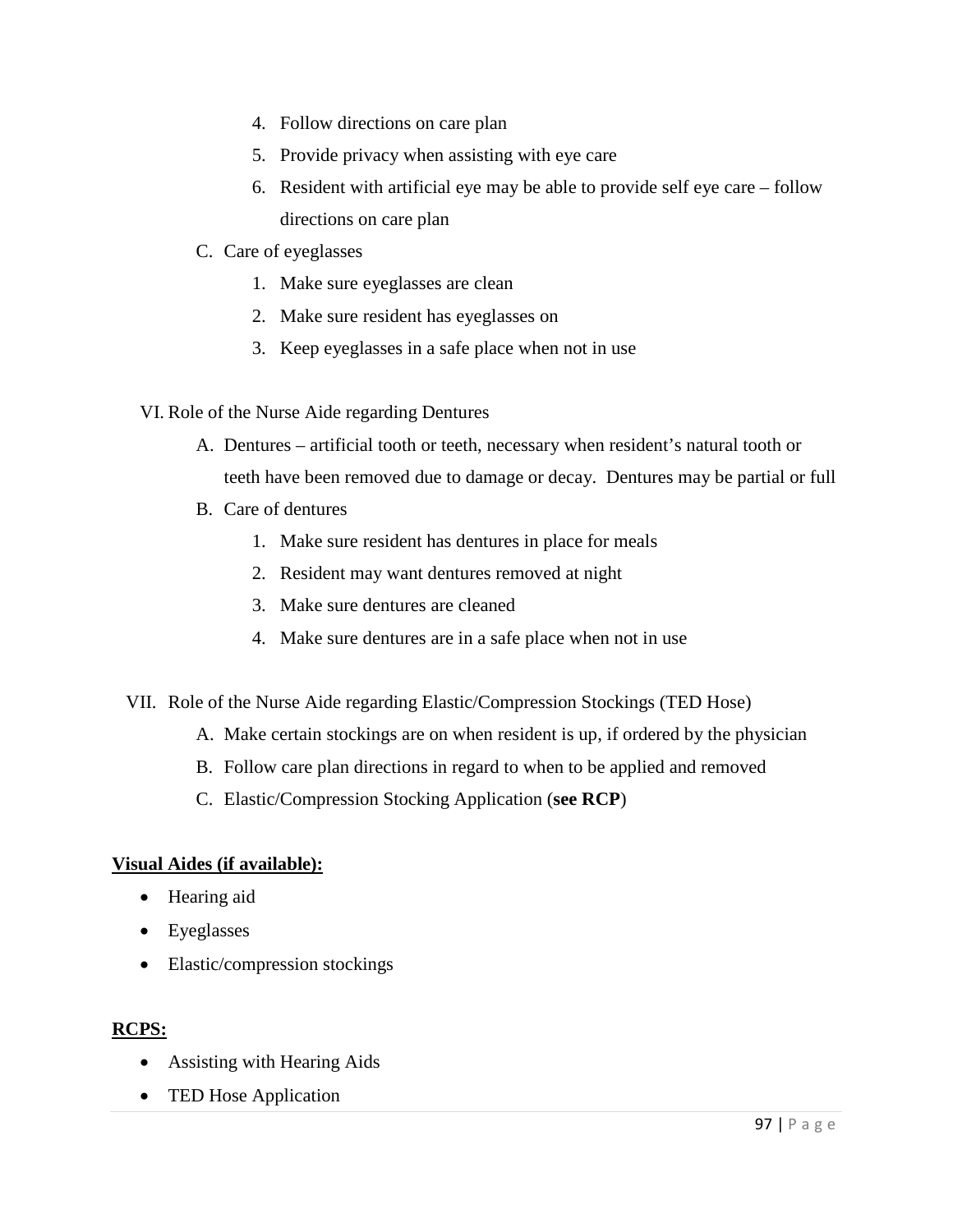4. Follow directions on care plan
5. Provide privacy when assisting with eye care
6. Resident with artificial eye may be able to provide self eye care – follow directions on care plan

C. Care of eyeglasses
1. Make sure eyeglasses are clean
2. Make sure resident has eyeglasses on
3. Keep eyeglasses in a safe place when not in use

VI. Role of the Nurse Aide regarding Dentures

A. Dentures – artificial tooth or teeth, necessary when resident's natural tooth or teeth have been removed due to damage or decay. Dentures may be partial or full

B. Care of dentures
1. Make sure resident has dentures in place for meals
2. Resident may want dentures removed at night
3. Make sure dentures are cleaned
4. Make sure dentures are in a safe place when not in use

VII. Role of the Nurse Aide regarding Elastic/Compression Stockings (TED Hose)

A. Make certain stockings are on when resident is up, if ordered by the physician

B. Follow care plan directions in regard to when to be applied and removed

C. Elastic/Compression Stocking Application (**see RCP**)

**Visual Aides (if available):**

- Hearing aid
- Eyeglasses
- Elastic/compression stockings

**RCPS:**

- Assisting with Hearing Aids
- TED Hose Application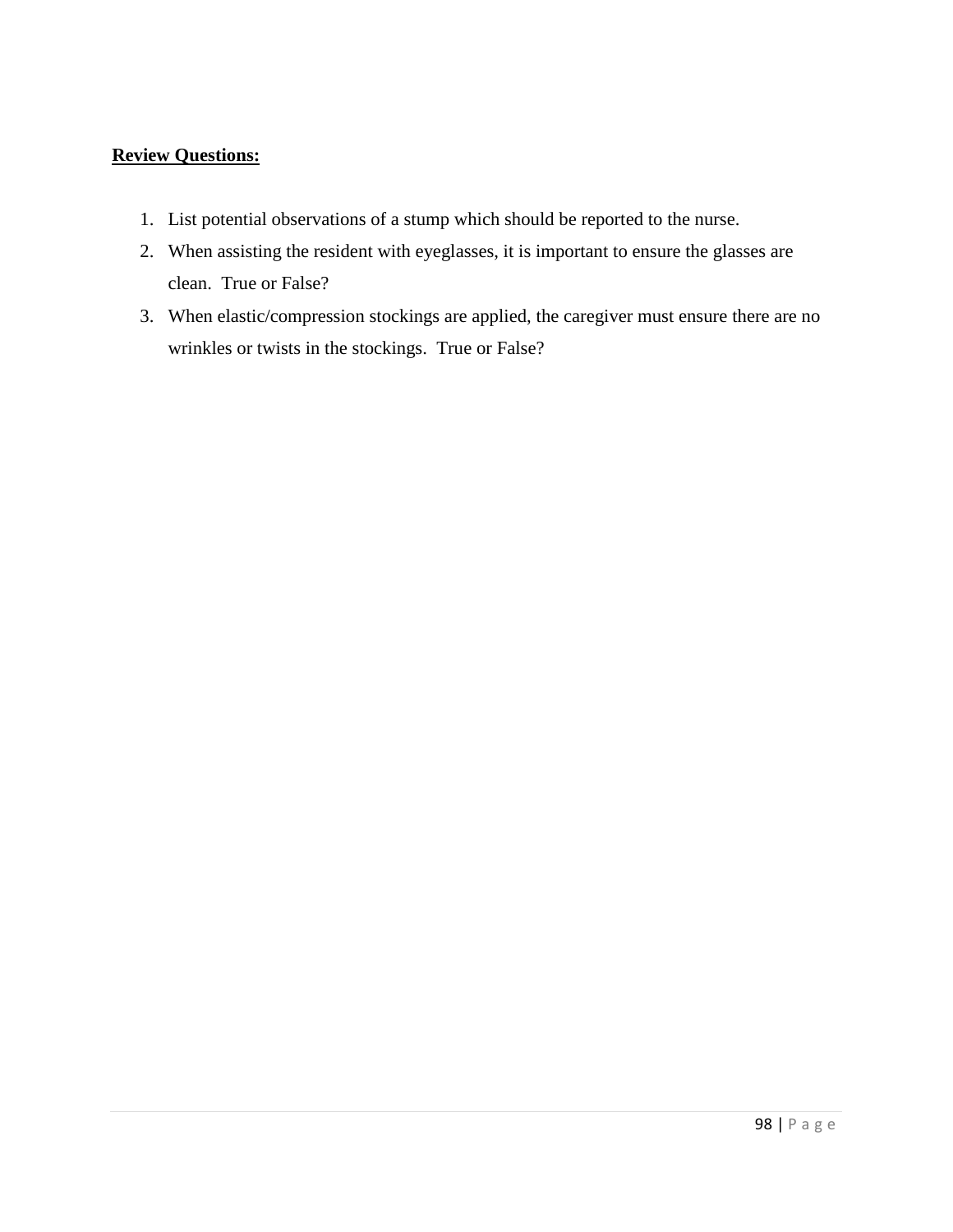**Review Questions:**

1. List potential observations of a stump which should be reported to the nurse.
2. When assisting the resident with eyeglasses, it is important to ensure the glasses are clean. True or False?
3. When elastic/compression stockings are applied, the caregiver must ensure there are no wrinkles or twists in the stockings. True or False?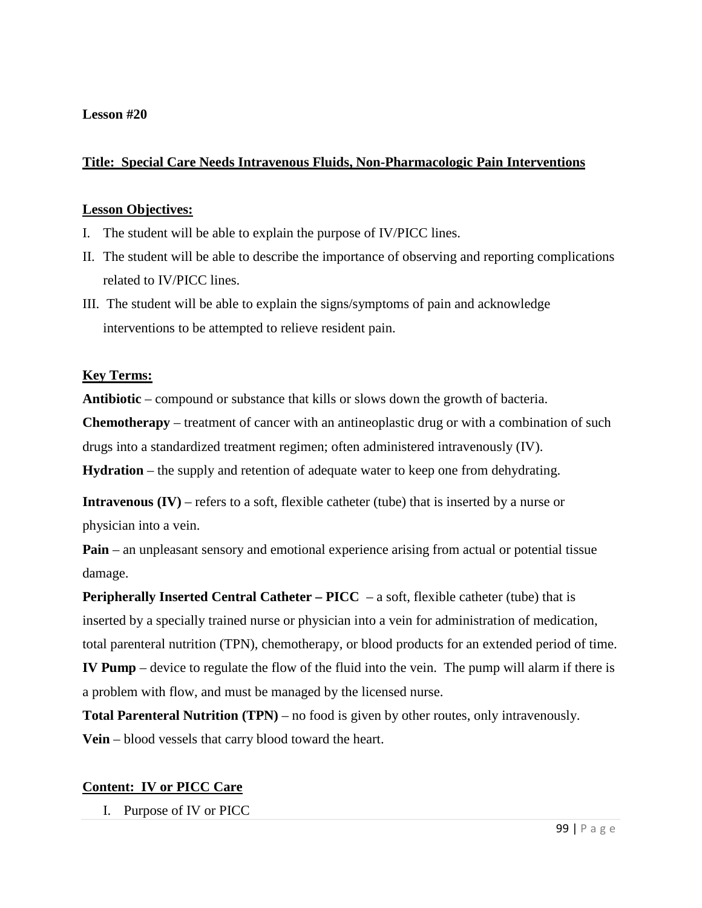**Lesson #20**

**Title: Special Care Needs Intravenous Fluids, Non-Pharmacologic Pain Interventions**

**Lesson Objectives:**

I. The student will be able to explain the purpose of IV/PICC lines.

II. The student will be able to describe the importance of observing and reporting complications related to IV/PICC lines.

III. The student will be able to explain the signs/symptoms of pain and acknowledge interventions to be attempted to relieve resident pain.

**Key Terms:**

**Antibiotic** – compound or substance that kills or slows down the growth of bacteria.

**Chemotherapy** – treatment of cancer with an antineoplastic drug or with a combination of such drugs into a standardized treatment regimen; often administered intravenously (IV).

**Hydration** – the supply and retention of adequate water to keep one from dehydrating.

**Intravenous (IV)** – refers to a soft, flexible catheter (tube) that is inserted by a nurse or physician into a vein.

**Pain** – an unpleasant sensory and emotional experience arising from actual or potential tissue damage.

**Peripherally Inserted Central Catheter – PICC** – a soft, flexible catheter (tube) that is inserted by a specially trained nurse or physician into a vein for administration of medication, total parenteral nutrition (TPN), chemotherapy, or blood products for an extended period of time.

**IV Pump** – device to regulate the flow of the fluid into the vein. The pump will alarm if there is a problem with flow, and must be managed by the licensed nurse.

**Total Parenteral Nutrition (TPN)** – no food is given by other routes, only intravenously.

**Vein** – blood vessels that carry blood toward the heart.

**Content: IV or PICC Care**

I. Purpose of IV or PICC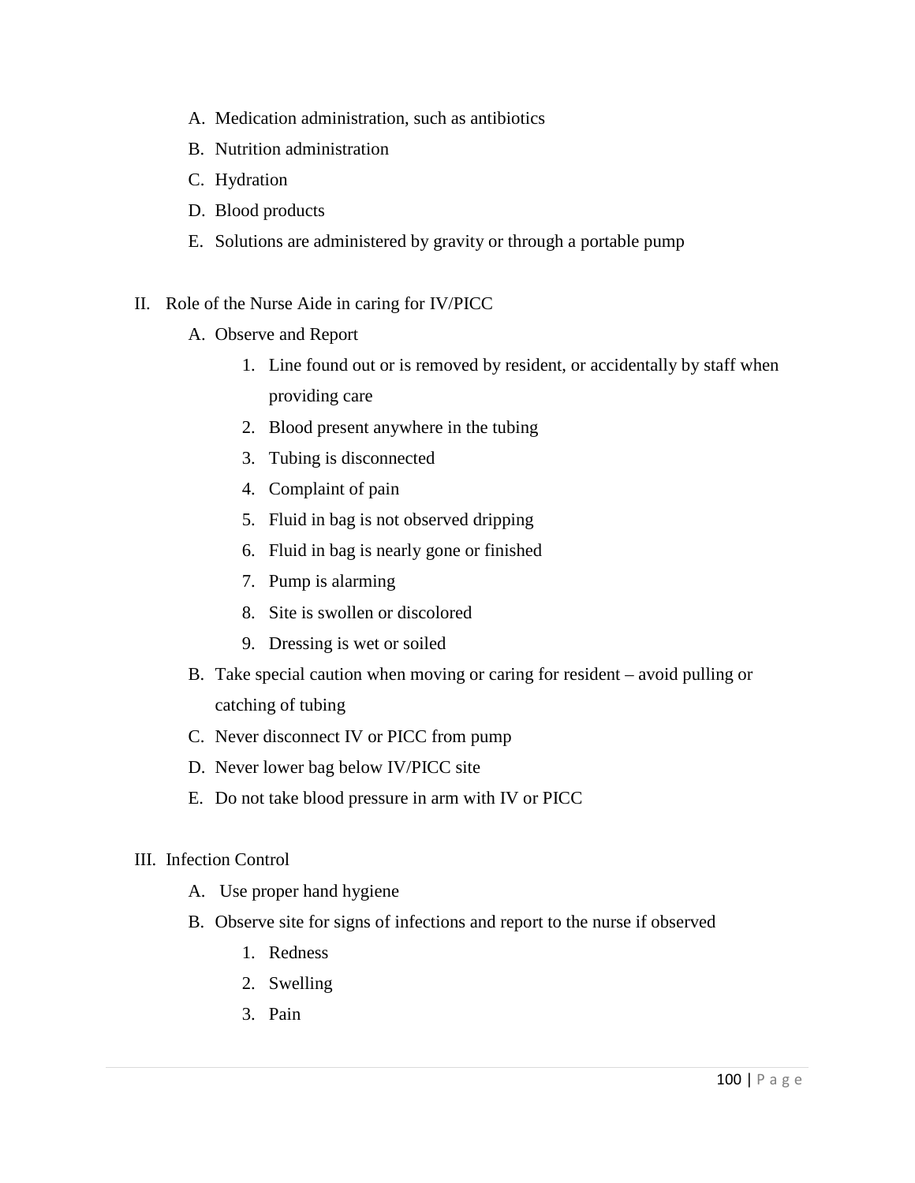A. Medication administration, such as antibiotics
B. Nutrition administration
C. Hydration
D. Blood products
E. Solutions are administered by gravity or through a portable pump

II. Role of the Nurse Aide in caring for IV/PICC
   A. Observe and Report
      1. Line found out or is removed by resident, or accidentally by staff when providing care
      2. Blood present anywhere in the tubing
      3. Tubing is disconnected
      4. Complaint of pain
      5. Fluid in bag is not observed dripping
      6. Fluid in bag is nearly gone or finished
      7. Pump is alarming
      8. Site is swollen or discolored
      9. Dressing is wet or soiled
   B. Take special caution when moving or caring for resident – avoid pulling or catching of tubing
   C. Never disconnect IV or PICC from pump
   D. Never lower bag below IV/PICC site
   E. Do not take blood pressure in arm with IV or PICC

III. Infection Control
   A. Use proper hand hygiene
   B. Observe site for signs of infections and report to the nurse if observed
      1. Redness
      2. Swelling
      3. Pain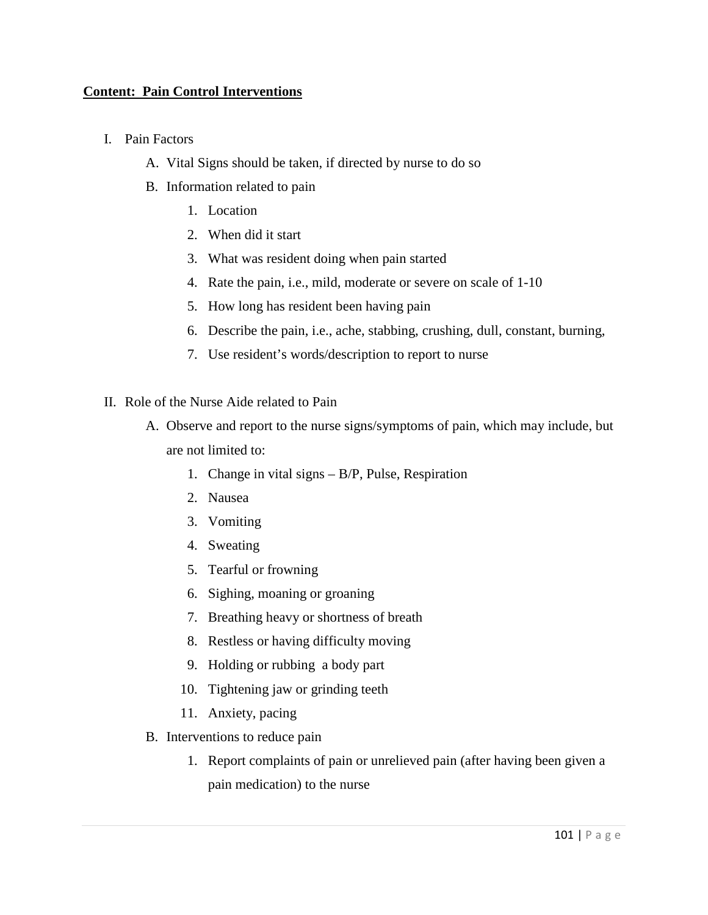**Content: Pain Control Interventions**

I. Pain Factors
   A. Vital Signs should be taken, if directed by nurse to do so
   B. Information related to pain
      1. Location
      2. When did it start
      3. What was resident doing when pain started
      4. Rate the pain, i.e., mild, moderate or severe on scale of 1-10
      5. How long has resident been having pain
      6. Describe the pain, i.e., ache, stabbing, crushing, dull, constant, burning,
      7. Use resident's words/description to report to nurse

II. Role of the Nurse Aide related to Pain
   A. Observe and report to the nurse signs/symptoms of pain, which may include, but are not limited to:
      1. Change in vital signs – B/P, Pulse, Respiration
      2. Nausea
      3. Vomiting
      4. Sweating
      5. Tearful or frowning
      6. Sighing, moaning or groaning
      7. Breathing heavy or shortness of breath
      8. Restless or having difficulty moving
      9. Holding or rubbing a body part
      10. Tightening jaw or grinding teeth
      11. Anxiety, pacing
   B. Interventions to reduce pain
      1. Report complaints of pain or unrelieved pain (after having been given a pain medication) to the nurse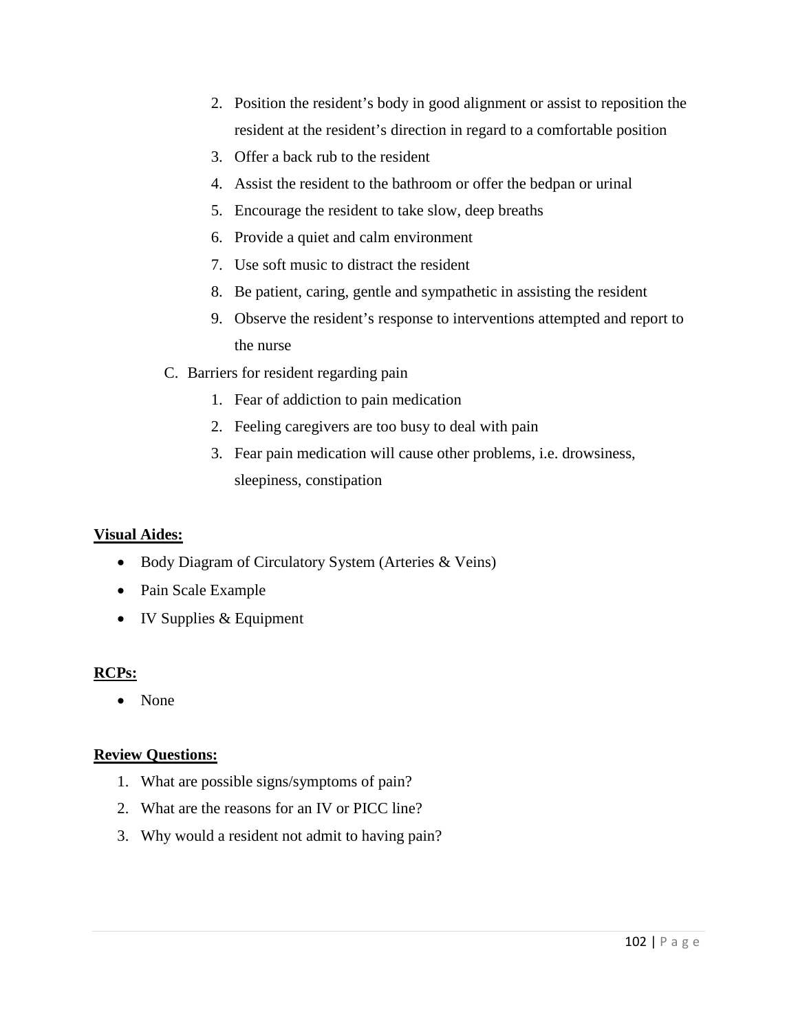2. Position the resident's body in good alignment or assist to reposition the resident at the resident's direction in regard to a comfortable position
3. Offer a back rub to the resident
4. Assist the resident to the bathroom or offer the bedpan or urinal
5. Encourage the resident to take slow, deep breaths
6. Provide a quiet and calm environment
7. Use soft music to distract the resident
8. Be patient, caring, gentle and sympathetic in assisting the resident
9. Observe the resident's response to interventions attempted and report to the nurse

C. Barriers for resident regarding pain

1. Fear of addiction to pain medication
2. Feeling caregivers are too busy to deal with pain
3. Fear pain medication will cause other problems, i.e. drowsiness, sleepiness, constipation

**Visual Aides:**

- Body Diagram of Circulatory System (Arteries & Veins)
- Pain Scale Example
- IV Supplies & Equipment

**RCPs:**

- None

**Review Questions:**

1. What are possible signs/symptoms of pain?
2. What are the reasons for an IV or PICC line?
3. Why would a resident not admit to having pain?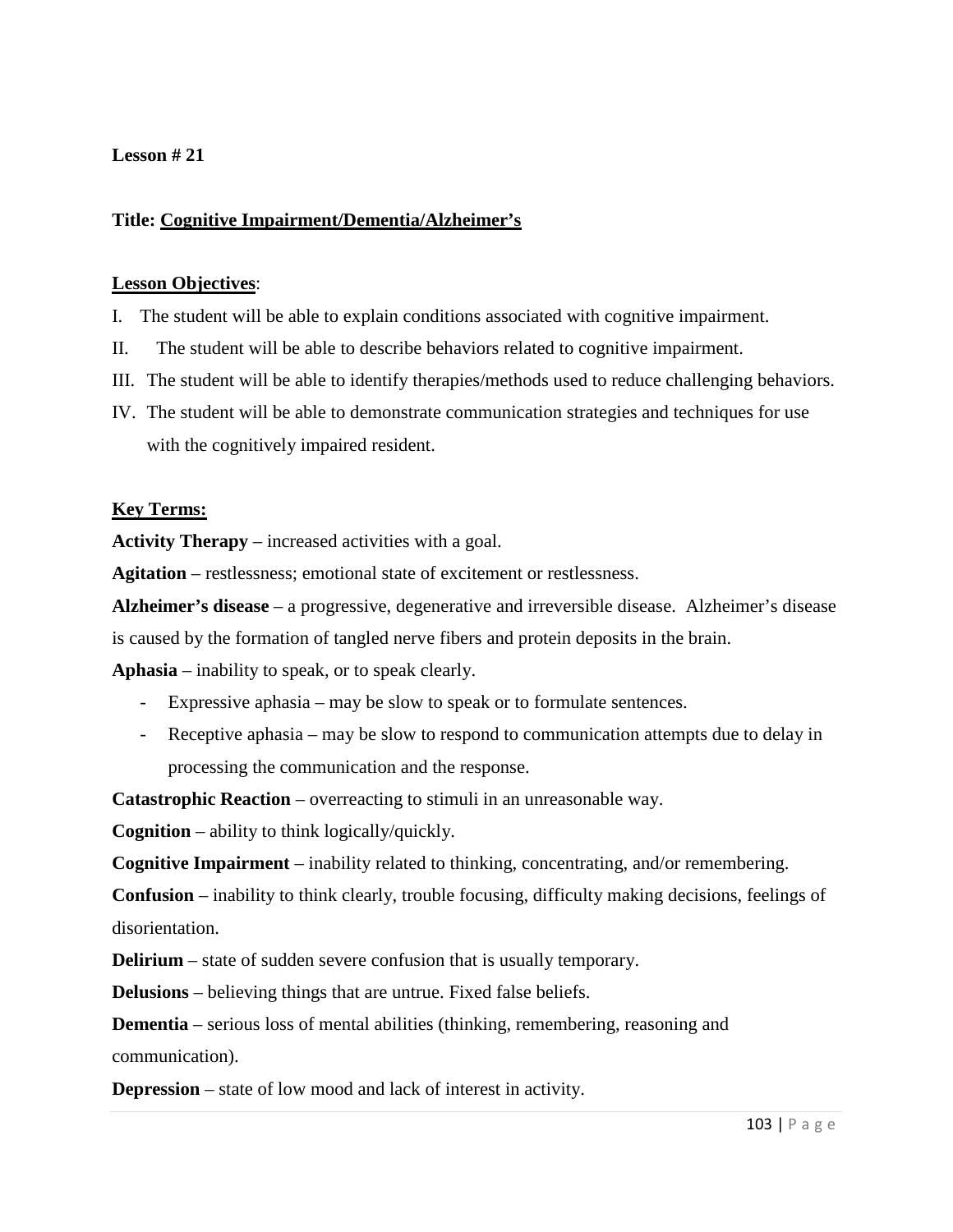**Lesson # 21**

**Title: Cognitive Impairment/Dementia/Alzheimer's**

**Lesson Objectives**:

I. The student will be able to explain conditions associated with cognitive impairment.

II. The student will be able to describe behaviors related to cognitive impairment.

III. The student will be able to identify therapies/methods used to reduce challenging behaviors.

IV. The student will be able to demonstrate communication strategies and techniques for use with the cognitively impaired resident.

**Key Terms:**

**Activity Therapy** – increased activities with a goal.

**Agitation** – restlessness; emotional state of excitement or restlessness.

**Alzheimer's disease** – a progressive, degenerative and irreversible disease. Alzheimer's disease is caused by the formation of tangled nerve fibers and protein deposits in the brain.

**Aphasia** – inability to speak, or to speak clearly.

- Expressive aphasia – may be slow to speak or to formulate sentences.
- Receptive aphasia – may be slow to respond to communication attempts due to delay in processing the communication and the response.

**Catastrophic Reaction** – overreacting to stimuli in an unreasonable way.

**Cognition** – ability to think logically/quickly.

**Cognitive Impairment** – inability related to thinking, concentrating, and/or remembering.

**Confusion** – inability to think clearly, trouble focusing, difficulty making decisions, feelings of disorientation.

**Delirium** – state of sudden severe confusion that is usually temporary.

**Delusions** – believing things that are untrue. Fixed false beliefs.

**Dementia** – serious loss of mental abilities (thinking, remembering, reasoning and communication).

**Depression** – state of low mood and lack of interest in activity.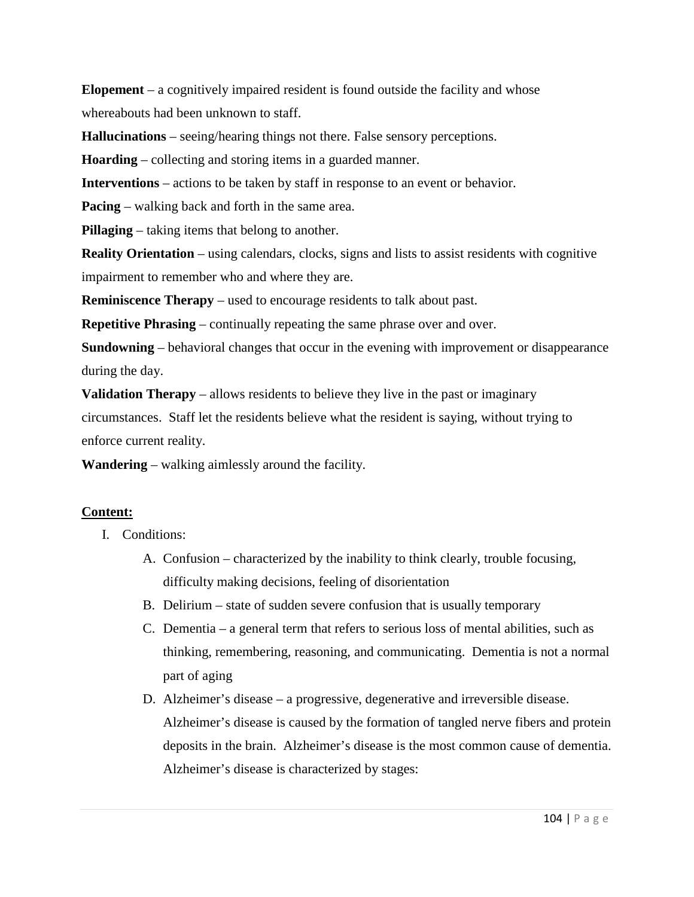**Elopement** – a cognitively impaired resident is found outside the facility and whose whereabouts had been unknown to staff.

**Hallucinations** – seeing/hearing things not there. False sensory perceptions.

**Hoarding** – collecting and storing items in a guarded manner.

**Interventions** – actions to be taken by staff in response to an event or behavior.

**Pacing** – walking back and forth in the same area.

**Pillaging** – taking items that belong to another.

**Reality Orientation** – using calendars, clocks, signs and lists to assist residents with cognitive impairment to remember who and where they are.

**Reminiscence Therapy** – used to encourage residents to talk about past.

**Repetitive Phrasing** – continually repeating the same phrase over and over.

**Sundowning** – behavioral changes that occur in the evening with improvement or disappearance during the day.

**Validation Therapy** – allows residents to believe they live in the past or imaginary circumstances. Staff let the residents believe what the resident is saying, without trying to enforce current reality.

**Wandering** – walking aimlessly around the facility.

**Content:**

I. Conditions:

   A. Confusion – characterized by the inability to think clearly, trouble focusing, difficulty making decisions, feeling of disorientation

   B. Delirium – state of sudden severe confusion that is usually temporary

   C. Dementia – a general term that refers to serious loss of mental abilities, such as thinking, remembering, reasoning, and communicating. Dementia is not a normal part of aging

   D. Alzheimer's disease – a progressive, degenerative and irreversible disease. Alzheimer's disease is caused by the formation of tangled nerve fibers and protein deposits in the brain. Alzheimer's disease is the most common cause of dementia. Alzheimer's disease is characterized by stages: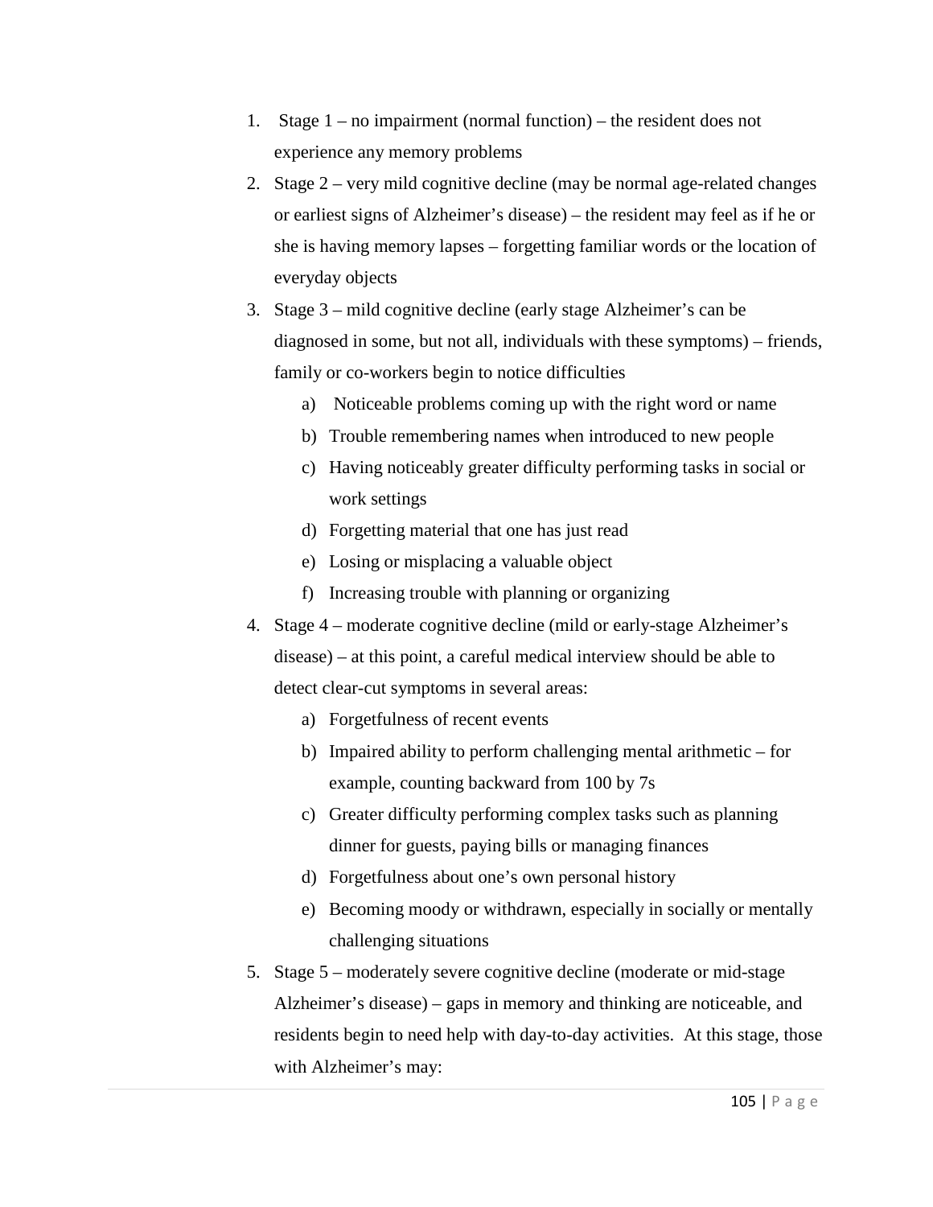1. Stage 1 – no impairment (normal function) – the resident does not experience any memory problems
2. Stage 2 – very mild cognitive decline (may be normal age-related changes or earliest signs of Alzheimer's disease) – the resident may feel as if he or she is having memory lapses – forgetting familiar words or the location of everyday objects
3. Stage 3 – mild cognitive decline (early stage Alzheimer's can be diagnosed in some, but not all, individuals with these symptoms) – friends, family or co-workers begin to notice difficulties
   a) Noticeable problems coming up with the right word or name
   b) Trouble remembering names when introduced to new people
   c) Having noticeably greater difficulty performing tasks in social or work settings
   d) Forgetting material that one has just read
   e) Losing or misplacing a valuable object
   f) Increasing trouble with planning or organizing
4. Stage 4 – moderate cognitive decline (mild or early-stage Alzheimer's disease) – at this point, a careful medical interview should be able to detect clear-cut symptoms in several areas:
   a) Forgetfulness of recent events
   b) Impaired ability to perform challenging mental arithmetic – for example, counting backward from 100 by 7s
   c) Greater difficulty performing complex tasks such as planning dinner for guests, paying bills or managing finances
   d) Forgetfulness about one's own personal history
   e) Becoming moody or withdrawn, especially in socially or mentally challenging situations
5. Stage 5 – moderately severe cognitive decline (moderate or mid-stage Alzheimer's disease) – gaps in memory and thinking are noticeable, and residents begin to need help with day-to-day activities. At this stage, those with Alzheimer's may: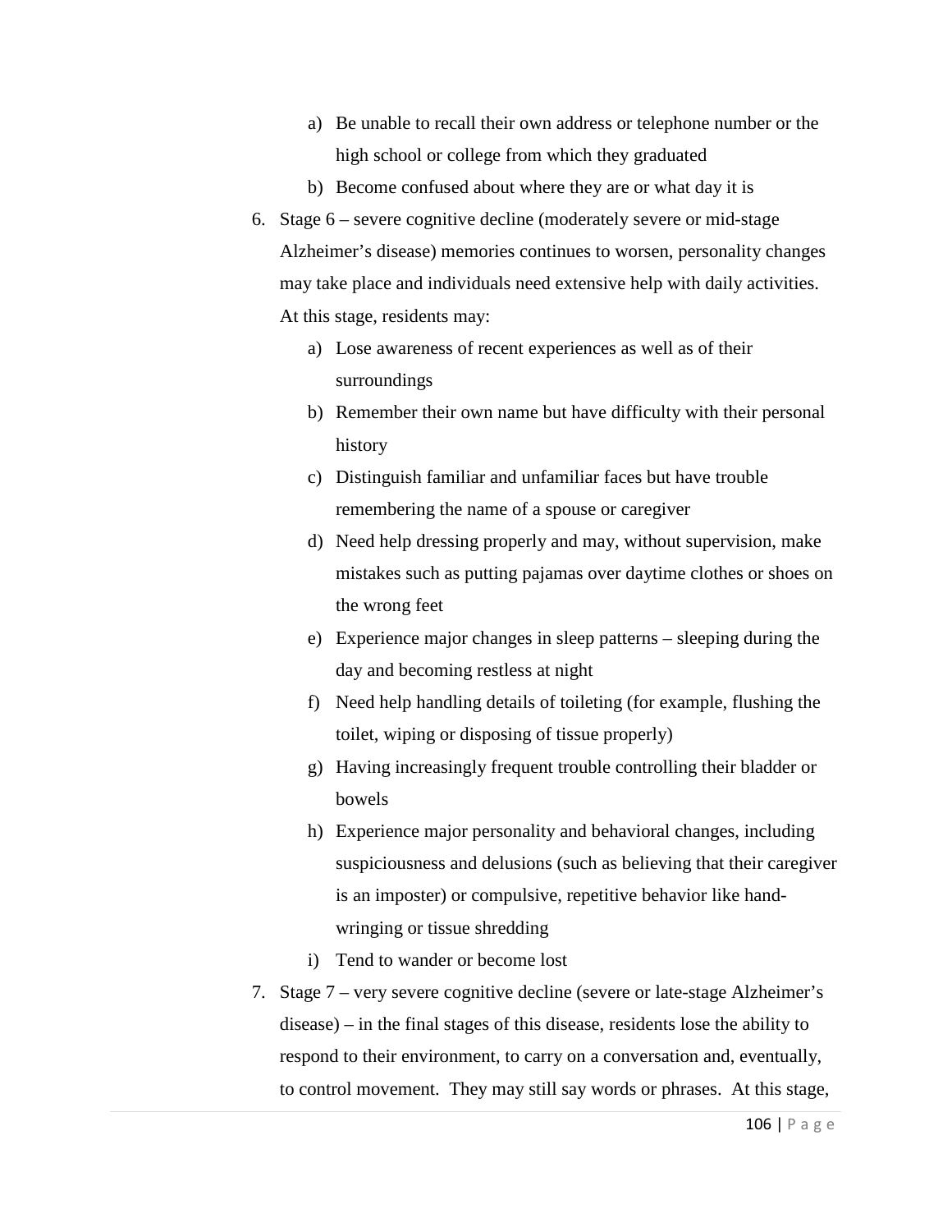a) Be unable to recall their own address or telephone number or the high school or college from which they graduated
   b) Become confused about where they are or what day it is

6. Stage 6 – severe cognitive decline (moderately severe or mid-stage Alzheimer's disease) memories continues to worsen, personality changes may take place and individuals need extensive help with daily activities. At this stage, residents may:
   a) Lose awareness of recent experiences as well as of their surroundings
   b) Remember their own name but have difficulty with their personal history
   c) Distinguish familiar and unfamiliar faces but have trouble remembering the name of a spouse or caregiver
   d) Need help dressing properly and may, without supervision, make mistakes such as putting pajamas over daytime clothes or shoes on the wrong feet
   e) Experience major changes in sleep patterns – sleeping during the day and becoming restless at night
   f) Need help handling details of toileting (for example, flushing the toilet, wiping or disposing of tissue properly)
   g) Having increasingly frequent trouble controlling their bladder or bowels
   h) Experience major personality and behavioral changes, including suspiciousness and delusions (such as believing that their caregiver is an imposter) or compulsive, repetitive behavior like hand-wringing or tissue shredding
   i) Tend to wander or become lost

7. Stage 7 – very severe cognitive decline (severe or late-stage Alzheimer's disease) – in the final stages of this disease, residents lose the ability to respond to their environment, to carry on a conversation and, eventually, to control movement. They may still say words or phrases. At this stage,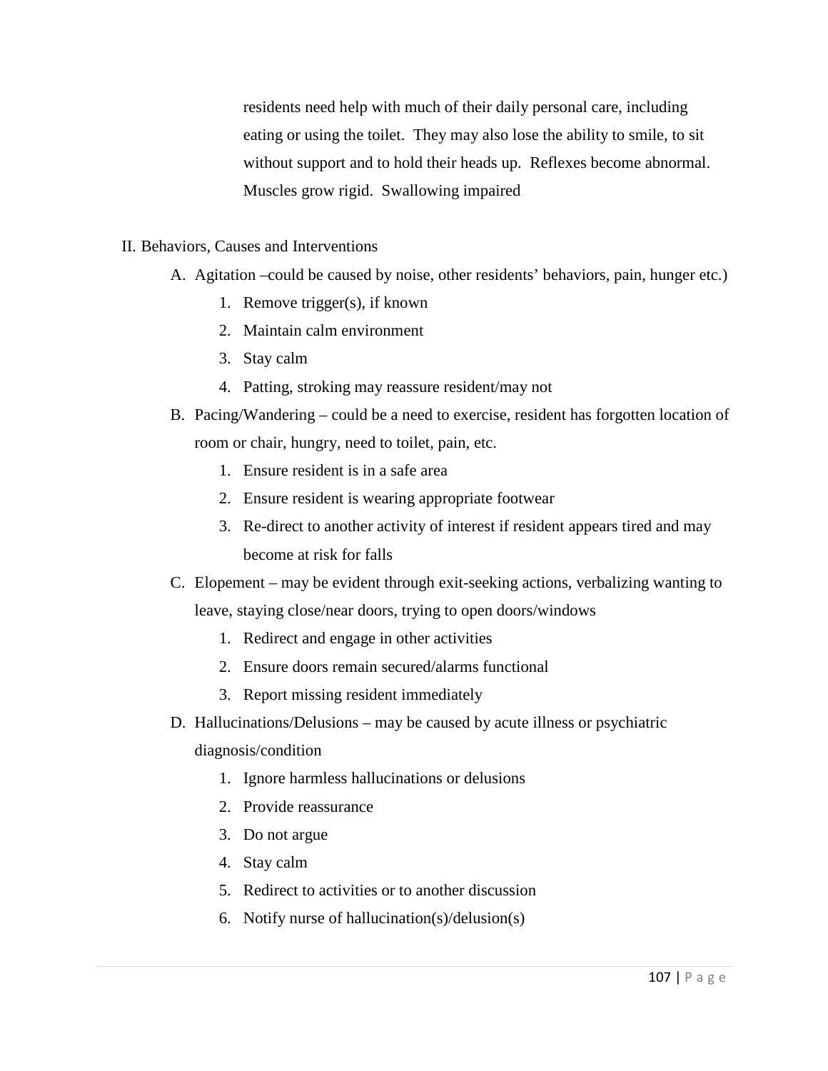residents need help with much of their daily personal care, including eating or using the toilet. They may also lose the ability to smile, to sit without support and to hold their heads up. Reflexes become abnormal. Muscles grow rigid. Swallowing impaired

II. Behaviors, Causes and Interventions

A. Agitation –could be caused by noise, other residents' behaviors, pain, hunger etc.)
   1. Remove trigger(s), if known
   2. Maintain calm environment
   3. Stay calm
   4. Patting, stroking may reassure resident/may not

B. Pacing/Wandering – could be a need to exercise, resident has forgotten location of room or chair, hungry, need to toilet, pain, etc.
   1. Ensure resident is in a safe area
   2. Ensure resident is wearing appropriate footwear
   3. Re-direct to another activity of interest if resident appears tired and may become at risk for falls

C. Elopement – may be evident through exit-seeking actions, verbalizing wanting to leave, staying close/near doors, trying to open doors/windows
   1. Redirect and engage in other activities
   2. Ensure doors remain secured/alarms functional
   3. Report missing resident immediately

D. Hallucinations/Delusions – may be caused by acute illness or psychiatric diagnosis/condition
   1. Ignore harmless hallucinations or delusions
   2. Provide reassurance
   3. Do not argue
   4. Stay calm
   5. Redirect to activities or to another discussion
   6. Notify nurse of hallucination(s)/delusion(s)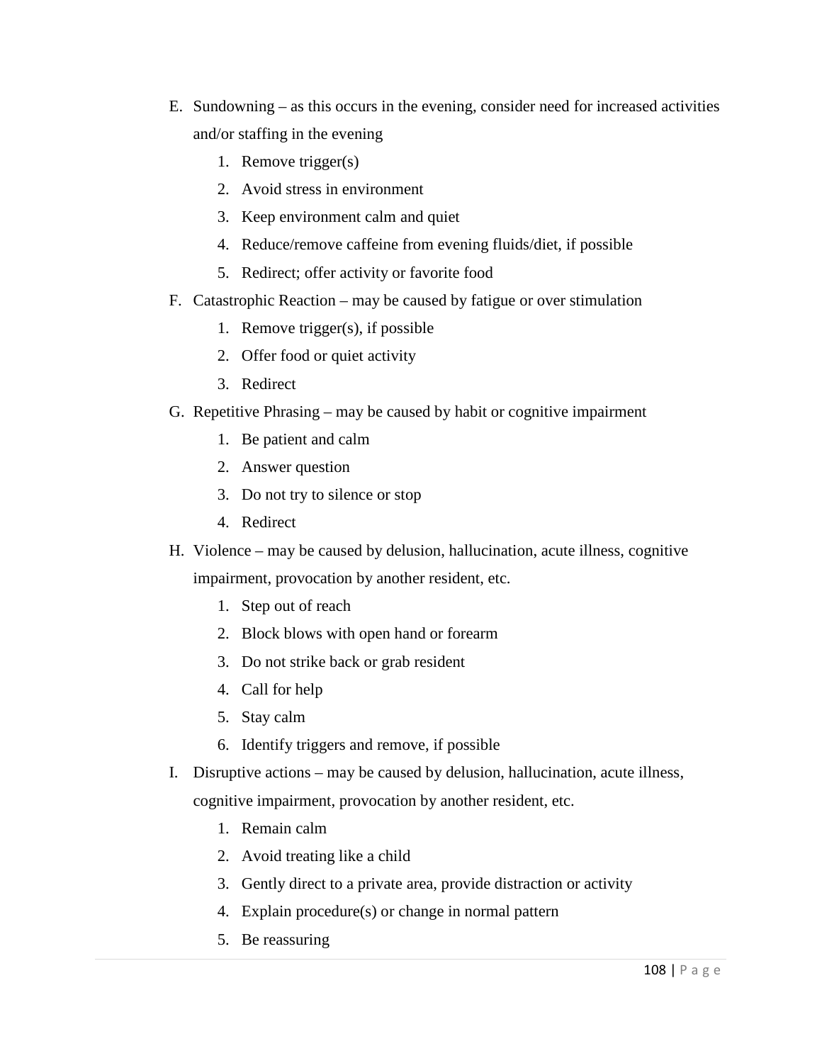E. Sundowning – as this occurs in the evening, consider need for increased activities and/or staffing in the evening
    1. Remove trigger(s)
    2. Avoid stress in environment
    3. Keep environment calm and quiet
    4. Reduce/remove caffeine from evening fluids/diet, if possible
    5. Redirect; offer activity or favorite food

F. Catastrophic Reaction – may be caused by fatigue or over stimulation
    1. Remove trigger(s), if possible
    2. Offer food or quiet activity
    3. Redirect

G. Repetitive Phrasing – may be caused by habit or cognitive impairment
    1. Be patient and calm
    2. Answer question
    3. Do not try to silence or stop
    4. Redirect

H. Violence – may be caused by delusion, hallucination, acute illness, cognitive impairment, provocation by another resident, etc.
    1. Step out of reach
    2. Block blows with open hand or forearm
    3. Do not strike back or grab resident
    4. Call for help
    5. Stay calm
    6. Identify triggers and remove, if possible

I. Disruptive actions – may be caused by delusion, hallucination, acute illness, cognitive impairment, provocation by another resident, etc.
    1. Remain calm
    2. Avoid treating like a child
    3. Gently direct to a private area, provide distraction or activity
    4. Explain procedure(s) or change in normal pattern
    5. Be reassuring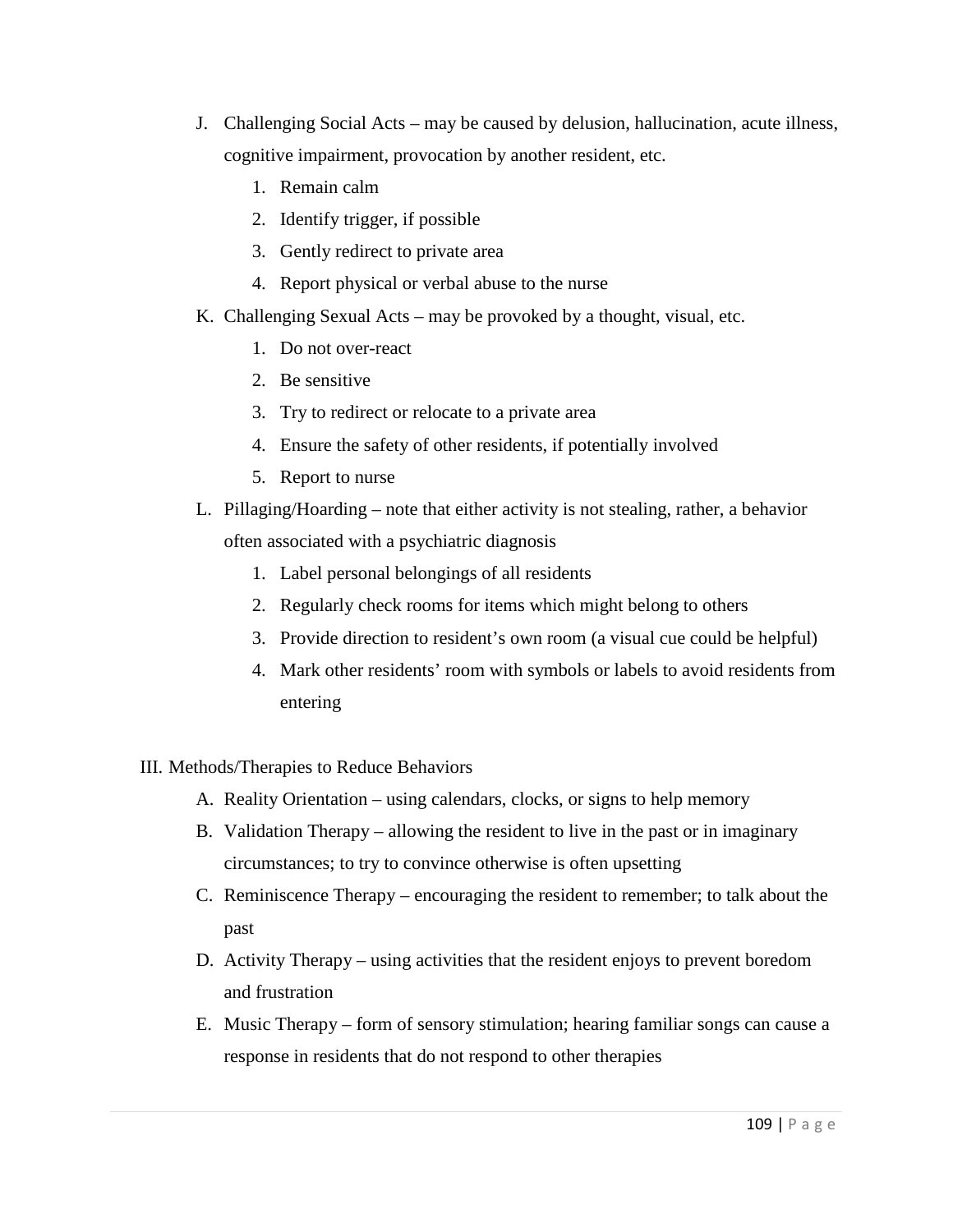J. Challenging Social Acts – may be caused by delusion, hallucination, acute illness, cognitive impairment, provocation by another resident, etc.
   1. Remain calm
   2. Identify trigger, if possible
   3. Gently redirect to private area
   4. Report physical or verbal abuse to the nurse

K. Challenging Sexual Acts – may be provoked by a thought, visual, etc.
   1. Do not over-react
   2. Be sensitive
   3. Try to redirect or relocate to a private area
   4. Ensure the safety of other residents, if potentially involved
   5. Report to nurse

L. Pillaging/Hoarding – note that either activity is not stealing, rather, a behavior often associated with a psychiatric diagnosis
   1. Label personal belongings of all residents
   2. Regularly check rooms for items which might belong to others
   3. Provide direction to resident's own room (a visual cue could be helpful)
   4. Mark other residents' room with symbols or labels to avoid residents from entering

III. Methods/Therapies to Reduce Behaviors

A. Reality Orientation – using calendars, clocks, or signs to help memory

B. Validation Therapy – allowing the resident to live in the past or in imaginary circumstances; to try to convince otherwise is often upsetting

C. Reminiscence Therapy – encouraging the resident to remember; to talk about the past

D. Activity Therapy – using activities that the resident enjoys to prevent boredom and frustration

E. Music Therapy – form of sensory stimulation; hearing familiar songs can cause a response in residents that do not respond to other therapies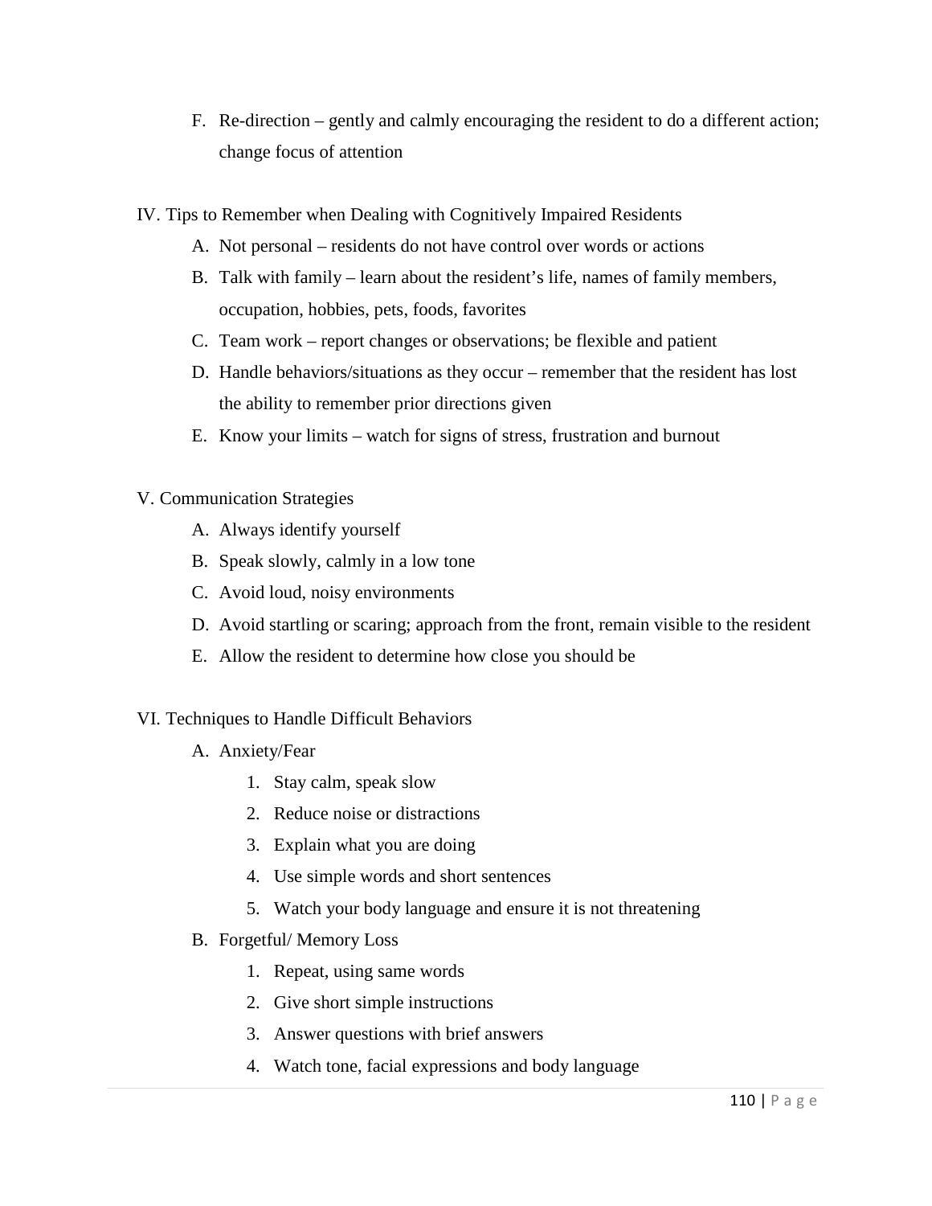F. Re-direction – gently and calmly encouraging the resident to do a different action; change focus of attention

IV. Tips to Remember when Dealing with Cognitively Impaired Residents

A. Not personal – residents do not have control over words or actions
B. Talk with family – learn about the resident's life, names of family members, occupation, hobbies, pets, foods, favorites
C. Team work – report changes or observations; be flexible and patient
D. Handle behaviors/situations as they occur – remember that the resident has lost the ability to remember prior directions given
E. Know your limits – watch for signs of stress, frustration and burnout

V. Communication Strategies

A. Always identify yourself
B. Speak slowly, calmly in a low tone
C. Avoid loud, noisy environments
D. Avoid startling or scaring; approach from the front, remain visible to the resident
E. Allow the resident to determine how close you should be

VI. Techniques to Handle Difficult Behaviors

A. Anxiety/Fear
   1. Stay calm, speak slow
   2. Reduce noise or distractions
   3. Explain what you are doing
   4. Use simple words and short sentences
   5. Watch your body language and ensure it is not threatening
B. Forgetful/ Memory Loss
   1. Repeat, using same words
   2. Give short simple instructions
   3. Answer questions with brief answers
   4. Watch tone, facial expressions and body language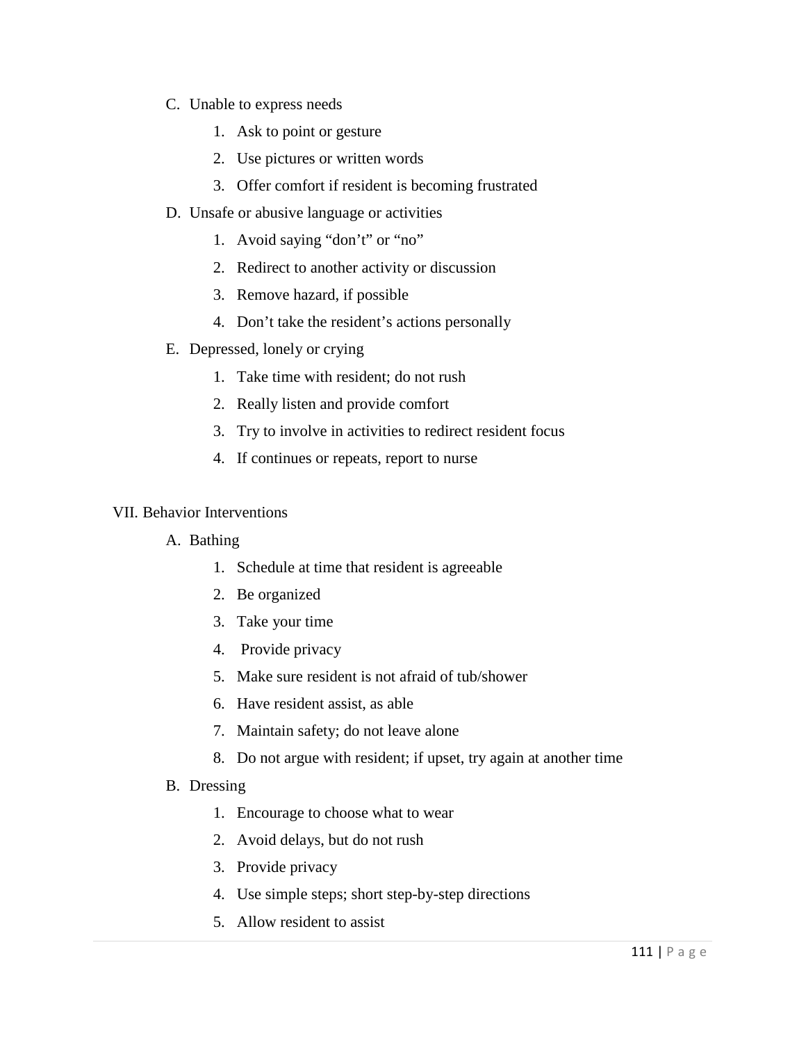C. Unable to express needs

1. Ask to point or gesture
2. Use pictures or written words
3. Offer comfort if resident is becoming frustrated

D. Unsafe or abusive language or activities

1. Avoid saying “don’t” or “no”
2. Redirect to another activity or discussion
3. Remove hazard, if possible
4. Don’t take the resident’s actions personally

E. Depressed, lonely or crying

1. Take time with resident; do not rush
2. Really listen and provide comfort
3. Try to involve in activities to redirect resident focus
4. If continues or repeats, report to nurse

VII. Behavior Interventions

A. Bathing

1. Schedule at time that resident is agreeable
2. Be organized
3. Take your time
4. Provide privacy
5. Make sure resident is not afraid of tub/shower
6. Have resident assist, as able
7. Maintain safety; do not leave alone
8. Do not argue with resident; if upset, try again at another time

B. Dressing

1. Encourage to choose what to wear
2. Avoid delays, but do not rush
3. Provide privacy
4. Use simple steps; short step-by-step directions
5. Allow resident to assist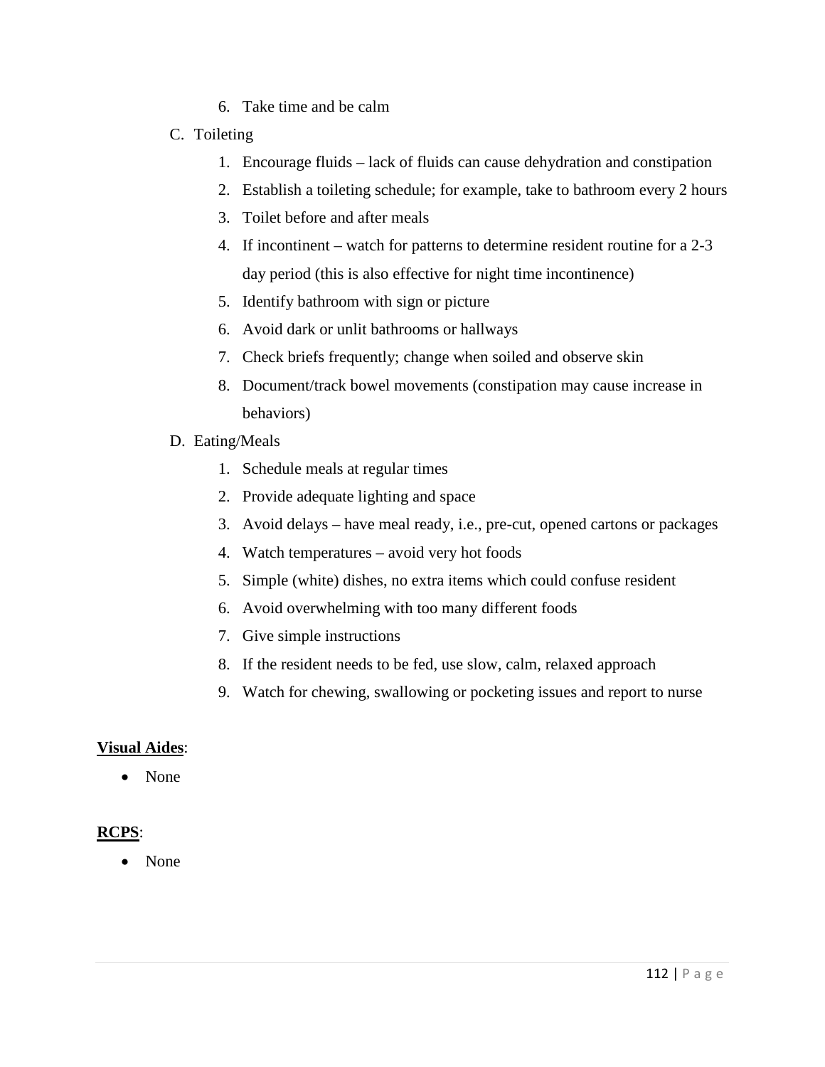6. Take time and be calm

C. Toileting

1. Encourage fluids – lack of fluids can cause dehydration and constipation
2. Establish a toileting schedule; for example, take to bathroom every 2 hours
3. Toilet before and after meals
4. If incontinent – watch for patterns to determine resident routine for a 2-3 day period (this is also effective for night time incontinence)
5. Identify bathroom with sign or picture
6. Avoid dark or unlit bathrooms or hallways
7. Check briefs frequently; change when soiled and observe skin
8. Document/track bowel movements (constipation may cause increase in behaviors)

D. Eating/Meals

1. Schedule meals at regular times
2. Provide adequate lighting and space
3. Avoid delays – have meal ready, i.e., pre-cut, opened cartons or packages
4. Watch temperatures – avoid very hot foods
5. Simple (white) dishes, no extra items which could confuse resident
6. Avoid overwhelming with too many different foods
7. Give simple instructions
8. If the resident needs to be fed, use slow, calm, relaxed approach
9. Watch for chewing, swallowing or pocketing issues and report to nurse

**Visual Aides**:

- None

**RCPS**:

- None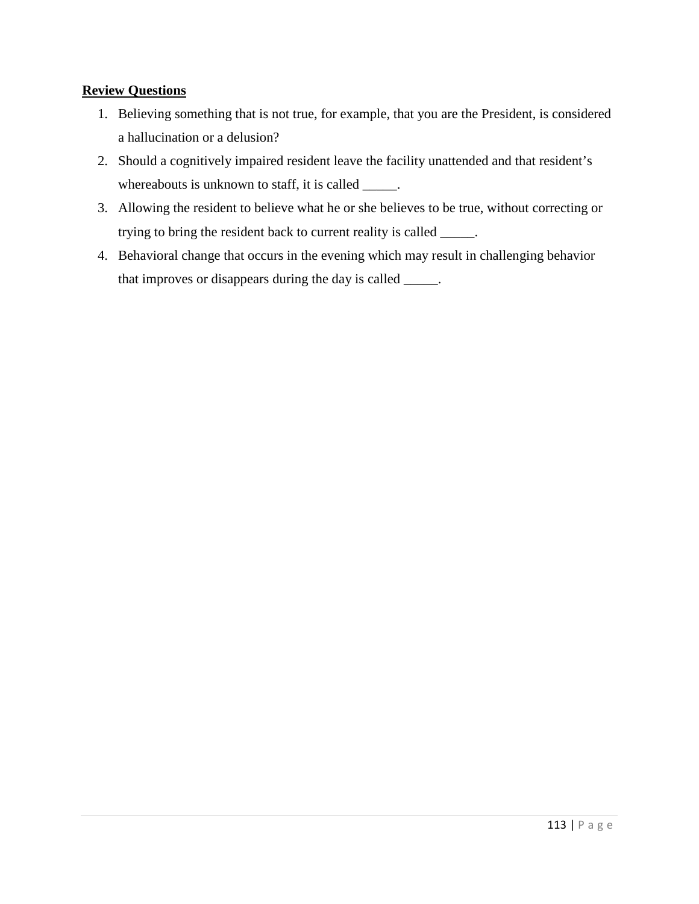**Review Questions**

1. Believing something that is not true, for example, that you are the President, is considered a hallucination or a delusion?
2. Should a cognitively impaired resident leave the facility unattended and that resident's whereabouts is unknown to staff, it is called _____.
3. Allowing the resident to believe what he or she believes to be true, without correcting or trying to bring the resident back to current reality is called _____.
4. Behavioral change that occurs in the evening which may result in challenging behavior that improves or disappears during the day is called _____.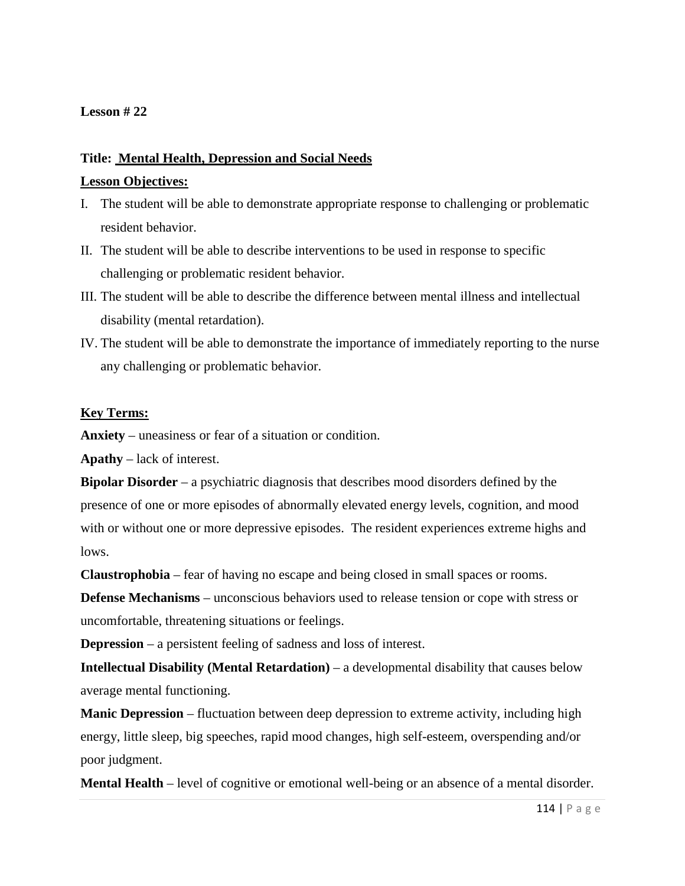**Lesson # 22**

**Title: Mental Health, Depression and Social Needs**

**Lesson Objectives:**

I. The student will be able to demonstrate appropriate response to challenging or problematic resident behavior.
II. The student will be able to describe interventions to be used in response to specific challenging or problematic resident behavior.
III. The student will be able to describe the difference between mental illness and intellectual disability (mental retardation).
IV. The student will be able to demonstrate the importance of immediately reporting to the nurse any challenging or problematic behavior.

**Key Terms:**

**Anxiety** – uneasiness or fear of a situation or condition.

**Apathy** – lack of interest.

**Bipolar Disorder** – a psychiatric diagnosis that describes mood disorders defined by the presence of one or more episodes of abnormally elevated energy levels, cognition, and mood with or without one or more depressive episodes. The resident experiences extreme highs and lows.

**Claustrophobia** – fear of having no escape and being closed in small spaces or rooms.

**Defense Mechanisms** – unconscious behaviors used to release tension or cope with stress or uncomfortable, threatening situations or feelings.

**Depression** – a persistent feeling of sadness and loss of interest.

**Intellectual Disability (Mental Retardation)** – a developmental disability that causes below average mental functioning.

**Manic Depression** – fluctuation between deep depression to extreme activity, including high energy, little sleep, big speeches, rapid mood changes, high self-esteem, overspending and/or poor judgment.

**Mental Health** – level of cognitive or emotional well-being or an absence of a mental disorder.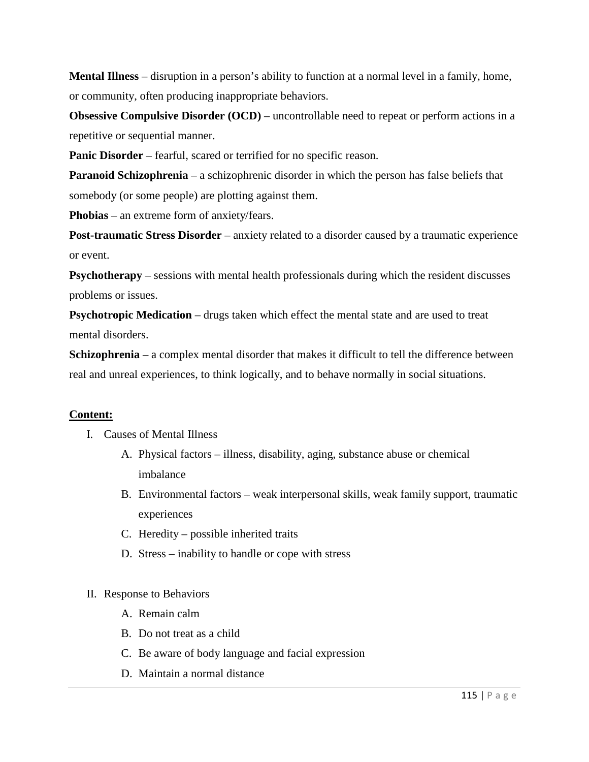**Mental Illness** – disruption in a person's ability to function at a normal level in a family, home, or community, often producing inappropriate behaviors.

**Obsessive Compulsive Disorder (OCD)** – uncontrollable need to repeat or perform actions in a repetitive or sequential manner.

**Panic Disorder** – fearful, scared or terrified for no specific reason.

**Paranoid Schizophrenia** – a schizophrenic disorder in which the person has false beliefs that somebody (or some people) are plotting against them.

**Phobias** – an extreme form of anxiety/fears.

**Post-traumatic Stress Disorder** – anxiety related to a disorder caused by a traumatic experience or event.

**Psychotherapy** – sessions with mental health professionals during which the resident discusses problems or issues.

**Psychotropic Medication** – drugs taken which effect the mental state and are used to treat mental disorders.

**Schizophrenia** – a complex mental disorder that makes it difficult to tell the difference between real and unreal experiences, to think logically, and to behave normally in social situations.

**Content:**

I. Causes of Mental Illness
   A. Physical factors – illness, disability, aging, substance abuse or chemical imbalance
   B. Environmental factors – weak interpersonal skills, weak family support, traumatic experiences
   C. Heredity – possible inherited traits
   D. Stress – inability to handle or cope with stress

II. Response to Behaviors
   A. Remain calm
   B. Do not treat as a child
   C. Be aware of body language and facial expression
   D. Maintain a normal distance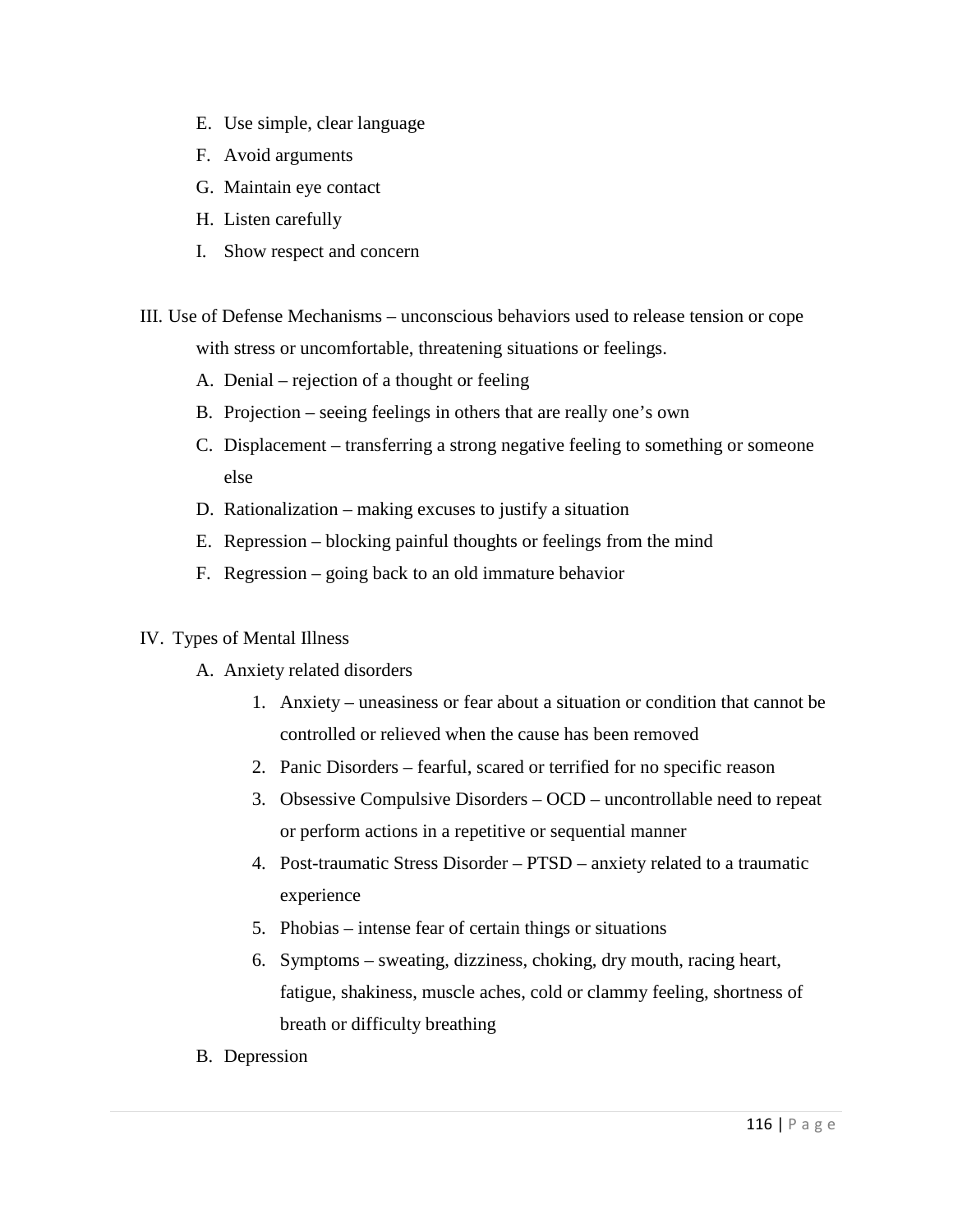E. Use simple, clear language
F. Avoid arguments
G. Maintain eye contact
H. Listen carefully
I. Show respect and concern

III. Use of Defense Mechanisms – unconscious behaviors used to release tension or cope with stress or uncomfortable, threatening situations or feelings.

A. Denial – rejection of a thought or feeling
B. Projection – seeing feelings in others that are really one's own
C. Displacement – transferring a strong negative feeling to something or someone else
D. Rationalization – making excuses to justify a situation
E. Repression – blocking painful thoughts or feelings from the mind
F. Regression – going back to an old immature behavior

IV. Types of Mental Illness

A. Anxiety related disorders
   1. Anxiety – uneasiness or fear about a situation or condition that cannot be controlled or relieved when the cause has been removed
   2. Panic Disorders – fearful, scared or terrified for no specific reason
   3. Obsessive Compulsive Disorders – OCD – uncontrollable need to repeat or perform actions in a repetitive or sequential manner
   4. Post-traumatic Stress Disorder – PTSD – anxiety related to a traumatic experience
   5. Phobias – intense fear of certain things or situations
   6. Symptoms – sweating, dizziness, choking, dry mouth, racing heart, fatigue, shakiness, muscle aches, cold or clammy feeling, shortness of breath or difficulty breathing

B. Depression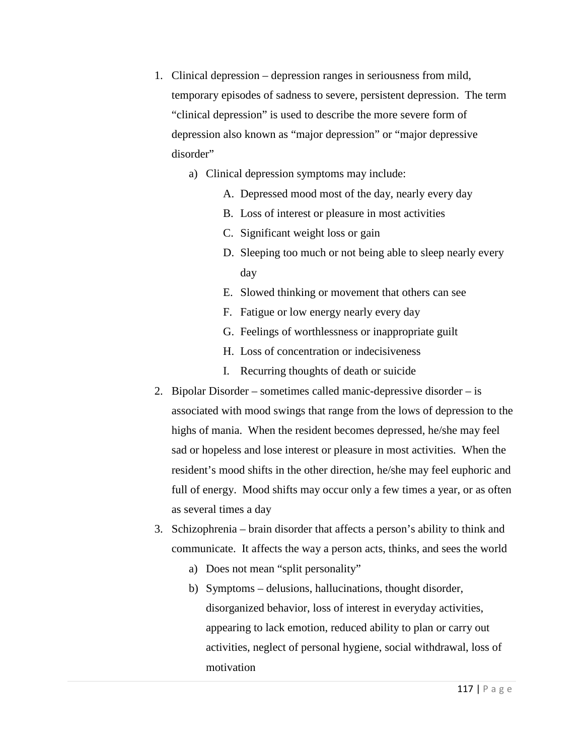1. Clinical depression – depression ranges in seriousness from mild, temporary episodes of sadness to severe, persistent depression. The term "clinical depression" is used to describe the more severe form of depression also known as "major depression" or "major depressive disorder"
    a) Clinical depression symptoms may include:
        A. Depressed mood most of the day, nearly every day
        B. Loss of interest or pleasure in most activities
        C. Significant weight loss or gain
        D. Sleeping too much or not being able to sleep nearly every day
        E. Slowed thinking or movement that others can see
        F. Fatigue or low energy nearly every day
        G. Feelings of worthlessness or inappropriate guilt
        H. Loss of concentration or indecisiveness
        I. Recurring thoughts of death or suicide
2. Bipolar Disorder – sometimes called manic-depressive disorder – is associated with mood swings that range from the lows of depression to the highs of mania. When the resident becomes depressed, he/she may feel sad or hopeless and lose interest or pleasure in most activities. When the resident's mood shifts in the other direction, he/she may feel euphoric and full of energy. Mood shifts may occur only a few times a year, or as often as several times a day
3. Schizophrenia – brain disorder that affects a person's ability to think and communicate. It affects the way a person acts, thinks, and sees the world
    a) Does not mean "split personality"
    b) Symptoms – delusions, hallucinations, thought disorder, disorganized behavior, loss of interest in everyday activities, appearing to lack emotion, reduced ability to plan or carry out activities, neglect of personal hygiene, social withdrawal, loss of motivation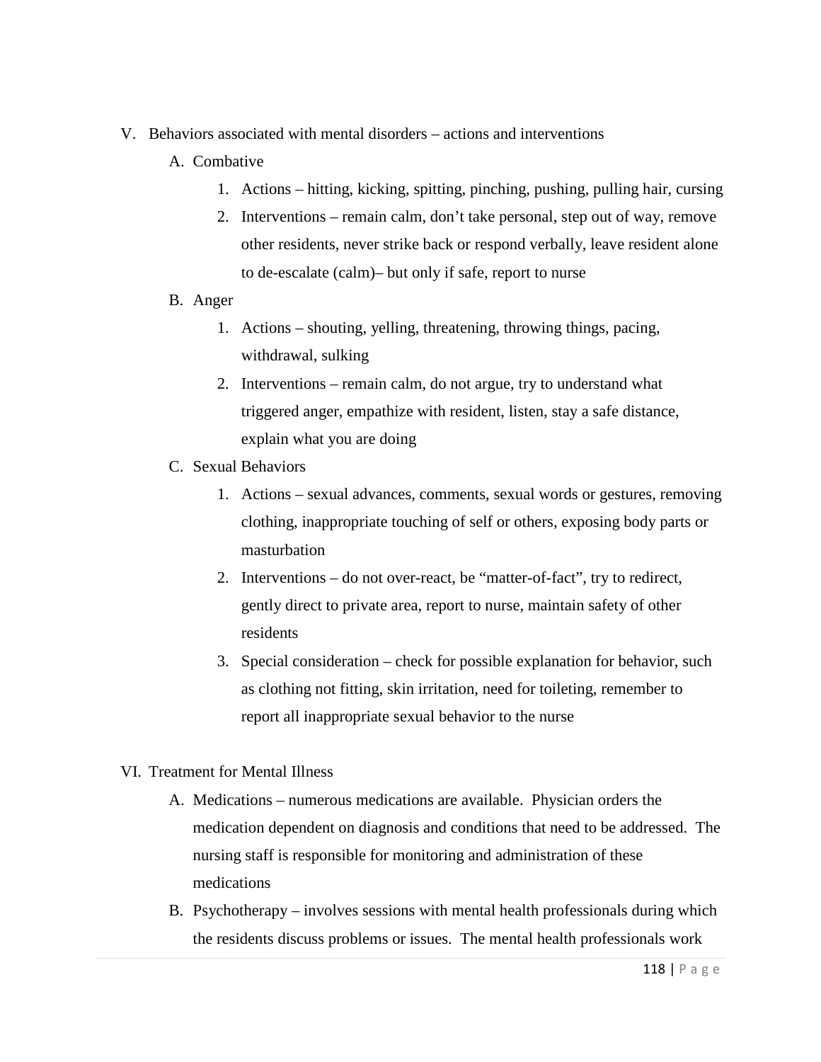V. Behaviors associated with mental disorders – actions and interventions

   A. Combative

      1. Actions – hitting, kicking, spitting, pinching, pushing, pulling hair, cursing
      2. Interventions – remain calm, don't take personal, step out of way, remove other residents, never strike back or respond verbally, leave resident alone to de-escalate (calm)– but only if safe, report to nurse

   B. Anger

      1. Actions – shouting, yelling, threatening, throwing things, pacing, withdrawal, sulking
      2. Interventions – remain calm, do not argue, try to understand what triggered anger, empathize with resident, listen, stay a safe distance, explain what you are doing

   C. Sexual Behaviors

      1. Actions – sexual advances, comments, sexual words or gestures, removing clothing, inappropriate touching of self or others, exposing body parts or masturbation
      2. Interventions – do not over-react, be "matter-of-fact", try to redirect, gently direct to private area, report to nurse, maintain safety of other residents
      3. Special consideration – check for possible explanation for behavior, such as clothing not fitting, skin irritation, need for toileting, remember to report all inappropriate sexual behavior to the nurse

VI. Treatment for Mental Illness

   A. Medications – numerous medications are available. Physician orders the medication dependent on diagnosis and conditions that need to be addressed. The nursing staff is responsible for monitoring and administration of these medications

   B. Psychotherapy – involves sessions with mental health professionals during which the residents discuss problems or issues. The mental health professionals work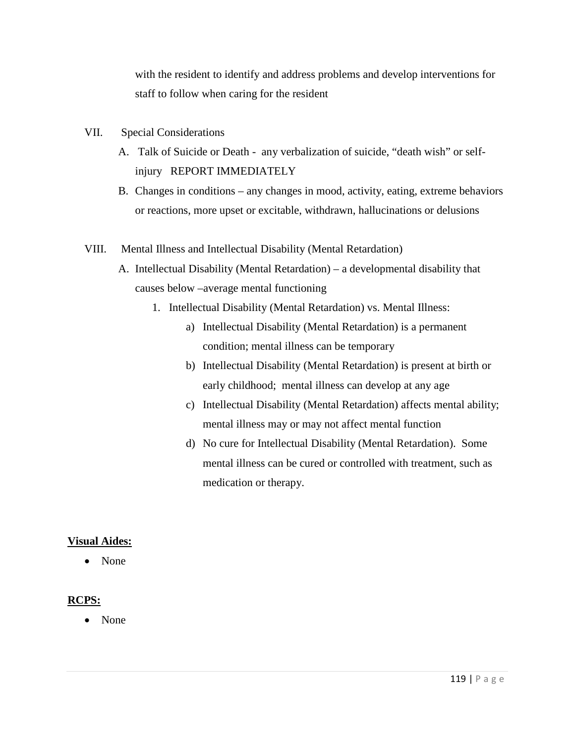with the resident to identify and address problems and develop interventions for staff to follow when caring for the resident

VII. Special Considerations

A. Talk of Suicide or Death - any verbalization of suicide, "death wish" or self-injury REPORT IMMEDIATELY

B. Changes in conditions – any changes in mood, activity, eating, extreme behaviors or reactions, more upset or excitable, withdrawn, hallucinations or delusions

VIII. Mental Illness and Intellectual Disability (Mental Retardation)

A. Intellectual Disability (Mental Retardation) – a developmental disability that causes below –average mental functioning

1. Intellectual Disability (Mental Retardation) vs. Mental Illness:

a) Intellectual Disability (Mental Retardation) is a permanent condition; mental illness can be temporary

b) Intellectual Disability (Mental Retardation) is present at birth or early childhood; mental illness can develop at any age

c) Intellectual Disability (Mental Retardation) affects mental ability; mental illness may or may not affect mental function

d) No cure for Intellectual Disability (Mental Retardation). Some mental illness can be cured or controlled with treatment, such as medication or therapy.

**Visual Aides:**

- None

**RCPS:**

- None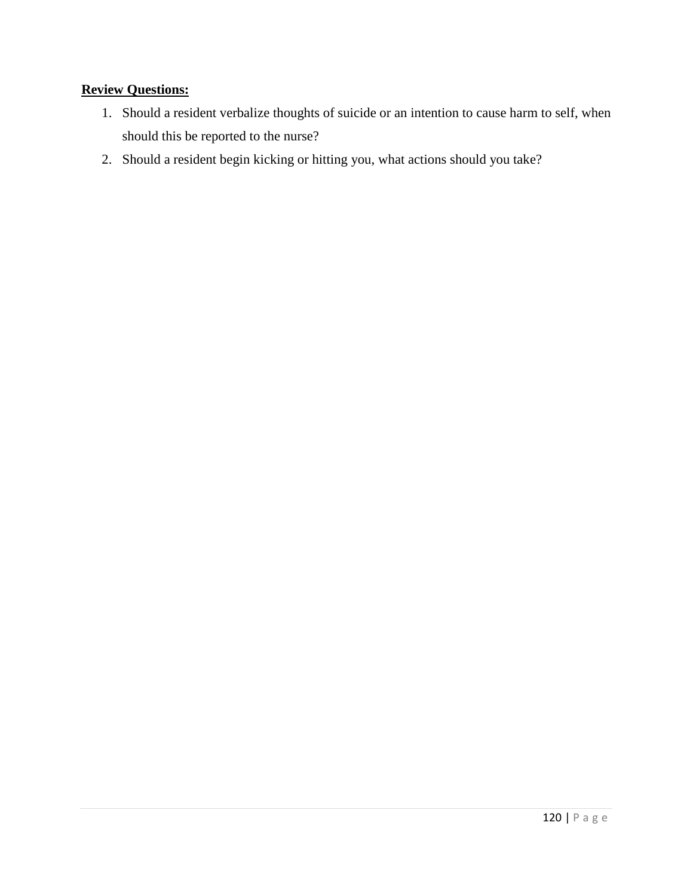**Review Questions:**

1. Should a resident verbalize thoughts of suicide or an intention to cause harm to self, when should this be reported to the nurse?
2. Should a resident begin kicking or hitting you, what actions should you take?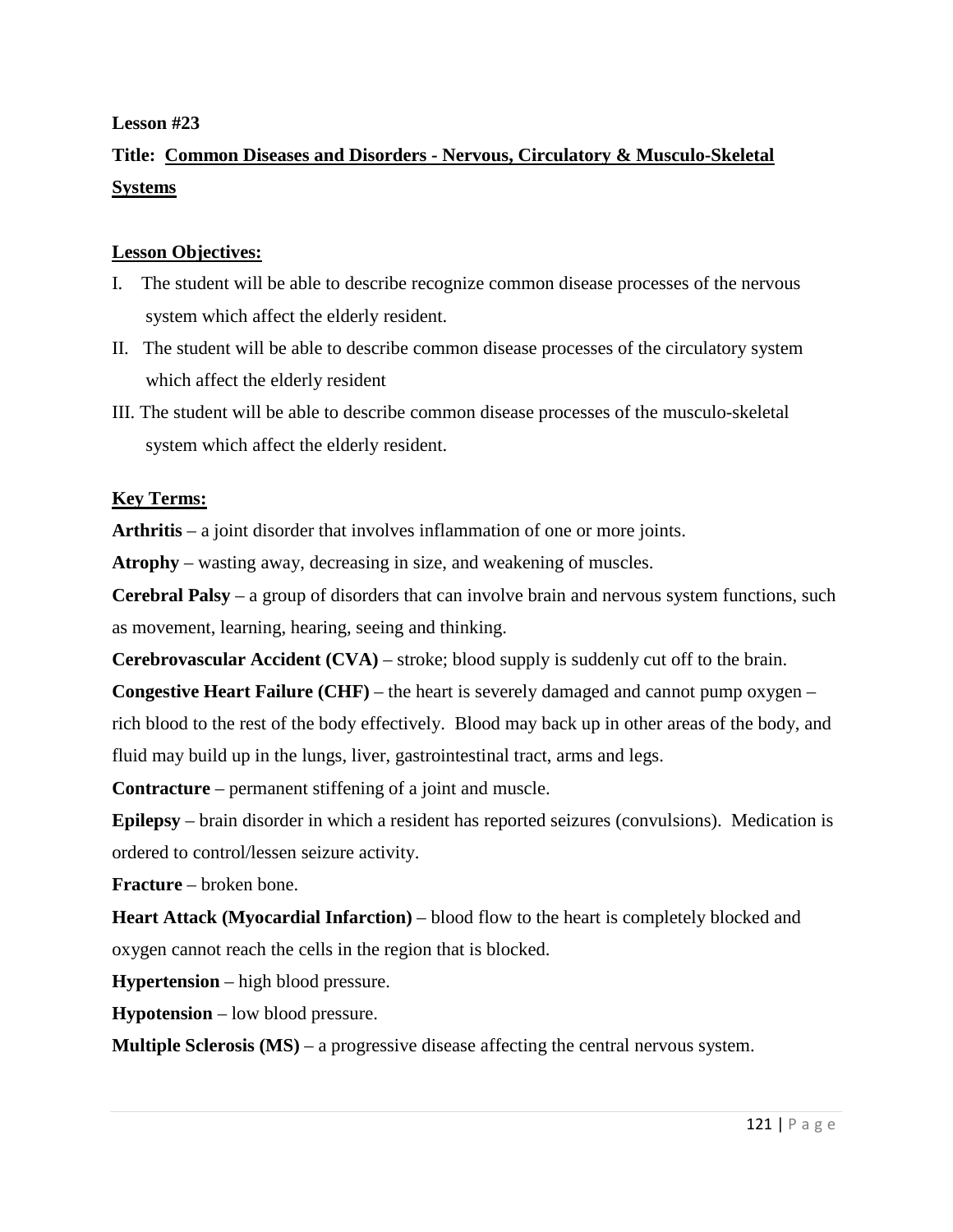**Lesson #23**

**Title: Common Diseases and Disorders - Nervous, Circulatory & Musculo-Skeletal Systems**

**Lesson Objectives:**

I. The student will be able to describe recognize common disease processes of the nervous system which affect the elderly resident.

II. The student will be able to describe common disease processes of the circulatory system which affect the elderly resident

III. The student will be able to describe common disease processes of the musculo-skeletal system which affect the elderly resident.

**Key Terms:**

**Arthritis** – a joint disorder that involves inflammation of one or more joints.

**Atrophy** – wasting away, decreasing in size, and weakening of muscles.

**Cerebral Palsy** – a group of disorders that can involve brain and nervous system functions, such as movement, learning, hearing, seeing and thinking.

**Cerebrovascular Accident (CVA)** – stroke; blood supply is suddenly cut off to the brain.

**Congestive Heart Failure (CHF)** – the heart is severely damaged and cannot pump oxygen – rich blood to the rest of the body effectively. Blood may back up in other areas of the body, and fluid may build up in the lungs, liver, gastrointestinal tract, arms and legs.

**Contracture** – permanent stiffening of a joint and muscle.

**Epilepsy** – brain disorder in which a resident has reported seizures (convulsions). Medication is ordered to control/lessen seizure activity.

**Fracture** – broken bone.

**Heart Attack (Myocardial Infarction)** – blood flow to the heart is completely blocked and oxygen cannot reach the cells in the region that is blocked.

**Hypertension** – high blood pressure.

**Hypotension** – low blood pressure.

**Multiple Sclerosis (MS)** – a progressive disease affecting the central nervous system.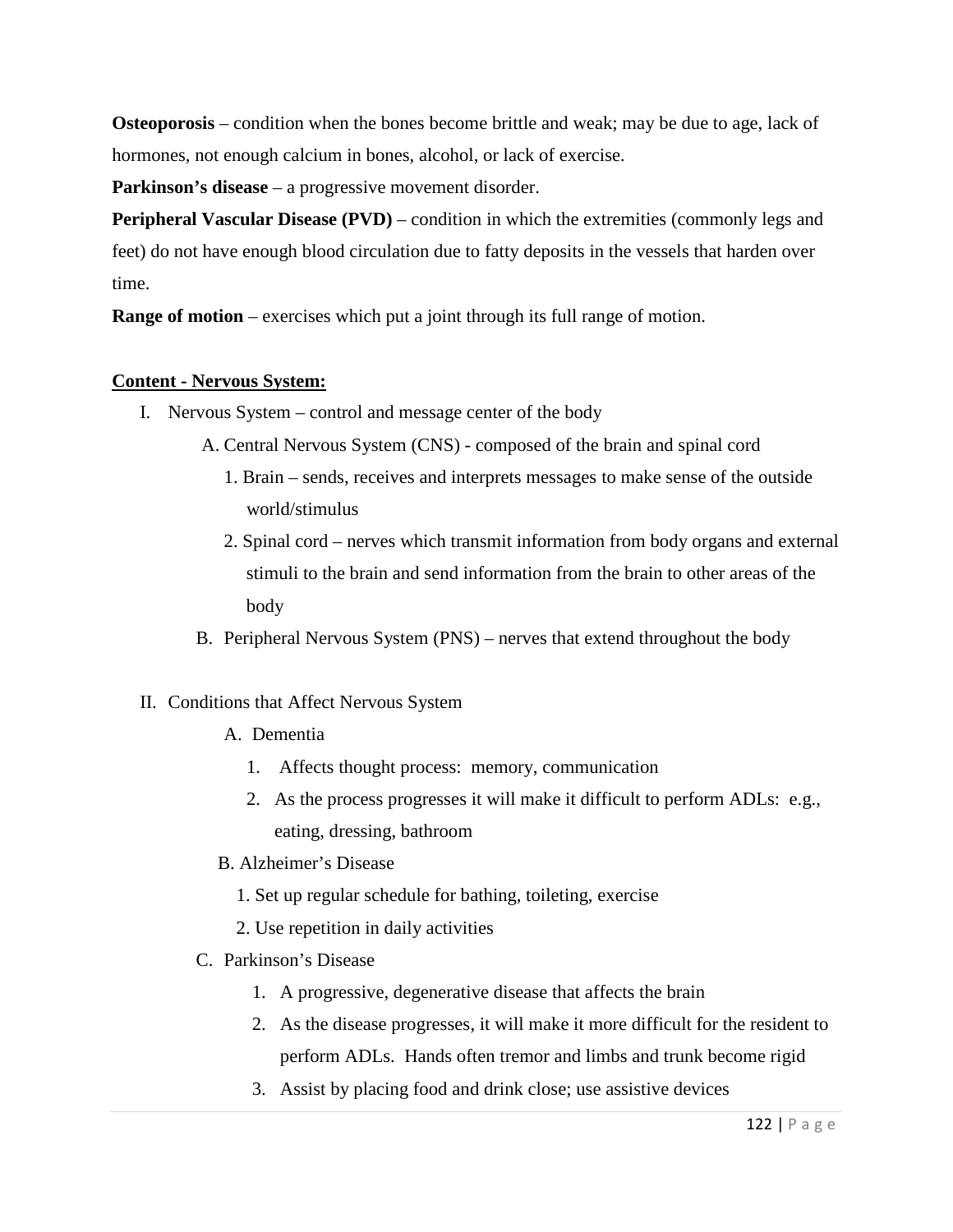**Osteoporosis** – condition when the bones become brittle and weak; may be due to age, lack of hormones, not enough calcium in bones, alcohol, or lack of exercise.

**Parkinson's disease** – a progressive movement disorder.

**Peripheral Vascular Disease (PVD)** – condition in which the extremities (commonly legs and feet) do not have enough blood circulation due to fatty deposits in the vessels that harden over time.

**Range of motion** – exercises which put a joint through its full range of motion.

**Content - Nervous System:**

I. Nervous System – control and message center of the body
   - A. Central Nervous System (CNS) - composed of the brain and spinal cord
     1. Brain – sends, receives and interprets messages to make sense of the outside world/stimulus
     2. Spinal cord – nerves which transmit information from body organs and external stimuli to the brain and send information from the brain to other areas of the body
   - B. Peripheral Nervous System (PNS) – nerves that extend throughout the body

II. Conditions that Affect Nervous System
   - A. Dementia
     1. Affects thought process: memory, communication
     2. As the process progresses it will make it difficult to perform ADLs: e.g., eating, dressing, bathroom
   - B. Alzheimer's Disease
     1. Set up regular schedule for bathing, toileting, exercise
     2. Use repetition in daily activities
   - C. Parkinson's Disease
     1. A progressive, degenerative disease that affects the brain
     2. As the disease progresses, it will make it more difficult for the resident to perform ADLs. Hands often tremor and limbs and trunk become rigid
     3. Assist by placing food and drink close; use assistive devices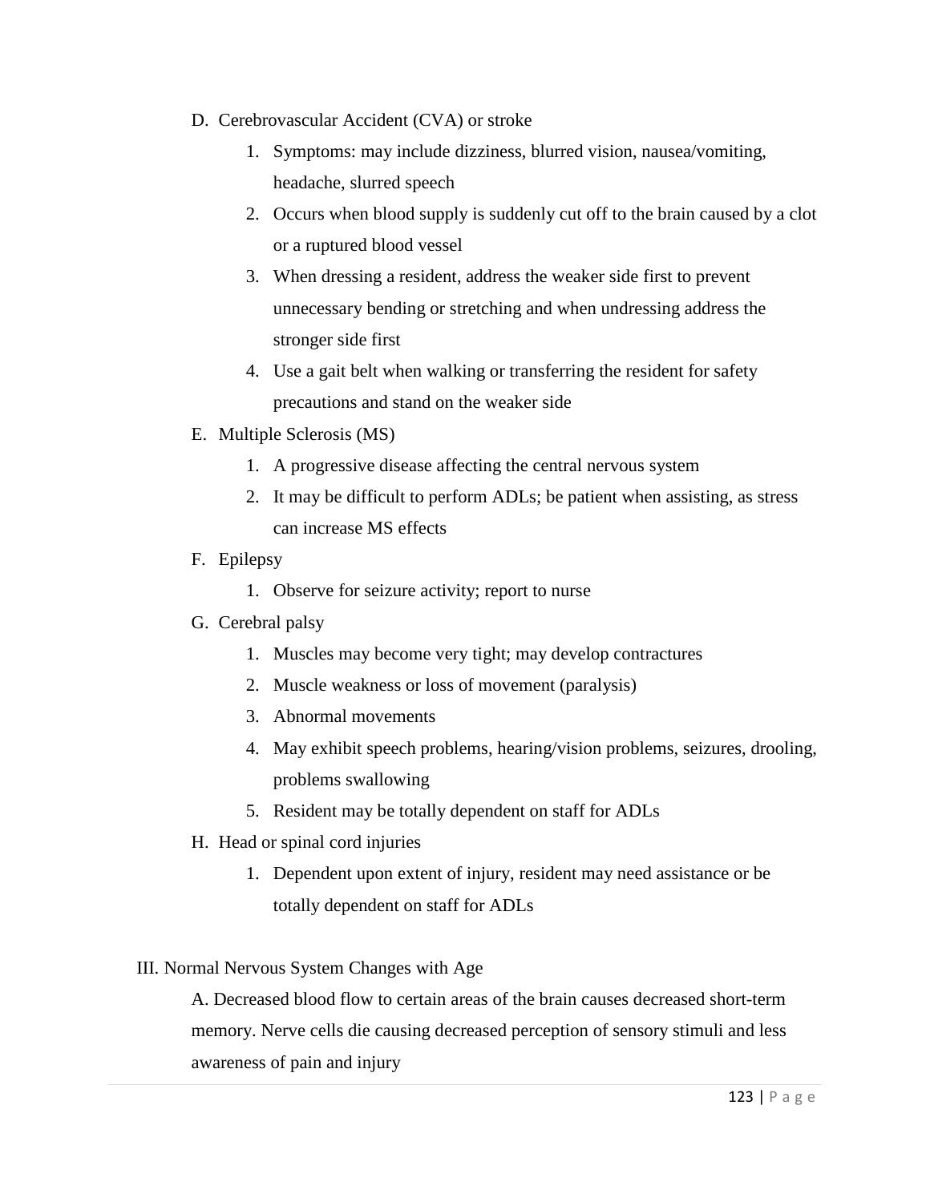D. Cerebrovascular Accident (CVA) or stroke

1. Symptoms: may include dizziness, blurred vision, nausea/vomiting, headache, slurred speech
2. Occurs when blood supply is suddenly cut off to the brain caused by a clot or a ruptured blood vessel
3. When dressing a resident, address the weaker side first to prevent unnecessary bending or stretching and when undressing address the stronger side first
4. Use a gait belt when walking or transferring the resident for safety precautions and stand on the weaker side

E. Multiple Sclerosis (MS)

1. A progressive disease affecting the central nervous system
2. It may be difficult to perform ADLs; be patient when assisting, as stress can increase MS effects

F. Epilepsy

1. Observe for seizure activity; report to nurse

G. Cerebral palsy

1. Muscles may become very tight; may develop contractures
2. Muscle weakness or loss of movement (paralysis)
3. Abnormal movements
4. May exhibit speech problems, hearing/vision problems, seizures, drooling, problems swallowing
5. Resident may be totally dependent on staff for ADLs

H. Head or spinal cord injuries

1. Dependent upon extent of injury, resident may need assistance or be totally dependent on staff for ADLs

III. Normal Nervous System Changes with Age

A. Decreased blood flow to certain areas of the brain causes decreased short-term memory. Nerve cells die causing decreased perception of sensory stimuli and less awareness of pain and injury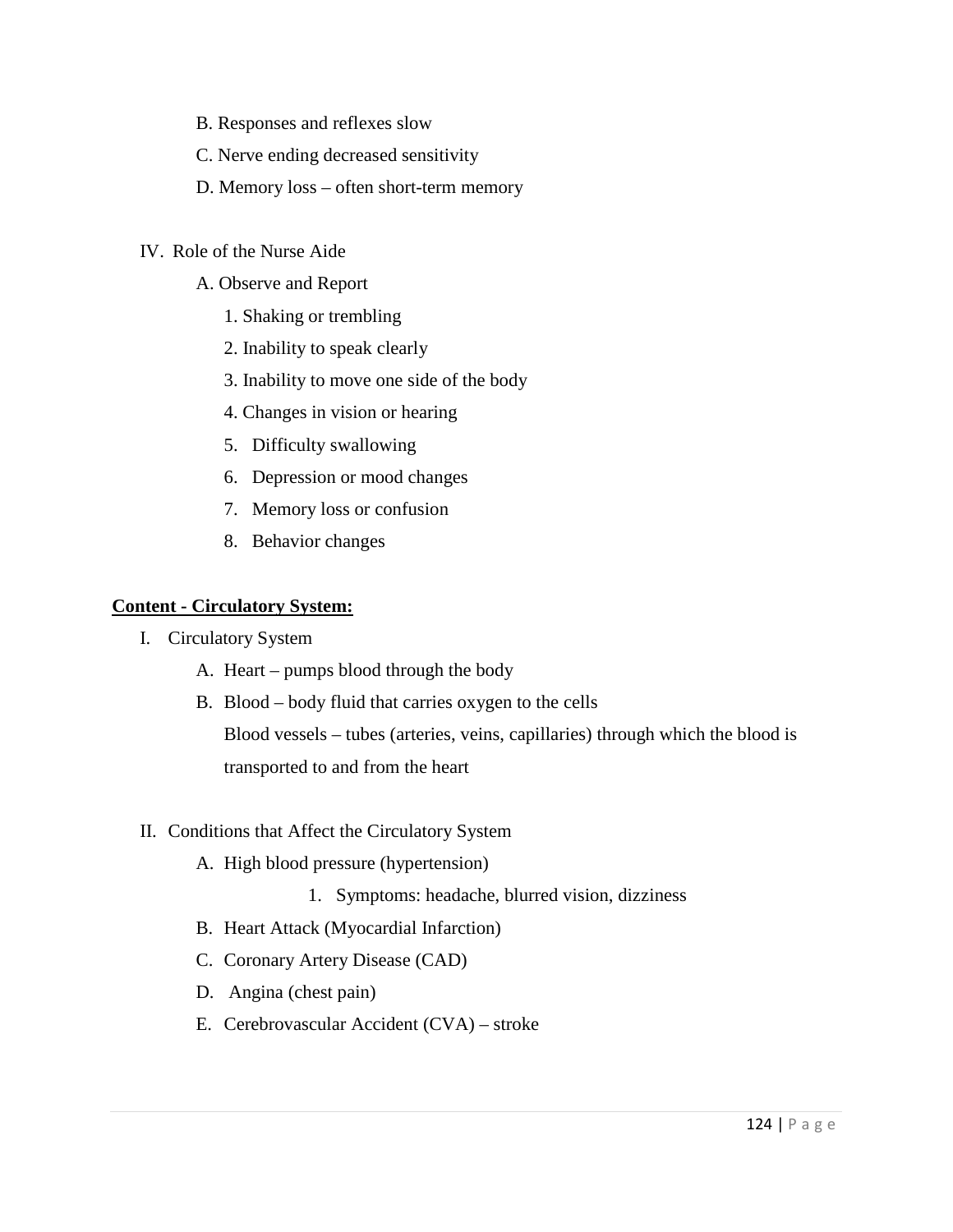B. Responses and reflexes slow

C. Nerve ending decreased sensitivity

D. Memory loss – often short-term memory

IV. Role of the Nurse Aide

A. Observe and Report

1. Shaking or trembling
2. Inability to speak clearly
3. Inability to move one side of the body
4. Changes in vision or hearing
5. Difficulty swallowing
6. Depression or mood changes
7. Memory loss or confusion
8. Behavior changes

**Content - Circulatory System:**

I. Circulatory System

A. Heart – pumps blood through the body

B. Blood – body fluid that carries oxygen to the cells
Blood vessels – tubes (arteries, veins, capillaries) through which the blood is transported to and from the heart

II. Conditions that Affect the Circulatory System

A. High blood pressure (hypertension)

1. Symptoms: headache, blurred vision, dizziness

B. Heart Attack (Myocardial Infarction)

C. Coronary Artery Disease (CAD)

D. Angina (chest pain)

E. Cerebrovascular Accident (CVA) – stroke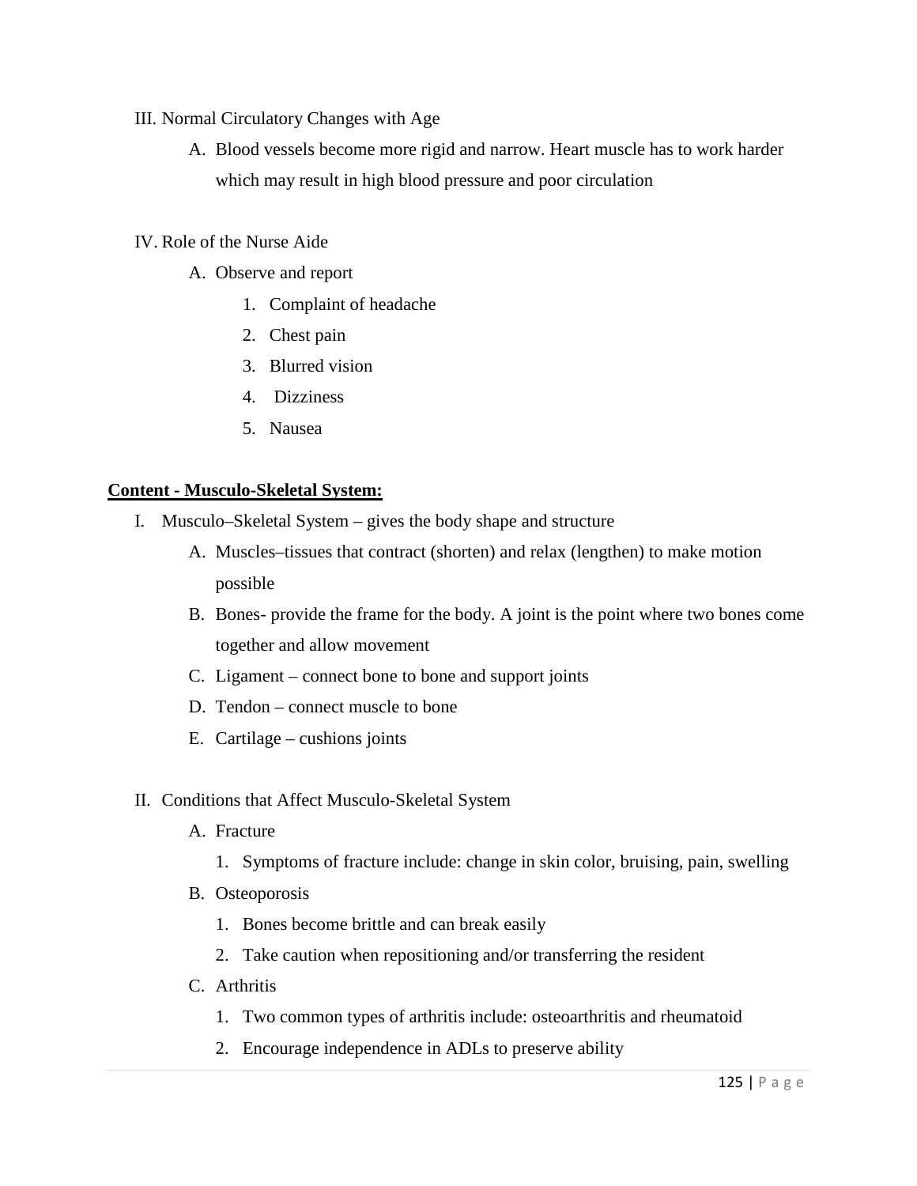III. Normal Circulatory Changes with Age

  A. Blood vessels become more rigid and narrow. Heart muscle has to work harder which may result in high blood pressure and poor circulation

IV. Role of the Nurse Aide

  A. Observe and report

    1. Complaint of headache
    2. Chest pain
    3. Blurred vision
    4. Dizziness
    5. Nausea

**<u>Content - Musculo-Skeletal System:</u>**

I. Musculo–Skeletal System – gives the body shape and structure

  A. Muscles–tissues that contract (shorten) and relax (lengthen) to make motion possible
  B. Bones- provide the frame for the body. A joint is the point where two bones come together and allow movement
  C. Ligament – connect bone to bone and support joints
  D. Tendon – connect muscle to bone
  E. Cartilage – cushions joints

II. Conditions that Affect Musculo-Skeletal System

  A. Fracture

    1. Symptoms of fracture include: change in skin color, bruising, pain, swelling

  B. Osteoporosis

    1. Bones become brittle and can break easily
    2. Take caution when repositioning and/or transferring the resident

  C. Arthritis

    1. Two common types of arthritis include: osteoarthritis and rheumatoid
    2. Encourage independence in ADLs to preserve ability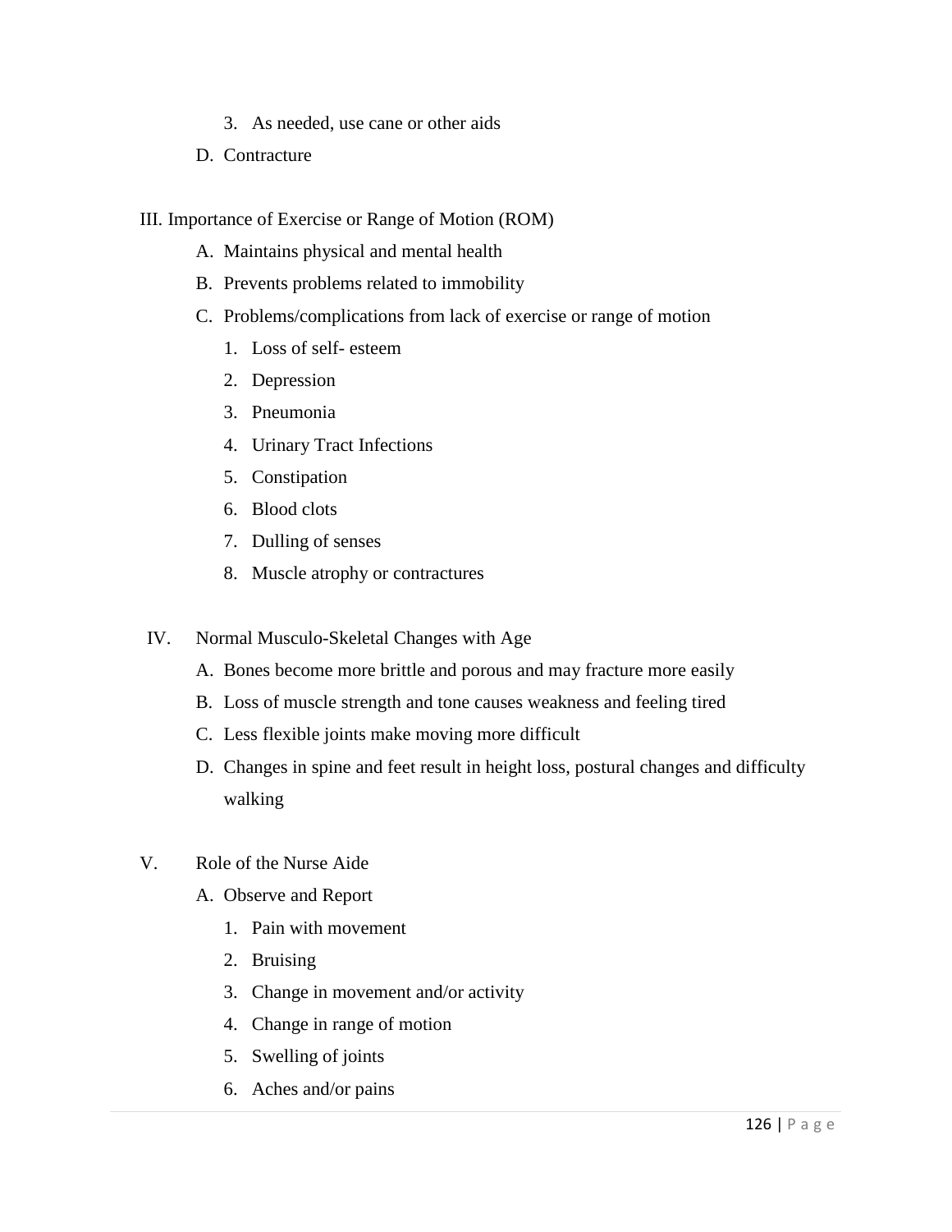3. As needed, use cane or other aids

D. Contracture

III. Importance of Exercise or Range of Motion (ROM)

A. Maintains physical and mental health

B. Prevents problems related to immobility

C. Problems/complications from lack of exercise or range of motion

1. Loss of self- esteem
2. Depression
3. Pneumonia
4. Urinary Tract Infections
5. Constipation
6. Blood clots
7. Dulling of senses
8. Muscle atrophy or contractures

IV. Normal Musculo-Skeletal Changes with Age

A. Bones become more brittle and porous and may fracture more easily

B. Loss of muscle strength and tone causes weakness and feeling tired

C. Less flexible joints make moving more difficult

D. Changes in spine and feet result in height loss, postural changes and difficulty walking

V. Role of the Nurse Aide

A. Observe and Report

1. Pain with movement
2. Bruising
3. Change in movement and/or activity
4. Change in range of motion
5. Swelling of joints
6. Aches and/or pains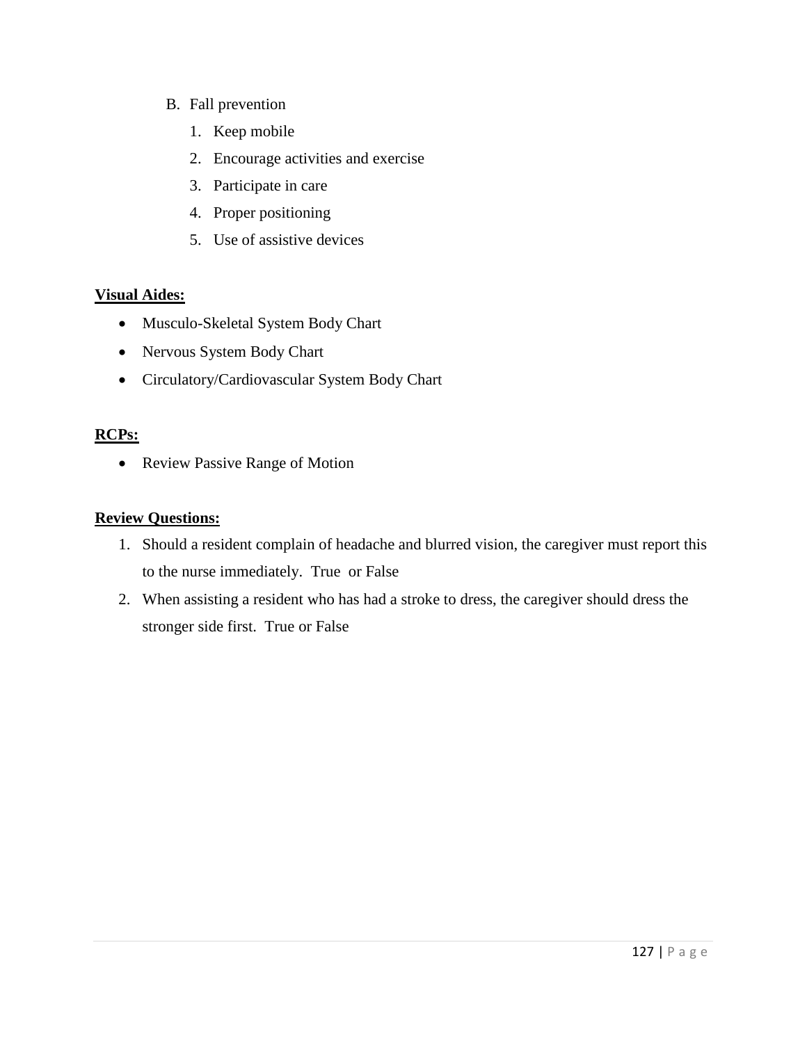B. Fall prevention

1. Keep mobile
2. Encourage activities and exercise
3. Participate in care
4. Proper positioning
5. Use of assistive devices

**Visual Aides:**

- Musculo-Skeletal System Body Chart
- Nervous System Body Chart
- Circulatory/Cardiovascular System Body Chart

**RCPs:**

- Review Passive Range of Motion

**Review Questions:**

1. Should a resident complain of headache and blurred vision, the caregiver must report this to the nurse immediately. True or False
2. When assisting a resident who has had a stroke to dress, the caregiver should dress the stronger side first. True or False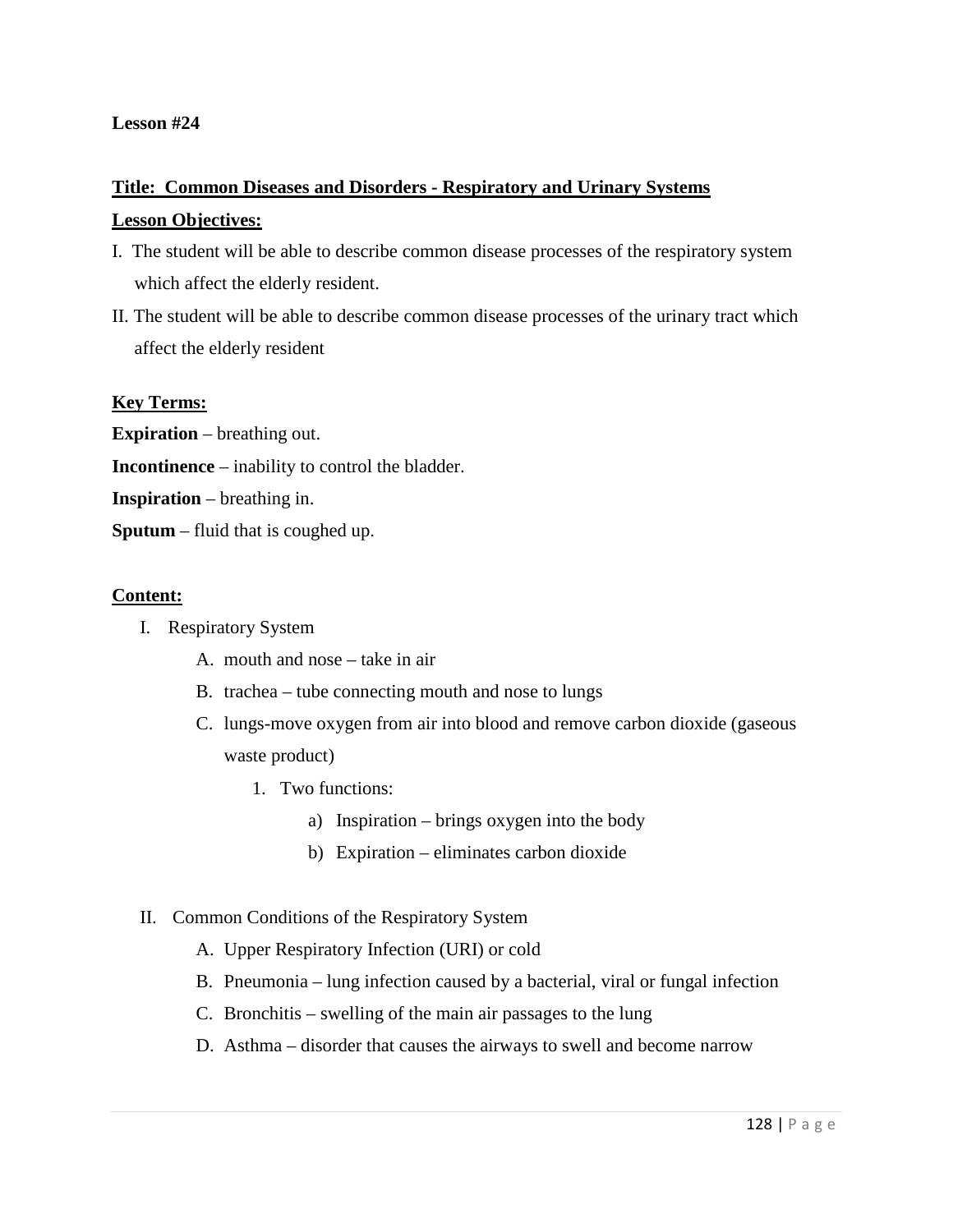**Lesson #24**

**Title: Common Diseases and Disorders - Respiratory and Urinary Systems**

**Lesson Objectives:**

I. The student will be able to describe common disease processes of the respiratory system which affect the elderly resident.

II. The student will be able to describe common disease processes of the urinary tract which affect the elderly resident

**Key Terms:**

**Expiration** – breathing out.

**Incontinence** – inability to control the bladder.

**Inspiration** – breathing in.

**Sputum** – fluid that is coughed up.

**Content:**

I. Respiratory System
   - A. mouth and nose – take in air
   - B. trachea – tube connecting mouth and nose to lungs
   - C. lungs-move oxygen from air into blood and remove carbon dioxide (gaseous waste product)
      1. Two functions:
         - a) Inspiration – brings oxygen into the body
         - b) Expiration – eliminates carbon dioxide

II. Common Conditions of the Respiratory System
   - A. Upper Respiratory Infection (URI) or cold
   - B. Pneumonia – lung infection caused by a bacterial, viral or fungal infection
   - C. Bronchitis – swelling of the main air passages to the lung
   - D. Asthma – disorder that causes the airways to swell and become narrow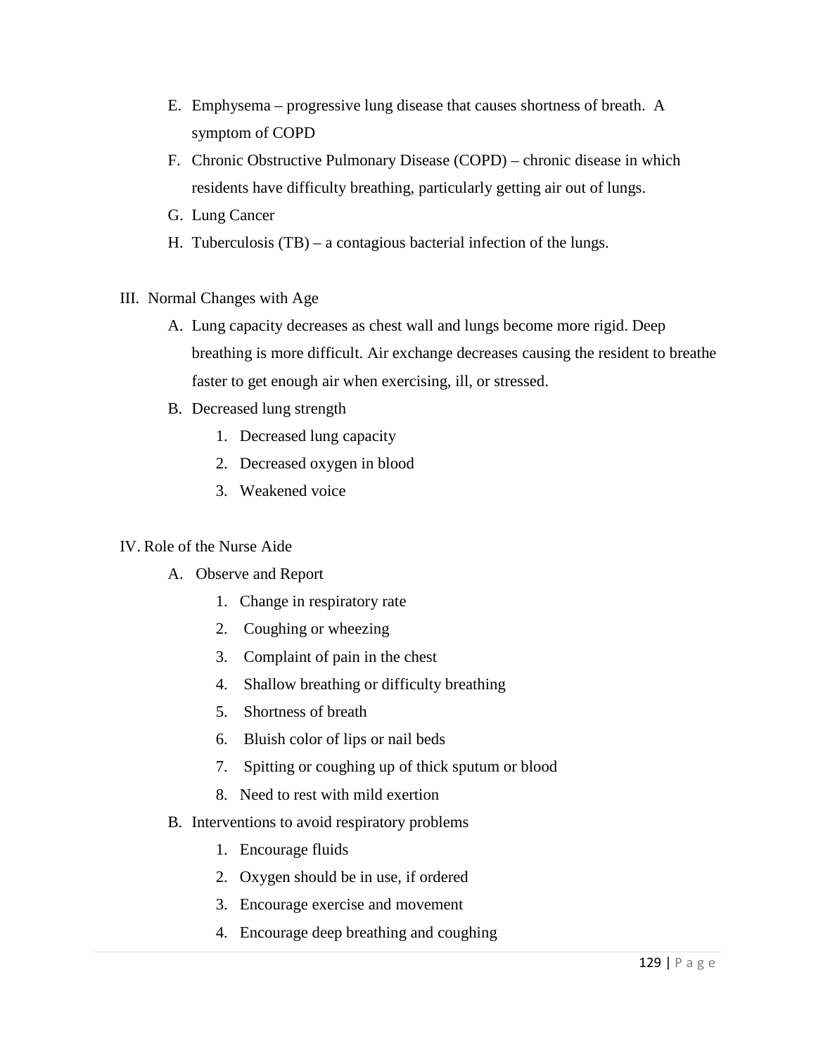E. Emphysema – progressive lung disease that causes shortness of breath. A symptom of COPD

F. Chronic Obstructive Pulmonary Disease (COPD) – chronic disease in which residents have difficulty breathing, particularly getting air out of lungs.

G. Lung Cancer

H. Tuberculosis (TB) – a contagious bacterial infection of the lungs.

III. Normal Changes with Age

A. Lung capacity decreases as chest wall and lungs become more rigid. Deep breathing is more difficult. Air exchange decreases causing the resident to breathe faster to get enough air when exercising, ill, or stressed.

B. Decreased lung strength

1. Decreased lung capacity
2. Decreased oxygen in blood
3. Weakened voice

IV. Role of the Nurse Aide

A. Observe and Report

1. Change in respiratory rate
2. Coughing or wheezing
3. Complaint of pain in the chest
4. Shallow breathing or difficulty breathing
5. Shortness of breath
6. Bluish color of lips or nail beds
7. Spitting or coughing up of thick sputum or blood
8. Need to rest with mild exertion

B. Interventions to avoid respiratory problems

1. Encourage fluids
2. Oxygen should be in use, if ordered
3. Encourage exercise and movement
4. Encourage deep breathing and coughing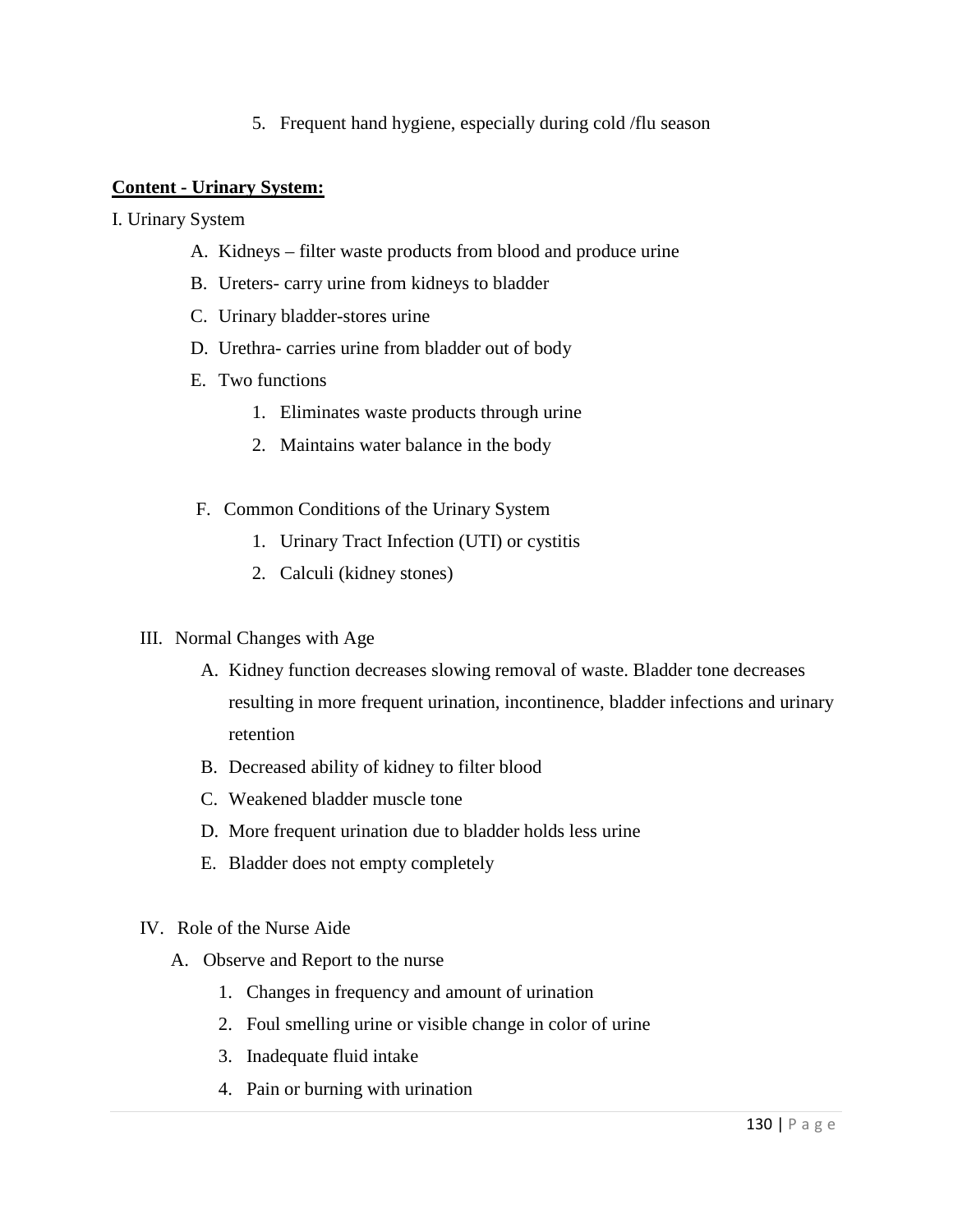5. Frequent hand hygiene, especially during cold /flu season

**Content - Urinary System:**

I. Urinary System

A. Kidneys – filter waste products from blood and produce urine

B. Ureters- carry urine from kidneys to bladder

C. Urinary bladder-stores urine

D. Urethra- carries urine from bladder out of body

E. Two functions

1. Eliminates waste products through urine
2. Maintains water balance in the body

F. Common Conditions of the Urinary System

1. Urinary Tract Infection (UTI) or cystitis
2. Calculi (kidney stones)

III. Normal Changes with Age

A. Kidney function decreases slowing removal of waste. Bladder tone decreases resulting in more frequent urination, incontinence, bladder infections and urinary retention

B. Decreased ability of kidney to filter blood

C. Weakened bladder muscle tone

D. More frequent urination due to bladder holds less urine

E. Bladder does not empty completely

IV. Role of the Nurse Aide

A. Observe and Report to the nurse

1. Changes in frequency and amount of urination
2. Foul smelling urine or visible change in color of urine
3. Inadequate fluid intake
4. Pain or burning with urination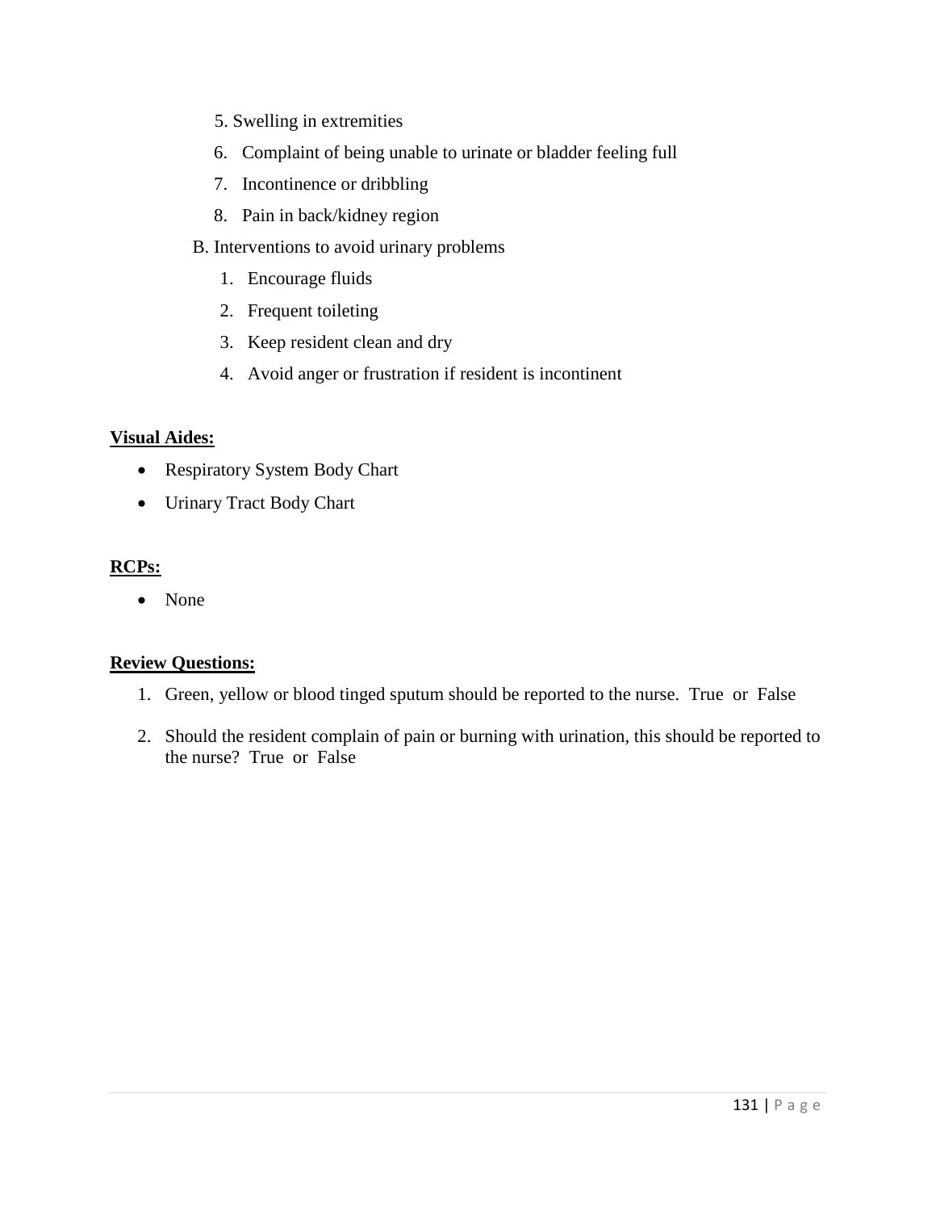5. Swelling in extremities
6. Complaint of being unable to urinate or bladder feeling full
7. Incontinence or dribbling
8. Pain in back/kidney region

B. Interventions to avoid urinary problems

1. Encourage fluids
2. Frequent toileting
3. Keep resident clean and dry
4. Avoid anger or frustration if resident is incontinent

**Visual Aides:**

- Respiratory System Body Chart
- Urinary Tract Body Chart

**RCPs:**

- None

**Review Questions:**

1. Green, yellow or blood tinged sputum should be reported to the nurse. True or False
2. Should the resident complain of pain or burning with urination, this should be reported to the nurse? True or False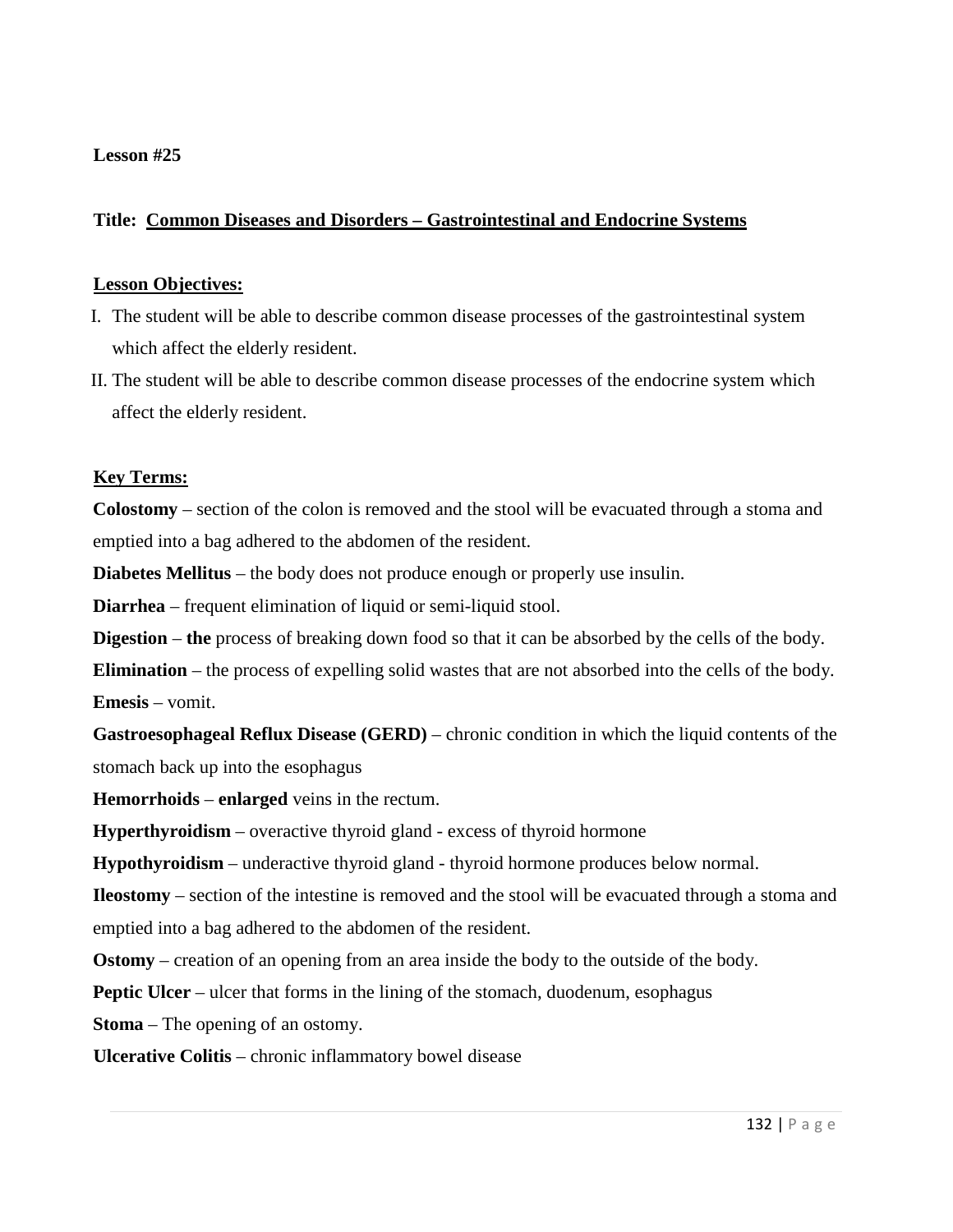**Lesson #25**

**Title: Common Diseases and Disorders – Gastrointestinal and Endocrine Systems**

**Lesson Objectives:**

I. The student will be able to describe common disease processes of the gastrointestinal system which affect the elderly resident.

II. The student will be able to describe common disease processes of the endocrine system which affect the elderly resident.

**Key Terms:**

**Colostomy** – section of the colon is removed and the stool will be evacuated through a stoma and emptied into a bag adhered to the abdomen of the resident.

**Diabetes Mellitus** – the body does not produce enough or properly use insulin.

**Diarrhea** – frequent elimination of liquid or semi-liquid stool.

**Digestion** – **the** process of breaking down food so that it can be absorbed by the cells of the body.

**Elimination** – the process of expelling solid wastes that are not absorbed into the cells of the body.

**Emesis** – vomit.

**Gastroesophageal Reflux Disease (GERD)** – chronic condition in which the liquid contents of the stomach back up into the esophagus

**Hemorrhoids** – **enlarged** veins in the rectum.

**Hyperthyroidism** – overactive thyroid gland - excess of thyroid hormone

**Hypothyroidism** – underactive thyroid gland - thyroid hormone produces below normal.

**Ileostomy** – section of the intestine is removed and the stool will be evacuated through a stoma and emptied into a bag adhered to the abdomen of the resident.

**Ostomy** – creation of an opening from an area inside the body to the outside of the body.

**Peptic Ulcer** – ulcer that forms in the lining of the stomach, duodenum, esophagus

**Stoma** – The opening of an ostomy.

**Ulcerative Colitis** – chronic inflammatory bowel disease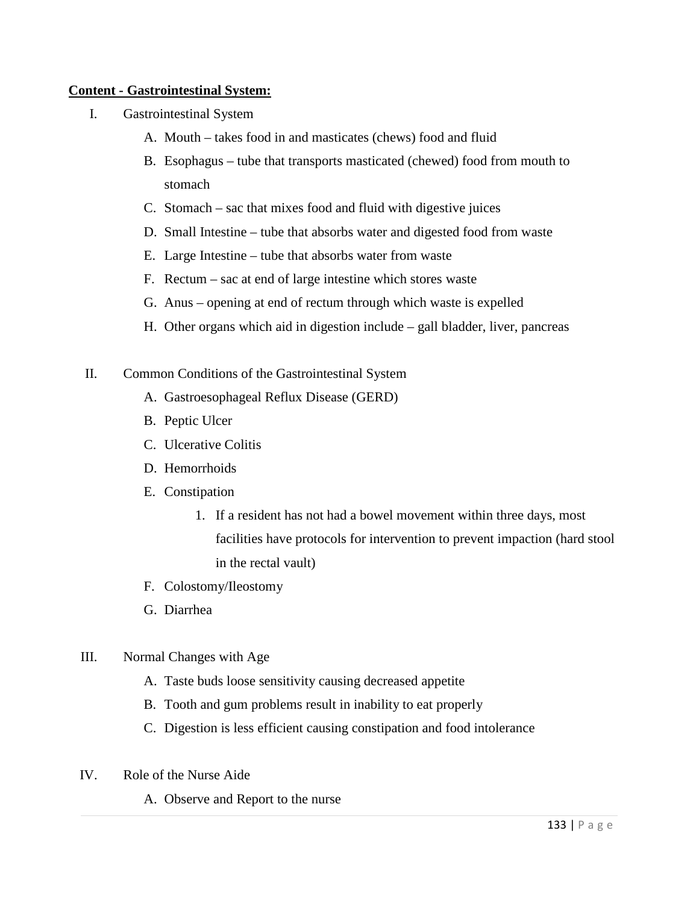**Content - Gastrointestinal System:**

I. Gastrointestinal System
   - A. Mouth – takes food in and masticates (chews) food and fluid
   - B. Esophagus – tube that transports masticated (chewed) food from mouth to stomach
   - C. Stomach – sac that mixes food and fluid with digestive juices
   - D. Small Intestine – tube that absorbs water and digested food from waste
   - E. Large Intestine – tube that absorbs water from waste
   - F. Rectum – sac at end of large intestine which stores waste
   - G. Anus – opening at end of rectum through which waste is expelled
   - H. Other organs which aid in digestion include – gall bladder, liver, pancreas

II. Common Conditions of the Gastrointestinal System
   - A. Gastroesophageal Reflux Disease (GERD)
   - B. Peptic Ulcer
   - C. Ulcerative Colitis
   - D. Hemorrhoids
   - E. Constipation
     1. If a resident has not had a bowel movement within three days, most facilities have protocols for intervention to prevent impaction (hard stool in the rectal vault)
   - F. Colostomy/Ileostomy
   - G. Diarrhea

III. Normal Changes with Age
   - A. Taste buds loose sensitivity causing decreased appetite
   - B. Tooth and gum problems result in inability to eat properly
   - C. Digestion is less efficient causing constipation and food intolerance

IV. Role of the Nurse Aide
   - A. Observe and Report to the nurse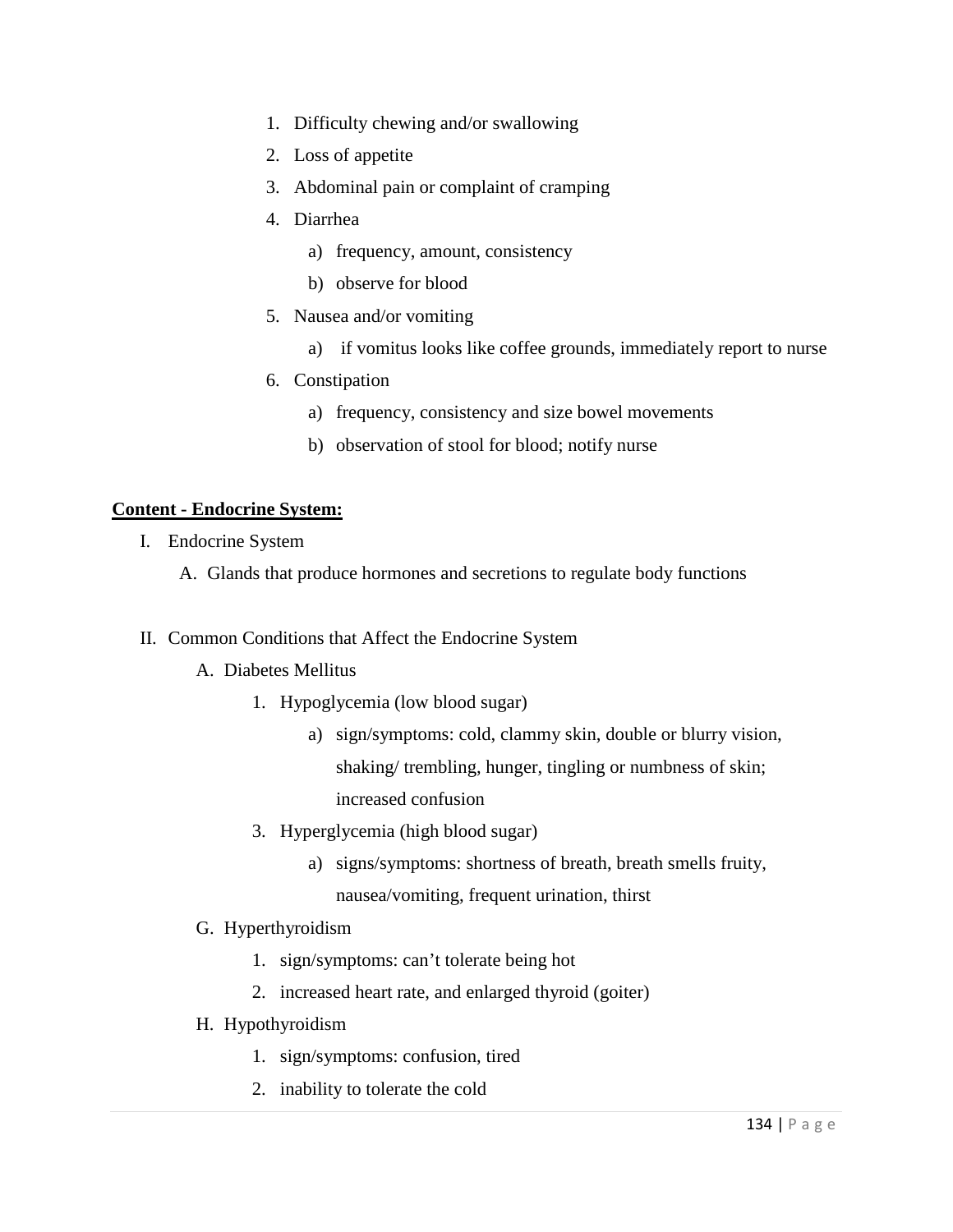1. Difficulty chewing and/or swallowing
2. Loss of appetite
3. Abdominal pain or complaint of cramping
4. Diarrhea
   a) frequency, amount, consistency
   b) observe for blood
5. Nausea and/or vomiting
   a) if vomitus looks like coffee grounds, immediately report to nurse
6. Constipation
   a) frequency, consistency and size bowel movements
   b) observation of stool for blood; notify nurse

**<u>Content - Endocrine System:</u>**

I. Endocrine System

   A. Glands that produce hormones and secretions to regulate body functions

II. Common Conditions that Affect the Endocrine System

   A. Diabetes Mellitus

      1. Hypoglycemia (low blood sugar)

         a) sign/symptoms: cold, clammy skin, double or blurry vision, shaking/ trembling, hunger, tingling or numbness of skin; increased confusion

      3. Hyperglycemia (high blood sugar)

         a) signs/symptoms: shortness of breath, breath smells fruity, nausea/vomiting, frequent urination, thirst

   G. Hyperthyroidism

      1. sign/symptoms: can't tolerate being hot
      2. increased heart rate, and enlarged thyroid (goiter)

   H. Hypothyroidism

      1. sign/symptoms: confusion, tired
      2. inability to tolerate the cold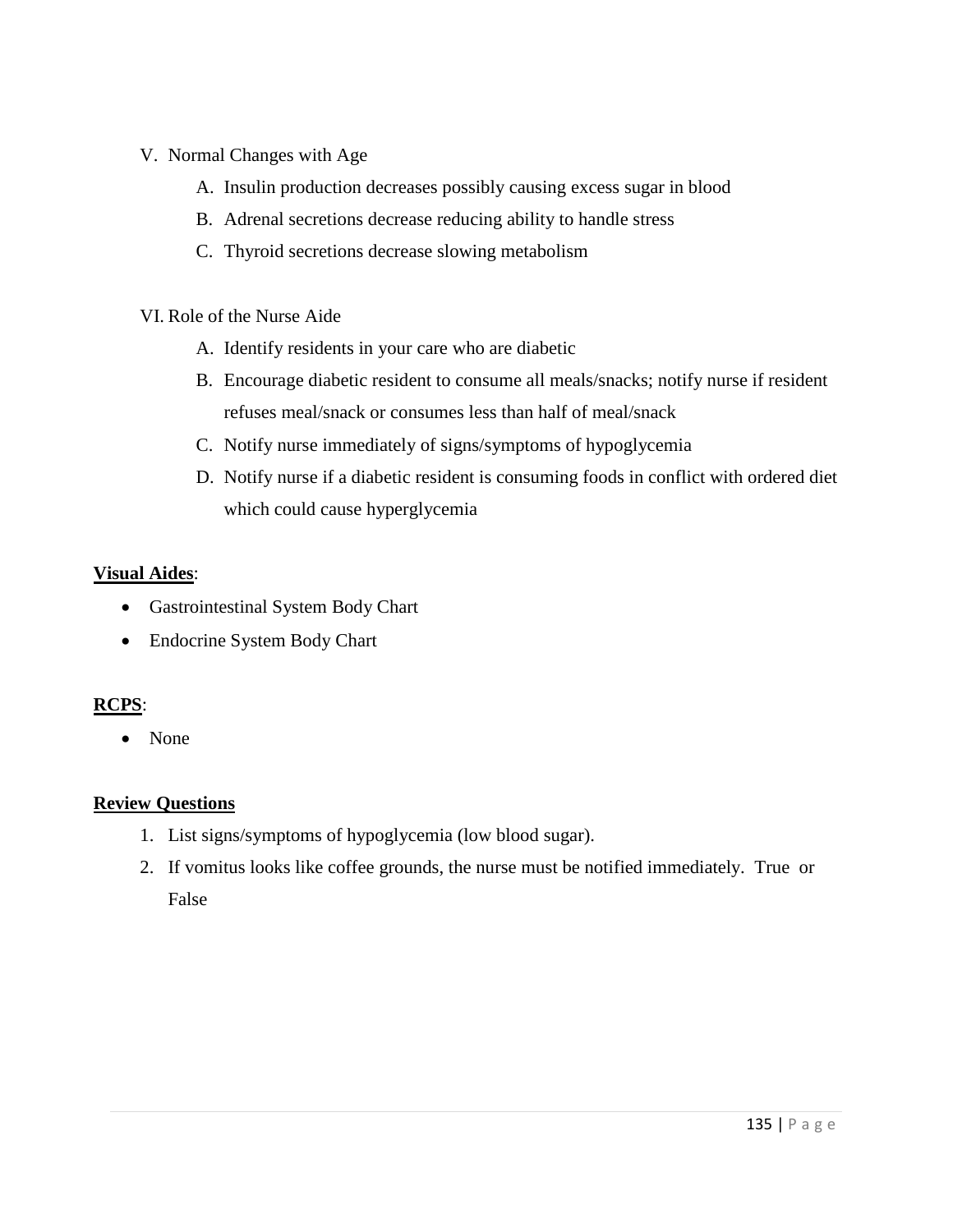V. Normal Changes with Age

   A. Insulin production decreases possibly causing excess sugar in blood
   B. Adrenal secretions decrease reducing ability to handle stress
   C. Thyroid secretions decrease slowing metabolism

VI. Role of the Nurse Aide

   A. Identify residents in your care who are diabetic
   B. Encourage diabetic resident to consume all meals/snacks; notify nurse if resident refuses meal/snack or consumes less than half of meal/snack
   C. Notify nurse immediately of signs/symptoms of hypoglycemia
   D. Notify nurse if a diabetic resident is consuming foods in conflict with ordered diet which could cause hyperglycemia

**<u>Visual Aides</u>**:

- Gastrointestinal System Body Chart
- Endocrine System Body Chart

**<u>RCPS</u>**:

- None

**<u>Review Questions</u>**

1. List signs/symptoms of hypoglycemia (low blood sugar).
2. If vomitus looks like coffee grounds, the nurse must be notified immediately. True or False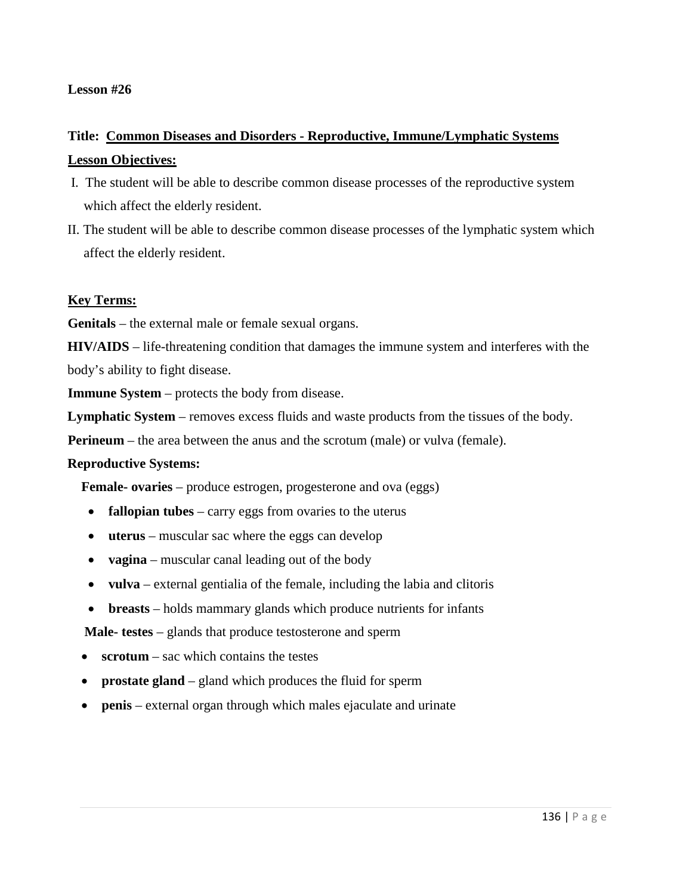**Lesson #26**

**Title: Common Diseases and Disorders - Reproductive, Immune/Lymphatic Systems**

**Lesson Objectives:**

I. The student will be able to describe common disease processes of the reproductive system which affect the elderly resident.

II. The student will be able to describe common disease processes of the lymphatic system which affect the elderly resident.

**Key Terms:**

**Genitals** – the external male or female sexual organs.

**HIV/AIDS** – life-threatening condition that damages the immune system and interferes with the body's ability to fight disease.

**Immune System** – protects the body from disease.

**Lymphatic System** – removes excess fluids and waste products from the tissues of the body.

**Perineum** – the area between the anus and the scrotum (male) or vulva (female).

**Reproductive Systems:**

**Female- ovaries** – produce estrogen, progesterone and ova (eggs)

- **fallopian tubes** – carry eggs from ovaries to the uterus
- **uterus** – muscular sac where the eggs can develop
- **vagina** – muscular canal leading out of the body
- **vulva** – external gentialia of the female, including the labia and clitoris
- **breasts** – holds mammary glands which produce nutrients for infants

**Male- testes** – glands that produce testosterone and sperm

- **scrotum** – sac which contains the testes
- **prostate gland** – gland which produces the fluid for sperm
- **penis** – external organ through which males ejaculate and urinate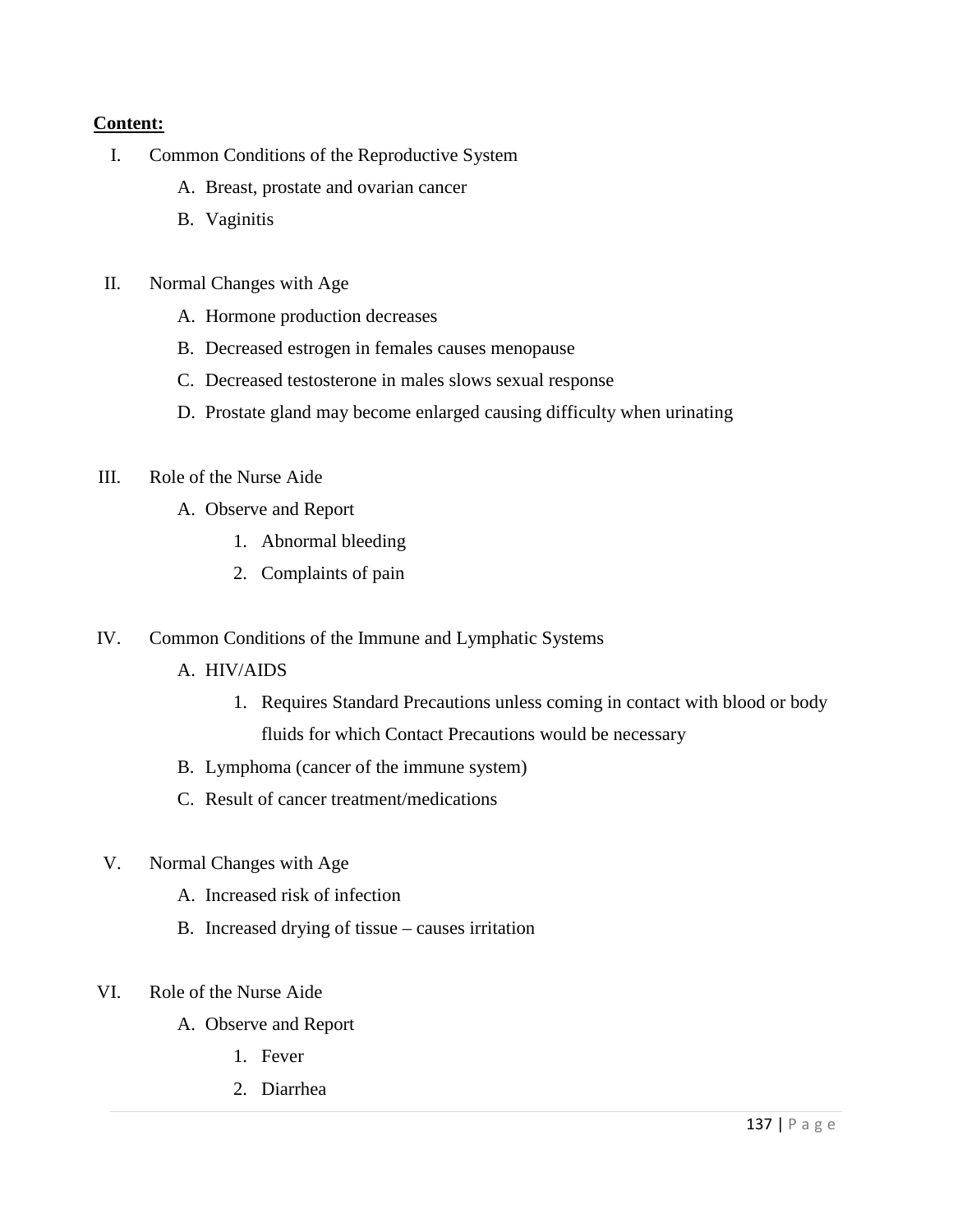**Content:**

I. Common Conditions of the Reproductive System
   A. Breast, prostate and ovarian cancer
   B. Vaginitis

II. Normal Changes with Age
   A. Hormone production decreases
   B. Decreased estrogen in females causes menopause
   C. Decreased testosterone in males slows sexual response
   D. Prostate gland may become enlarged causing difficulty when urinating

III. Role of the Nurse Aide
   A. Observe and Report
      1. Abnormal bleeding
      2. Complaints of pain

IV. Common Conditions of the Immune and Lymphatic Systems
   A. HIV/AIDS
      1. Requires Standard Precautions unless coming in contact with blood or body fluids for which Contact Precautions would be necessary
   B. Lymphoma (cancer of the immune system)
   C. Result of cancer treatment/medications

V. Normal Changes with Age
   A. Increased risk of infection
   B. Increased drying of tissue – causes irritation

VI. Role of the Nurse Aide
   A. Observe and Report
      1. Fever
      2. Diarrhea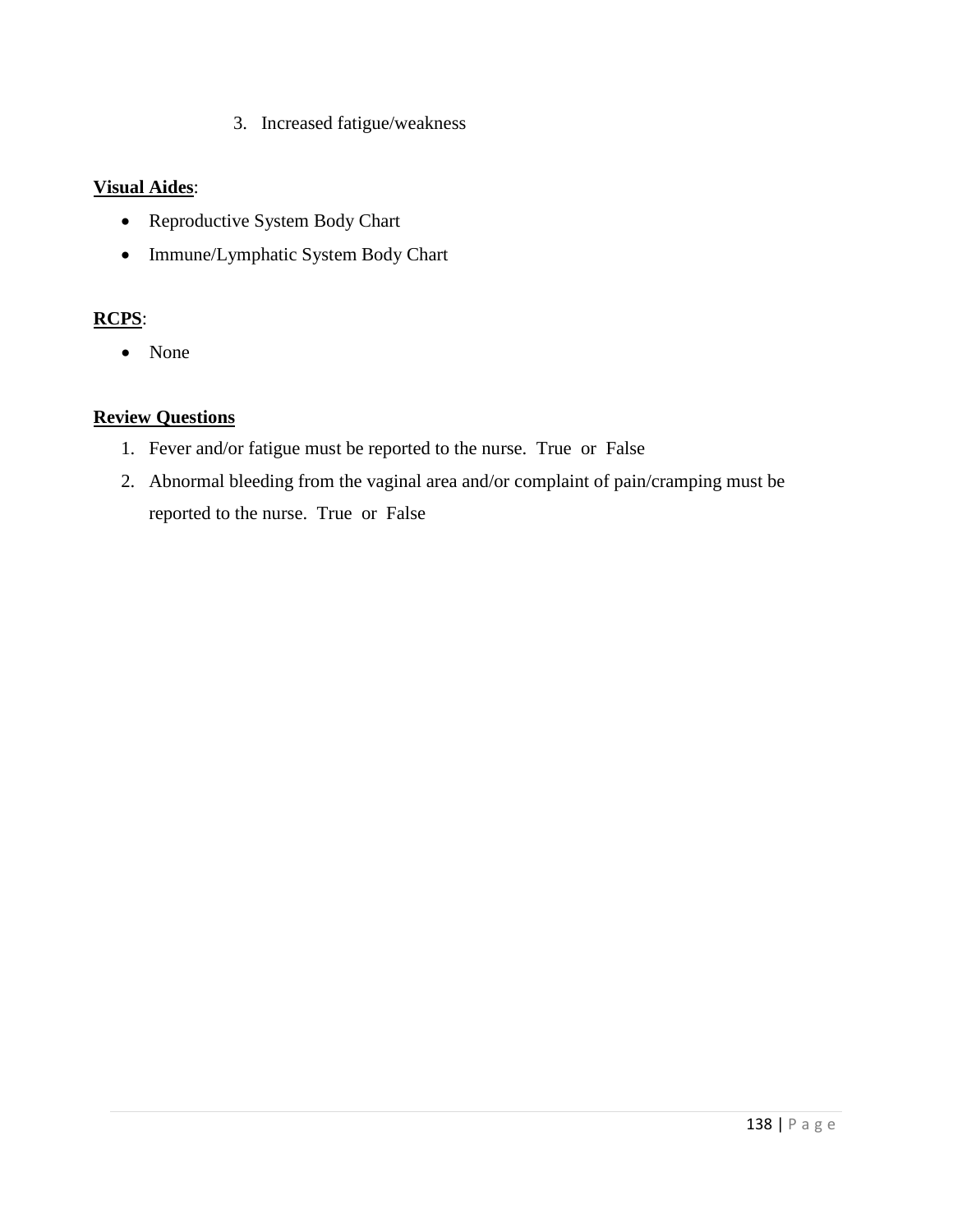3. Increased fatigue/weakness

**Visual Aides**:

- Reproductive System Body Chart
- Immune/Lymphatic System Body Chart

**RCPS**:

- None

**Review Questions**

1. Fever and/or fatigue must be reported to the nurse. True or False
2. Abnormal bleeding from the vaginal area and/or complaint of pain/cramping must be reported to the nurse. True or False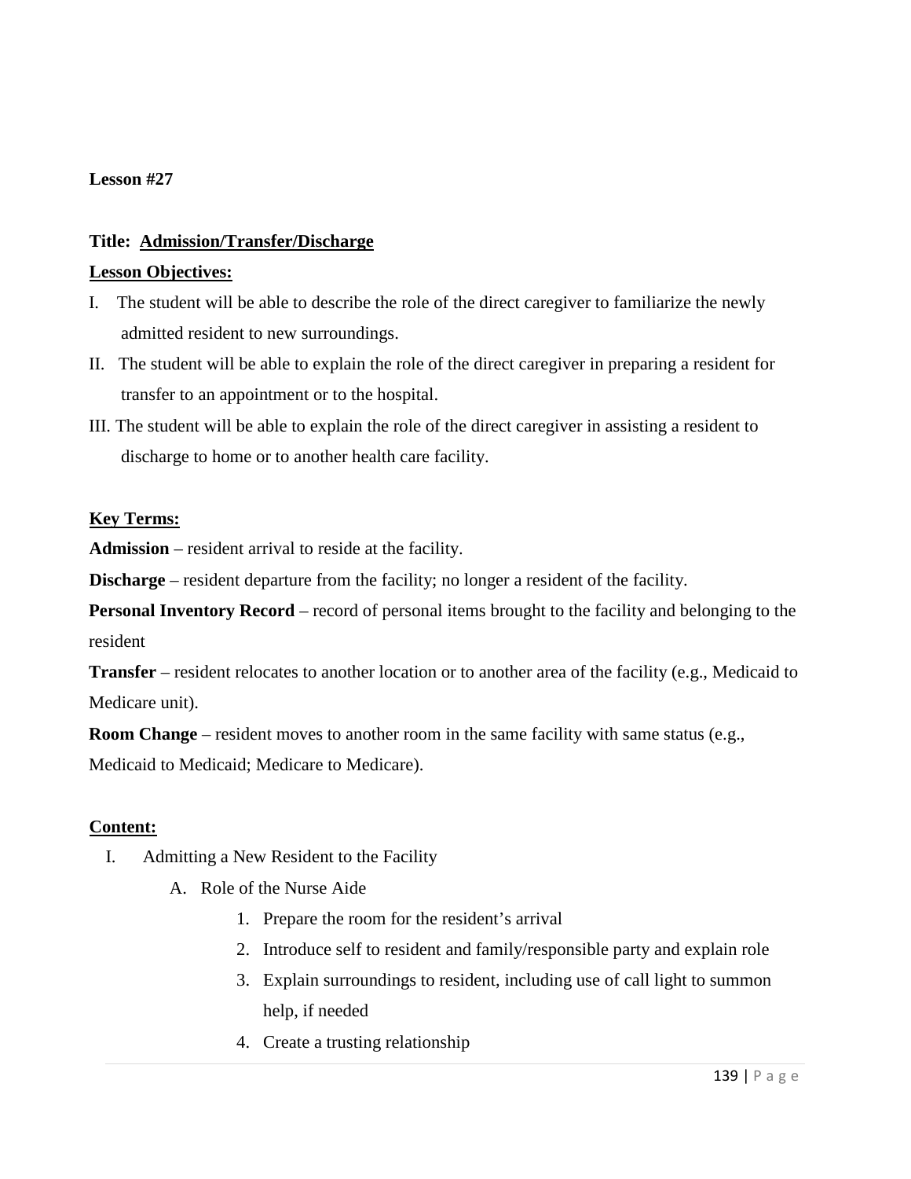**Lesson #27**

**Title:** **Admission/Transfer/Discharge**

**Lesson Objectives:**

I. The student will be able to describe the role of the direct caregiver to familiarize the newly admitted resident to new surroundings.

II. The student will be able to explain the role of the direct caregiver in preparing a resident for transfer to an appointment or to the hospital.

III. The student will be able to explain the role of the direct caregiver in assisting a resident to discharge to home or to another health care facility.

**Key Terms:**

**Admission** – resident arrival to reside at the facility.

**Discharge** – resident departure from the facility; no longer a resident of the facility.

**Personal Inventory Record** – record of personal items brought to the facility and belonging to the resident

**Transfer** – resident relocates to another location or to another area of the facility (e.g., Medicaid to Medicare unit).

**Room Change** – resident moves to another room in the same facility with same status (e.g., Medicaid to Medicaid; Medicare to Medicare).

**Content:**

I. Admitting a New Resident to the Facility

   A. Role of the Nurse Aide

      1. Prepare the room for the resident's arrival
      2. Introduce self to resident and family/responsible party and explain role
      3. Explain surroundings to resident, including use of call light to summon help, if needed
      4. Create a trusting relationship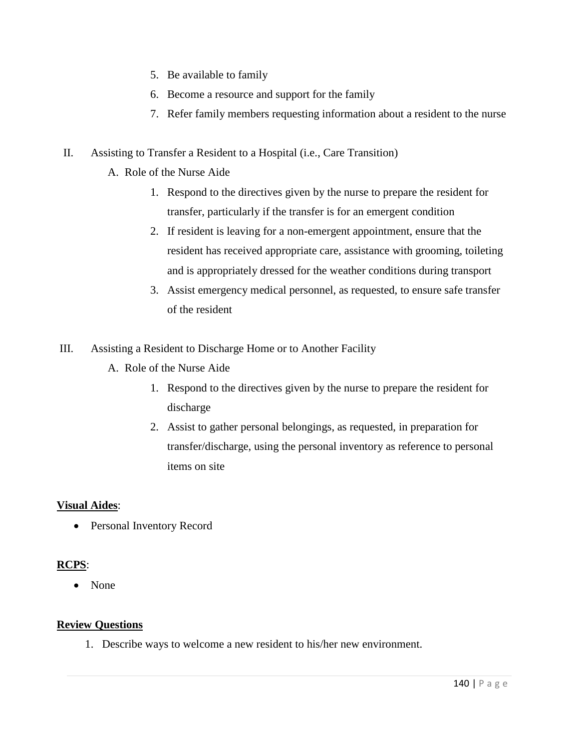5. Be available to family
6. Become a resource and support for the family
7. Refer family members requesting information about a resident to the nurse

II. Assisting to Transfer a Resident to a Hospital (i.e., Care Transition)

   A. Role of the Nurse Aide

      1. Respond to the directives given by the nurse to prepare the resident for transfer, particularly if the transfer is for an emergent condition
      2. If resident is leaving for a non-emergent appointment, ensure that the resident has received appropriate care, assistance with grooming, toileting and is appropriately dressed for the weather conditions during transport
      3. Assist emergency medical personnel, as requested, to ensure safe transfer of the resident

III. Assisting a Resident to Discharge Home or to Another Facility

   A. Role of the Nurse Aide

      1. Respond to the directives given by the nurse to prepare the resident for discharge
      2. Assist to gather personal belongings, as requested, in preparation for transfer/discharge, using the personal inventory as reference to personal items on site

**Visual Aides**:

- Personal Inventory Record

**RCPS**:

- None

**Review Questions**

1. Describe ways to welcome a new resident to his/her new environment.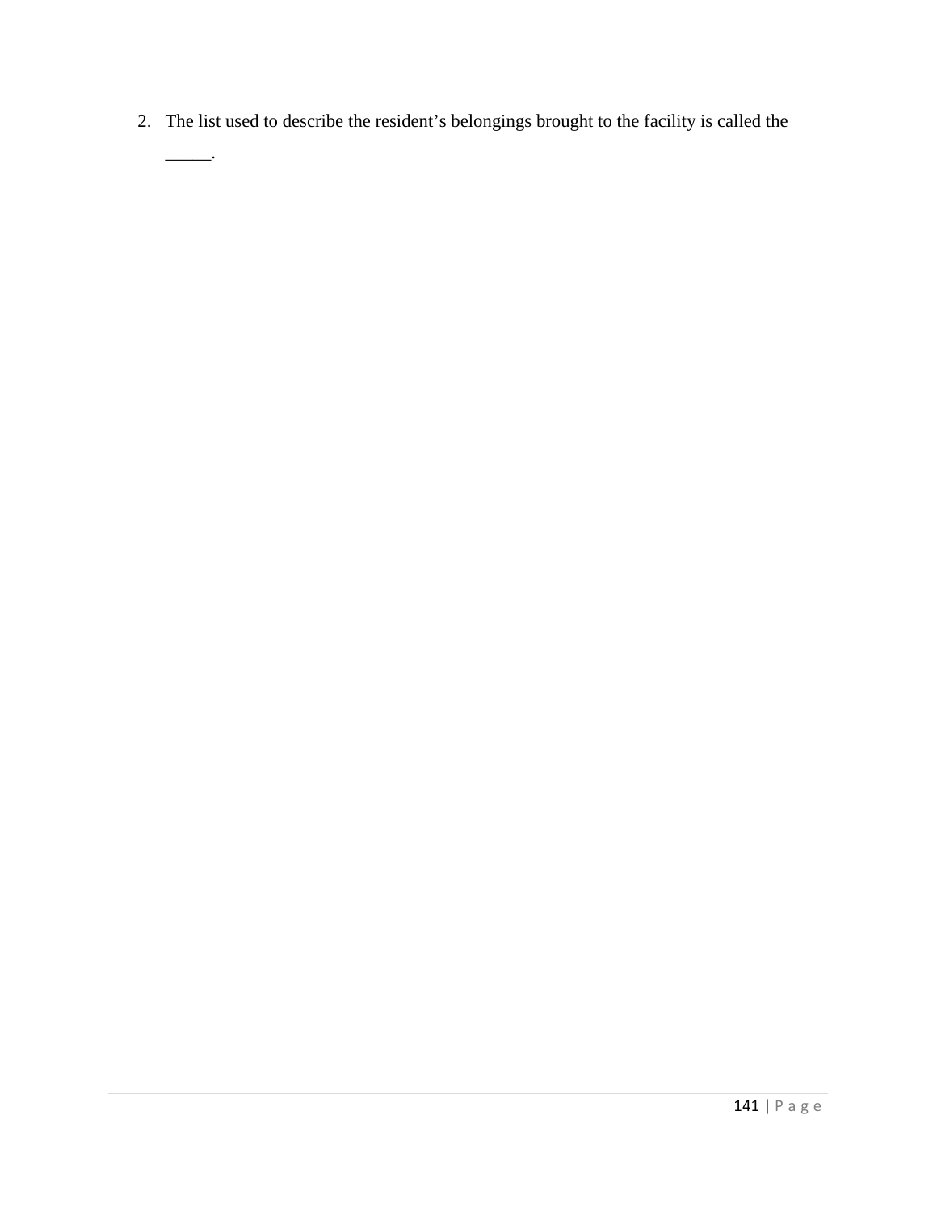2. The list used to describe the resident's belongings brought to the facility is called the _____.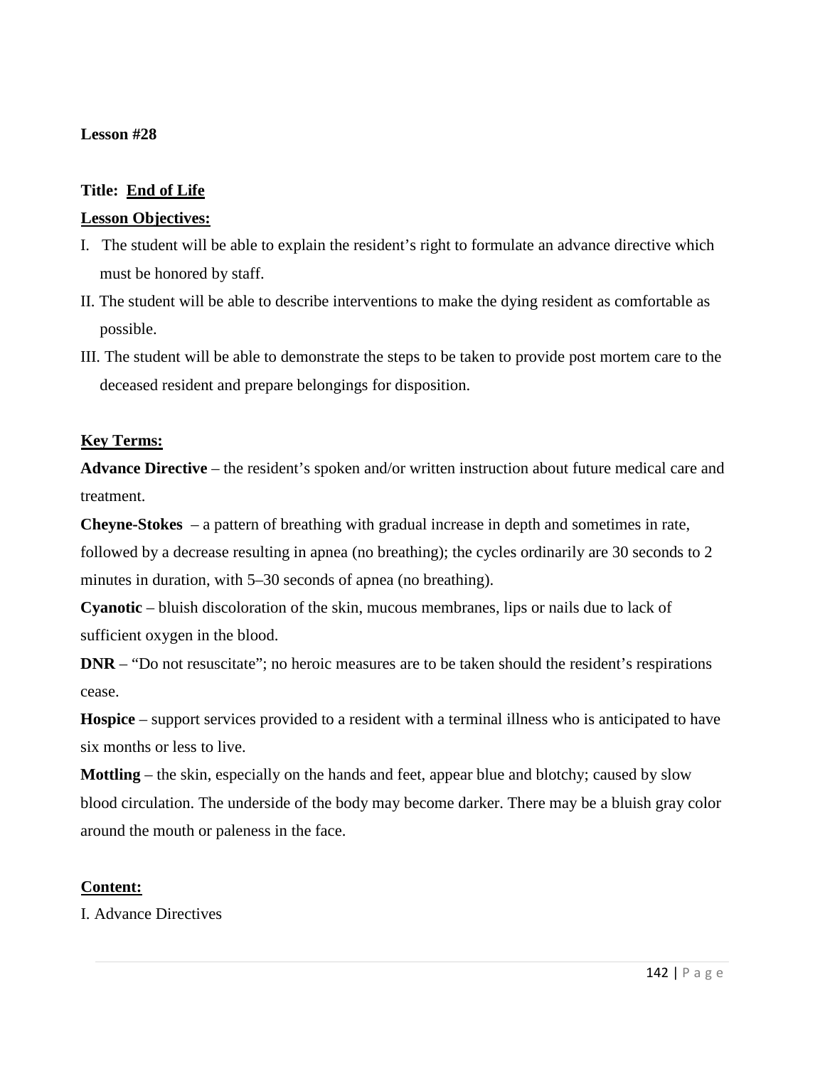**Lesson #28**

**Title: End of Life**

**Lesson Objectives:**

I. The student will be able to explain the resident's right to formulate an advance directive which must be honored by staff.

II. The student will be able to describe interventions to make the dying resident as comfortable as possible.

III. The student will be able to demonstrate the steps to be taken to provide post mortem care to the deceased resident and prepare belongings for disposition.

**Key Terms:**

**Advance Directive** – the resident's spoken and/or written instruction about future medical care and treatment.

**Cheyne-Stokes** – a pattern of breathing with gradual increase in depth and sometimes in rate, followed by a decrease resulting in apnea (no breathing); the cycles ordinarily are 30 seconds to 2 minutes in duration, with 5–30 seconds of apnea (no breathing).

**Cyanotic** – bluish discoloration of the skin, mucous membranes, lips or nails due to lack of sufficient oxygen in the blood.

**DNR** – "Do not resuscitate"; no heroic measures are to be taken should the resident's respirations cease.

**Hospice** – support services provided to a resident with a terminal illness who is anticipated to have six months or less to live.

**Mottling** – the skin, especially on the hands and feet, appear blue and blotchy; caused by slow blood circulation. The underside of the body may become darker. There may be a bluish gray color around the mouth or paleness in the face.

**Content:**

I. Advance Directives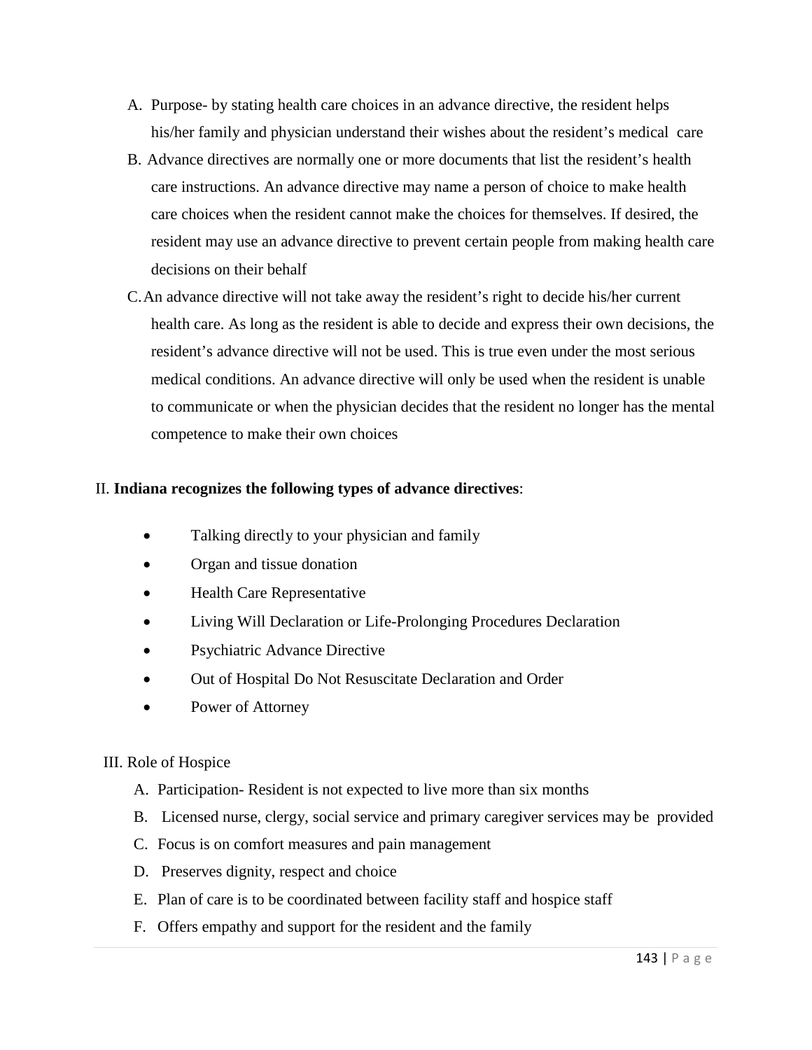A. Purpose- by stating health care choices in an advance directive, the resident helps his/her family and physician understand their wishes about the resident's medical care

B. Advance directives are normally one or more documents that list the resident's health care instructions. An advance directive may name a person of choice to make health care choices when the resident cannot make the choices for themselves. If desired, the resident may use an advance directive to prevent certain people from making health care decisions on their behalf

C. An advance directive will not take away the resident's right to decide his/her current health care. As long as the resident is able to decide and express their own decisions, the resident's advance directive will not be used. This is true even under the most serious medical conditions. An advance directive will only be used when the resident is unable to communicate or when the physician decides that the resident no longer has the mental competence to make their own choices

II. **Indiana recognizes the following types of advance directives**:

- Talking directly to your physician and family
- Organ and tissue donation
- Health Care Representative
- Living Will Declaration or Life-Prolonging Procedures Declaration
- Psychiatric Advance Directive
- Out of Hospital Do Not Resuscitate Declaration and Order
- Power of Attorney

III. Role of Hospice

A. Participation- Resident is not expected to live more than six months

B. Licensed nurse, clergy, social service and primary caregiver services may be provided

C. Focus is on comfort measures and pain management

D. Preserves dignity, respect and choice

E. Plan of care is to be coordinated between facility staff and hospice staff

F. Offers empathy and support for the resident and the family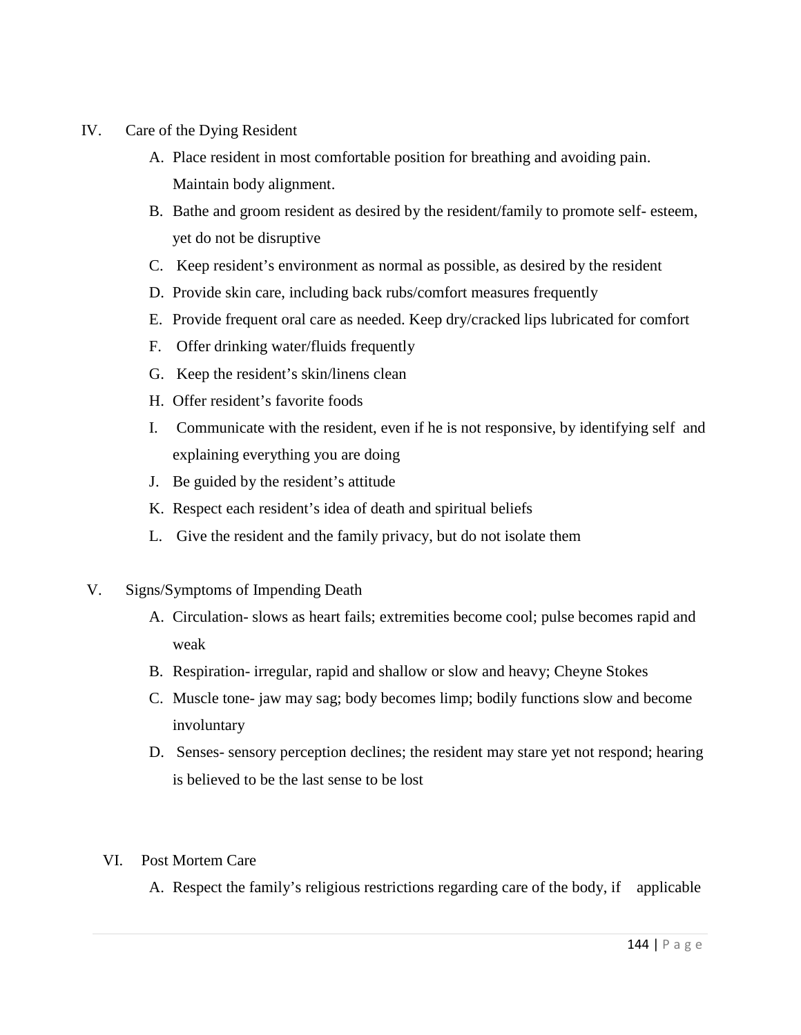IV. Care of the Dying Resident

A. Place resident in most comfortable position for breathing and avoiding pain. Maintain body alignment.
B. Bathe and groom resident as desired by the resident/family to promote self- esteem, yet do not be disruptive
C. Keep resident's environment as normal as possible, as desired by the resident
D. Provide skin care, including back rubs/comfort measures frequently
E. Provide frequent oral care as needed. Keep dry/cracked lips lubricated for comfort
F. Offer drinking water/fluids frequently
G. Keep the resident's skin/linens clean
H. Offer resident's favorite foods
I. Communicate with the resident, even if he is not responsive, by identifying self and explaining everything you are doing
J. Be guided by the resident's attitude
K. Respect each resident's idea of death and spiritual beliefs
L. Give the resident and the family privacy, but do not isolate them

V. Signs/Symptoms of Impending Death

A. Circulation- slows as heart fails; extremities become cool; pulse becomes rapid and weak
B. Respiration- irregular, rapid and shallow or slow and heavy; Cheyne Stokes
C. Muscle tone- jaw may sag; body becomes limp; bodily functions slow and become involuntary
D. Senses- sensory perception declines; the resident may stare yet not respond; hearing is believed to be the last sense to be lost

VI. Post Mortem Care

A. Respect the family's religious restrictions regarding care of the body, if applicable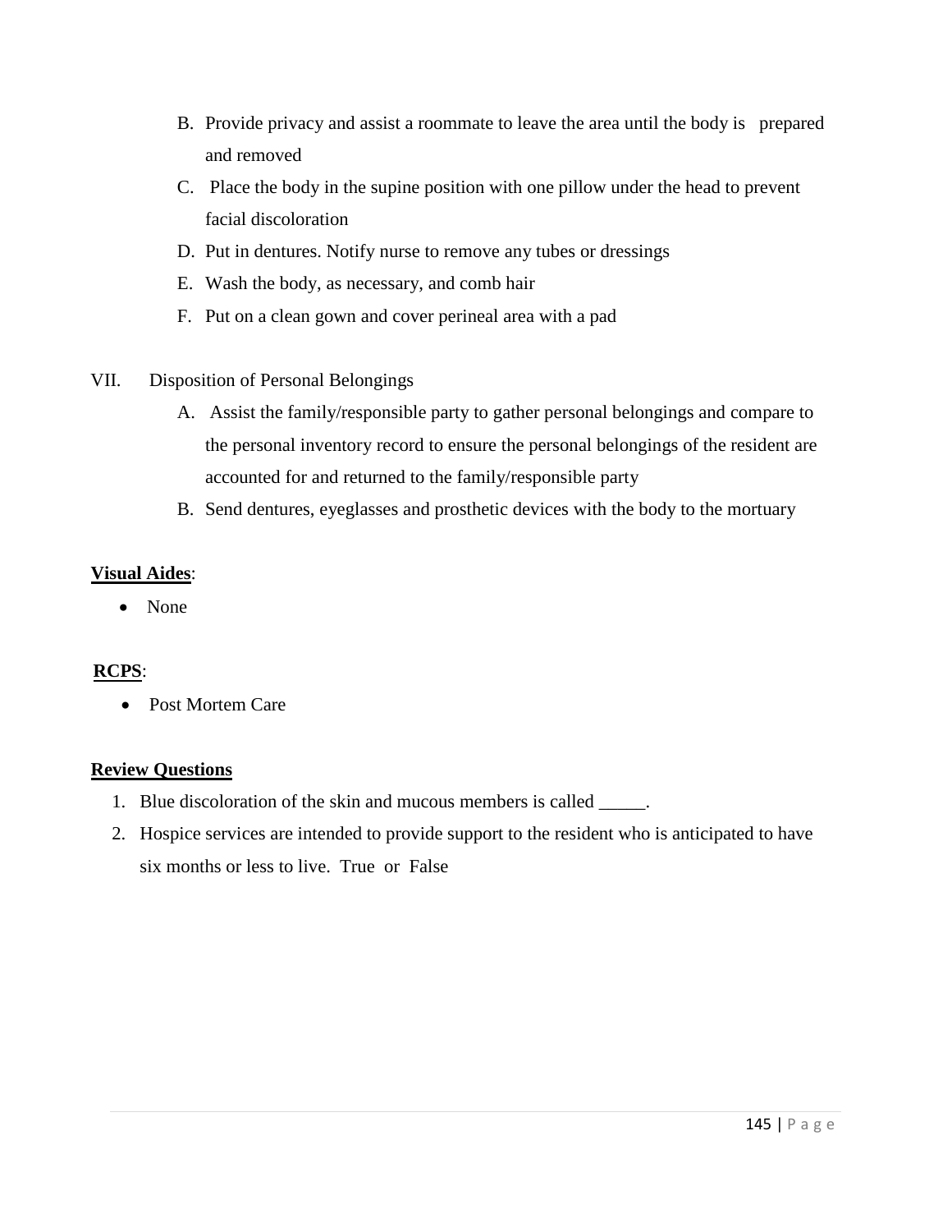B. Provide privacy and assist a roommate to leave the area until the body is prepared and removed
C. Place the body in the supine position with one pillow under the head to prevent facial discoloration
D. Put in dentures. Notify nurse to remove any tubes or dressings
E. Wash the body, as necessary, and comb hair
F. Put on a clean gown and cover perineal area with a pad

VII. Disposition of Personal Belongings

A. Assist the family/responsible party to gather personal belongings and compare to the personal inventory record to ensure the personal belongings of the resident are accounted for and returned to the family/responsible party
B. Send dentures, eyeglasses and prosthetic devices with the body to the mortuary

**Visual Aides**:

- None

**RCPS**:

- Post Mortem Care

**Review Questions**

1. Blue discoloration of the skin and mucous members is called _____.
2. Hospice services are intended to provide support to the resident who is anticipated to have six months or less to live. True or False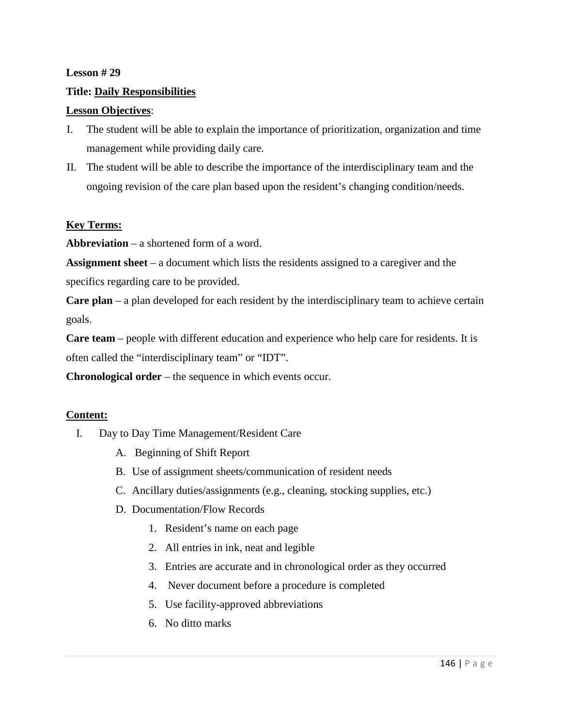**Lesson # 29**

**Title: Daily Responsibilities**

**Lesson Objectives**:

I. The student will be able to explain the importance of prioritization, organization and time management while providing daily care.
II. The student will be able to describe the importance of the interdisciplinary team and the ongoing revision of the care plan based upon the resident's changing condition/needs.

**Key Terms:**

**Abbreviation** – a shortened form of a word.

**Assignment sheet** – a document which lists the residents assigned to a caregiver and the specifics regarding care to be provided.

**Care plan** – a plan developed for each resident by the interdisciplinary team to achieve certain goals.

**Care team** – people with different education and experience who help care for residents. It is often called the "interdisciplinary team" or "IDT".

**Chronological order** – the sequence in which events occur.

**Content:**

I. Day to Day Time Management/Resident Care
   A. Beginning of Shift Report
   B. Use of assignment sheets/communication of resident needs
   C. Ancillary duties/assignments (e.g., cleaning, stocking supplies, etc.)
   D. Documentation/Flow Records
      1. Resident's name on each page
      2. All entries in ink, neat and legible
      3. Entries are accurate and in chronological order as they occurred
      4. Never document before a procedure is completed
      5. Use facility-approved abbreviations
      6. No ditto marks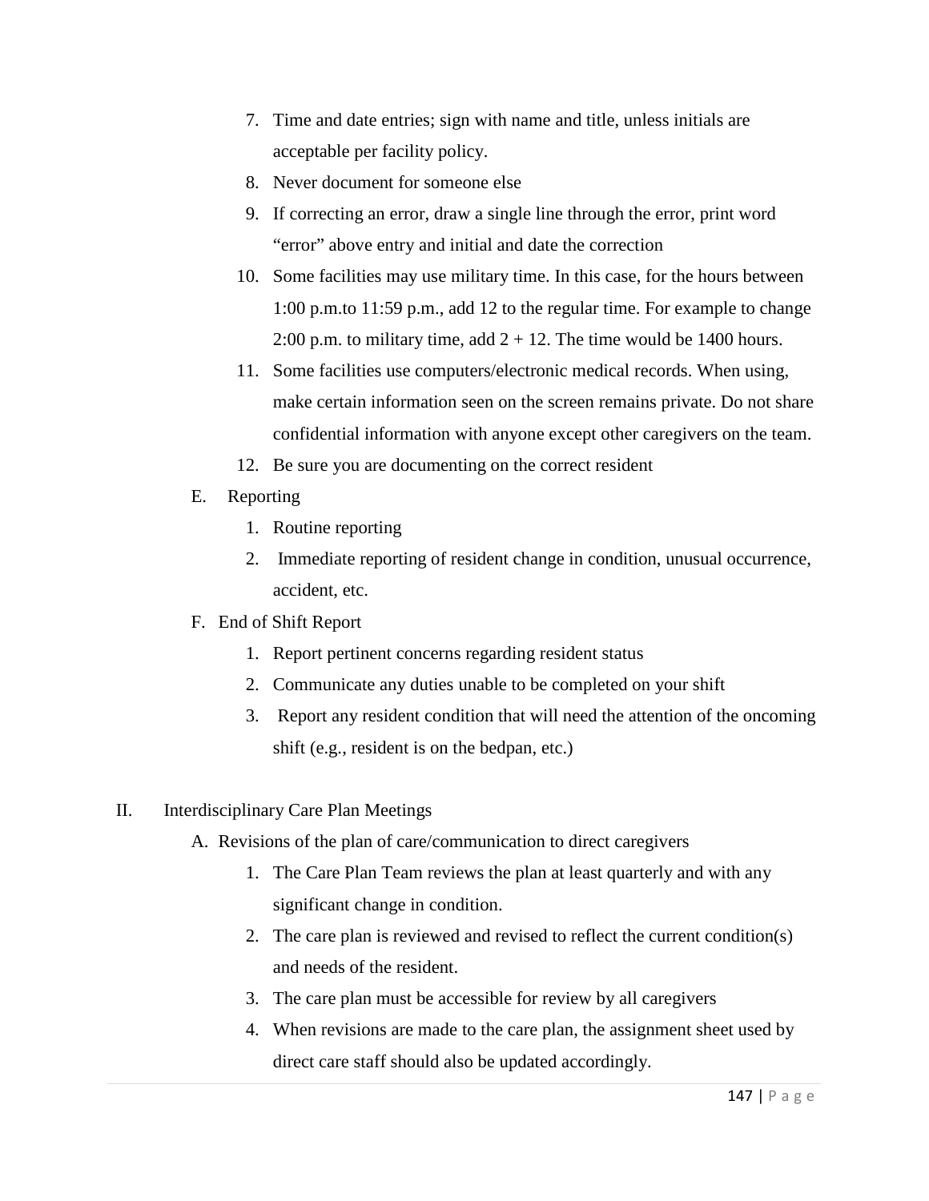7. Time and date entries; sign with name and title, unless initials are acceptable per facility policy.
8. Never document for someone else
9. If correcting an error, draw a single line through the error, print word "error" above entry and initial and date the correction
10. Some facilities may use military time. In this case, for the hours between 1:00 p.m.to 11:59 p.m., add 12 to the regular time. For example to change 2:00 p.m. to military time, add 2 + 12. The time would be 1400 hours.
11. Some facilities use computers/electronic medical records. When using, make certain information seen on the screen remains private. Do not share confidential information with anyone except other caregivers on the team.
12. Be sure you are documenting on the correct resident

E. Reporting

1. Routine reporting
2. Immediate reporting of resident change in condition, unusual occurrence, accident, etc.

F. End of Shift Report

1. Report pertinent concerns regarding resident status
2. Communicate any duties unable to be completed on your shift
3. Report any resident condition that will need the attention of the oncoming shift (e.g., resident is on the bedpan, etc.)

II. Interdisciplinary Care Plan Meetings

A. Revisions of the plan of care/communication to direct caregivers

1. The Care Plan Team reviews the plan at least quarterly and with any significant change in condition.
2. The care plan is reviewed and revised to reflect the current condition(s) and needs of the resident.
3. The care plan must be accessible for review by all caregivers
4. When revisions are made to the care plan, the assignment sheet used by direct care staff should also be updated accordingly.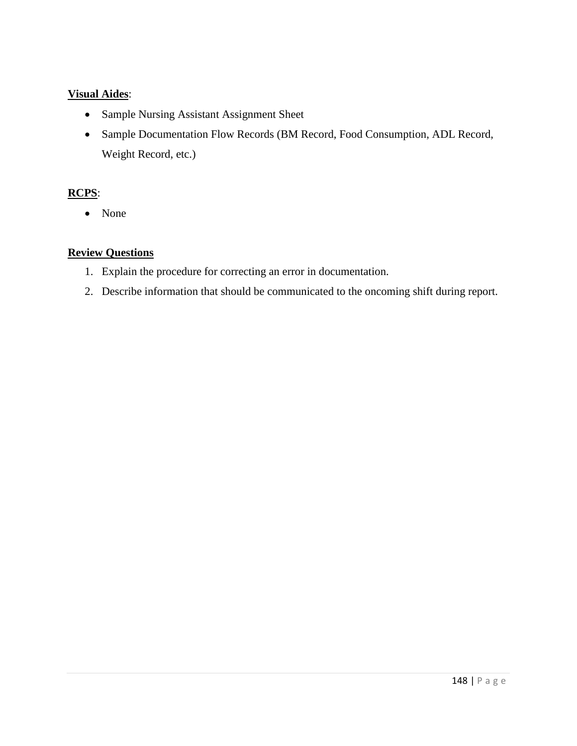**Visual Aides**:

- Sample Nursing Assistant Assignment Sheet
- Sample Documentation Flow Records (BM Record, Food Consumption, ADL Record, Weight Record, etc.)

**RCPS**:

- None

**Review Questions**

1. Explain the procedure for correcting an error in documentation.
2. Describe information that should be communicated to the oncoming shift during report.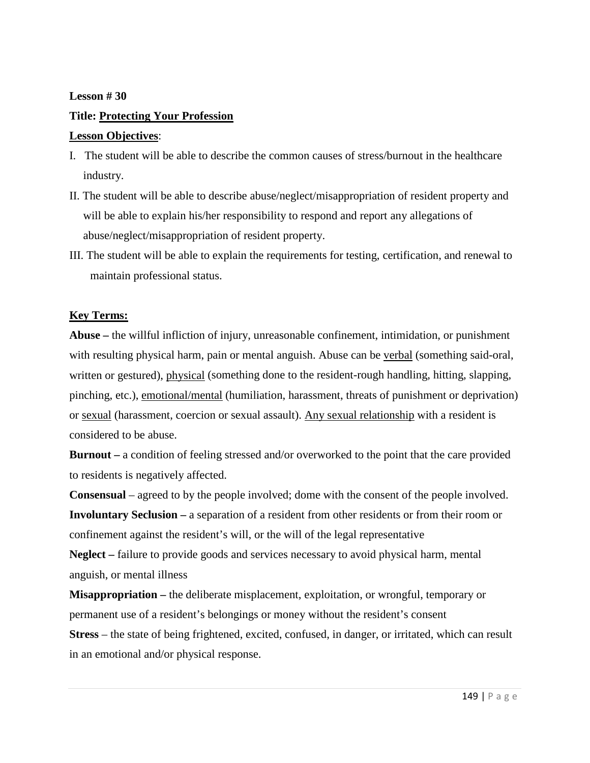**Lesson # 30**

**Title: Protecting Your Profession**

**Lesson Objectives**:

I. The student will be able to describe the common causes of stress/burnout in the healthcare industry.

II. The student will be able to describe abuse/neglect/misappropriation of resident property and will be able to explain his/her responsibility to respond and report any allegations of abuse/neglect/misappropriation of resident property.

III. The student will be able to explain the requirements for testing, certification, and renewal to maintain professional status.

**Key Terms:**

**Abuse –** the willful infliction of injury, unreasonable confinement, intimidation, or punishment with resulting physical harm, pain or mental anguish. Abuse can be verbal (something said-oral, written or gestured), physical (something done to the resident-rough handling, hitting, slapping, pinching, etc.), emotional/mental (humiliation, harassment, threats of punishment or deprivation) or sexual (harassment, coercion or sexual assault). Any sexual relationship with a resident is considered to be abuse.

**Burnout –** a condition of feeling stressed and/or overworked to the point that the care provided to residents is negatively affected.

**Consensual** – agreed to by the people involved; dome with the consent of the people involved.

**Involuntary Seclusion –** a separation of a resident from other residents or from their room or confinement against the resident's will, or the will of the legal representative

**Neglect –** failure to provide goods and services necessary to avoid physical harm, mental anguish, or mental illness

**Misappropriation –** the deliberate misplacement, exploitation, or wrongful, temporary or permanent use of a resident's belongings or money without the resident's consent

**Stress** – the state of being frightened, excited, confused, in danger, or irritated, which can result in an emotional and/or physical response.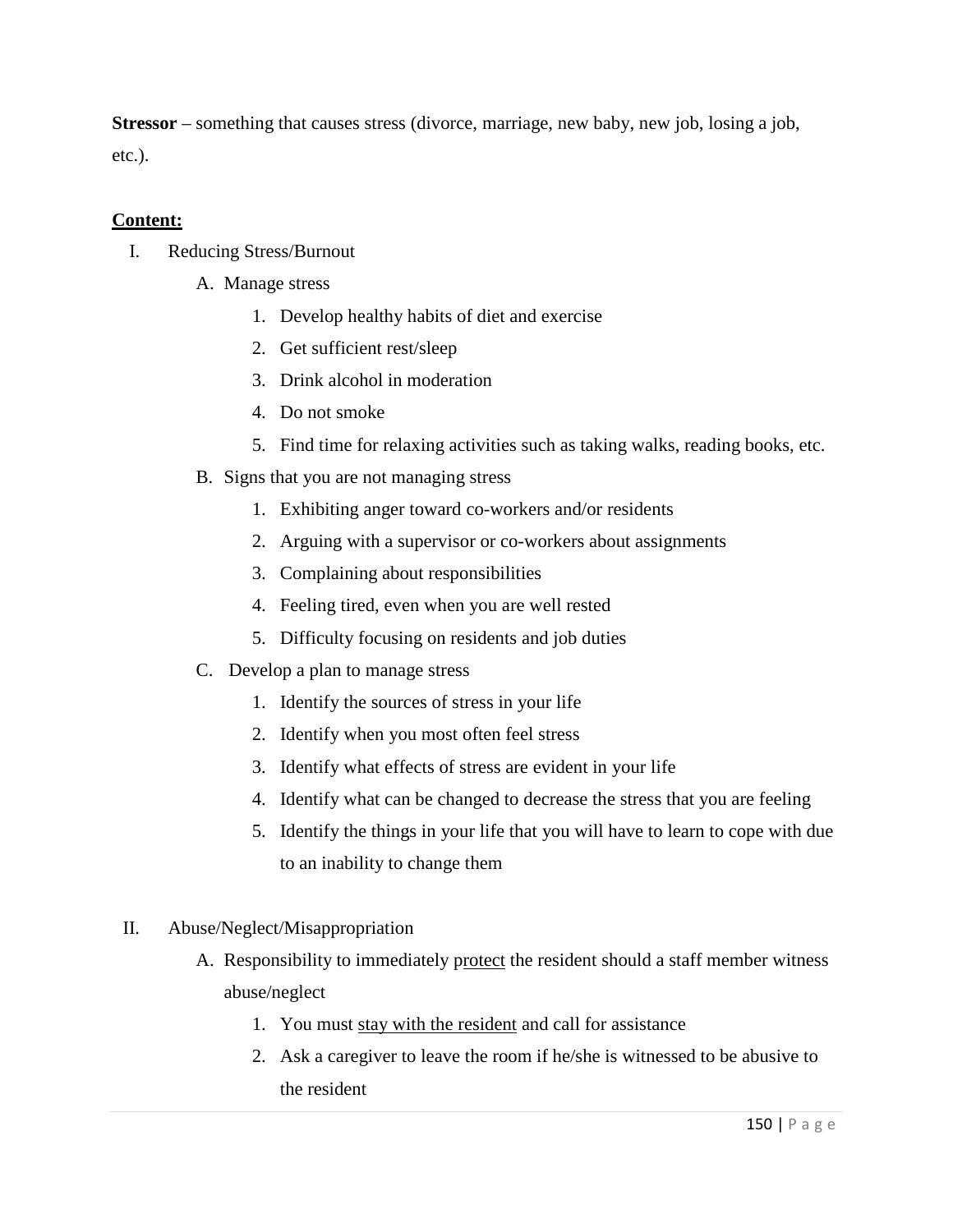**Stressor** – something that causes stress (divorce, marriage, new baby, new job, losing a job, etc.).

**<u>Content:</u>**

I. Reducing Stress/Burnout
    A. Manage stress
        1. Develop healthy habits of diet and exercise
        2. Get sufficient rest/sleep
        3. Drink alcohol in moderation
        4. Do not smoke
        5. Find time for relaxing activities such as taking walks, reading books, etc.
    B. Signs that you are not managing stress
        1. Exhibiting anger toward co-workers and/or residents
        2. Arguing with a supervisor or co-workers about assignments
        3. Complaining about responsibilities
        4. Feeling tired, even when you are well rested
        5. Difficulty focusing on residents and job duties
    C. Develop a plan to manage stress
        1. Identify the sources of stress in your life
        2. Identify when you most often feel stress
        3. Identify what effects of stress are evident in your life
        4. Identify what can be changed to decrease the stress that you are feeling
        5. Identify the things in your life that you will have to learn to cope with due to an inability to change them

II. Abuse/Neglect/Misappropriation
    A. Responsibility to immediately p<u>rotect</u> the resident should a staff member witness abuse/neglect
        1. You must <u>stay with the resident</u> and call for assistance
        2. Ask a caregiver to leave the room if he/she is witnessed to be abusive to the resident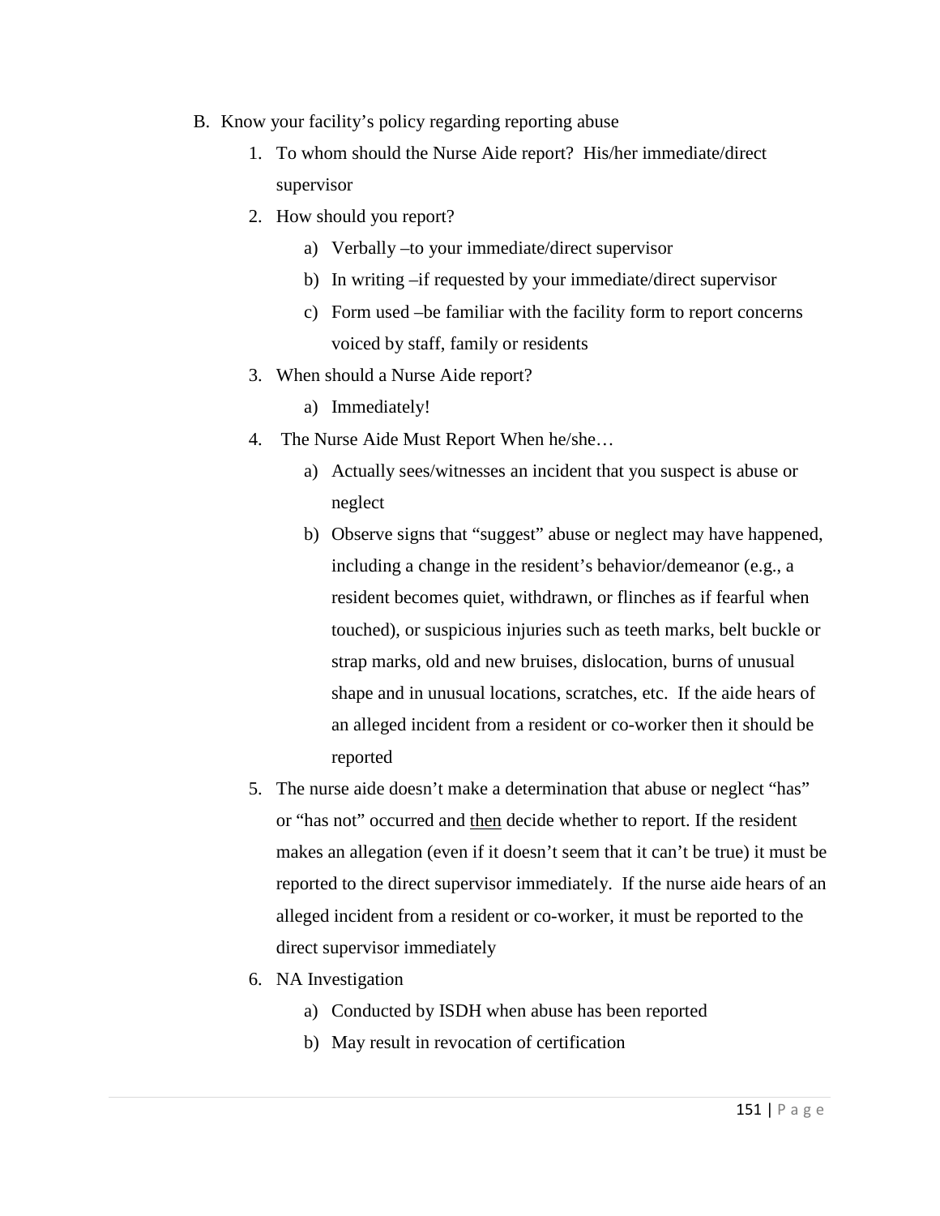B. Know your facility's policy regarding reporting abuse

1. To whom should the Nurse Aide report? His/her immediate/direct supervisor
2. How should you report?
    a) Verbally –to your immediate/direct supervisor
    b) In writing –if requested by your immediate/direct supervisor
    c) Form used –be familiar with the facility form to report concerns voiced by staff, family or residents
3. When should a Nurse Aide report?
    a) Immediately!
4. The Nurse Aide Must Report When he/she…
    a) Actually sees/witnesses an incident that you suspect is abuse or neglect
    b) Observe signs that "suggest" abuse or neglect may have happened, including a change in the resident's behavior/demeanor (e.g., a resident becomes quiet, withdrawn, or flinches as if fearful when touched), or suspicious injuries such as teeth marks, belt buckle or strap marks, old and new bruises, dislocation, burns of unusual shape and in unusual locations, scratches, etc. If the aide hears of an alleged incident from a resident or co-worker then it should be reported
5. The nurse aide doesn't make a determination that abuse or neglect "has" or "has not" occurred and <u>then</u> decide whether to report. If the resident makes an allegation (even if it doesn't seem that it can't be true) it must be reported to the direct supervisor immediately. If the nurse aide hears of an alleged incident from a resident or co-worker, it must be reported to the direct supervisor immediately
6. NA Investigation
    a) Conducted by ISDH when abuse has been reported
    b) May result in revocation of certification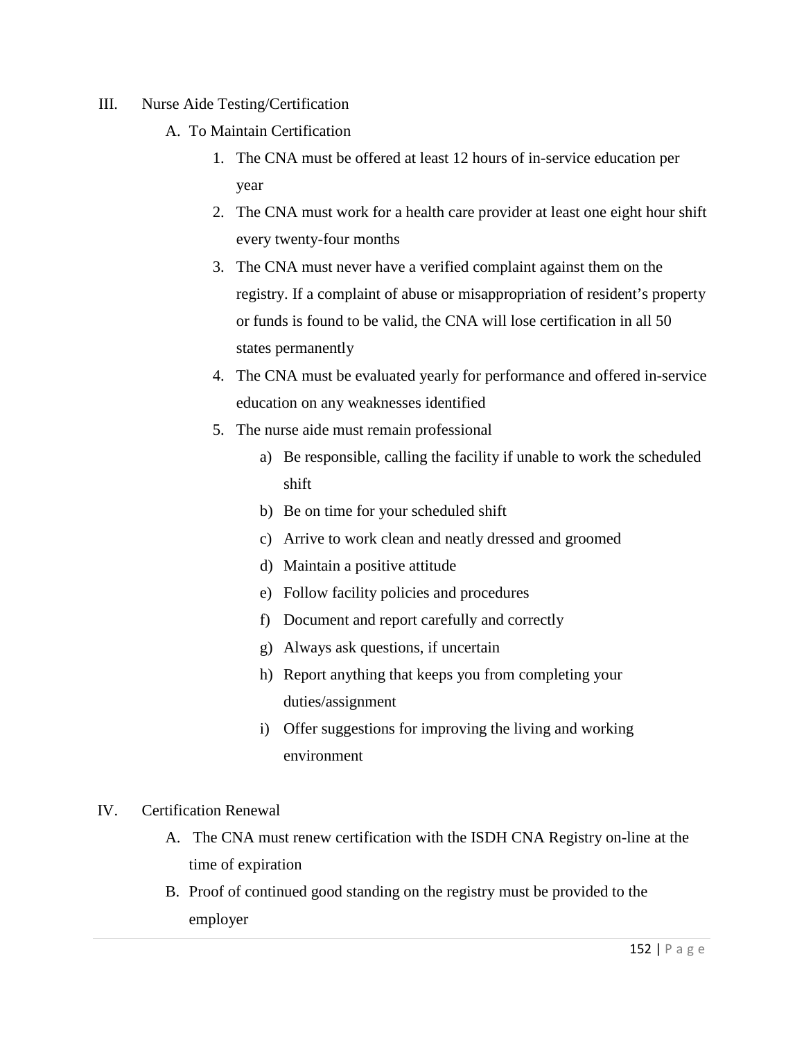III. Nurse Aide Testing/Certification

A. To Maintain Certification

1. The CNA must be offered at least 12 hours of in-service education per year
2. The CNA must work for a health care provider at least one eight hour shift every twenty-four months
3. The CNA must never have a verified complaint against them on the registry. If a complaint of abuse or misappropriation of resident's property or funds is found to be valid, the CNA will lose certification in all 50 states permanently
4. The CNA must be evaluated yearly for performance and offered in-service education on any weaknesses identified
5. The nurse aide must remain professional
   a) Be responsible, calling the facility if unable to work the scheduled shift
   b) Be on time for your scheduled shift
   c) Arrive to work clean and neatly dressed and groomed
   d) Maintain a positive attitude
   e) Follow facility policies and procedures
   f) Document and report carefully and correctly
   g) Always ask questions, if uncertain
   h) Report anything that keeps you from completing your duties/assignment
   i) Offer suggestions for improving the living and working environment

IV. Certification Renewal

A. The CNA must renew certification with the ISDH CNA Registry on-line at the time of expiration

B. Proof of continued good standing on the registry must be provided to the employer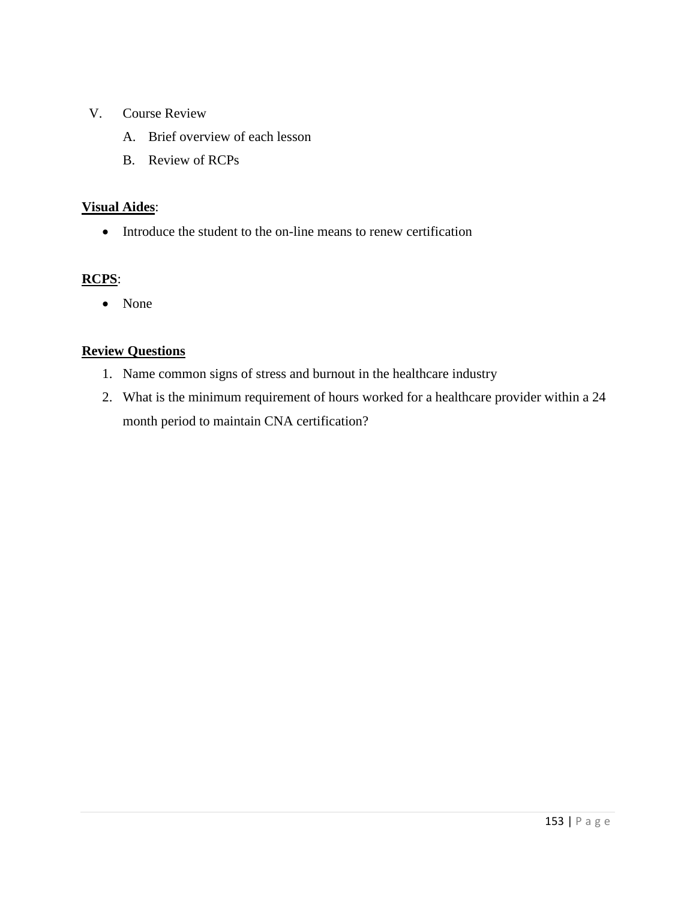V. Course Review
   A. Brief overview of each lesson
   B. Review of RCPs

**Visual Aides**:

- Introduce the student to the on-line means to renew certification

**RCPS**:

- None

**Review Questions**

1. Name common signs of stress and burnout in the healthcare industry
2. What is the minimum requirement of hours worked for a healthcare provider within a 24 month period to maintain CNA certification?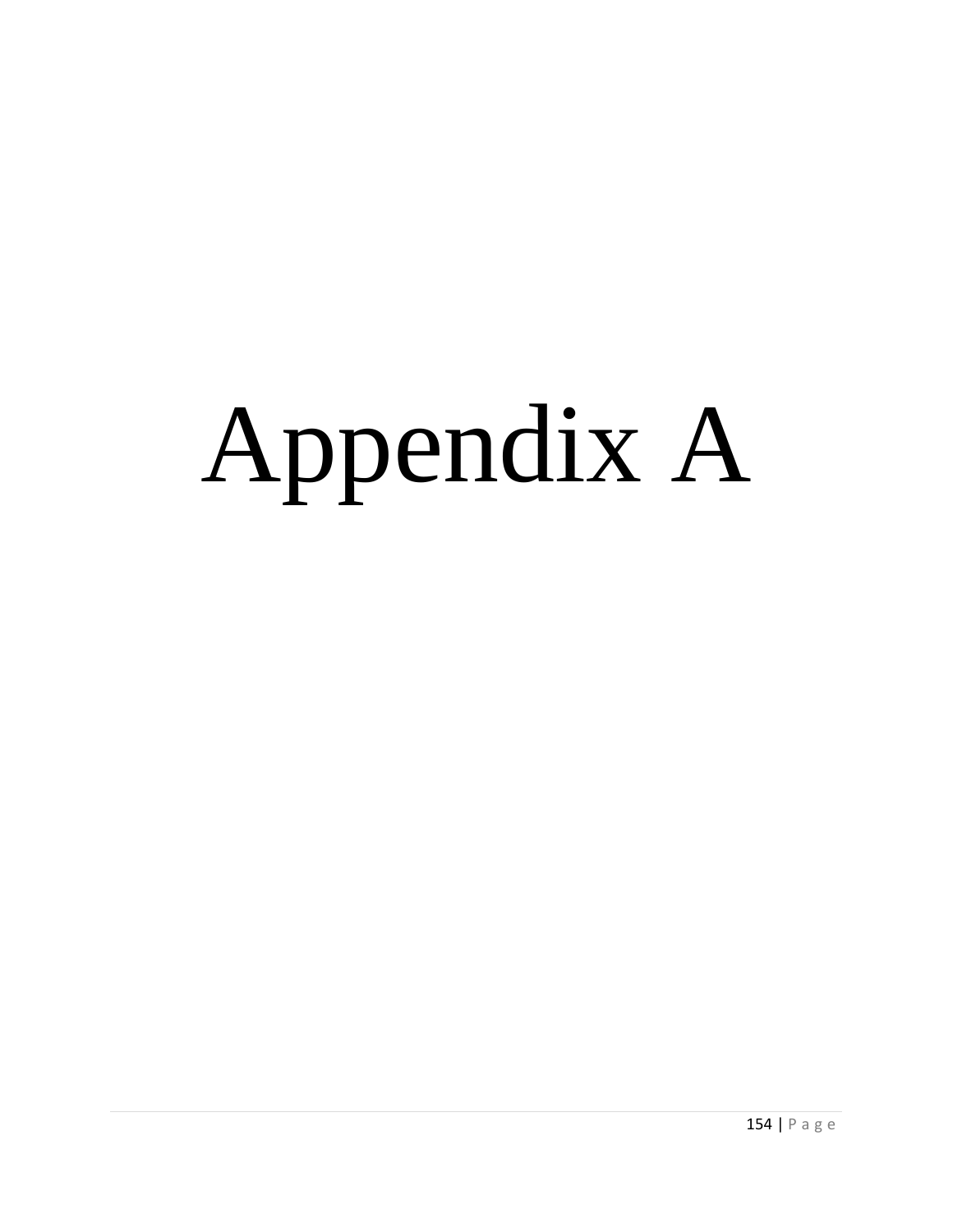# Appendix A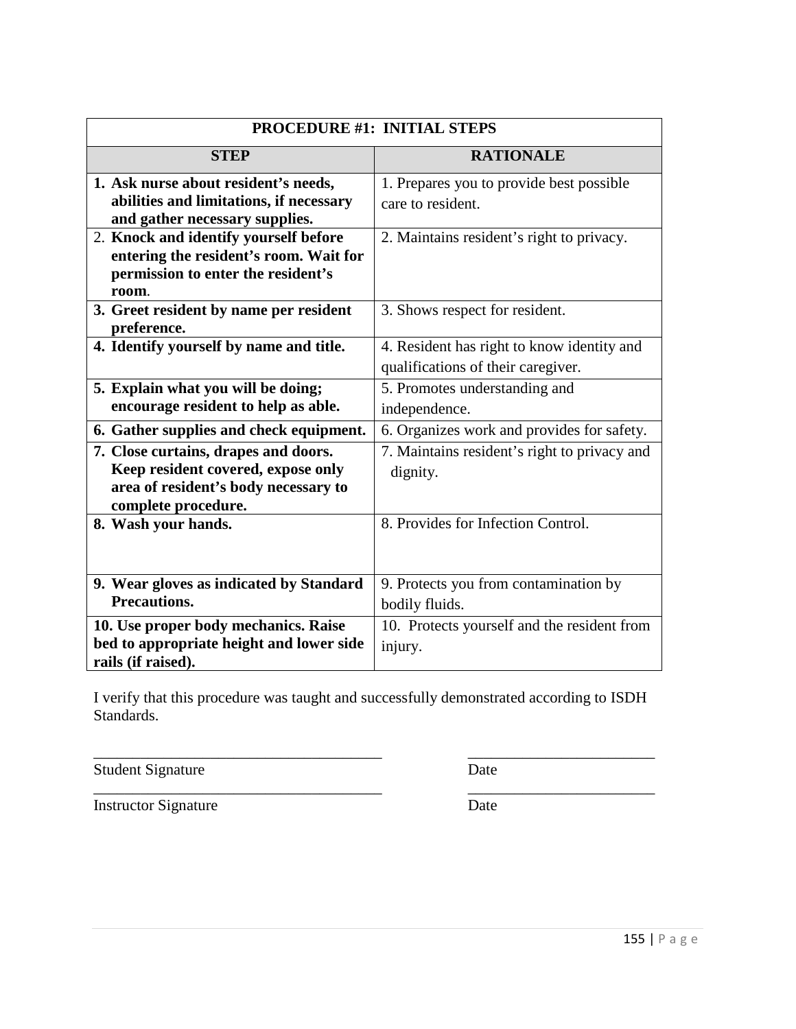| PROCEDURE #1: INITIAL STEPS | |
|---|---|
| **STEP** | **RATIONALE** |
| **1. Ask nurse about resident's needs, abilities and limitations, if necessary and gather necessary supplies.** | 1. Prepares you to provide best possible care to resident. |
| 2. **Knock and identify yourself before entering the resident's room. Wait for permission to enter the resident's room**. | 2. Maintains resident's right to privacy. |
| **3. Greet resident by name per resident preference.** | 3. Shows respect for resident. |
| **4. Identify yourself by name and title.** | 4. Resident has right to know identity and qualifications of their caregiver. |
| **5. Explain what you will be doing; encourage resident to help as able.** | 5. Promotes understanding and independence. |
| **6. Gather supplies and check equipment.** | 6. Organizes work and provides for safety. |
| **7. Close curtains, drapes and doors. Keep resident covered, expose only area of resident's body necessary to complete procedure.** | 7. Maintains resident's right to privacy and dignity. |
| **8. Wash your hands.** | 8. Provides for Infection Control. |
| **9. Wear gloves as indicated by Standard Precautions.** | 9. Protects you from contamination by bodily fluids. |
| **10. Use proper body mechanics. Raise bed to appropriate height and lower side rails (if raised).** | 10. Protects yourself and the resident from injury. |

I verify that this procedure was taught and successfully demonstrated according to ISDH Standards.

_____________________________________ _________________________

Student Signature Date

_____________________________________ _________________________

Instructor Signature Date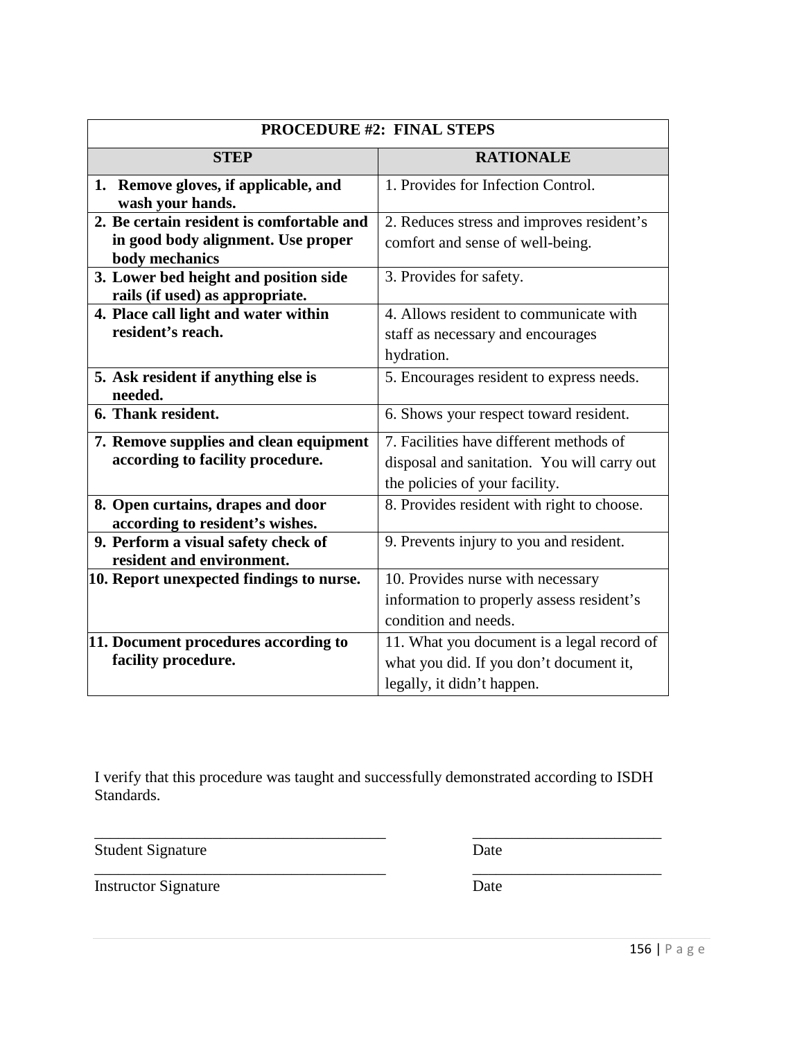| PROCEDURE #2: FINAL STEPS | |
|---|---|
| **STEP** | **RATIONALE** |
| **1. Remove gloves, if applicable, and wash your hands.** | 1. Provides for Infection Control. |
| **2. Be certain resident is comfortable and in good body alignment. Use proper body mechanics** | 2. Reduces stress and improves resident's comfort and sense of well-being. |
| **3. Lower bed height and position side rails (if used) as appropriate.** | 3. Provides for safety. |
| **4. Place call light and water within resident's reach.** | 4. Allows resident to communicate with staff as necessary and encourages hydration. |
| **5. Ask resident if anything else is needed.** | 5. Encourages resident to express needs. |
| **6. Thank resident.** | 6. Shows your respect toward resident. |
| **7. Remove supplies and clean equipment according to facility procedure.** | 7. Facilities have different methods of disposal and sanitation. You will carry out the policies of your facility. |
| **8. Open curtains, drapes and door according to resident's wishes.** | 8. Provides resident with right to choose. |
| **9. Perform a visual safety check of resident and environment.** | 9. Prevents injury to you and resident. |
| **10. Report unexpected findings to nurse.** | 10. Provides nurse with necessary information to properly assess resident's condition and needs. |
| **11. Document procedures according to facility procedure.** | 11. What you document is a legal record of what you did. If you don't document it, legally, it didn't happen. |

I verify that this procedure was taught and successfully demonstrated according to ISDH Standards.

_____________________________________ &nbsp;&nbsp;&nbsp;&nbsp; ________________________

Student Signature &nbsp;&nbsp;&nbsp;&nbsp; Date

_____________________________________ &nbsp;&nbsp;&nbsp;&nbsp; ________________________

Instructor Signature &nbsp;&nbsp;&nbsp;&nbsp; Date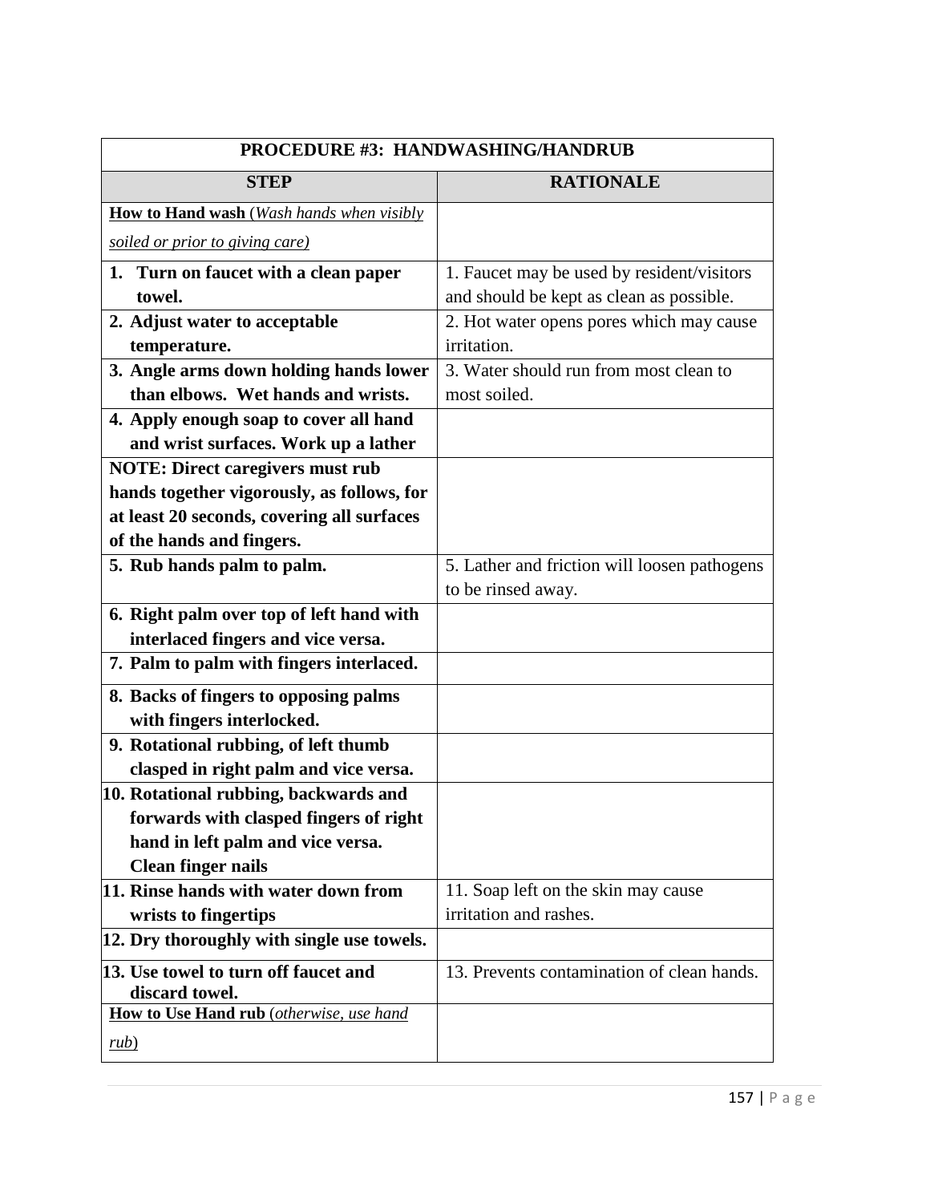| PROCEDURE #3: HANDWASHING/HANDRUB | |
|---|---|
| **STEP** | **RATIONALE** |
| **How to Hand wash** *(Wash hands when visibly soiled or prior to giving care)* | |
| **1. Turn on faucet with a clean paper towel.** | 1. Faucet may be used by resident/visitors and should be kept as clean as possible. |
| **2. Adjust water to acceptable temperature.** | 2. Hot water opens pores which may cause irritation. |
| **3. Angle arms down holding hands lower than elbows. Wet hands and wrists.** | 3. Water should run from most clean to most soiled. |
| **4. Apply enough soap to cover all hand and wrist surfaces. Work up a lather** | |
| **NOTE: Direct caregivers must rub hands together vigorously, as follows, for at least 20 seconds, covering all surfaces of the hands and fingers.** | |
| **5. Rub hands palm to palm.** | 5. Lather and friction will loosen pathogens to be rinsed away. |
| **6. Right palm over top of left hand with interlaced fingers and vice versa.** | |
| **7. Palm to palm with fingers interlaced.** | |
| **8. Backs of fingers to opposing palms with fingers interlocked.** | |
| **9. Rotational rubbing, of left thumb clasped in right palm and vice versa.** | |
| **10. Rotational rubbing, backwards and forwards with clasped fingers of right hand in left palm and vice versa. Clean finger nails** | |
| **11. Rinse hands with water down from wrists to fingertips** | 11. Soap left on the skin may cause irritation and rashes. |
| **12. Dry thoroughly with single use towels.** | |
| **13. Use towel to turn off faucet and discard towel.** | 13. Prevents contamination of clean hands. |
| **How to Use Hand rub** *(otherwise, use hand rub)* | |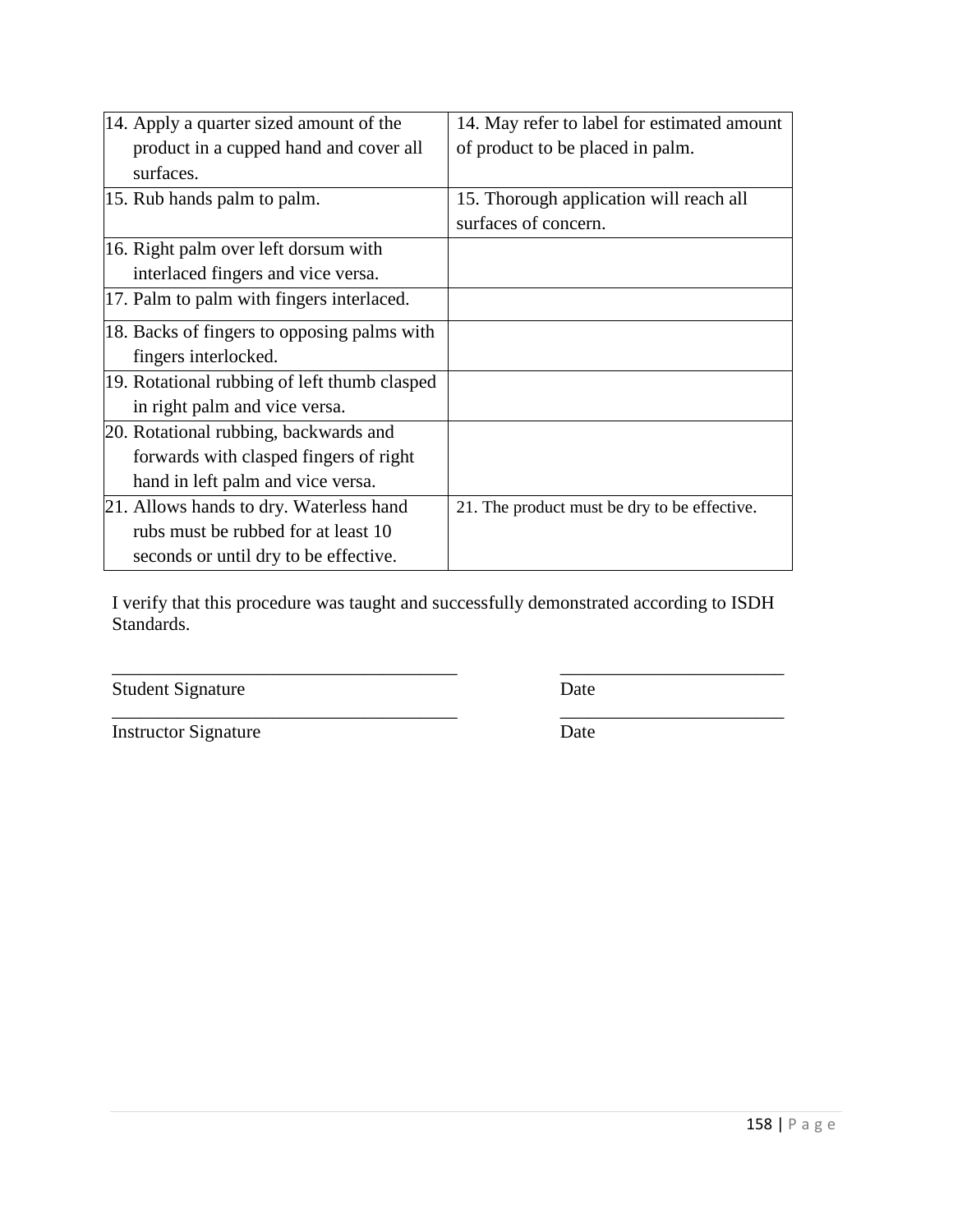| | |
|---|---|
| 14. Apply a quarter sized amount of the product in a cupped hand and cover all surfaces. | 14. May refer to label for estimated amount of product to be placed in palm. |
| 15. Rub hands palm to palm. | 15. Thorough application will reach all surfaces of concern. |
| 16. Right palm over left dorsum with interlaced fingers and vice versa. | |
| 17. Palm to palm with fingers interlaced. | |
| 18. Backs of fingers to opposing palms with fingers interlocked. | |
| 19. Rotational rubbing of left thumb clasped in right palm and vice versa. | |
| 20. Rotational rubbing, backwards and forwards with clasped fingers of right hand in left palm and vice versa. | |
| 21. Allows hands to dry. Waterless hand rubs must be rubbed for at least 10 seconds or until dry to be effective. | 21. The product must be dry to be effective. |

I verify that this procedure was taught and successfully demonstrated according to ISDH Standards.

_____________________________________ &nbsp;&nbsp;&nbsp;&nbsp;&nbsp;&nbsp;&nbsp;&nbsp; ________________________
Student Signature &nbsp;&nbsp;&nbsp;&nbsp;&nbsp;&nbsp;&nbsp;&nbsp;&nbsp;&nbsp;&nbsp;&nbsp;&nbsp;&nbsp;&nbsp;&nbsp;&nbsp;&nbsp;&nbsp;&nbsp;&nbsp;&nbsp;&nbsp;&nbsp;&nbsp;&nbsp;&nbsp;&nbsp;&nbsp;&nbsp;&nbsp;&nbsp; Date

_____________________________________ &nbsp;&nbsp;&nbsp;&nbsp;&nbsp;&nbsp;&nbsp;&nbsp; ________________________
Instructor Signature &nbsp;&nbsp;&nbsp;&nbsp;&nbsp;&nbsp;&nbsp;&nbsp;&nbsp;&nbsp;&nbsp;&nbsp;&nbsp;&nbsp;&nbsp;&nbsp;&nbsp;&nbsp;&nbsp;&nbsp;&nbsp;&nbsp;&nbsp;&nbsp;&nbsp;&nbsp;&nbsp;&nbsp; Date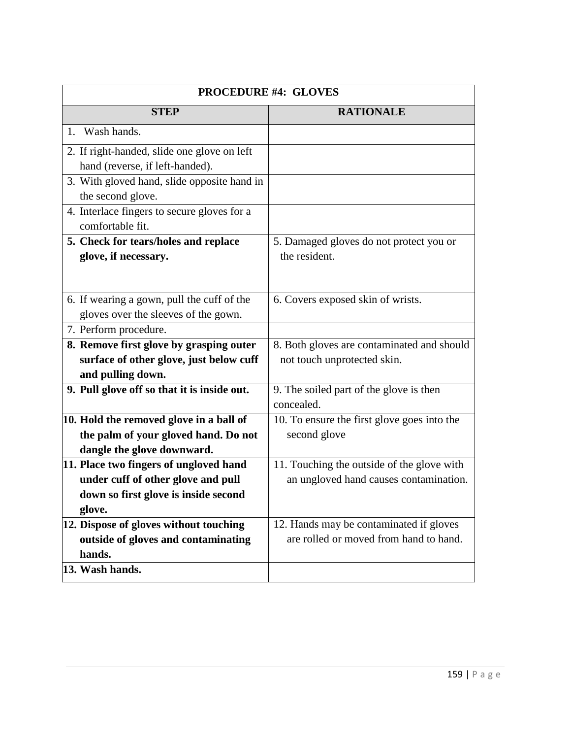| PROCEDURE #4: GLOVES | |
|---|---|
| **STEP** | **RATIONALE** |
| 1. Wash hands. | |
| 2. If right-handed, slide one glove on left hand (reverse, if left-handed). | |
| 3. With gloved hand, slide opposite hand in the second glove. | |
| 4. Interlace fingers to secure gloves for a comfortable fit. | |
| **5. Check for tears/holes and replace glove, if necessary.** | 5. Damaged gloves do not protect you or the resident. |
| 6. If wearing a gown, pull the cuff of the gloves over the sleeves of the gown. | 6. Covers exposed skin of wrists. |
| 7. Perform procedure. | |
| **8. Remove first glove by grasping outer surface of other glove, just below cuff and pulling down.** | 8. Both gloves are contaminated and should not touch unprotected skin. |
| **9. Pull glove off so that it is inside out.** | 9. The soiled part of the glove is then concealed. |
| **10. Hold the removed glove in a ball of the palm of your gloved hand. Do not dangle the glove downward.** | 10. To ensure the first glove goes into the second glove |
| **11. Place two fingers of ungloved hand under cuff of other glove and pull down so first glove is inside second glove.** | 11. Touching the outside of the glove with an ungloved hand causes contamination. |
| **12. Dispose of gloves without touching outside of gloves and contaminating hands.** | 12. Hands may be contaminated if gloves are rolled or moved from hand to hand. |
| **13. Wash hands.** | |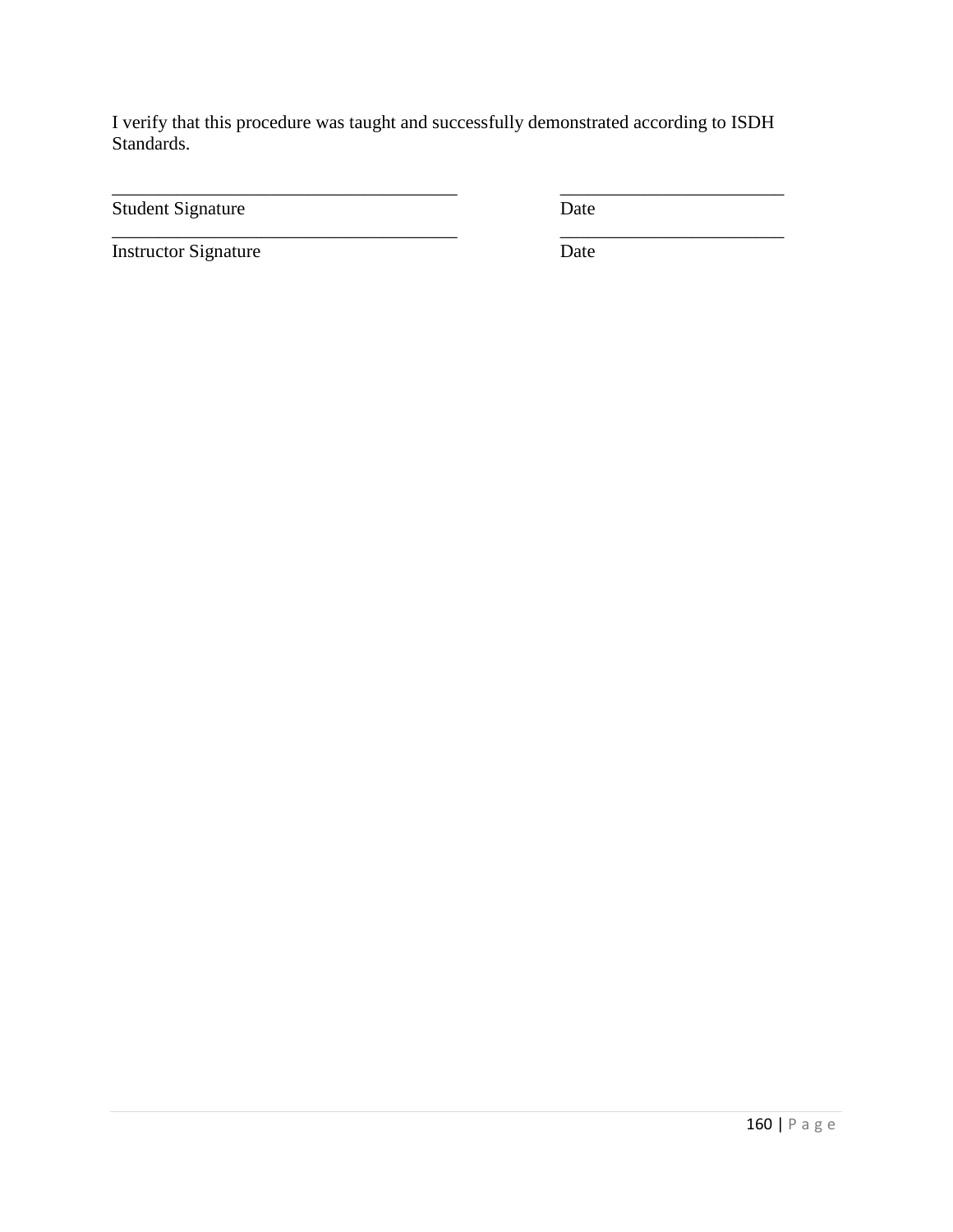I verify that this procedure was taught and successfully demonstrated according to ISDH Standards.

| ______________________________________ | ________________________ |
|---|---|
| Student Signature | Date |
| ______________________________________ | ________________________ |
| Instructor Signature | Date |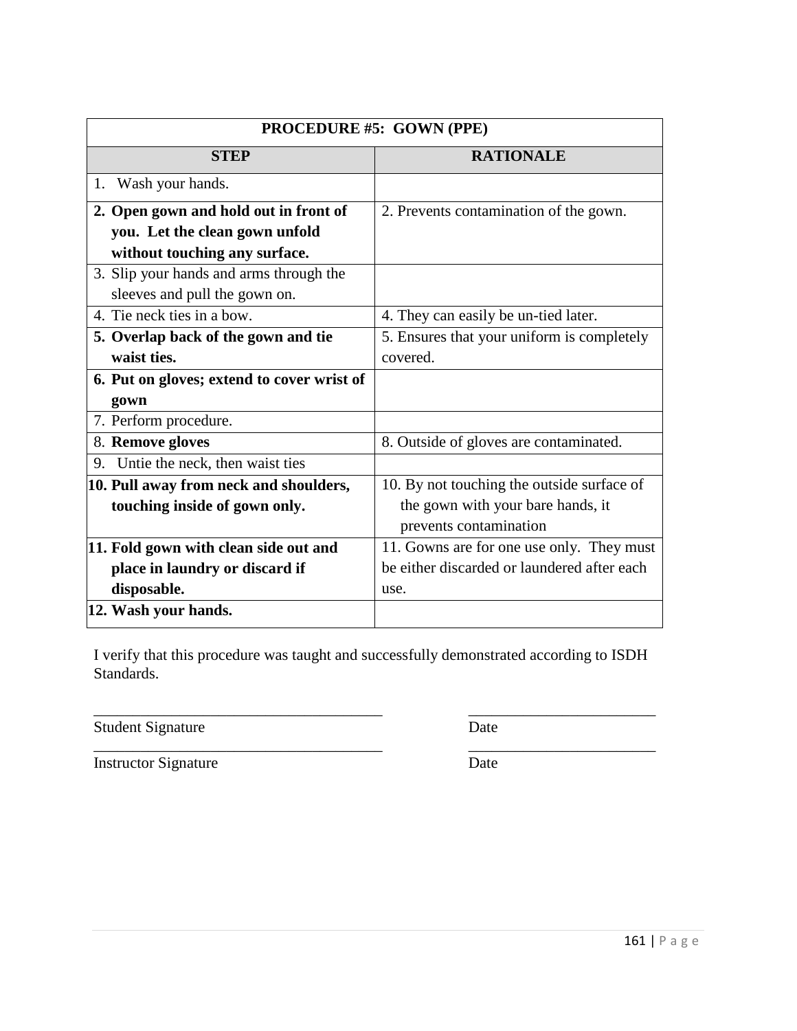| PROCEDURE #5: GOWN (PPE) | |
|---|---|
| **STEP** | **RATIONALE** |
| 1. Wash your hands. | |
| **2. Open gown and hold out in front of you. Let the clean gown unfold without touching any surface.** | 2. Prevents contamination of the gown. |
| 3. Slip your hands and arms through the sleeves and pull the gown on. | |
| 4. Tie neck ties in a bow. | 4. They can easily be un-tied later. |
| **5. Overlap back of the gown and tie waist ties.** | 5. Ensures that your uniform is completely covered. |
| **6. Put on gloves; extend to cover wrist of gown** | |
| 7. Perform procedure. | |
| 8. **Remove gloves** | 8. Outside of gloves are contaminated. |
| 9. Untie the neck, then waist ties | |
| **10. Pull away from neck and shoulders, touching inside of gown only.** | 10. By not touching the outside surface of the gown with your bare hands, it prevents contamination |
| **11. Fold gown with clean side out and place in laundry or discard if disposable.** | 11. Gowns are for one use only. They must be either discarded or laundered after each use. |
| **12. Wash your hands.** | |

I verify that this procedure was taught and successfully demonstrated according to ISDH Standards.

_____________________________________ _________________________

Student Signature Date

_____________________________________ _________________________

Instructor Signature Date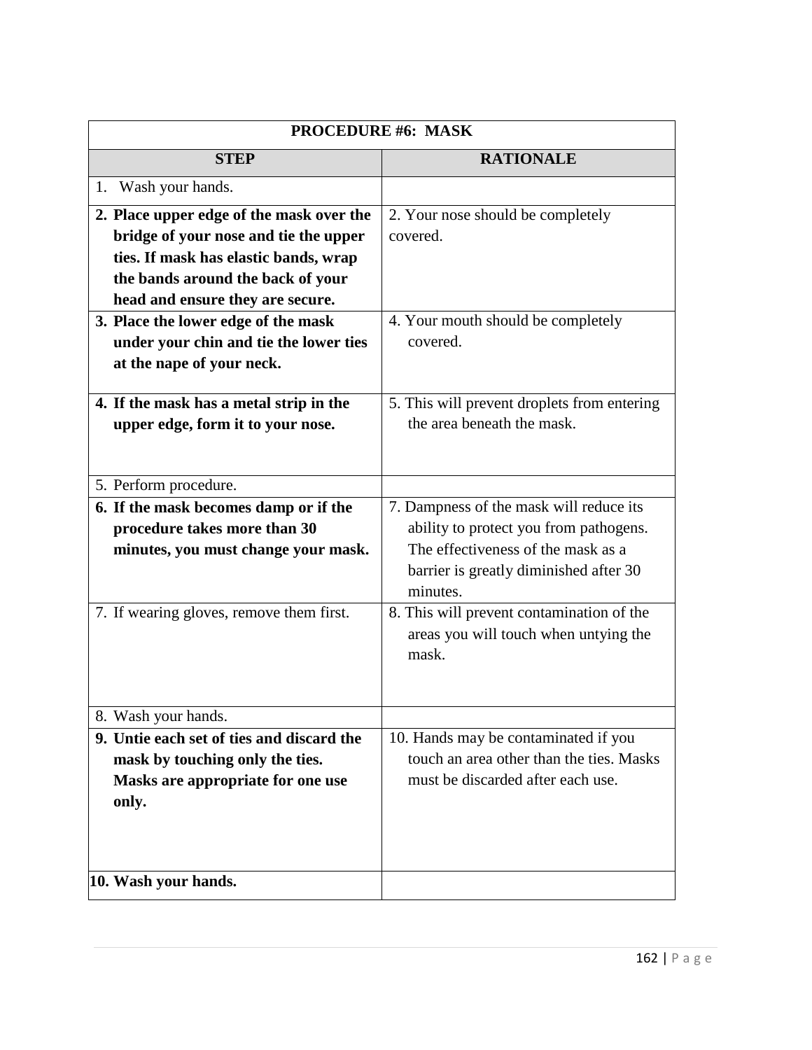| PROCEDURE #6: MASK | |
|---|---|
| **STEP** | **RATIONALE** |
| 1. Wash your hands. | |
| **2. Place upper edge of the mask over the bridge of your nose and tie the upper ties. If mask has elastic bands, wrap the bands around the back of your head and ensure they are secure.** | 2. Your nose should be completely covered. |
| **3. Place the lower edge of the mask under your chin and tie the lower ties at the nape of your neck.** | 4. Your mouth should be completely covered. |
| **4. If the mask has a metal strip in the upper edge, form it to your nose.** | 5. This will prevent droplets from entering the area beneath the mask. |
| 5. Perform procedure. | |
| **6. If the mask becomes damp or if the procedure takes more than 30 minutes, you must change your mask.** | 7. Dampness of the mask will reduce its ability to protect you from pathogens. The effectiveness of the mask as a barrier is greatly diminished after 30 minutes. |
| 7. If wearing gloves, remove them first. | 8. This will prevent contamination of the areas you will touch when untying the mask. |
| 8. Wash your hands. | |
| **9. Untie each set of ties and discard the mask by touching only the ties. Masks are appropriate for one use only.** | 10. Hands may be contaminated if you touch an area other than the ties. Masks must be discarded after each use. |
| **10. Wash your hands.** | |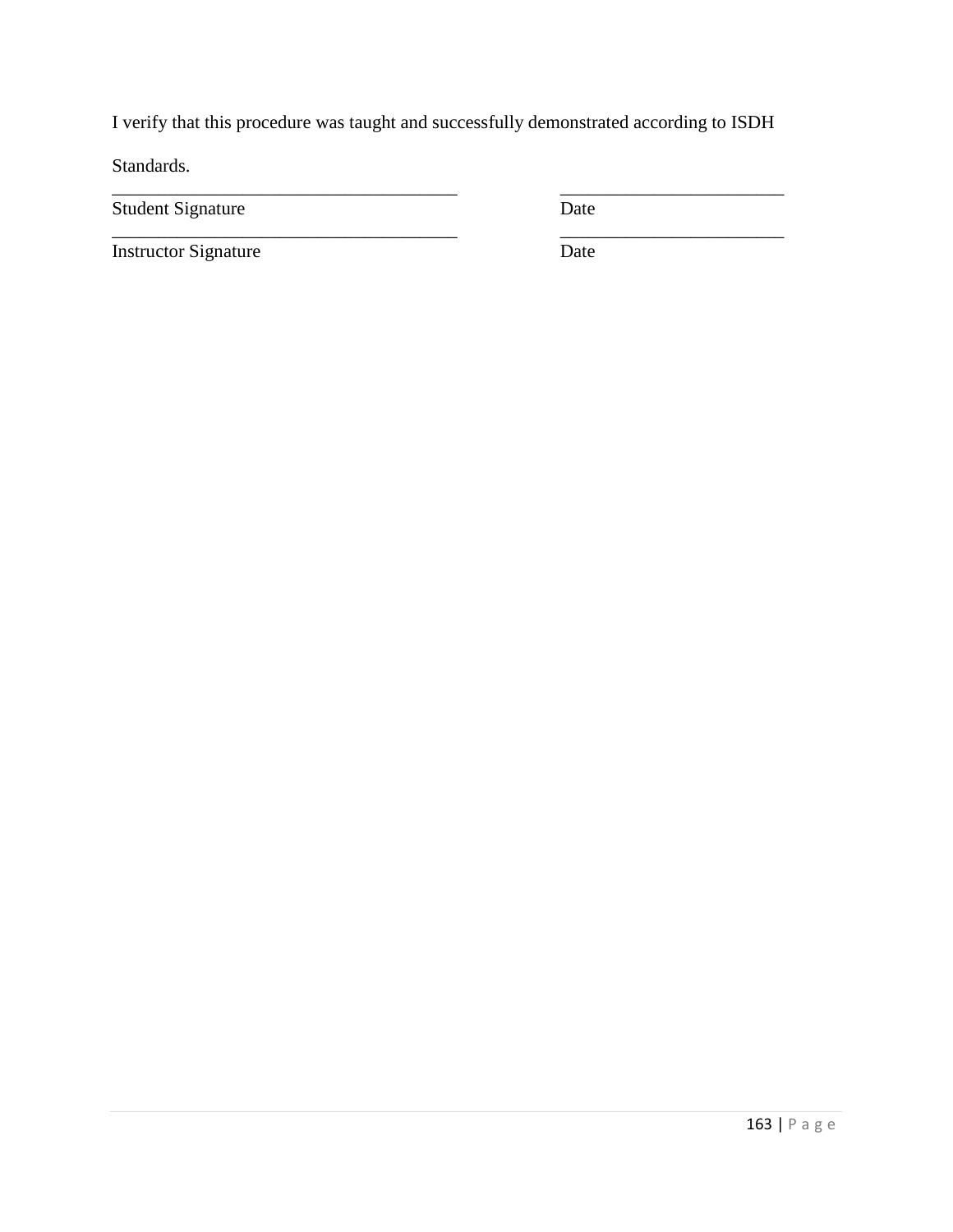I verify that this procedure was taught and successfully demonstrated according to ISDH Standards.

| | |
|---|---|
| ______________________________________ | _________________________ |
| Student Signature | Date |
| ______________________________________ | _________________________ |
| Instructor Signature | Date |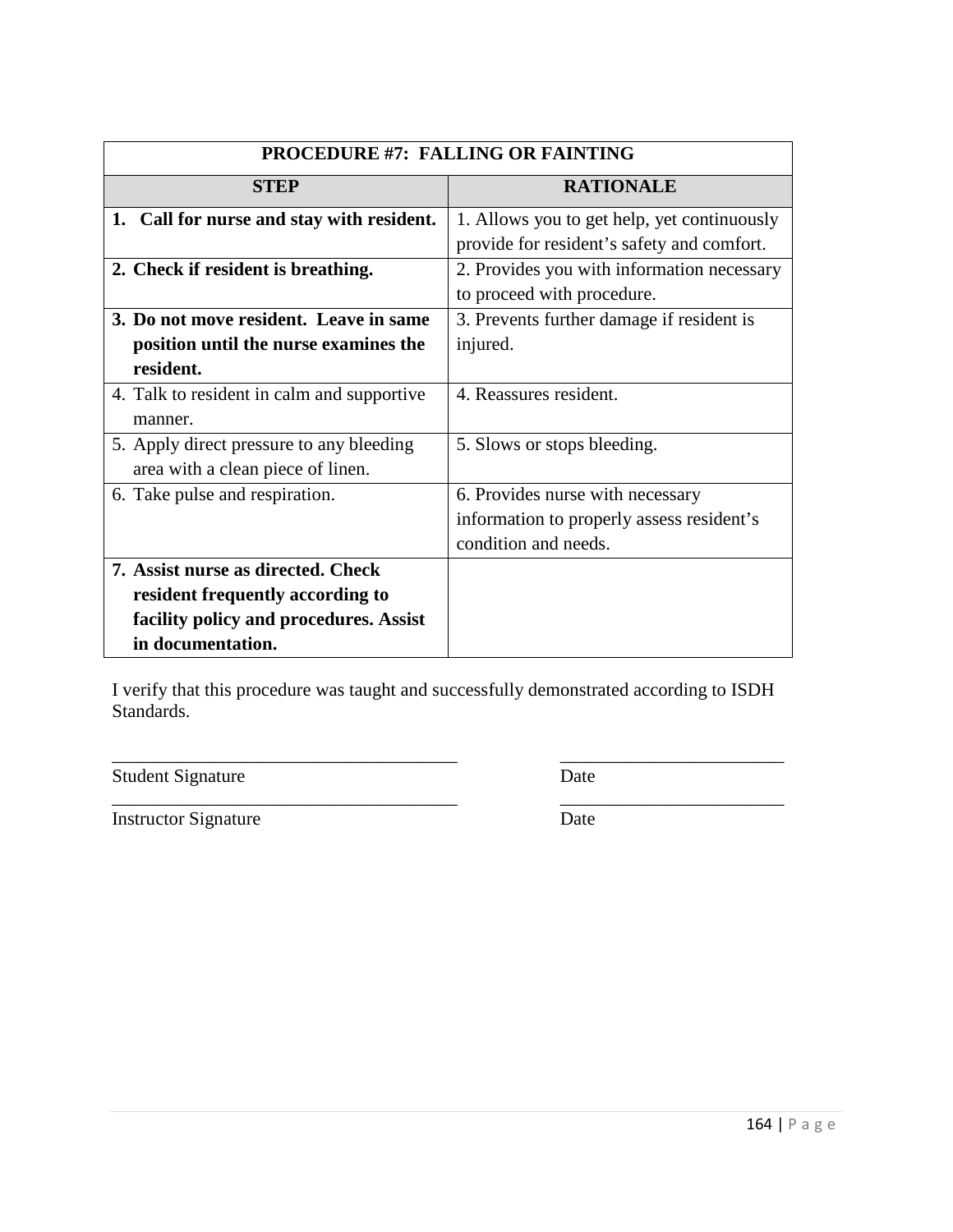| PROCEDURE #7: FALLING OR FAINTING | |
|---|---|
| **STEP** | **RATIONALE** |
| **1. Call for nurse and stay with resident.** | 1. Allows you to get help, yet continuously provide for resident's safety and comfort. |
| **2. Check if resident is breathing.** | 2. Provides you with information necessary to proceed with procedure. |
| **3. Do not move resident. Leave in same position until the nurse examines the resident.** | 3. Prevents further damage if resident is injured. |
| 4. Talk to resident in calm and supportive manner. | 4. Reassures resident. |
| 5. Apply direct pressure to any bleeding area with a clean piece of linen. | 5. Slows or stops bleeding. |
| 6. Take pulse and respiration. | 6. Provides nurse with necessary information to properly assess resident's condition and needs. |
| **7. Assist nurse as directed. Check resident frequently according to facility policy and procedures. Assist in documentation.** | |

I verify that this procedure was taught and successfully demonstrated according to ISDH Standards.

_____________________________________ Student Signature _________________________ Date

_____________________________________ Instructor Signature _________________________ Date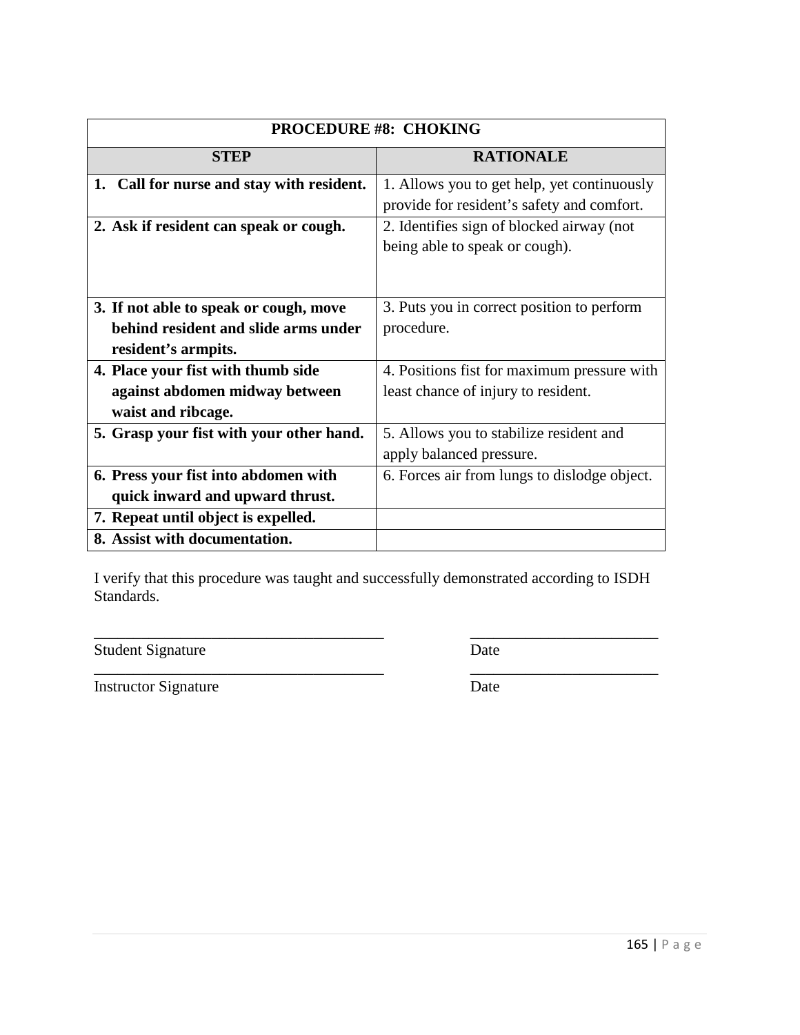| PROCEDURE #8: CHOKING | |
|---|---|
| **STEP** | **RATIONALE** |
| **1. Call for nurse and stay with resident.** | 1. Allows you to get help, yet continuously provide for resident's safety and comfort. |
| **2. Ask if resident can speak or cough.** | 2. Identifies sign of blocked airway (not being able to speak or cough). |
| **3. If not able to speak or cough, move behind resident and slide arms under resident's armpits.** | 3. Puts you in correct position to perform procedure. |
| **4. Place your fist with thumb side against abdomen midway between waist and ribcage.** | 4. Positions fist for maximum pressure with least chance of injury to resident. |
| **5. Grasp your fist with your other hand.** | 5. Allows you to stabilize resident and apply balanced pressure. |
| **6. Press your fist into abdomen with quick inward and upward thrust.** | 6. Forces air from lungs to dislodge object. |
| **7. Repeat until object is expelled.** | |
| **8. Assist with documentation.** | |

I verify that this procedure was taught and successfully demonstrated according to ISDH Standards.

_____________________________________ _________________________

Student Signature Date

_____________________________________ _________________________

Instructor Signature Date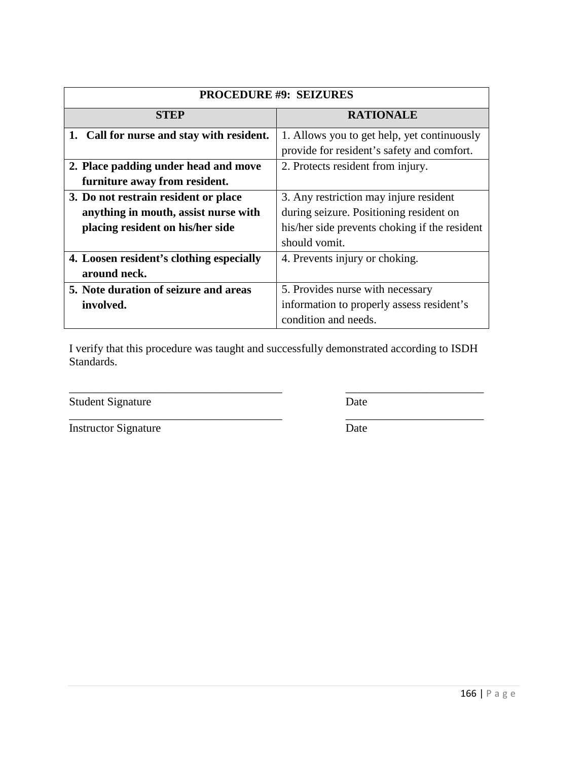| PROCEDURE #9: SEIZURES | |
|---|---|
| **STEP** | **RATIONALE** |
| **1. Call for nurse and stay with resident.** | 1. Allows you to get help, yet continuously provide for resident's safety and comfort. |
| **2. Place padding under head and move furniture away from resident.** | 2. Protects resident from injury. |
| **3. Do not restrain resident or place anything in mouth, assist nurse with placing resident on his/her side** | 3. Any restriction may injure resident during seizure. Positioning resident on his/her side prevents choking if the resident should vomit. |
| **4. Loosen resident's clothing especially around neck.** | 4. Prevents injury or choking. |
| **5. Note duration of seizure and areas involved.** | 5. Provides nurse with necessary information to properly assess resident's condition and needs. |

I verify that this procedure was taught and successfully demonstrated according to ISDH Standards.

_____________________________________ _________________________
Student Signature Date

_____________________________________ _________________________
Instructor Signature Date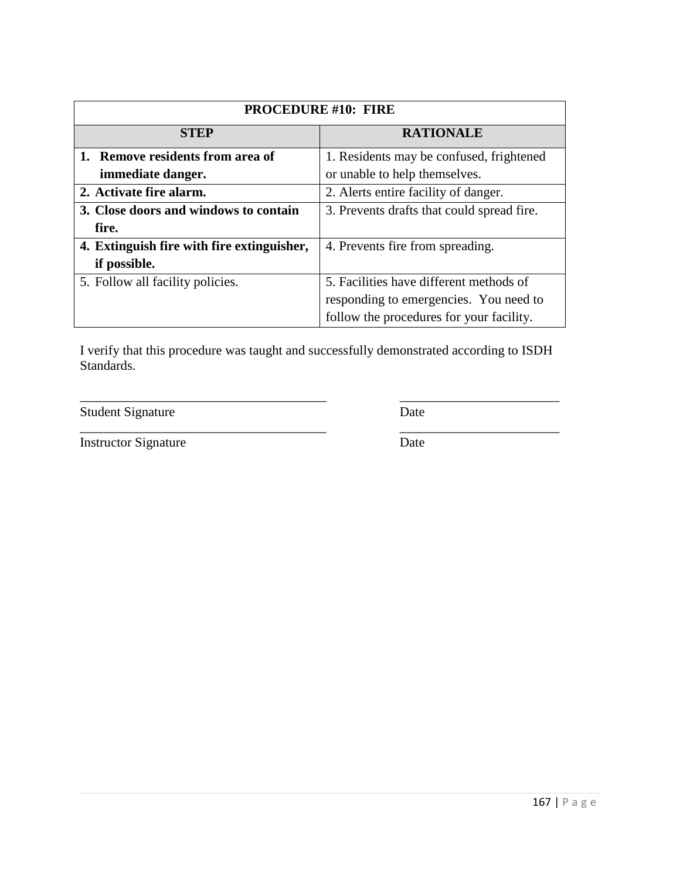| PROCEDURE #10: FIRE | |
|---|---|
| **STEP** | **RATIONALE** |
| **1. Remove residents from area of immediate danger.** | 1. Residents may be confused, frightened or unable to help themselves. |
| **2. Activate fire alarm.** | 2. Alerts entire facility of danger. |
| **3. Close doors and windows to contain fire.** | 3. Prevents drafts that could spread fire. |
| **4. Extinguish fire with fire extinguisher, if possible.** | 4. Prevents fire from spreading. |
| 5. Follow all facility policies. | 5. Facilities have different methods of responding to emergencies. You need to follow the procedures for your facility. |

I verify that this procedure was taught and successfully demonstrated according to ISDH Standards.

_______________________________________ _________________________

Student Signature Date

_______________________________________ _________________________

Instructor Signature Date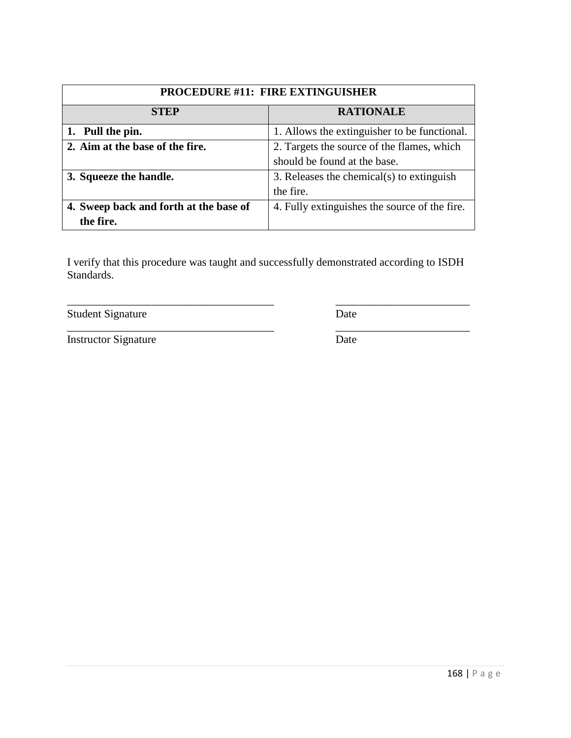| PROCEDURE #11: FIRE EXTINGUISHER | |
|---|---|
| **STEP** | **RATIONALE** |
| **1. Pull the pin.** | 1. Allows the extinguisher to be functional. |
| **2. Aim at the base of the fire.** | 2. Targets the source of the flames, which should be found at the base. |
| **3. Squeeze the handle.** | 3. Releases the chemical(s) to extinguish the fire. |
| **4. Sweep back and forth at the base of the fire.** | 4. Fully extinguishes the source of the fire. |

I verify that this procedure was taught and successfully demonstrated according to ISDH Standards.

_______________________________________ _________________________

Student Signature Date

_______________________________________ _________________________

Instructor Signature Date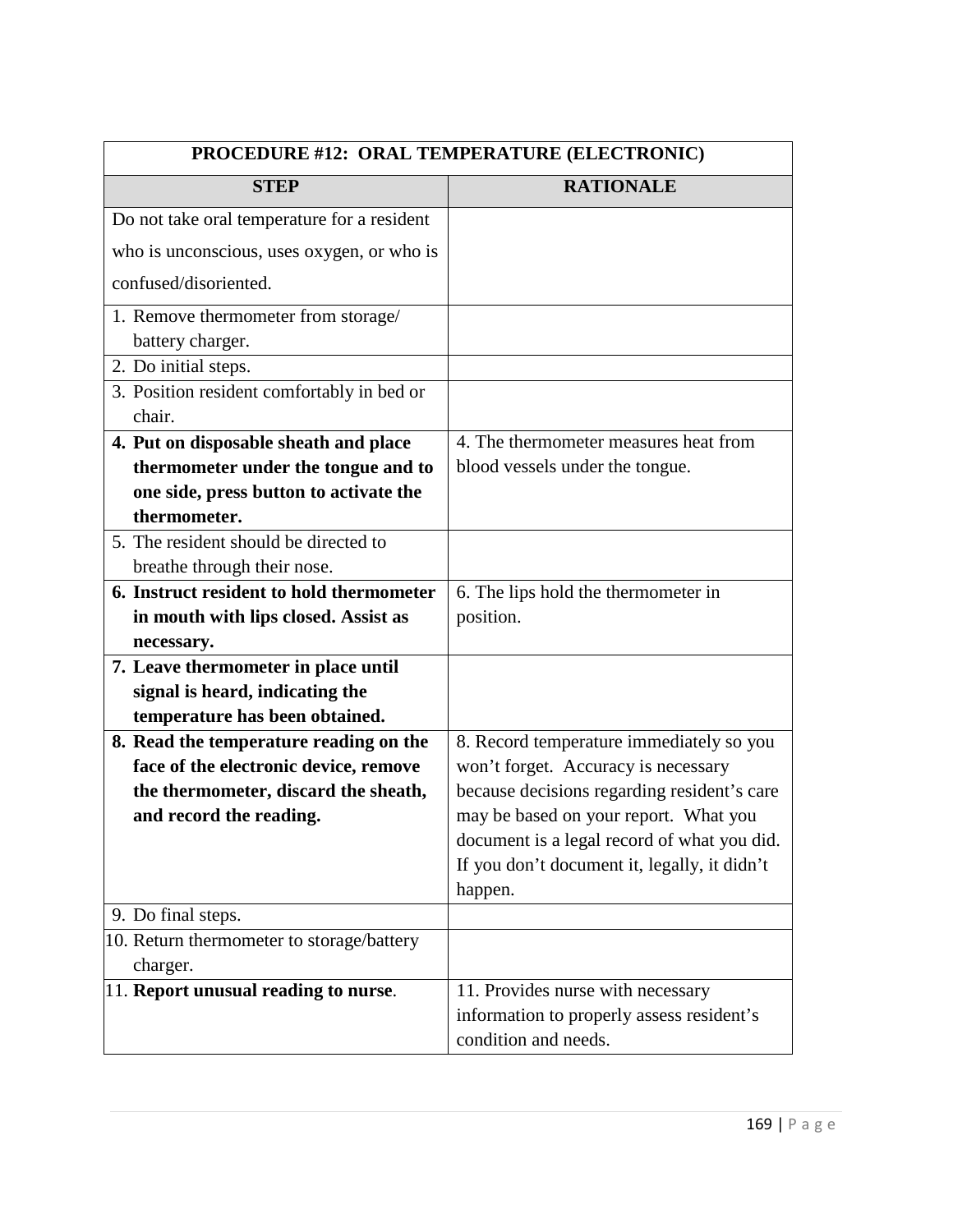| PROCEDURE #12: ORAL TEMPERATURE (ELECTRONIC) | |
|---|---|
| **STEP** | **RATIONALE** |
| Do not take oral temperature for a resident who is unconscious, uses oxygen, or who is confused/disoriented. | |
| 1. Remove thermometer from storage/ battery charger. | |
| 2. Do initial steps. | |
| 3. Position resident comfortably in bed or chair. | |
| **4. Put on disposable sheath and place thermometer under the tongue and to one side, press button to activate the thermometer.** | 4. The thermometer measures heat from blood vessels under the tongue. |
| 5. The resident should be directed to breathe through their nose. | |
| **6. Instruct resident to hold thermometer in mouth with lips closed. Assist as necessary.** | 6. The lips hold the thermometer in position. |
| **7. Leave thermometer in place until signal is heard, indicating the temperature has been obtained.** | |
| **8. Read the temperature reading on the face of the electronic device, remove the thermometer, discard the sheath, and record the reading.** | 8. Record temperature immediately so you won't forget. Accuracy is necessary because decisions regarding resident's care may be based on your report. What you document is a legal record of what you did. If you don't document it, legally, it didn't happen. |
| 9. Do final steps. | |
| 10. Return thermometer to storage/battery charger. | |
| 11. **Report unusual reading to nurse**. | 11. Provides nurse with necessary information to properly assess resident's condition and needs. |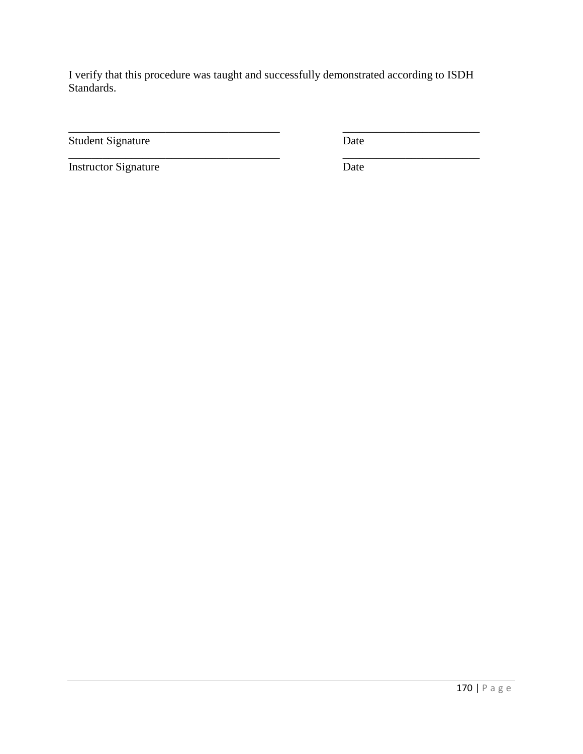I verify that this procedure was taught and successfully demonstrated according to ISDH Standards.

_______________________________________ _________________________

Student Signature Date

_______________________________________ _________________________

Instructor Signature Date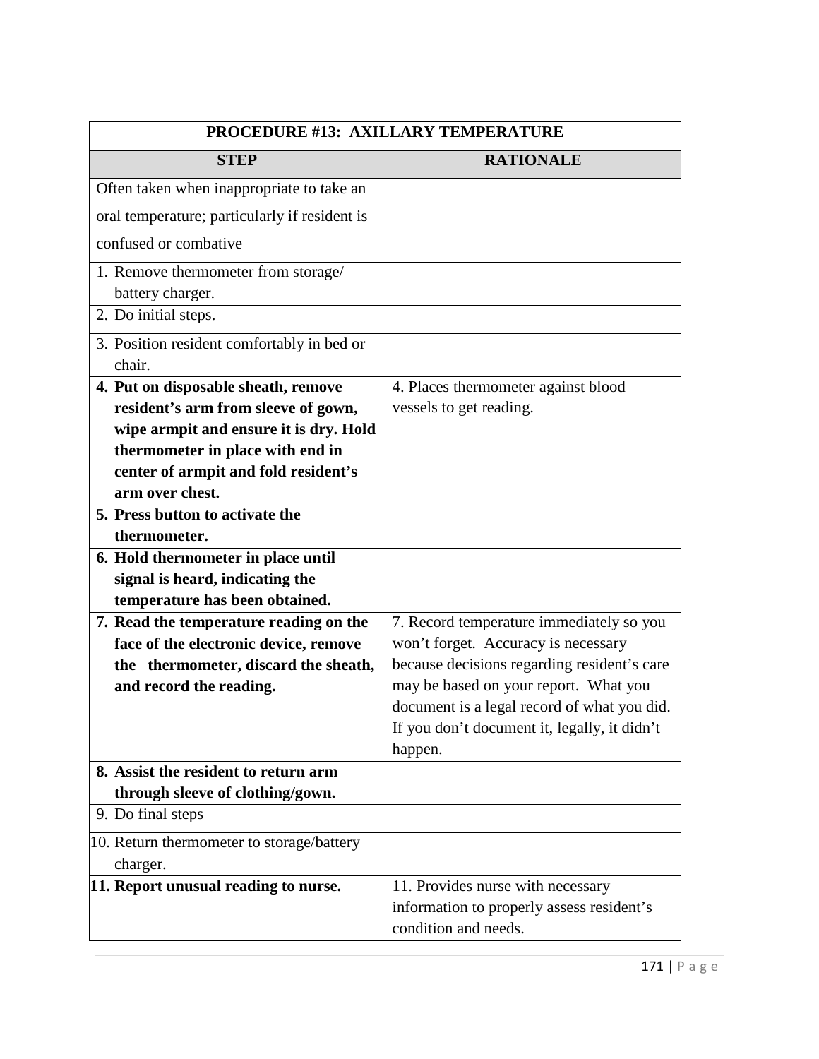| PROCEDURE #13: AXILLARY TEMPERATURE | |
|---|---|
| **STEP** | **RATIONALE** |
| Often taken when inappropriate to take an oral temperature; particularly if resident is confused or combative | |
| 1. Remove thermometer from storage/ battery charger. | |
| 2. Do initial steps. | |
| 3. Position resident comfortably in bed or chair. | |
| **4. Put on disposable sheath, remove resident's arm from sleeve of gown, wipe armpit and ensure it is dry. Hold thermometer in place with end in center of armpit and fold resident's arm over chest.** | 4. Places thermometer against blood vessels to get reading. |
| **5. Press button to activate the thermometer.** | |
| **6. Hold thermometer in place until signal is heard, indicating the temperature has been obtained.** | |
| **7. Read the temperature reading on the face of the electronic device, remove the thermometer, discard the sheath, and record the reading.** | 7. Record temperature immediately so you won't forget. Accuracy is necessary because decisions regarding resident's care may be based on your report. What you document is a legal record of what you did. If you don't document it, legally, it didn't happen. |
| **8. Assist the resident to return arm through sleeve of clothing/gown.** | |
| 9. Do final steps | |
| 10. Return thermometer to storage/battery charger. | |
| **11. Report unusual reading to nurse.** | 11. Provides nurse with necessary information to properly assess resident's condition and needs. |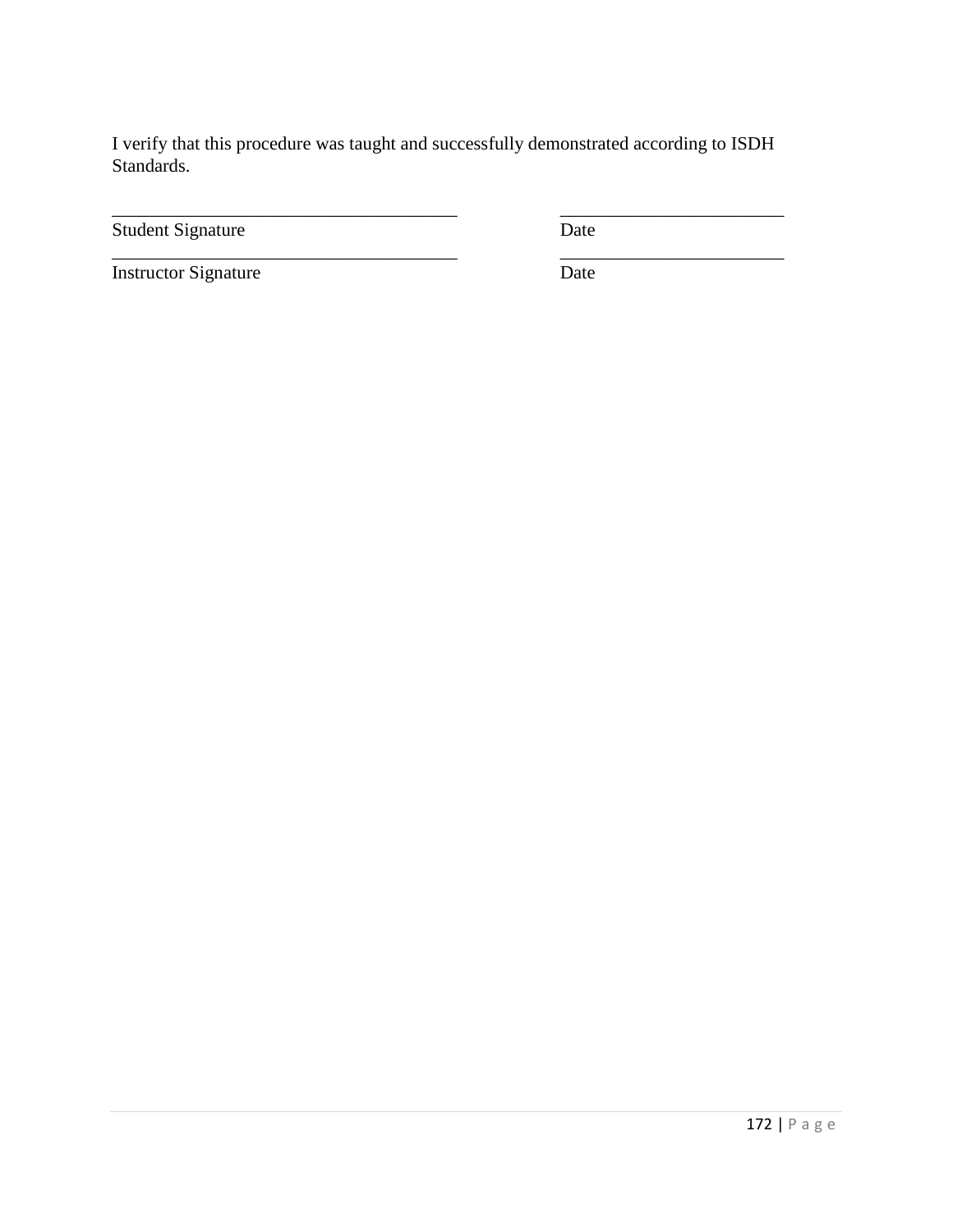I verify that this procedure was taught and successfully demonstrated according to ISDH Standards.

_______________________________________ _________________________

Student Signature Date

_______________________________________ _________________________

Instructor Signature Date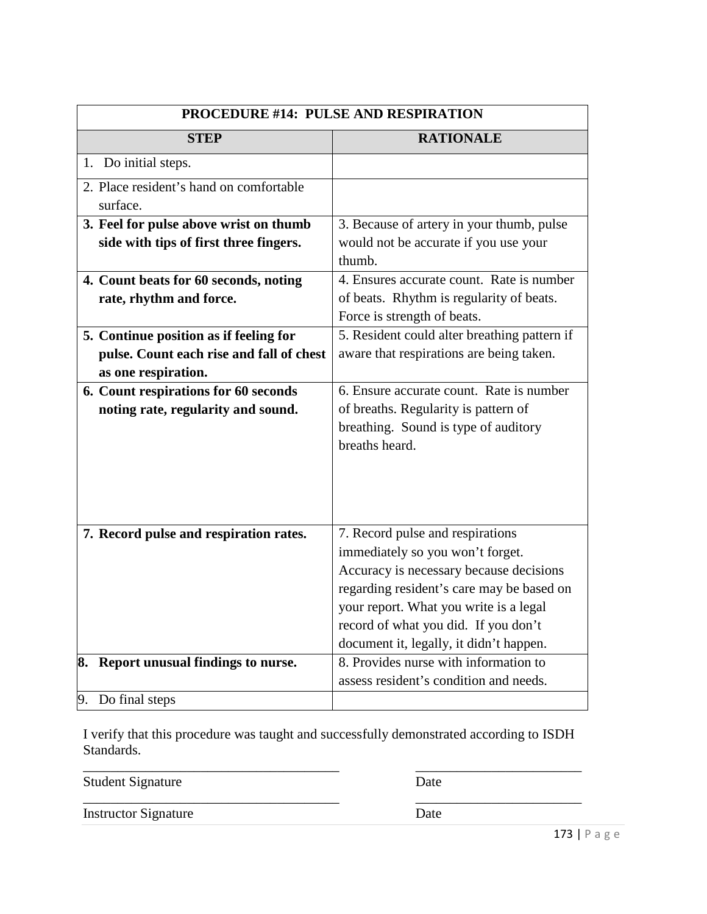| PROCEDURE #14: PULSE AND RESPIRATION | |
|---|---|
| **STEP** | **RATIONALE** |
| 1. Do initial steps. | |
| 2. Place resident's hand on comfortable surface. | |
| **3. Feel for pulse above wrist on thumb side with tips of first three fingers.** | 3. Because of artery in your thumb, pulse would not be accurate if you use your thumb. |
| **4. Count beats for 60 seconds, noting rate, rhythm and force.** | 4. Ensures accurate count. Rate is number of beats. Rhythm is regularity of beats. Force is strength of beats. |
| **5. Continue position as if feeling for pulse. Count each rise and fall of chest as one respiration.** | 5. Resident could alter breathing pattern if aware that respirations are being taken. |
| **6. Count respirations for 60 seconds noting rate, regularity and sound.** | 6. Ensure accurate count. Rate is number of breaths. Regularity is pattern of breathing. Sound is type of auditory breaths heard. |
| **7. Record pulse and respiration rates.** | 7. Record pulse and respirations immediately so you won't forget. Accuracy is necessary because decisions regarding resident's care may be based on your report. What you write is a legal record of what you did. If you don't document it, legally, it didn't happen. |
| **8. Report unusual findings to nurse.** | 8. Provides nurse with information to assess resident's condition and needs. |
| 9. Do final steps | |

I verify that this procedure was taught and successfully demonstrated according to ISDH Standards.

_____________________________________ &nbsp;&nbsp;&nbsp;&nbsp; ________________________

Student Signature &nbsp;&nbsp;&nbsp;&nbsp; Date

_____________________________________ &nbsp;&nbsp;&nbsp;&nbsp; ________________________

Instructor Signature &nbsp;&nbsp;&nbsp;&nbsp; Date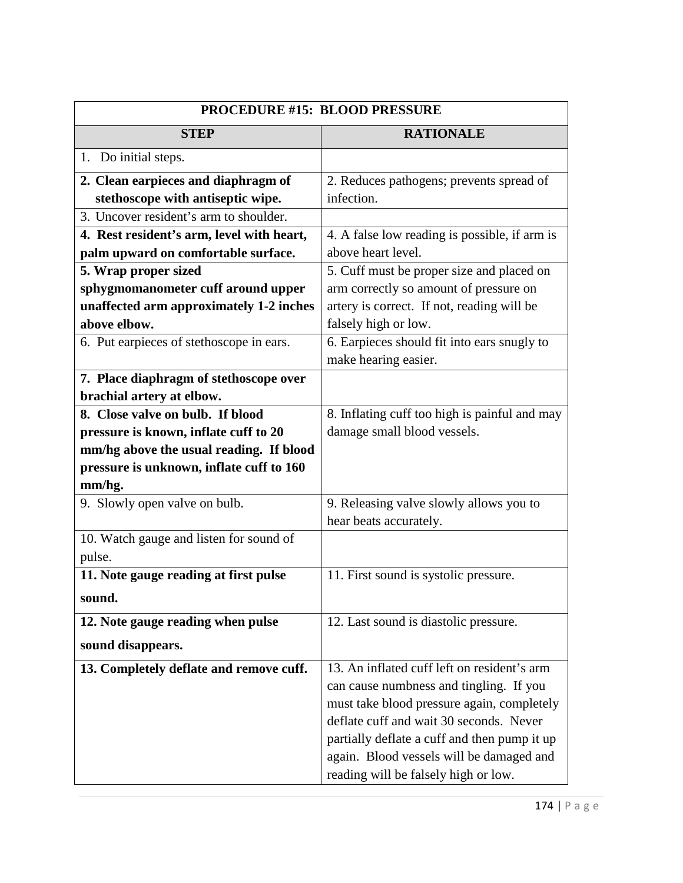| PROCEDURE #15: BLOOD PRESSURE | |
|---|---|
| **STEP** | **RATIONALE** |
| 1. Do initial steps. | |
| **2. Clean earpieces and diaphragm of stethoscope with antiseptic wipe.** | 2. Reduces pathogens; prevents spread of infection. |
| 3. Uncover resident's arm to shoulder. | |
| **4. Rest resident's arm, level with heart, palm upward on comfortable surface.** | 4. A false low reading is possible, if arm is above heart level. |
| **5. Wrap proper sized sphygmomanometer cuff around upper unaffected arm approximately 1-2 inches above elbow.** | 5. Cuff must be proper size and placed on arm correctly so amount of pressure on artery is correct. If not, reading will be falsely high or low. |
| 6. Put earpieces of stethoscope in ears. | 6. Earpieces should fit into ears snugly to make hearing easier. |
| **7. Place diaphragm of stethoscope over brachial artery at elbow.** | |
| **8. Close valve on bulb. If blood pressure is known, inflate cuff to 20 mm/hg above the usual reading. If blood pressure is unknown, inflate cuff to 160 mm/hg.** | 8. Inflating cuff too high is painful and may damage small blood vessels. |
| 9. Slowly open valve on bulb. | 9. Releasing valve slowly allows you to hear beats accurately. |
| 10. Watch gauge and listen for sound of pulse. | |
| **11. Note gauge reading at first pulse sound.** | 11. First sound is systolic pressure. |
| **12. Note gauge reading when pulse sound disappears.** | 12. Last sound is diastolic pressure. |
| **13. Completely deflate and remove cuff.** | 13. An inflated cuff left on resident's arm can cause numbness and tingling. If you must take blood pressure again, completely deflate cuff and wait 30 seconds. Never partially deflate a cuff and then pump it up again. Blood vessels will be damaged and reading will be falsely high or low. |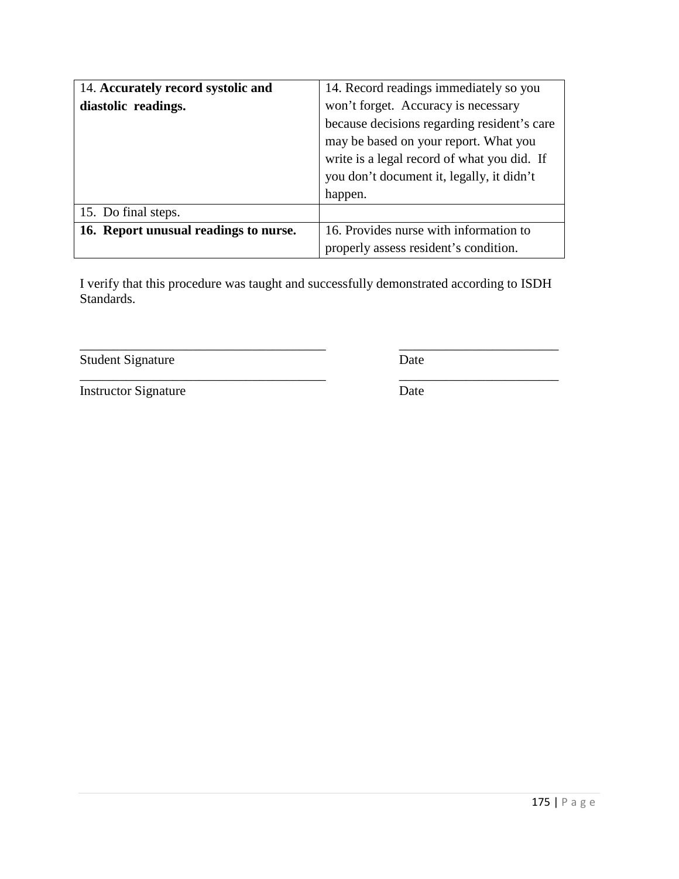| | |
|---|---|
| 14. **Accurately record systolic and diastolic readings.** | 14. Record readings immediately so you won't forget. Accuracy is necessary because decisions regarding resident's care may be based on your report. What you write is a legal record of what you did. If you don't document it, legally, it didn't happen. |
| 15. Do final steps. | |
| **16. Report unusual readings to nurse.** | 16. Provides nurse with information to properly assess resident's condition. |

I verify that this procedure was taught and successfully demonstrated according to ISDH Standards.

_____________________________________ _________________________

Student Signature Date

_____________________________________ _________________________

Instructor Signature Date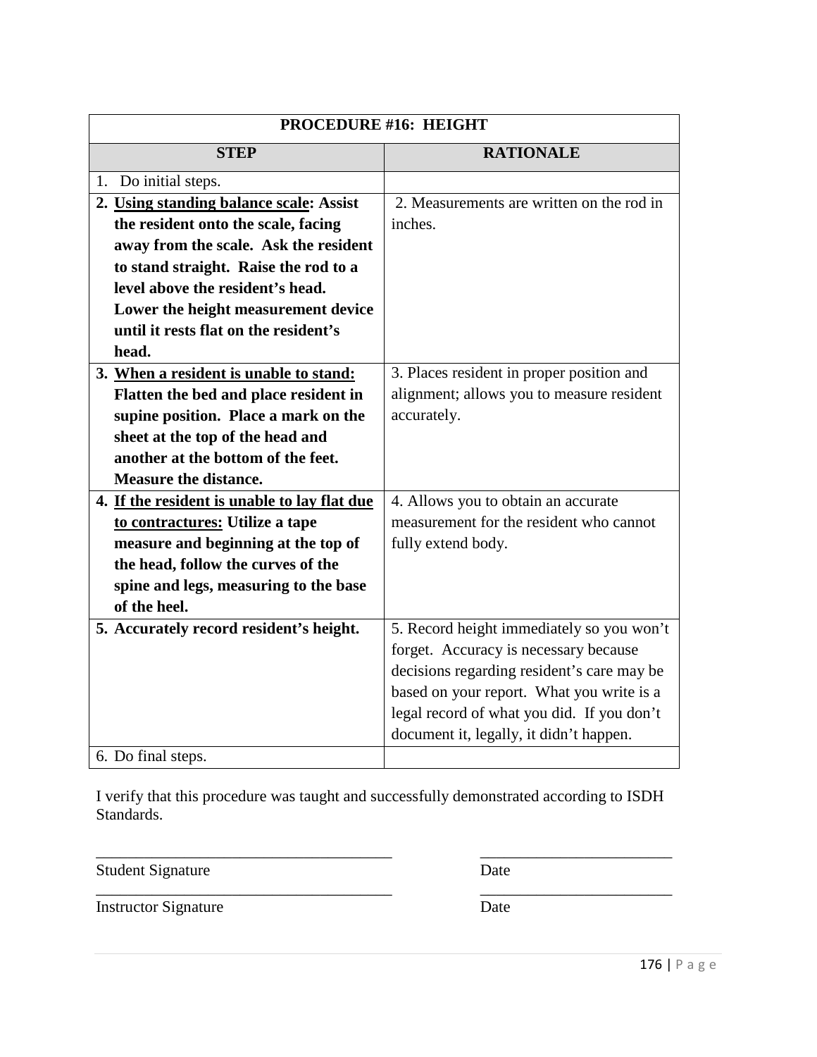| PROCEDURE #16: HEIGHT | |
|---|---|
| **STEP** | **RATIONALE** |
| 1. Do initial steps. | |
| **2. <u>Using standing balance scale</u>: Assist the resident onto the scale, facing away from the scale. Ask the resident to stand straight. Raise the rod to a level above the resident's head. Lower the height measurement device until it rests flat on the resident's head.** | 2. Measurements are written on the rod in inches. |
| **3. <u>When a resident is unable to stand:</u> Flatten the bed and place resident in supine position. Place a mark on the sheet at the top of the head and another at the bottom of the feet. Measure the distance.** | 3. Places resident in proper position and alignment; allows you to measure resident accurately. |
| **4. <u>If the resident is unable to lay flat due to contractures:</u> Utilize a tape measure and beginning at the top of the head, follow the curves of the spine and legs, measuring to the base of the heel.** | 4. Allows you to obtain an accurate measurement for the resident who cannot fully extend body. |
| **5. Accurately record resident's height.** | 5. Record height immediately so you won't forget. Accuracy is necessary because decisions regarding resident's care may be based on your report. What you write is a legal record of what you did. If you don't document it, legally, it didn't happen. |
| 6. Do final steps. | |

I verify that this procedure was taught and successfully demonstrated according to ISDH Standards.

_____________________________________ &nbsp;&nbsp;&nbsp;&nbsp;&nbsp;&nbsp;&nbsp;&nbsp; ________________________

Student Signature &nbsp;&nbsp;&nbsp;&nbsp;&nbsp;&nbsp;&nbsp;&nbsp;&nbsp;&nbsp;&nbsp;&nbsp;&nbsp;&nbsp;&nbsp;&nbsp;&nbsp;&nbsp;&nbsp;&nbsp;&nbsp;&nbsp;&nbsp;&nbsp;&nbsp;&nbsp;&nbsp;&nbsp;&nbsp;&nbsp;&nbsp;&nbsp; Date

_____________________________________ &nbsp;&nbsp;&nbsp;&nbsp;&nbsp;&nbsp;&nbsp;&nbsp; ________________________

Instructor Signature &nbsp;&nbsp;&nbsp;&nbsp;&nbsp;&nbsp;&nbsp;&nbsp;&nbsp;&nbsp;&nbsp;&nbsp;&nbsp;&nbsp;&nbsp;&nbsp;&nbsp;&nbsp;&nbsp;&nbsp;&nbsp;&nbsp;&nbsp;&nbsp;&nbsp;&nbsp;&nbsp;&nbsp;&nbsp; Date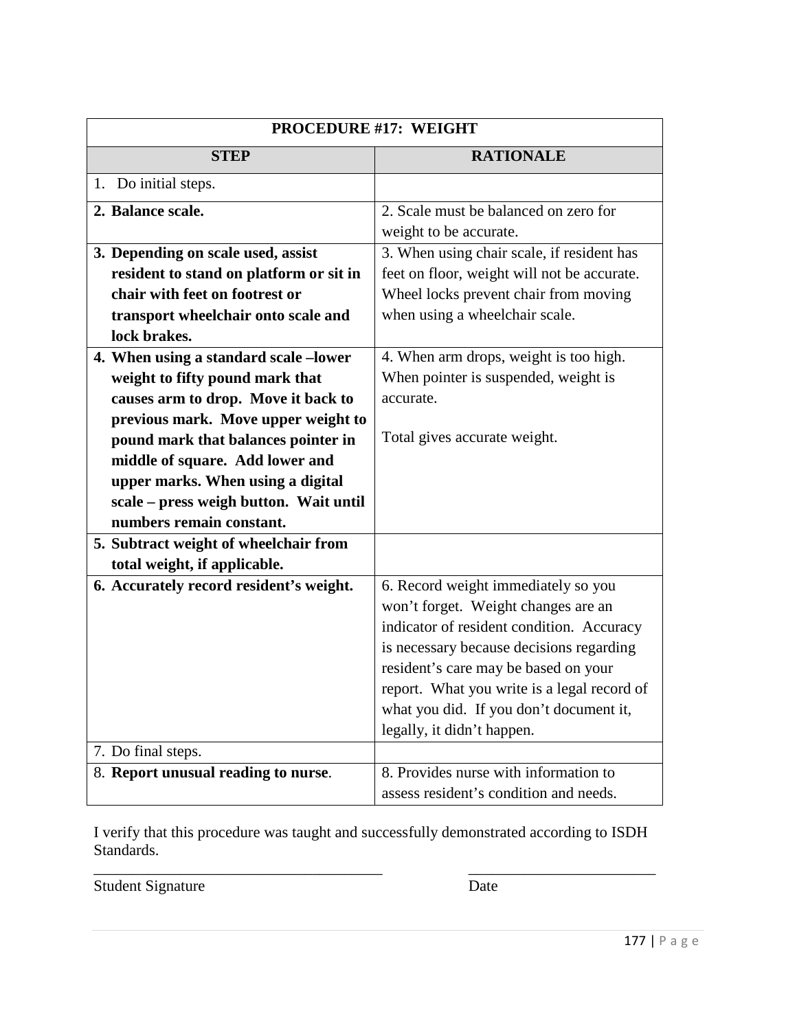| PROCEDURE #17: WEIGHT | |
|---|---|
| **STEP** | **RATIONALE** |
| 1. Do initial steps. | |
| **2. Balance scale.** | 2. Scale must be balanced on zero for weight to be accurate. |
| **3. Depending on scale used, assist resident to stand on platform or sit in chair with feet on footrest or transport wheelchair onto scale and lock brakes.** | 3. When using chair scale, if resident has feet on floor, weight will not be accurate. Wheel locks prevent chair from moving when using a wheelchair scale. |
| **4. When using a standard scale –lower weight to fifty pound mark that causes arm to drop. Move it back to previous mark. Move upper weight to pound mark that balances pointer in middle of square. Add lower and upper marks. When using a digital scale – press weigh button. Wait until numbers remain constant.** | 4. When arm drops, weight is too high. When pointer is suspended, weight is accurate.<br><br>Total gives accurate weight. |
| **5. Subtract weight of wheelchair from total weight, if applicable.** | |
| **6. Accurately record resident's weight.** | 6. Record weight immediately so you won't forget. Weight changes are an indicator of resident condition. Accuracy is necessary because decisions regarding resident's care may be based on your report. What you write is a legal record of what you did. If you don't document it, legally, it didn't happen. |
| 7. Do final steps. | |
| 8. **Report unusual reading to nurse**. | 8. Provides nurse with information to assess resident's condition and needs. |

I verify that this procedure was taught and successfully demonstrated according to ISDH Standards.

_____________________________________ &nbsp;&nbsp;&nbsp;&nbsp;&nbsp;&nbsp;&nbsp;&nbsp; ________________________

Student Signature &nbsp;&nbsp;&nbsp;&nbsp;&nbsp;&nbsp;&nbsp;&nbsp;&nbsp;&nbsp;&nbsp;&nbsp;&nbsp;&nbsp;&nbsp;&nbsp;&nbsp;&nbsp;&nbsp;&nbsp;&nbsp;&nbsp;&nbsp;&nbsp;&nbsp;&nbsp;&nbsp;&nbsp;&nbsp;&nbsp; Date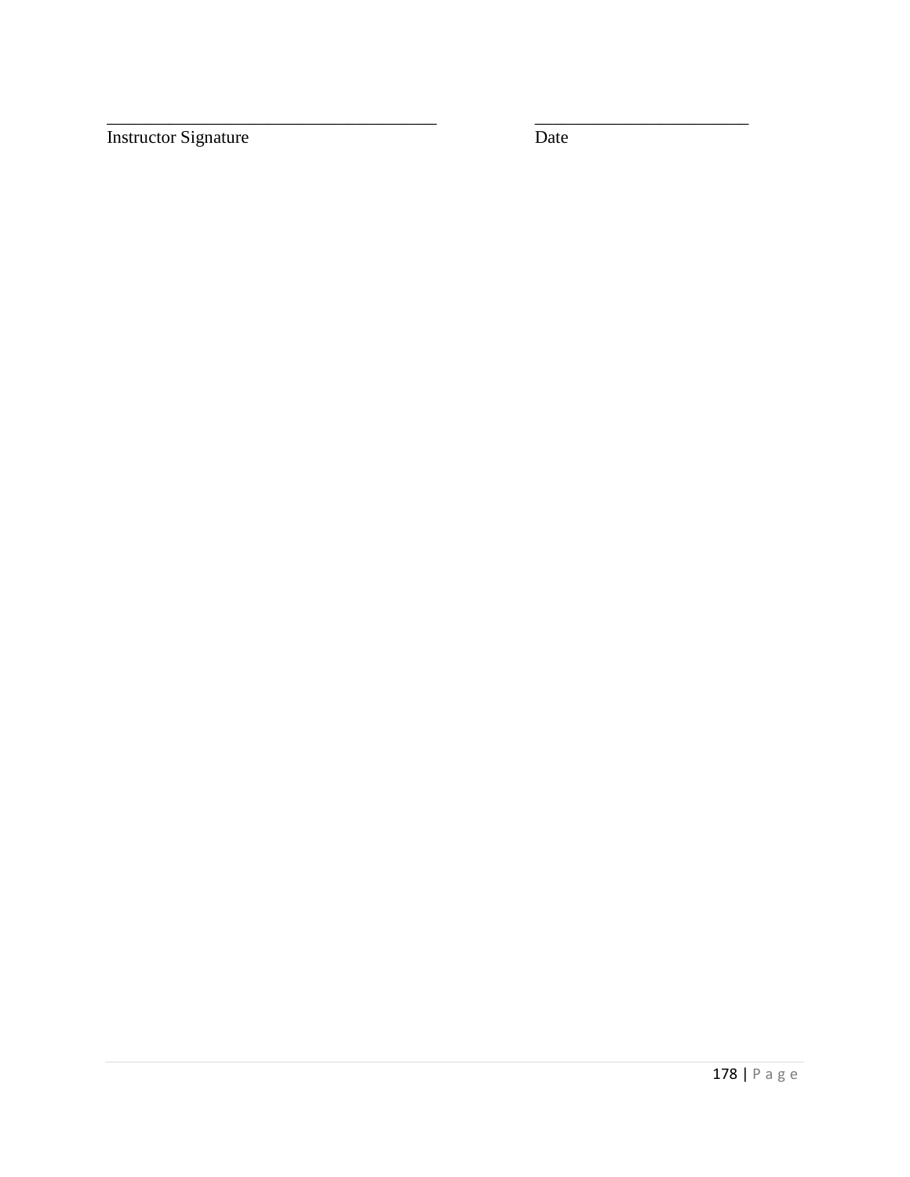______________________________________ Instructor Signature

________________________ Date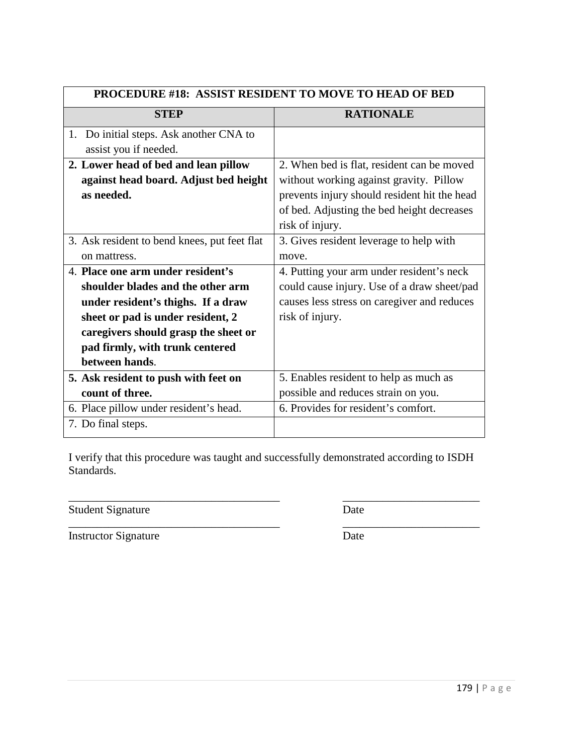| PROCEDURE #18: ASSIST RESIDENT TO MOVE TO HEAD OF BED | |
|---|---|
| **STEP** | **RATIONALE** |
| 1. Do initial steps. Ask another CNA to assist you if needed. | |
| **2. Lower head of bed and lean pillow against head board. Adjust bed height as needed.** | 2. When bed is flat, resident can be moved without working against gravity. Pillow prevents injury should resident hit the head of bed. Adjusting the bed height decreases risk of injury. |
| 3. Ask resident to bend knees, put feet flat on mattress. | 3. Gives resident leverage to help with move. |
| 4. **Place one arm under resident's shoulder blades and the other arm under resident's thighs. If a draw sheet or pad is under resident, 2 caregivers should grasp the sheet or pad firmly, with trunk centered between hands**. | 4. Putting your arm under resident's neck could cause injury. Use of a draw sheet/pad causes less stress on caregiver and reduces risk of injury. |
| **5. Ask resident to push with feet on count of three.** | 5. Enables resident to help as much as possible and reduces strain on you. |
| 6. Place pillow under resident's head. | 6. Provides for resident's comfort. |
| 7. Do final steps. | |

I verify that this procedure was taught and successfully demonstrated according to ISDH Standards.

_____________________________________ _________________________

Student Signature Date

_____________________________________ _________________________

Instructor Signature Date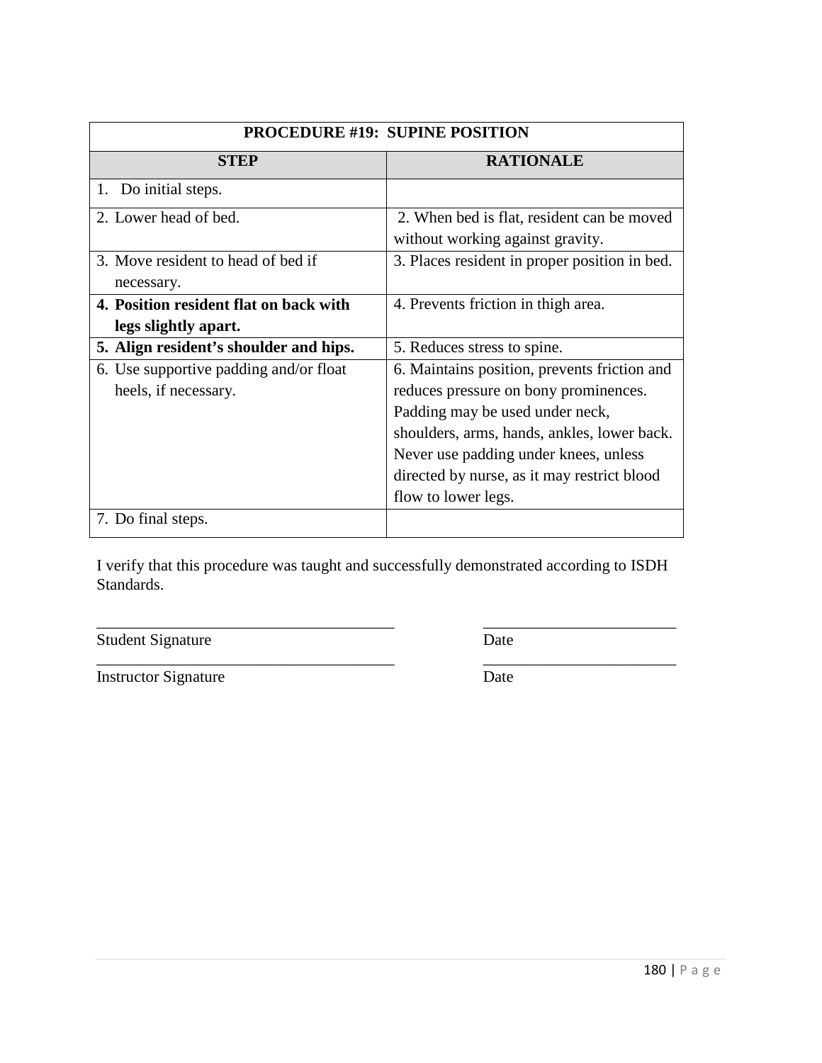| PROCEDURE #19: SUPINE POSITION | |
|---|---|
| **STEP** | **RATIONALE** |
| 1. Do initial steps. | |
| 2. Lower head of bed. | 2. When bed is flat, resident can be moved without working against gravity. |
| 3. Move resident to head of bed if necessary. | 3. Places resident in proper position in bed. |
| **4. Position resident flat on back with legs slightly apart.** | 4. Prevents friction in thigh area. |
| **5. Align resident's shoulder and hips.** | 5. Reduces stress to spine. |
| 6. Use supportive padding and/or float heels, if necessary. | 6. Maintains position, prevents friction and reduces pressure on bony prominences. Padding may be used under neck, shoulders, arms, hands, ankles, lower back. Never use padding under knees, unless directed by nurse, as it may restrict blood flow to lower legs. |
| 7. Do final steps. | |

I verify that this procedure was taught and successfully demonstrated according to ISDH Standards.

_______________________________________ _________________________

Student Signature Date

_______________________________________ _________________________

Instructor Signature Date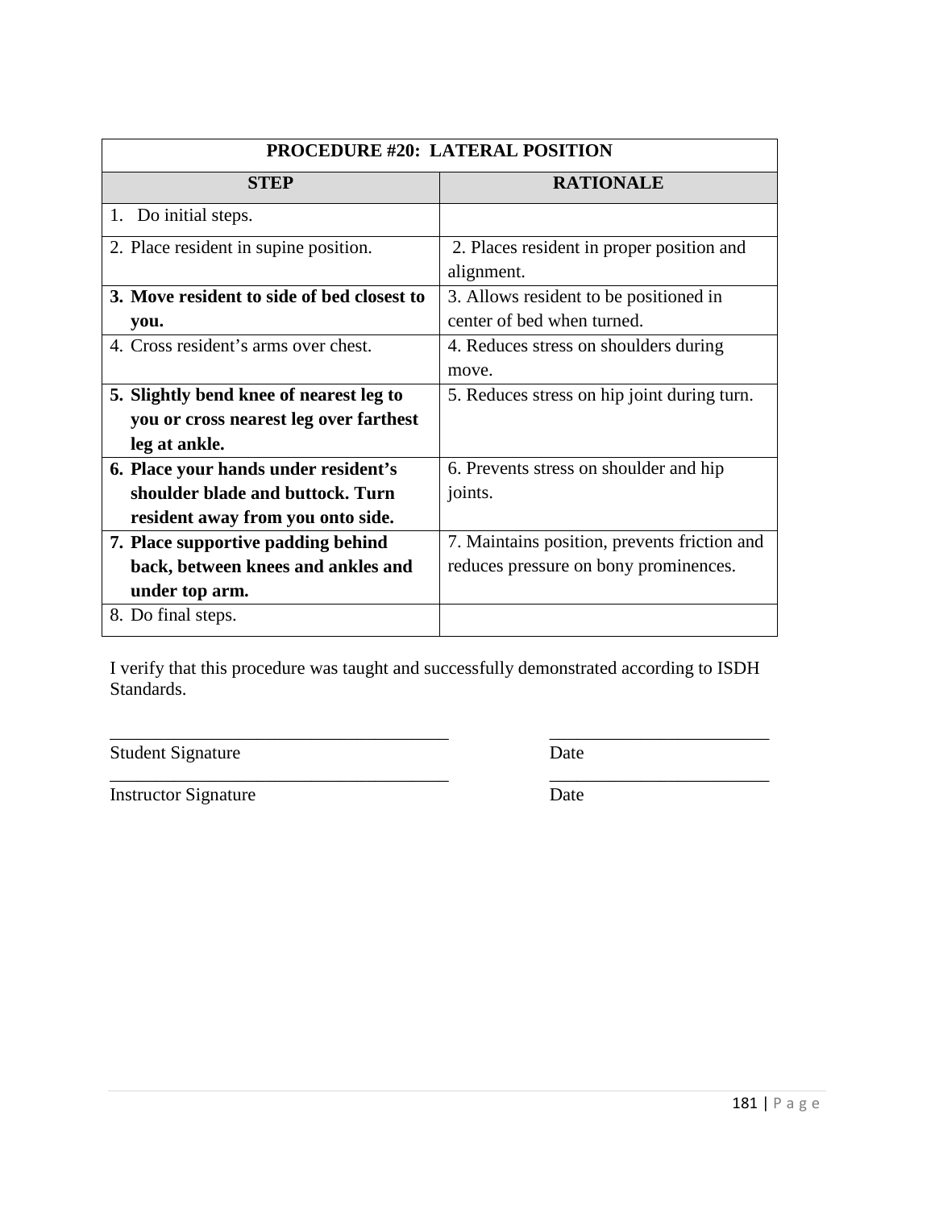| PROCEDURE #20: LATERAL POSITION | |
|---|---|
| **STEP** | **RATIONALE** |
| 1. Do initial steps. | |
| 2. Place resident in supine position. | 2. Places resident in proper position and alignment. |
| **3. Move resident to side of bed closest to you.** | 3. Allows resident to be positioned in center of bed when turned. |
| 4. Cross resident's arms over chest. | 4. Reduces stress on shoulders during move. |
| **5. Slightly bend knee of nearest leg to you or cross nearest leg over farthest leg at ankle.** | 5. Reduces stress on hip joint during turn. |
| **6. Place your hands under resident's shoulder blade and buttock. Turn resident away from you onto side.** | 6. Prevents stress on shoulder and hip joints. |
| **7. Place supportive padding behind back, between knees and ankles and under top arm.** | 7. Maintains position, prevents friction and reduces pressure on bony prominences. |
| 8. Do final steps. | |

I verify that this procedure was taught and successfully demonstrated according to ISDH Standards.

_______________________________________ _________________________

Student Signature Date

_______________________________________ _________________________

Instructor Signature Date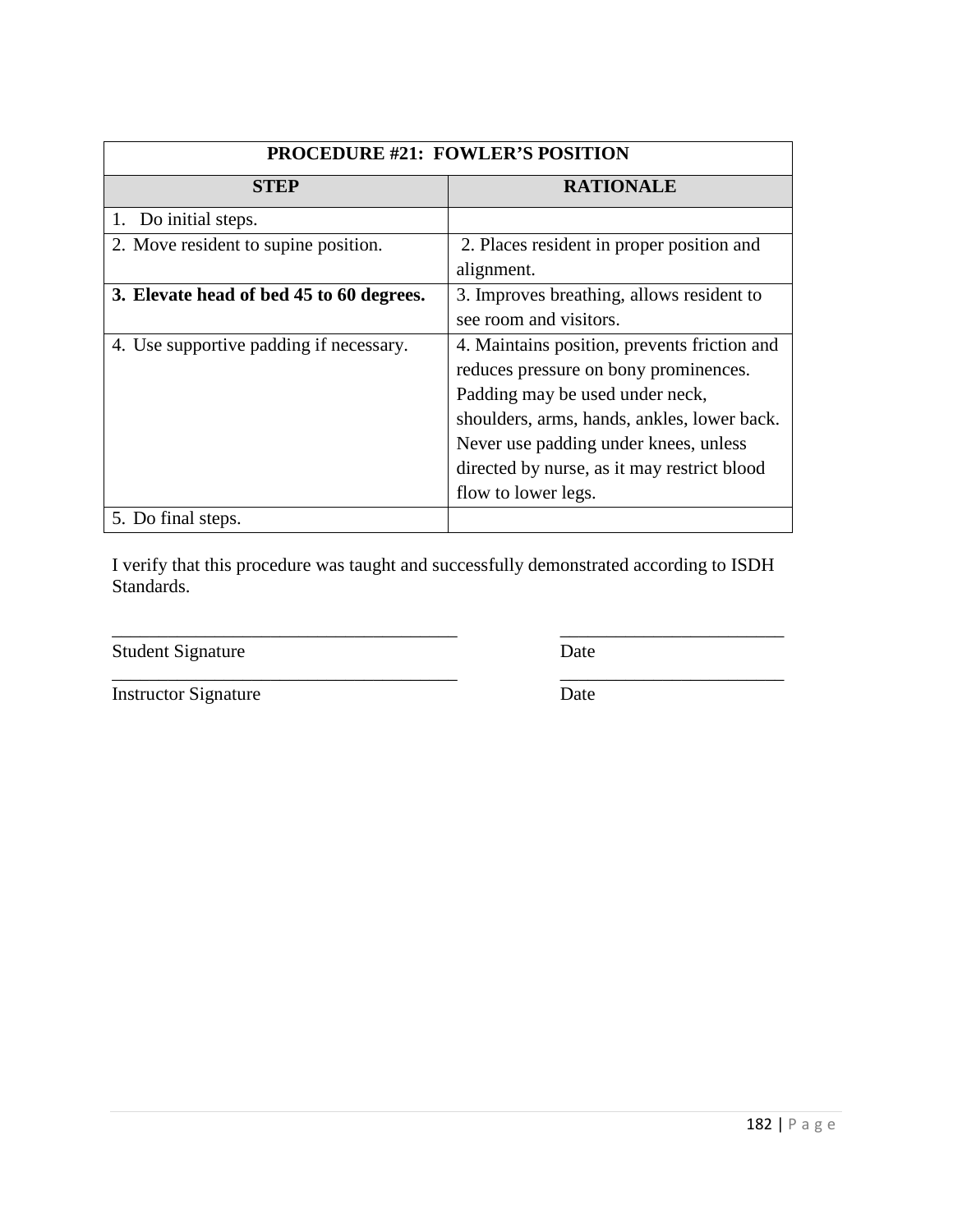| PROCEDURE #21: FOWLER'S POSITION | |
|---|---|
| **STEP** | **RATIONALE** |
| 1. Do initial steps. | |
| 2. Move resident to supine position. | 2. Places resident in proper position and alignment. |
| **3. Elevate head of bed 45 to 60 degrees.** | 3. Improves breathing, allows resident to see room and visitors. |
| 4. Use supportive padding if necessary. | 4. Maintains position, prevents friction and reduces pressure on bony prominences. Padding may be used under neck, shoulders, arms, hands, ankles, lower back. Never use padding under knees, unless directed by nurse, as it may restrict blood flow to lower legs. |
| 5. Do final steps. | |

I verify that this procedure was taught and successfully demonstrated according to ISDH Standards.

_____________________________________ _________________________

Student Signature Date

_____________________________________ _________________________

Instructor Signature Date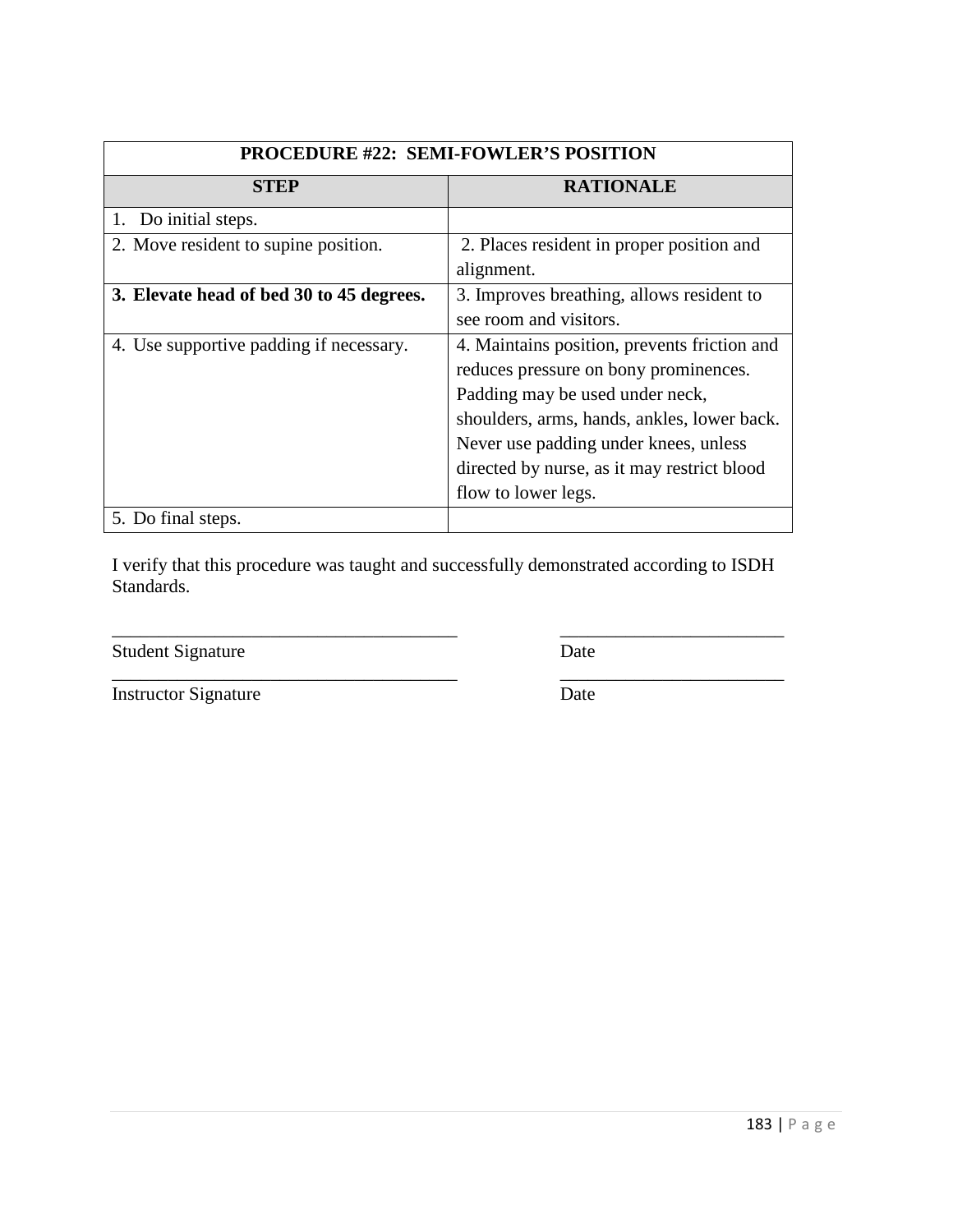| PROCEDURE #22: SEMI-FOWLER'S POSITION | |
|---|---|
| **STEP** | **RATIONALE** |
| 1. Do initial steps. | |
| 2. Move resident to supine position. | 2. Places resident in proper position and alignment. |
| **3. Elevate head of bed 30 to 45 degrees.** | 3. Improves breathing, allows resident to see room and visitors. |
| 4. Use supportive padding if necessary. | 4. Maintains position, prevents friction and reduces pressure on bony prominences. Padding may be used under neck, shoulders, arms, hands, ankles, lower back. Never use padding under knees, unless directed by nurse, as it may restrict blood flow to lower legs. |
| 5. Do final steps. | |

I verify that this procedure was taught and successfully demonstrated according to ISDH Standards.

_____________________________________ &nbsp;&nbsp;&nbsp;&nbsp; ________________________

Student Signature &nbsp;&nbsp;&nbsp;&nbsp; Date

_____________________________________ &nbsp;&nbsp;&nbsp;&nbsp; ________________________

Instructor Signature &nbsp;&nbsp;&nbsp;&nbsp; Date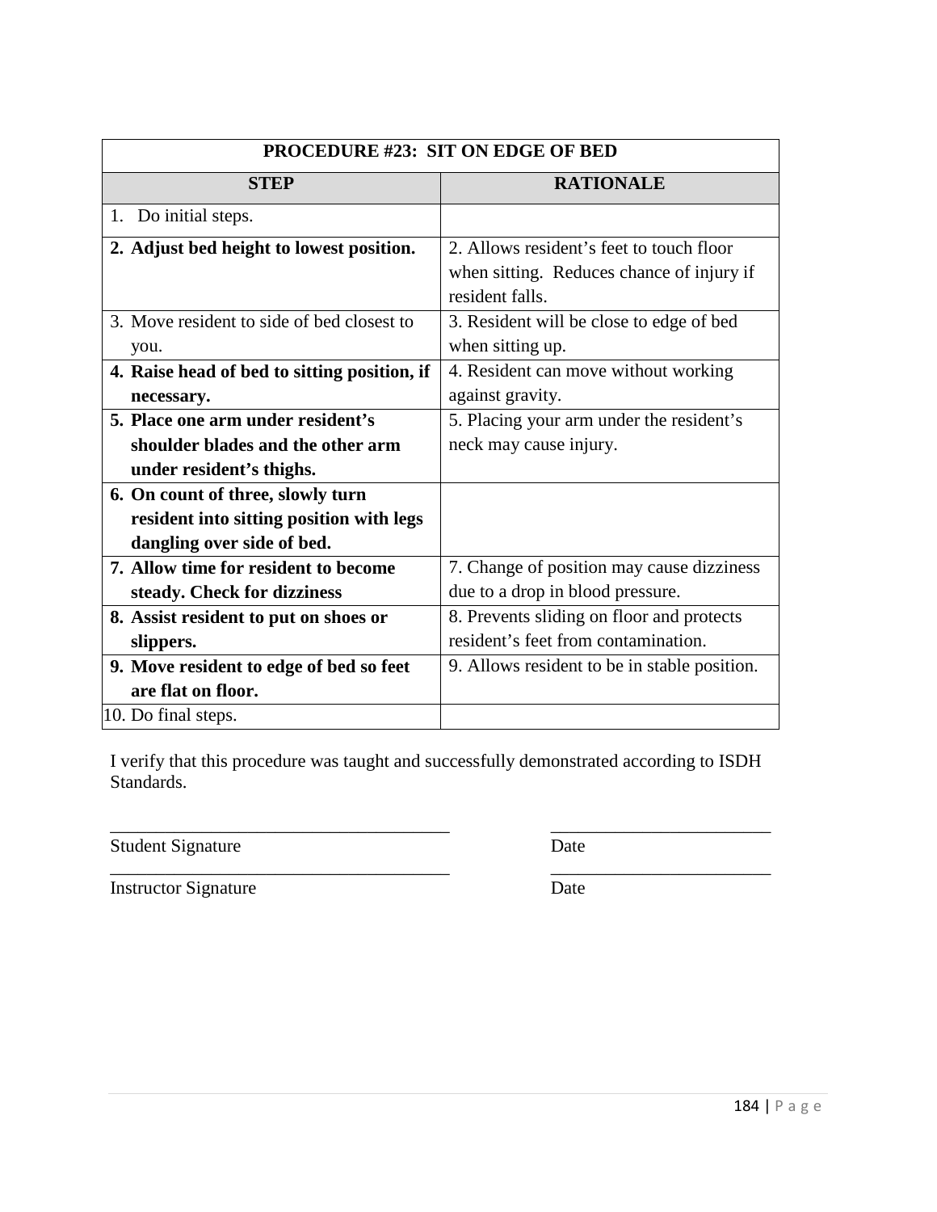| PROCEDURE #23: SIT ON EDGE OF BED | |
|---|---|
| **STEP** | **RATIONALE** |
| 1. Do initial steps. | |
| **2. Adjust bed height to lowest position.** | 2. Allows resident's feet to touch floor when sitting. Reduces chance of injury if resident falls. |
| 3. Move resident to side of bed closest to you. | 3. Resident will be close to edge of bed when sitting up. |
| **4. Raise head of bed to sitting position, if necessary.** | 4. Resident can move without working against gravity. |
| **5. Place one arm under resident's shoulder blades and the other arm under resident's thighs.** | 5. Placing your arm under the resident's neck may cause injury. |
| **6. On count of three, slowly turn resident into sitting position with legs dangling over side of bed.** | |
| **7. Allow time for resident to become steady. Check for dizziness** | 7. Change of position may cause dizziness due to a drop in blood pressure. |
| **8. Assist resident to put on shoes or slippers.** | 8. Prevents sliding on floor and protects resident's feet from contamination. |
| **9. Move resident to edge of bed so feet are flat on floor.** | 9. Allows resident to be in stable position. |
| 10. Do final steps. | |

I verify that this procedure was taught and successfully demonstrated according to ISDH Standards.

_____________________________________ _________________________

Student Signature Date

_____________________________________ _________________________

Instructor Signature Date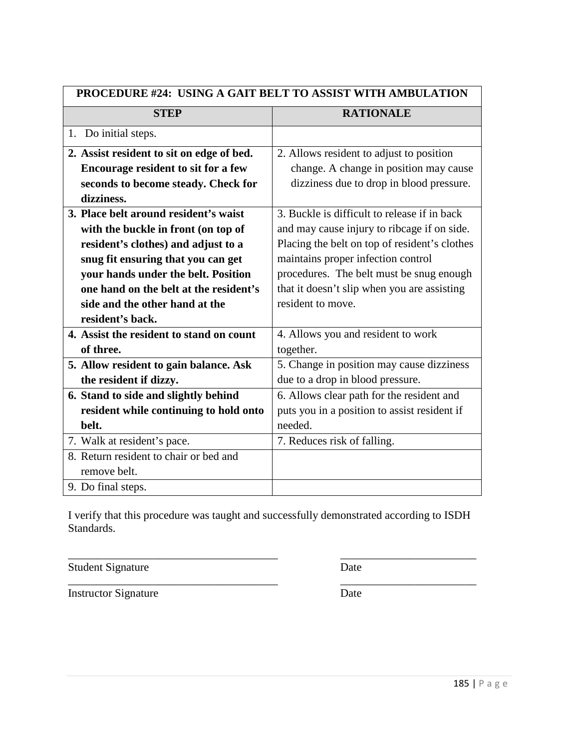| PROCEDURE #24: USING A GAIT BELT TO ASSIST WITH AMBULATION | |
|---|---|
| **STEP** | **RATIONALE** |
| 1. Do initial steps. | |
| **2. Assist resident to sit on edge of bed. Encourage resident to sit for a few seconds to become steady. Check for dizziness.** | 2. Allows resident to adjust to position change. A change in position may cause dizziness due to drop in blood pressure. |
| **3. Place belt around resident's waist with the buckle in front (on top of resident's clothes) and adjust to a snug fit ensuring that you can get your hands under the belt. Position one hand on the belt at the resident's side and the other hand at the resident's back.** | 3. Buckle is difficult to release if in back and may cause injury to ribcage if on side. Placing the belt on top of resident's clothes maintains proper infection control procedures. The belt must be snug enough that it doesn't slip when you are assisting resident to move. |
| **4. Assist the resident to stand on count of three.** | 4. Allows you and resident to work together. |
| **5. Allow resident to gain balance. Ask the resident if dizzy.** | 5. Change in position may cause dizziness due to a drop in blood pressure. |
| **6. Stand to side and slightly behind resident while continuing to hold onto belt.** | 6. Allows clear path for the resident and puts you in a position to assist resident if needed. |
| 7. Walk at resident's pace. | 7. Reduces risk of falling. |
| 8. Return resident to chair or bed and remove belt. | |
| 9. Do final steps. | |

I verify that this procedure was taught and successfully demonstrated according to ISDH Standards.

_____________________________________ _________________________

Student Signature Date

_____________________________________ _________________________

Instructor Signature Date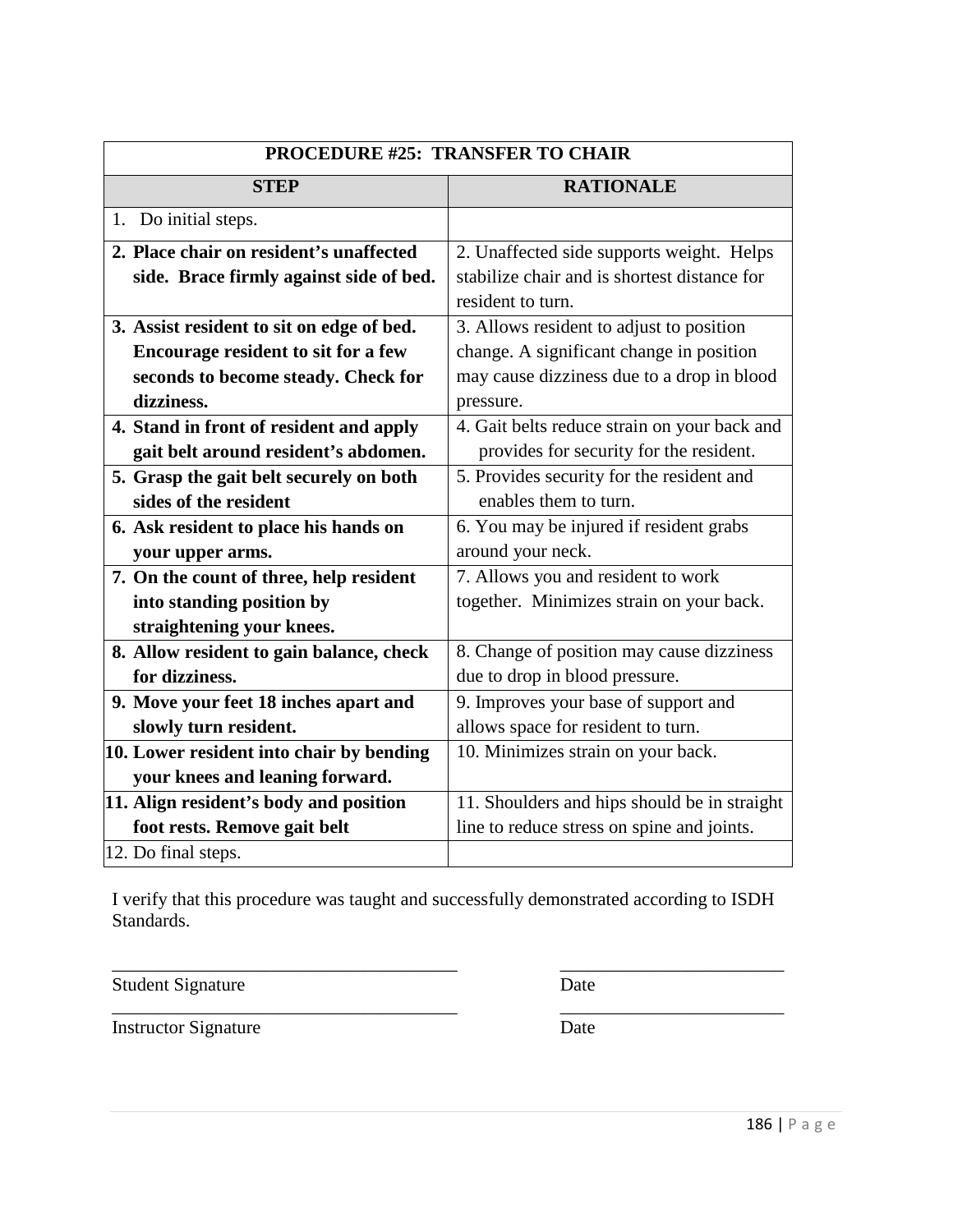| PROCEDURE #25: TRANSFER TO CHAIR | |
|---|---|
| **STEP** | **RATIONALE** |
| 1. Do initial steps. | |
| **2. Place chair on resident's unaffected side. Brace firmly against side of bed.** | 2. Unaffected side supports weight. Helps stabilize chair and is shortest distance for resident to turn. |
| **3. Assist resident to sit on edge of bed. Encourage resident to sit for a few seconds to become steady. Check for dizziness.** | 3. Allows resident to adjust to position change. A significant change in position may cause dizziness due to a drop in blood pressure. |
| **4. Stand in front of resident and apply gait belt around resident's abdomen.** | 4. Gait belts reduce strain on your back and provides for security for the resident. |
| **5. Grasp the gait belt securely on both sides of the resident** | 5. Provides security for the resident and enables them to turn. |
| **6. Ask resident to place his hands on your upper arms.** | 6. You may be injured if resident grabs around your neck. |
| **7. On the count of three, help resident into standing position by straightening your knees.** | 7. Allows you and resident to work together. Minimizes strain on your back. |
| **8. Allow resident to gain balance, check for dizziness.** | 8. Change of position may cause dizziness due to drop in blood pressure. |
| **9. Move your feet 18 inches apart and slowly turn resident.** | 9. Improves your base of support and allows space for resident to turn. |
| **10. Lower resident into chair by bending your knees and leaning forward.** | 10. Minimizes strain on your back. |
| **11. Align resident's body and position foot rests. Remove gait belt** | 11. Shoulders and hips should be in straight line to reduce stress on spine and joints. |
| 12. Do final steps. | |

I verify that this procedure was taught and successfully demonstrated according to ISDH Standards.

_____________________________________ _________________________

Student Signature Date

_____________________________________ _________________________

Instructor Signature Date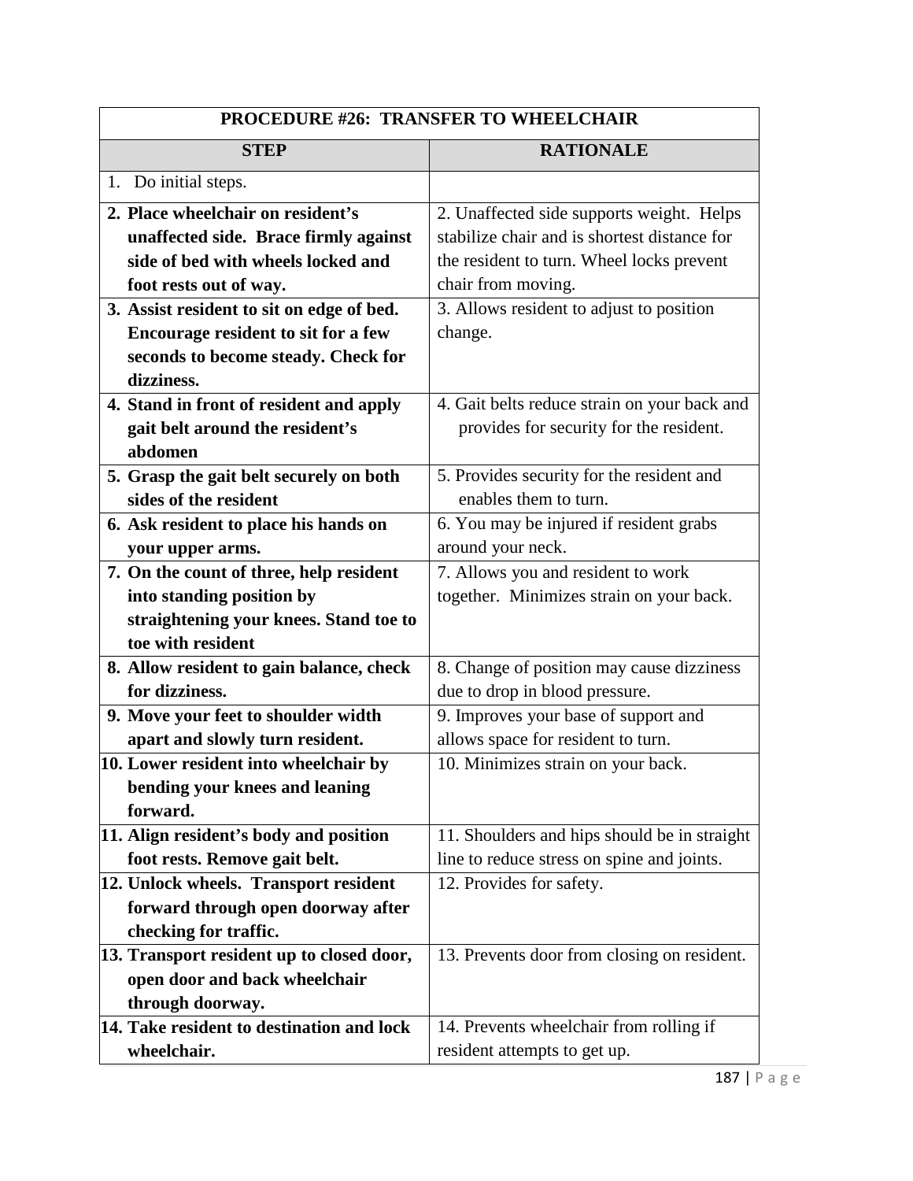| PROCEDURE #26: TRANSFER TO WHEELCHAIR | |
|---|---|
| **STEP** | **RATIONALE** |
| 1. Do initial steps. | |
| **2. Place wheelchair on resident's unaffected side. Brace firmly against side of bed with wheels locked and foot rests out of way.** | 2. Unaffected side supports weight. Helps stabilize chair and is shortest distance for the resident to turn. Wheel locks prevent chair from moving. |
| **3. Assist resident to sit on edge of bed. Encourage resident to sit for a few seconds to become steady. Check for dizziness.** | 3. Allows resident to adjust to position change. |
| **4. Stand in front of resident and apply gait belt around the resident's abdomen** | 4. Gait belts reduce strain on your back and provides for security for the resident. |
| **5. Grasp the gait belt securely on both sides of the resident** | 5. Provides security for the resident and enables them to turn. |
| **6. Ask resident to place his hands on your upper arms.** | 6. You may be injured if resident grabs around your neck. |
| **7. On the count of three, help resident into standing position by straightening your knees. Stand toe to toe with resident** | 7. Allows you and resident to work together. Minimizes strain on your back. |
| **8. Allow resident to gain balance, check for dizziness.** | 8. Change of position may cause dizziness due to drop in blood pressure. |
| **9. Move your feet to shoulder width apart and slowly turn resident.** | 9. Improves your base of support and allows space for resident to turn. |
| **10. Lower resident into wheelchair by bending your knees and leaning forward.** | 10. Minimizes strain on your back. |
| **11. Align resident's body and position foot rests. Remove gait belt.** | 11. Shoulders and hips should be in straight line to reduce stress on spine and joints. |
| **12. Unlock wheels. Transport resident forward through open doorway after checking for traffic.** | 12. Provides for safety. |
| **13. Transport resident up to closed door, open door and back wheelchair through doorway.** | 13. Prevents door from closing on resident. |
| **14. Take resident to destination and lock wheelchair.** | 14. Prevents wheelchair from rolling if resident attempts to get up. |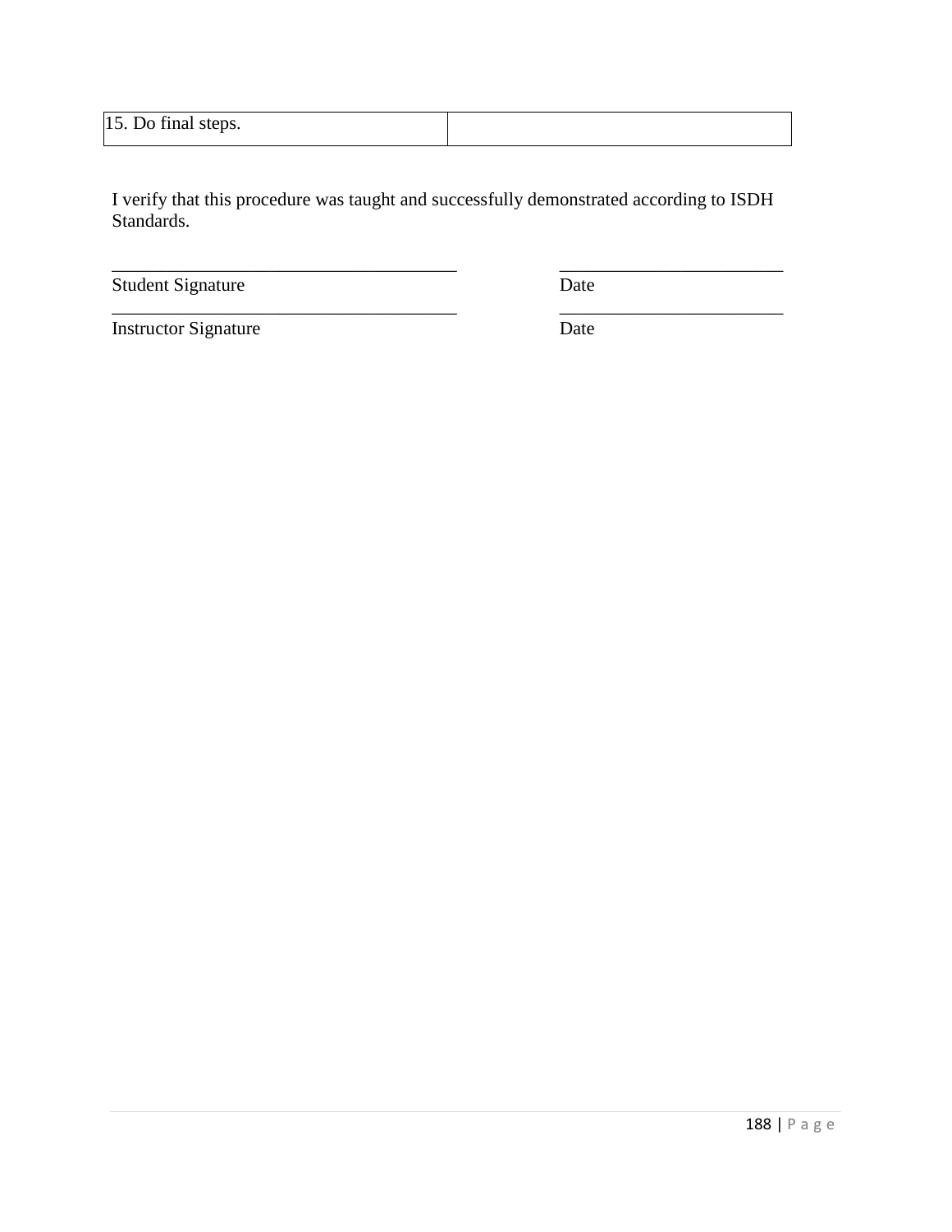| 15. Do final steps. | |
|---|---|

I verify that this procedure was taught and successfully demonstrated according to ISDH Standards.

_______________________________________ _________________________

Student Signature Date

_______________________________________ _________________________

Instructor Signature Date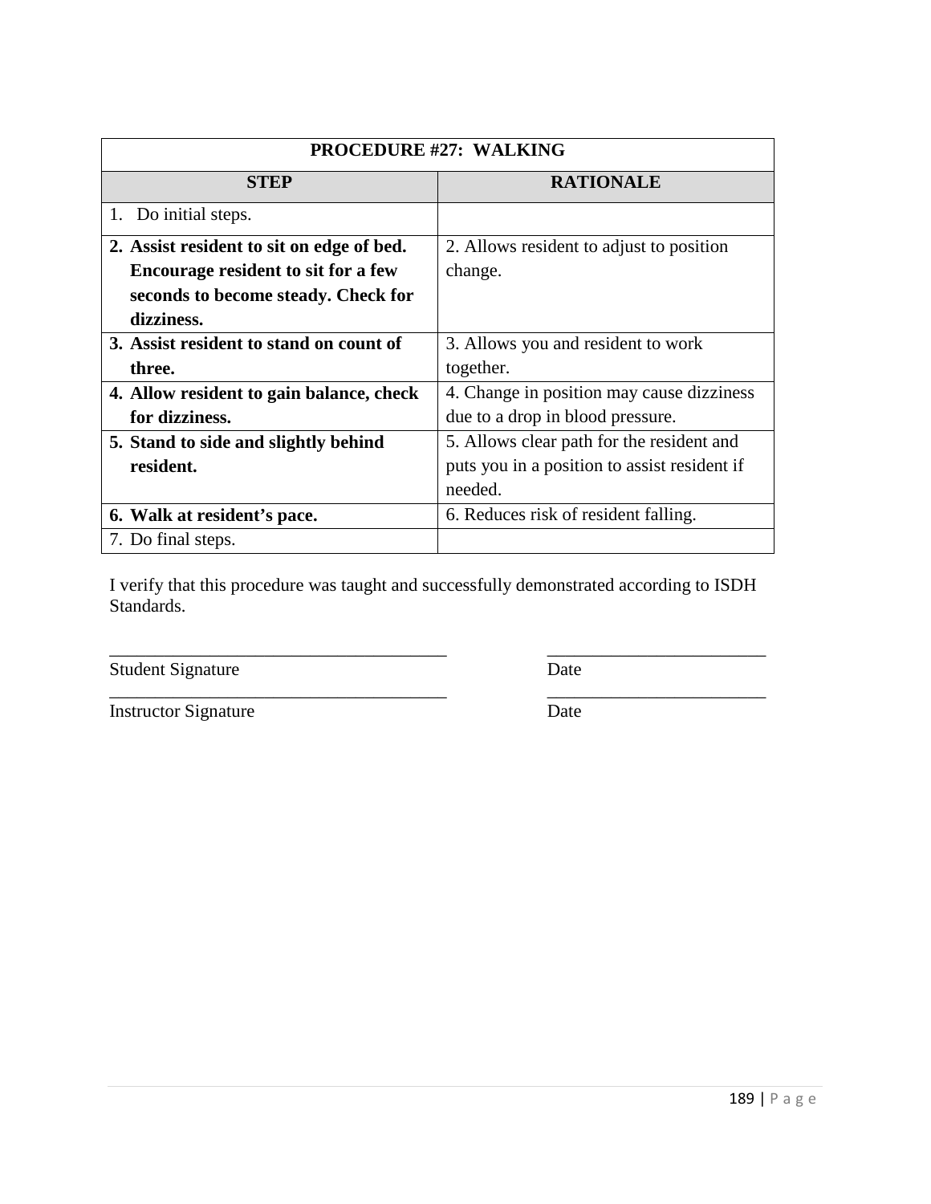| PROCEDURE #27: WALKING | |
|---|---|
| **STEP** | **RATIONALE** |
| 1. Do initial steps. | |
| **2. Assist resident to sit on edge of bed. Encourage resident to sit for a few seconds to become steady. Check for dizziness.** | 2. Allows resident to adjust to position change. |
| **3. Assist resident to stand on count of three.** | 3. Allows you and resident to work together. |
| **4. Allow resident to gain balance, check for dizziness.** | 4. Change in position may cause dizziness due to a drop in blood pressure. |
| **5. Stand to side and slightly behind resident.** | 5. Allows clear path for the resident and puts you in a position to assist resident if needed. |
| **6. Walk at resident's pace.** | 6. Reduces risk of resident falling. |
| 7. Do final steps. | |

I verify that this procedure was taught and successfully demonstrated according to ISDH Standards.

_____________________________________ _________________________

Student Signature Date

_____________________________________ _________________________

Instructor Signature Date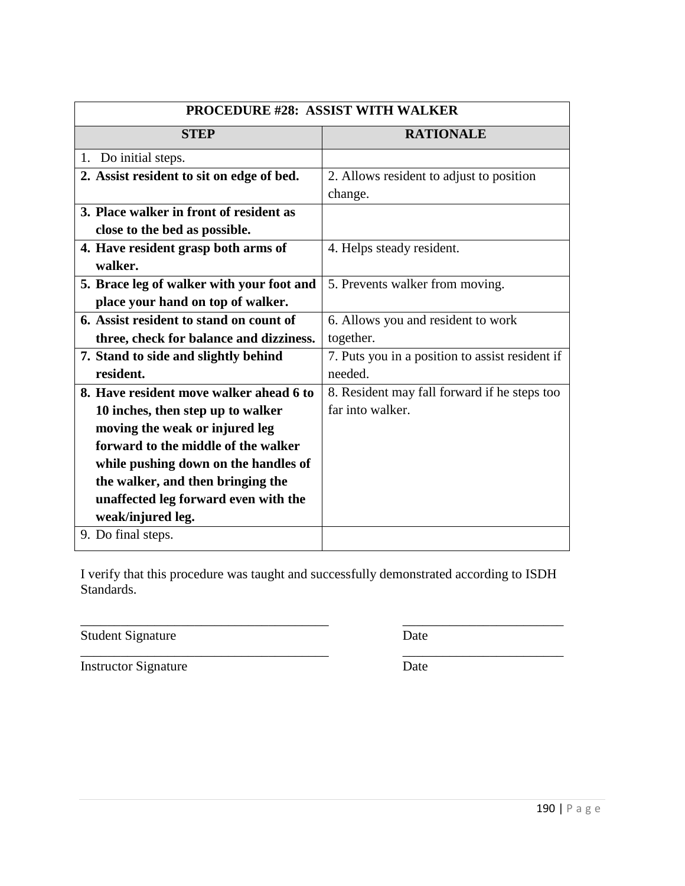| PROCEDURE #28: ASSIST WITH WALKER | |
|---|---|
| **STEP** | **RATIONALE** |
| 1. Do initial steps. | |
| **2. Assist resident to sit on edge of bed.** | 2. Allows resident to adjust to position change. |
| **3. Place walker in front of resident as close to the bed as possible.** | |
| **4. Have resident grasp both arms of walker.** | 4. Helps steady resident. |
| **5. Brace leg of walker with your foot and place your hand on top of walker.** | 5. Prevents walker from moving. |
| **6. Assist resident to stand on count of three, check for balance and dizziness.** | 6. Allows you and resident to work together. |
| **7. Stand to side and slightly behind resident.** | 7. Puts you in a position to assist resident if needed. |
| **8. Have resident move walker ahead 6 to 10 inches, then step up to walker moving the weak or injured leg forward to the middle of the walker while pushing down on the handles of the walker, and then bringing the unaffected leg forward even with the weak/injured leg.** | 8. Resident may fall forward if he steps too far into walker. |
| 9. Do final steps. | |

I verify that this procedure was taught and successfully demonstrated according to ISDH Standards.

_____________________________________ _________________________

Student Signature Date

_____________________________________ _________________________

Instructor Signature Date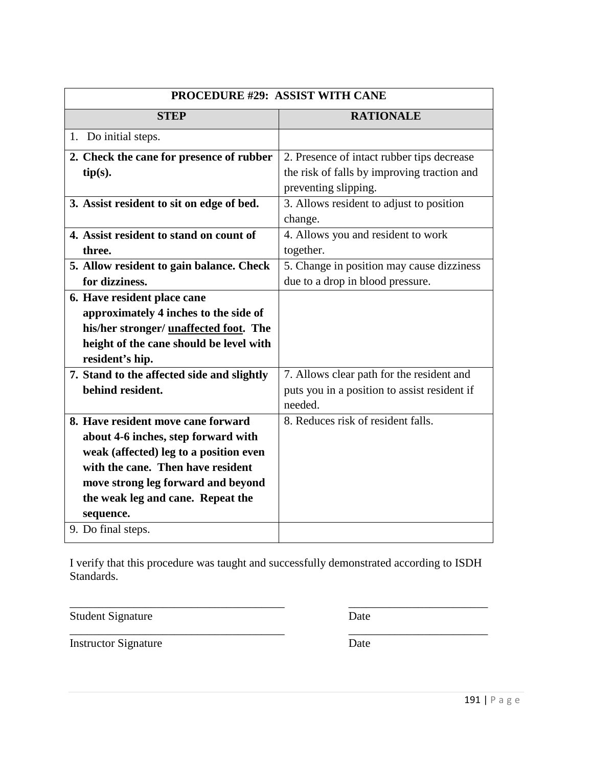| PROCEDURE #29: ASSIST WITH CANE | |
|---|---|
| **STEP** | **RATIONALE** |
| 1. Do initial steps. | |
| **2. Check the cane for presence of rubber tip(s).** | 2. Presence of intact rubber tips decrease the risk of falls by improving traction and preventing slipping. |
| **3. Assist resident to sit on edge of bed.** | 3. Allows resident to adjust to position change. |
| **4. Assist resident to stand on count of three.** | 4. Allows you and resident to work together. |
| **5. Allow resident to gain balance. Check for dizziness.** | 5. Change in position may cause dizziness due to a drop in blood pressure. |
| **6. Have resident place cane approximately 4 inches to the side of his/her stronger/ <u>unaffected foot</u>. The height of the cane should be level with resident's hip.** | |
| **7. Stand to the affected side and slightly behind resident.** | 7. Allows clear path for the resident and puts you in a position to assist resident if needed. |
| **8. Have resident move cane forward about 4-6 inches, step forward with weak (affected) leg to a position even with the cane. Then have resident move strong leg forward and beyond the weak leg and cane. Repeat the sequence.** | 8. Reduces risk of resident falls. |
| 9. Do final steps. | |

I verify that this procedure was taught and successfully demonstrated according to ISDH Standards.

_____________________________________ _________________________

Student Signature Date

_____________________________________ _________________________

Instructor Signature Date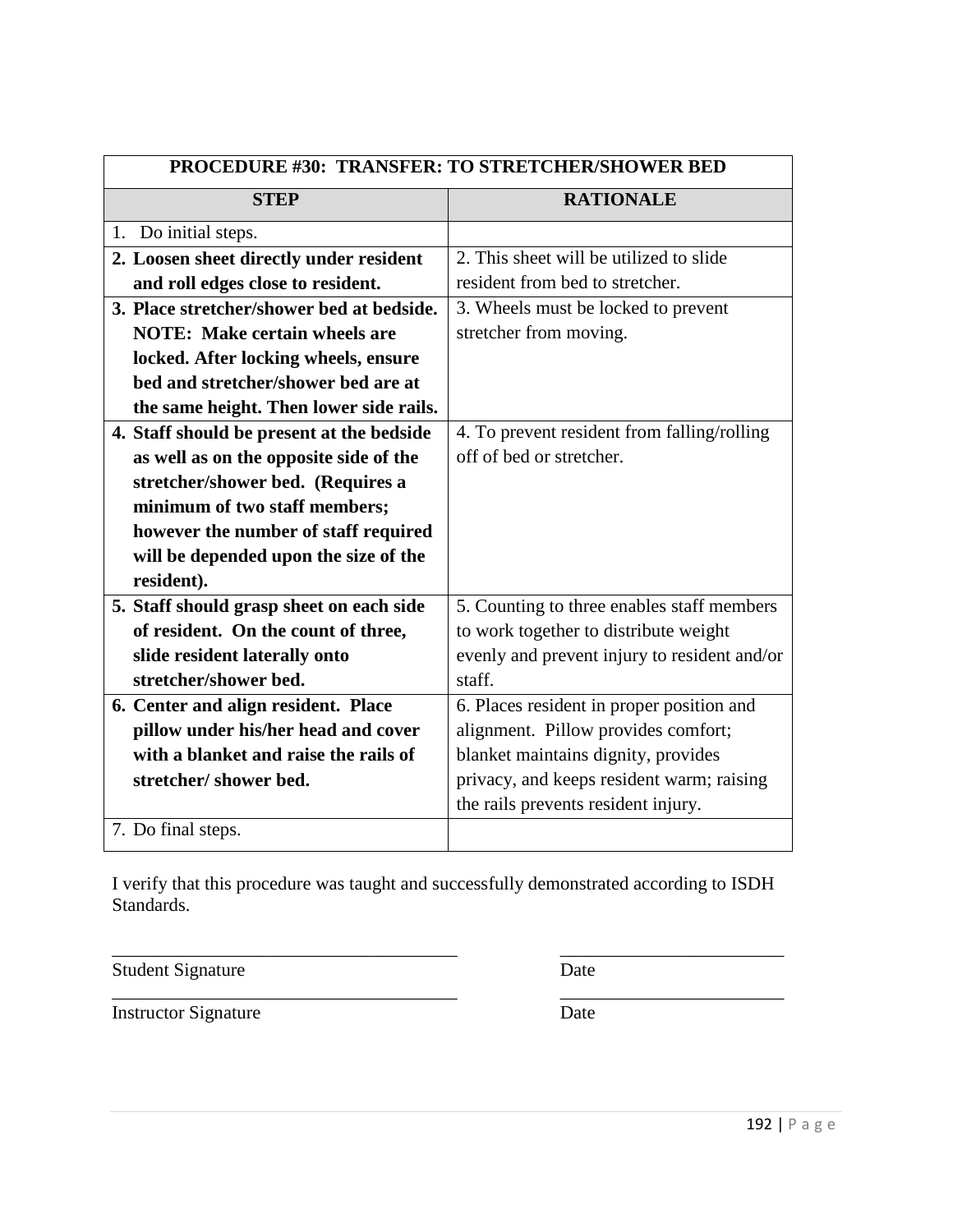| PROCEDURE #30: TRANSFER: TO STRETCHER/SHOWER BED | |
|---|---|
| **STEP** | **RATIONALE** |
| 1. Do initial steps. | |
| **2. Loosen sheet directly under resident and roll edges close to resident.** | 2. This sheet will be utilized to slide resident from bed to stretcher. |
| **3. Place stretcher/shower bed at bedside. NOTE: Make certain wheels are locked. After locking wheels, ensure bed and stretcher/shower bed are at the same height. Then lower side rails.** | 3. Wheels must be locked to prevent stretcher from moving. |
| **4. Staff should be present at the bedside as well as on the opposite side of the stretcher/shower bed. (Requires a minimum of two staff members; however the number of staff required will be depended upon the size of the resident).** | 4. To prevent resident from falling/rolling off of bed or stretcher. |
| **5. Staff should grasp sheet on each side of resident. On the count of three, slide resident laterally onto stretcher/shower bed.** | 5. Counting to three enables staff members to work together to distribute weight evenly and prevent injury to resident and/or staff. |
| **6. Center and align resident. Place pillow under his/her head and cover with a blanket and raise the rails of stretcher/ shower bed.** | 6. Places resident in proper position and alignment. Pillow provides comfort; blanket maintains dignity, provides privacy, and keeps resident warm; raising the rails prevents resident injury. |
| 7. Do final steps. | |

I verify that this procedure was taught and successfully demonstrated according to ISDH Standards.

_____________________________________ _________________________

Student Signature Date

_____________________________________ _________________________

Instructor Signature Date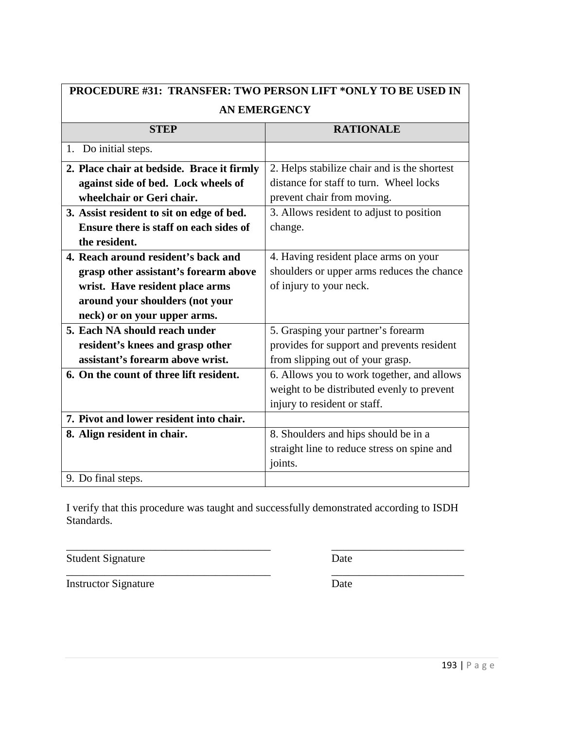| PROCEDURE #31: TRANSFER: TWO PERSON LIFT *ONLY TO BE USED IN AN EMERGENCY | |
|---|---|
| **STEP** | **RATIONALE** |
| 1. Do initial steps. | |
| **2. Place chair at bedside. Brace it firmly against side of bed. Lock wheels of wheelchair or Geri chair.** | 2. Helps stabilize chair and is the shortest distance for staff to turn. Wheel locks prevent chair from moving. |
| **3. Assist resident to sit on edge of bed. Ensure there is staff on each sides of the resident.** | 3. Allows resident to adjust to position change. |
| **4. Reach around resident's back and grasp other assistant's forearm above wrist. Have resident place arms around your shoulders (not your neck) or on your upper arms.** | 4. Having resident place arms on your shoulders or upper arms reduces the chance of injury to your neck. |
| **5. Each NA should reach under resident's knees and grasp other assistant's forearm above wrist.** | 5. Grasping your partner's forearm provides for support and prevents resident from slipping out of your grasp. |
| **6. On the count of three lift resident.** | 6. Allows you to work together, and allows weight to be distributed evenly to prevent injury to resident or staff. |
| **7. Pivot and lower resident into chair.** | |
| **8. Align resident in chair.** | 8. Shoulders and hips should be in a straight line to reduce stress on spine and joints. |
| 9. Do final steps. | |

I verify that this procedure was taught and successfully demonstrated according to ISDH Standards.

_____________________________________ _________________________

Student Signature Date

_____________________________________ _________________________

Instructor Signature Date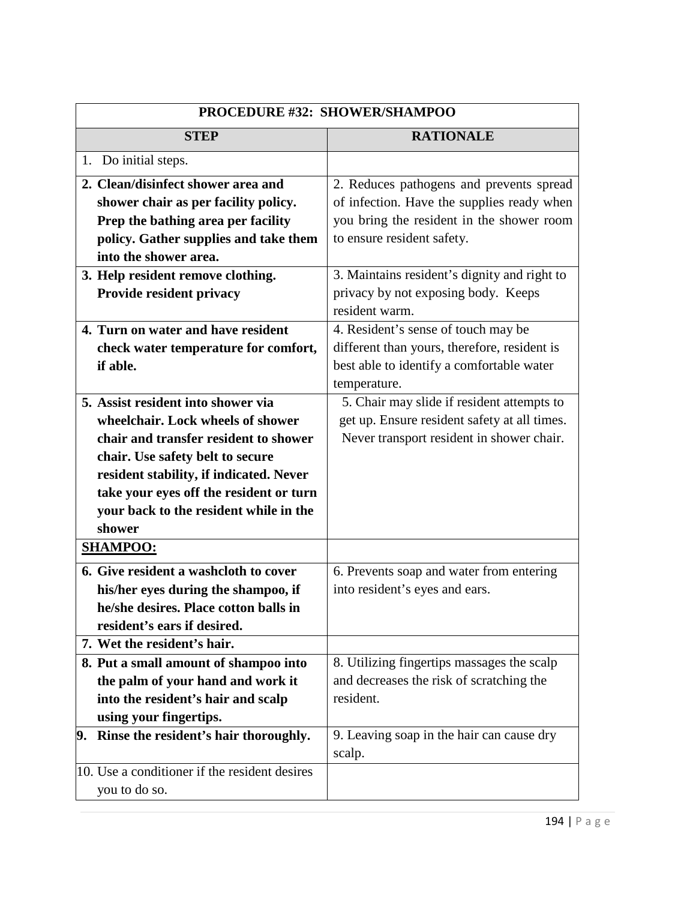| PROCEDURE #32: SHOWER/SHAMPOO | |
|---|---|
| **STEP** | **RATIONALE** |
| 1. Do initial steps. | |
| **2. Clean/disinfect shower area and shower chair as per facility policy. Prep the bathing area per facility policy. Gather supplies and take them into the shower area.** | 2. Reduces pathogens and prevents spread of infection. Have the supplies ready when you bring the resident in the shower room to ensure resident safety. |
| **3. Help resident remove clothing. Provide resident privacy** | 3. Maintains resident's dignity and right to privacy by not exposing body. Keeps resident warm. |
| **4. Turn on water and have resident check water temperature for comfort, if able.** | 4. Resident's sense of touch may be different than yours, therefore, resident is best able to identify a comfortable water temperature. |
| **5. Assist resident into shower via wheelchair. Lock wheels of shower chair and transfer resident to shower chair. Use safety belt to secure resident stability, if indicated. Never take your eyes off the resident or turn your back to the resident while in the shower** | 5. Chair may slide if resident attempts to get up. Ensure resident safety at all times. Never transport resident in shower chair. |
| **SHAMPOO:** | |
| **6. Give resident a washcloth to cover his/her eyes during the shampoo, if he/she desires. Place cotton balls in resident's ears if desired.** | 6. Prevents soap and water from entering into resident's eyes and ears. |
| **7. Wet the resident's hair.** | |
| **8. Put a small amount of shampoo into the palm of your hand and work it into the resident's hair and scalp using your fingertips.** | 8. Utilizing fingertips massages the scalp and decreases the risk of scratching the resident. |
| **9. Rinse the resident's hair thoroughly.** | 9. Leaving soap in the hair can cause dry scalp. |
| 10. Use a conditioner if the resident desires you to do so. | |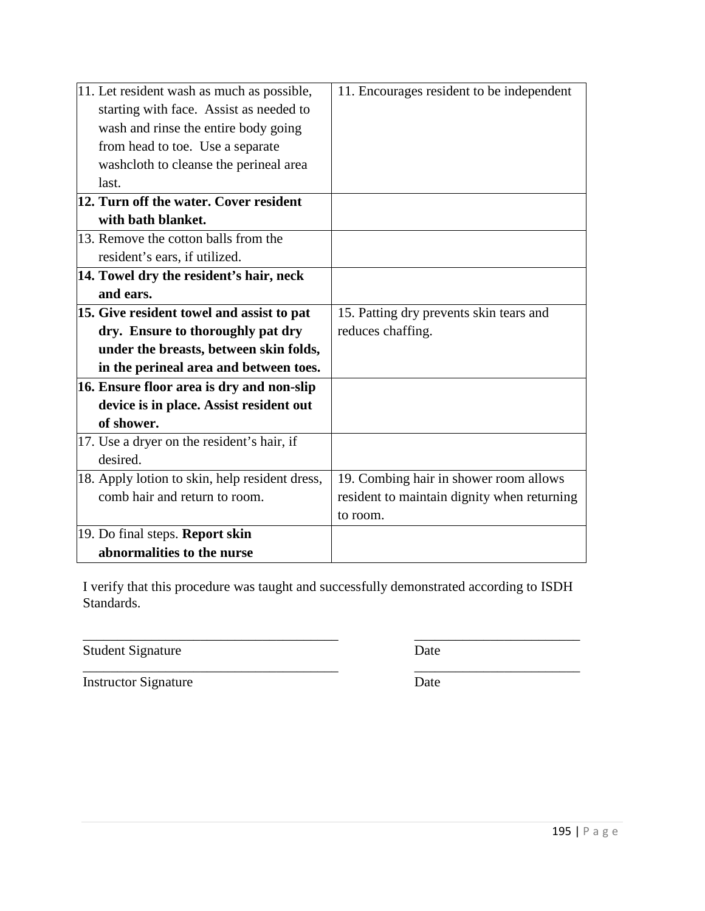| 11. Let resident wash as much as possible, starting with face. Assist as needed to wash and rinse the entire body going from head to toe. Use a separate washcloth to cleanse the perineal area last. | 11. Encourages resident to be independent |
|---|---|
| **12. Turn off the water. Cover resident with bath blanket.** | |
| 13. Remove the cotton balls from the resident's ears, if utilized. | |
| **14. Towel dry the resident's hair, neck and ears.** | |
| **15. Give resident towel and assist to pat dry. Ensure to thoroughly pat dry under the breasts, between skin folds, in the perineal area and between toes.** | 15. Patting dry prevents skin tears and reduces chaffing. |
| **16. Ensure floor area is dry and non-slip device is in place. Assist resident out of shower.** | |
| 17. Use a dryer on the resident's hair, if desired. | |
| 18. Apply lotion to skin, help resident dress, comb hair and return to room. | 19. Combing hair in shower room allows resident to maintain dignity when returning to room. |
| 19. Do final steps. **Report skin abnormalities to the nurse** | |

I verify that this procedure was taught and successfully demonstrated according to ISDH Standards.

_______________________________________ _________________________

Student Signature Date

_______________________________________ _________________________

Instructor Signature Date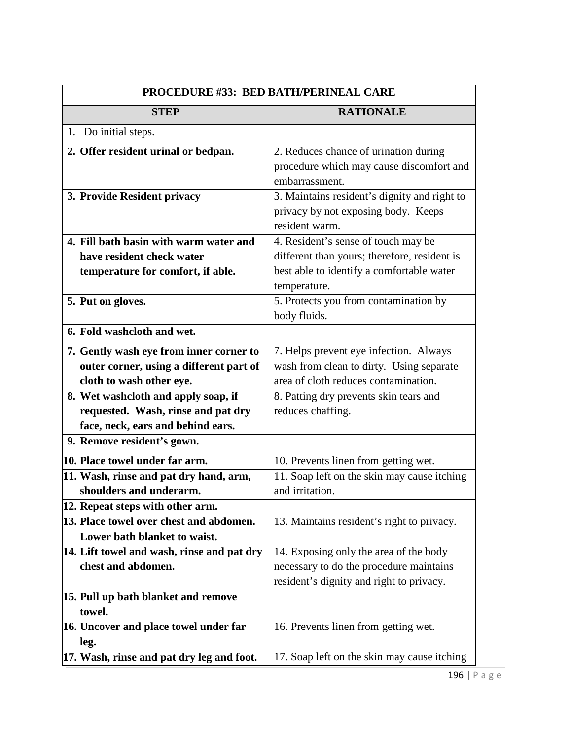| PROCEDURE #33: BED BATH/PERINEAL CARE | |
|---|---|
| **STEP** | **RATIONALE** |
| 1. Do initial steps. | |
| **2. Offer resident urinal or bedpan.** | 2. Reduces chance of urination during procedure which may cause discomfort and embarrassment. |
| **3. Provide Resident privacy** | 3. Maintains resident's dignity and right to privacy by not exposing body. Keeps resident warm. |
| **4. Fill bath basin with warm water and have resident check water temperature for comfort, if able.** | 4. Resident's sense of touch may be different than yours; therefore, resident is best able to identify a comfortable water temperature. |
| **5. Put on gloves.** | 5. Protects you from contamination by body fluids. |
| **6. Fold washcloth and wet.** | |
| **7. Gently wash eye from inner corner to outer corner, using a different part of cloth to wash other eye.** | 7. Helps prevent eye infection. Always wash from clean to dirty. Using separate area of cloth reduces contamination. |
| **8. Wet washcloth and apply soap, if requested. Wash, rinse and pat dry face, neck, ears and behind ears.** | 8. Patting dry prevents skin tears and reduces chaffing. |
| **9. Remove resident's gown.** | |
| **10. Place towel under far arm.** | 10. Prevents linen from getting wet. |
| **11. Wash, rinse and pat dry hand, arm, shoulders and underarm.** | 11. Soap left on the skin may cause itching and irritation. |
| **12. Repeat steps with other arm.** | |
| **13. Place towel over chest and abdomen. Lower bath blanket to waist.** | 13. Maintains resident's right to privacy. |
| **14. Lift towel and wash, rinse and pat dry chest and abdomen.** | 14. Exposing only the area of the body necessary to do the procedure maintains resident's dignity and right to privacy. |
| **15. Pull up bath blanket and remove towel.** | |
| **16. Uncover and place towel under far leg.** | 16. Prevents linen from getting wet. |
| **17. Wash, rinse and pat dry leg and foot.** | 17. Soap left on the skin may cause itching |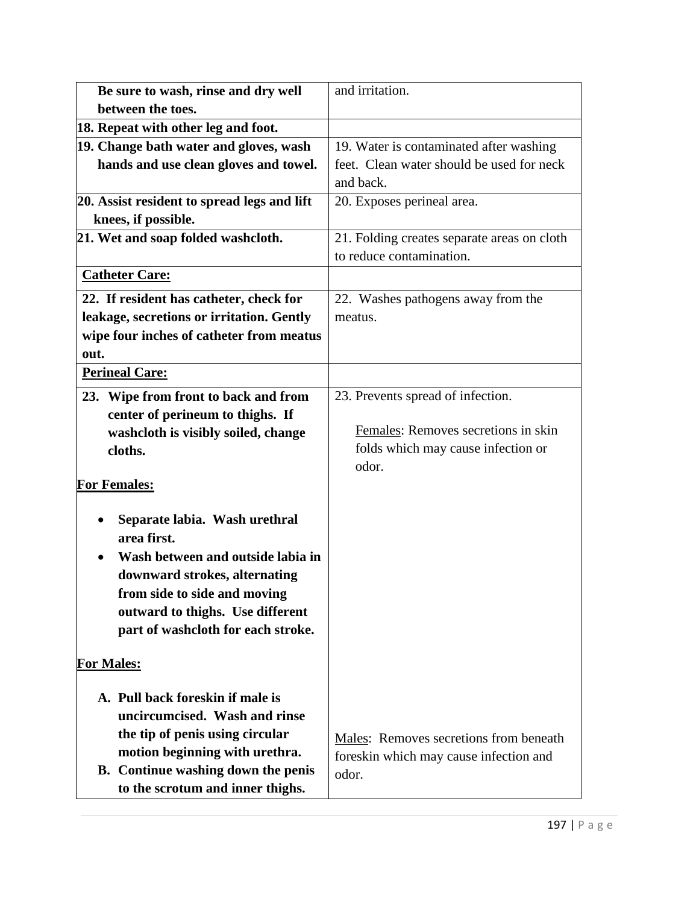| | |
|---|---|
| **Be sure to wash, rinse and dry well between the toes.** | and irritation. |
| **18. Repeat with other leg and foot.** | |
| **19. Change bath water and gloves, wash hands and use clean gloves and towel.** | 19. Water is contaminated after washing feet. Clean water should be used for neck and back. |
| **20. Assist resident to spread legs and lift knees, if possible.** | 20. Exposes perineal area. |
| **21. Wet and soap folded washcloth.** | 21. Folding creates separate areas on cloth to reduce contamination. |
| **Catheter Care:** | |
| **22. If resident has catheter, check for leakage, secretions or irritation. Gently wipe four inches of catheter from meatus out.** | 22. Washes pathogens away from the meatus. |
| **Perineal Care:** | |
| **23. Wipe from front to back and from center of perineum to thighs. If washcloth is visibly soiled, change cloths.**<br><br>**For Females:**<br>• **Separate labia. Wash urethral area first.**<br>• **Wash between and outside labia in downward strokes, alternating from side to side and moving outward to thighs. Use different part of washcloth for each stroke.**<br><br>**For Males:**<br>**A. Pull back foreskin if male is uncircumcised. Wash and rinse the tip of penis using circular motion beginning with urethra.**<br>**B. Continue washing down the penis to the scrotum and inner thighs.** | 23. Prevents spread of infection.<br><br>Females: Removes secretions in skin folds which may cause infection or odor.<br><br>Males: Removes secretions from beneath foreskin which may cause infection and odor. |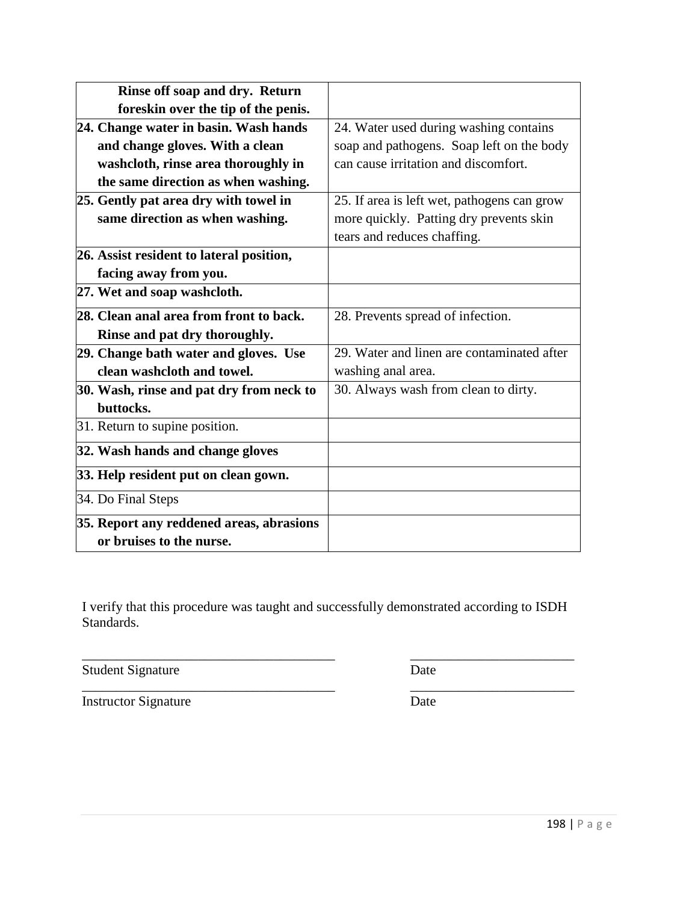| | |
|---|---|
| **Rinse off soap and dry. Return foreskin over the tip of the penis.** | |
| **24. Change water in basin. Wash hands and change gloves. With a clean washcloth, rinse area thoroughly in the same direction as when washing.** | 24. Water used during washing contains soap and pathogens. Soap left on the body can cause irritation and discomfort. |
| **25. Gently pat area dry with towel in same direction as when washing.** | 25. If area is left wet, pathogens can grow more quickly. Patting dry prevents skin tears and reduces chaffing. |
| **26. Assist resident to lateral position, facing away from you.** | |
| **27. Wet and soap washcloth.** | |
| **28. Clean anal area from front to back. Rinse and pat dry thoroughly.** | 28. Prevents spread of infection. |
| **29. Change bath water and gloves. Use clean washcloth and towel.** | 29. Water and linen are contaminated after washing anal area. |
| **30. Wash, rinse and pat dry from neck to buttocks.** | 30. Always wash from clean to dirty. |
| 31. Return to supine position. | |
| **32. Wash hands and change gloves** | |
| **33. Help resident put on clean gown.** | |
| 34. Do Final Steps | |
| **35. Report any reddened areas, abrasions or bruises to the nurse.** | |

I verify that this procedure was taught and successfully demonstrated according to ISDH Standards.

_____________________________________ &nbsp;&nbsp;&nbsp;&nbsp; ________________________

Student Signature &nbsp;&nbsp;&nbsp;&nbsp; Date

_____________________________________ &nbsp;&nbsp;&nbsp;&nbsp; ________________________

Instructor Signature &nbsp;&nbsp;&nbsp;&nbsp; Date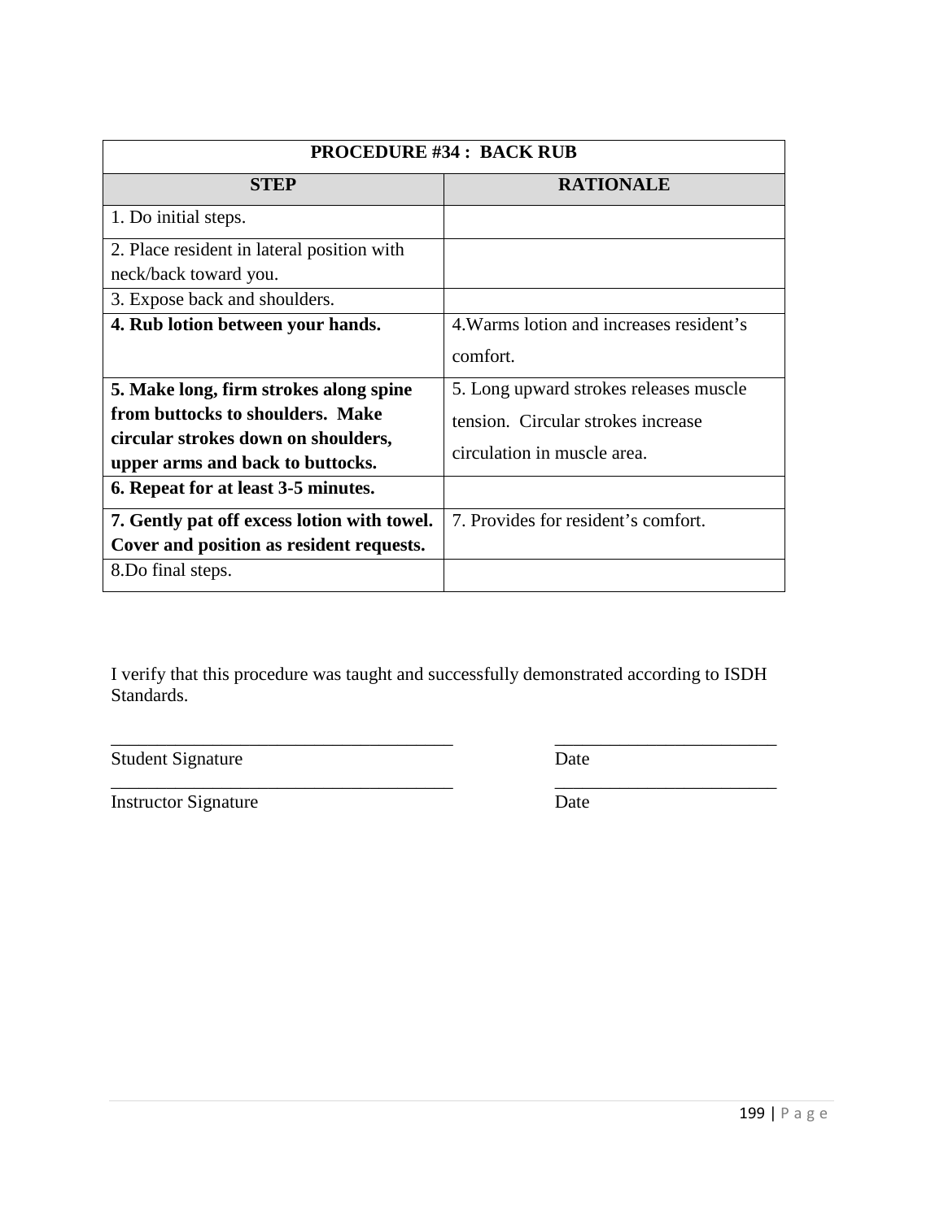| PROCEDURE #34 : BACK RUB | |
|---|---|
| **STEP** | **RATIONALE** |
| 1. Do initial steps. | |
| 2. Place resident in lateral position with neck/back toward you. | |
| 3. Expose back and shoulders. | |
| **4. Rub lotion between your hands.** | 4.Warms lotion and increases resident's comfort. |
| **5. Make long, firm strokes along spine from buttocks to shoulders. Make circular strokes down on shoulders, upper arms and back to buttocks.** | 5. Long upward strokes releases muscle tension. Circular strokes increase circulation in muscle area. |
| **6. Repeat for at least 3-5 minutes.** | |
| **7. Gently pat off excess lotion with towel. Cover and position as resident requests.** | 7. Provides for resident's comfort. |
| 8.Do final steps. | |

I verify that this procedure was taught and successfully demonstrated according to ISDH Standards.

_______________________________________ _________________________

Student Signature Date

_______________________________________ _________________________

Instructor Signature Date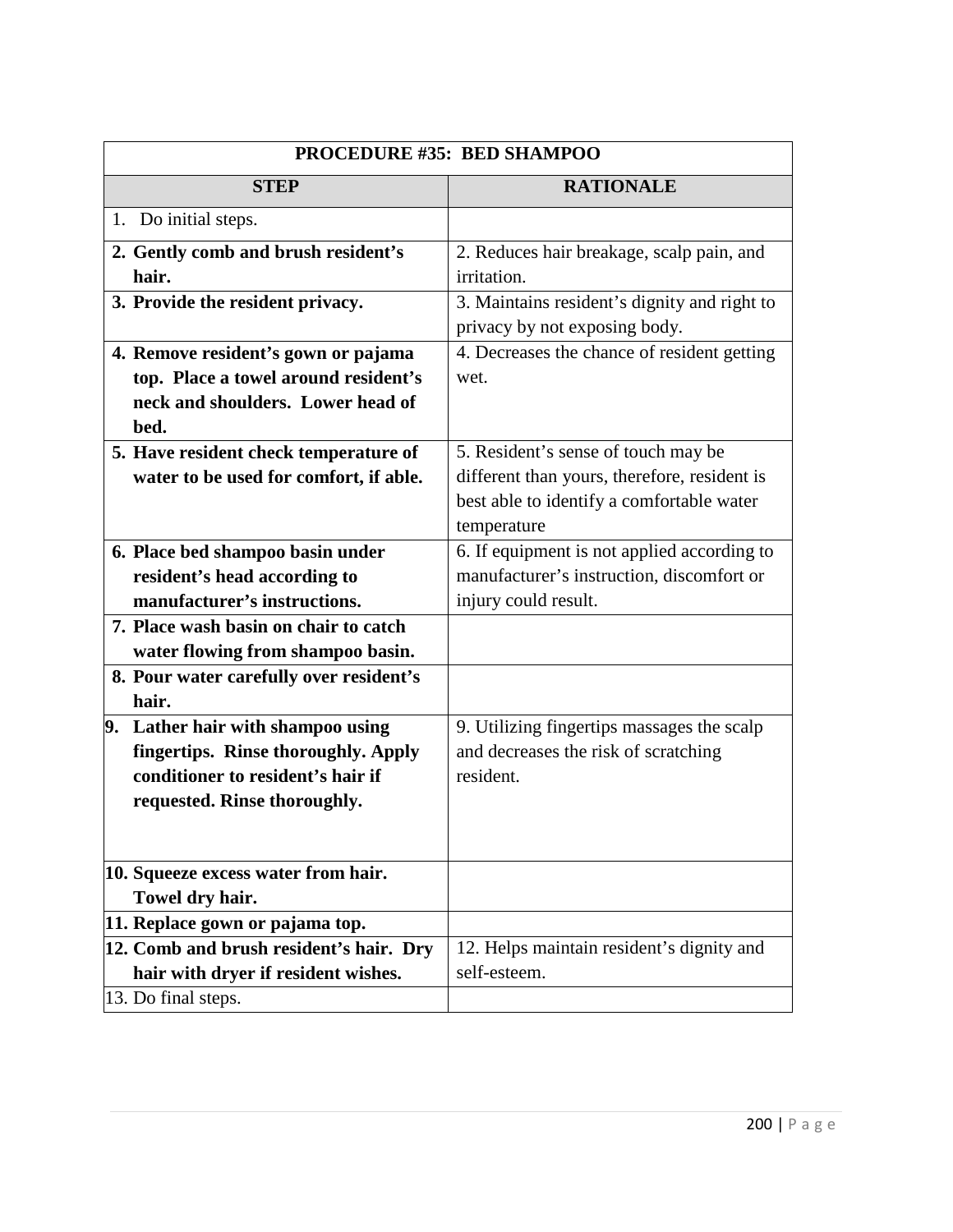| PROCEDURE #35: BED SHAMPOO | |
|---|---|
| **STEP** | **RATIONALE** |
| 1. Do initial steps. | |
| **2. Gently comb and brush resident's hair.** | 2. Reduces hair breakage, scalp pain, and irritation. |
| **3. Provide the resident privacy.** | 3. Maintains resident's dignity and right to privacy by not exposing body. |
| **4. Remove resident's gown or pajama top. Place a towel around resident's neck and shoulders. Lower head of bed.** | 4. Decreases the chance of resident getting wet. |
| **5. Have resident check temperature of water to be used for comfort, if able.** | 5. Resident's sense of touch may be different than yours, therefore, resident is best able to identify a comfortable water temperature |
| **6. Place bed shampoo basin under resident's head according to manufacturer's instructions.** | 6. If equipment is not applied according to manufacturer's instruction, discomfort or injury could result. |
| **7. Place wash basin on chair to catch water flowing from shampoo basin.** | |
| **8. Pour water carefully over resident's hair.** | |
| **9. Lather hair with shampoo using fingertips. Rinse thoroughly. Apply conditioner to resident's hair if requested. Rinse thoroughly.** | 9. Utilizing fingertips massages the scalp and decreases the risk of scratching resident. |
| **10. Squeeze excess water from hair. Towel dry hair.** | |
| **11. Replace gown or pajama top.** | |
| **12. Comb and brush resident's hair. Dry hair with dryer if resident wishes.** | 12. Helps maintain resident's dignity and self-esteem. |
| 13. Do final steps. | |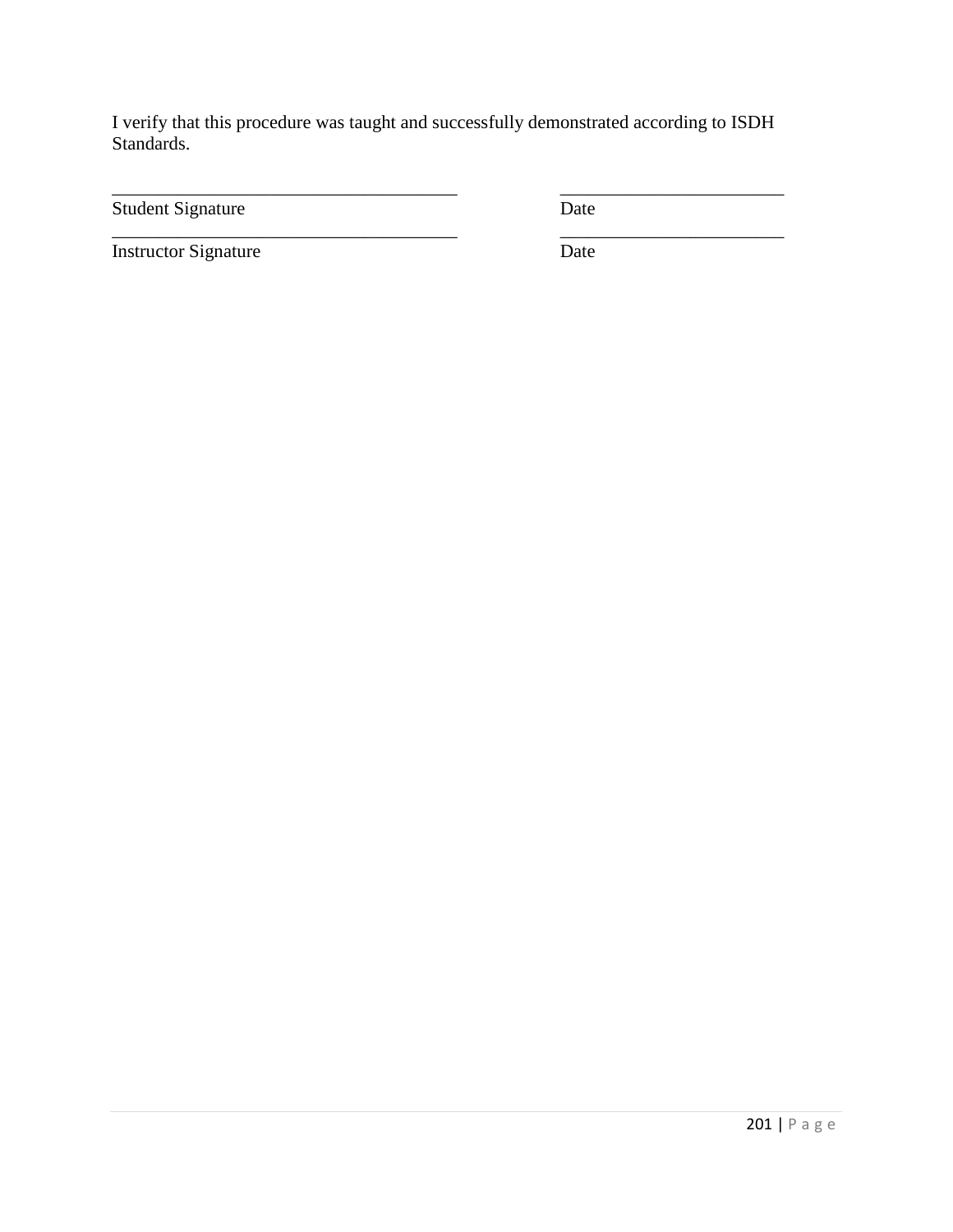I verify that this procedure was taught and successfully demonstrated according to ISDH Standards.

| | |
|---|---|
| _____________________________________ | ________________________ |
| Student Signature | Date |
| _____________________________________ | ________________________ |
| Instructor Signature | Date |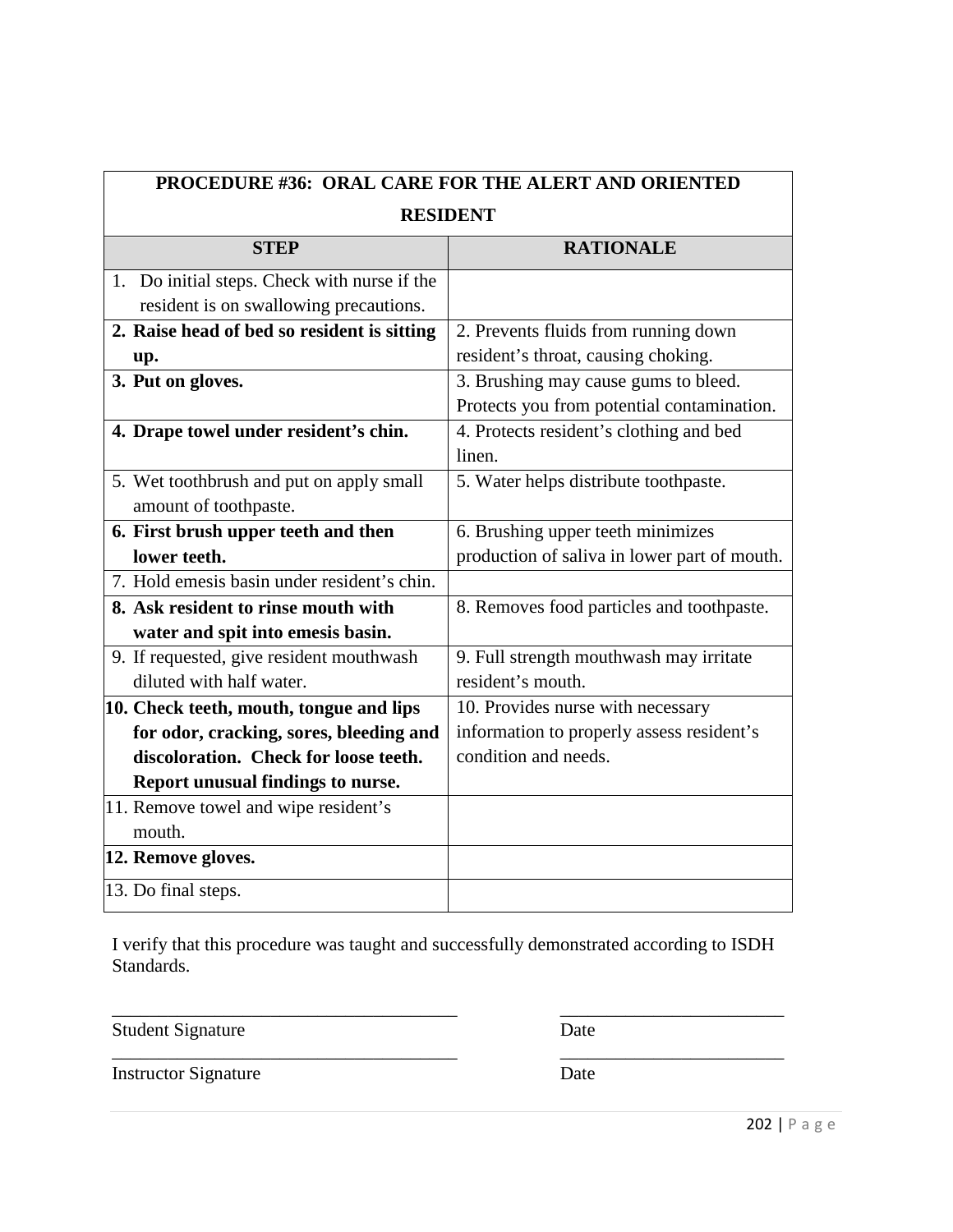| PROCEDURE #36: ORAL CARE FOR THE ALERT AND ORIENTED RESIDENT | |
|---|---|
| **STEP** | **RATIONALE** |
| 1. Do initial steps. Check with nurse if the resident is on swallowing precautions. | |
| **2. Raise head of bed so resident is sitting up.** | 2. Prevents fluids from running down resident's throat, causing choking. |
| **3. Put on gloves.** | 3. Brushing may cause gums to bleed. Protects you from potential contamination. |
| **4. Drape towel under resident's chin.** | 4. Protects resident's clothing and bed linen. |
| 5. Wet toothbrush and put on apply small amount of toothpaste. | 5. Water helps distribute toothpaste. |
| **6. First brush upper teeth and then lower teeth.** | 6. Brushing upper teeth minimizes production of saliva in lower part of mouth. |
| 7. Hold emesis basin under resident's chin. | |
| **8. Ask resident to rinse mouth with water and spit into emesis basin.** | 8. Removes food particles and toothpaste. |
| 9. If requested, give resident mouthwash diluted with half water. | 9. Full strength mouthwash may irritate resident's mouth. |
| **10. Check teeth, mouth, tongue and lips for odor, cracking, sores, bleeding and discoloration. Check for loose teeth. Report unusual findings to nurse.** | 10. Provides nurse with necessary information to properly assess resident's condition and needs. |
| 11. Remove towel and wipe resident's mouth. | |
| **12. Remove gloves.** | |
| 13. Do final steps. | |

I verify that this procedure was taught and successfully demonstrated according to ISDH Standards.

_____________________________________ _________________________

Student Signature Date

_____________________________________ _________________________

Instructor Signature Date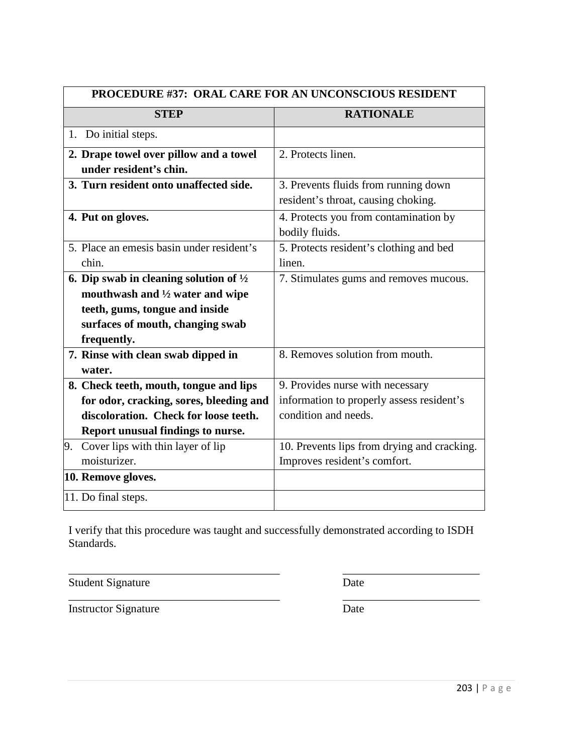| PROCEDURE #37: ORAL CARE FOR AN UNCONSCIOUS RESIDENT | |
|---|---|
| **STEP** | **RATIONALE** |
| 1. Do initial steps. | |
| **2. Drape towel over pillow and a towel under resident's chin.** | 2. Protects linen. |
| **3. Turn resident onto unaffected side.** | 3. Prevents fluids from running down resident's throat, causing choking. |
| **4. Put on gloves.** | 4. Protects you from contamination by bodily fluids. |
| 5. Place an emesis basin under resident's chin. | 5. Protects resident's clothing and bed linen. |
| **6. Dip swab in cleaning solution of ½ mouthwash and ½ water and wipe teeth, gums, tongue and inside surfaces of mouth, changing swab frequently.** | 7. Stimulates gums and removes mucous. |
| **7. Rinse with clean swab dipped in water.** | 8. Removes solution from mouth. |
| **8. Check teeth, mouth, tongue and lips for odor, cracking, sores, bleeding and discoloration. Check for loose teeth. Report unusual findings to nurse.** | 9. Provides nurse with necessary information to properly assess resident's condition and needs. |
| 9. Cover lips with thin layer of lip moisturizer. | 10. Prevents lips from drying and cracking. Improves resident's comfort. |
| **10. Remove gloves.** | |
| 11. Do final steps. | |

I verify that this procedure was taught and successfully demonstrated according to ISDH Standards.

_____________________________________ &nbsp;&nbsp;&nbsp;&nbsp; ________________________

Student Signature &nbsp;&nbsp;&nbsp;&nbsp; Date

_____________________________________ &nbsp;&nbsp;&nbsp;&nbsp; ________________________

Instructor Signature &nbsp;&nbsp;&nbsp;&nbsp; Date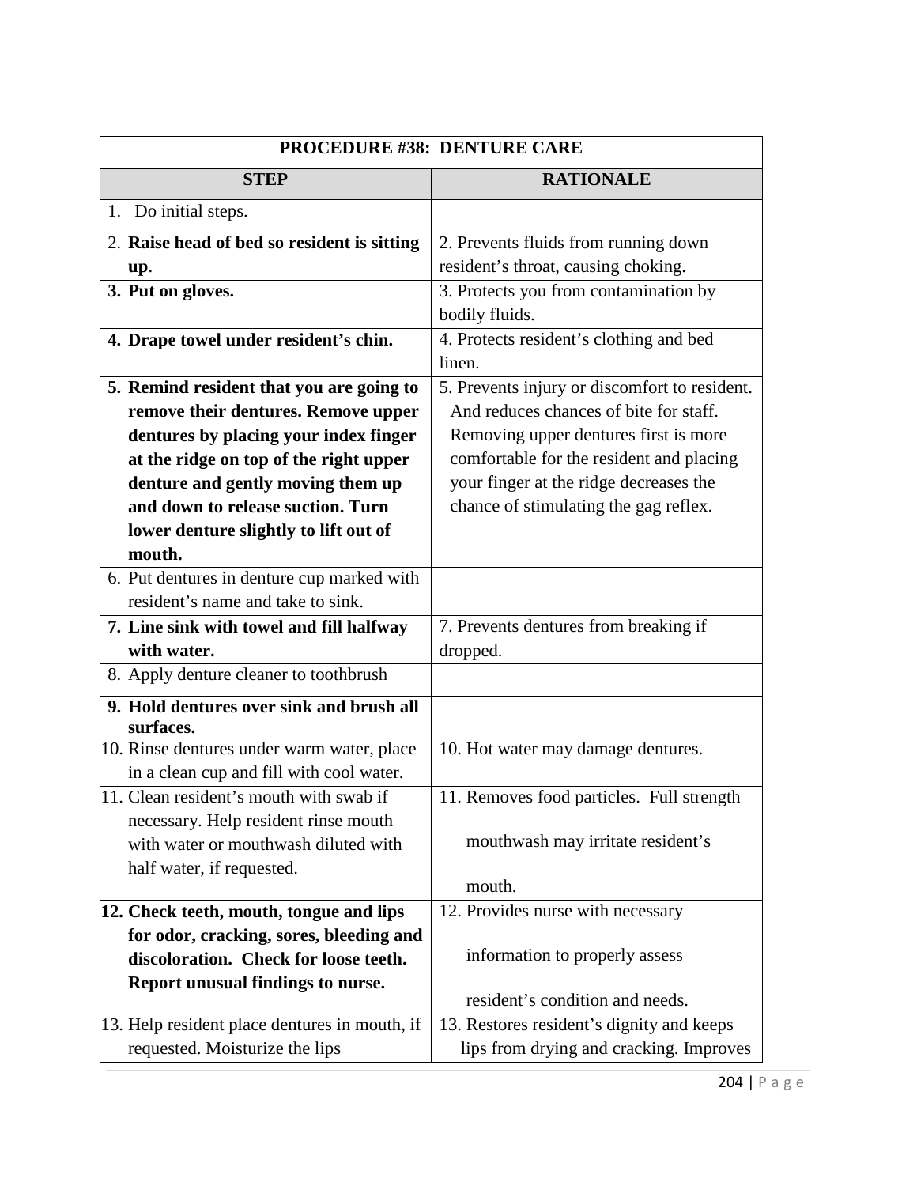| PROCEDURE #38: DENTURE CARE | |
|---|---|
| **STEP** | **RATIONALE** |
| 1. Do initial steps. | |
| 2. **Raise head of bed so resident is sitting up**. | 2. Prevents fluids from running down resident's throat, causing choking. |
| 3. **Put on gloves.** | 3. Protects you from contamination by bodily fluids. |
| 4. **Drape towel under resident's chin.** | 4. Protects resident's clothing and bed linen. |
| 5. **Remind resident that you are going to remove their dentures. Remove upper dentures by placing your index finger at the ridge on top of the right upper denture and gently moving them up and down to release suction. Turn lower denture slightly to lift out of mouth.** | 5. Prevents injury or discomfort to resident. And reduces chances of bite for staff. Removing upper dentures first is more comfortable for the resident and placing your finger at the ridge decreases the chance of stimulating the gag reflex. |
| 6. Put dentures in denture cup marked with resident's name and take to sink. | |
| 7. **Line sink with towel and fill halfway with water.** | 7. Prevents dentures from breaking if dropped. |
| 8. Apply denture cleaner to toothbrush | |
| 9. **Hold dentures over sink and brush all surfaces.** | |
| 10. Rinse dentures under warm water, place in a clean cup and fill with cool water. | 10. Hot water may damage dentures. |
| 11. Clean resident's mouth with swab if necessary. Help resident rinse mouth with water or mouthwash diluted with half water, if requested. | 11. Removes food particles. Full strength mouthwash may irritate resident's mouth. |
| 12. **Check teeth, mouth, tongue and lips for odor, cracking, sores, bleeding and discoloration. Check for loose teeth. Report unusual findings to nurse.** | 12. Provides nurse with necessary information to properly assess resident's condition and needs. |
| 13. Help resident place dentures in mouth, if requested. Moisturize the lips | 13. Restores resident's dignity and keeps lips from drying and cracking. Improves |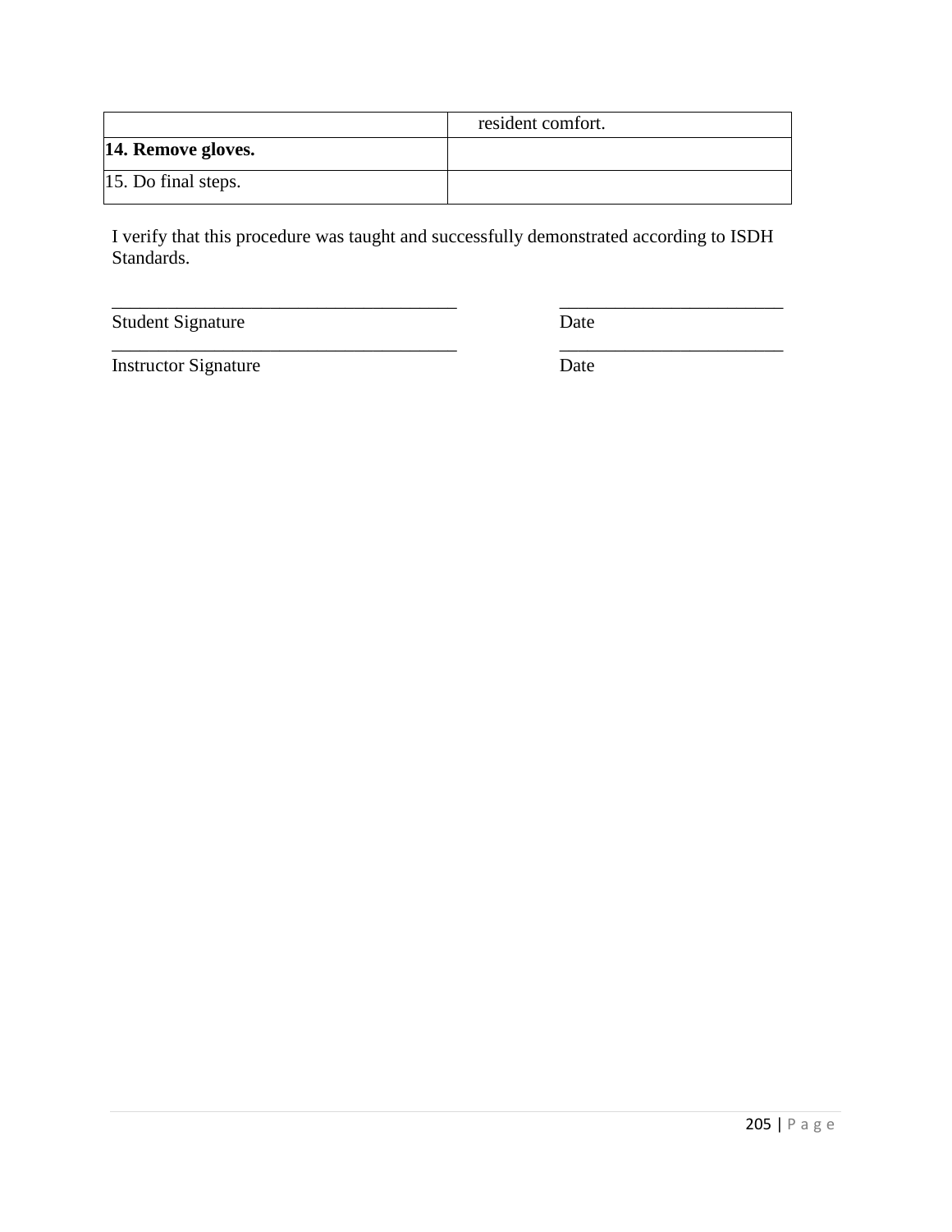| | |
|---|---|
| | resident comfort. |
| **14. Remove gloves.** | |
| 15. Do final steps. | |

I verify that this procedure was taught and successfully demonstrated according to ISDH Standards.

______________________________________ ________________________

Student Signature Date

______________________________________ ________________________

Instructor Signature Date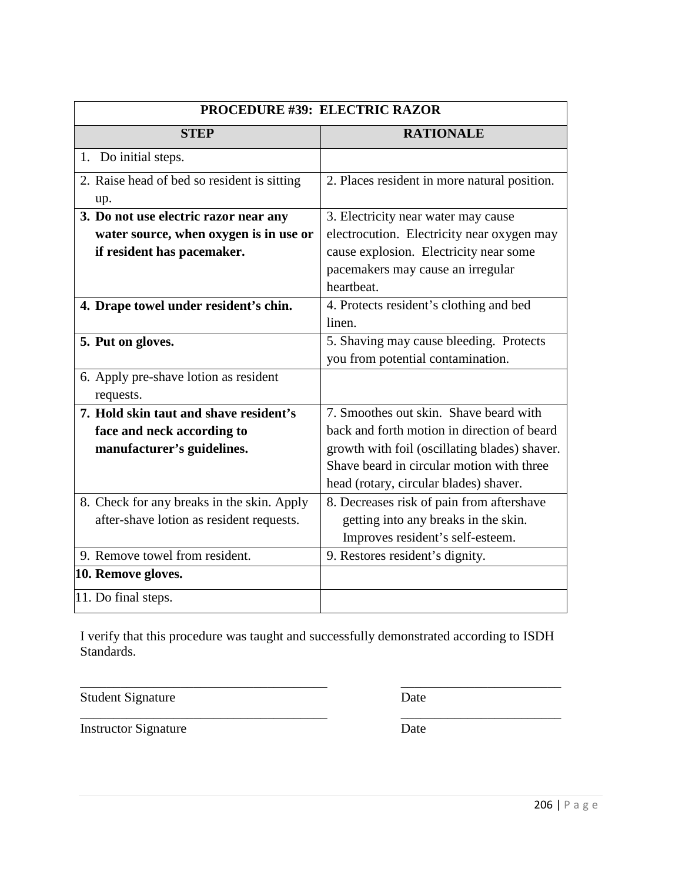| PROCEDURE #39: ELECTRIC RAZOR | |
|---|---|
| **STEP** | **RATIONALE** |
| 1. Do initial steps. | |
| 2. Raise head of bed so resident is sitting up. | 2. Places resident in more natural position. |
| **3. Do not use electric razor near any water source, when oxygen is in use or if resident has pacemaker.** | 3. Electricity near water may cause electrocution. Electricity near oxygen may cause explosion. Electricity near some pacemakers may cause an irregular heartbeat. |
| **4. Drape towel under resident's chin.** | 4. Protects resident's clothing and bed linen. |
| **5. Put on gloves.** | 5. Shaving may cause bleeding. Protects you from potential contamination. |
| 6. Apply pre-shave lotion as resident requests. | |
| **7. Hold skin taut and shave resident's face and neck according to manufacturer's guidelines.** | 7. Smoothes out skin. Shave beard with back and forth motion in direction of beard growth with foil (oscillating blades) shaver. Shave beard in circular motion with three head (rotary, circular blades) shaver. |
| 8. Check for any breaks in the skin. Apply after-shave lotion as resident requests. | 8. Decreases risk of pain from aftershave getting into any breaks in the skin. Improves resident's self-esteem. |
| 9. Remove towel from resident. | 9. Restores resident's dignity. |
| **10. Remove gloves.** | |
| 11. Do final steps. | |

I verify that this procedure was taught and successfully demonstrated according to ISDH Standards.

_____________________________________ _______________________

Student Signature Date

_____________________________________ _______________________

Instructor Signature Date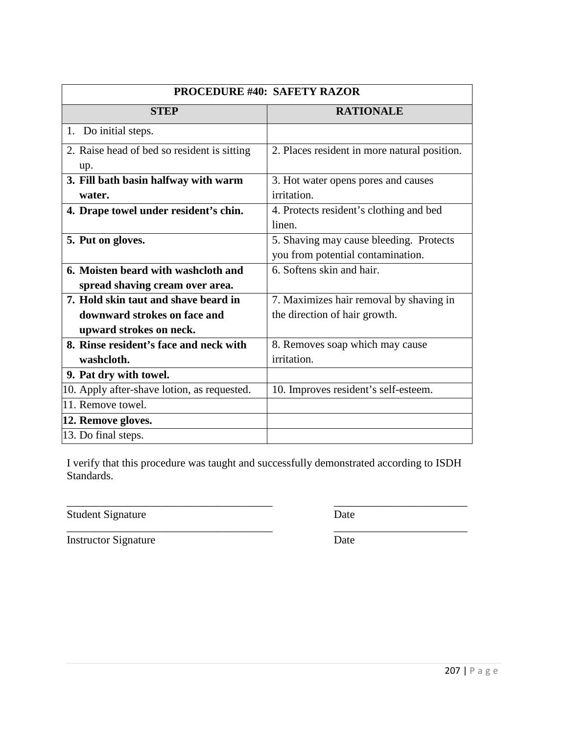| PROCEDURE #40: SAFETY RAZOR | |
|---|---|
| **STEP** | **RATIONALE** |
| 1. Do initial steps. | |
| 2. Raise head of bed so resident is sitting up. | 2. Places resident in more natural position. |
| **3. Fill bath basin halfway with warm water.** | 3. Hot water opens pores and causes irritation. |
| **4. Drape towel under resident's chin.** | 4. Protects resident's clothing and bed linen. |
| **5. Put on gloves.** | 5. Shaving may cause bleeding. Protects you from potential contamination. |
| **6. Moisten beard with washcloth and spread shaving cream over area.** | 6. Softens skin and hair. |
| **7. Hold skin taut and shave beard in downward strokes on face and upward strokes on neck.** | 7. Maximizes hair removal by shaving in the direction of hair growth. |
| **8. Rinse resident's face and neck with washcloth.** | 8. Removes soap which may cause irritation. |
| **9. Pat dry with towel.** | |
| 10. Apply after-shave lotion, as requested. | 10. Improves resident's self-esteem. |
| 11. Remove towel. | |
| **12. Remove gloves.** | |
| 13. Do final steps. | |

I verify that this procedure was taught and successfully demonstrated according to ISDH Standards.

_____________________________________ _________________________

Student Signature Date

_____________________________________ _________________________

Instructor Signature Date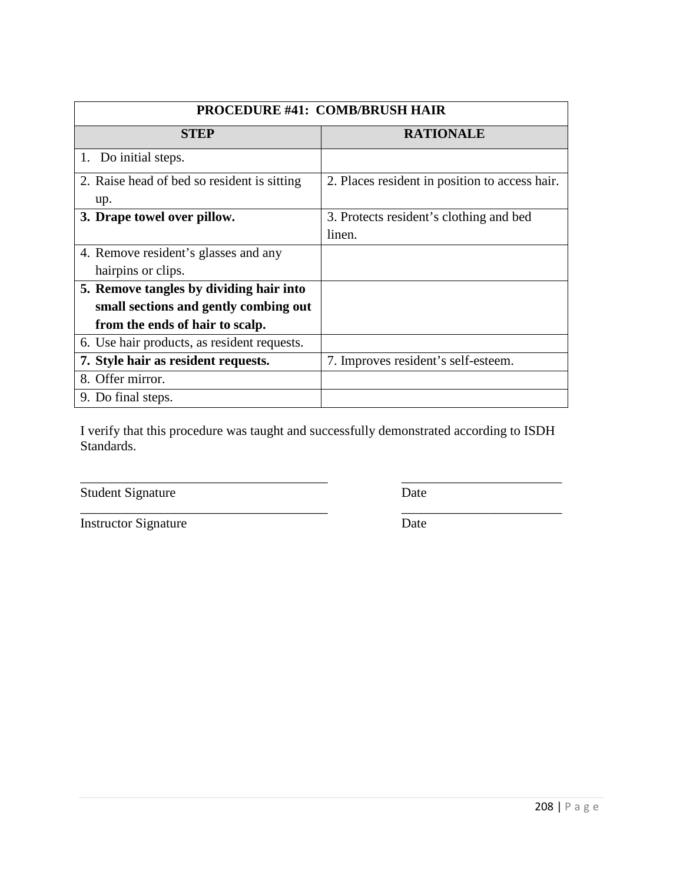| PROCEDURE #41: COMB/BRUSH HAIR | |
|---|---|
| **STEP** | **RATIONALE** |
| 1. Do initial steps. | |
| 2. Raise head of bed so resident is sitting up. | 2. Places resident in position to access hair. |
| **3. Drape towel over pillow.** | 3. Protects resident's clothing and bed linen. |
| 4. Remove resident's glasses and any hairpins or clips. | |
| **5. Remove tangles by dividing hair into small sections and gently combing out from the ends of hair to scalp.** | |
| 6. Use hair products, as resident requests. | |
| **7. Style hair as resident requests.** | 7. Improves resident's self-esteem. |
| 8. Offer mirror. | |
| 9. Do final steps. | |

I verify that this procedure was taught and successfully demonstrated according to ISDH Standards.

______________________________________ _________________________
Student Signature Date

______________________________________ _________________________
Instructor Signature Date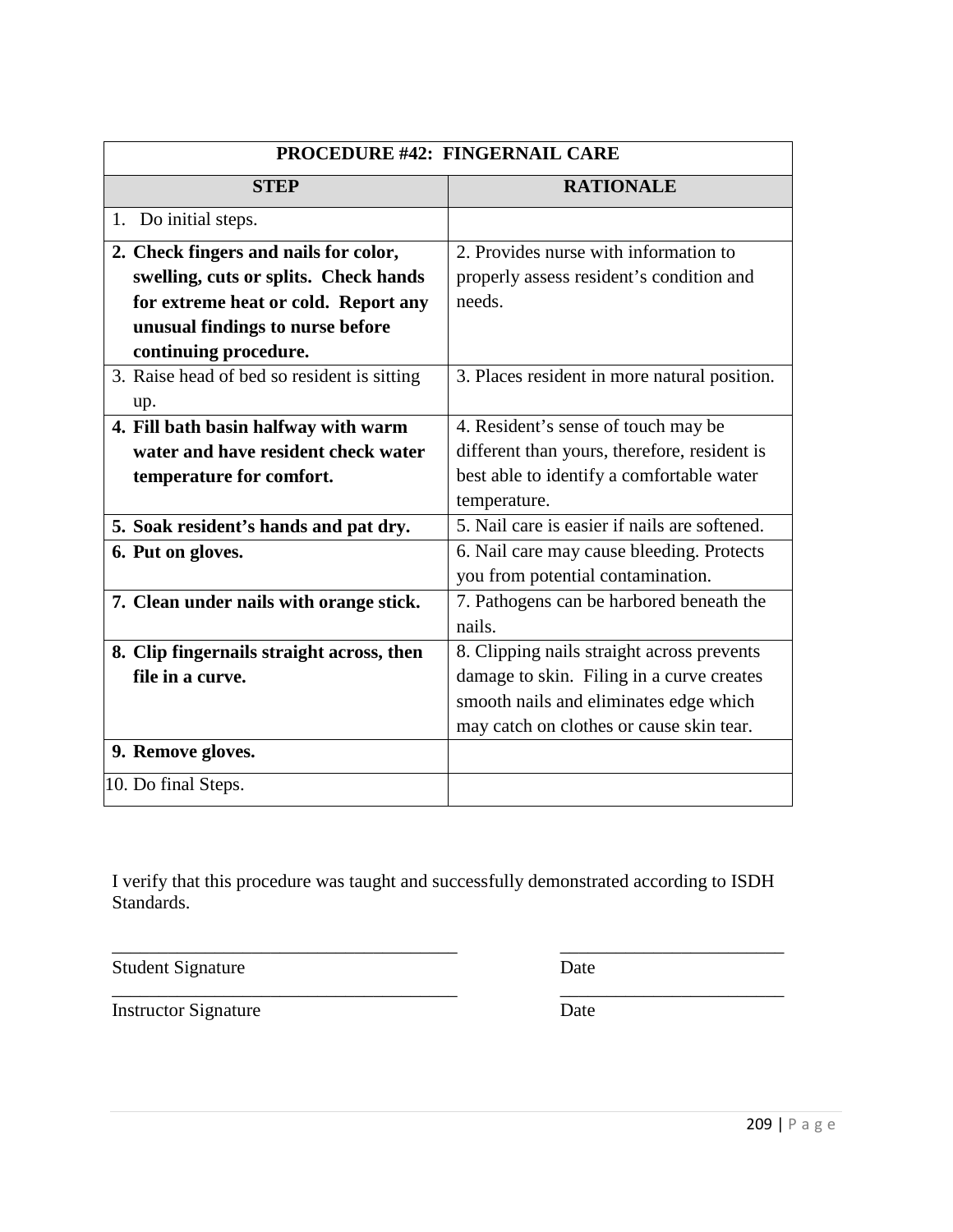| PROCEDURE #42: FINGERNAIL CARE | |
|---|---|
| **STEP** | **RATIONALE** |
| 1. Do initial steps. | |
| **2. Check fingers and nails for color, swelling, cuts or splits. Check hands for extreme heat or cold. Report any unusual findings to nurse before continuing procedure.** | 2. Provides nurse with information to properly assess resident's condition and needs. |
| 3. Raise head of bed so resident is sitting up. | 3. Places resident in more natural position. |
| **4. Fill bath basin halfway with warm water and have resident check water temperature for comfort.** | 4. Resident's sense of touch may be different than yours, therefore, resident is best able to identify a comfortable water temperature. |
| **5. Soak resident's hands and pat dry.** | 5. Nail care is easier if nails are softened. |
| **6. Put on gloves.** | 6. Nail care may cause bleeding. Protects you from potential contamination. |
| **7. Clean under nails with orange stick.** | 7. Pathogens can be harbored beneath the nails. |
| **8. Clip fingernails straight across, then file in a curve.** | 8. Clipping nails straight across prevents damage to skin. Filing in a curve creates smooth nails and eliminates edge which may catch on clothes or cause skin tear. |
| **9. Remove gloves.** | |
| 10. Do final Steps. | |

I verify that this procedure was taught and successfully demonstrated according to ISDH Standards.

_____________________________________ _________________________

Student Signature Date

_____________________________________ _________________________

Instructor Signature Date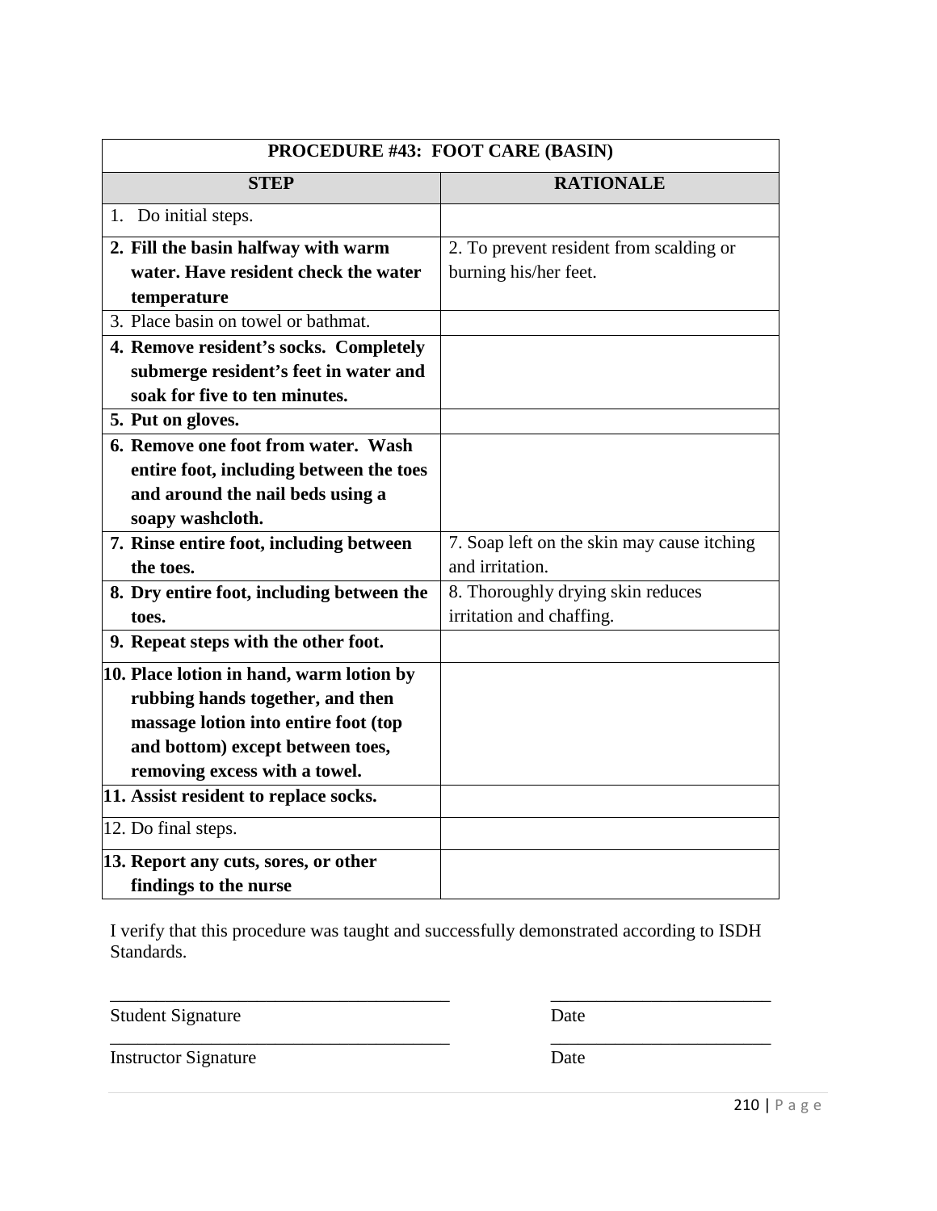| PROCEDURE #43: FOOT CARE (BASIN) | |
|---|---|
| **STEP** | **RATIONALE** |
| 1. Do initial steps. | |
| **2. Fill the basin halfway with warm water. Have resident check the water temperature** | 2. To prevent resident from scalding or burning his/her feet. |
| 3. Place basin on towel or bathmat. | |
| **4. Remove resident's socks. Completely submerge resident's feet in water and soak for five to ten minutes.** | |
| **5. Put on gloves.** | |
| **6. Remove one foot from water. Wash entire foot, including between the toes and around the nail beds using a soapy washcloth.** | |
| **7. Rinse entire foot, including between the toes.** | 7. Soap left on the skin may cause itching and irritation. |
| **8. Dry entire foot, including between the toes.** | 8. Thoroughly drying skin reduces irritation and chaffing. |
| **9. Repeat steps with the other foot.** | |
| **10. Place lotion in hand, warm lotion by rubbing hands together, and then massage lotion into entire foot (top and bottom) except between toes, removing excess with a towel.** | |
| **11. Assist resident to replace socks.** | |
| 12. Do final steps. | |
| **13. Report any cuts, sores, or other findings to the nurse** | |

I verify that this procedure was taught and successfully demonstrated according to ISDH Standards.

_____________________________________ _________________________

Student Signature Date

_____________________________________ _________________________

Instructor Signature Date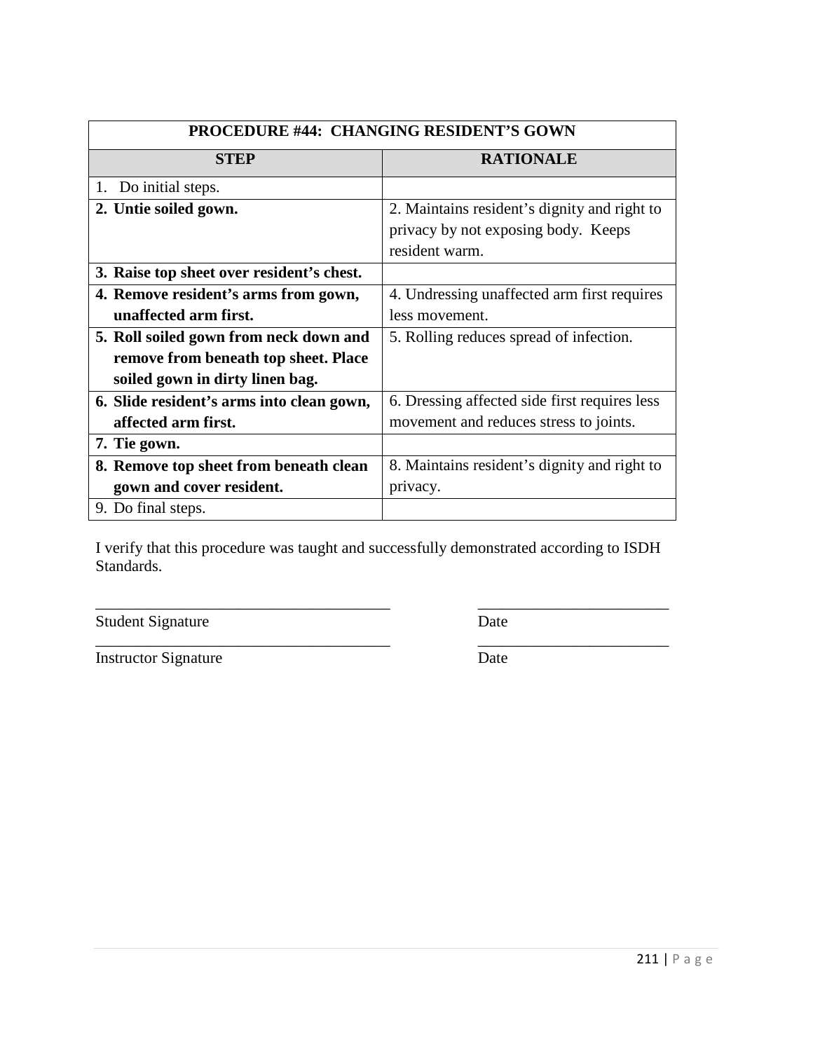| PROCEDURE #44: CHANGING RESIDENT'S GOWN | |
|---|---|
| **STEP** | **RATIONALE** |
| 1. Do initial steps. | |
| **2. Untie soiled gown.** | 2. Maintains resident's dignity and right to privacy by not exposing body. Keeps resident warm. |
| **3. Raise top sheet over resident's chest.** | |
| **4. Remove resident's arms from gown, unaffected arm first.** | 4. Undressing unaffected arm first requires less movement. |
| **5. Roll soiled gown from neck down and remove from beneath top sheet. Place soiled gown in dirty linen bag.** | 5. Rolling reduces spread of infection. |
| **6. Slide resident's arms into clean gown, affected arm first.** | 6. Dressing affected side first requires less movement and reduces stress to joints. |
| **7. Tie gown.** | |
| **8. Remove top sheet from beneath clean gown and cover resident.** | 8. Maintains resident's dignity and right to privacy. |
| 9. Do final steps. | |

I verify that this procedure was taught and successfully demonstrated according to ISDH Standards.

_____________________________________ _________________________

Student Signature Date

_____________________________________ _________________________

Instructor Signature Date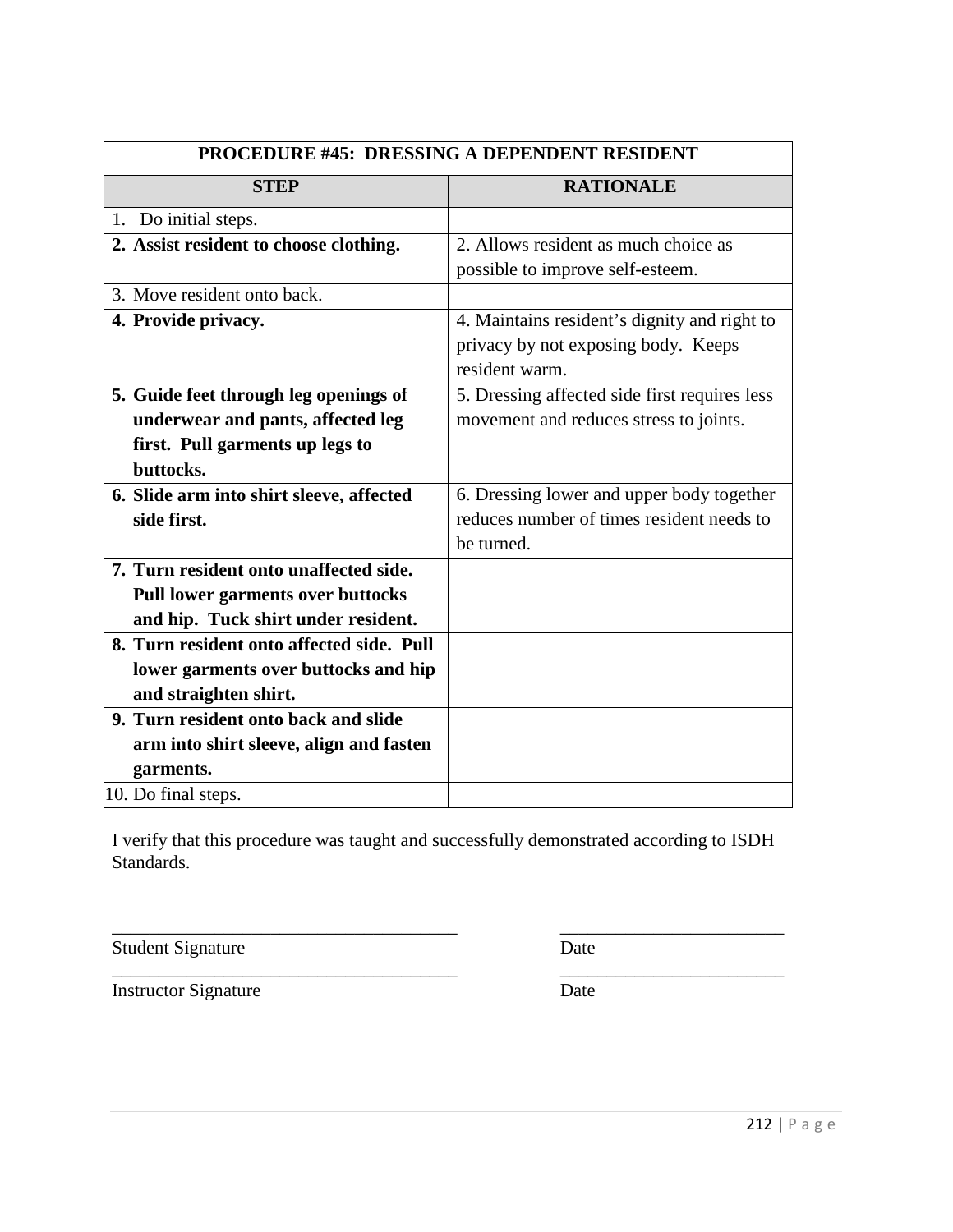| PROCEDURE #45: DRESSING A DEPENDENT RESIDENT | |
|---|---|
| **STEP** | **RATIONALE** |
| 1. Do initial steps. | |
| **2. Assist resident to choose clothing.** | 2. Allows resident as much choice as possible to improve self-esteem. |
| 3. Move resident onto back. | |
| **4. Provide privacy.** | 4. Maintains resident's dignity and right to privacy by not exposing body. Keeps resident warm. |
| **5. Guide feet through leg openings of underwear and pants, affected leg first. Pull garments up legs to buttocks.** | 5. Dressing affected side first requires less movement and reduces stress to joints. |
| **6. Slide arm into shirt sleeve, affected side first.** | 6. Dressing lower and upper body together reduces number of times resident needs to be turned. |
| **7. Turn resident onto unaffected side. Pull lower garments over buttocks and hip. Tuck shirt under resident.** | |
| **8. Turn resident onto affected side. Pull lower garments over buttocks and hip and straighten shirt.** | |
| **9. Turn resident onto back and slide arm into shirt sleeve, align and fasten garments.** | |
| 10. Do final steps. | |

I verify that this procedure was taught and successfully demonstrated according to ISDH Standards.

_______________________________________ _________________________

Student Signature Date

_______________________________________ _________________________

Instructor Signature Date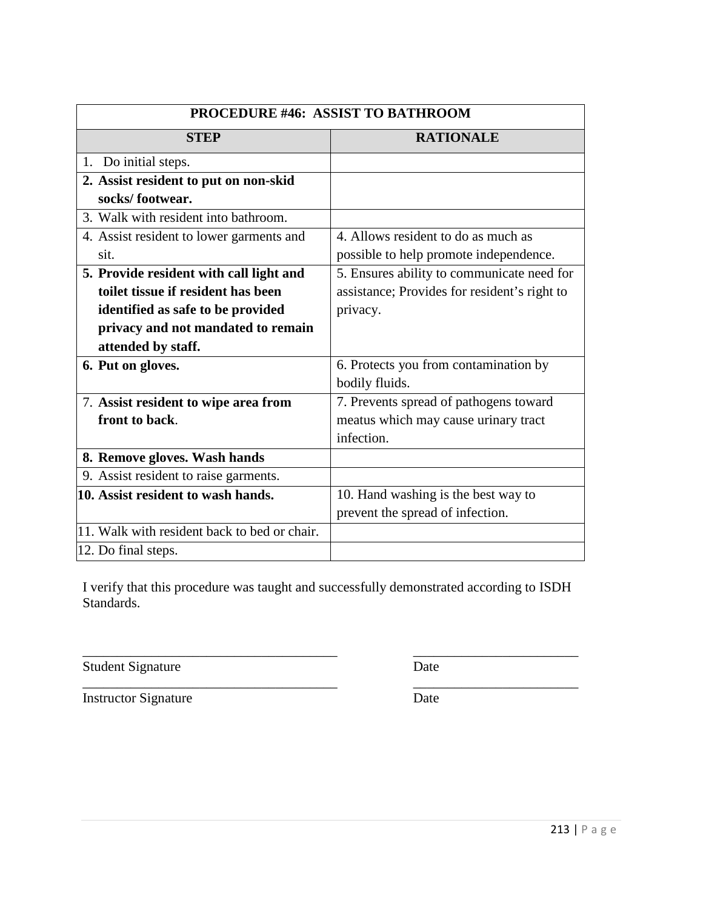| PROCEDURE #46: ASSIST TO BATHROOM | |
|---|---|
| **STEP** | **RATIONALE** |
| 1. Do initial steps. | |
| **2. Assist resident to put on non-skid socks/ footwear.** | |
| 3. Walk with resident into bathroom. | |
| 4. Assist resident to lower garments and sit. | 4. Allows resident to do as much as possible to help promote independence. |
| **5. Provide resident with call light and toilet tissue if resident has been identified as safe to be provided privacy and not mandated to remain attended by staff.** | 5. Ensures ability to communicate need for assistance; Provides for resident's right to privacy. |
| **6. Put on gloves.** | 6. Protects you from contamination by bodily fluids. |
| 7. **Assist resident to wipe area from front to back**. | 7. Prevents spread of pathogens toward meatus which may cause urinary tract infection. |
| **8. Remove gloves. Wash hands** | |
| 9. Assist resident to raise garments. | |
| **10. Assist resident to wash hands.** | 10. Hand washing is the best way to prevent the spread of infection. |
| 11. Walk with resident back to bed or chair. | |
| 12. Do final steps. | |

I verify that this procedure was taught and successfully demonstrated according to ISDH Standards.

_____________________________________ _________________________

Student Signature Date

_____________________________________ _________________________

Instructor Signature Date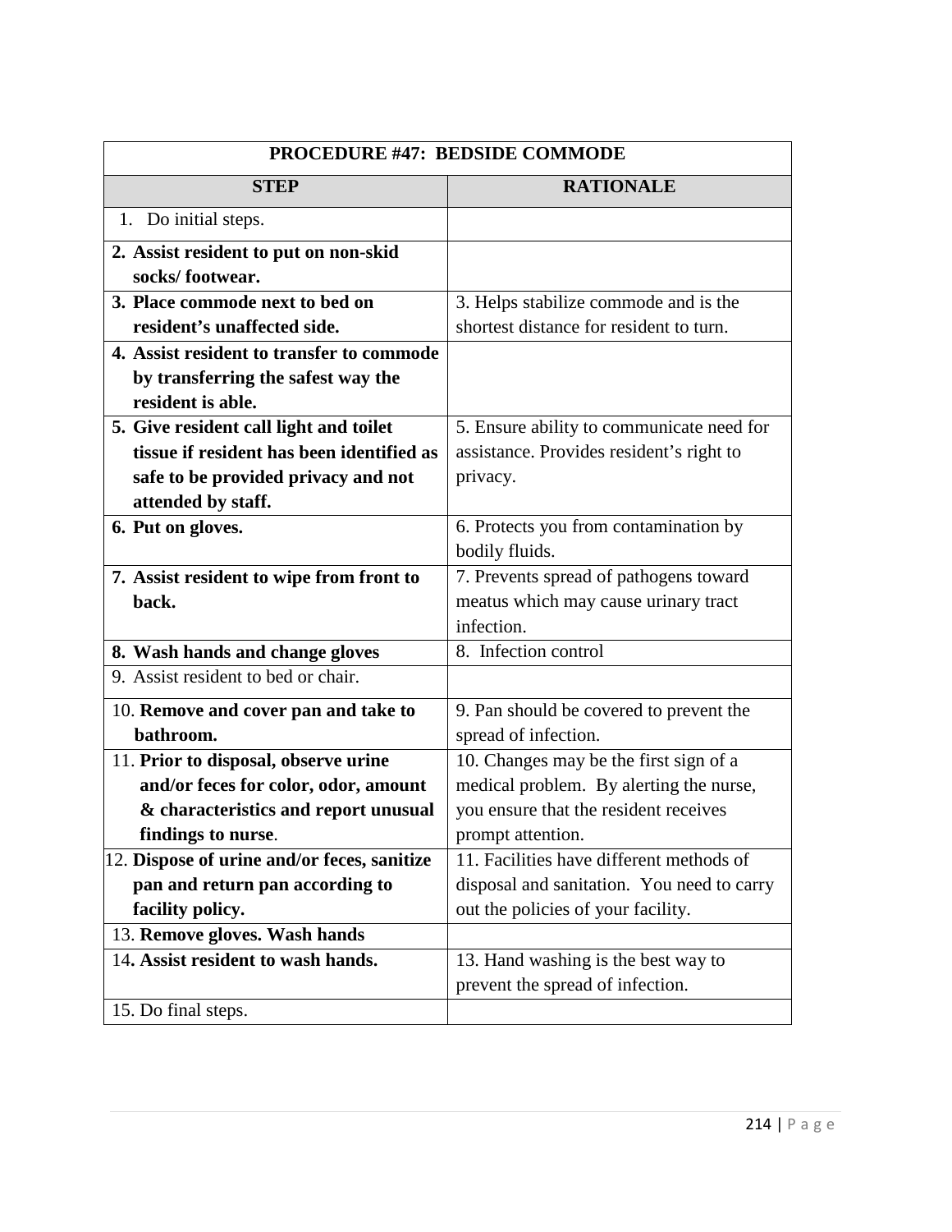| PROCEDURE #47: BEDSIDE COMMODE | |
|---|---|
| **STEP** | **RATIONALE** |
| 1. Do initial steps. | |
| **2. Assist resident to put on non-skid socks/ footwear.** | |
| **3. Place commode next to bed on resident's unaffected side.** | 3. Helps stabilize commode and is the shortest distance for resident to turn. |
| **4. Assist resident to transfer to commode by transferring the safest way the resident is able.** | |
| **5. Give resident call light and toilet tissue if resident has been identified as safe to be provided privacy and not attended by staff.** | 5. Ensure ability to communicate need for assistance. Provides resident's right to privacy. |
| **6. Put on gloves.** | 6. Protects you from contamination by bodily fluids. |
| **7. Assist resident to wipe from front to back.** | 7. Prevents spread of pathogens toward meatus which may cause urinary tract infection. |
| **8. Wash hands and change gloves** | 8. Infection control |
| 9. Assist resident to bed or chair. | |
| 10. **Remove and cover pan and take to bathroom.** | 9. Pan should be covered to prevent the spread of infection. |
| 11. **Prior to disposal, observe urine and/or feces for color, odor, amount & characteristics and report unusual findings to nurse**. | 10. Changes may be the first sign of a medical problem. By alerting the nurse, you ensure that the resident receives prompt attention. |
| 12. **Dispose of urine and/or feces, sanitize pan and return pan according to facility policy.** | 11. Facilities have different methods of disposal and sanitation. You need to carry out the policies of your facility. |
| 13. **Remove gloves. Wash hands** | |
| 14**. Assist resident to wash hands.** | 13. Hand washing is the best way to prevent the spread of infection. |
| 15. Do final steps. | |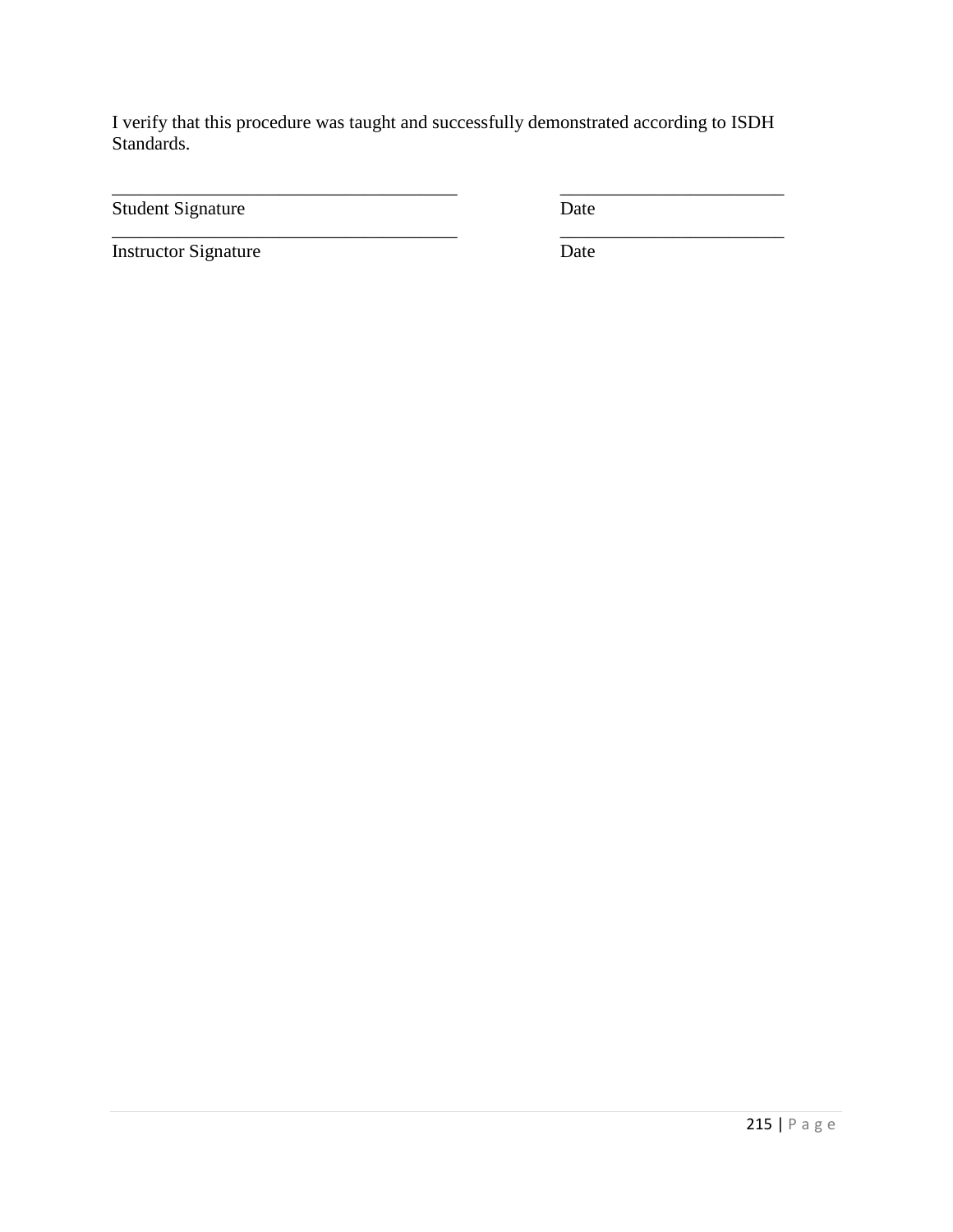I verify that this procedure was taught and successfully demonstrated according to ISDH Standards.

| | |
|---|---|
| ______________________________________ | _________________________ |
| Student Signature | Date |
| ______________________________________ | _________________________ |
| Instructor Signature | Date |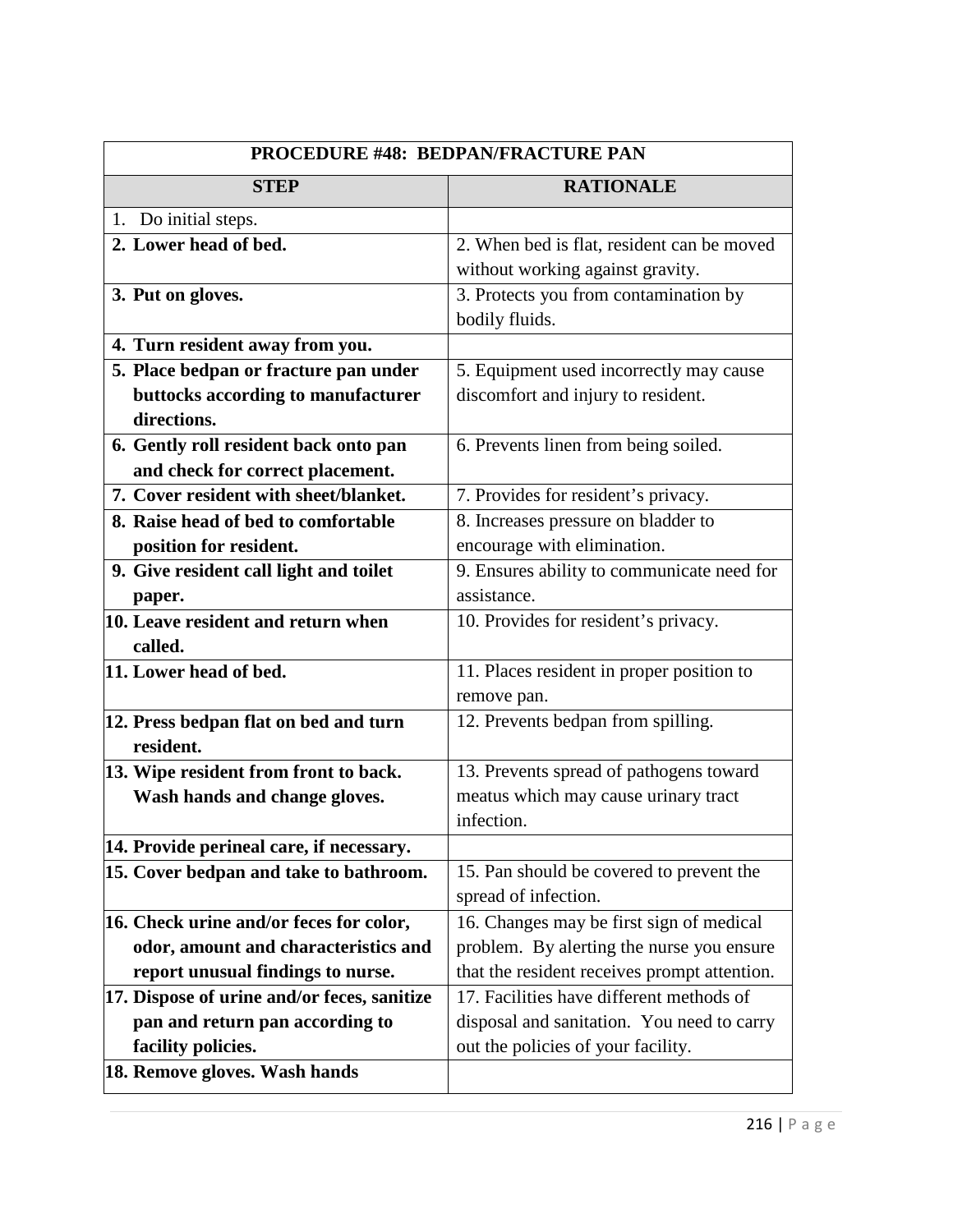| PROCEDURE #48: BEDPAN/FRACTURE PAN | |
|---|---|
| **STEP** | **RATIONALE** |
| 1. Do initial steps. | |
| **2. Lower head of bed.** | 2. When bed is flat, resident can be moved without working against gravity. |
| **3. Put on gloves.** | 3. Protects you from contamination by bodily fluids. |
| **4. Turn resident away from you.** | |
| **5. Place bedpan or fracture pan under buttocks according to manufacturer directions.** | 5. Equipment used incorrectly may cause discomfort and injury to resident. |
| **6. Gently roll resident back onto pan and check for correct placement.** | 6. Prevents linen from being soiled. |
| **7. Cover resident with sheet/blanket.** | 7. Provides for resident's privacy. |
| **8. Raise head of bed to comfortable position for resident.** | 8. Increases pressure on bladder to encourage with elimination. |
| **9. Give resident call light and toilet paper.** | 9. Ensures ability to communicate need for assistance. |
| **10. Leave resident and return when called.** | 10. Provides for resident's privacy. |
| **11. Lower head of bed.** | 11. Places resident in proper position to remove pan. |
| **12. Press bedpan flat on bed and turn resident.** | 12. Prevents bedpan from spilling. |
| **13. Wipe resident from front to back. Wash hands and change gloves.** | 13. Prevents spread of pathogens toward meatus which may cause urinary tract infection. |
| **14. Provide perineal care, if necessary.** | |
| **15. Cover bedpan and take to bathroom.** | 15. Pan should be covered to prevent the spread of infection. |
| **16. Check urine and/or feces for color, odor, amount and characteristics and report unusual findings to nurse.** | 16. Changes may be first sign of medical problem. By alerting the nurse you ensure that the resident receives prompt attention. |
| **17. Dispose of urine and/or feces, sanitize pan and return pan according to facility policies.** | 17. Facilities have different methods of disposal and sanitation. You need to carry out the policies of your facility. |
| **18. Remove gloves. Wash hands** | |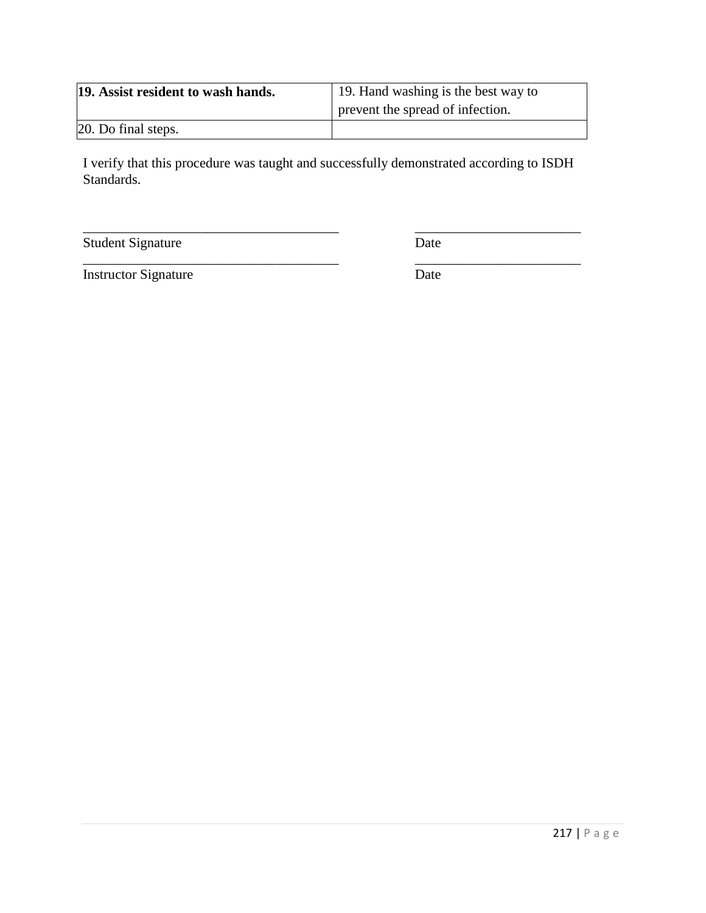| **19. Assist resident to wash hands.** | 19. Hand washing is the best way to prevent the spread of infection. |
|---|---|
| 20. Do final steps. | |

I verify that this procedure was taught and successfully demonstrated according to ISDH Standards.

_____________________________________ _________________________

Student Signature Date

_____________________________________ _________________________

Instructor Signature Date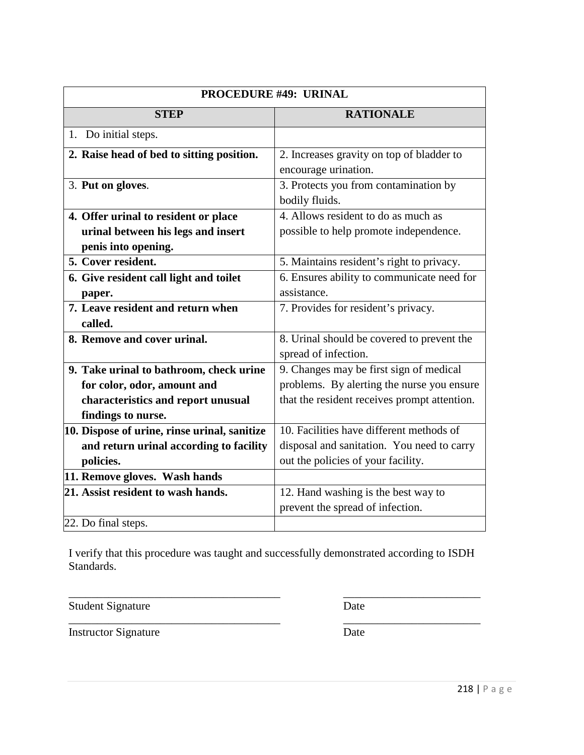| PROCEDURE #49: URINAL | |
|---|---|
| **STEP** | **RATIONALE** |
| 1. Do initial steps. | |
| **2. Raise head of bed to sitting position.** | 2. Increases gravity on top of bladder to encourage urination. |
| 3. **Put on gloves**. | 3. Protects you from contamination by bodily fluids. |
| **4. Offer urinal to resident or place urinal between his legs and insert penis into opening.** | 4. Allows resident to do as much as possible to help promote independence. |
| **5. Cover resident.** | 5. Maintains resident's right to privacy. |
| **6. Give resident call light and toilet paper.** | 6. Ensures ability to communicate need for assistance. |
| **7. Leave resident and return when called.** | 7. Provides for resident's privacy. |
| **8. Remove and cover urinal.** | 8. Urinal should be covered to prevent the spread of infection. |
| **9. Take urinal to bathroom, check urine for color, odor, amount and characteristics and report unusual findings to nurse.** | 9. Changes may be first sign of medical problems. By alerting the nurse you ensure that the resident receives prompt attention. |
| **10. Dispose of urine, rinse urinal, sanitize and return urinal according to facility policies.** | 10. Facilities have different methods of disposal and sanitation. You need to carry out the policies of your facility. |
| **11. Remove gloves. Wash hands** | |
| **21. Assist resident to wash hands.** | 12. Hand washing is the best way to prevent the spread of infection. |
| 22. Do final steps. | |

I verify that this procedure was taught and successfully demonstrated according to ISDH Standards.

_____________________________________ _________________________

Student Signature Date

_____________________________________ _________________________

Instructor Signature Date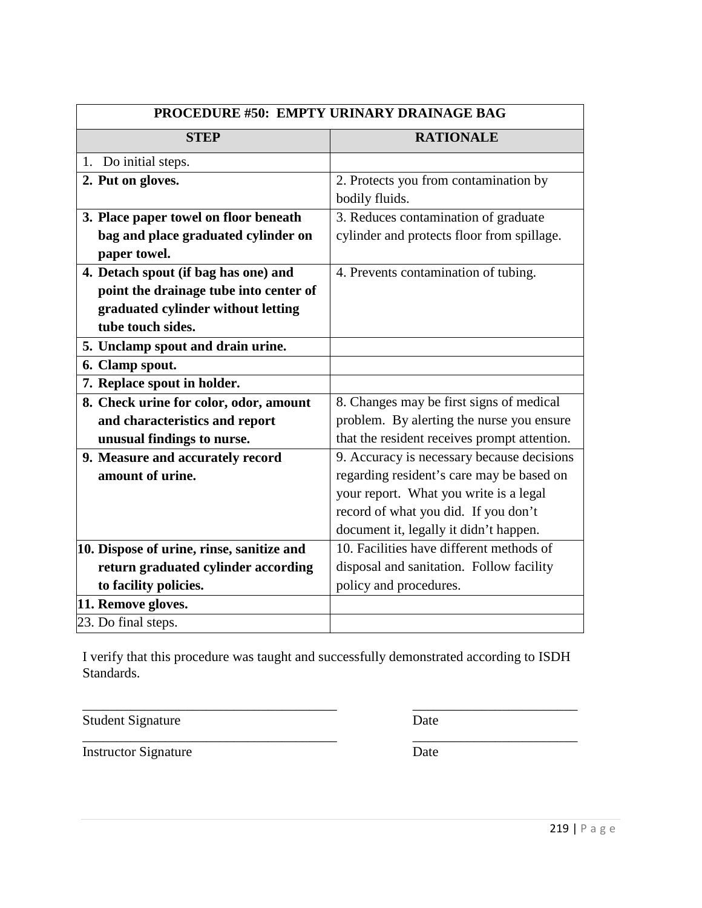| PROCEDURE #50: EMPTY URINARY DRAINAGE BAG | |
|---|---|
| **STEP** | **RATIONALE** |
| 1. Do initial steps. | |
| **2. Put on gloves.** | 2. Protects you from contamination by bodily fluids. |
| **3. Place paper towel on floor beneath bag and place graduated cylinder on paper towel.** | 3. Reduces contamination of graduate cylinder and protects floor from spillage. |
| **4. Detach spout (if bag has one) and point the drainage tube into center of graduated cylinder without letting tube touch sides.** | 4. Prevents contamination of tubing. |
| **5. Unclamp spout and drain urine.** | |
| **6. Clamp spout.** | |
| **7. Replace spout in holder.** | |
| **8. Check urine for color, odor, amount and characteristics and report unusual findings to nurse.** | 8. Changes may be first signs of medical problem. By alerting the nurse you ensure that the resident receives prompt attention. |
| **9. Measure and accurately record amount of urine.** | 9. Accuracy is necessary because decisions regarding resident's care may be based on your report. What you write is a legal record of what you did. If you don't document it, legally it didn't happen. |
| **10. Dispose of urine, rinse, sanitize and return graduated cylinder according to facility policies.** | 10. Facilities have different methods of disposal and sanitation. Follow facility policy and procedures. |
| **11. Remove gloves.** | |
| 23. Do final steps. | |

I verify that this procedure was taught and successfully demonstrated according to ISDH Standards.

_____________________________________ _________________________

Student Signature Date

_____________________________________ _________________________

Instructor Signature Date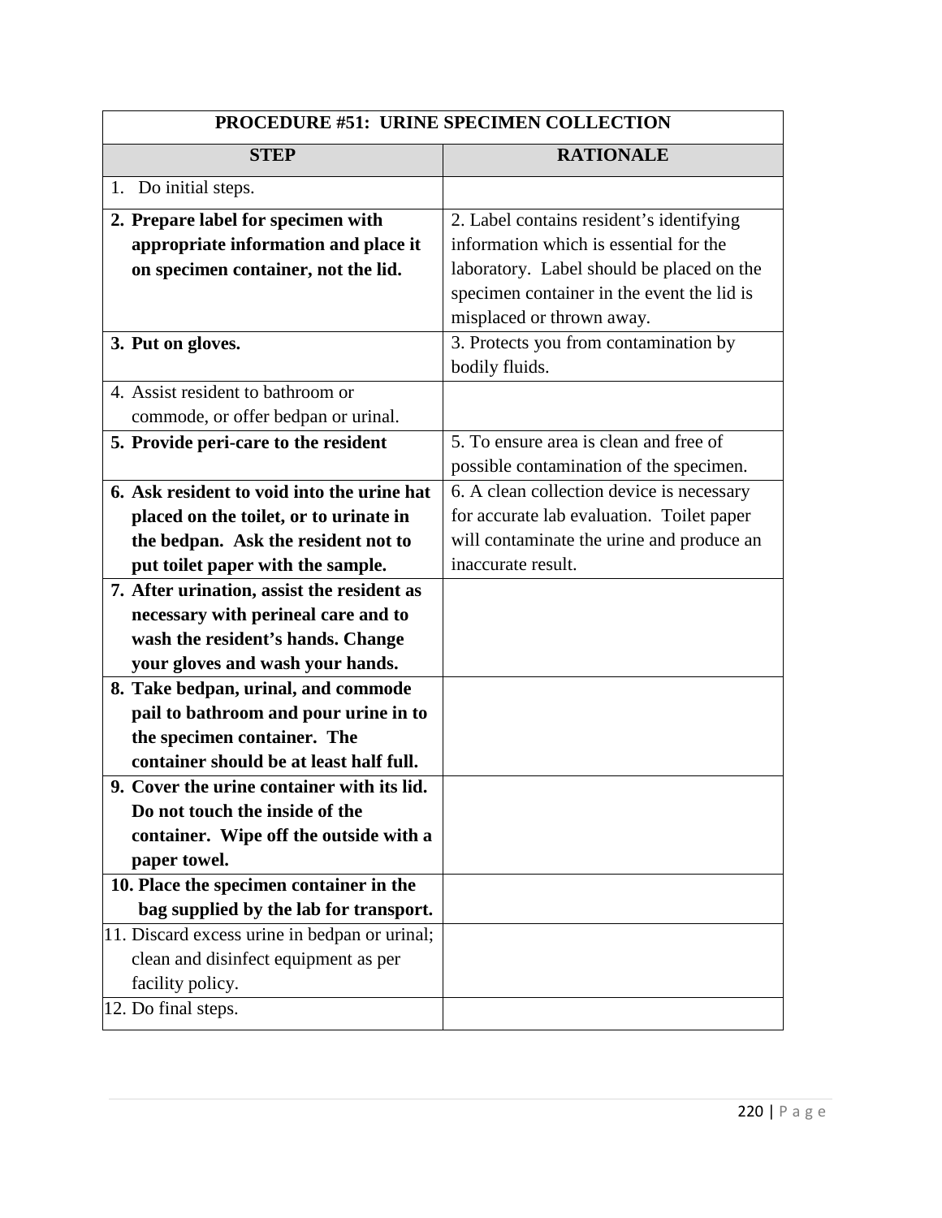| PROCEDURE #51: URINE SPECIMEN COLLECTION | |
|---|---|
| **STEP** | **RATIONALE** |
| 1. Do initial steps. | |
| **2. Prepare label for specimen with appropriate information and place it on specimen container, not the lid.** | 2. Label contains resident's identifying information which is essential for the laboratory. Label should be placed on the specimen container in the event the lid is misplaced or thrown away. |
| **3. Put on gloves.** | 3. Protects you from contamination by bodily fluids. |
| 4. Assist resident to bathroom or commode, or offer bedpan or urinal. | |
| **5. Provide peri-care to the resident** | 5. To ensure area is clean and free of possible contamination of the specimen. |
| **6. Ask resident to void into the urine hat placed on the toilet, or to urinate in the bedpan. Ask the resident not to put toilet paper with the sample.** | 6. A clean collection device is necessary for accurate lab evaluation. Toilet paper will contaminate the urine and produce an inaccurate result. |
| **7. After urination, assist the resident as necessary with perineal care and to wash the resident's hands. Change your gloves and wash your hands.** | |
| **8. Take bedpan, urinal, and commode pail to bathroom and pour urine in to the specimen container. The container should be at least half full.** | |
| **9. Cover the urine container with its lid. Do not touch the inside of the container. Wipe off the outside with a paper towel.** | |
| **10. Place the specimen container in the bag supplied by the lab for transport.** | |
| 11. Discard excess urine in bedpan or urinal; clean and disinfect equipment as per facility policy. | |
| 12. Do final steps. | |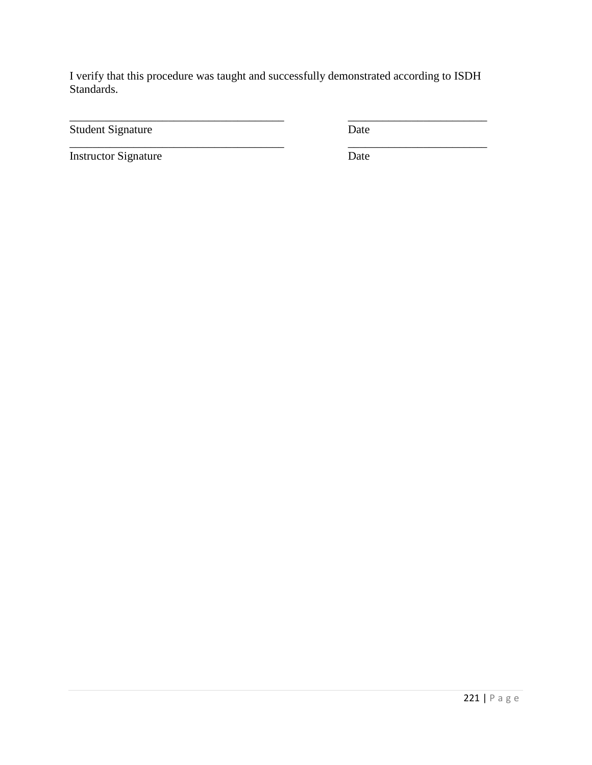I verify that this procedure was taught and successfully demonstrated according to ISDH Standards.

| _______________________________________ | _________________________ |
|---|---|
| Student Signature | Date |
| _______________________________________ | _________________________ |
| Instructor Signature | Date |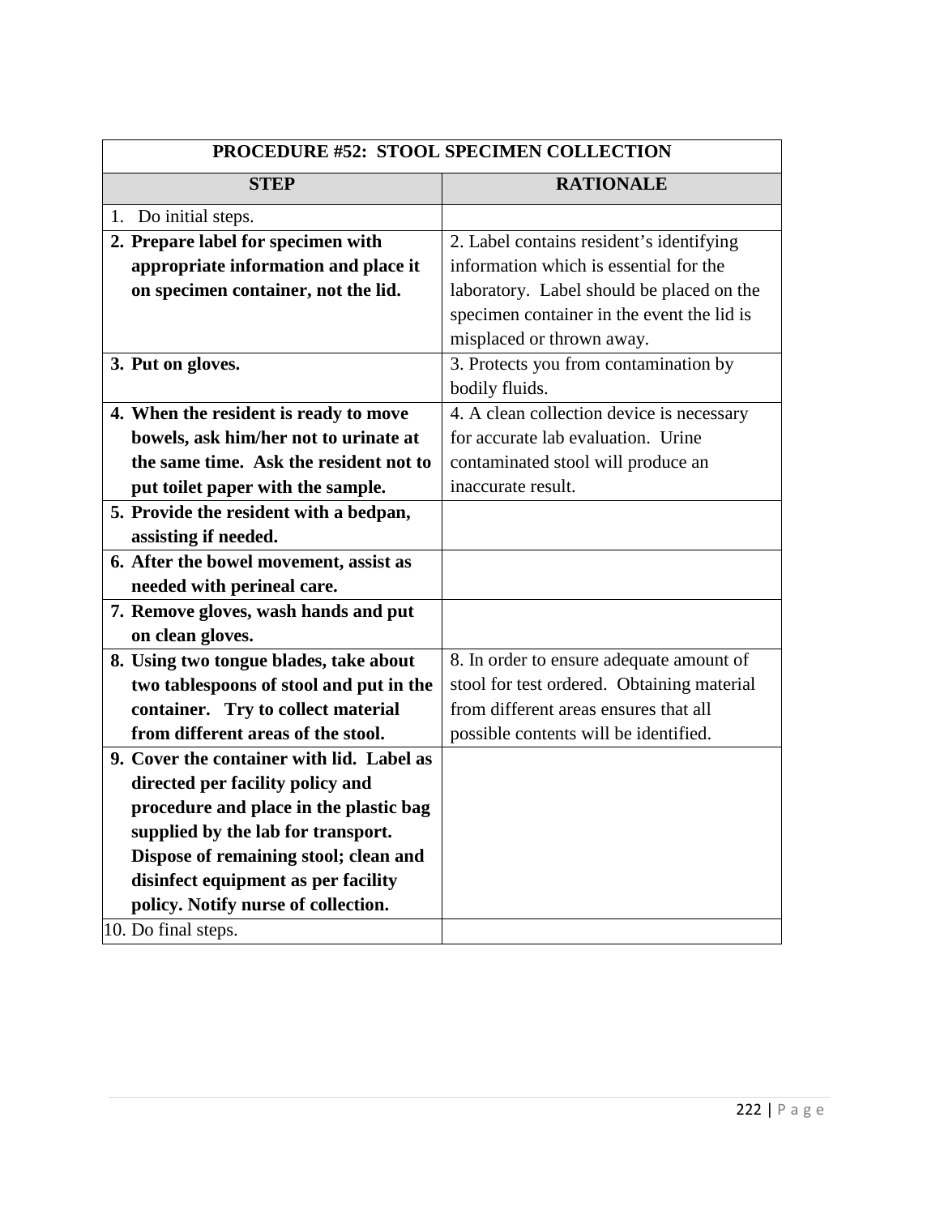| PROCEDURE #52: STOOL SPECIMEN COLLECTION | |
|---|---|
| **STEP** | **RATIONALE** |
| 1. Do initial steps. | |
| **2. Prepare label for specimen with appropriate information and place it on specimen container, not the lid.** | 2. Label contains resident's identifying information which is essential for the laboratory. Label should be placed on the specimen container in the event the lid is misplaced or thrown away. |
| **3. Put on gloves.** | 3. Protects you from contamination by bodily fluids. |
| **4. When the resident is ready to move bowels, ask him/her not to urinate at the same time. Ask the resident not to put toilet paper with the sample.** | 4. A clean collection device is necessary for accurate lab evaluation. Urine contaminated stool will produce an inaccurate result. |
| **5. Provide the resident with a bedpan, assisting if needed.** | |
| **6. After the bowel movement, assist as needed with perineal care.** | |
| **7. Remove gloves, wash hands and put on clean gloves.** | |
| **8. Using two tongue blades, take about two tablespoons of stool and put in the container. Try to collect material from different areas of the stool.** | 8. In order to ensure adequate amount of stool for test ordered. Obtaining material from different areas ensures that all possible contents will be identified. |
| **9. Cover the container with lid. Label as directed per facility policy and procedure and place in the plastic bag supplied by the lab for transport. Dispose of remaining stool; clean and disinfect equipment as per facility policy. Notify nurse of collection.** | |
| 10. Do final steps. | |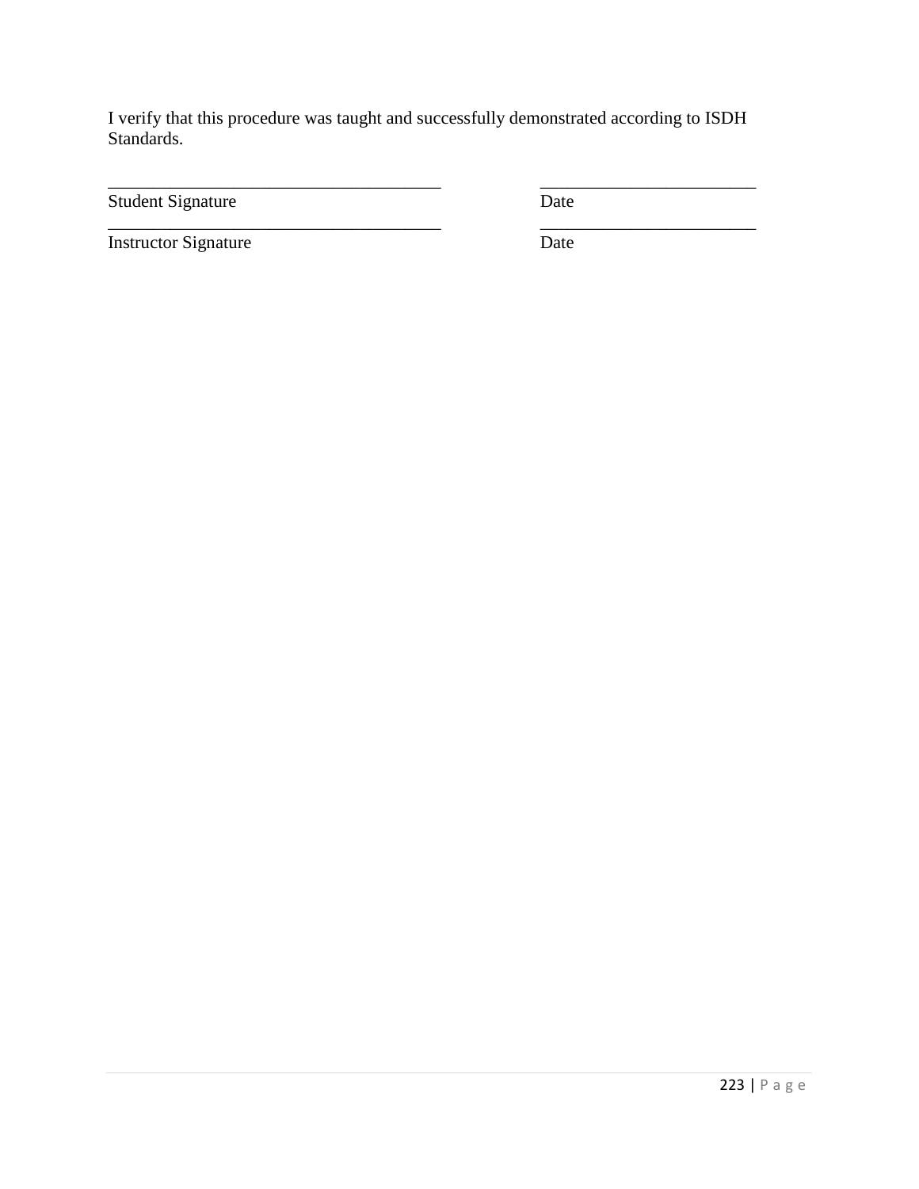I verify that this procedure was taught and successfully demonstrated according to ISDH Standards.

______________________________________ &nbsp;&nbsp;&nbsp;&nbsp;&nbsp;&nbsp;&nbsp;&nbsp; _________________________

Student Signature &nbsp;&nbsp;&nbsp;&nbsp;&nbsp;&nbsp;&nbsp;&nbsp;&nbsp;&nbsp;&nbsp;&nbsp;&nbsp;&nbsp;&nbsp;&nbsp;&nbsp;&nbsp;&nbsp;&nbsp;&nbsp;&nbsp;&nbsp;&nbsp;&nbsp;&nbsp;&nbsp;&nbsp; Date

______________________________________ &nbsp;&nbsp;&nbsp;&nbsp;&nbsp;&nbsp;&nbsp;&nbsp; _________________________

Instructor Signature &nbsp;&nbsp;&nbsp;&nbsp;&nbsp;&nbsp;&nbsp;&nbsp;&nbsp;&nbsp;&nbsp;&nbsp;&nbsp;&nbsp;&nbsp;&nbsp;&nbsp;&nbsp;&nbsp;&nbsp;&nbsp;&nbsp;&nbsp;&nbsp; Date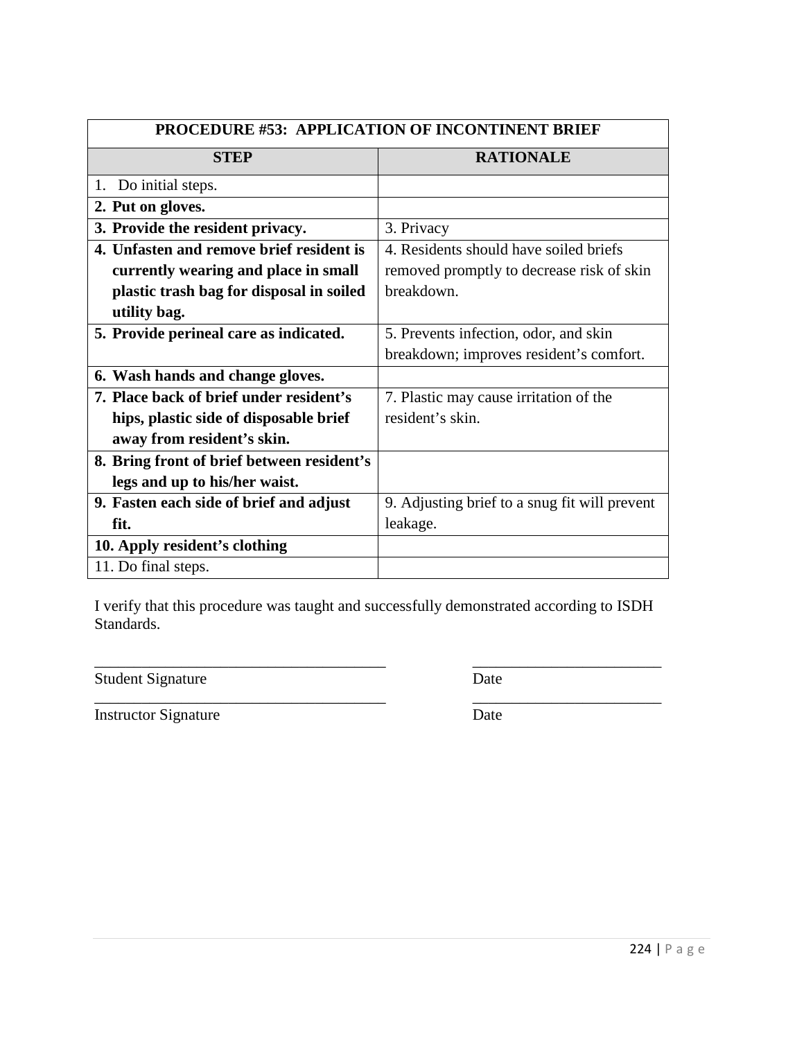| PROCEDURE #53: APPLICATION OF INCONTINENT BRIEF | |
|---|---|
| **STEP** | **RATIONALE** |
| 1. Do initial steps. | |
| **2. Put on gloves.** | |
| **3. Provide the resident privacy.** | 3. Privacy |
| **4. Unfasten and remove brief resident is currently wearing and place in small plastic trash bag for disposal in soiled utility bag.** | 4. Residents should have soiled briefs removed promptly to decrease risk of skin breakdown. |
| **5. Provide perineal care as indicated.** | 5. Prevents infection, odor, and skin breakdown; improves resident's comfort. |
| **6. Wash hands and change gloves.** | |
| **7. Place back of brief under resident's hips, plastic side of disposable brief away from resident's skin.** | 7. Plastic may cause irritation of the resident's skin. |
| **8. Bring front of brief between resident's legs and up to his/her waist.** | |
| **9. Fasten each side of brief and adjust fit.** | 9. Adjusting brief to a snug fit will prevent leakage. |
| **10. Apply resident's clothing** | |
| 11. Do final steps. | |

I verify that this procedure was taught and successfully demonstrated according to ISDH Standards.

_____________________________________ _________________________

Student Signature Date

_____________________________________ _________________________

Instructor Signature Date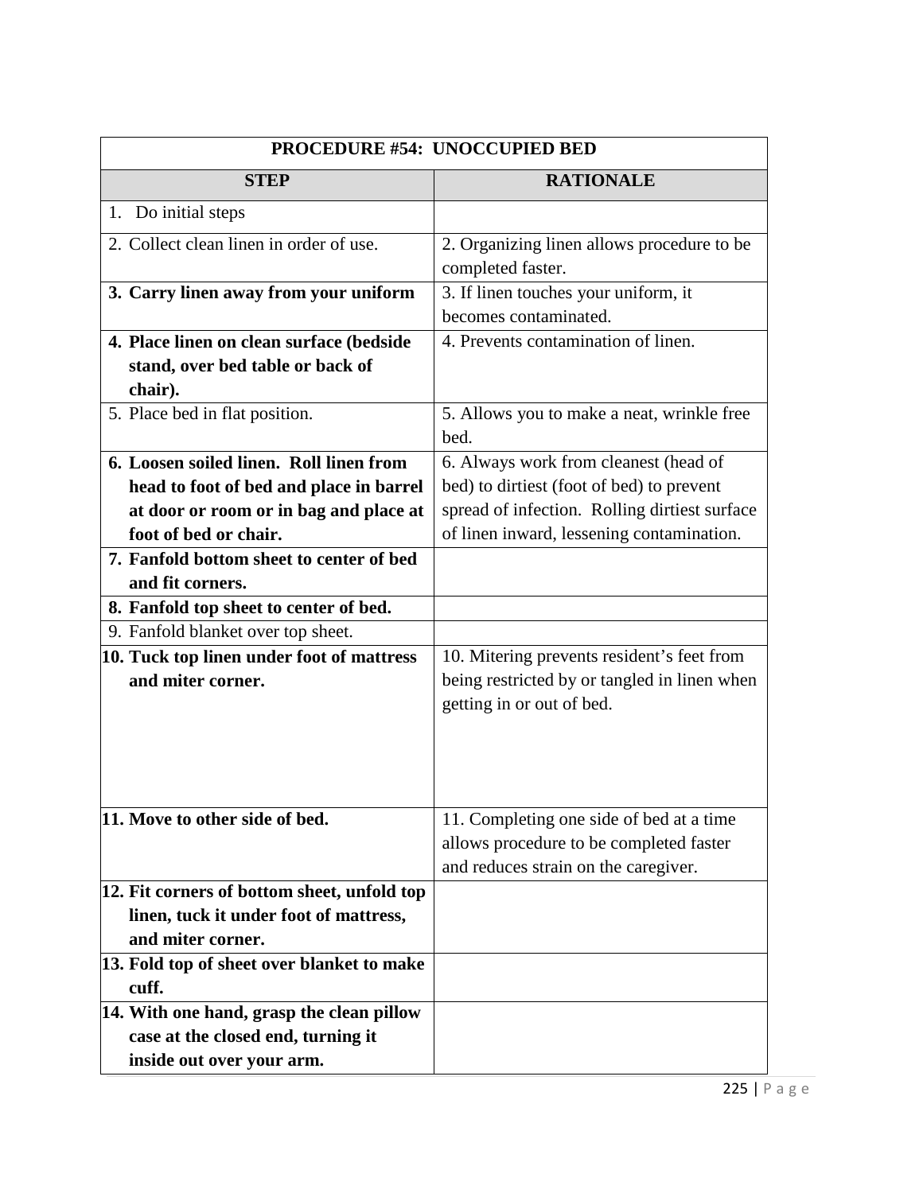| PROCEDURE #54: UNOCCUPIED BED | |
|---|---|
| **STEP** | **RATIONALE** |
| 1. Do initial steps | |
| 2. Collect clean linen in order of use. | 2. Organizing linen allows procedure to be completed faster. |
| **3. Carry linen away from your uniform** | 3. If linen touches your uniform, it becomes contaminated. |
| **4. Place linen on clean surface (bedside stand, over bed table or back of chair).** | 4. Prevents contamination of linen. |
| 5. Place bed in flat position. | 5. Allows you to make a neat, wrinkle free bed. |
| **6. Loosen soiled linen. Roll linen from head to foot of bed and place in barrel at door or room or in bag and place at foot of bed or chair.** | 6. Always work from cleanest (head of bed) to dirtiest (foot of bed) to prevent spread of infection. Rolling dirtiest surface of linen inward, lessening contamination. |
| **7. Fanfold bottom sheet to center of bed and fit corners.** | |
| **8. Fanfold top sheet to center of bed.** | |
| 9. Fanfold blanket over top sheet. | |
| **10. Tuck top linen under foot of mattress and miter corner.** | 10. Mitering prevents resident's feet from being restricted by or tangled in linen when getting in or out of bed. |
| **11. Move to other side of bed.** | 11. Completing one side of bed at a time allows procedure to be completed faster and reduces strain on the caregiver. |
| **12. Fit corners of bottom sheet, unfold top linen, tuck it under foot of mattress, and miter corner.** | |
| **13. Fold top of sheet over blanket to make cuff.** | |
| **14. With one hand, grasp the clean pillow case at the closed end, turning it inside out over your arm.** | |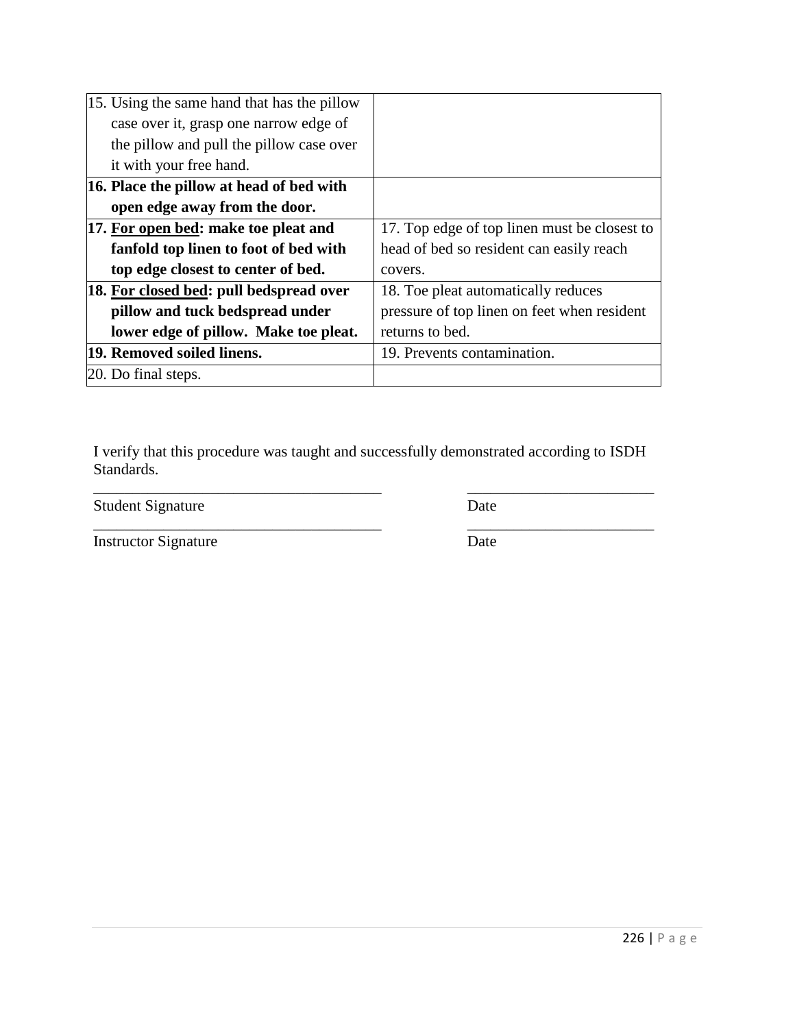| | |
|---|---|
| 15. Using the same hand that has the pillow case over it, grasp one narrow edge of the pillow and pull the pillow case over it with your free hand. | |
| **16. Place the pillow at head of bed with open edge away from the door.** | |
| **17. <u>For open bed</u>: make toe pleat and fanfold top linen to foot of bed with top edge closest to center of bed.** | 17. Top edge of top linen must be closest to head of bed so resident can easily reach covers. |
| **18. <u>For closed bed</u>: pull bedspread over pillow and tuck bedspread under lower edge of pillow. Make toe pleat.** | 18. Toe pleat automatically reduces pressure of top linen on feet when resident returns to bed. |
| **19. Removed soiled linens.** | 19. Prevents contamination. |
| 20. Do final steps. | |

I verify that this procedure was taught and successfully demonstrated according to ISDH Standards.

_______________________________________ _________________________

Student Signature Date

_______________________________________ _________________________

Instructor Signature Date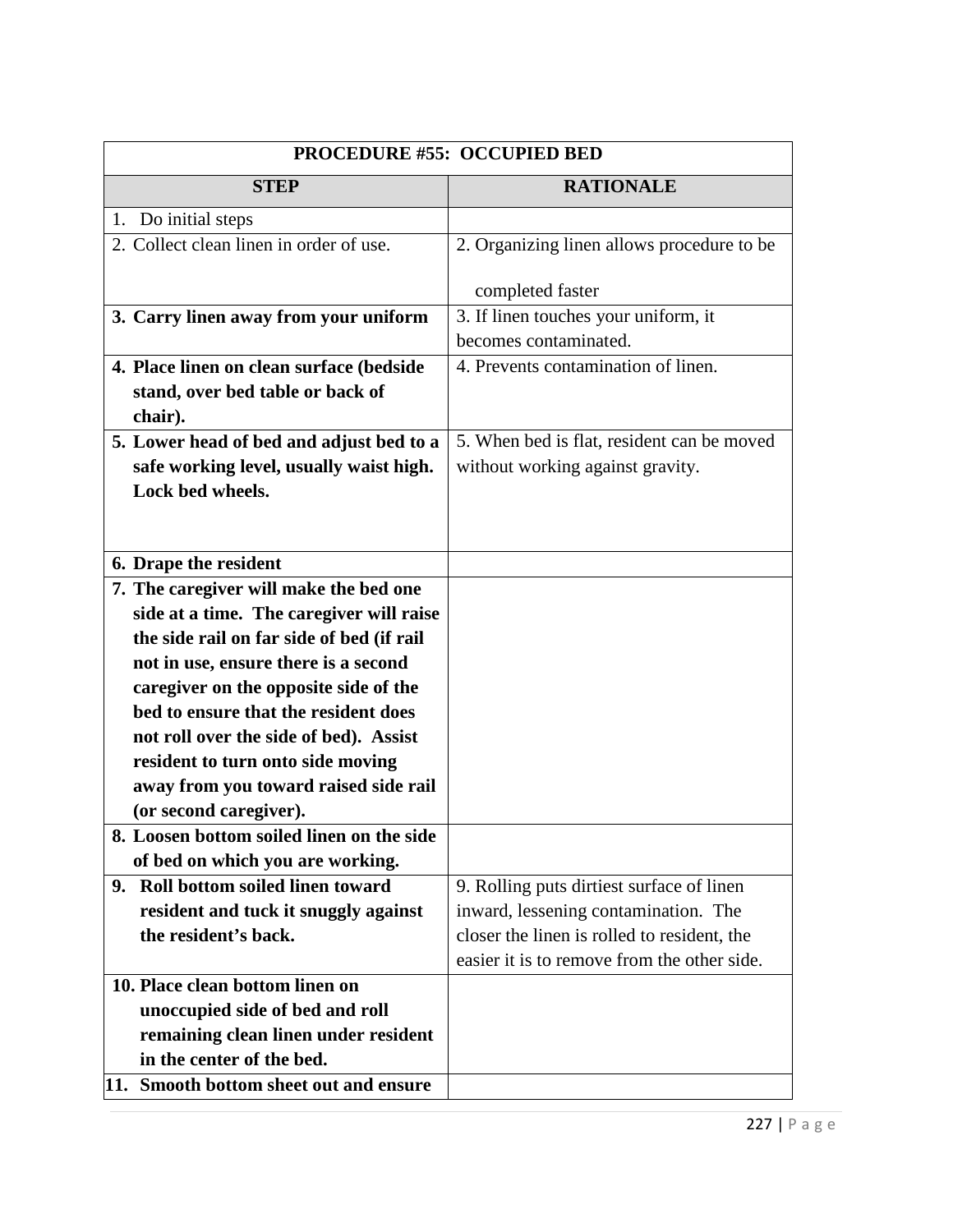| PROCEDURE #55: OCCUPIED BED | |
|---|---|
| **STEP** | **RATIONALE** |
| 1. Do initial steps | |
| 2. Collect clean linen in order of use. | 2. Organizing linen allows procedure to be completed faster |
| **3. Carry linen away from your uniform** | 3. If linen touches your uniform, it becomes contaminated. |
| **4. Place linen on clean surface (bedside stand, over bed table or back of chair).** | 4. Prevents contamination of linen. |
| **5. Lower head of bed and adjust bed to a safe working level, usually waist high. Lock bed wheels.** | 5. When bed is flat, resident can be moved without working against gravity. |
| **6. Drape the resident** | |
| **7. The caregiver will make the bed one side at a time. The caregiver will raise the side rail on far side of bed (if rail not in use, ensure there is a second caregiver on the opposite side of the bed to ensure that the resident does not roll over the side of bed). Assist resident to turn onto side moving away from you toward raised side rail (or second caregiver).** | |
| **8. Loosen bottom soiled linen on the side of bed on which you are working.** | |
| **9. Roll bottom soiled linen toward resident and tuck it snuggly against the resident's back.** | 9. Rolling puts dirtiest surface of linen inward, lessening contamination. The closer the linen is rolled to resident, the easier it is to remove from the other side. |
| **10. Place clean bottom linen on unoccupied side of bed and roll remaining clean linen under resident in the center of the bed.** | |
| **11. Smooth bottom sheet out and ensure** | |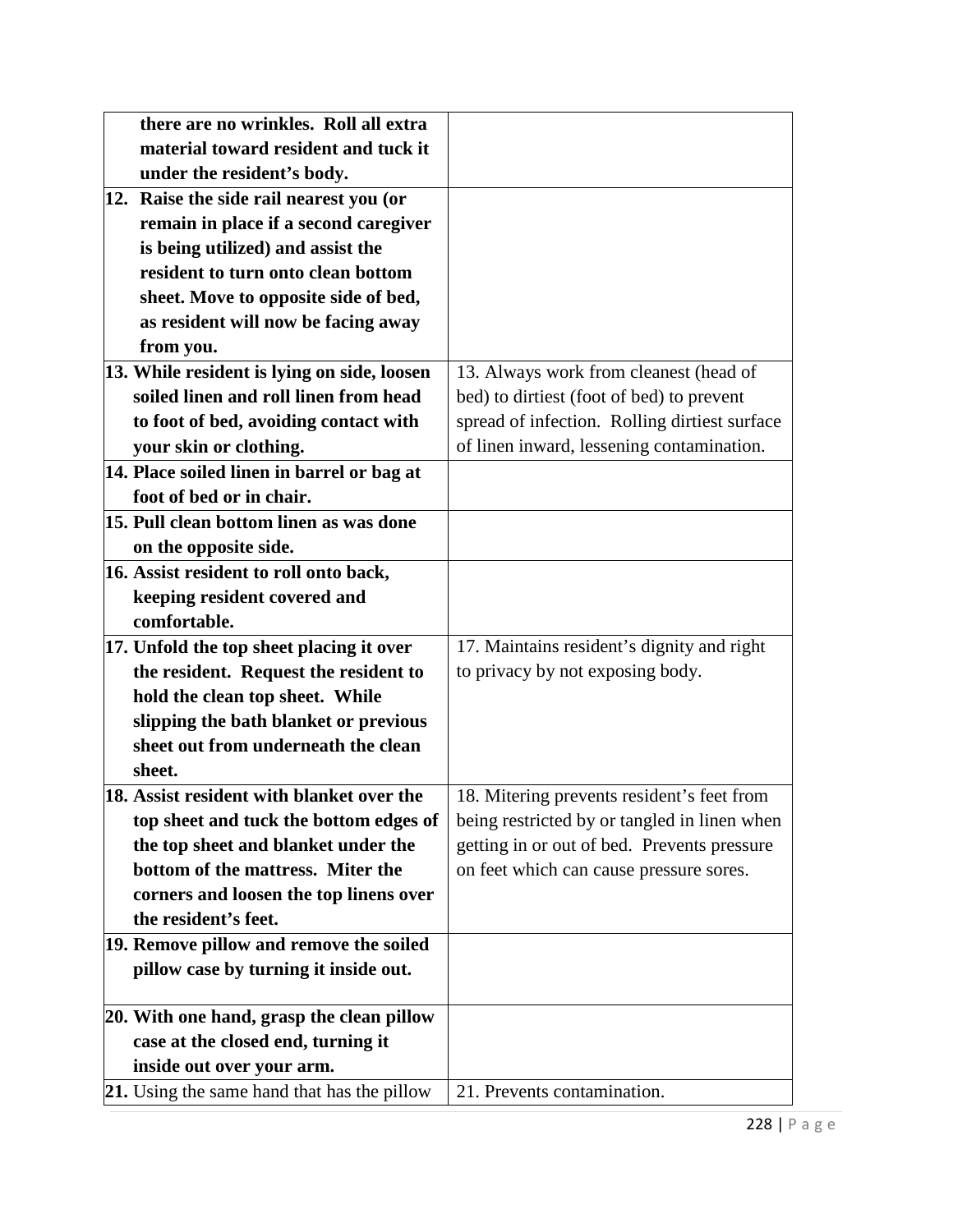| | |
|---|---|
| **there are no wrinkles. Roll all extra material toward resident and tuck it under the resident's body.** | |
| **12. Raise the side rail nearest you (or remain in place if a second caregiver is being utilized) and assist the resident to turn onto clean bottom sheet. Move to opposite side of bed, as resident will now be facing away from you.** | |
| **13. While resident is lying on side, loosen soiled linen and roll linen from head to foot of bed, avoiding contact with your skin or clothing.** | 13. Always work from cleanest (head of bed) to dirtiest (foot of bed) to prevent spread of infection. Rolling dirtiest surface of linen inward, lessening contamination. |
| **14. Place soiled linen in barrel or bag at foot of bed or in chair.** | |
| **15. Pull clean bottom linen as was done on the opposite side.** | |
| **16. Assist resident to roll onto back, keeping resident covered and comfortable.** | |
| **17. Unfold the top sheet placing it over the resident. Request the resident to hold the clean top sheet. While slipping the bath blanket or previous sheet out from underneath the clean sheet.** | 17. Maintains resident's dignity and right to privacy by not exposing body. |
| **18. Assist resident with blanket over the top sheet and tuck the bottom edges of the top sheet and blanket under the bottom of the mattress. Miter the corners and loosen the top linens over the resident's feet.** | 18. Mitering prevents resident's feet from being restricted by or tangled in linen when getting in or out of bed. Prevents pressure on feet which can cause pressure sores. |
| **19. Remove pillow and remove the soiled pillow case by turning it inside out.** | |
| **20. With one hand, grasp the clean pillow case at the closed end, turning it inside out over your arm.** | |
| **21.** Using the same hand that has the pillow | 21. Prevents contamination. |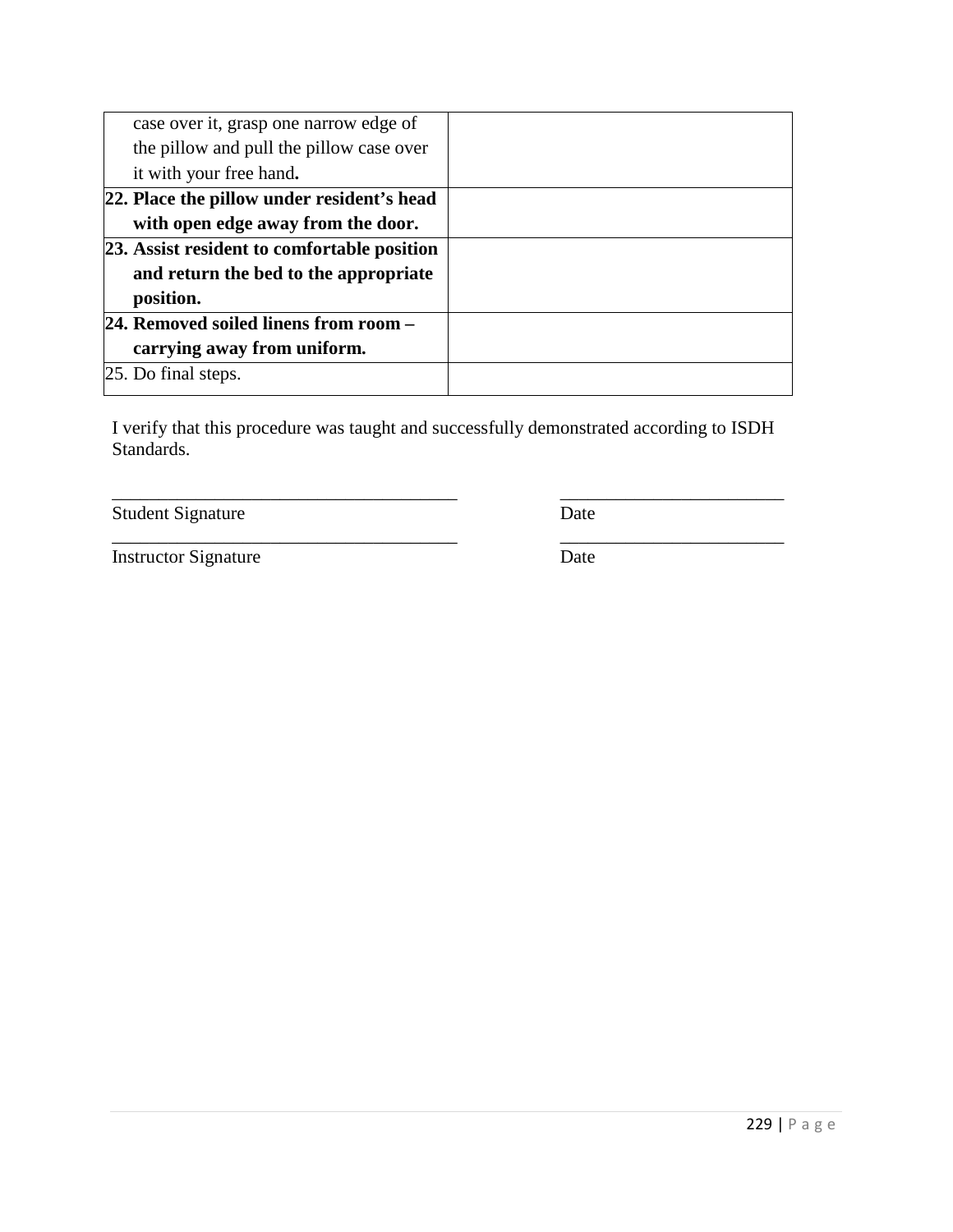| | |
|---|---|
| case over it, grasp one narrow edge of the pillow and pull the pillow case over it with your free hand**.** | |
| **22. Place the pillow under resident's head with open edge away from the door.** | |
| **23. Assist resident to comfortable position and return the bed to the appropriate position.** | |
| **24. Removed soiled linens from room – carrying away from uniform.** | |
| 25. Do final steps. | |

I verify that this procedure was taught and successfully demonstrated according to ISDH Standards.

_______________________________________ _________________________

Student Signature Date

_______________________________________ _________________________

Instructor Signature Date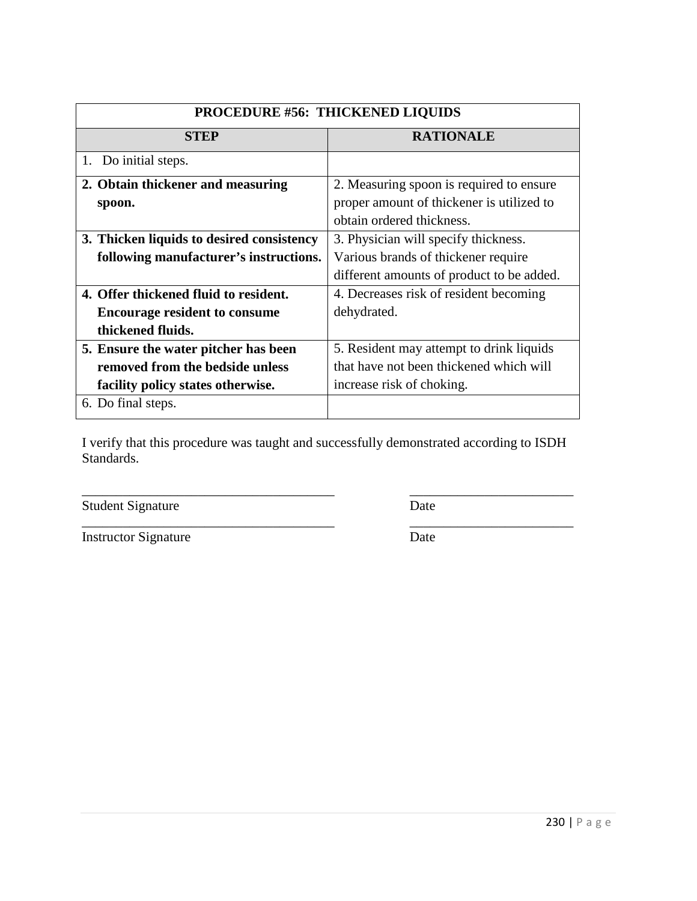| PROCEDURE #56: THICKENED LIQUIDS | |
|---|---|
| **STEP** | **RATIONALE** |
| 1. Do initial steps. | |
| **2. Obtain thickener and measuring spoon.** | 2. Measuring spoon is required to ensure proper amount of thickener is utilized to obtain ordered thickness. |
| **3. Thicken liquids to desired consistency following manufacturer's instructions.** | 3. Physician will specify thickness. Various brands of thickener require different amounts of product to be added. |
| **4. Offer thickened fluid to resident. Encourage resident to consume thickened fluids.** | 4. Decreases risk of resident becoming dehydrated. |
| **5. Ensure the water pitcher has been removed from the bedside unless facility policy states otherwise.** | 5. Resident may attempt to drink liquids that have not been thickened which will increase risk of choking. |
| 6. Do final steps. | |

I verify that this procedure was taught and successfully demonstrated according to ISDH Standards.

_____________________________________ _________________________

Student Signature Date

_____________________________________ _________________________

Instructor Signature Date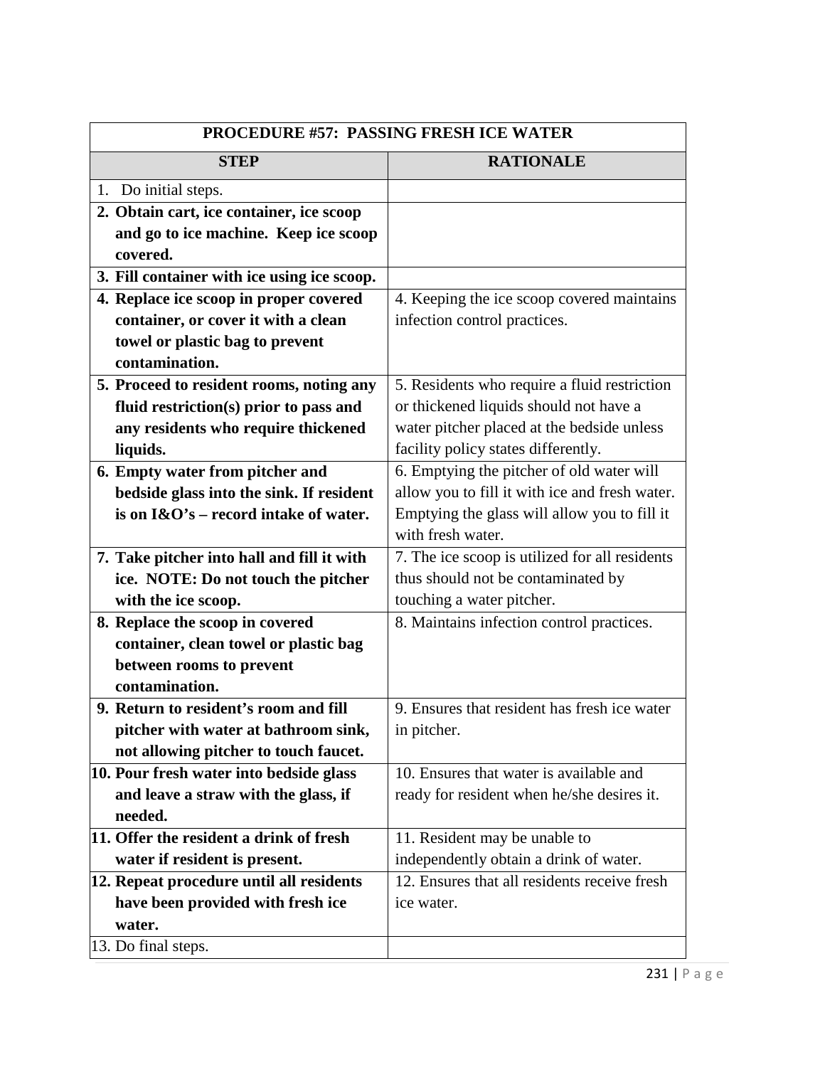| PROCEDURE #57: PASSING FRESH ICE WATER | |
|---|---|
| **STEP** | **RATIONALE** |
| 1. Do initial steps. | |
| **2. Obtain cart, ice container, ice scoop and go to ice machine. Keep ice scoop covered.** | |
| **3. Fill container with ice using ice scoop.** | |
| **4. Replace ice scoop in proper covered container, or cover it with a clean towel or plastic bag to prevent contamination.** | 4. Keeping the ice scoop covered maintains infection control practices. |
| **5. Proceed to resident rooms, noting any fluid restriction(s) prior to pass and any residents who require thickened liquids.** | 5. Residents who require a fluid restriction or thickened liquids should not have a water pitcher placed at the bedside unless facility policy states differently. |
| **6. Empty water from pitcher and bedside glass into the sink. If resident is on I&O's – record intake of water.** | 6. Emptying the pitcher of old water will allow you to fill it with ice and fresh water. Emptying the glass will allow you to fill it with fresh water. |
| **7. Take pitcher into hall and fill it with ice. NOTE: Do not touch the pitcher with the ice scoop.** | 7. The ice scoop is utilized for all residents thus should not be contaminated by touching a water pitcher. |
| **8. Replace the scoop in covered container, clean towel or plastic bag between rooms to prevent contamination.** | 8. Maintains infection control practices. |
| **9. Return to resident's room and fill pitcher with water at bathroom sink, not allowing pitcher to touch faucet.** | 9. Ensures that resident has fresh ice water in pitcher. |
| **10. Pour fresh water into bedside glass and leave a straw with the glass, if needed.** | 10. Ensures that water is available and ready for resident when he/she desires it. |
| **11. Offer the resident a drink of fresh water if resident is present.** | 11. Resident may be unable to independently obtain a drink of water. |
| **12. Repeat procedure until all residents have been provided with fresh ice water.** | 12. Ensures that all residents receive fresh ice water. |
| 13. Do final steps. | |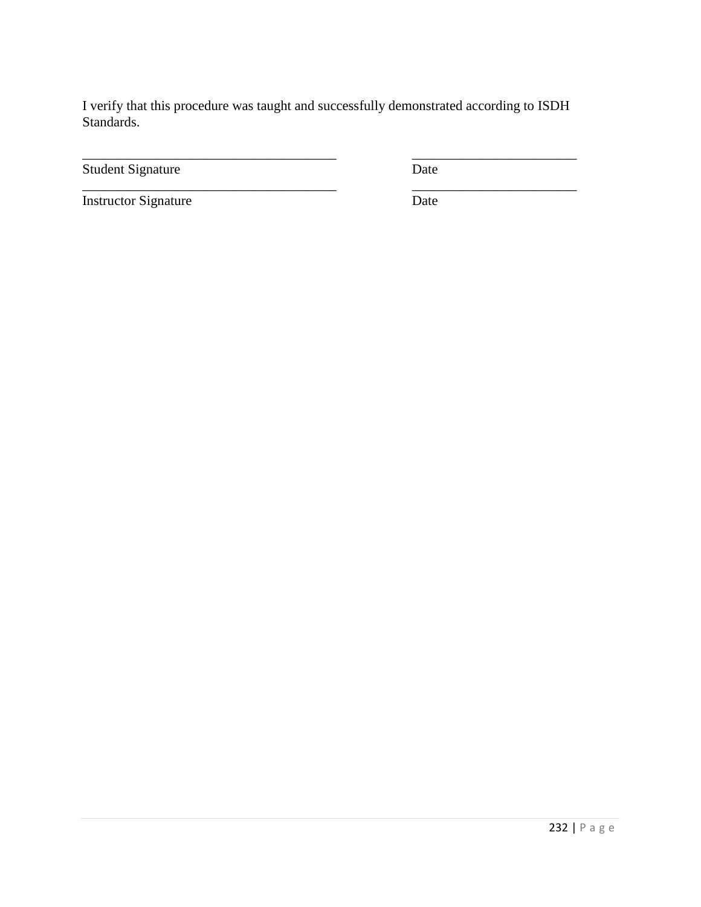I verify that this procedure was taught and successfully demonstrated according to ISDH Standards.

| | |
|---|---|
| ______________________________________ | _________________________ |
| Student Signature | Date |
| ______________________________________ | _________________________ |
| Instructor Signature | Date |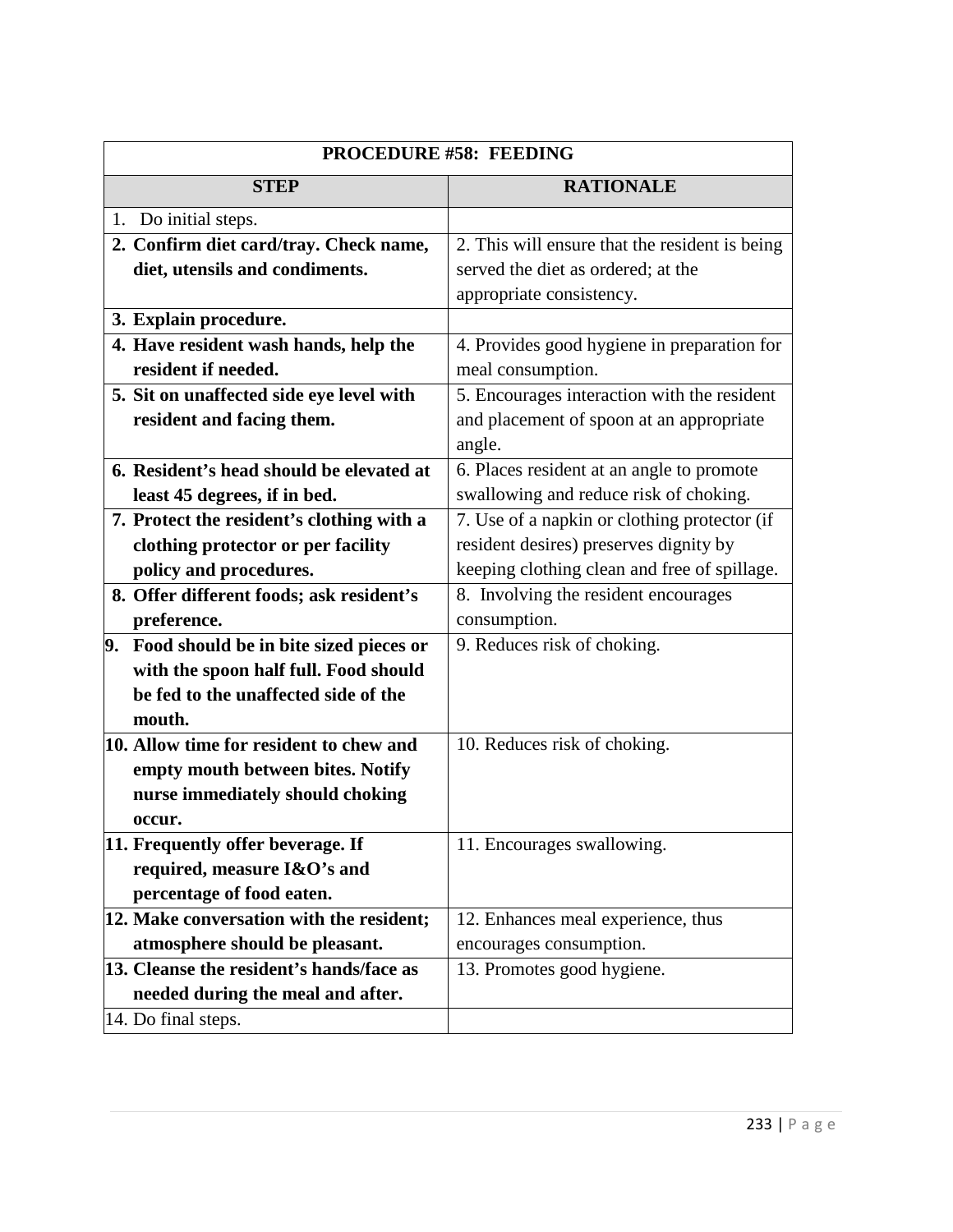| PROCEDURE #58: FEEDING | |
|---|---|
| **STEP** | **RATIONALE** |
| 1. Do initial steps. | |
| **2. Confirm diet card/tray. Check name, diet, utensils and condiments.** | 2. This will ensure that the resident is being served the diet as ordered; at the appropriate consistency. |
| **3. Explain procedure.** | |
| **4. Have resident wash hands, help the resident if needed.** | 4. Provides good hygiene in preparation for meal consumption. |
| **5. Sit on unaffected side eye level with resident and facing them.** | 5. Encourages interaction with the resident and placement of spoon at an appropriate angle. |
| **6. Resident's head should be elevated at least 45 degrees, if in bed.** | 6. Places resident at an angle to promote swallowing and reduce risk of choking. |
| **7. Protect the resident's clothing with a clothing protector or per facility policy and procedures.** | 7. Use of a napkin or clothing protector (if resident desires) preserves dignity by keeping clothing clean and free of spillage. |
| **8. Offer different foods; ask resident's preference.** | 8. Involving the resident encourages consumption. |
| **9. Food should be in bite sized pieces or with the spoon half full. Food should be fed to the unaffected side of the mouth.** | 9. Reduces risk of choking. |
| **10. Allow time for resident to chew and empty mouth between bites. Notify nurse immediately should choking occur.** | 10. Reduces risk of choking. |
| **11. Frequently offer beverage. If required, measure I&O's and percentage of food eaten.** | 11. Encourages swallowing. |
| **12. Make conversation with the resident; atmosphere should be pleasant.** | 12. Enhances meal experience, thus encourages consumption. |
| **13. Cleanse the resident's hands/face as needed during the meal and after.** | 13. Promotes good hygiene. |
| 14. Do final steps. | |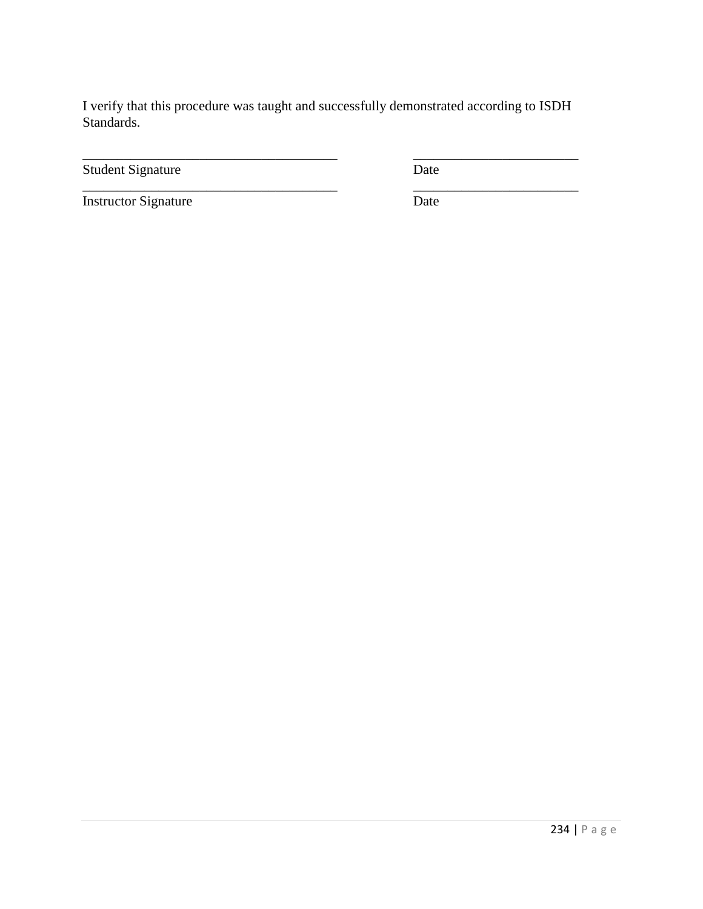I verify that this procedure was taught and successfully demonstrated according to ISDH Standards.

_______________________________________ &nbsp;&nbsp;&nbsp;&nbsp;&nbsp;&nbsp;&nbsp;&nbsp; _________________________

Student Signature &nbsp;&nbsp;&nbsp;&nbsp;&nbsp;&nbsp;&nbsp;&nbsp;&nbsp;&nbsp;&nbsp;&nbsp;&nbsp;&nbsp;&nbsp;&nbsp;&nbsp;&nbsp;&nbsp;&nbsp;&nbsp;&nbsp;&nbsp;&nbsp;&nbsp;&nbsp;&nbsp;&nbsp;&nbsp;&nbsp;&nbsp;&nbsp; Date

_______________________________________ &nbsp;&nbsp;&nbsp;&nbsp;&nbsp;&nbsp;&nbsp;&nbsp; _________________________

Instructor Signature &nbsp;&nbsp;&nbsp;&nbsp;&nbsp;&nbsp;&nbsp;&nbsp;&nbsp;&nbsp;&nbsp;&nbsp;&nbsp;&nbsp;&nbsp;&nbsp;&nbsp;&nbsp;&nbsp;&nbsp;&nbsp;&nbsp;&nbsp;&nbsp;&nbsp;&nbsp;&nbsp;&nbsp; Date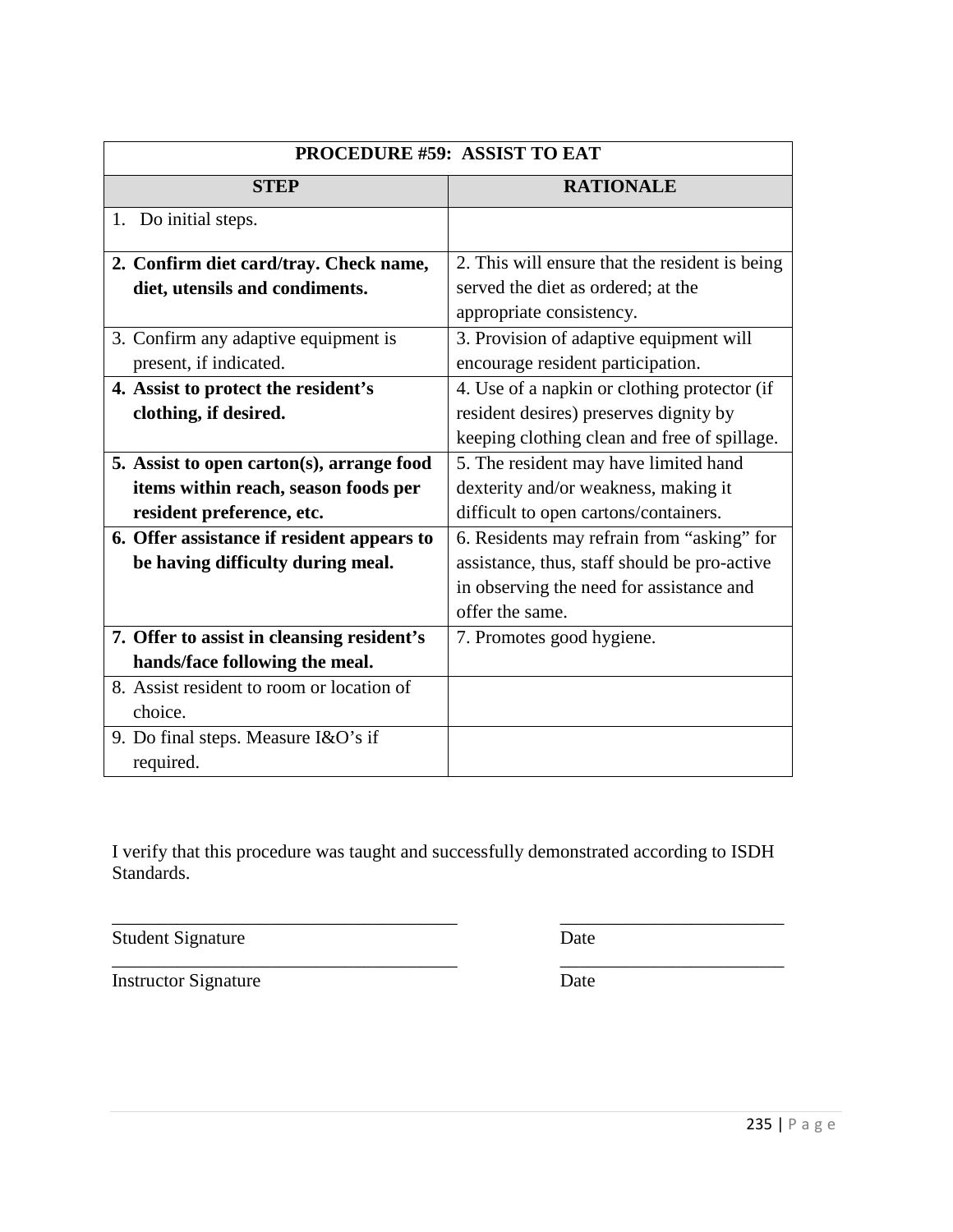| PROCEDURE #59: ASSIST TO EAT | |
|---|---|
| **STEP** | **RATIONALE** |
| 1. Do initial steps. | |
| **2. Confirm diet card/tray. Check name, diet, utensils and condiments.** | 2. This will ensure that the resident is being served the diet as ordered; at the appropriate consistency. |
| 3. Confirm any adaptive equipment is present, if indicated. | 3. Provision of adaptive equipment will encourage resident participation. |
| **4. Assist to protect the resident's clothing, if desired.** | 4. Use of a napkin or clothing protector (if resident desires) preserves dignity by keeping clothing clean and free of spillage. |
| **5. Assist to open carton(s), arrange food items within reach, season foods per resident preference, etc.** | 5. The resident may have limited hand dexterity and/or weakness, making it difficult to open cartons/containers. |
| **6. Offer assistance if resident appears to be having difficulty during meal.** | 6. Residents may refrain from "asking" for assistance, thus, staff should be pro-active in observing the need for assistance and offer the same. |
| **7. Offer to assist in cleansing resident's hands/face following the meal.** | 7. Promotes good hygiene. |
| 8. Assist resident to room or location of choice. | |
| 9. Do final steps. Measure I&O's if required. | |

I verify that this procedure was taught and successfully demonstrated according to ISDH Standards.

_____________________________________ _________________________

Student Signature Date

_____________________________________ _________________________

Instructor Signature Date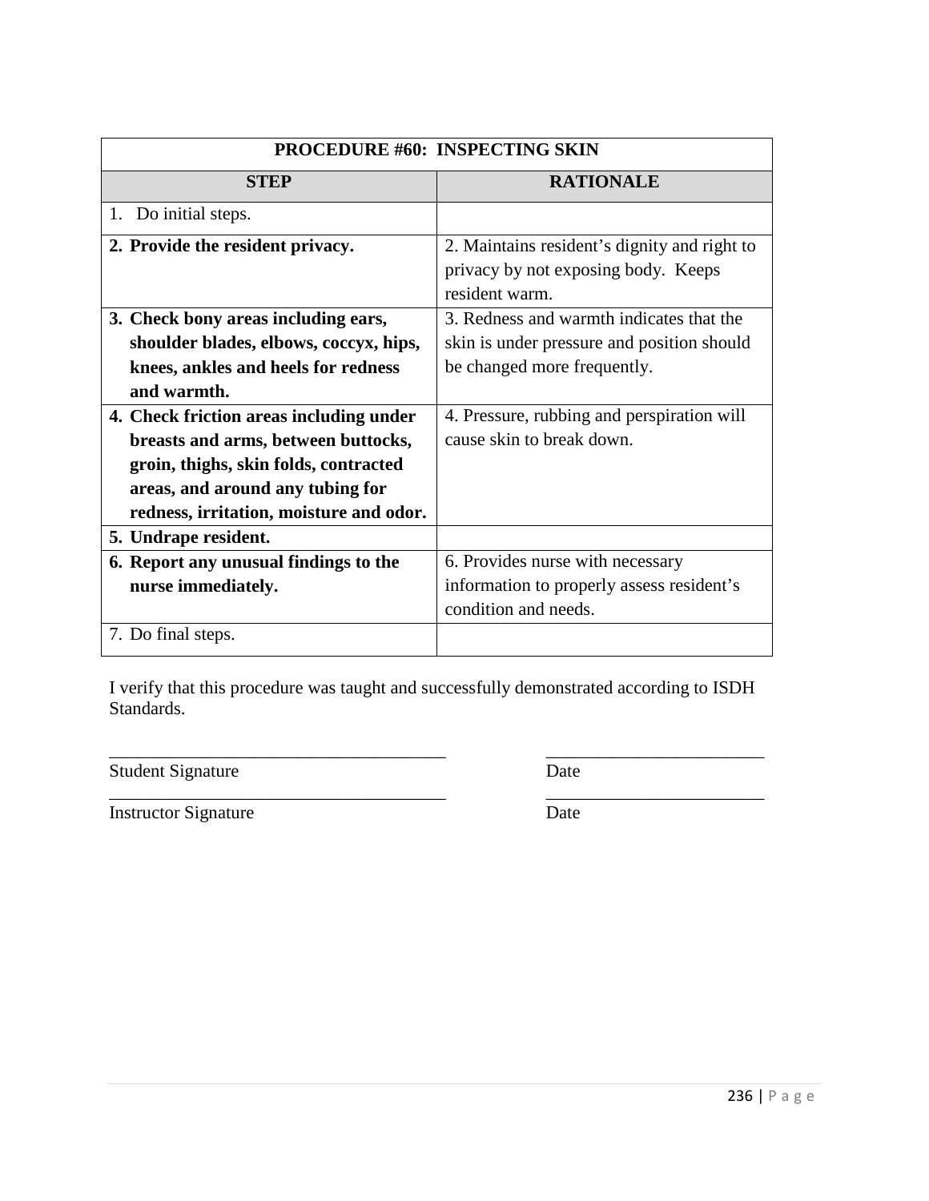| PROCEDURE #60: INSPECTING SKIN | |
|---|---|
| **STEP** | **RATIONALE** |
| 1. Do initial steps. | |
| **2. Provide the resident privacy.** | 2. Maintains resident's dignity and right to privacy by not exposing body. Keeps resident warm. |
| **3. Check bony areas including ears, shoulder blades, elbows, coccyx, hips, knees, ankles and heels for redness and warmth.** | 3. Redness and warmth indicates that the skin is under pressure and position should be changed more frequently. |
| **4. Check friction areas including under breasts and arms, between buttocks, groin, thighs, skin folds, contracted areas, and around any tubing for redness, irritation, moisture and odor.** | 4. Pressure, rubbing and perspiration will cause skin to break down. |
| **5. Undrape resident.** | |
| **6. Report any unusual findings to the nurse immediately.** | 6. Provides nurse with necessary information to properly assess resident's condition and needs. |
| 7. Do final steps. | |

I verify that this procedure was taught and successfully demonstrated according to ISDH Standards.

_____________________________________ _________________________

Student Signature Date

_____________________________________ _________________________

Instructor Signature Date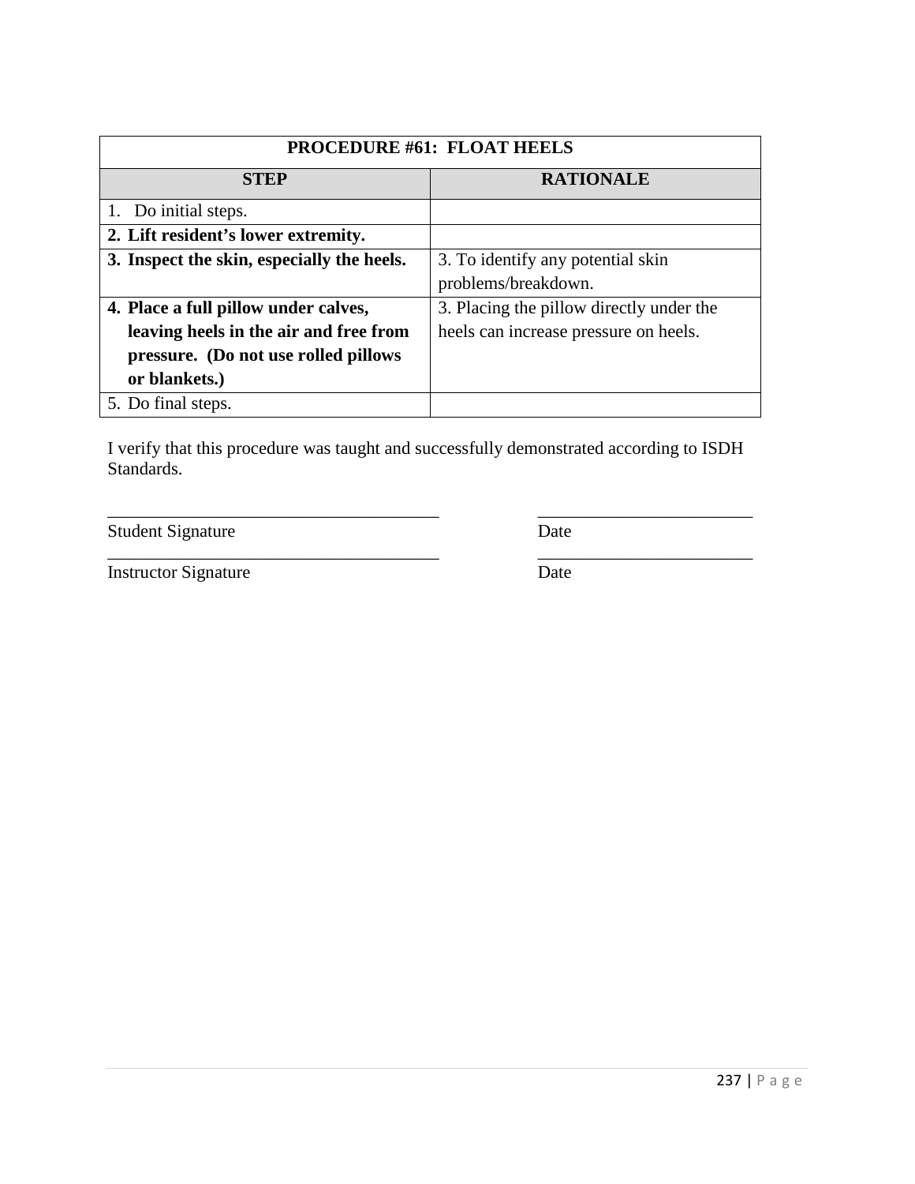| PROCEDURE #61: FLOAT HEELS | |
|---|---|
| **STEP** | **RATIONALE** |
| 1. Do initial steps. | |
| **2. Lift resident's lower extremity.** | |
| **3. Inspect the skin, especially the heels.** | 3. To identify any potential skin problems/breakdown. |
| **4. Place a full pillow under calves, leaving heels in the air and free from pressure. (Do not use rolled pillows or blankets.)** | 3. Placing the pillow directly under the heels can increase pressure on heels. |
| 5. Do final steps. | |

I verify that this procedure was taught and successfully demonstrated according to ISDH Standards.

_____________________________________ _________________________

Student Signature Date

_____________________________________ _________________________

Instructor Signature Date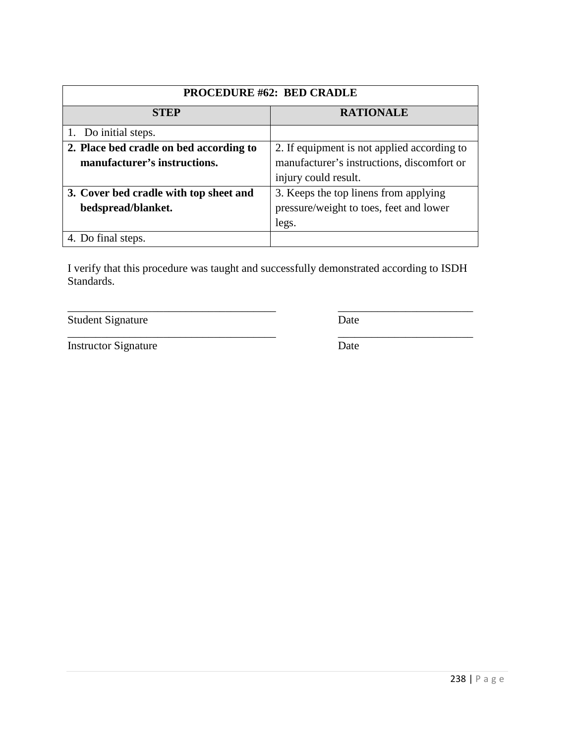| PROCEDURE #62: BED CRADLE | |
|---|---|
| **STEP** | **RATIONALE** |
| 1. Do initial steps. | |
| **2. Place bed cradle on bed according to manufacturer's instructions.** | 2. If equipment is not applied according to manufacturer's instructions, discomfort or injury could result. |
| **3. Cover bed cradle with top sheet and bedspread/blanket.** | 3. Keeps the top linens from applying pressure/weight to toes, feet and lower legs. |
| 4. Do final steps. | |

I verify that this procedure was taught and successfully demonstrated according to ISDH Standards.

_____________________________________ _________________________
Student Signature Date

_____________________________________ _________________________
Instructor Signature Date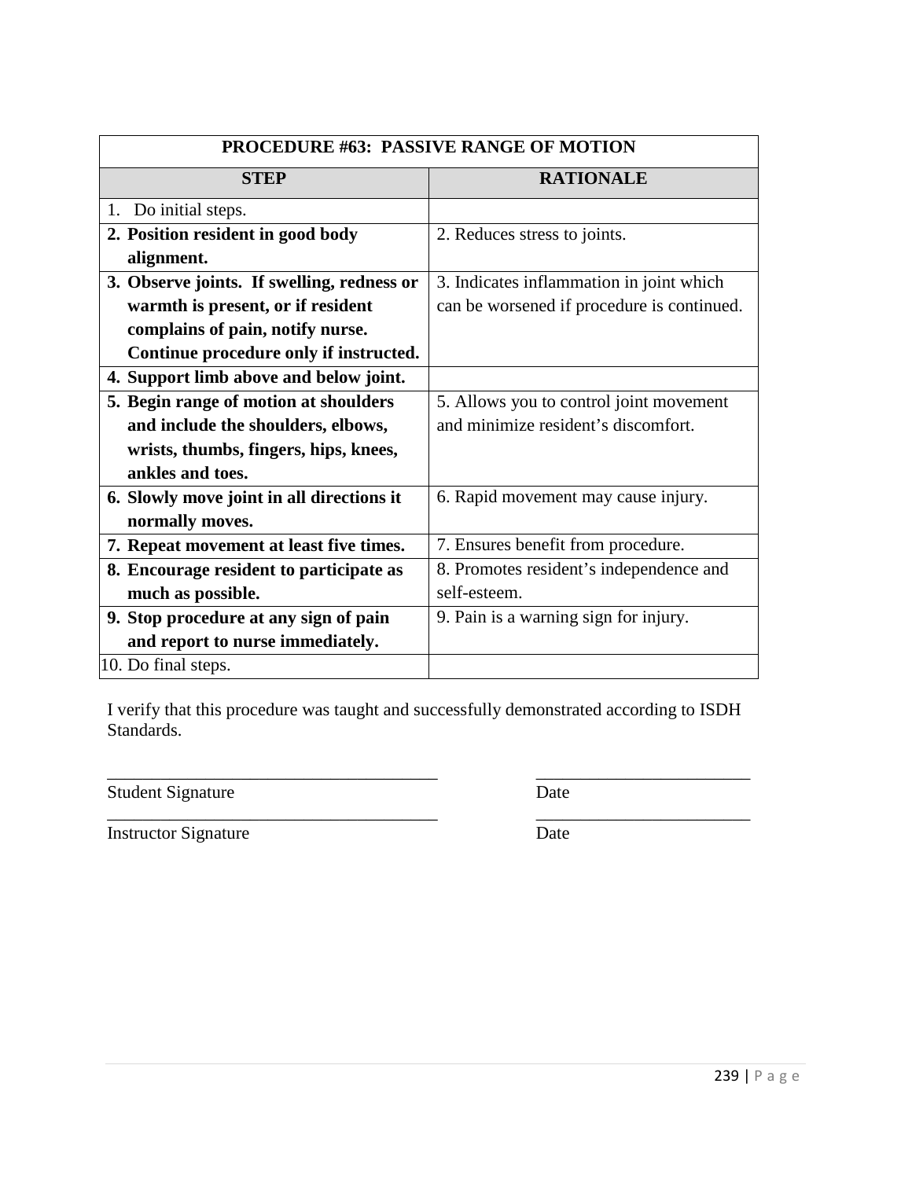| PROCEDURE #63: PASSIVE RANGE OF MOTION | |
|---|---|
| **STEP** | **RATIONALE** |
| 1. Do initial steps. | |
| **2. Position resident in good body alignment.** | 2. Reduces stress to joints. |
| **3. Observe joints. If swelling, redness or warmth is present, or if resident complains of pain, notify nurse. Continue procedure only if instructed.** | 3. Indicates inflammation in joint which can be worsened if procedure is continued. |
| **4. Support limb above and below joint.** | |
| **5. Begin range of motion at shoulders and include the shoulders, elbows, wrists, thumbs, fingers, hips, knees, ankles and toes.** | 5. Allows you to control joint movement and minimize resident's discomfort. |
| **6. Slowly move joint in all directions it normally moves.** | 6. Rapid movement may cause injury. |
| **7. Repeat movement at least five times.** | 7. Ensures benefit from procedure. |
| **8. Encourage resident to participate as much as possible.** | 8. Promotes resident's independence and self-esteem. |
| **9. Stop procedure at any sign of pain and report to nurse immediately.** | 9. Pain is a warning sign for injury. |
| 10. Do final steps. | |

I verify that this procedure was taught and successfully demonstrated according to ISDH Standards.

_____________________________________ _________________________

Student Signature Date

_____________________________________ _________________________

Instructor Signature Date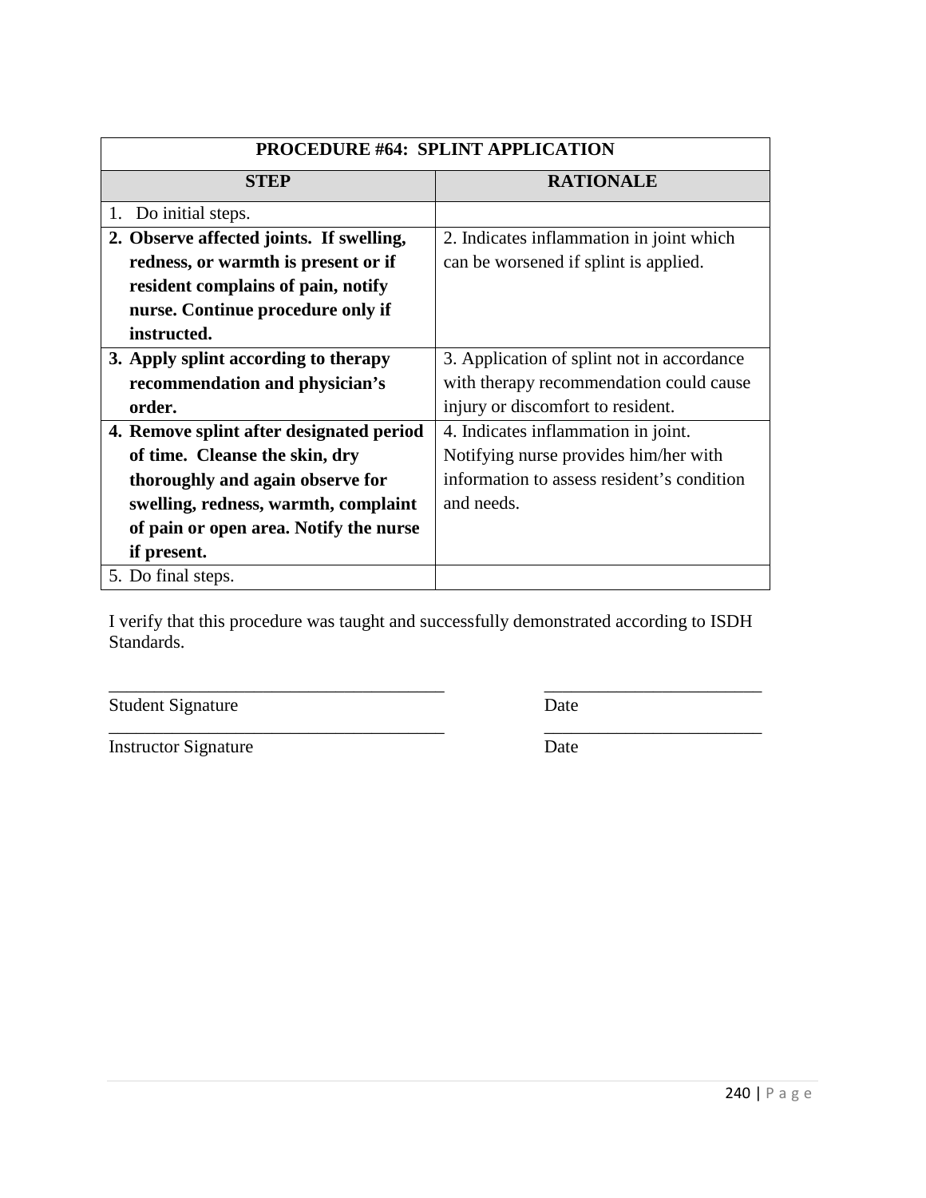| PROCEDURE #64: SPLINT APPLICATION | |
|---|---|
| **STEP** | **RATIONALE** |
| 1. Do initial steps. | |
| **2. Observe affected joints. If swelling, redness, or warmth is present or if resident complains of pain, notify nurse. Continue procedure only if instructed.** | 2. Indicates inflammation in joint which can be worsened if splint is applied. |
| **3. Apply splint according to therapy recommendation and physician's order.** | 3. Application of splint not in accordance with therapy recommendation could cause injury or discomfort to resident. |
| **4. Remove splint after designated period of time. Cleanse the skin, dry thoroughly and again observe for swelling, redness, warmth, complaint of pain or open area. Notify the nurse if present.** | 4. Indicates inflammation in joint. Notifying nurse provides him/her with information to assess resident's condition and needs. |
| 5. Do final steps. | |

I verify that this procedure was taught and successfully demonstrated according to ISDH Standards.

_____________________________________ _________________________

Student Signature Date

_____________________________________ _________________________

Instructor Signature Date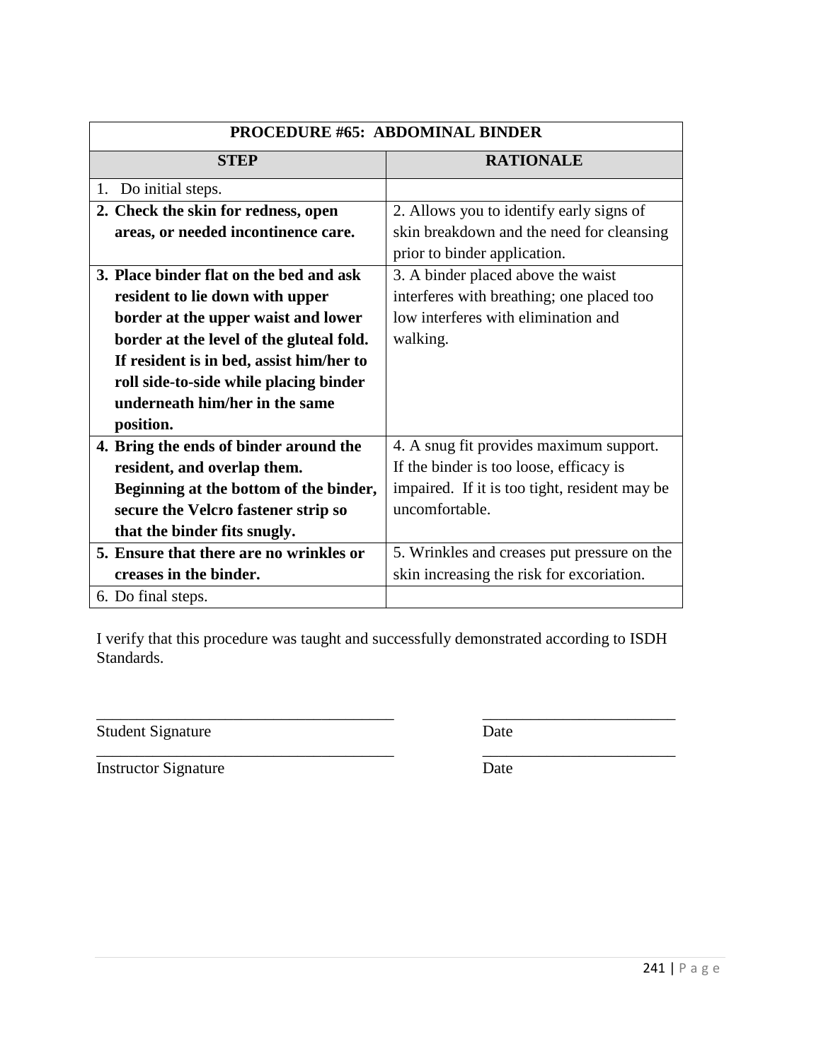| PROCEDURE #65: ABDOMINAL BINDER | |
|---|---|
| **STEP** | **RATIONALE** |
| 1. Do initial steps. | |
| **2. Check the skin for redness, open areas, or needed incontinence care.** | 2. Allows you to identify early signs of skin breakdown and the need for cleansing prior to binder application. |
| **3. Place binder flat on the bed and ask resident to lie down with upper border at the upper waist and lower border at the level of the gluteal fold. If resident is in bed, assist him/her to roll side-to-side while placing binder underneath him/her in the same position.** | 3. A binder placed above the waist interferes with breathing; one placed too low interferes with elimination and walking. |
| **4. Bring the ends of binder around the resident, and overlap them. Beginning at the bottom of the binder, secure the Velcro fastener strip so that the binder fits snugly.** | 4. A snug fit provides maximum support. If the binder is too loose, efficacy is impaired. If it is too tight, resident may be uncomfortable. |
| **5. Ensure that there are no wrinkles or creases in the binder.** | 5. Wrinkles and creases put pressure on the skin increasing the risk for excoriation. |
| 6. Do final steps. | |

I verify that this procedure was taught and successfully demonstrated according to ISDH Standards.

_______________________________________ _________________________
Student Signature Date

_______________________________________ _________________________
Instructor Signature Date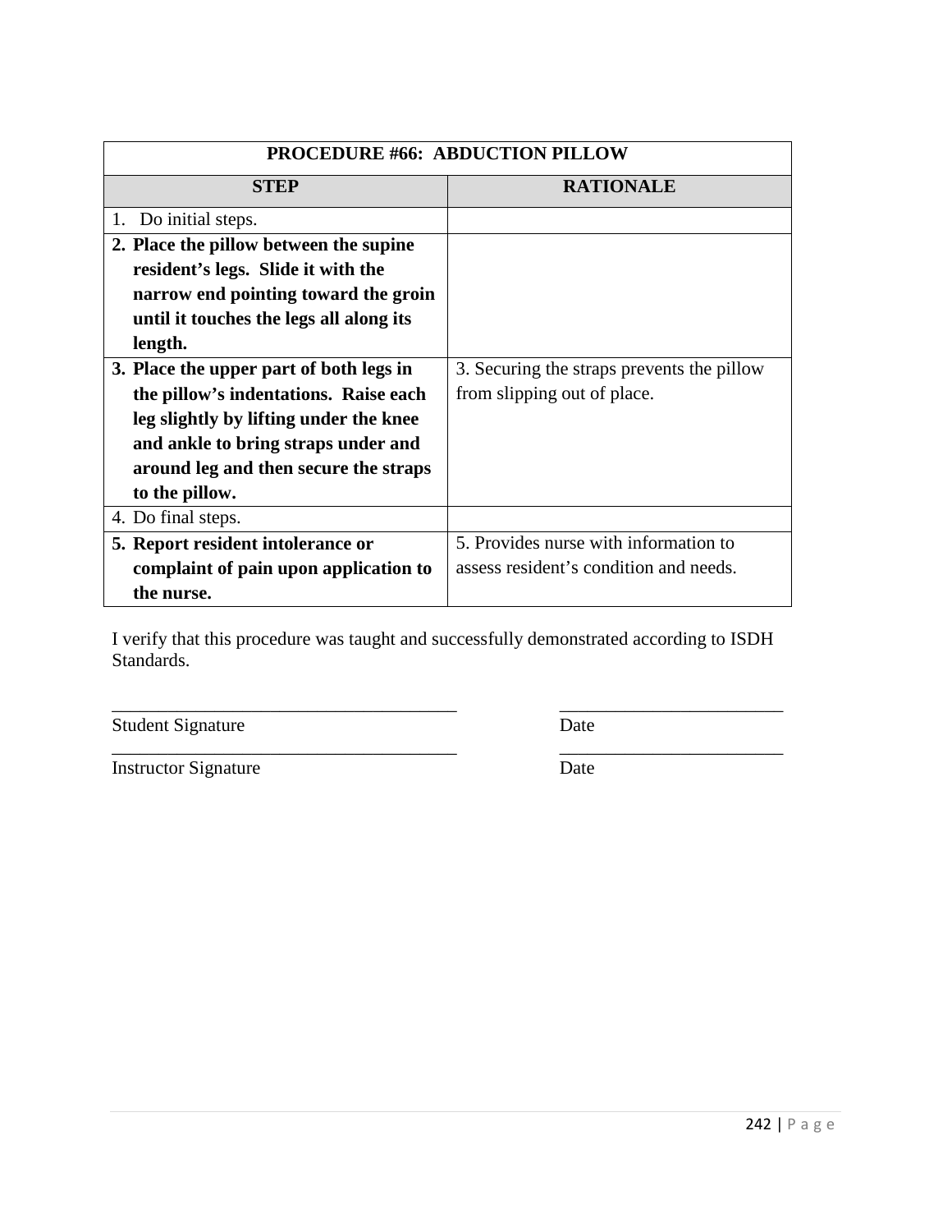| PROCEDURE #66: ABDUCTION PILLOW | |
|---|---|
| **STEP** | **RATIONALE** |
| 1. Do initial steps. | |
| **2. Place the pillow between the supine resident's legs. Slide it with the narrow end pointing toward the groin until it touches the legs all along its length.** | |
| **3. Place the upper part of both legs in the pillow's indentations. Raise each leg slightly by lifting under the knee and ankle to bring straps under and around leg and then secure the straps to the pillow.** | 3. Securing the straps prevents the pillow from slipping out of place. |
| 4. Do final steps. | |
| **5. Report resident intolerance or complaint of pain upon application to the nurse.** | 5. Provides nurse with information to assess resident's condition and needs. |

I verify that this procedure was taught and successfully demonstrated according to ISDH Standards.

_____________________________________ _________________________

Student Signature Date

_____________________________________ _________________________

Instructor Signature Date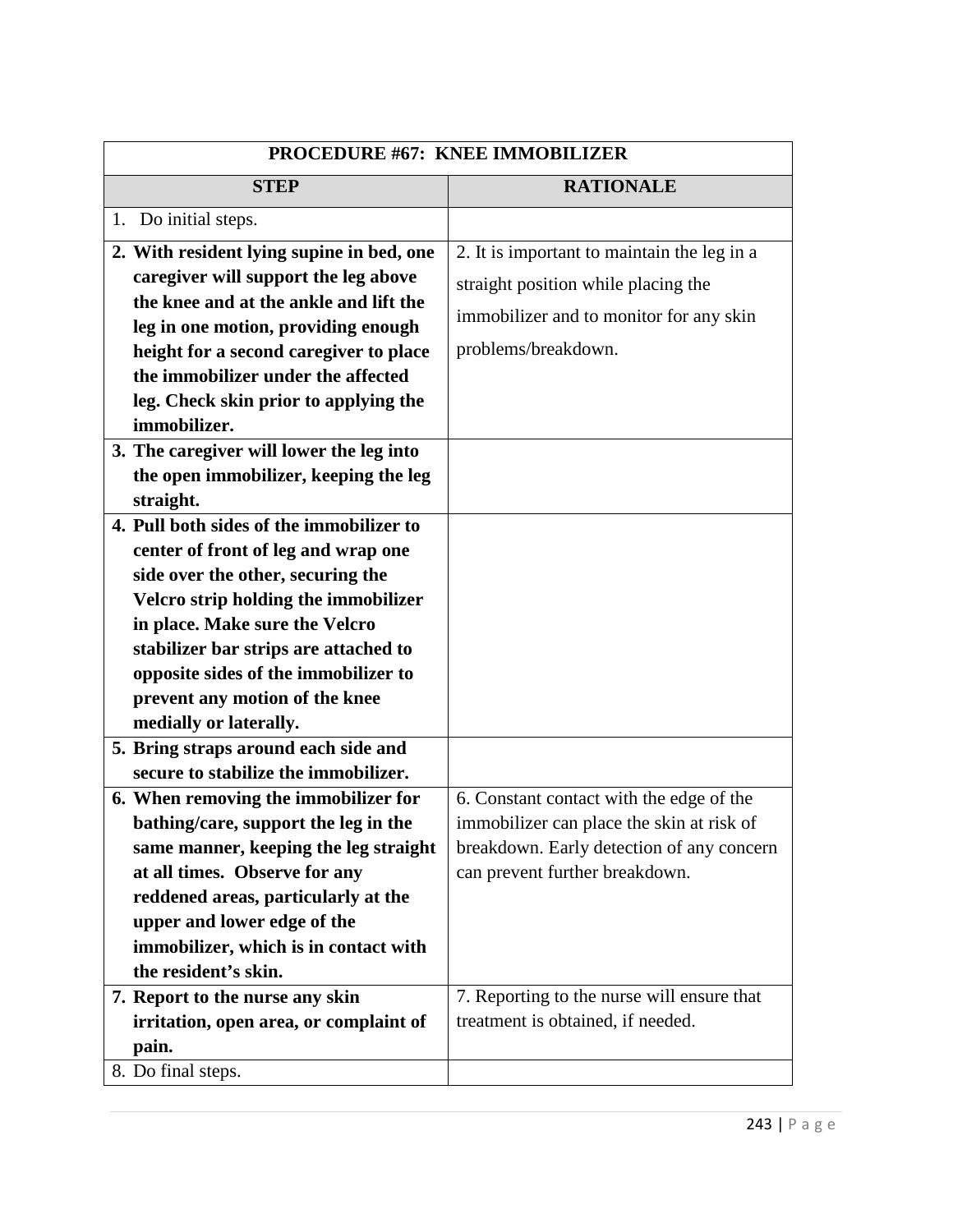| PROCEDURE #67: KNEE IMMOBILIZER | |
|---|---|
| **STEP** | **RATIONALE** |
| 1. Do initial steps. | |
| **2. With resident lying supine in bed, one caregiver will support the leg above the knee and at the ankle and lift the leg in one motion, providing enough height for a second caregiver to place the immobilizer under the affected leg. Check skin prior to applying the immobilizer.** | 2. It is important to maintain the leg in a straight position while placing the immobilizer and to monitor for any skin problems/breakdown. |
| **3. The caregiver will lower the leg into the open immobilizer, keeping the leg straight.** | |
| **4. Pull both sides of the immobilizer to center of front of leg and wrap one side over the other, securing the Velcro strip holding the immobilizer in place. Make sure the Velcro stabilizer bar strips are attached to opposite sides of the immobilizer to prevent any motion of the knee medially or laterally.** | |
| **5. Bring straps around each side and secure to stabilize the immobilizer.** | |
| **6. When removing the immobilizer for bathing/care, support the leg in the same manner, keeping the leg straight at all times. Observe for any reddened areas, particularly at the upper and lower edge of the immobilizer, which is in contact with the resident's skin.** | 6. Constant contact with the edge of the immobilizer can place the skin at risk of breakdown. Early detection of any concern can prevent further breakdown. |
| **7. Report to the nurse any skin irritation, open area, or complaint of pain.** | 7. Reporting to the nurse will ensure that treatment is obtained, if needed. |
| 8. Do final steps. | |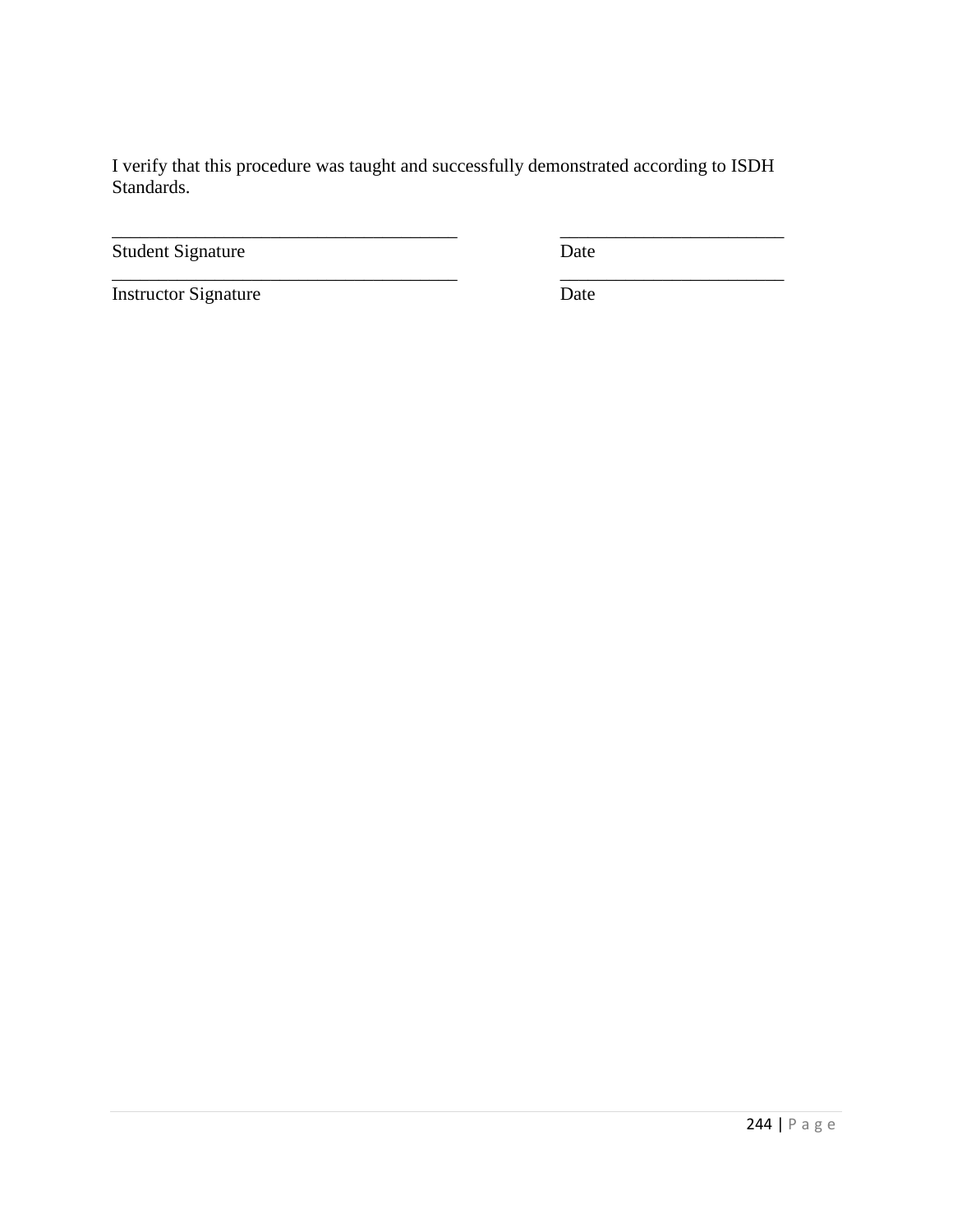I verify that this procedure was taught and successfully demonstrated according to ISDH Standards.

| | |
|---|---|
| _____________________________________ | ________________________ |
| Student Signature | Date |
| _____________________________________ | ________________________ |
| Instructor Signature | Date |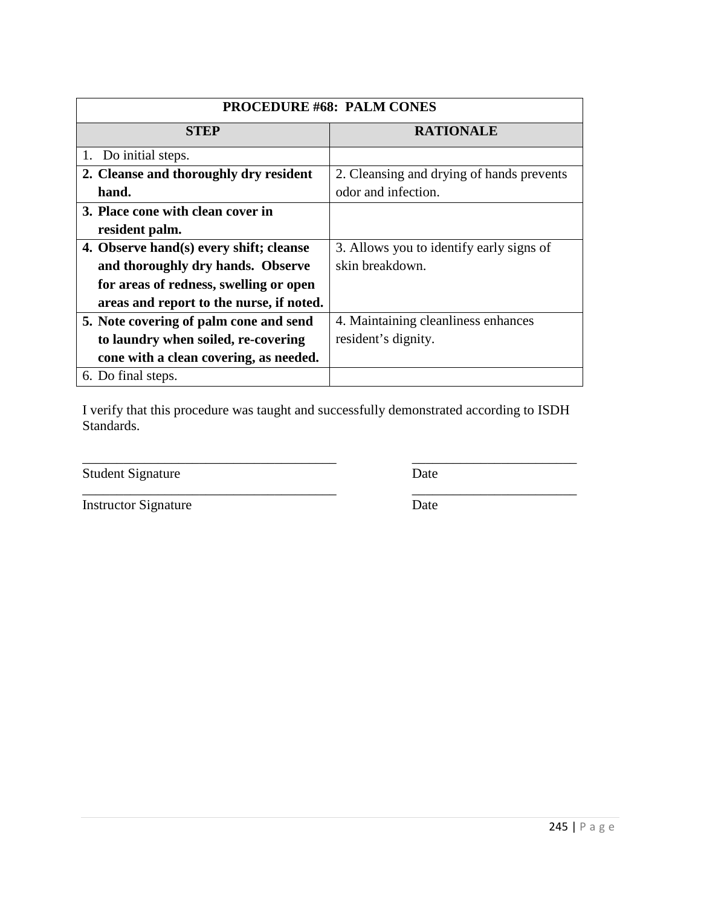| PROCEDURE #68: PALM CONES | |
|---|---|
| **STEP** | **RATIONALE** |
| 1. Do initial steps. | |
| **2. Cleanse and thoroughly dry resident hand.** | 2. Cleansing and drying of hands prevents odor and infection. |
| **3. Place cone with clean cover in resident palm.** | |
| **4. Observe hand(s) every shift; cleanse and thoroughly dry hands. Observe for areas of redness, swelling or open areas and report to the nurse, if noted.** | 3. Allows you to identify early signs of skin breakdown. |
| **5. Note covering of palm cone and send to laundry when soiled, re-covering cone with a clean covering, as needed.** | 4. Maintaining cleanliness enhances resident's dignity. |
| 6. Do final steps. | |

I verify that this procedure was taught and successfully demonstrated according to ISDH Standards.

_____________________________________ _________________________

Student Signature Date

_____________________________________ _________________________

Instructor Signature Date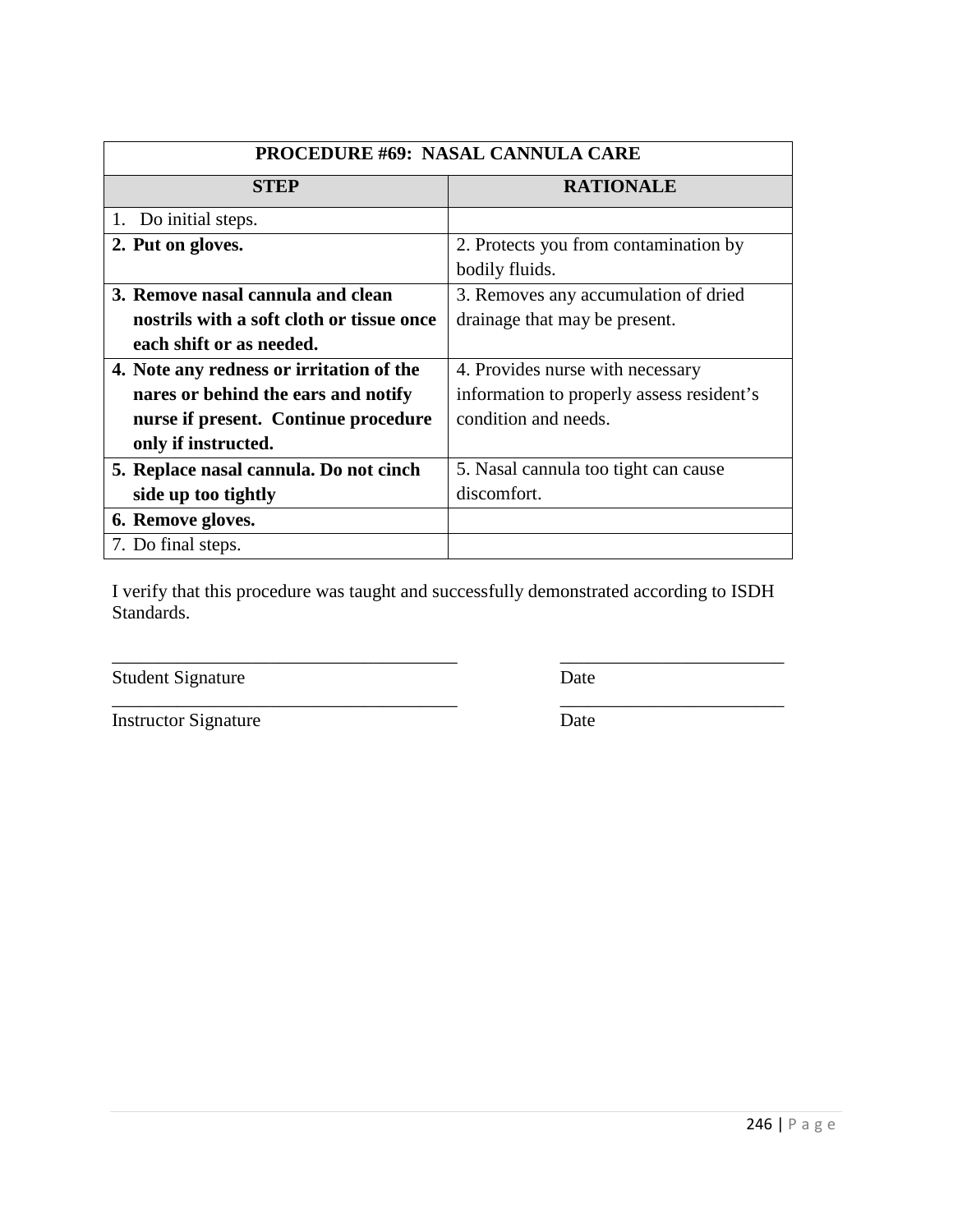| PROCEDURE #69: NASAL CANNULA CARE | |
|---|---|
| **STEP** | **RATIONALE** |
| 1. Do initial steps. | |
| **2. Put on gloves.** | 2. Protects you from contamination by bodily fluids. |
| **3. Remove nasal cannula and clean nostrils with a soft cloth or tissue once each shift or as needed.** | 3. Removes any accumulation of dried drainage that may be present. |
| **4. Note any redness or irritation of the nares or behind the ears and notify nurse if present. Continue procedure only if instructed.** | 4. Provides nurse with necessary information to properly assess resident's condition and needs. |
| **5. Replace nasal cannula. Do not cinch side up too tightly** | 5. Nasal cannula too tight can cause discomfort. |
| **6. Remove gloves.** | |
| 7. Do final steps. | |

I verify that this procedure was taught and successfully demonstrated according to ISDH Standards.

_____________________________________ _________________________

Student Signature Date

_____________________________________ _________________________

Instructor Signature Date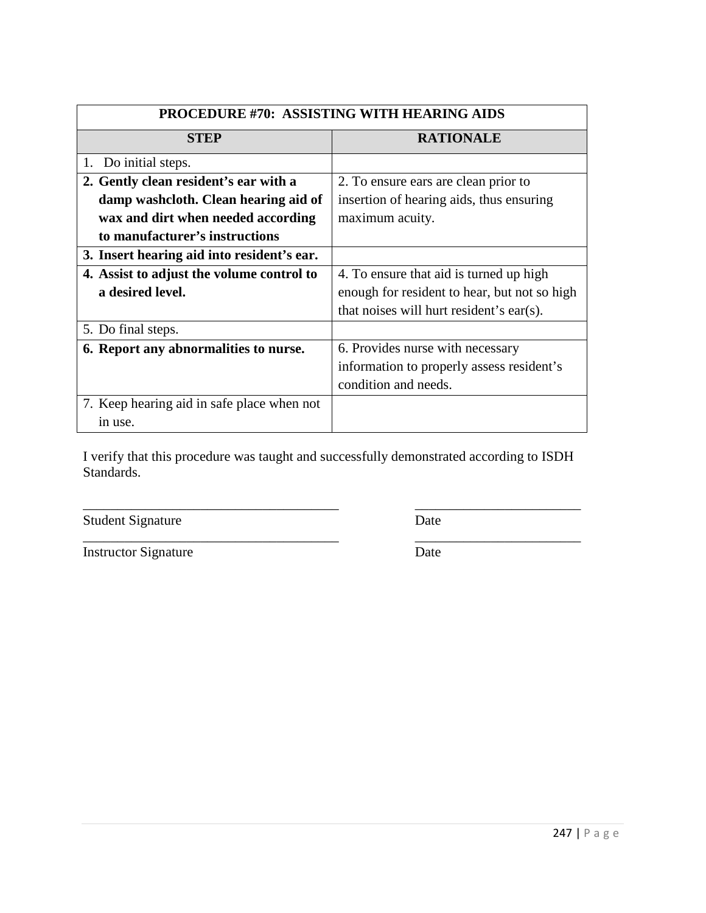| PROCEDURE #70: ASSISTING WITH HEARING AIDS | |
|---|---|
| **STEP** | **RATIONALE** |
| 1. Do initial steps. | |
| **2. Gently clean resident's ear with a damp washcloth. Clean hearing aid of wax and dirt when needed according to manufacturer's instructions** | 2. To ensure ears are clean prior to insertion of hearing aids, thus ensuring maximum acuity. |
| **3. Insert hearing aid into resident's ear.** | |
| **4. Assist to adjust the volume control to a desired level.** | 4. To ensure that aid is turned up high enough for resident to hear, but not so high that noises will hurt resident's ear(s). |
| 5. Do final steps. | |
| **6. Report any abnormalities to nurse.** | 6. Provides nurse with necessary information to properly assess resident's condition and needs. |
| 7. Keep hearing aid in safe place when not in use. | |

I verify that this procedure was taught and successfully demonstrated according to ISDH Standards.

_____________________________________ _________________________

Student Signature Date

_____________________________________ _________________________

Instructor Signature Date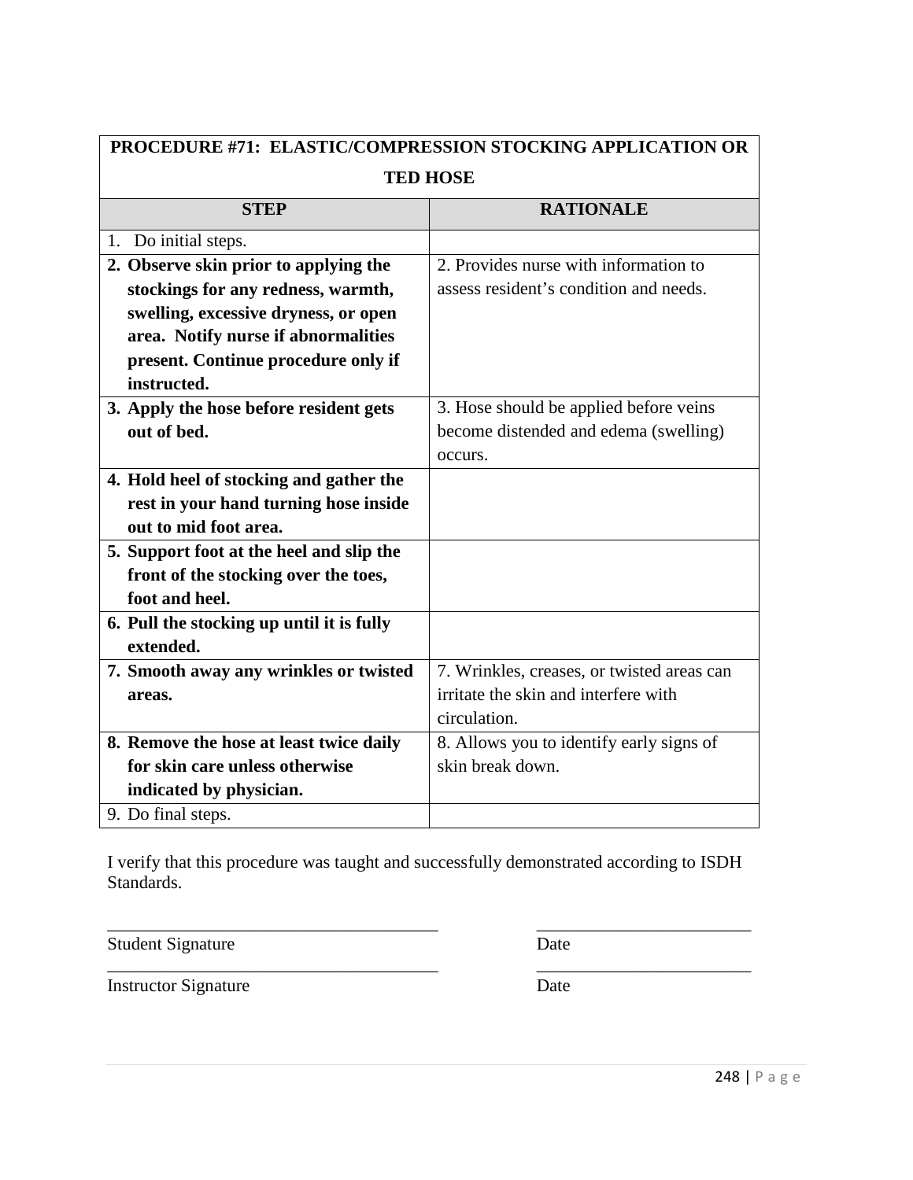| PROCEDURE #71: ELASTIC/COMPRESSION STOCKING APPLICATION OR TED HOSE | |
|---|---|
| **STEP** | **RATIONALE** |
| 1. Do initial steps. | |
| **2. Observe skin prior to applying the stockings for any redness, warmth, swelling, excessive dryness, or open area. Notify nurse if abnormalities present. Continue procedure only if instructed.** | 2. Provides nurse with information to assess resident's condition and needs. |
| **3. Apply the hose before resident gets out of bed.** | 3. Hose should be applied before veins become distended and edema (swelling) occurs. |
| **4. Hold heel of stocking and gather the rest in your hand turning hose inside out to mid foot area.** | |
| **5. Support foot at the heel and slip the front of the stocking over the toes, foot and heel.** | |
| **6. Pull the stocking up until it is fully extended.** | |
| **7. Smooth away any wrinkles or twisted areas.** | 7. Wrinkles, creases, or twisted areas can irritate the skin and interfere with circulation. |
| **8. Remove the hose at least twice daily for skin care unless otherwise indicated by physician.** | 8. Allows you to identify early signs of skin break down. |
| 9. Do final steps. | |

I verify that this procedure was taught and successfully demonstrated according to ISDH Standards.

_____________________________________ _________________________
Student Signature Date

_____________________________________ _________________________
Instructor Signature Date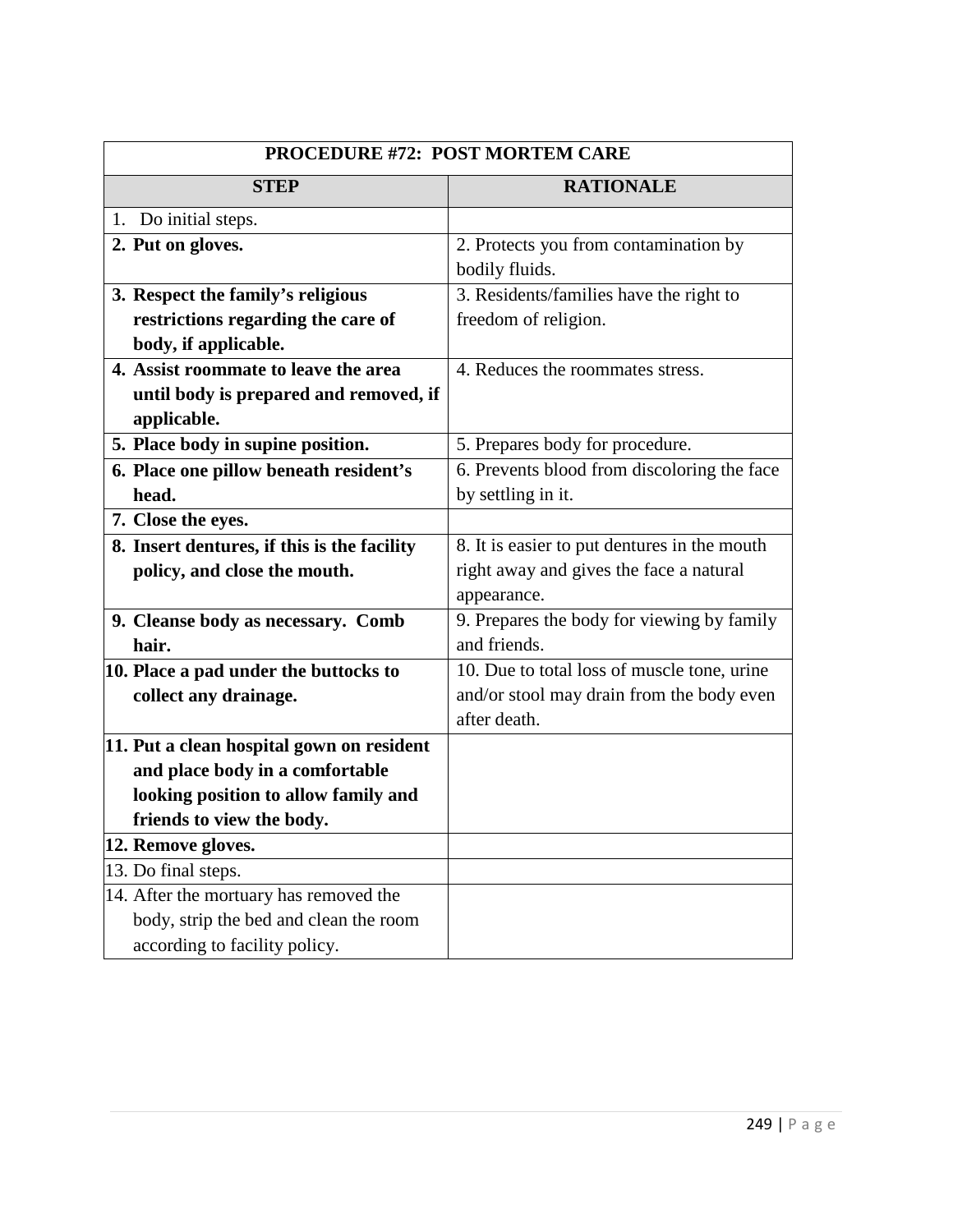| PROCEDURE #72: POST MORTEM CARE | |
|---|---|
| **STEP** | **RATIONALE** |
| 1. Do initial steps. | |
| **2. Put on gloves.** | 2. Protects you from contamination by bodily fluids. |
| **3. Respect the family's religious restrictions regarding the care of body, if applicable.** | 3. Residents/families have the right to freedom of religion. |
| **4. Assist roommate to leave the area until body is prepared and removed, if applicable.** | 4. Reduces the roommates stress. |
| **5. Place body in supine position.** | 5. Prepares body for procedure. |
| **6. Place one pillow beneath resident's head.** | 6. Prevents blood from discoloring the face by settling in it. |
| **7. Close the eyes.** | |
| **8. Insert dentures, if this is the facility policy, and close the mouth.** | 8. It is easier to put dentures in the mouth right away and gives the face a natural appearance. |
| **9. Cleanse body as necessary. Comb hair.** | 9. Prepares the body for viewing by family and friends. |
| **10. Place a pad under the buttocks to collect any drainage.** | 10. Due to total loss of muscle tone, urine and/or stool may drain from the body even after death. |
| **11. Put a clean hospital gown on resident and place body in a comfortable looking position to allow family and friends to view the body.** | |
| **12. Remove gloves.** | |
| 13. Do final steps. | |
| 14. After the mortuary has removed the body, strip the bed and clean the room according to facility policy. | |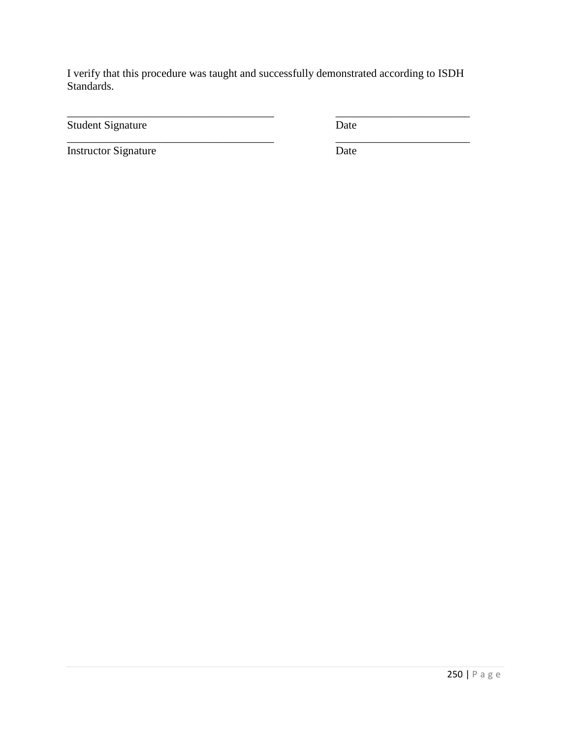I verify that this procedure was taught and successfully demonstrated according to ISDH Standards.

| | |
|---|---|
| ______________________________________ | _________________________ |
| Student Signature | Date |
| ______________________________________ | _________________________ |
| Instructor Signature | Date |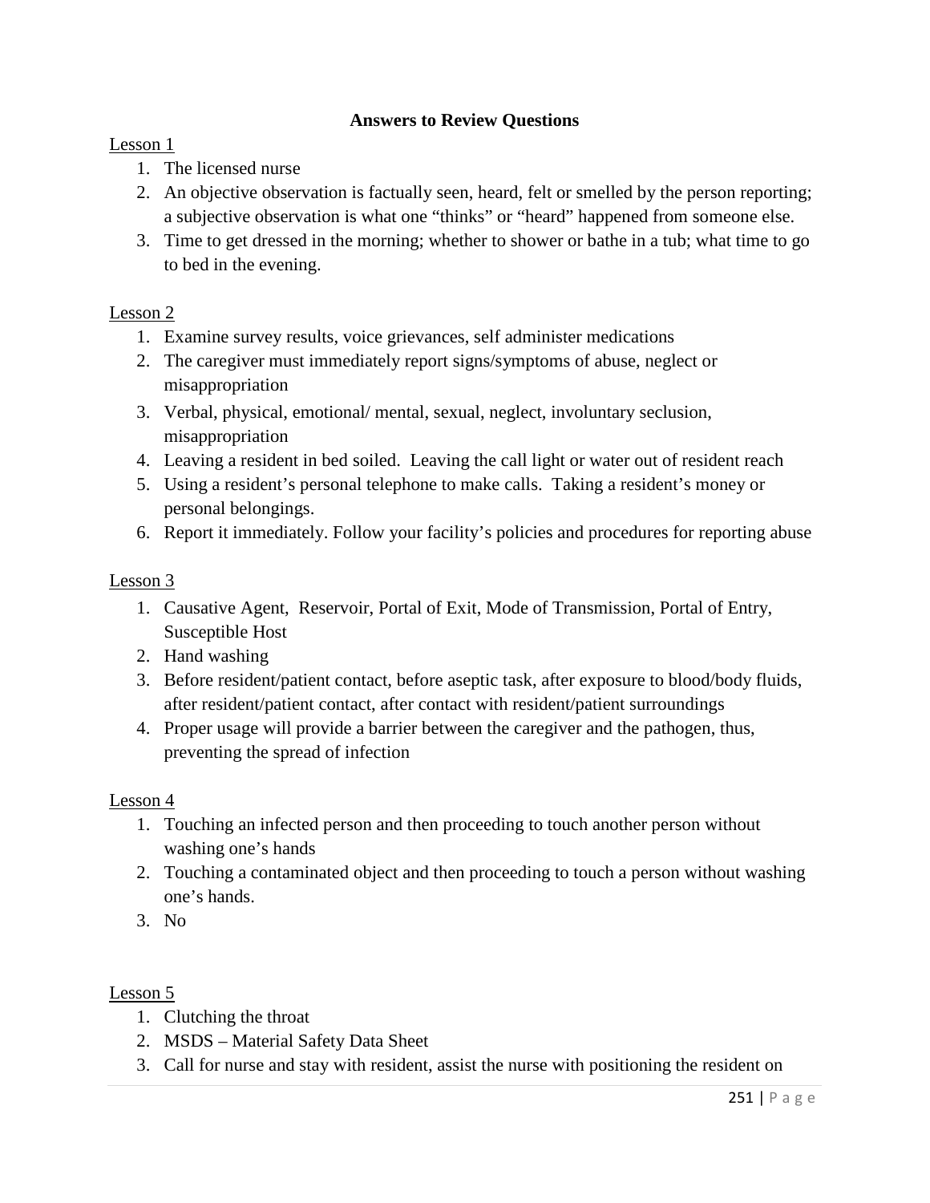## Answers to Review Questions

Lesson 1

1. The licensed nurse
2. An objective observation is factually seen, heard, felt or smelled by the person reporting; a subjective observation is what one "thinks" or "heard" happened from someone else.
3. Time to get dressed in the morning; whether to shower or bathe in a tub; what time to go to bed in the evening.

Lesson 2

1. Examine survey results, voice grievances, self administer medications
2. The caregiver must immediately report signs/symptoms of abuse, neglect or misappropriation
3. Verbal, physical, emotional/ mental, sexual, neglect, involuntary seclusion, misappropriation
4. Leaving a resident in bed soiled. Leaving the call light or water out of resident reach
5. Using a resident's personal telephone to make calls. Taking a resident's money or personal belongings.
6. Report it immediately. Follow your facility's policies and procedures for reporting abuse

Lesson 3

1. Causative Agent, Reservoir, Portal of Exit, Mode of Transmission, Portal of Entry, Susceptible Host
2. Hand washing
3. Before resident/patient contact, before aseptic task, after exposure to blood/body fluids, after resident/patient contact, after contact with resident/patient surroundings
4. Proper usage will provide a barrier between the caregiver and the pathogen, thus, preventing the spread of infection

Lesson 4

1. Touching an infected person and then proceeding to touch another person without washing one's hands
2. Touching a contaminated object and then proceeding to touch a person without washing one's hands.
3. No

Lesson 5

1. Clutching the throat
2. MSDS – Material Safety Data Sheet
3. Call for nurse and stay with resident, assist the nurse with positioning the resident on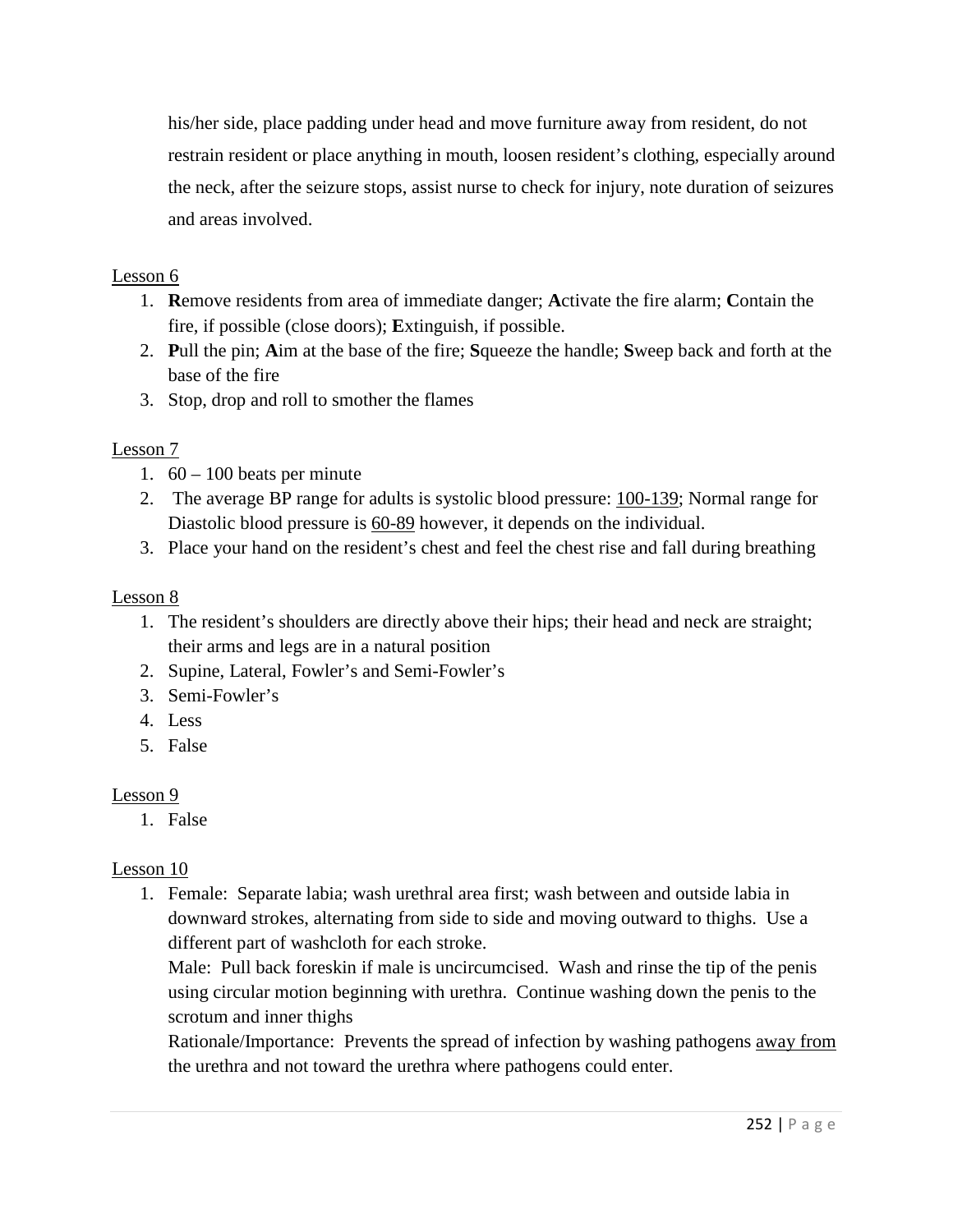his/her side, place padding under head and move furniture away from resident, do not restrain resident or place anything in mouth, loosen resident's clothing, especially around the neck, after the seizure stops, assist nurse to check for injury, note duration of seizures and areas involved.

<u>Lesson 6</u>

1. **R**emove residents from area of immediate danger; **A**ctivate the fire alarm; **C**ontain the fire, if possible (close doors); **E**xtinguish, if possible.
2. **P**ull the pin; **A**im at the base of the fire; **S**queeze the handle; **S**weep back and forth at the base of the fire
3. Stop, drop and roll to smother the flames

<u>Lesson 7</u>

1. 60 – 100 beats per minute
2. The average BP range for adults is systolic blood pressure: <u>100-139</u>; Normal range for Diastolic blood pressure is <u>60-89</u> however, it depends on the individual.
3. Place your hand on the resident's chest and feel the chest rise and fall during breathing

<u>Lesson 8</u>

1. The resident's shoulders are directly above their hips; their head and neck are straight; their arms and legs are in a natural position
2. Supine, Lateral, Fowler's and Semi-Fowler's
3. Semi-Fowler's
4. Less
5. False

<u>Lesson 9</u>

1. False

<u>Lesson 10</u>

1. Female: Separate labia; wash urethral area first; wash between and outside labia in downward strokes, alternating from side to side and moving outward to thighs. Use a different part of washcloth for each stroke.
   Male: Pull back foreskin if male is uncircumcised. Wash and rinse the tip of the penis using circular motion beginning with urethra. Continue washing down the penis to the scrotum and inner thighs
   Rationale/Importance: Prevents the spread of infection by washing pathogens <u>away from</u> the urethra and not toward the urethra where pathogens could enter.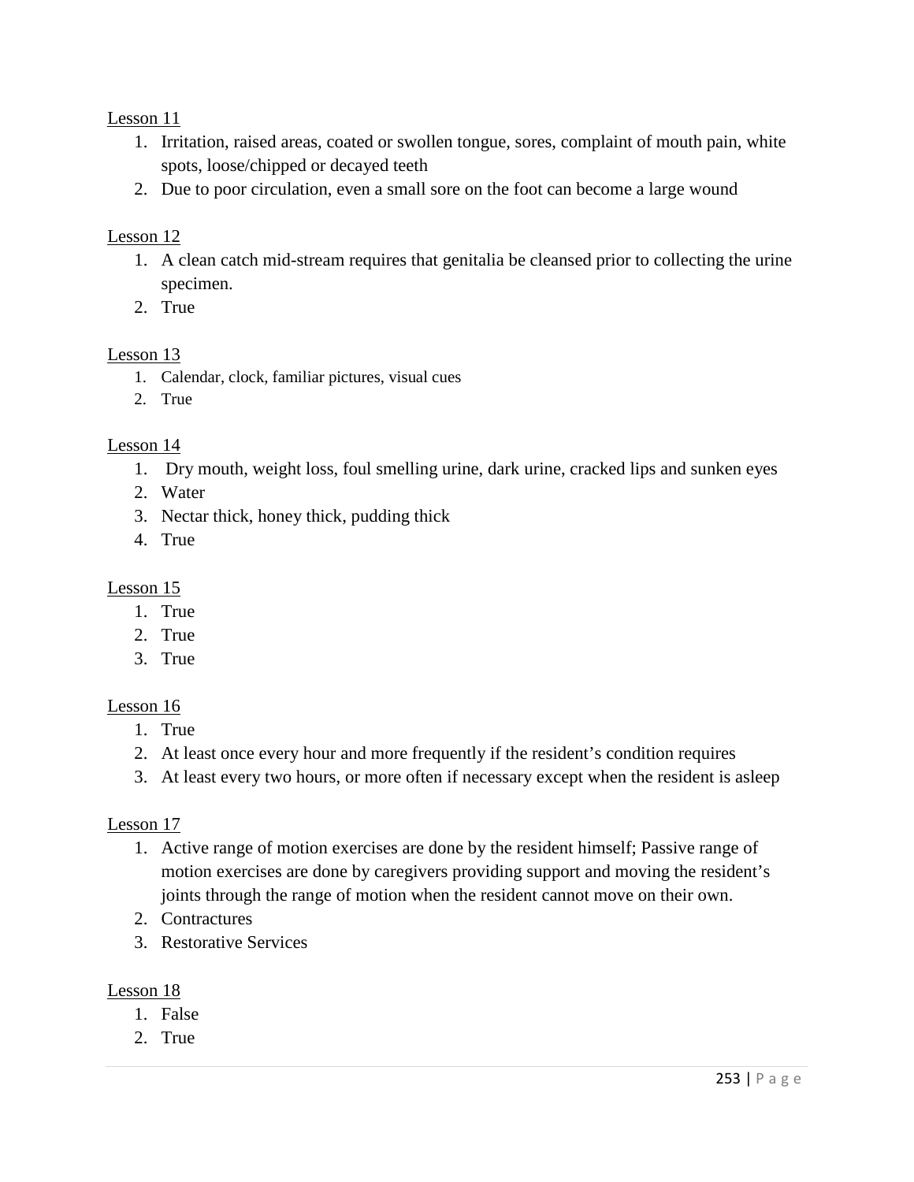Lesson 11

1. Irritation, raised areas, coated or swollen tongue, sores, complaint of mouth pain, white spots, loose/chipped or decayed teeth
2. Due to poor circulation, even a small sore on the foot can become a large wound

Lesson 12

1. A clean catch mid-stream requires that genitalia be cleansed prior to collecting the urine specimen.
2. True

Lesson 13

1. Calendar, clock, familiar pictures, visual cues
2. True

Lesson 14

1. Dry mouth, weight loss, foul smelling urine, dark urine, cracked lips and sunken eyes
2. Water
3. Nectar thick, honey thick, pudding thick
4. True

Lesson 15

1. True
2. True
3. True

Lesson 16

1. True
2. At least once every hour and more frequently if the resident's condition requires
3. At least every two hours, or more often if necessary except when the resident is asleep

Lesson 17

1. Active range of motion exercises are done by the resident himself; Passive range of motion exercises are done by caregivers providing support and moving the resident's joints through the range of motion when the resident cannot move on their own.
2. Contractures
3. Restorative Services

Lesson 18

1. False
2. True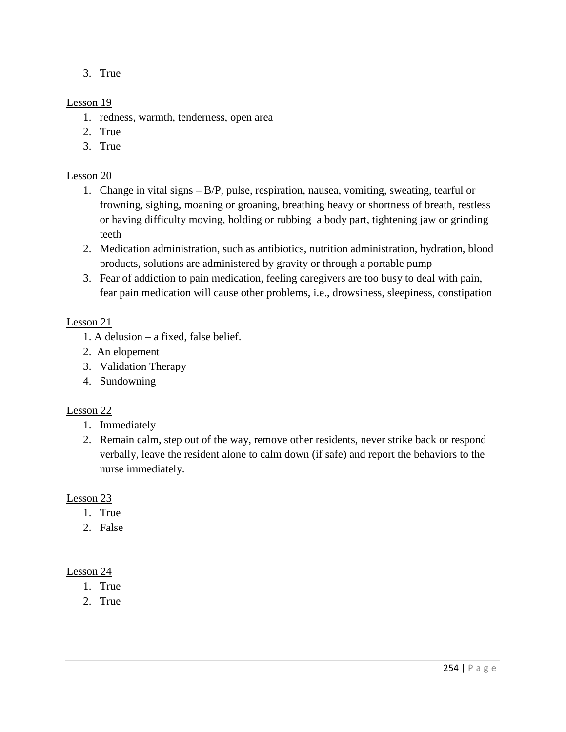3. True

Lesson 19

1. redness, warmth, tenderness, open area
2. True
3. True

Lesson 20

1. Change in vital signs – B/P, pulse, respiration, nausea, vomiting, sweating, tearful or frowning, sighing, moaning or groaning, breathing heavy or shortness of breath, restless or having difficulty moving, holding or rubbing a body part, tightening jaw or grinding teeth
2. Medication administration, such as antibiotics, nutrition administration, hydration, blood products, solutions are administered by gravity or through a portable pump
3. Fear of addiction to pain medication, feeling caregivers are too busy to deal with pain, fear pain medication will cause other problems, i.e., drowsiness, sleepiness, constipation

Lesson 21

1. A delusion – a fixed, false belief.
2. An elopement
3. Validation Therapy
4. Sundowning

Lesson 22

1. Immediately
2. Remain calm, step out of the way, remove other residents, never strike back or respond verbally, leave the resident alone to calm down (if safe) and report the behaviors to the nurse immediately.

Lesson 23

1. True
2. False

Lesson 24

1. True
2. True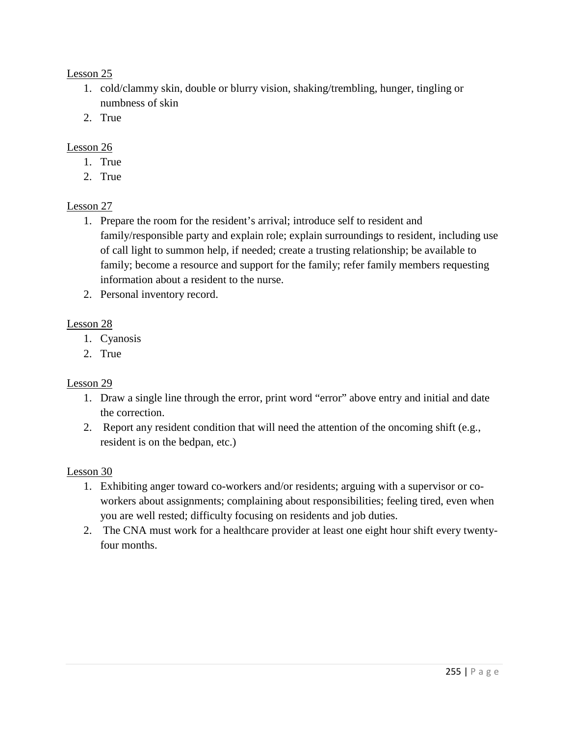Lesson 25

1. cold/clammy skin, double or blurry vision, shaking/trembling, hunger, tingling or numbness of skin
2. True

Lesson 26

1. True
2. True

Lesson 27

1. Prepare the room for the resident's arrival; introduce self to resident and family/responsible party and explain role; explain surroundings to resident, including use of call light to summon help, if needed; create a trusting relationship; be available to family; become a resource and support for the family; refer family members requesting information about a resident to the nurse.
2. Personal inventory record.

Lesson 28

1. Cyanosis
2. True

Lesson 29

1. Draw a single line through the error, print word "error" above entry and initial and date the correction.
2. Report any resident condition that will need the attention of the oncoming shift (e.g., resident is on the bedpan, etc.)

Lesson 30

1. Exhibiting anger toward co-workers and/or residents; arguing with a supervisor or co-workers about assignments; complaining about responsibilities; feeling tired, even when you are well rested; difficulty focusing on residents and job duties.
2. The CNA must work for a healthcare provider at least one eight hour shift every twenty-four months.